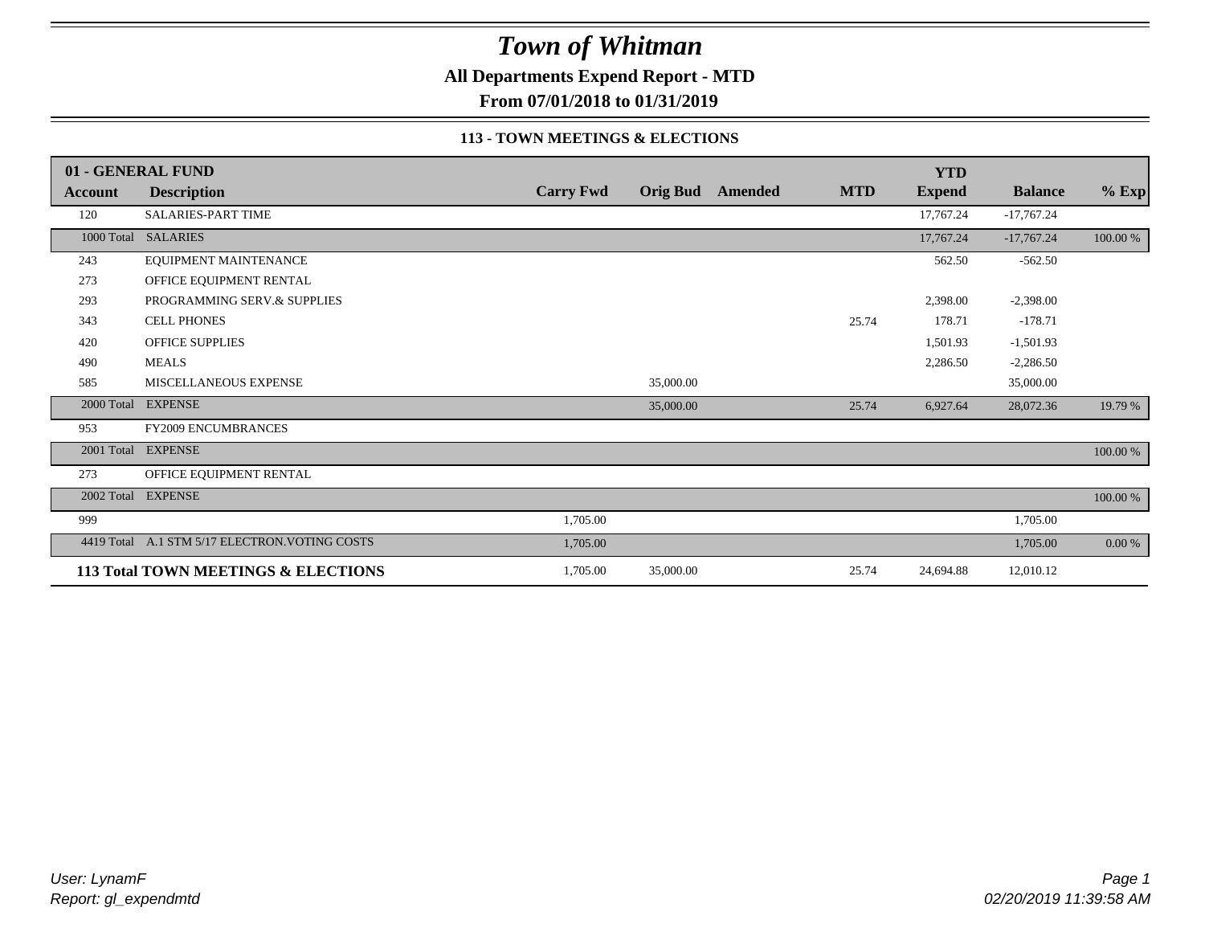# *Town of Whitman*

**All Departments Expend Report - MTD**

**From 07/01/2018 to 01/31/2019**

**113 - TOWN MEETINGS & ELECTIONS**

| **01 - GENERAL FUND** | | | | | | | | |
|---|---|---|---|---|---|---|---|---|
| **Account** | **Description** | **Carry Fwd** | **Orig Bud** | **Amended** | **MTD** | **YTD Expend** | **Balance** | **% Exp** |
| 120 | SALARIES-PART TIME | | | | | 17,767.24 | -17,767.24 | |
| 1000 Total | SALARIES | | | | | 17,767.24 | -17,767.24 | 100.00 % |
| 243 | EQUIPMENT MAINTENANCE | | | | | 562.50 | -562.50 | |
| 273 | OFFICE EQUIPMENT RENTAL | | | | | | | |
| 293 | PROGRAMMING SERV.& SUPPLIES | | | | | 2,398.00 | -2,398.00 | |
| 343 | CELL PHONES | | | | 25.74 | 178.71 | -178.71 | |
| 420 | OFFICE SUPPLIES | | | | | 1,501.93 | -1,501.93 | |
| 490 | MEALS | | | | | 2,286.50 | -2,286.50 | |
| 585 | MISCELLANEOUS EXPENSE | | 35,000.00 | | | | 35,000.00 | |
| 2000 Total | EXPENSE | | 35,000.00 | | 25.74 | 6,927.64 | 28,072.36 | 19.79 % |
| 953 | FY2009 ENCUMBRANCES | | | | | | | |
| 2001 Total | EXPENSE | | | | | | | 100.00 % |
| 273 | OFFICE EQUIPMENT RENTAL | | | | | | | |
| 2002 Total | EXPENSE | | | | | | | 100.00 % |
| 999 | | 1,705.00 | | | | | 1,705.00 | |
| 4419 Total | A.1 STM 5/17 ELECTRON.VOTING COSTS | 1,705.00 | | | | | 1,705.00 | 0.00 % |
| **113 Total** | **TOWN MEETINGS & ELECTIONS** | 1,705.00 | 35,000.00 | | 25.74 | 24,694.88 | 12,010.12 | |

*User: LynamF*
*Report: gl_expendmtd*

*02/20/2019 11:39:58 AM*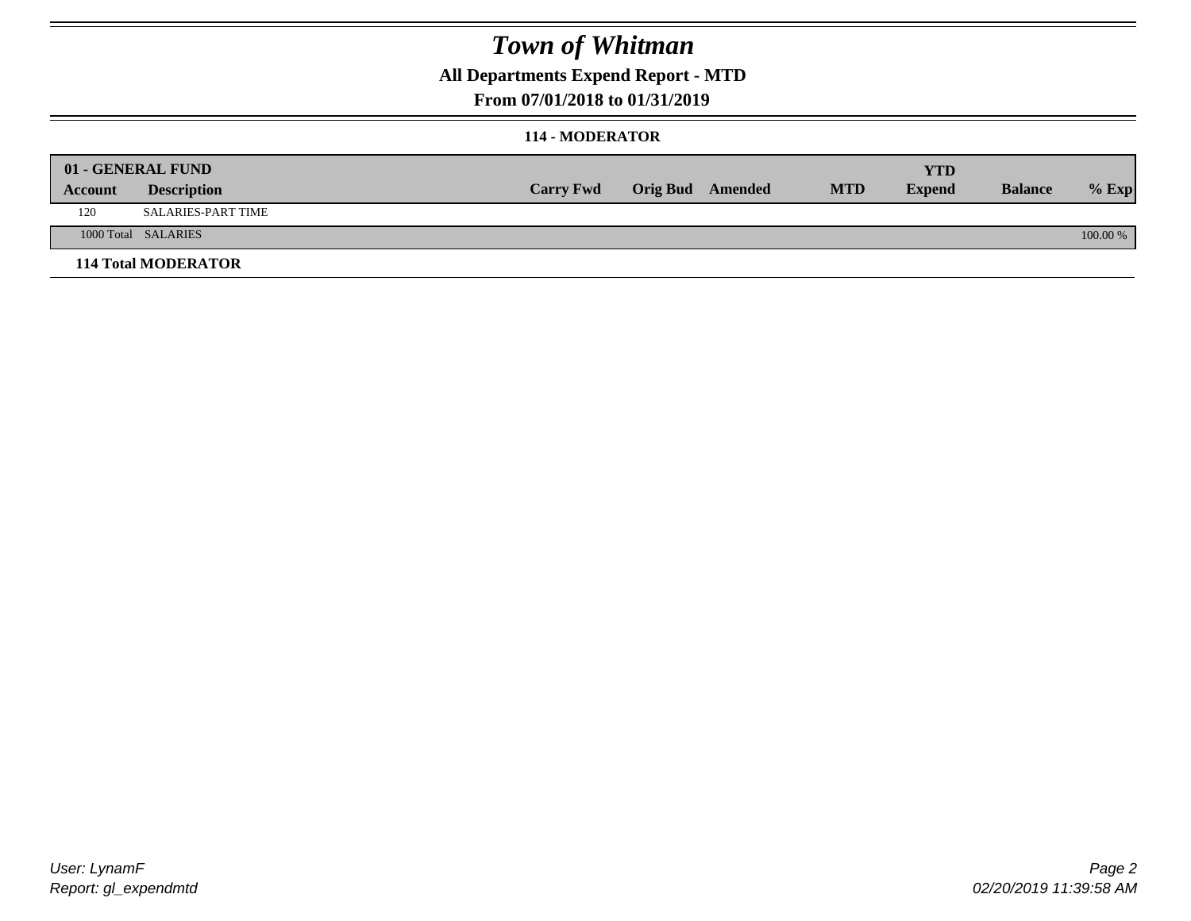# Town of Whitman

## All Departments Expend Report - MTD

### From 07/01/2018 to 01/31/2019

### 114 - MODERATOR

| 01 - GENERAL FUND | | | | | | YTD | | |
|---|---|---|---|---|---|---|---|---|
| **Account** | **Description** | **Carry Fwd** | **Orig Bud** | **Amended** | **MTD** | **Expend** | **Balance** | **% Exp** |
| 120 | SALARIES-PART TIME | | | | | | | |
| 1000 Total | SALARIES | | | | | | | 100.00 % |
| **114 Total MODERATOR** | | | | | | | | |

User: LynamF
Report: gl_expendmtd

02/20/2019 11:39:58 AM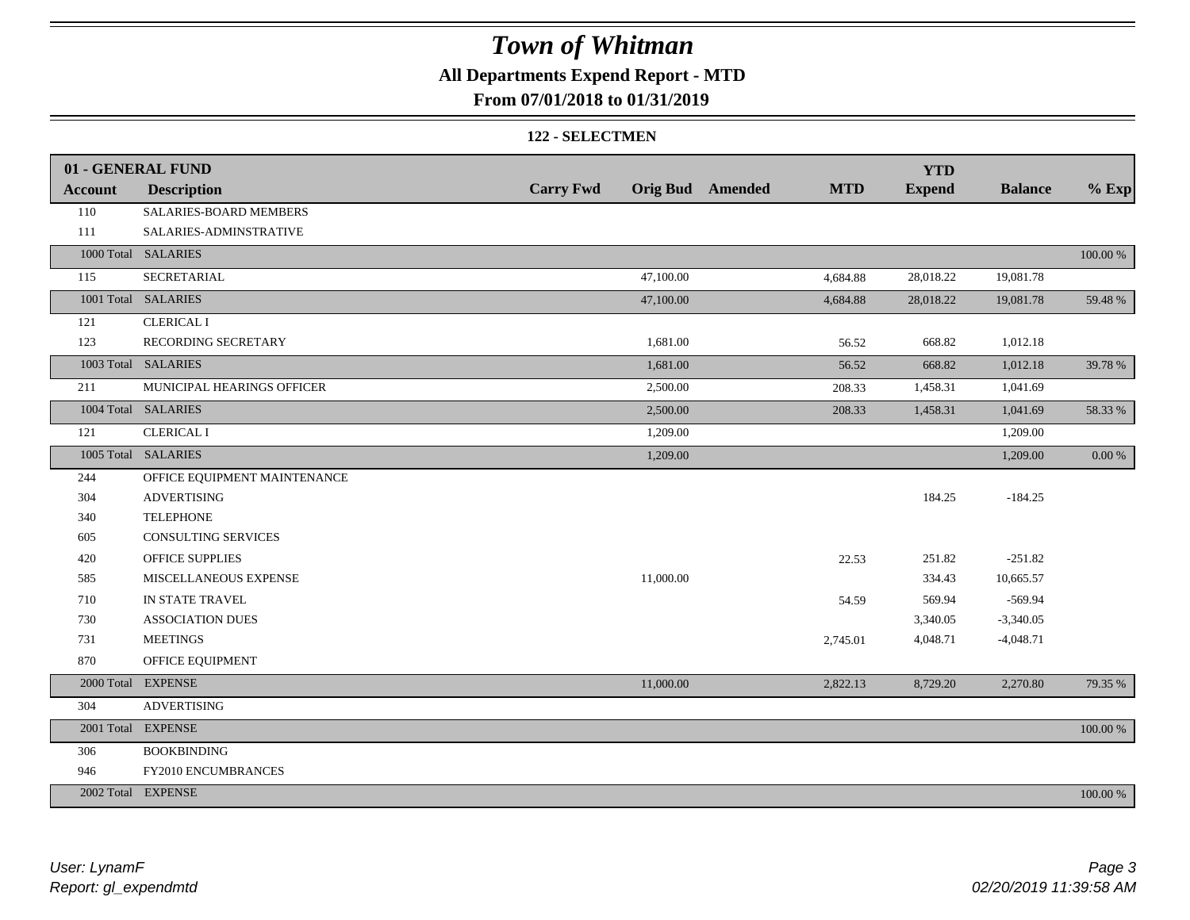# Town of Whitman

## All Departments Expend Report - MTD

## From 07/01/2018 to 01/31/2019

### 122 - SELECTMEN

| 01 - GENERAL FUND | | | | | | YTD | | |
|---|---|---|---|---|---|---|---|---|
| **Account** | **Description** | **Carry Fwd** | **Orig Bud** | **Amended** | **MTD** | **Expend** | **Balance** | **% Exp** |
| 110 | SALARIES-BOARD MEMBERS | | | | | | | |
| 111 | SALARIES-ADMINSTRATIVE | | | | | | | |
| 1000 Total | SALARIES | | | | | | | 100.00 % |
| 115 | SECRETARIAL | | 47,100.00 | | 4,684.88 | 28,018.22 | 19,081.78 | |
| 1001 Total | SALARIES | | 47,100.00 | | 4,684.88 | 28,018.22 | 19,081.78 | 59.48 % |
| 121 | CLERICAL I | | | | | | | |
| 123 | RECORDING SECRETARY | | 1,681.00 | | 56.52 | 668.82 | 1,012.18 | |
| 1003 Total | SALARIES | | 1,681.00 | | 56.52 | 668.82 | 1,012.18 | 39.78 % |
| 211 | MUNICIPAL HEARINGS OFFICER | | 2,500.00 | | 208.33 | 1,458.31 | 1,041.69 | |
| 1004 Total | SALARIES | | 2,500.00 | | 208.33 | 1,458.31 | 1,041.69 | 58.33 % |
| 121 | CLERICAL I | | 1,209.00 | | | | 1,209.00 | |
| 1005 Total | SALARIES | | 1,209.00 | | | | 1,209.00 | 0.00 % |
| 244 | OFFICE EQUIPMENT MAINTENANCE | | | | | | | |
| 304 | ADVERTISING | | | | | 184.25 | -184.25 | |
| 340 | TELEPHONE | | | | | | | |
| 605 | CONSULTING SERVICES | | | | | | | |
| 420 | OFFICE SUPPLIES | | | | 22.53 | 251.82 | -251.82 | |
| 585 | MISCELLANEOUS EXPENSE | | 11,000.00 | | | 334.43 | 10,665.57 | |
| 710 | IN STATE TRAVEL | | | | 54.59 | 569.94 | -569.94 | |
| 730 | ASSOCIATION DUES | | | | | 3,340.05 | -3,340.05 | |
| 731 | MEETINGS | | | | 2,745.01 | 4,048.71 | -4,048.71 | |
| 870 | OFFICE EQUIPMENT | | | | | | | |
| 2000 Total | EXPENSE | | 11,000.00 | | 2,822.13 | 8,729.20 | 2,270.80 | 79.35 % |
| 304 | ADVERTISING | | | | | | | |
| 2001 Total | EXPENSE | | | | | | | 100.00 % |
| 306 | BOOKBINDING | | | | | | | |
| 946 | FY2010 ENCUMBRANCES | | | | | | | |
| 2002 Total | EXPENSE | | | | | | | 100.00 % |

*User: LynamF*
*Report: gl_expendmtd*

*02/20/2019 11:39:58 AM*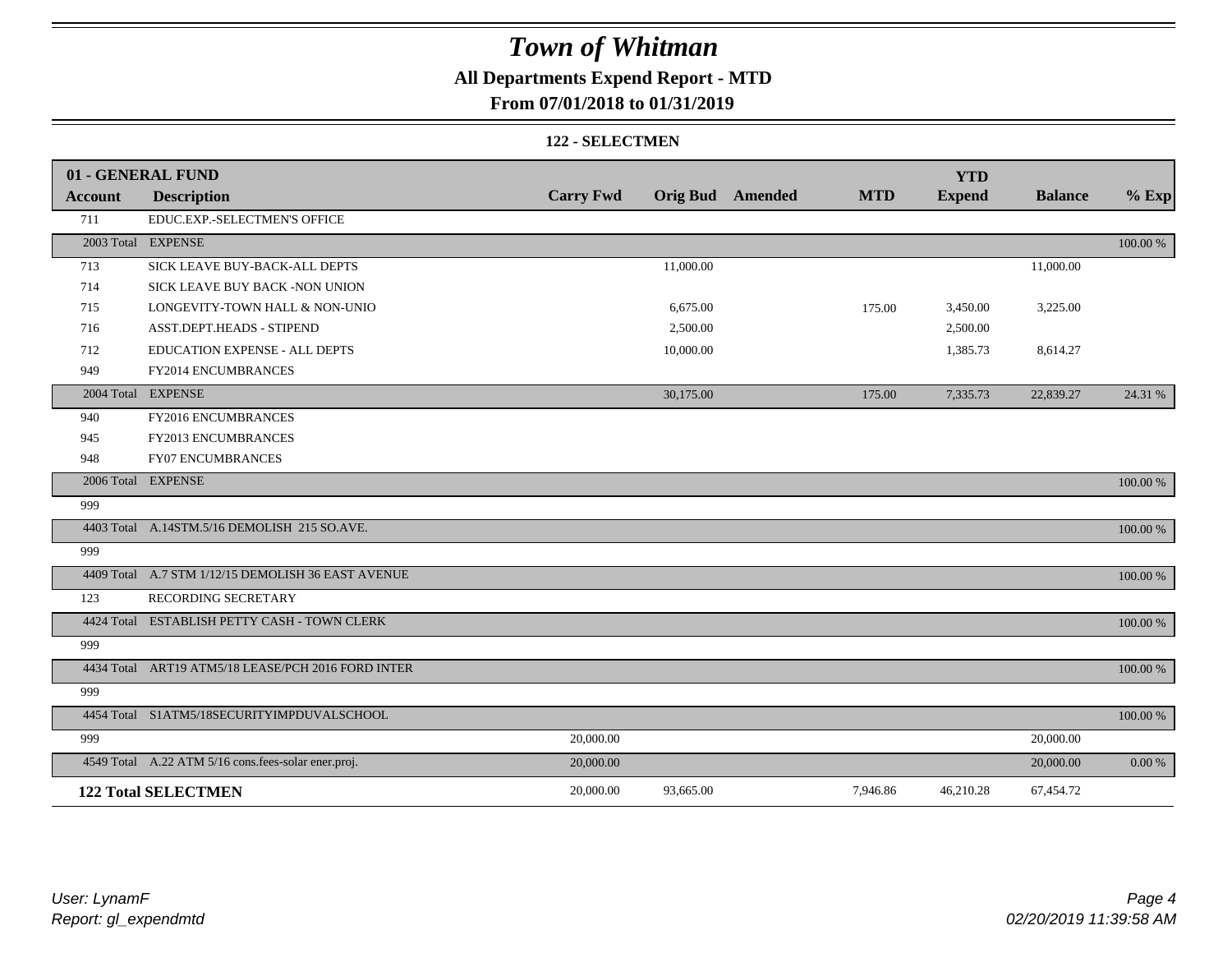# Town of Whitman

## All Departments Expend Report - MTD

## From 07/01/2018 to 01/31/2019

### 122 - SELECTMEN

| 01 - GENERAL FUND | | | | | | YTD | | |
|---|---|---|---|---|---|---|---|---|
| **Account** | **Description** | **Carry Fwd** | **Orig Bud** | **Amended** | **MTD** | **Expend** | **Balance** | **% Exp** |
| 711 | EDUC.EXP.-SELECTMEN'S OFFICE | | | | | | | |
| 2003 Total | EXPENSE | | | | | | | 100.00 % |
| 713 | SICK LEAVE BUY-BACK-ALL DEPTS | | 11,000.00 | | | | 11,000.00 | |
| 714 | SICK LEAVE BUY BACK -NON UNION | | | | | | | |
| 715 | LONGEVITY-TOWN HALL & NON-UNIO | | 6,675.00 | | 175.00 | 3,450.00 | 3,225.00 | |
| 716 | ASST.DEPT.HEADS - STIPEND | | 2,500.00 | | | 2,500.00 | | |
| 712 | EDUCATION EXPENSE - ALL DEPTS | | 10,000.00 | | | 1,385.73 | 8,614.27 | |
| 949 | FY2014 ENCUMBRANCES | | | | | | | |
| 2004 Total | EXPENSE | | 30,175.00 | | 175.00 | 7,335.73 | 22,839.27 | 24.31 % |
| 940 | FY2016 ENCUMBRANCES | | | | | | | |
| 945 | FY2013 ENCUMBRANCES | | | | | | | |
| 948 | FY07 ENCUMBRANCES | | | | | | | |
| 2006 Total | EXPENSE | | | | | | | 100.00 % |
| 999 | | | | | | | | |
| 4403 Total | A.14STM.5/16 DEMOLISH 215 SO.AVE. | | | | | | | 100.00 % |
| 999 | | | | | | | | |
| 4409 Total | A.7 STM 1/12/15 DEMOLISH 36 EAST AVENUE | | | | | | | 100.00 % |
| 123 | RECORDING SECRETARY | | | | | | | |
| 4424 Total | ESTABLISH PETTY CASH - TOWN CLERK | | | | | | | 100.00 % |
| 999 | | | | | | | | |
| 4434 Total | ART19 ATM5/18 LEASE/PCH 2016 FORD INTER | | | | | | | 100.00 % |
| 999 | | | | | | | | |
| 4454 Total | S1ATM5/18SECURITYIMPDUVALSCHOOL | | | | | | | 100.00 % |
| 999 | | 20,000.00 | | | | | 20,000.00 | |
| 4549 Total | A.22 ATM 5/16 cons.fees-solar ener.proj. | 20,000.00 | | | | | 20,000.00 | 0.00 % |
| **122 Total SELECTMEN** | | 20,000.00 | 93,665.00 | | 7,946.86 | 46,210.28 | 67,454.72 | |

*User: LynamF*
*Report: gl_expendmtd*

*02/20/2019 11:39:58 AM*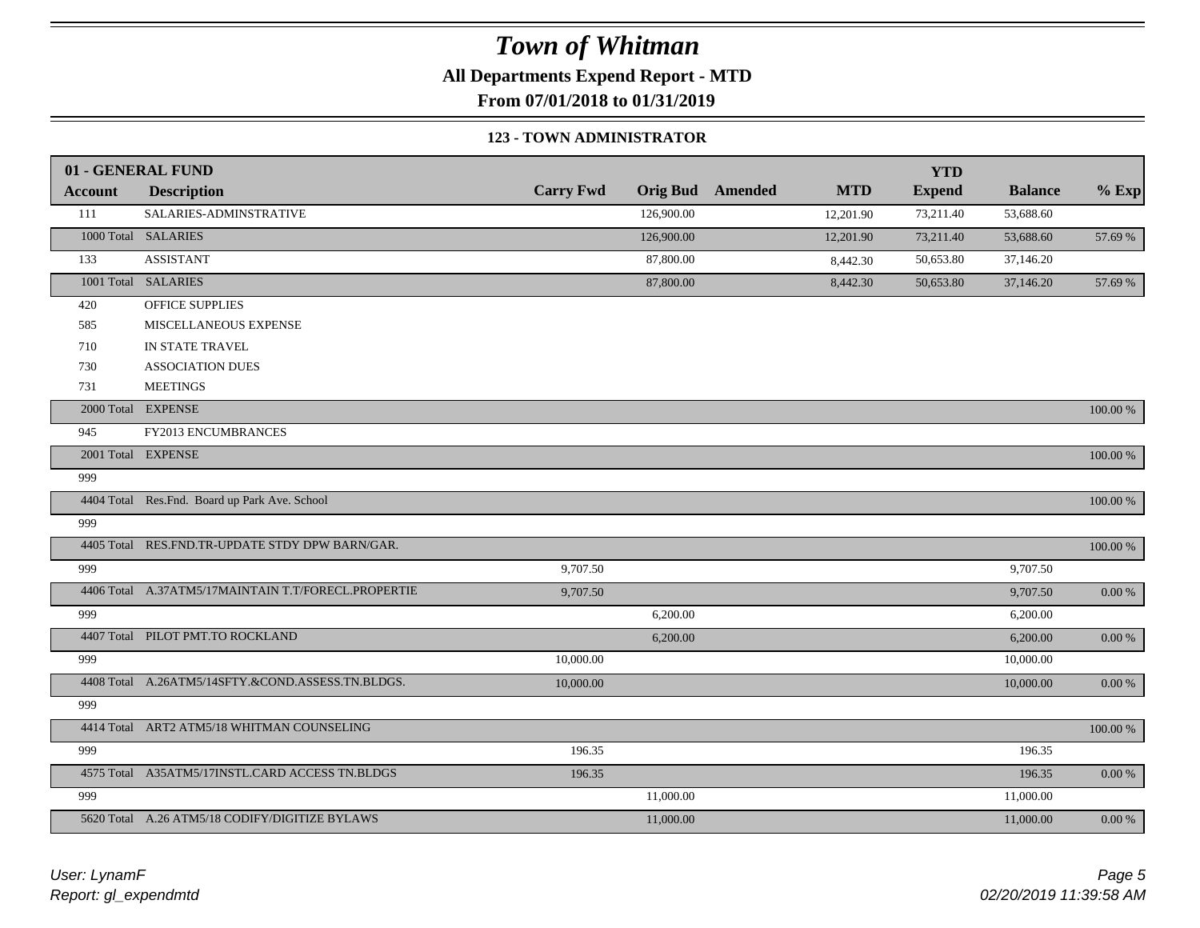# Town of Whitman

**All Departments Expend Report - MTD**

**From 07/01/2018 to 01/31/2019**

**123 - TOWN ADMINISTRATOR**

| 01 - GENERAL FUND | | | | | | YTD | | |
|---|---|---|---|---|---|---|---|---|
| **Account** | **Description** | **Carry Fwd** | **Orig Bud** | **Amended** | **MTD** | **Expend** | **Balance** | **% Exp** |
| 111 | SALARIES-ADMINSTRATIVE | | 126,900.00 | | 12,201.90 | 73,211.40 | 53,688.60 | |
| 1000 Total | SALARIES | | 126,900.00 | | 12,201.90 | 73,211.40 | 53,688.60 | 57.69 % |
| 133 | ASSISTANT | | 87,800.00 | | 8,442.30 | 50,653.80 | 37,146.20 | |
| 1001 Total | SALARIES | | 87,800.00 | | 8,442.30 | 50,653.80 | 37,146.20 | 57.69 % |
| 420 | OFFICE SUPPLIES | | | | | | | |
| 585 | MISCELLANEOUS EXPENSE | | | | | | | |
| 710 | IN STATE TRAVEL | | | | | | | |
| 730 | ASSOCIATION DUES | | | | | | | |
| 731 | MEETINGS | | | | | | | |
| 2000 Total | EXPENSE | | | | | | | 100.00 % |
| 945 | FY2013 ENCUMBRANCES | | | | | | | |
| 2001 Total | EXPENSE | | | | | | | 100.00 % |
| 999 | | | | | | | | |
| 4404 Total | Res.Fnd. Board up Park Ave. School | | | | | | | 100.00 % |
| 999 | | | | | | | | |
| 4405 Total | RES.FND.TR-UPDATE STDY DPW BARN/GAR. | | | | | | | 100.00 % |
| 999 | | 9,707.50 | | | | | 9,707.50 | |
| 4406 Total | A.37ATM5/17MAINTAIN T.T/FORECL.PROPERTIE | 9,707.50 | | | | | 9,707.50 | 0.00 % |
| 999 | | | 6,200.00 | | | | 6,200.00 | |
| 4407 Total | PILOT PMT.TO ROCKLAND | | 6,200.00 | | | | 6,200.00 | 0.00 % |
| 999 | | 10,000.00 | | | | | 10,000.00 | |
| 4408 Total | A.26ATM5/14SFTY.&COND.ASSESS.TN.BLDGS. | 10,000.00 | | | | | 10,000.00 | 0.00 % |
| 999 | | | | | | | | |
| 4414 Total | ART2 ATM5/18 WHITMAN COUNSELING | | | | | | | 100.00 % |
| 999 | | 196.35 | | | | | 196.35 | |
| 4575 Total | A35ATM5/17INSTL.CARD ACCESS TN.BLDGS | 196.35 | | | | | 196.35 | 0.00 % |
| 999 | | | 11,000.00 | | | | 11,000.00 | |
| 5620 Total | A.26 ATM5/18 CODIFY/DIGITIZE BYLAWS | | 11,000.00 | | | | 11,000.00 | 0.00 % |

*User: LynamF*
*Report: gl_expendmtd*

*02/20/2019 11:39:58 AM*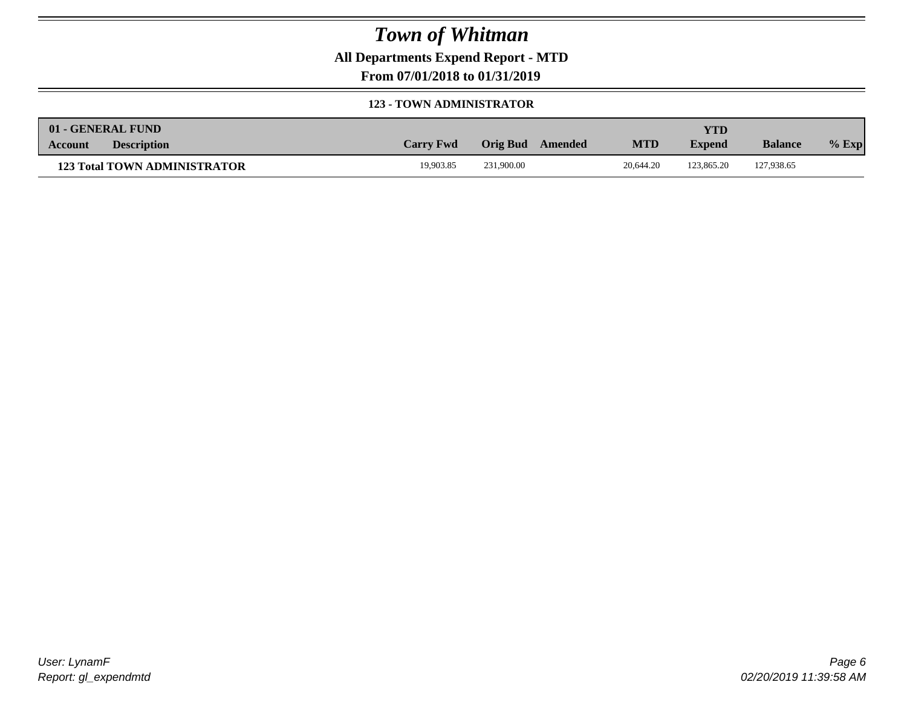# Town of Whitman

**All Departments Expend Report - MTD**

**From 07/01/2018 to 01/31/2019**

**123 - TOWN ADMINISTRATOR**

| 01 - GENERAL FUND Account | Description | Carry Fwd | Orig Bud | Amended | MTD | YTD Expend | Balance | % Exp |
|---|---|---|---|---|---|---|---|---|
| **123 Total TOWN ADMINISTRATOR** | | 19,903.85 | 231,900.00 | | 20,644.20 | 123,865.20 | 127,938.65 | |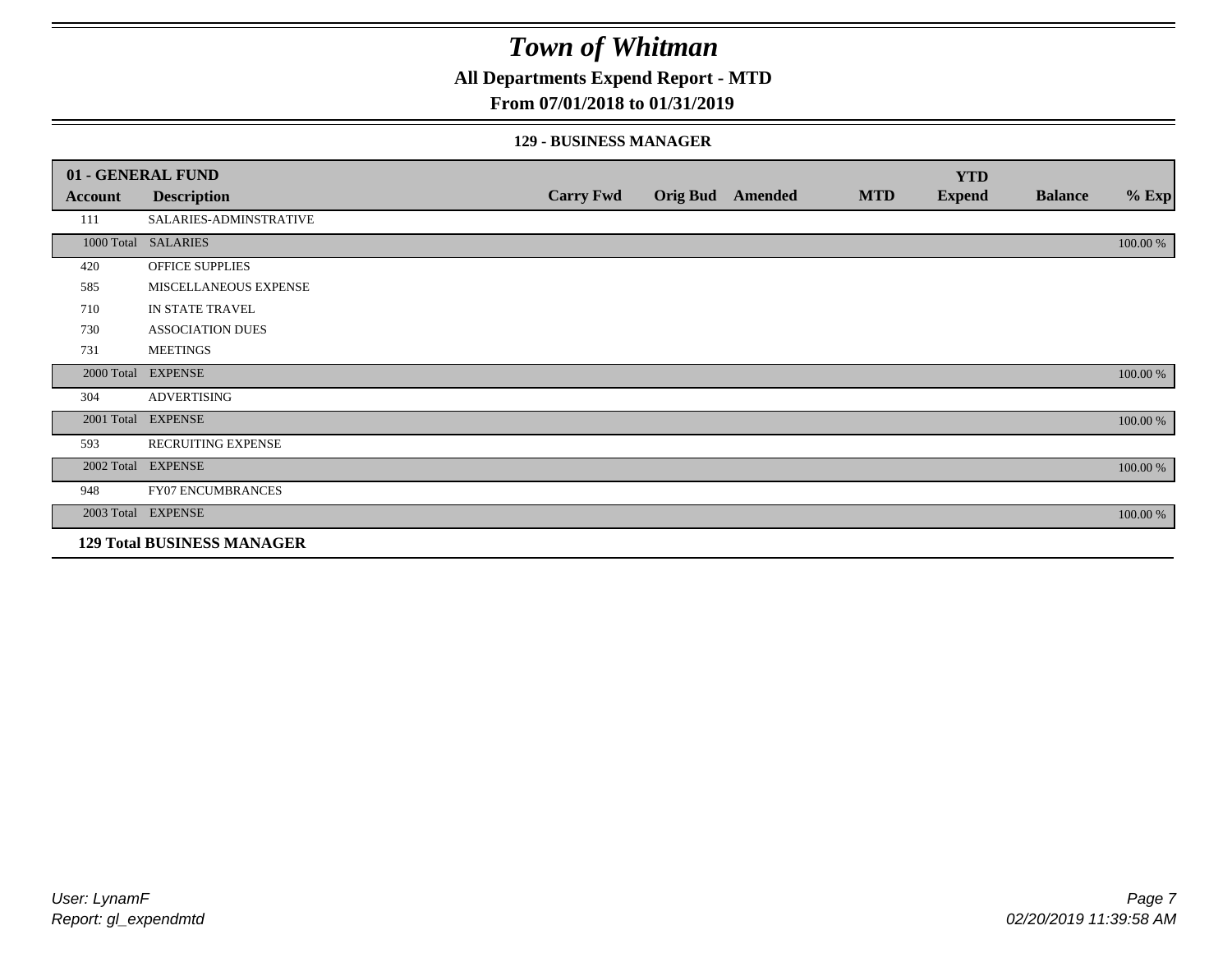# *Town of Whitman*

## All Departments Expend Report - MTD

## From 07/01/2018 to 01/31/2019

### 129 - BUSINESS MANAGER

| 01 - GENERAL FUND | | | | | | | | |
|---|---|---|---|---|---|---|---|---|
| **Account** | **Description** | **Carry Fwd** | **Orig Bud** | **Amended** | **MTD** | **YTD Expend** | **Balance** | **% Exp** |
| 111 | SALARIES-ADMINSTRATIVE | | | | | | | |
| 1000 Total | SALARIES | | | | | | | 100.00 % |
| 420 | OFFICE SUPPLIES | | | | | | | |
| 585 | MISCELLANEOUS EXPENSE | | | | | | | |
| 710 | IN STATE TRAVEL | | | | | | | |
| 730 | ASSOCIATION DUES | | | | | | | |
| 731 | MEETINGS | | | | | | | |
| 2000 Total | EXPENSE | | | | | | | 100.00 % |
| 304 | ADVERTISING | | | | | | | |
| 2001 Total | EXPENSE | | | | | | | 100.00 % |
| 593 | RECRUITING EXPENSE | | | | | | | |
| 2002 Total | EXPENSE | | | | | | | 100.00 % |
| 948 | FY07 ENCUMBRANCES | | | | | | | |
| 2003 Total | EXPENSE | | | | | | | 100.00 % |
| **129 Total BUSINESS MANAGER** | | | | | | | | |

*User: LynamF*
*Report: gl_expendmtd*

*02/20/2019 11:39:58 AM*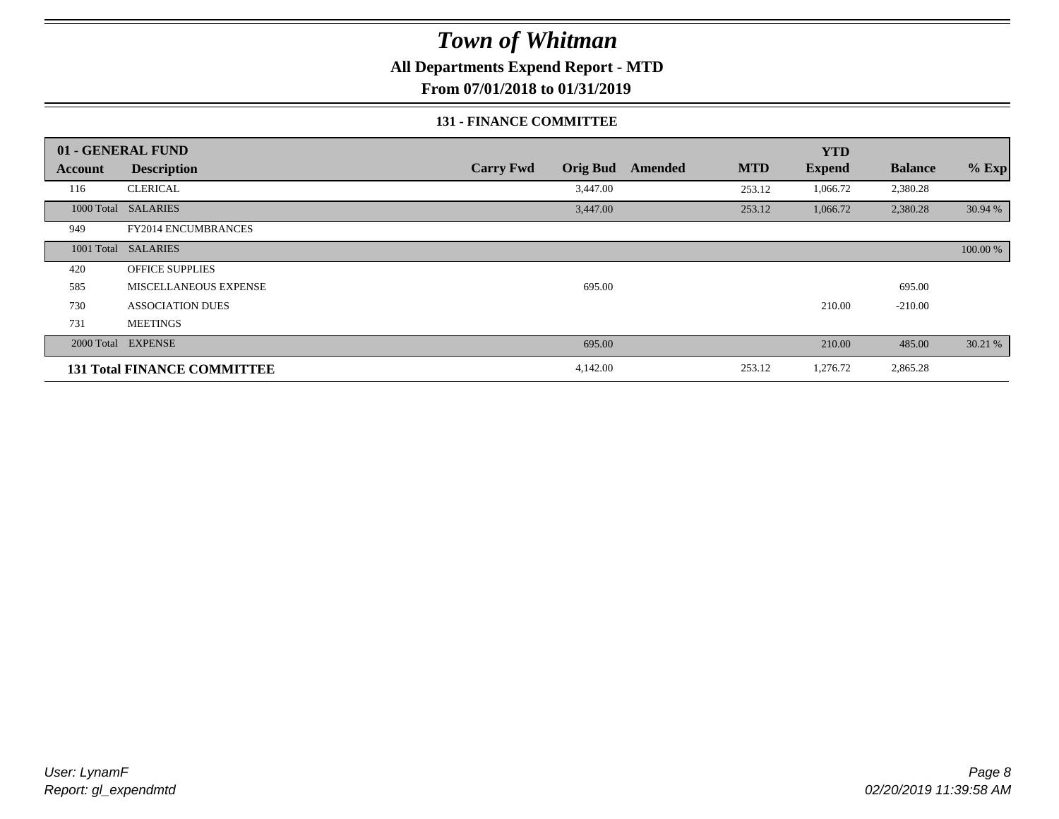# Town of Whitman

## All Departments Expend Report - MTD

### From 07/01/2018 to 01/31/2019

#### 131 - FINANCE COMMITTEE

| 01 - GENERAL FUND | | | | | | YTD | | |
|---|---|---|---|---|---|---|---|---|
| Account | Description | Carry Fwd | Orig Bud | Amended | MTD | Expend | Balance | % Exp |
| 116 | CLERICAL | | 3,447.00 | | 253.12 | 1,066.72 | 2,380.28 | |
| 1000 Total | SALARIES | | 3,447.00 | | 253.12 | 1,066.72 | 2,380.28 | 30.94 % |
| 949 | FY2014 ENCUMBRANCES | | | | | | | |
| 1001 Total | SALARIES | | | | | | | 100.00 % |
| 420 | OFFICE SUPPLIES | | | | | | | |
| 585 | MISCELLANEOUS EXPENSE | | 695.00 | | | | 695.00 | |
| 730 | ASSOCIATION DUES | | | | | 210.00 | -210.00 | |
| 731 | MEETINGS | | | | | | | |
| 2000 Total | EXPENSE | | 695.00 | | | 210.00 | 485.00 | 30.21 % |
| **131 Total FINANCE COMMITTEE** | | | 4,142.00 | | 253.12 | 1,276.72 | 2,865.28 | |

User: LynamF
Report: gl_expendmtd

02/20/2019 11:39:58 AM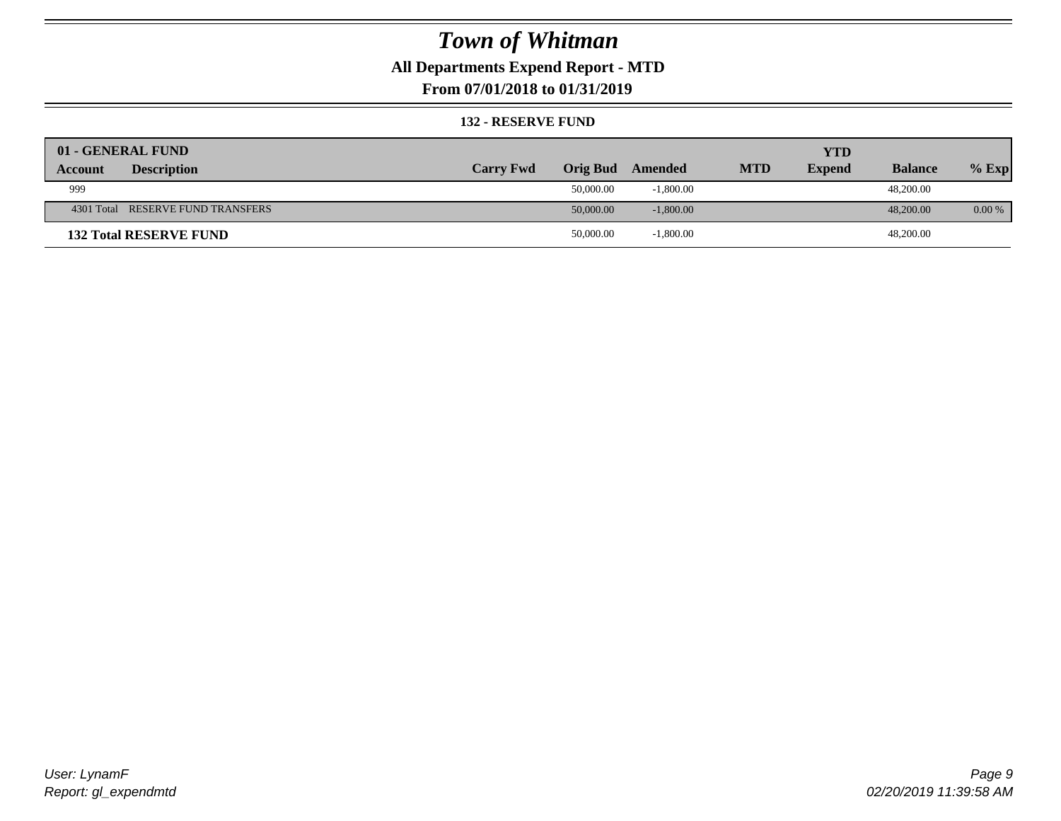# Town of Whitman

## All Departments Expend Report - MTD

## From 07/01/2018 to 01/31/2019

### 132 - RESERVE FUND

| 01 - GENERAL FUND | | | | | | YTD | | |
|---|---|---|---|---|---|---|---|---|
| **Account** | **Description** | **Carry Fwd** | **Orig Bud** | **Amended** | **MTD** | **Expend** | **Balance** | **% Exp** |
| 999 | | | 50,000.00 | -1,800.00 | | | 48,200.00 | |
| 4301 Total | RESERVE FUND TRANSFERS | | 50,000.00 | -1,800.00 | | | 48,200.00 | 0.00 % |
| **132 Total RESERVE FUND** | | | 50,000.00 | -1,800.00 | | | 48,200.00 | |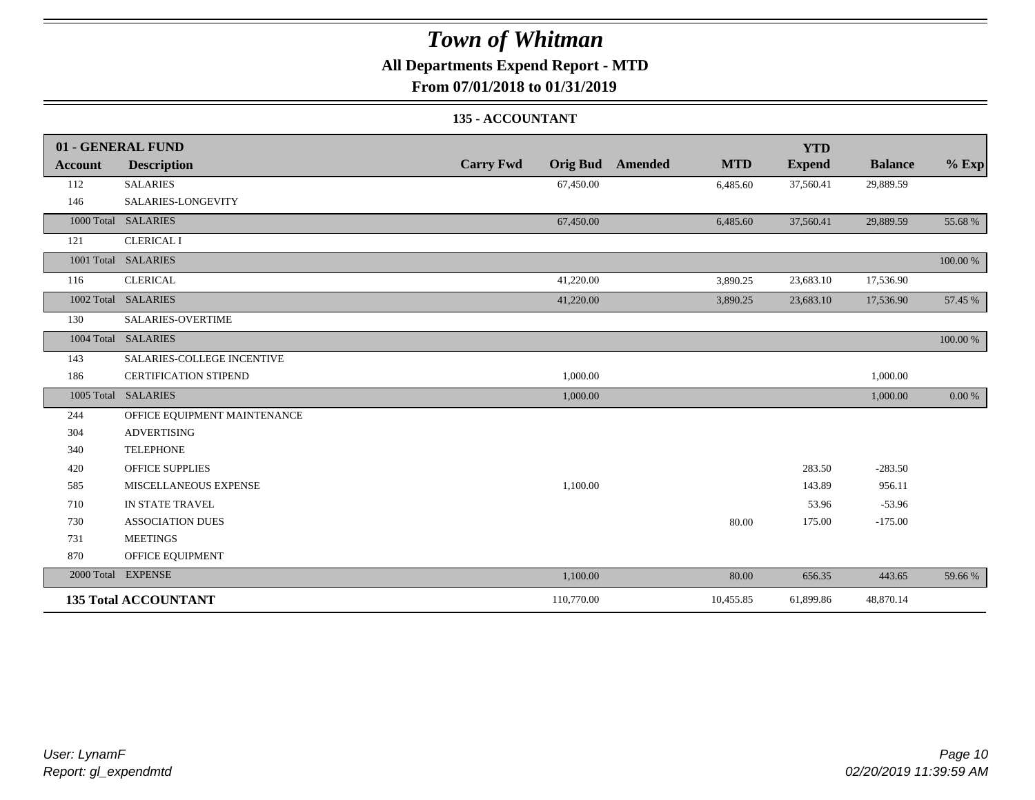# *Town of Whitman*

## All Departments Expend Report - MTD

### From 07/01/2018 to 01/31/2019

#### 135 - ACCOUNTANT

| 01 - GENERAL FUND | | | | | | | | |
|---|---|---|---|---|---|---|---|---|
| **Account** | **Description** | **Carry Fwd** | **Orig Bud** | **Amended** | **MTD** | **YTD Expend** | **Balance** | **% Exp** |
| 112 | SALARIES | | 67,450.00 | | 6,485.60 | 37,560.41 | 29,889.59 | |
| 146 | SALARIES-LONGEVITY | | | | | | | |
| 1000 Total | SALARIES | | 67,450.00 | | 6,485.60 | 37,560.41 | 29,889.59 | 55.68 % |
| 121 | CLERICAL I | | | | | | | |
| 1001 Total | SALARIES | | | | | | | 100.00 % |
| 116 | CLERICAL | | 41,220.00 | | 3,890.25 | 23,683.10 | 17,536.90 | |
| 1002 Total | SALARIES | | 41,220.00 | | 3,890.25 | 23,683.10 | 17,536.90 | 57.45 % |
| 130 | SALARIES-OVERTIME | | | | | | | |
| 1004 Total | SALARIES | | | | | | | 100.00 % |
| 143 | SALARIES-COLLEGE INCENTIVE | | | | | | | |
| 186 | CERTIFICATION STIPEND | | 1,000.00 | | | | 1,000.00 | |
| 1005 Total | SALARIES | | 1,000.00 | | | | 1,000.00 | 0.00 % |
| 244 | OFFICE EQUIPMENT MAINTENANCE | | | | | | | |
| 304 | ADVERTISING | | | | | | | |
| 340 | TELEPHONE | | | | | | | |
| 420 | OFFICE SUPPLIES | | | | | 283.50 | -283.50 | |
| 585 | MISCELLANEOUS EXPENSE | | 1,100.00 | | | 143.89 | 956.11 | |
| 710 | IN STATE TRAVEL | | | | | 53.96 | -53.96 | |
| 730 | ASSOCIATION DUES | | | | 80.00 | 175.00 | -175.00 | |
| 731 | MEETINGS | | | | | | | |
| 870 | OFFICE EQUIPMENT | | | | | | | |
| 2000 Total | EXPENSE | | 1,100.00 | | 80.00 | 656.35 | 443.65 | 59.66 % |
| **135 Total ACCOUNTANT** | | | 110,770.00 | | 10,455.85 | 61,899.86 | 48,870.14 | |

*User: LynamF*
*Report: gl_expendmtd*

*02/20/2019 11:39:59 AM*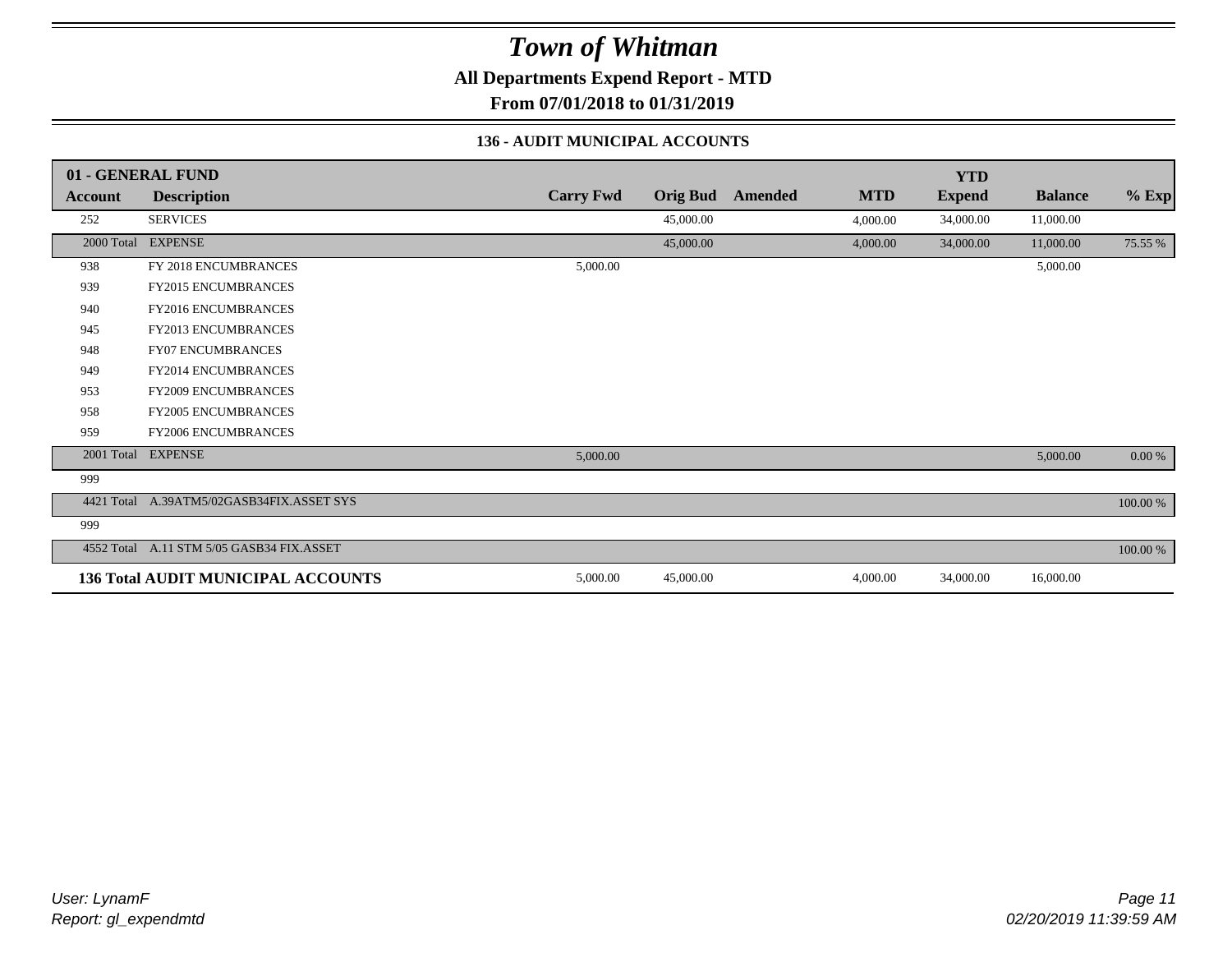# Town of Whitman

**All Departments Expend Report - MTD**

**From 07/01/2018 to 01/31/2019**

### 136 - AUDIT MUNICIPAL ACCOUNTS

| 01 - GENERAL FUND | | | | | | YTD | | |
|---|---|---|---|---|---|---|---|---|
| **Account** | **Description** | **Carry Fwd** | **Orig Bud** | **Amended** | **MTD** | **Expend** | **Balance** | **% Exp** |
| 252 | SERVICES | | 45,000.00 | | 4,000.00 | 34,000.00 | 11,000.00 | |
| 2000 Total | EXPENSE | | 45,000.00 | | 4,000.00 | 34,000.00 | 11,000.00 | 75.55 % |
| 938 | FY 2018 ENCUMBRANCES | 5,000.00 | | | | | 5,000.00 | |
| 939 | FY2015 ENCUMBRANCES | | | | | | | |
| 940 | FY2016 ENCUMBRANCES | | | | | | | |
| 945 | FY2013 ENCUMBRANCES | | | | | | | |
| 948 | FY07 ENCUMBRANCES | | | | | | | |
| 949 | FY2014 ENCUMBRANCES | | | | | | | |
| 953 | FY2009 ENCUMBRANCES | | | | | | | |
| 958 | FY2005 ENCUMBRANCES | | | | | | | |
| 959 | FY2006 ENCUMBRANCES | | | | | | | |
| 2001 Total | EXPENSE | 5,000.00 | | | | | 5,000.00 | 0.00 % |
| 999 | | | | | | | | |
| 4421 Total | A.39ATM5/02GASB34FIX.ASSET SYS | | | | | | | 100.00 % |
| 999 | | | | | | | | |
| 4552 Total | A.11 STM 5/05 GASB34 FIX.ASSET | | | | | | | 100.00 % |
| **136 Total** | **AUDIT MUNICIPAL ACCOUNTS** | 5,000.00 | 45,000.00 | | 4,000.00 | 34,000.00 | 16,000.00 | |

*User: LynamF*
*Report: gl_expendmtd*
*02/20/2019 11:39:59 AM*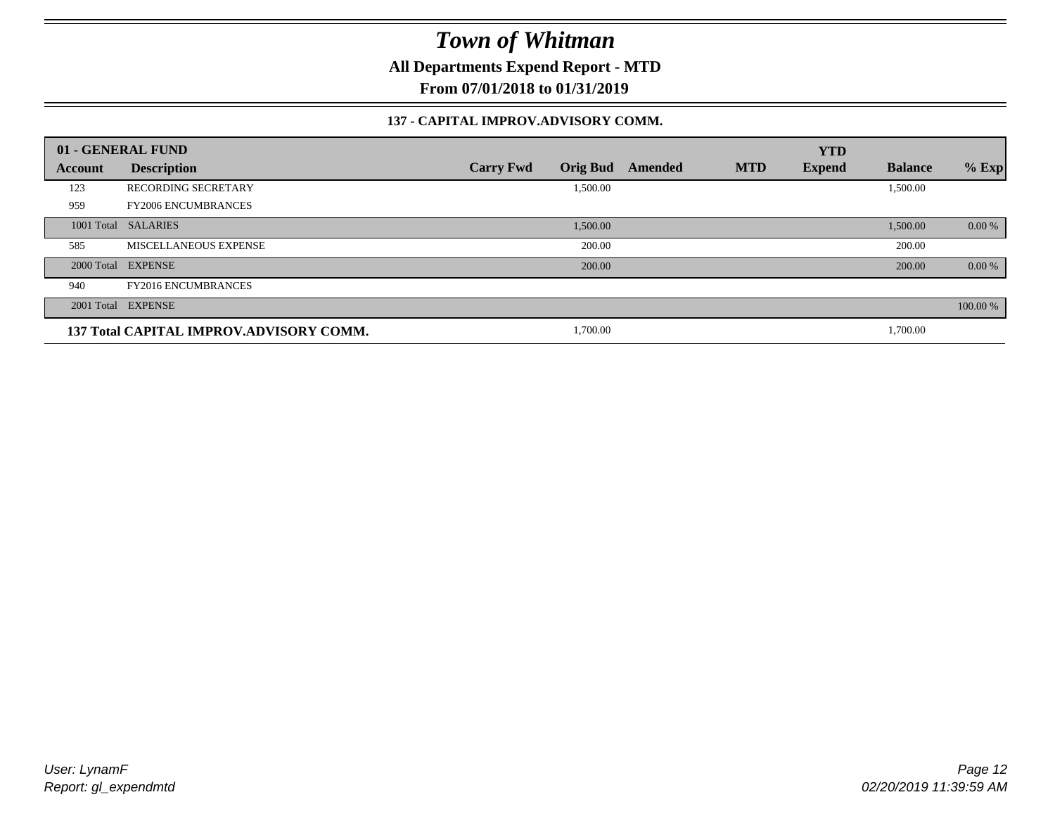# Town of Whitman

**All Departments Expend Report - MTD**

**From 07/01/2018 to 01/31/2019**

**137 - CAPITAL IMPROV.ADVISORY COMM.**

| Account | Description | Carry Fwd | Orig Bud | Amended | MTD | YTD Expend | Balance | % Exp |
|---|---|---|---|---|---|---|---|---|
| **01 - GENERAL FUND** | | | | | | | | |
| 123 | RECORDING SECRETARY | | 1,500.00 | | | | 1,500.00 | |
| 959 | FY2006 ENCUMBRANCES | | | | | | | |
| 1001 Total | SALARIES | | 1,500.00 | | | | 1,500.00 | 0.00 % |
| 585 | MISCELLANEOUS EXPENSE | | 200.00 | | | | 200.00 | |
| 2000 Total | EXPENSE | | 200.00 | | | | 200.00 | 0.00 % |
| 940 | FY2016 ENCUMBRANCES | | | | | | | |
| 2001 Total | EXPENSE | | | | | | | 100.00 % |
| **137 Total CAPITAL IMPROV.ADVISORY COMM.** | | | 1,700.00 | | | | 1,700.00 | |

*User: LynamF*
*Report: gl_expendmtd*

*02/20/2019 11:39:59 AM*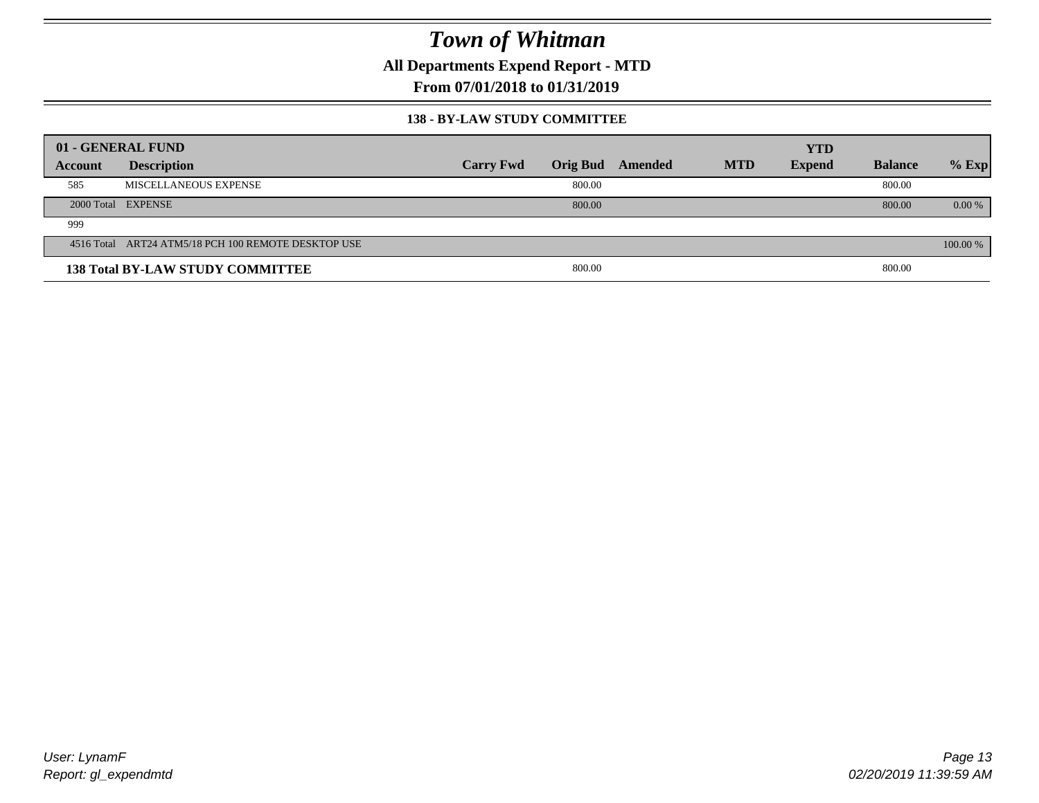# Town of Whitman

## All Departments Expend Report - MTD

## From 07/01/2018 to 01/31/2019

### 138 - BY-LAW STUDY COMMITTEE

| 01 - GENERAL FUND | | | | | | | | |
|---|---|---|---|---|---|---|---|---|
| **Account** | **Description** | **Carry Fwd** | **Orig Bud** | **Amended** | **MTD** | **YTD Expend** | **Balance** | **% Exp** |
| 585 | MISCELLANEOUS EXPENSE | | 800.00 | | | | 800.00 | |
| 2000 Total | EXPENSE | | 800.00 | | | | 800.00 | 0.00 % |
| 999 | | | | | | | | |
| 4516 Total | ART24 ATM5/18 PCH 100 REMOTE DESKTOP USE | | | | | | | 100.00 % |
| **138 Total BY-LAW STUDY COMMITTEE** | | | 800.00 | | | | 800.00 | |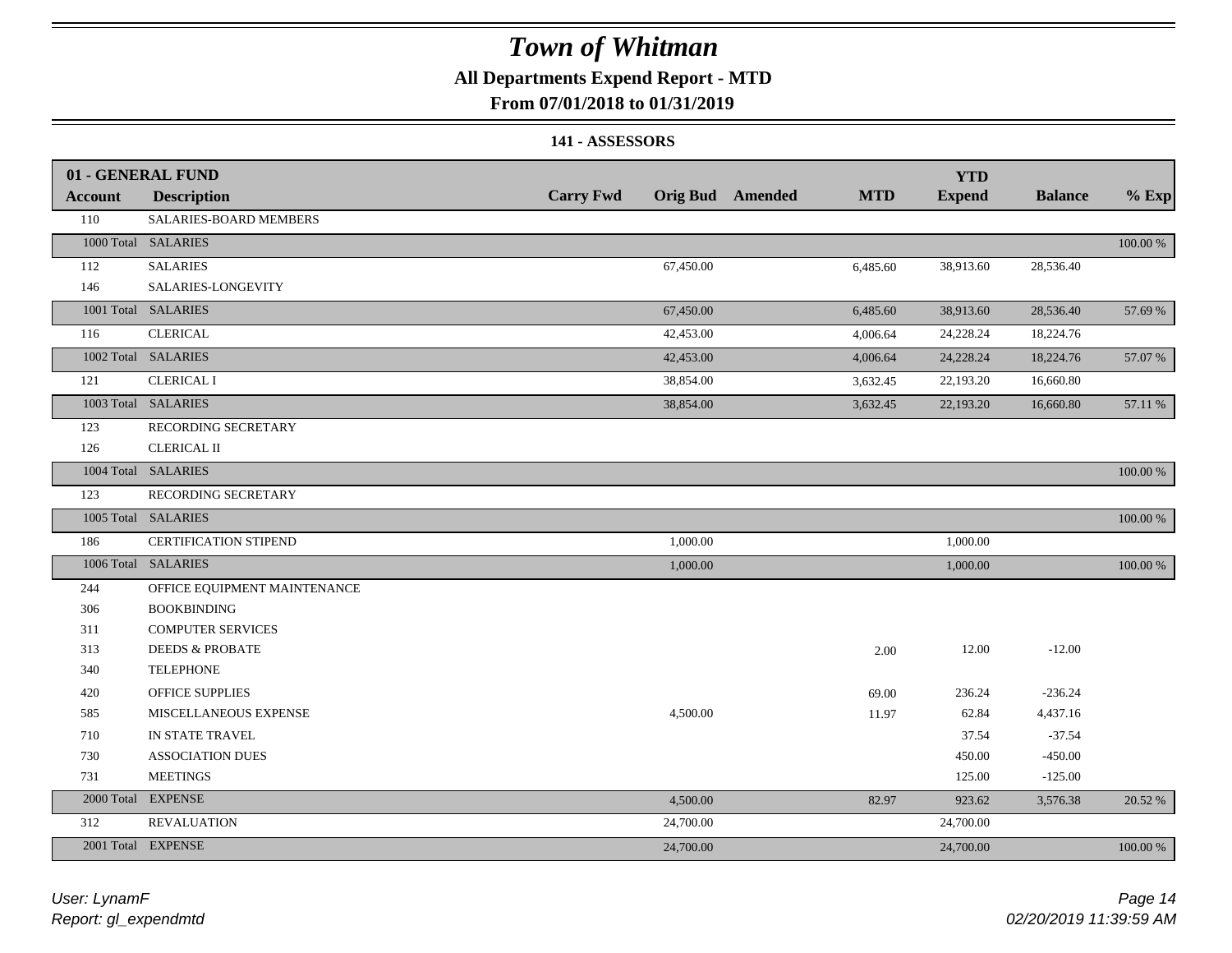# Town of Whitman

## All Departments Expend Report - MTD

### From 07/01/2018 to 01/31/2019

#### 141 - ASSESSORS

| 01 - GENERAL FUND | | | | | | YTD | | |
|---|---|---|---|---|---|---|---|---|
| **Account** | **Description** | **Carry Fwd** | **Orig Bud** | **Amended** | **MTD** | **Expend** | **Balance** | **% Exp** |
| 110 | SALARIES-BOARD MEMBERS | | | | | | | |
| 1000 Total | SALARIES | | | | | | | 100.00 % |
| 112 | SALARIES | | 67,450.00 | | 6,485.60 | 38,913.60 | 28,536.40 | |
| 146 | SALARIES-LONGEVITY | | | | | | | |
| 1001 Total | SALARIES | | 67,450.00 | | 6,485.60 | 38,913.60 | 28,536.40 | 57.69 % |
| 116 | CLERICAL | | 42,453.00 | | 4,006.64 | 24,228.24 | 18,224.76 | |
| 1002 Total | SALARIES | | 42,453.00 | | 4,006.64 | 24,228.24 | 18,224.76 | 57.07 % |
| 121 | CLERICAL I | | 38,854.00 | | 3,632.45 | 22,193.20 | 16,660.80 | |
| 1003 Total | SALARIES | | 38,854.00 | | 3,632.45 | 22,193.20 | 16,660.80 | 57.11 % |
| 123 | RECORDING SECRETARY | | | | | | | |
| 126 | CLERICAL II | | | | | | | |
| 1004 Total | SALARIES | | | | | | | 100.00 % |
| 123 | RECORDING SECRETARY | | | | | | | |
| 1005 Total | SALARIES | | | | | | | 100.00 % |
| 186 | CERTIFICATION STIPEND | | 1,000.00 | | | 1,000.00 | | |
| 1006 Total | SALARIES | | 1,000.00 | | | 1,000.00 | | 100.00 % |
| 244 | OFFICE EQUIPMENT MAINTENANCE | | | | | | | |
| 306 | BOOKBINDING | | | | | | | |
| 311 | COMPUTER SERVICES | | | | | | | |
| 313 | DEEDS & PROBATE | | | | 2.00 | 12.00 | -12.00 | |
| 340 | TELEPHONE | | | | | | | |
| 420 | OFFICE SUPPLIES | | | | 69.00 | 236.24 | -236.24 | |
| 585 | MISCELLANEOUS EXPENSE | | 4,500.00 | | 11.97 | 62.84 | 4,437.16 | |
| 710 | IN STATE TRAVEL | | | | | 37.54 | -37.54 | |
| 730 | ASSOCIATION DUES | | | | | 450.00 | -450.00 | |
| 731 | MEETINGS | | | | | 125.00 | -125.00 | |
| 2000 Total | EXPENSE | | 4,500.00 | | 82.97 | 923.62 | 3,576.38 | 20.52 % |
| 312 | REVALUATION | | 24,700.00 | | | 24,700.00 | | |
| 2001 Total | EXPENSE | | 24,700.00 | | | 24,700.00 | | 100.00 % |

*User: LynamF*
*Report: gl_expendmtd*

*02/20/2019 11:39:59 AM*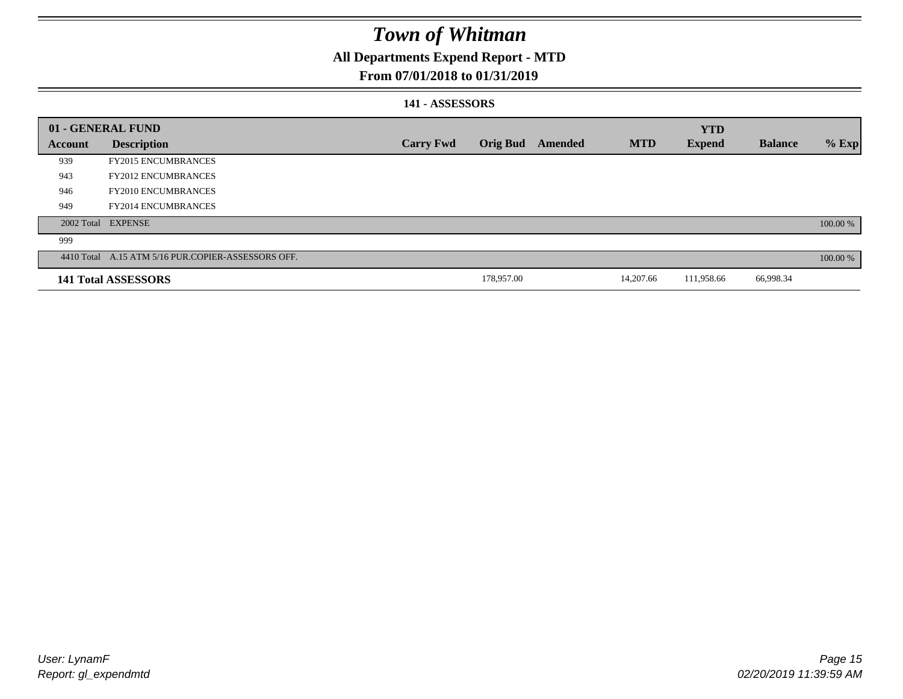# Town of Whitman

## All Departments Expend Report - MTD

## From 07/01/2018 to 01/31/2019

### 141 - ASSESSORS

| 01 - GENERAL FUND | | | | | | | | |
|---|---|---|---|---|---|---|---|---|
| **Account** | **Description** | **Carry Fwd** | **Orig Bud** | **Amended** | **MTD** | **YTD Expend** | **Balance** | **% Exp** |
| 939 | FY2015 ENCUMBRANCES | | | | | | | |
| 943 | FY2012 ENCUMBRANCES | | | | | | | |
| 946 | FY2010 ENCUMBRANCES | | | | | | | |
| 949 | FY2014 ENCUMBRANCES | | | | | | | |
| 2002 Total | EXPENSE | | | | | | | 100.00 % |
| 999 | | | | | | | | |
| 4410 Total | A.15 ATM 5/16 PUR.COPIER-ASSESSORS OFF. | | | | | | | 100.00 % |
| **141 Total ASSESSORS** | | | 178,957.00 | | 14,207.66 | 111,958.66 | 66,998.34 | |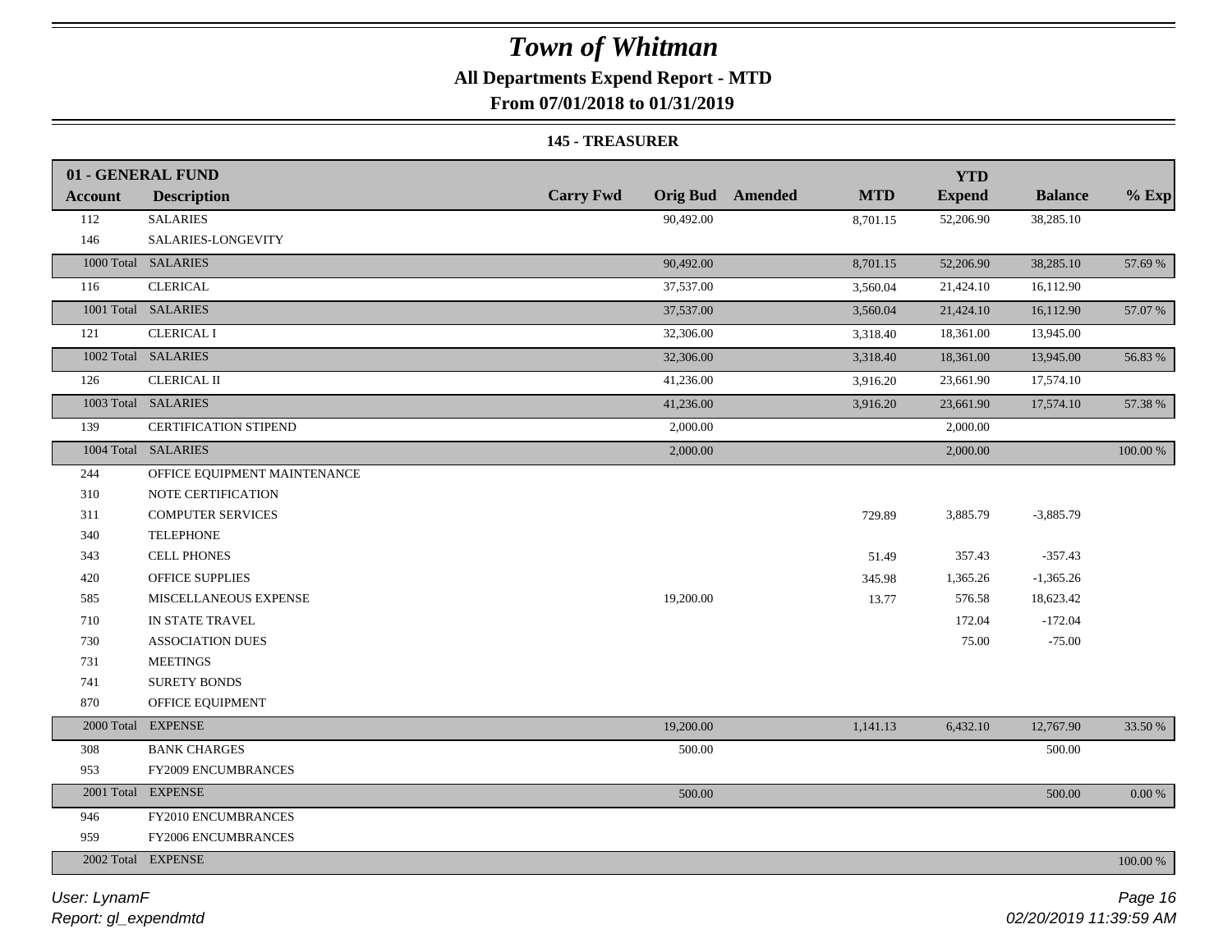# Town of Whitman

## All Departments Expend Report - MTD

### From 07/01/2018 to 01/31/2019

#### 145 - TREASURER

| 01 - GENERAL FUND | | | | | | | | |
|---|---|---|---|---|---|---|---|---|
| **Account** | **Description** | **Carry Fwd** | **Orig Bud** | **Amended** | **MTD** | **YTD Expend** | **Balance** | **% Exp** |
| 112 | SALARIES | | 90,492.00 | | 8,701.15 | 52,206.90 | 38,285.10 | |
| 146 | SALARIES-LONGEVITY | | | | | | | |
| 1000 Total | SALARIES | | 90,492.00 | | 8,701.15 | 52,206.90 | 38,285.10 | 57.69 % |
| 116 | CLERICAL | | 37,537.00 | | 3,560.04 | 21,424.10 | 16,112.90 | |
| 1001 Total | SALARIES | | 37,537.00 | | 3,560.04 | 21,424.10 | 16,112.90 | 57.07 % |
| 121 | CLERICAL I | | 32,306.00 | | 3,318.40 | 18,361.00 | 13,945.00 | |
| 1002 Total | SALARIES | | 32,306.00 | | 3,318.40 | 18,361.00 | 13,945.00 | 56.83 % |
| 126 | CLERICAL II | | 41,236.00 | | 3,916.20 | 23,661.90 | 17,574.10 | |
| 1003 Total | SALARIES | | 41,236.00 | | 3,916.20 | 23,661.90 | 17,574.10 | 57.38 % |
| 139 | CERTIFICATION STIPEND | | 2,000.00 | | | 2,000.00 | | |
| 1004 Total | SALARIES | | 2,000.00 | | | 2,000.00 | | 100.00 % |
| 244 | OFFICE EQUIPMENT MAINTENANCE | | | | | | | |
| 310 | NOTE CERTIFICATION | | | | | | | |
| 311 | COMPUTER SERVICES | | | | 729.89 | 3,885.79 | -3,885.79 | |
| 340 | TELEPHONE | | | | | | | |
| 343 | CELL PHONES | | | | 51.49 | 357.43 | -357.43 | |
| 420 | OFFICE SUPPLIES | | | | 345.98 | 1,365.26 | -1,365.26 | |
| 585 | MISCELLANEOUS EXPENSE | | 19,200.00 | | 13.77 | 576.58 | 18,623.42 | |
| 710 | IN STATE TRAVEL | | | | | 172.04 | -172.04 | |
| 730 | ASSOCIATION DUES | | | | | 75.00 | -75.00 | |
| 731 | MEETINGS | | | | | | | |
| 741 | SURETY BONDS | | | | | | | |
| 870 | OFFICE EQUIPMENT | | | | | | | |
| 2000 Total | EXPENSE | | 19,200.00 | | 1,141.13 | 6,432.10 | 12,767.90 | 33.50 % |
| 308 | BANK CHARGES | | 500.00 | | | | 500.00 | |
| 953 | FY2009 ENCUMBRANCES | | | | | | | |
| 2001 Total | EXPENSE | | 500.00 | | | | 500.00 | 0.00 % |
| 946 | FY2010 ENCUMBRANCES | | | | | | | |
| 959 | FY2006 ENCUMBRANCES | | | | | | | |
| 2002 Total | EXPENSE | | | | | | | 100.00 % |

User: LynamF
Report: gl_expendmtd

02/20/2019 11:39:59 AM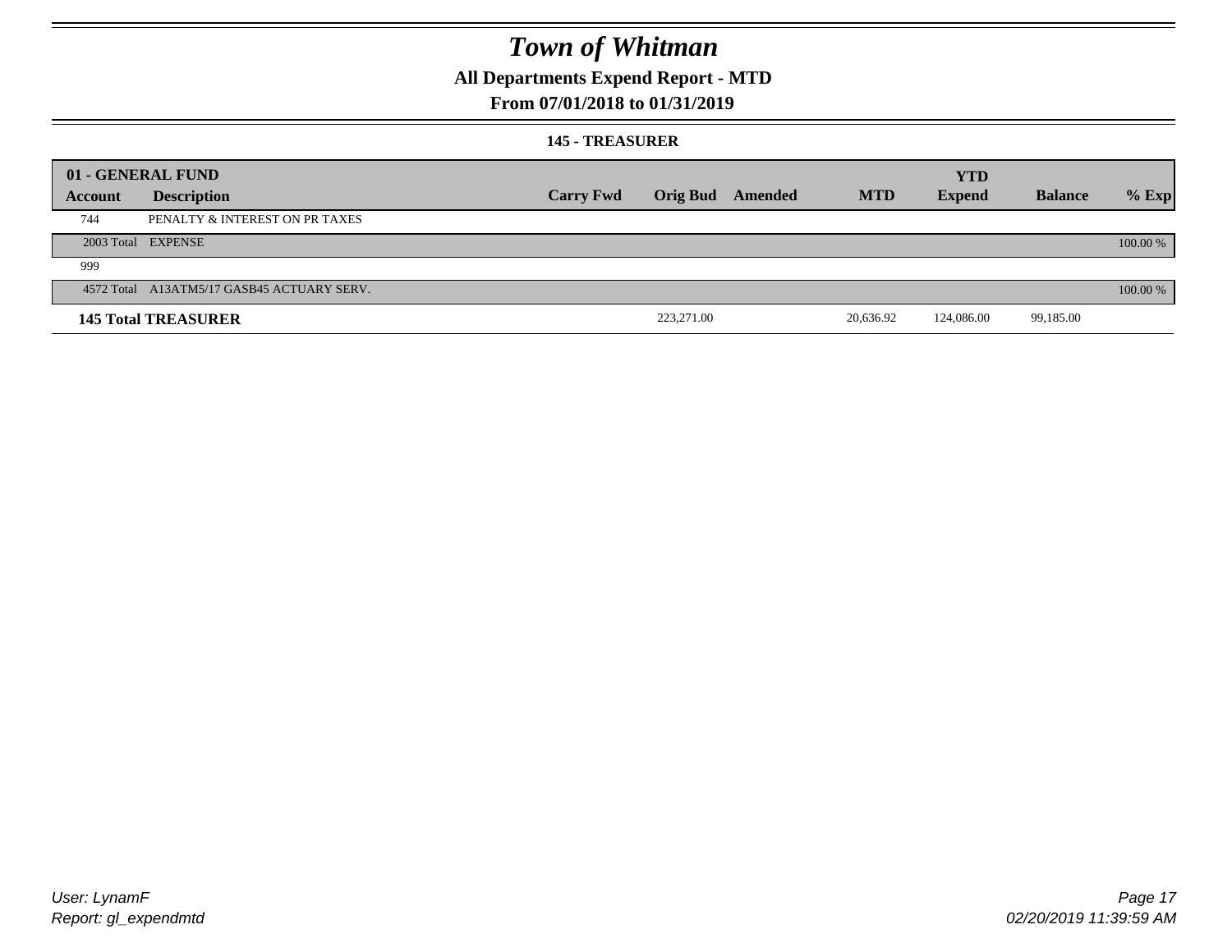# Town of Whitman

## All Departments Expend Report - MTD

## From 07/01/2018 to 01/31/2019

### 145 - TREASURER

| 01 - GENERAL FUND | | | | | | | | |
|---|---|---|---|---|---|---|---|---|
| **Account** | **Description** | **Carry Fwd** | **Orig Bud** | **Amended** | **MTD** | **YTD Expend** | **Balance** | **% Exp** |
| 744 | PENALTY & INTEREST ON PR TAXES | | | | | | | |
| 2003 Total | EXPENSE | | | | | | | 100.00 % |
| 999 | | | | | | | | |
| 4572 Total | A13ATM5/17 GASB45 ACTUARY SERV. | | | | | | | 100.00 % |
| **145 Total TREASURER** | | | 223,271.00 | | 20,636.92 | 124,086.00 | 99,185.00 | |

User: LynamF
Report: gl_expendmtd

02/20/2019 11:39:59 AM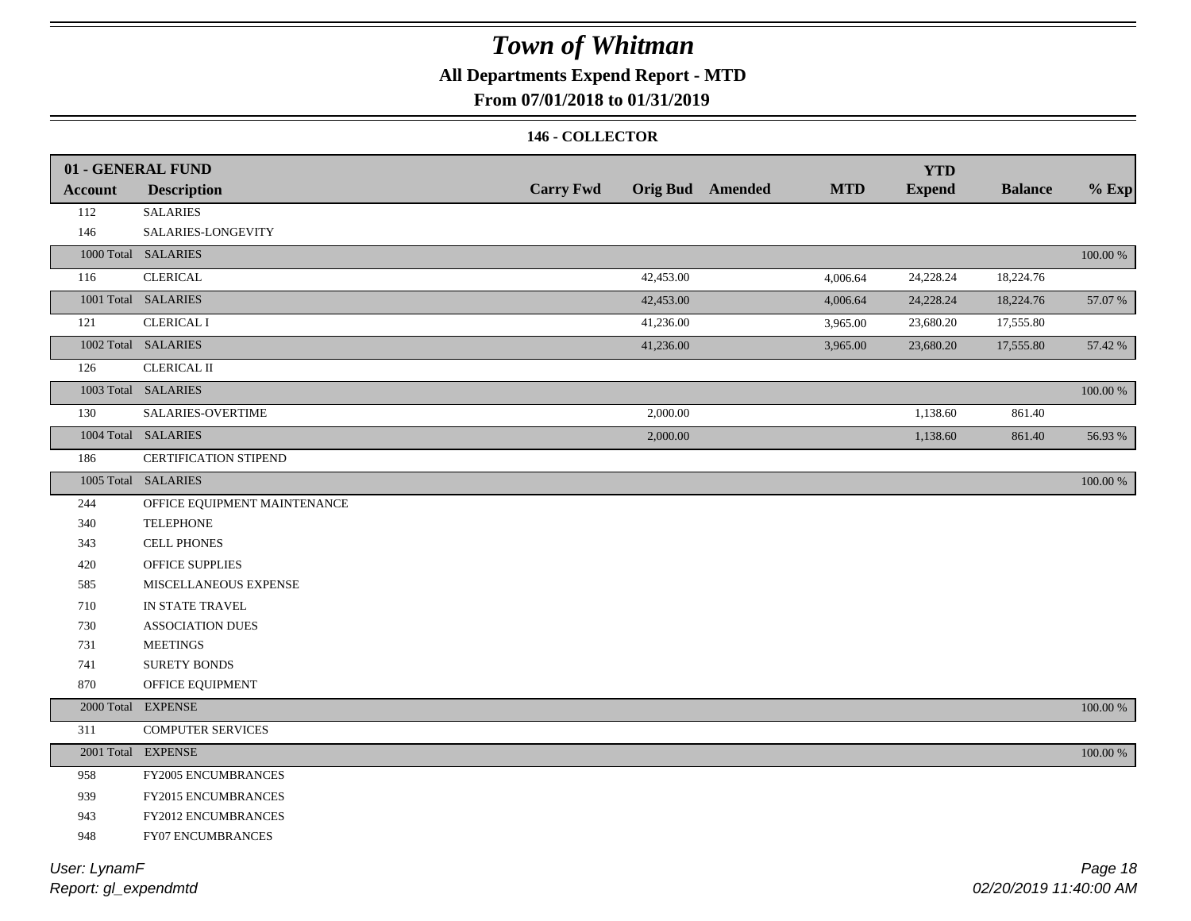# Town of Whitman

## All Departments Expend Report - MTD

## From 07/01/2018 to 01/31/2019

### 146 - COLLECTOR

| 01 - GENERAL FUND | | | | | | | | |
|---|---|---|---|---|---|---|---|---|
| **Account** | **Description** | **Carry Fwd** | **Orig Bud** | **Amended** | **MTD** | **YTD Expend** | **Balance** | **% Exp** |
| 112 | SALARIES | | | | | | | |
| 146 | SALARIES-LONGEVITY | | | | | | | |
| 1000 Total | SALARIES | | | | | | | 100.00 % |
| 116 | CLERICAL | | 42,453.00 | | 4,006.64 | 24,228.24 | 18,224.76 | |
| 1001 Total | SALARIES | | 42,453.00 | | 4,006.64 | 24,228.24 | 18,224.76 | 57.07 % |
| 121 | CLERICAL I | | 41,236.00 | | 3,965.00 | 23,680.20 | 17,555.80 | |
| 1002 Total | SALARIES | | 41,236.00 | | 3,965.00 | 23,680.20 | 17,555.80 | 57.42 % |
| 126 | CLERICAL II | | | | | | | |
| 1003 Total | SALARIES | | | | | | | 100.00 % |
| 130 | SALARIES-OVERTIME | | 2,000.00 | | | 1,138.60 | 861.40 | |
| 1004 Total | SALARIES | | 2,000.00 | | | 1,138.60 | 861.40 | 56.93 % |
| 186 | CERTIFICATION STIPEND | | | | | | | |
| 1005 Total | SALARIES | | | | | | | 100.00 % |
| 244 | OFFICE EQUIPMENT MAINTENANCE | | | | | | | |
| 340 | TELEPHONE | | | | | | | |
| 343 | CELL PHONES | | | | | | | |
| 420 | OFFICE SUPPLIES | | | | | | | |
| 585 | MISCELLANEOUS EXPENSE | | | | | | | |
| 710 | IN STATE TRAVEL | | | | | | | |
| 730 | ASSOCIATION DUES | | | | | | | |
| 731 | MEETINGS | | | | | | | |
| 741 | SURETY BONDS | | | | | | | |
| 870 | OFFICE EQUIPMENT | | | | | | | |
| 2000 Total | EXPENSE | | | | | | | 100.00 % |
| 311 | COMPUTER SERVICES | | | | | | | |
| 2001 Total | EXPENSE | | | | | | | 100.00 % |
| 958 | FY2005 ENCUMBRANCES | | | | | | | |
| 939 | FY2015 ENCUMBRANCES | | | | | | | |
| 943 | FY2012 ENCUMBRANCES | | | | | | | |
| 948 | FY07 ENCUMBRANCES | | | | | | | |

User: LynamF
Report: gl_expendmtd

02/20/2019 11:40:00 AM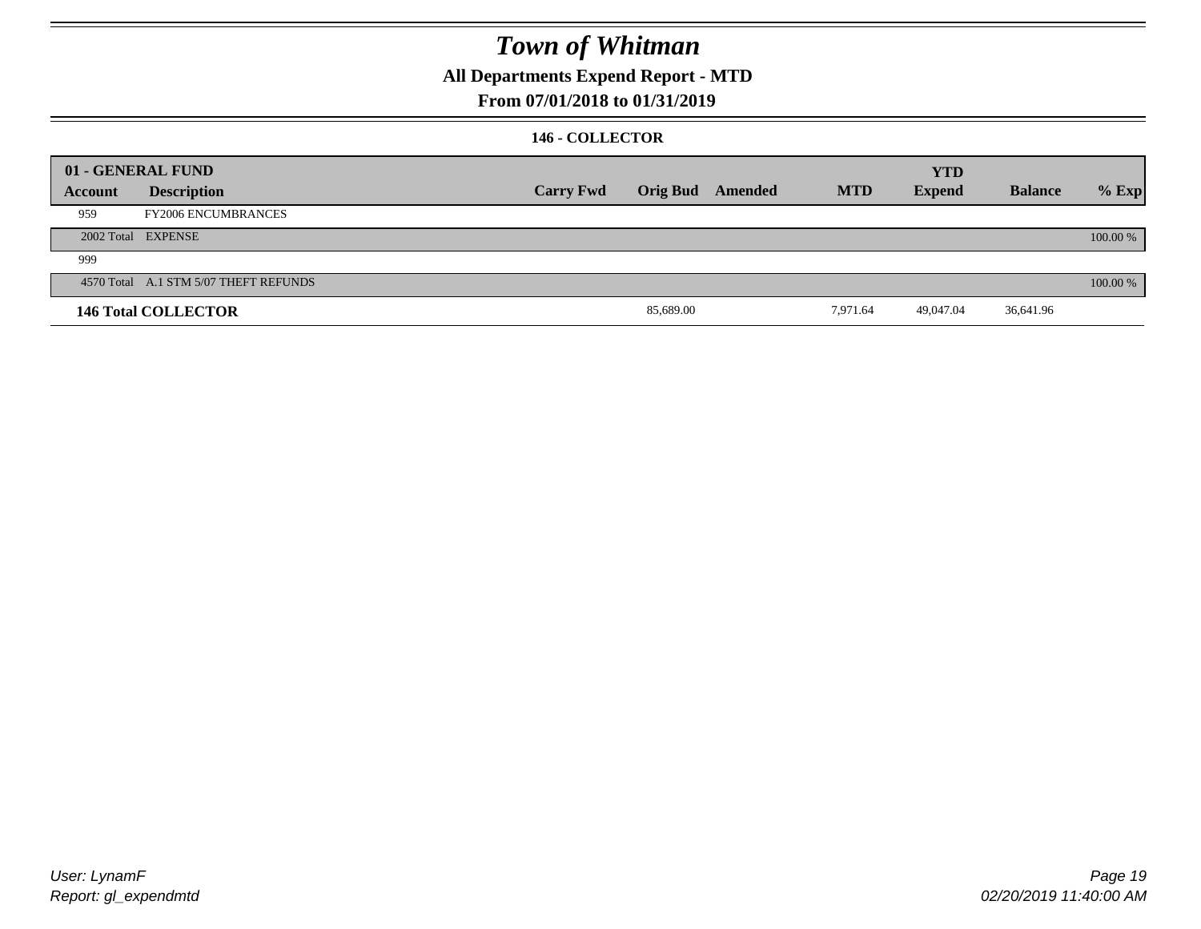# Town of Whitman

## All Departments Expend Report - MTD

## From 07/01/2018 to 01/31/2019

### 146 - COLLECTOR

| Account | Description | Carry Fwd | Orig Bud | Amended | MTD | YTD Expend | Balance | % Exp |
|---|---|---|---|---|---|---|---|---|
| **01 - GENERAL FUND** | | | | | | | | |
| 959 | FY2006 ENCUMBRANCES | | | | | | | |
| 2002 Total | EXPENSE | | | | | | | 100.00 % |
| 999 | | | | | | | | |
| 4570 Total | A.1 STM 5/07 THEFT REFUNDS | | | | | | | 100.00 % |
| **146 Total COLLECTOR** | | | 85,689.00 | | 7,971.64 | 49,047.04 | 36,641.96 | |

User: LynamF
Report: gl_expendmtd

02/20/2019 11:40:00 AM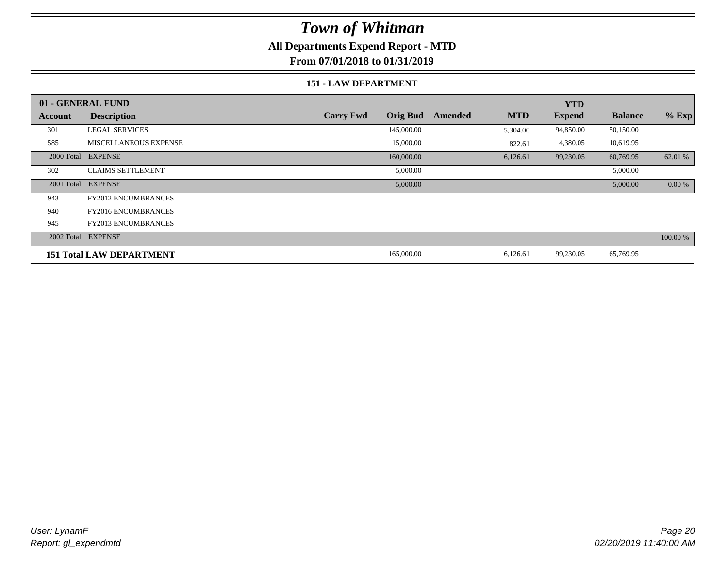# Town of Whitman

## All Departments Expend Report - MTD

### From 07/01/2018 to 01/31/2019

#### 151 - LAW DEPARTMENT

| 01 - GENERAL FUND | | | | | | YTD | | |
|---|---|---|---|---|---|---|---|---|
| Account | Description | Carry Fwd | Orig Bud | Amended | MTD | Expend | Balance | % Exp |
| 301 | LEGAL SERVICES | | 145,000.00 | | 5,304.00 | 94,850.00 | 50,150.00 | |
| 585 | MISCELLANEOUS EXPENSE | | 15,000.00 | | 822.61 | 4,380.05 | 10,619.95 | |
| 2000 Total | EXPENSE | | 160,000.00 | | 6,126.61 | 99,230.05 | 60,769.95 | 62.01 % |
| 302 | CLAIMS SETTLEMENT | | 5,000.00 | | | | 5,000.00 | |
| 2001 Total | EXPENSE | | 5,000.00 | | | | 5,000.00 | 0.00 % |
| 943 | FY2012 ENCUMBRANCES | | | | | | | |
| 940 | FY2016 ENCUMBRANCES | | | | | | | |
| 945 | FY2013 ENCUMBRANCES | | | | | | | |
| 2002 Total | EXPENSE | | | | | | | 100.00 % |
| **151 Total LAW DEPARTMENT** | | | 165,000.00 | | 6,126.61 | 99,230.05 | 65,769.95 | |

User: LynamF
Report: gl_expendmtd

02/20/2019 11:40:00 AM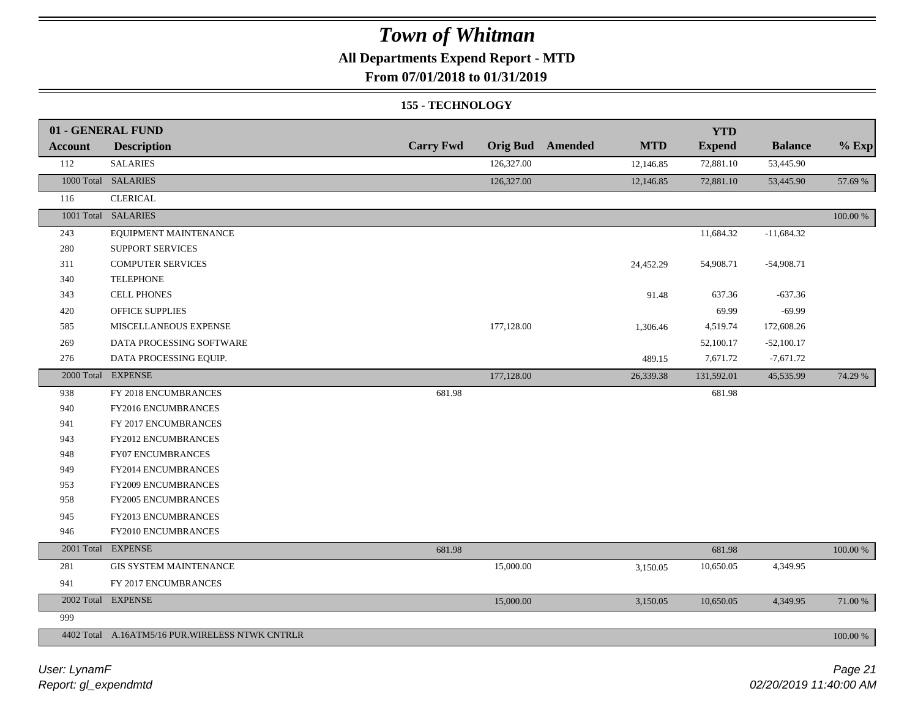# Town of Whitman

## All Departments Expend Report - MTD

### From 07/01/2018 to 01/31/2019

### 155 - TECHNOLOGY

| 01 - GENERAL FUND | | | | | | | | |
|---|---|---|---|---|---|---|---|---|
| **Account** | **Description** | **Carry Fwd** | **Orig Bud** | **Amended** | **MTD** | **YTD Expend** | **Balance** | **% Exp** |
| 112 | SALARIES | | 126,327.00 | | 12,146.85 | 72,881.10 | 53,445.90 | |
| 1000 Total | SALARIES | | 126,327.00 | | 12,146.85 | 72,881.10 | 53,445.90 | 57.69 % |
| 116 | CLERICAL | | | | | | | |
| 1001 Total | SALARIES | | | | | | | 100.00 % |
| 243 | EQUIPMENT MAINTENANCE | | | | | 11,684.32 | -11,684.32 | |
| 280 | SUPPORT SERVICES | | | | | | | |
| 311 | COMPUTER SERVICES | | | | 24,452.29 | 54,908.71 | -54,908.71 | |
| 340 | TELEPHONE | | | | | | | |
| 343 | CELL PHONES | | | | 91.48 | 637.36 | -637.36 | |
| 420 | OFFICE SUPPLIES | | | | | 69.99 | -69.99 | |
| 585 | MISCELLANEOUS EXPENSE | | 177,128.00 | | 1,306.46 | 4,519.74 | 172,608.26 | |
| 269 | DATA PROCESSING SOFTWARE | | | | | 52,100.17 | -52,100.17 | |
| 276 | DATA PROCESSING EQUIP. | | | | 489.15 | 7,671.72 | -7,671.72 | |
| 2000 Total | EXPENSE | | 177,128.00 | | 26,339.38 | 131,592.01 | 45,535.99 | 74.29 % |
| 938 | FY 2018 ENCUMBRANCES | 681.98 | | | | 681.98 | | |
| 940 | FY2016 ENCUMBRANCES | | | | | | | |
| 941 | FY 2017 ENCUMBRANCES | | | | | | | |
| 943 | FY2012 ENCUMBRANCES | | | | | | | |
| 948 | FY07 ENCUMBRANCES | | | | | | | |
| 949 | FY2014 ENCUMBRANCES | | | | | | | |
| 953 | FY2009 ENCUMBRANCES | | | | | | | |
| 958 | FY2005 ENCUMBRANCES | | | | | | | |
| 945 | FY2013 ENCUMBRANCES | | | | | | | |
| 946 | FY2010 ENCUMBRANCES | | | | | | | |
| 2001 Total | EXPENSE | 681.98 | | | | 681.98 | | 100.00 % |
| 281 | GIS SYSTEM MAINTENANCE | | 15,000.00 | | 3,150.05 | 10,650.05 | 4,349.95 | |
| 941 | FY 2017 ENCUMBRANCES | | | | | | | |
| 2002 Total | EXPENSE | | 15,000.00 | | 3,150.05 | 10,650.05 | 4,349.95 | 71.00 % |
| 999 | | | | | | | | |
| 4402 Total | A.16ATM5/16 PUR.WIRELESS NTWK CNTRLR | | | | | | | 100.00 % |

User: LynamF
Report: gl_expendmtd

02/20/2019 11:40:00 AM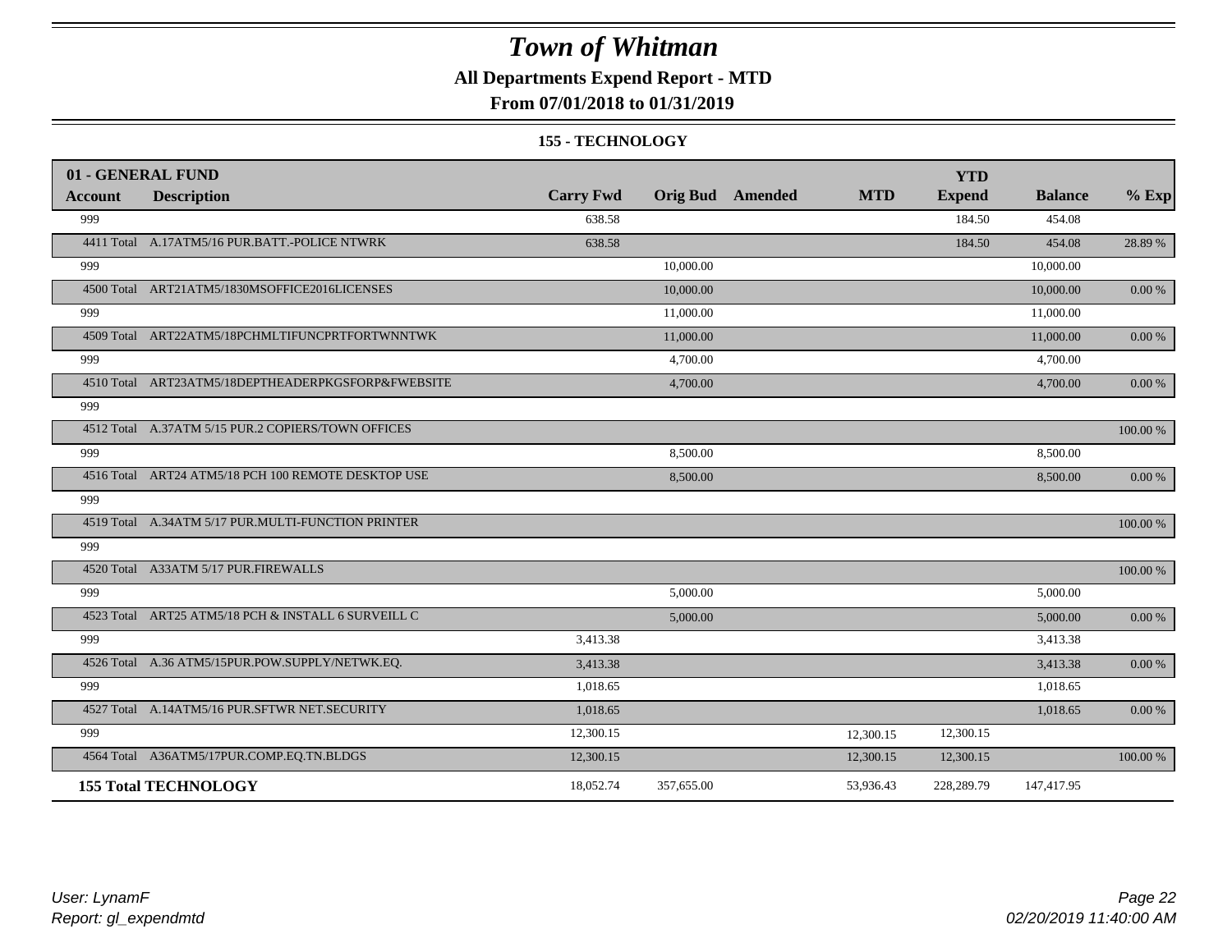# Town of Whitman

**All Departments Expend Report - MTD**

**From 07/01/2018 to 01/31/2019**

**155 - TECHNOLOGY**

| 01 - GENERAL FUND | | | | | | | | | |
|---|---|---|---|---|---|---|---|---|---|
| **Account** | **Description** | **Carry Fwd** | **Orig Bud** | **Amended** | **MTD** | **YTD Expend** | **Balance** | **% Exp** |
| 999 | | 638.58 | | | | 184.50 | 454.08 | |
| 4411 Total | A.17ATM5/16 PUR.BATT.-POLICE NTWRK | 638.58 | | | | 184.50 | 454.08 | 28.89 % |
| 999 | | | 10,000.00 | | | | 10,000.00 | |
| 4500 Total | ART21ATM5/1830MSOFFICE2016LICENSES | | 10,000.00 | | | | 10,000.00 | 0.00 % |
| 999 | | | 11,000.00 | | | | 11,000.00 | |
| 4509 Total | ART22ATM5/18PCHMLTIFUNCPRTFORTWNNTWK | | 11,000.00 | | | | 11,000.00 | 0.00 % |
| 999 | | | 4,700.00 | | | | 4,700.00 | |
| 4510 Total | ART23ATM5/18DEPTHEADERPKGSFORP&FWEBSITE | | 4,700.00 | | | | 4,700.00 | 0.00 % |
| 999 | | | | | | | | |
| 4512 Total | A.37ATM 5/15 PUR.2 COPIERS/TOWN OFFICES | | | | | | | 100.00 % |
| 999 | | | 8,500.00 | | | | 8,500.00 | |
| 4516 Total | ART24 ATM5/18 PCH 100 REMOTE DESKTOP USE | | 8,500.00 | | | | 8,500.00 | 0.00 % |
| 999 | | | | | | | | |
| 4519 Total | A.34ATM 5/17 PUR.MULTI-FUNCTION PRINTER | | | | | | | 100.00 % |
| 999 | | | | | | | | |
| 4520 Total | A33ATM 5/17 PUR.FIREWALLS | | | | | | | 100.00 % |
| 999 | | | 5,000.00 | | | | 5,000.00 | |
| 4523 Total | ART25 ATM5/18 PCH & INSTALL 6 SURVEILL C | | 5,000.00 | | | | 5,000.00 | 0.00 % |
| 999 | | 3,413.38 | | | | | 3,413.38 | |
| 4526 Total | A.36 ATM5/15PUR.POW.SUPPLY/NETWK.EQ. | 3,413.38 | | | | | 3,413.38 | 0.00 % |
| 999 | | 1,018.65 | | | | | 1,018.65 | |
| 4527 Total | A.14ATM5/16 PUR.SFTWR NET.SECURITY | 1,018.65 | | | | | 1,018.65 | 0.00 % |
| 999 | | 12,300.15 | | | 12,300.15 | 12,300.15 | | |
| 4564 Total | A36ATM5/17PUR.COMP.EQ.TN.BLDGS | 12,300.15 | | | 12,300.15 | 12,300.15 | | 100.00 % |
| **155 Total TECHNOLOGY** | | 18,052.74 | 357,655.00 | | 53,936.43 | 228,289.79 | 147,417.95 | |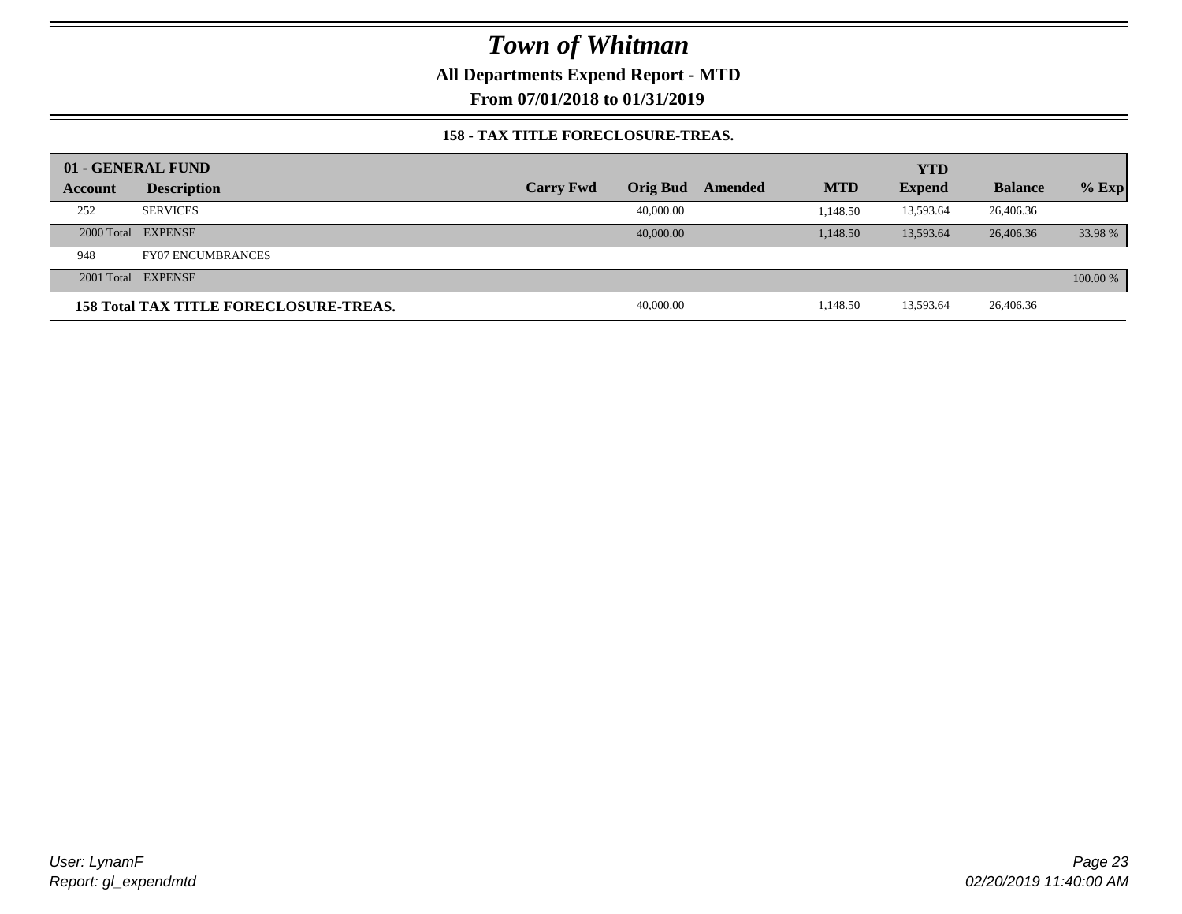# Town of Whitman

## All Departments Expend Report - MTD

## From 07/01/2018 to 01/31/2019

### 158 - TAX TITLE FORECLOSURE-TREAS.

| 01 - GENERAL FUND | | | | | | YTD | | |
|---|---|---|---|---|---|---|---|---|
| Account | Description | Carry Fwd | Orig Bud | Amended | MTD | Expend | Balance | % Exp |
| 252 | SERVICES | | 40,000.00 | | 1,148.50 | 13,593.64 | 26,406.36 | |
| 2000 Total | EXPENSE | | 40,000.00 | | 1,148.50 | 13,593.64 | 26,406.36 | 33.98 % |
| 948 | FY07 ENCUMBRANCES | | | | | | | |
| 2001 Total | EXPENSE | | | | | | | 100.00 % |
| **158 Total TAX TITLE FORECLOSURE-TREAS.** | | | 40,000.00 | | 1,148.50 | 13,593.64 | 26,406.36 | |

User: LynamF
Report: gl_expendmtd

02/20/2019 11:40:00 AM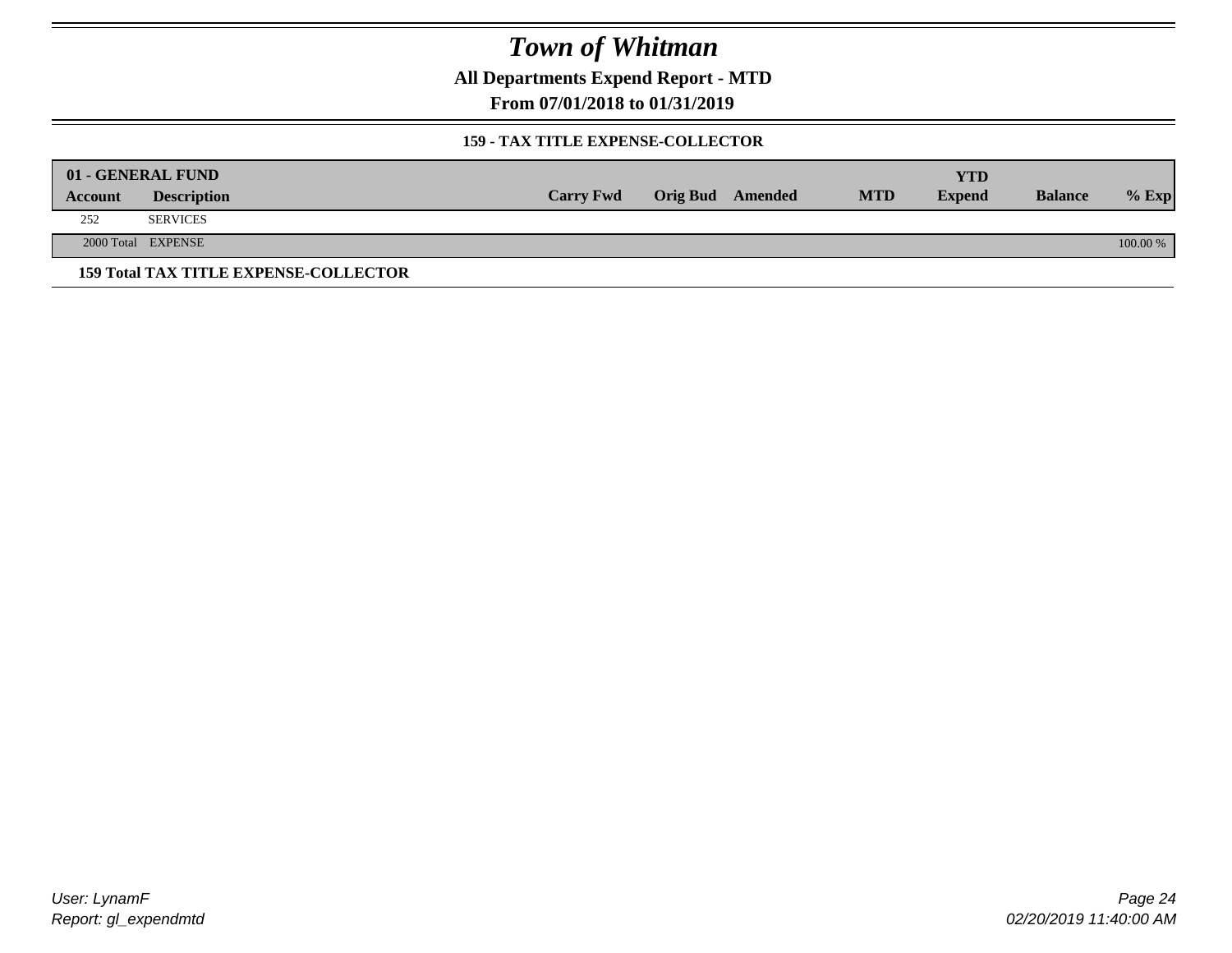# Town of Whitman

## All Departments Expend Report - MTD

### From 07/01/2018 to 01/31/2019

#### 159 - TAX TITLE EXPENSE-COLLECTOR

| 01 - GENERAL FUND | | | | | | | | |
|---|---|---|---|---|---|---|---|---|
| **Account** | **Description** | **Carry Fwd** | **Orig Bud** | **Amended** | **MTD** | **YTD Expend** | **Balance** | **% Exp** |
| 252 | SERVICES | | | | | | | |
| 2000 Total | EXPENSE | | | | | | | 100.00 % |

**159 Total TAX TITLE EXPENSE-COLLECTOR**

*User: LynamF*
*Report: gl_expendmtd*

*02/20/2019 11:40:00 AM*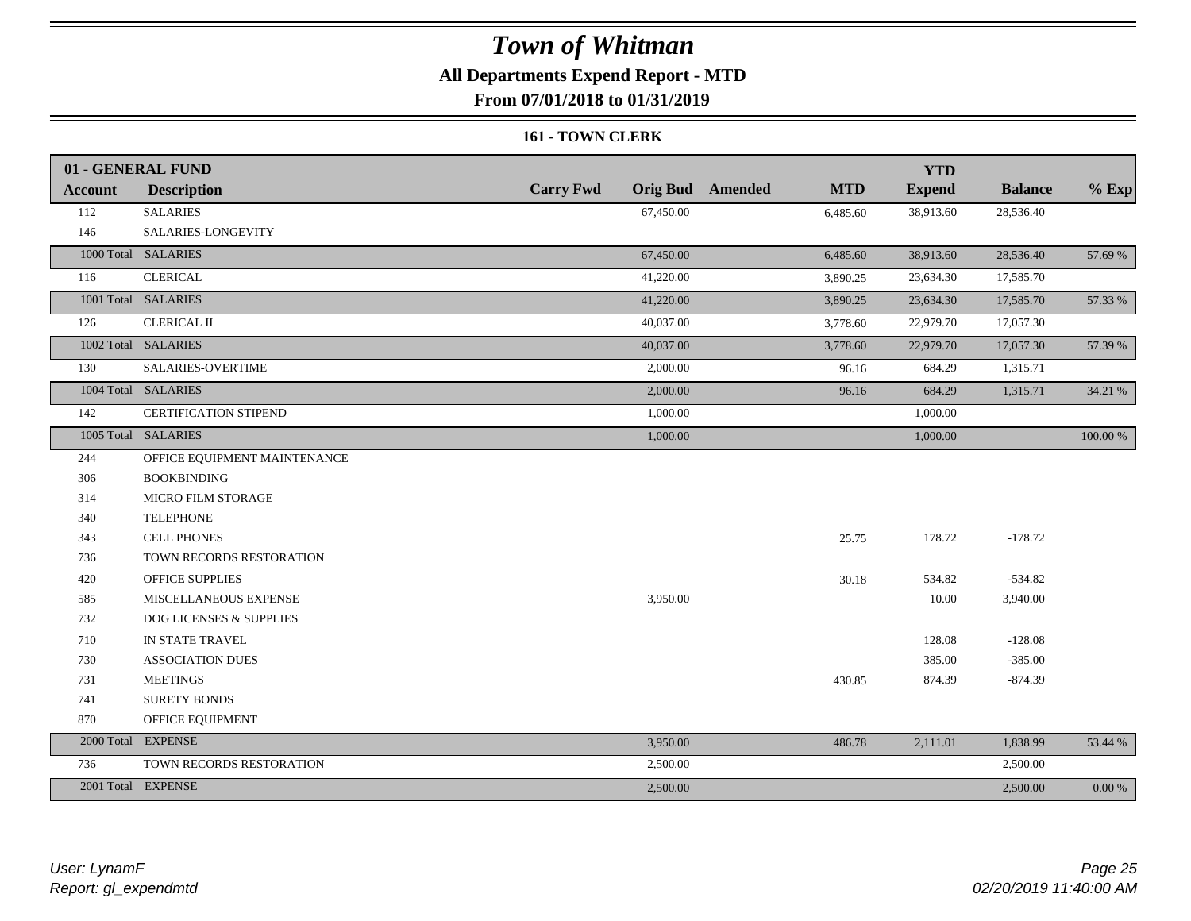# Town of Whitman

## All Departments Expend Report - MTD

## From 07/01/2018 to 01/31/2019

### 161 - TOWN CLERK

| 01 - GENERAL FUND | | | | | | | | |
|---|---|---|---|---|---|---|---|---|
| **Account** | **Description** | **Carry Fwd** | **Orig Bud** | **Amended** | **MTD** | **YTD Expend** | **Balance** | **% Exp** |
| 112 | SALARIES | | 67,450.00 | | 6,485.60 | 38,913.60 | 28,536.40 | |
| 146 | SALARIES-LONGEVITY | | | | | | | |
| 1000 Total | SALARIES | | 67,450.00 | | 6,485.60 | 38,913.60 | 28,536.40 | 57.69 % |
| 116 | CLERICAL | | 41,220.00 | | 3,890.25 | 23,634.30 | 17,585.70 | |
| 1001 Total | SALARIES | | 41,220.00 | | 3,890.25 | 23,634.30 | 17,585.70 | 57.33 % |
| 126 | CLERICAL II | | 40,037.00 | | 3,778.60 | 22,979.70 | 17,057.30 | |
| 1002 Total | SALARIES | | 40,037.00 | | 3,778.60 | 22,979.70 | 17,057.30 | 57.39 % |
| 130 | SALARIES-OVERTIME | | 2,000.00 | | 96.16 | 684.29 | 1,315.71 | |
| 1004 Total | SALARIES | | 2,000.00 | | 96.16 | 684.29 | 1,315.71 | 34.21 % |
| 142 | CERTIFICATION STIPEND | | 1,000.00 | | | 1,000.00 | | |
| 1005 Total | SALARIES | | 1,000.00 | | | 1,000.00 | | 100.00 % |
| 244 | OFFICE EQUIPMENT MAINTENANCE | | | | | | | |
| 306 | BOOKBINDING | | | | | | | |
| 314 | MICRO FILM STORAGE | | | | | | | |
| 340 | TELEPHONE | | | | | | | |
| 343 | CELL PHONES | | | | 25.75 | 178.72 | -178.72 | |
| 736 | TOWN RECORDS RESTORATION | | | | | | | |
| 420 | OFFICE SUPPLIES | | | | 30.18 | 534.82 | -534.82 | |
| 585 | MISCELLANEOUS EXPENSE | | 3,950.00 | | | 10.00 | 3,940.00 | |
| 732 | DOG LICENSES & SUPPLIES | | | | | | | |
| 710 | IN STATE TRAVEL | | | | | 128.08 | -128.08 | |
| 730 | ASSOCIATION DUES | | | | | 385.00 | -385.00 | |
| 731 | MEETINGS | | | | 430.85 | 874.39 | -874.39 | |
| 741 | SURETY BONDS | | | | | | | |
| 870 | OFFICE EQUIPMENT | | | | | | | |
| 2000 Total | EXPENSE | | 3,950.00 | | 486.78 | 2,111.01 | 1,838.99 | 53.44 % |
| 736 | TOWN RECORDS RESTORATION | | 2,500.00 | | | | 2,500.00 | |
| 2001 Total | EXPENSE | | 2,500.00 | | | | 2,500.00 | 0.00 % |

*User: LynamF*
*Report: gl_expendmtd*

*02/20/2019 11:40:00 AM*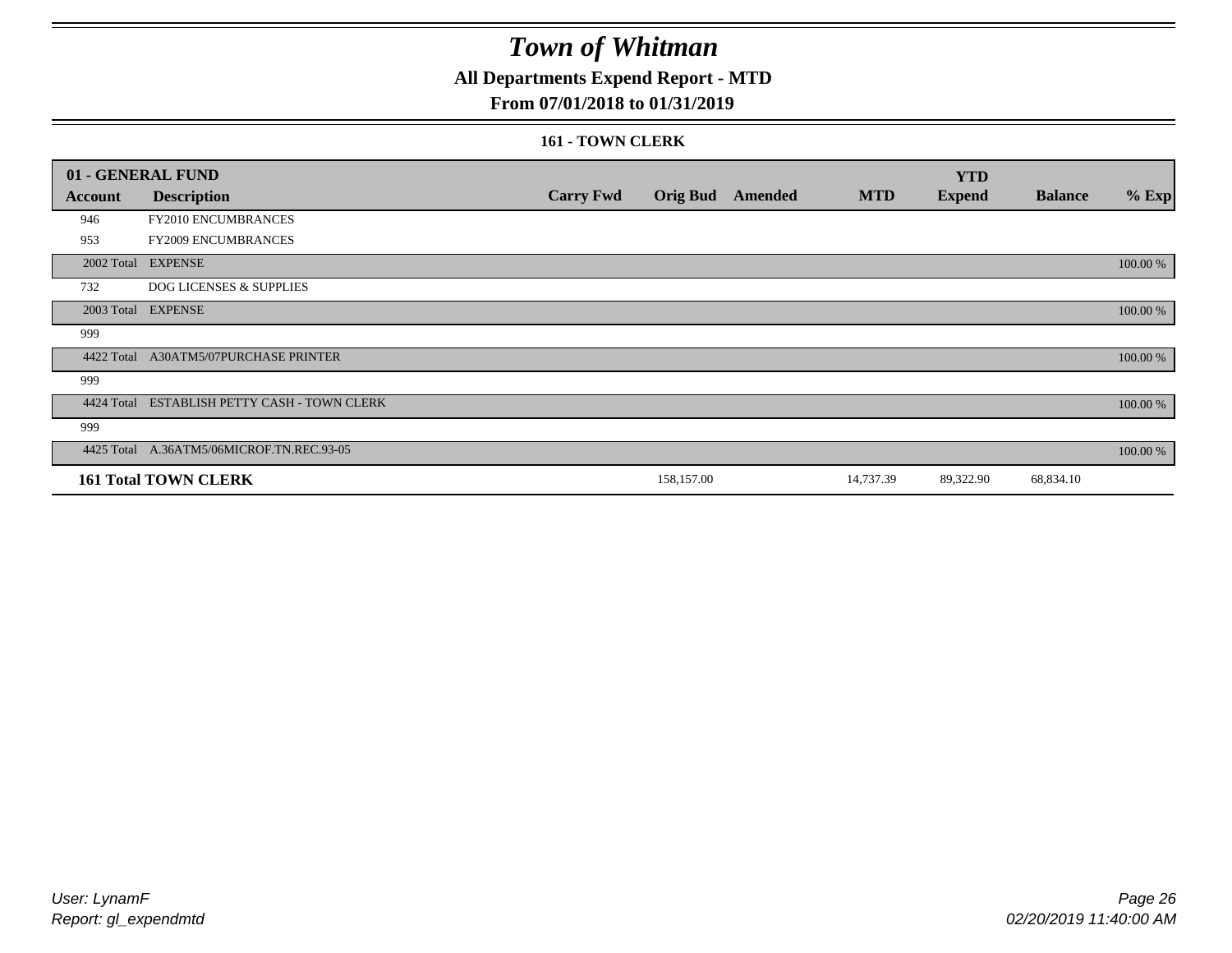# Town of Whitman

## All Departments Expend Report - MTD

## From 07/01/2018 to 01/31/2019

### 161 - TOWN CLERK

| 01 - GENERAL FUND | | | | | | YTD | | |
|---|---|---|---|---|---|---|---|---|
| Account | Description | Carry Fwd | Orig Bud | Amended | MTD | Expend | Balance | % Exp |
| 946 | FY2010 ENCUMBRANCES | | | | | | | |
| 953 | FY2009 ENCUMBRANCES | | | | | | | |
| 2002 Total | EXPENSE | | | | | | | 100.00 % |
| 732 | DOG LICENSES & SUPPLIES | | | | | | | |
| 2003 Total | EXPENSE | | | | | | | 100.00 % |
| 999 | | | | | | | | |
| 4422 Total | A30ATM5/07PURCHASE PRINTER | | | | | | | 100.00 % |
| 999 | | | | | | | | |
| 4424 Total | ESTABLISH PETTY CASH - TOWN CLERK | | | | | | | 100.00 % |
| 999 | | | | | | | | |
| 4425 Total | A.36ATM5/06MICROF.TN.REC.93-05 | | | | | | | 100.00 % |
| **161 Total TOWN CLERK** | | | 158,157.00 | | 14,737.39 | 89,322.90 | 68,834.10 | |

*User: LynamF*
*Report: gl_expendmtd*

*02/20/2019 11:40:00 AM*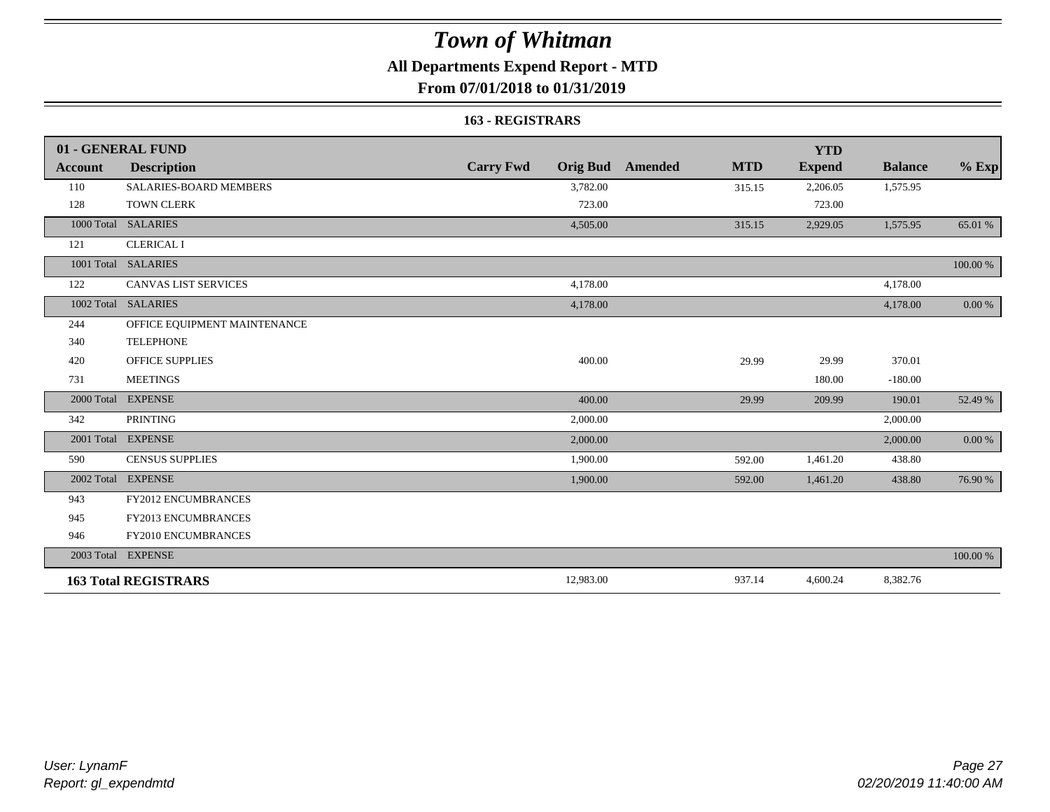# Town of Whitman

## All Departments Expend Report - MTD

### From 07/01/2018 to 01/31/2019

#### 163 - REGISTRARS

| 01 - GENERAL FUND | | | | | | | | |
|---|---|---|---|---|---|---|---|---|
| **Account** | **Description** | **Carry Fwd** | **Orig Bud** | **Amended** | **MTD** | **YTD Expend** | **Balance** | **% Exp** |
| 110 | SALARIES-BOARD MEMBERS | | 3,782.00 | | 315.15 | 2,206.05 | 1,575.95 | |
| 128 | TOWN CLERK | | 723.00 | | | 723.00 | | |
| 1000 Total | SALARIES | | 4,505.00 | | 315.15 | 2,929.05 | 1,575.95 | 65.01 % |
| 121 | CLERICAL I | | | | | | | |
| 1001 Total | SALARIES | | | | | | | 100.00 % |
| 122 | CANVAS LIST SERVICES | | 4,178.00 | | | | 4,178.00 | |
| 1002 Total | SALARIES | | 4,178.00 | | | | 4,178.00 | 0.00 % |
| 244 | OFFICE EQUIPMENT MAINTENANCE | | | | | | | |
| 340 | TELEPHONE | | | | | | | |
| 420 | OFFICE SUPPLIES | | 400.00 | | 29.99 | 29.99 | 370.01 | |
| 731 | MEETINGS | | | | | 180.00 | -180.00 | |
| 2000 Total | EXPENSE | | 400.00 | | 29.99 | 209.99 | 190.01 | 52.49 % |
| 342 | PRINTING | | 2,000.00 | | | | 2,000.00 | |
| 2001 Total | EXPENSE | | 2,000.00 | | | | 2,000.00 | 0.00 % |
| 590 | CENSUS SUPPLIES | | 1,900.00 | | 592.00 | 1,461.20 | 438.80 | |
| 2002 Total | EXPENSE | | 1,900.00 | | 592.00 | 1,461.20 | 438.80 | 76.90 % |
| 943 | FY2012 ENCUMBRANCES | | | | | | | |
| 945 | FY2013 ENCUMBRANCES | | | | | | | |
| 946 | FY2010 ENCUMBRANCES | | | | | | | |
| 2003 Total | EXPENSE | | | | | | | 100.00 % |
| **163 Total REGISTRARS** | | | 12,983.00 | | 937.14 | 4,600.24 | 8,382.76 | |

*User: LynamF*
*Report: gl_expendmtd*

*02/20/2019 11:40:00 AM*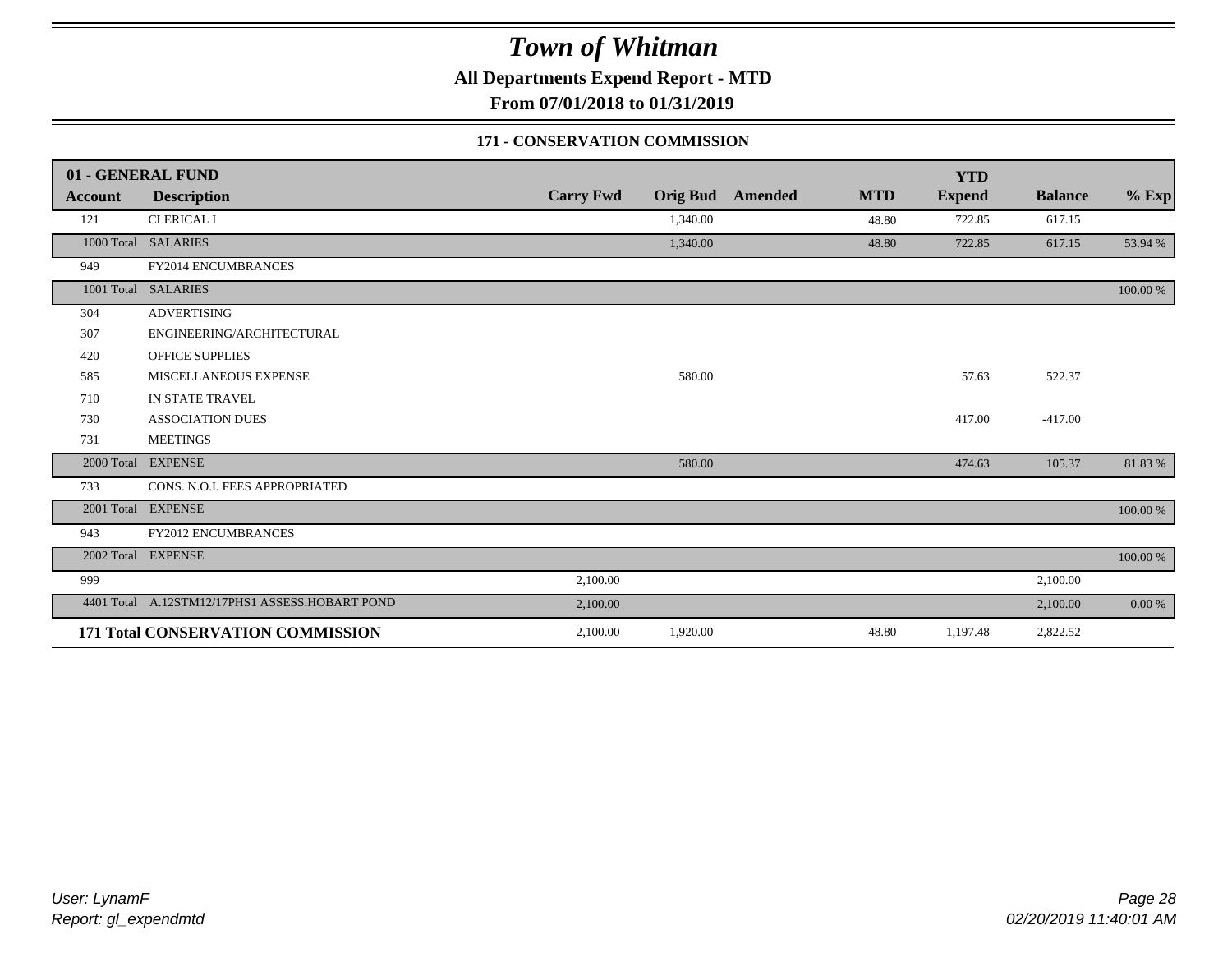# Town of Whitman

## All Departments Expend Report - MTD

### From 07/01/2018 to 01/31/2019

#### 171 - CONSERVATION COMMISSION

| Account | Description | Carry Fwd | Orig Bud | Amended | MTD | YTD Expend | Balance | % Exp |
|---|---|---|---|---|---|---|---|---|
| **01 - GENERAL FUND** | | | | | | | | |
| 121 | CLERICAL I | | 1,340.00 | | 48.80 | 722.85 | 617.15 | |
| 1000 Total | SALARIES | | 1,340.00 | | 48.80 | 722.85 | 617.15 | 53.94 % |
| 949 | FY2014 ENCUMBRANCES | | | | | | | |
| 1001 Total | SALARIES | | | | | | | 100.00 % |
| 304 | ADVERTISING | | | | | | | |
| 307 | ENGINEERING/ARCHITECTURAL | | | | | | | |
| 420 | OFFICE SUPPLIES | | | | | | | |
| 585 | MISCELLANEOUS EXPENSE | | 580.00 | | | 57.63 | 522.37 | |
| 710 | IN STATE TRAVEL | | | | | | | |
| 730 | ASSOCIATION DUES | | | | | 417.00 | -417.00 | |
| 731 | MEETINGS | | | | | | | |
| 2000 Total | EXPENSE | | 580.00 | | | 474.63 | 105.37 | 81.83 % |
| 733 | CONS. N.O.I. FEES APPROPRIATED | | | | | | | |
| 2001 Total | EXPENSE | | | | | | | 100.00 % |
| 943 | FY2012 ENCUMBRANCES | | | | | | | |
| 2002 Total | EXPENSE | | | | | | | 100.00 % |
| 999 | | 2,100.00 | | | | | 2,100.00 | |
| 4401 Total | A.12STM12/17PHS1 ASSESS.HOBART POND | 2,100.00 | | | | | 2,100.00 | 0.00 % |
| **171 Total** | **CONSERVATION COMMISSION** | 2,100.00 | 1,920.00 | | 48.80 | 1,197.48 | 2,822.52 | |

User: LynamF
Report: gl_expendmtd

02/20/2019 11:40:01 AM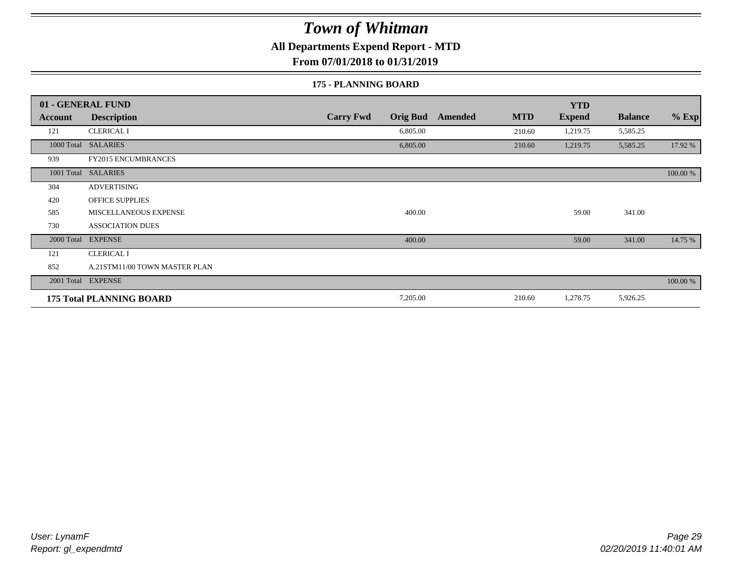# Town of Whitman

**All Departments Expend Report - MTD**

**From 07/01/2018 to 01/31/2019**

### 175 - PLANNING BOARD

| 01 - GENERAL FUND Account | Description | Carry Fwd | Orig Bud | Amended | MTD | YTD Expend | Balance | % Exp |
|---|---|---|---|---|---|---|---|---|
| 121 | CLERICAL I | | 6,805.00 | | 210.60 | 1,219.75 | 5,585.25 | |
| 1000 Total | SALARIES | | 6,805.00 | | 210.60 | 1,219.75 | 5,585.25 | 17.92 % |
| 939 | FY2015 ENCUMBRANCES | | | | | | | |
| 1001 Total | SALARIES | | | | | | | 100.00 % |
| 304 | ADVERTISING | | | | | | | |
| 420 | OFFICE SUPPLIES | | | | | | | |
| 585 | MISCELLANEOUS EXPENSE | | 400.00 | | | 59.00 | 341.00 | |
| 730 | ASSOCIATION DUES | | | | | | | |
| 2000 Total | EXPENSE | | 400.00 | | | 59.00 | 341.00 | 14.75 % |
| 121 | CLERICAL I | | | | | | | |
| 852 | A.21STM11/00 TOWN MASTER PLAN | | | | | | | |
| 2001 Total | EXPENSE | | | | | | | 100.00 % |
| **175 Total PLANNING BOARD** | | | 7,205.00 | | 210.60 | 1,278.75 | 5,926.25 | |

User: LynamF
Report: gl_expendmtd

02/20/2019 11:40:01 AM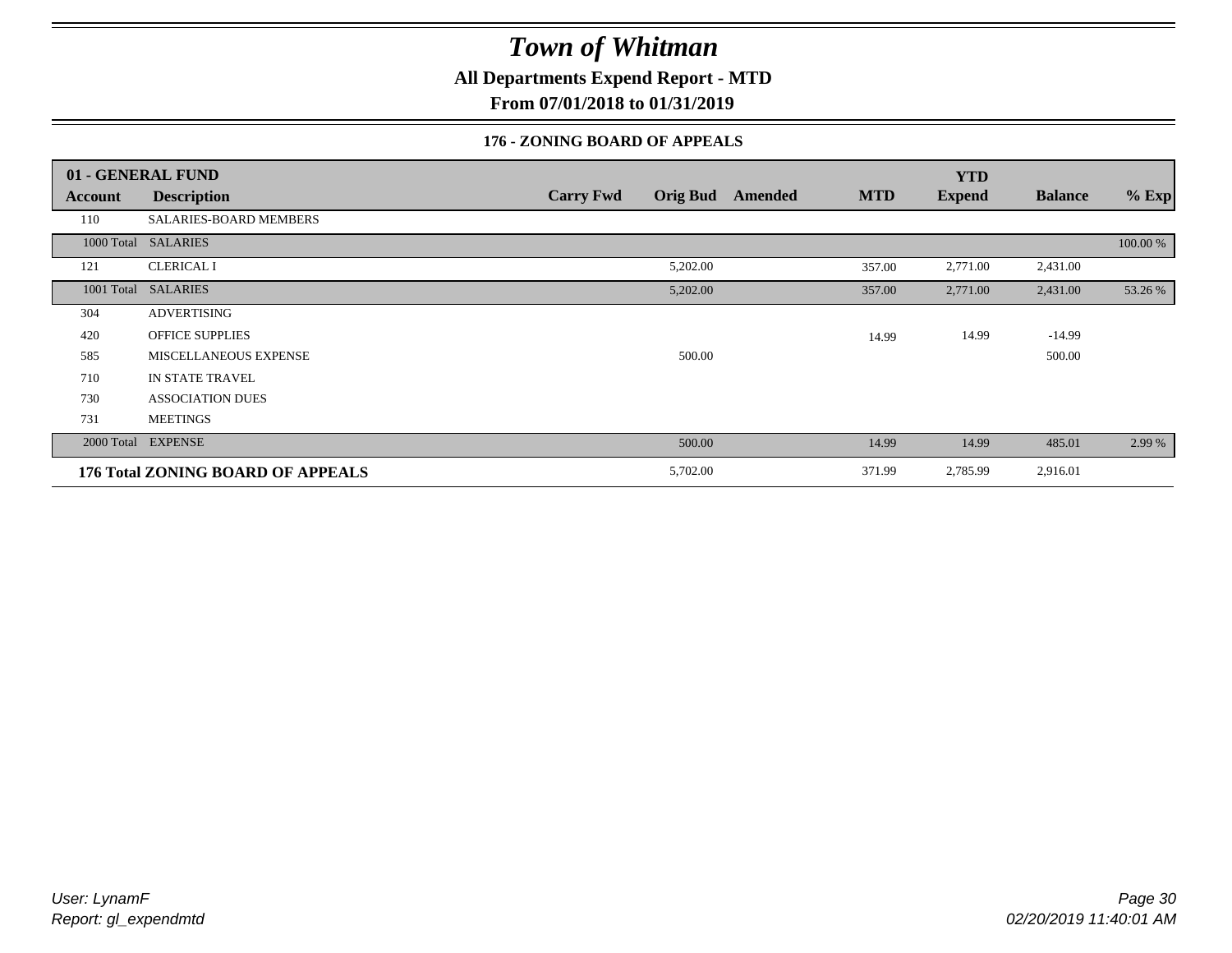# Town of Whitman

**All Departments Expend Report - MTD**

**From 07/01/2018 to 01/31/2019**

### 176 - ZONING BOARD OF APPEALS

| 01 - GENERAL FUND | | | | | | YTD | | |
|---|---|---|---|---|---|---|---|---|
| **Account** | **Description** | **Carry Fwd** | **Orig Bud** | **Amended** | **MTD** | **Expend** | **Balance** | **% Exp** |
| 110 | SALARIES-BOARD MEMBERS | | | | | | | |
| 1000 Total | SALARIES | | | | | | | 100.00 % |
| 121 | CLERICAL I | | 5,202.00 | | 357.00 | 2,771.00 | 2,431.00 | |
| 1001 Total | SALARIES | | 5,202.00 | | 357.00 | 2,771.00 | 2,431.00 | 53.26 % |
| 304 | ADVERTISING | | | | | | | |
| 420 | OFFICE SUPPLIES | | | | 14.99 | 14.99 | -14.99 | |
| 585 | MISCELLANEOUS EXPENSE | | 500.00 | | | | 500.00 | |
| 710 | IN STATE TRAVEL | | | | | | | |
| 730 | ASSOCIATION DUES | | | | | | | |
| 731 | MEETINGS | | | | | | | |
| 2000 Total | EXPENSE | | 500.00 | | 14.99 | 14.99 | 485.01 | 2.99 % |
| **176 Total ZONING BOARD OF APPEALS** | | | 5,702.00 | | 371.99 | 2,785.99 | 2,916.01 | |

*User: LynamF*
*Report: gl_expendmtd*

*02/20/2019 11:40:01 AM*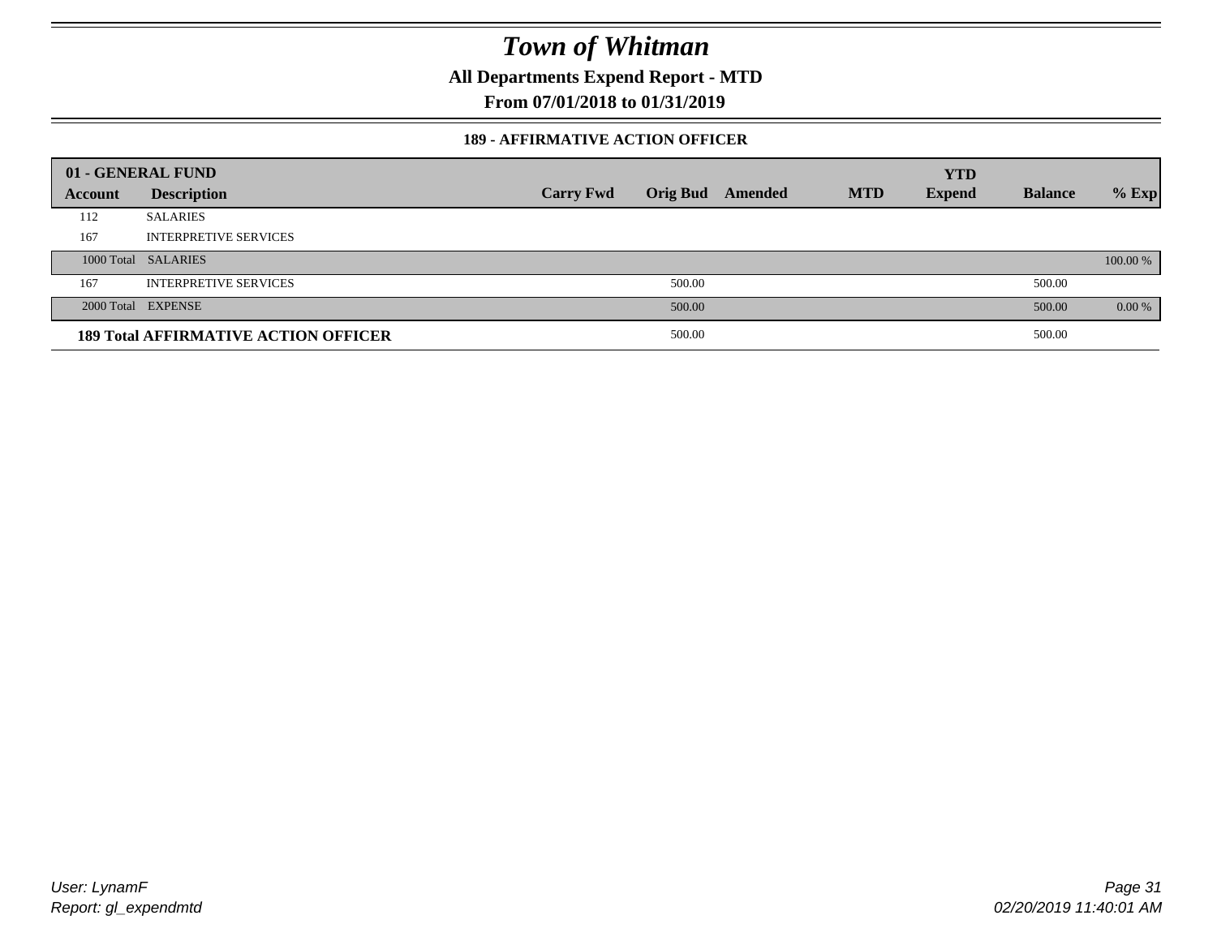# Town of Whitman

**All Departments Expend Report - MTD**

**From 07/01/2018 to 01/31/2019**

**189 - AFFIRMATIVE ACTION OFFICER**

| 01 - GENERAL FUND | | | | | | YTD | | |
|---|---|---|---|---|---|---|---|---|
| Account | Description | Carry Fwd | Orig Bud | Amended | MTD | Expend | Balance | % Exp |
| 112 | SALARIES | | | | | | | |
| 167 | INTERPRETIVE SERVICES | | | | | | | |
| 1000 Total | SALARIES | | | | | | | 100.00 % |
| 167 | INTERPRETIVE SERVICES | | 500.00 | | | | 500.00 | |
| 2000 Total | EXPENSE | | 500.00 | | | | 500.00 | 0.00 % |
| **189 Total AFFIRMATIVE ACTION OFFICER** | | | 500.00 | | | | 500.00 | |

User: LynamF
Report: gl_expendmtd

02/20/2019 11:40:01 AM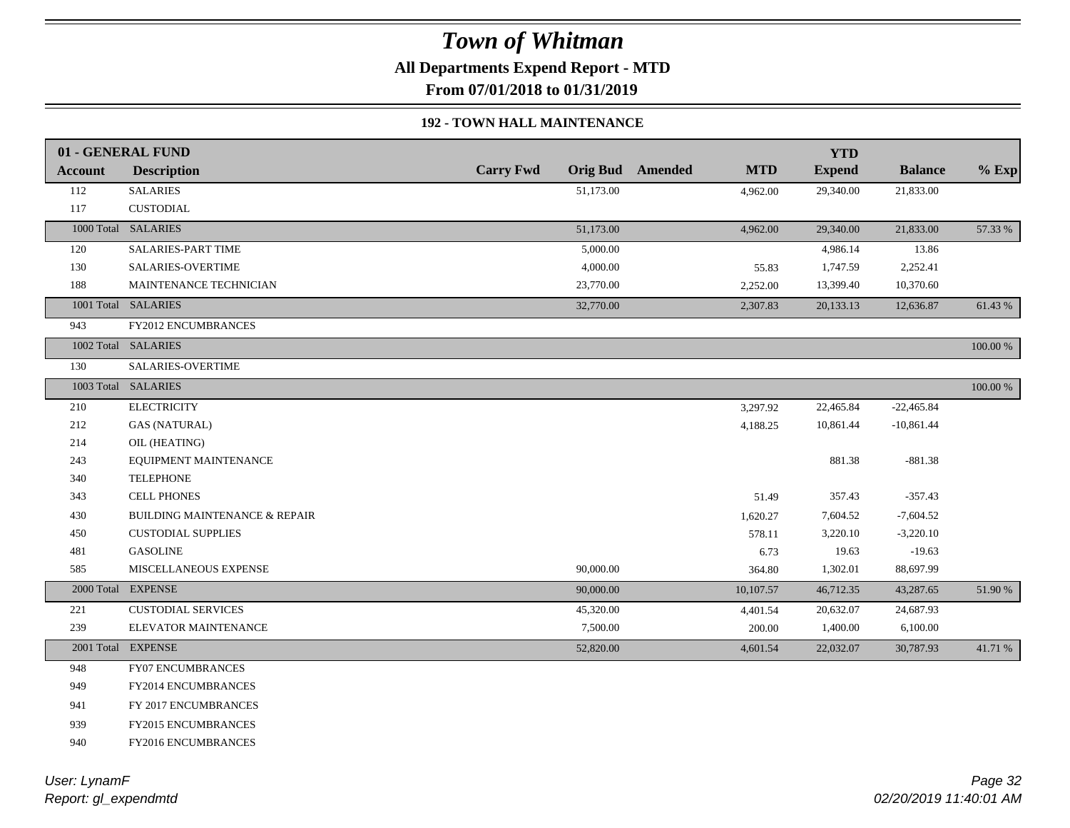# Town of Whitman

**All Departments Expend Report - MTD**

**From 07/01/2018 to 01/31/2019**

### 192 - TOWN HALL MAINTENANCE

| **01 - GENERAL FUND** | | | | | | | | |
|---|---|---|---|---|---|---|---|---|
| **Account** | **Description** | **Carry Fwd** | **Orig Bud** | **Amended** | **MTD** | **YTD Expend** | **Balance** | **% Exp** |
| 112 | SALARIES | | 51,173.00 | | 4,962.00 | 29,340.00 | 21,833.00 | |
| 117 | CUSTODIAL | | | | | | | |
| 1000 Total | SALARIES | | 51,173.00 | | 4,962.00 | 29,340.00 | 21,833.00 | 57.33 % |
| 120 | SALARIES-PART TIME | | 5,000.00 | | | 4,986.14 | 13.86 | |
| 130 | SALARIES-OVERTIME | | 4,000.00 | | 55.83 | 1,747.59 | 2,252.41 | |
| 188 | MAINTENANCE TECHNICIAN | | 23,770.00 | | 2,252.00 | 13,399.40 | 10,370.60 | |
| 1001 Total | SALARIES | | 32,770.00 | | 2,307.83 | 20,133.13 | 12,636.87 | 61.43 % |
| 943 | FY2012 ENCUMBRANCES | | | | | | | |
| 1002 Total | SALARIES | | | | | | | 100.00 % |
| 130 | SALARIES-OVERTIME | | | | | | | |
| 1003 Total | SALARIES | | | | | | | 100.00 % |
| 210 | ELECTRICITY | | | | 3,297.92 | 22,465.84 | -22,465.84 | |
| 212 | GAS (NATURAL) | | | | 4,188.25 | 10,861.44 | -10,861.44 | |
| 214 | OIL (HEATING) | | | | | | | |
| 243 | EQUIPMENT MAINTENANCE | | | | | 881.38 | -881.38 | |
| 340 | TELEPHONE | | | | | | | |
| 343 | CELL PHONES | | | | 51.49 | 357.43 | -357.43 | |
| 430 | BUILDING MAINTENANCE & REPAIR | | | | 1,620.27 | 7,604.52 | -7,604.52 | |
| 450 | CUSTODIAL SUPPLIES | | | | 578.11 | 3,220.10 | -3,220.10 | |
| 481 | GASOLINE | | | | 6.73 | 19.63 | -19.63 | |
| 585 | MISCELLANEOUS EXPENSE | | 90,000.00 | | 364.80 | 1,302.01 | 88,697.99 | |
| 2000 Total | EXPENSE | | 90,000.00 | | 10,107.57 | 46,712.35 | 43,287.65 | 51.90 % |
| 221 | CUSTODIAL SERVICES | | 45,320.00 | | 4,401.54 | 20,632.07 | 24,687.93 | |
| 239 | ELEVATOR MAINTENANCE | | 7,500.00 | | 200.00 | 1,400.00 | 6,100.00 | |
| 2001 Total | EXPENSE | | 52,820.00 | | 4,601.54 | 22,032.07 | 30,787.93 | 41.71 % |
| 948 | FY07 ENCUMBRANCES | | | | | | | |
| 949 | FY2014 ENCUMBRANCES | | | | | | | |
| 941 | FY 2017 ENCUMBRANCES | | | | | | | |
| 939 | FY2015 ENCUMBRANCES | | | | | | | |
| 940 | FY2016 ENCUMBRANCES | | | | | | | |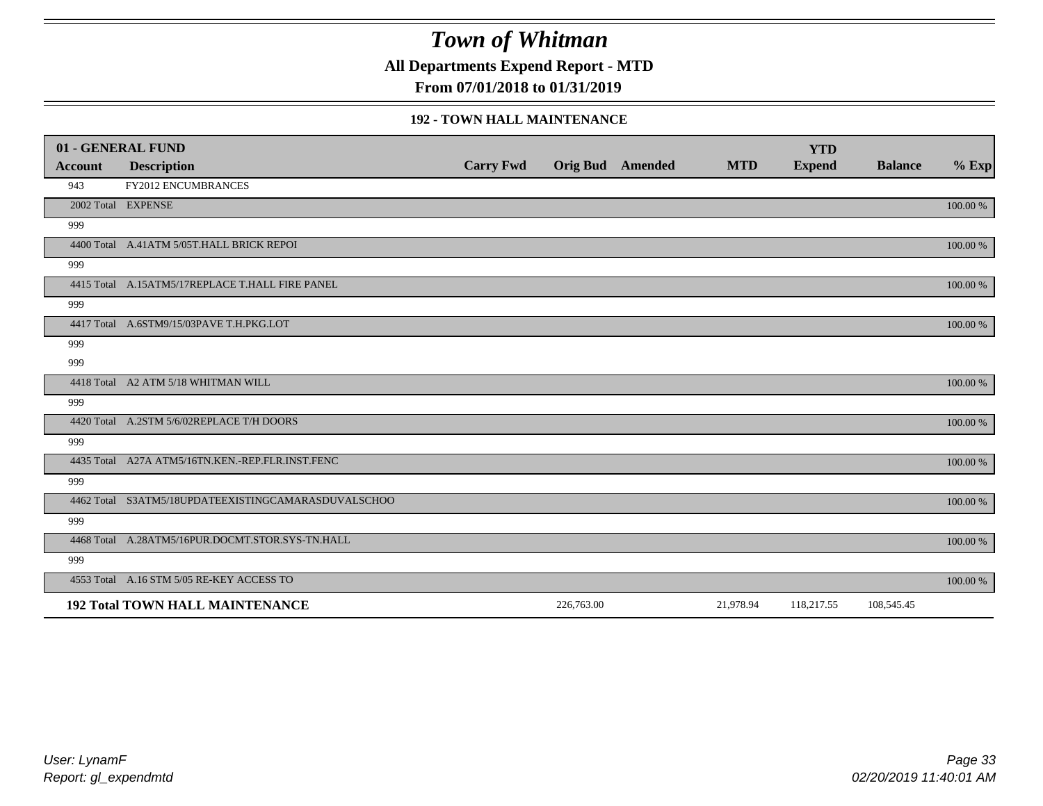# Town of Whitman

**All Departments Expend Report - MTD**

**From 07/01/2018 to 01/31/2019**

### 192 - TOWN HALL MAINTENANCE

| 01 - GENERAL FUND | | | | | | YTD | | |
|---|---|---|---|---|---|---|---|---|
| **Account** | **Description** | **Carry Fwd** | **Orig Bud** | **Amended** | **MTD** | **Expend** | **Balance** | **% Exp** |
| 943 | FY2012 ENCUMBRANCES | | | | | | | |
| 2002 Total | EXPENSE | | | | | | | 100.00 % |
| 999 | | | | | | | | |
| 4400 Total | A.41ATM 5/05T.HALL BRICK REPOI | | | | | | | 100.00 % |
| 999 | | | | | | | | |
| 4415 Total | A.15ATM5/17REPLACE T.HALL FIRE PANEL | | | | | | | 100.00 % |
| 999 | | | | | | | | |
| 4417 Total | A.6STM9/15/03PAVE T.H.PKG.LOT | | | | | | | 100.00 % |
| 999 | | | | | | | | |
| 999 | | | | | | | | |
| 4418 Total | A2 ATM 5/18 WHITMAN WILL | | | | | | | 100.00 % |
| 999 | | | | | | | | |
| 4420 Total | A.2STM 5/6/02REPLACE T/H DOORS | | | | | | | 100.00 % |
| 999 | | | | | | | | |
| 4435 Total | A27A ATM5/16TN.KEN.-REP.FLR.INST.FENC | | | | | | | 100.00 % |
| 999 | | | | | | | | |
| 4462 Total | S3ATM5/18UPDATEEXISTINGCAMARASDUVALSCHOO | | | | | | | 100.00 % |
| 999 | | | | | | | | |
| 4468 Total | A.28ATM5/16PUR.DOCMT.STOR.SYS-TN.HALL | | | | | | | 100.00 % |
| 999 | | | | | | | | |
| 4553 Total | A.16 STM 5/05 RE-KEY ACCESS TO | | | | | | | 100.00 % |
| **192 Total TOWN HALL MAINTENANCE** | | | 226,763.00 | | 21,978.94 | 118,217.55 | 108,545.45 | |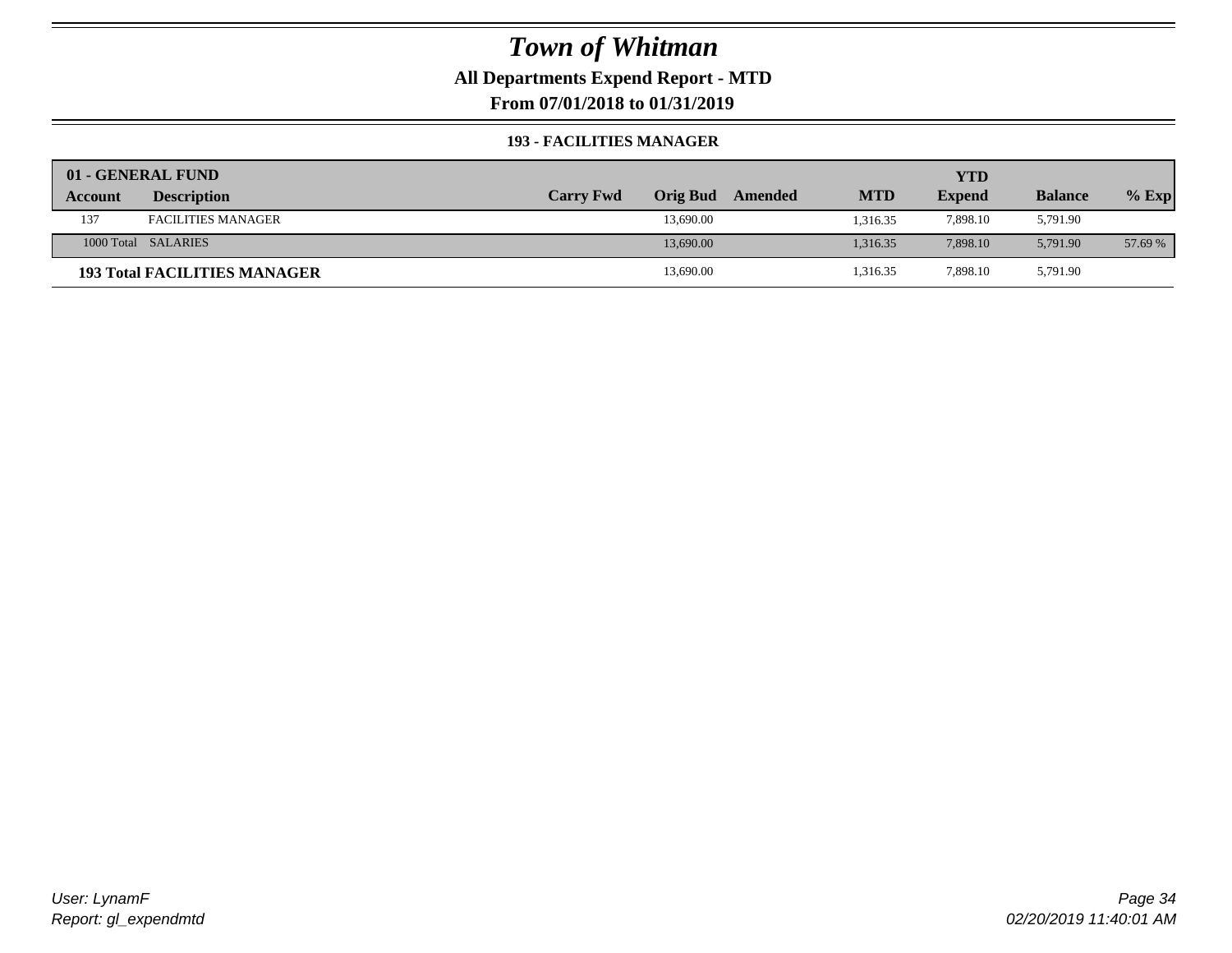# Town of Whitman

**All Departments Expend Report - MTD**

**From 07/01/2018 to 01/31/2019**

### 193 - FACILITIES MANAGER

| 01 - GENERAL FUND | | | | | | YTD | | |
|---|---|---|---|---|---|---|---|---|
| **Account** | **Description** | **Carry Fwd** | **Orig Bud** | **Amended** | **MTD** | **Expend** | **Balance** | **% Exp** |
| 137 | FACILITIES MANAGER | | 13,690.00 | | 1,316.35 | 7,898.10 | 5,791.90 | |
| 1000 Total | SALARIES | | 13,690.00 | | 1,316.35 | 7,898.10 | 5,791.90 | 57.69 % |
| **193 Total FACILITIES MANAGER** | | | 13,690.00 | | 1,316.35 | 7,898.10 | 5,791.90 | |

*User: LynamF*
*Report: gl_expendmtd*

*02/20/2019 11:40:01 AM*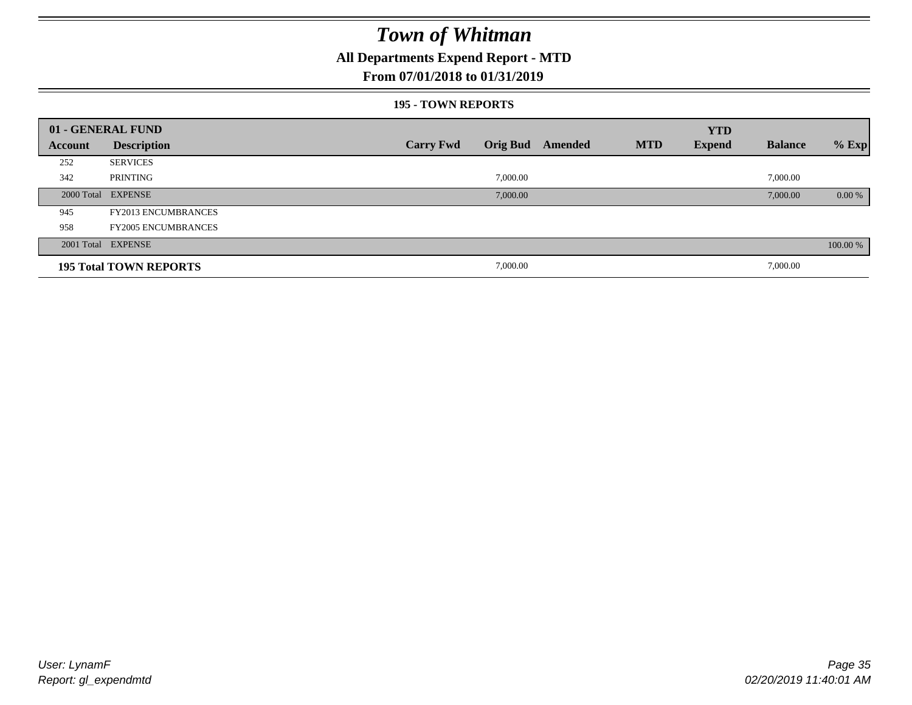# Town of Whitman

## All Departments Expend Report - MTD

### From 07/01/2018 to 01/31/2019

#### 195 - TOWN REPORTS

| 01 - GENERAL FUND | | | | | | | | |
|---|---|---|---|---|---|---|---|---|
| **Account** | **Description** | **Carry Fwd** | **Orig Bud** | **Amended** | **MTD** | **YTD Expend** | **Balance** | **% Exp** |
| 252 | SERVICES | | | | | | | |
| 342 | PRINTING | | 7,000.00 | | | | 7,000.00 | |
| 2000 Total | EXPENSE | | 7,000.00 | | | | 7,000.00 | 0.00 % |
| 945 | FY2013 ENCUMBRANCES | | | | | | | |
| 958 | FY2005 ENCUMBRANCES | | | | | | | |
| 2001 Total | EXPENSE | | | | | | | 100.00 % |
| **195 Total TOWN REPORTS** | | | 7,000.00 | | | | 7,000.00 | |

User: LynamF
Report: gl_expendmtd

02/20/2019 11:40:01 AM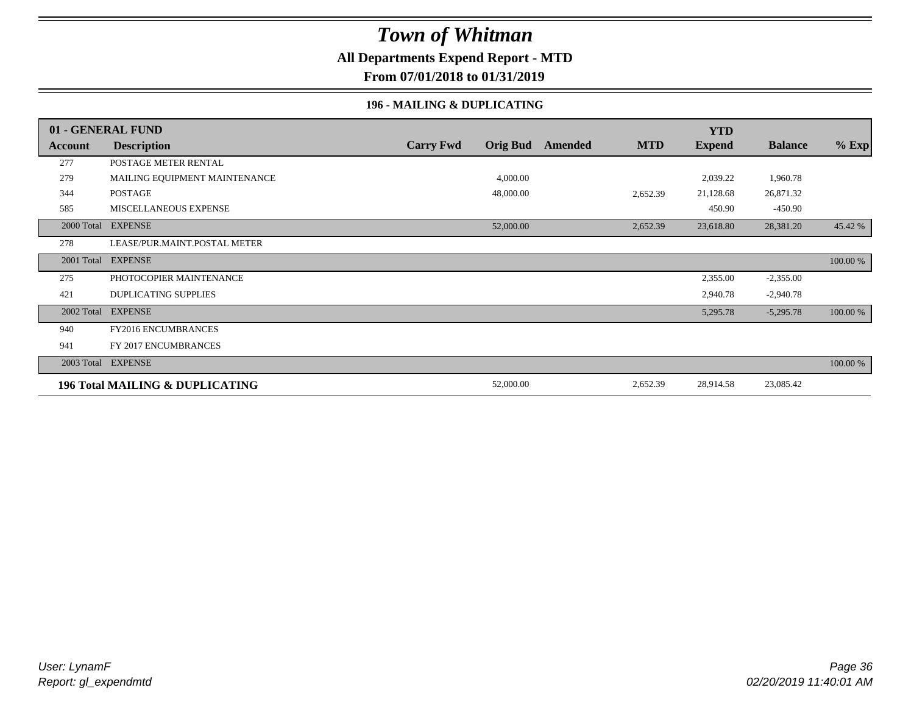# Town of Whitman

**All Departments Expend Report - MTD**

**From 07/01/2018 to 01/31/2019**

**196 - MAILING & DUPLICATING**

| Account | Description | Carry Fwd | Orig Bud | Amended | MTD | YTD Expend | Balance | % Exp |
|---|---|---|---|---|---|---|---|---|
| **01 - GENERAL FUND** | | | | | | | | |
| 277 | POSTAGE METER RENTAL | | | | | | | |
| 279 | MAILING EQUIPMENT MAINTENANCE | | 4,000.00 | | | 2,039.22 | 1,960.78 | |
| 344 | POSTAGE | | 48,000.00 | | 2,652.39 | 21,128.68 | 26,871.32 | |
| 585 | MISCELLANEOUS EXPENSE | | | | | 450.90 | -450.90 | |
| 2000 Total | EXPENSE | | 52,000.00 | | 2,652.39 | 23,618.80 | 28,381.20 | 45.42 % |
| 278 | LEASE/PUR.MAINT.POSTAL METER | | | | | | | |
| 2001 Total | EXPENSE | | | | | | | 100.00 % |
| 275 | PHOTOCOPIER MAINTENANCE | | | | | 2,355.00 | -2,355.00 | |
| 421 | DUPLICATING SUPPLIES | | | | | 2,940.78 | -2,940.78 | |
| 2002 Total | EXPENSE | | | | | 5,295.78 | -5,295.78 | 100.00 % |
| 940 | FY2016 ENCUMBRANCES | | | | | | | |
| 941 | FY 2017 ENCUMBRANCES | | | | | | | |
| 2003 Total | EXPENSE | | | | | | | 100.00 % |
| **196 Total MAILING & DUPLICATING** | | | 52,000.00 | | 2,652.39 | 28,914.58 | 23,085.42 | |

User: LynamF
Report: gl_expendmtd
02/20/2019 11:40:01 AM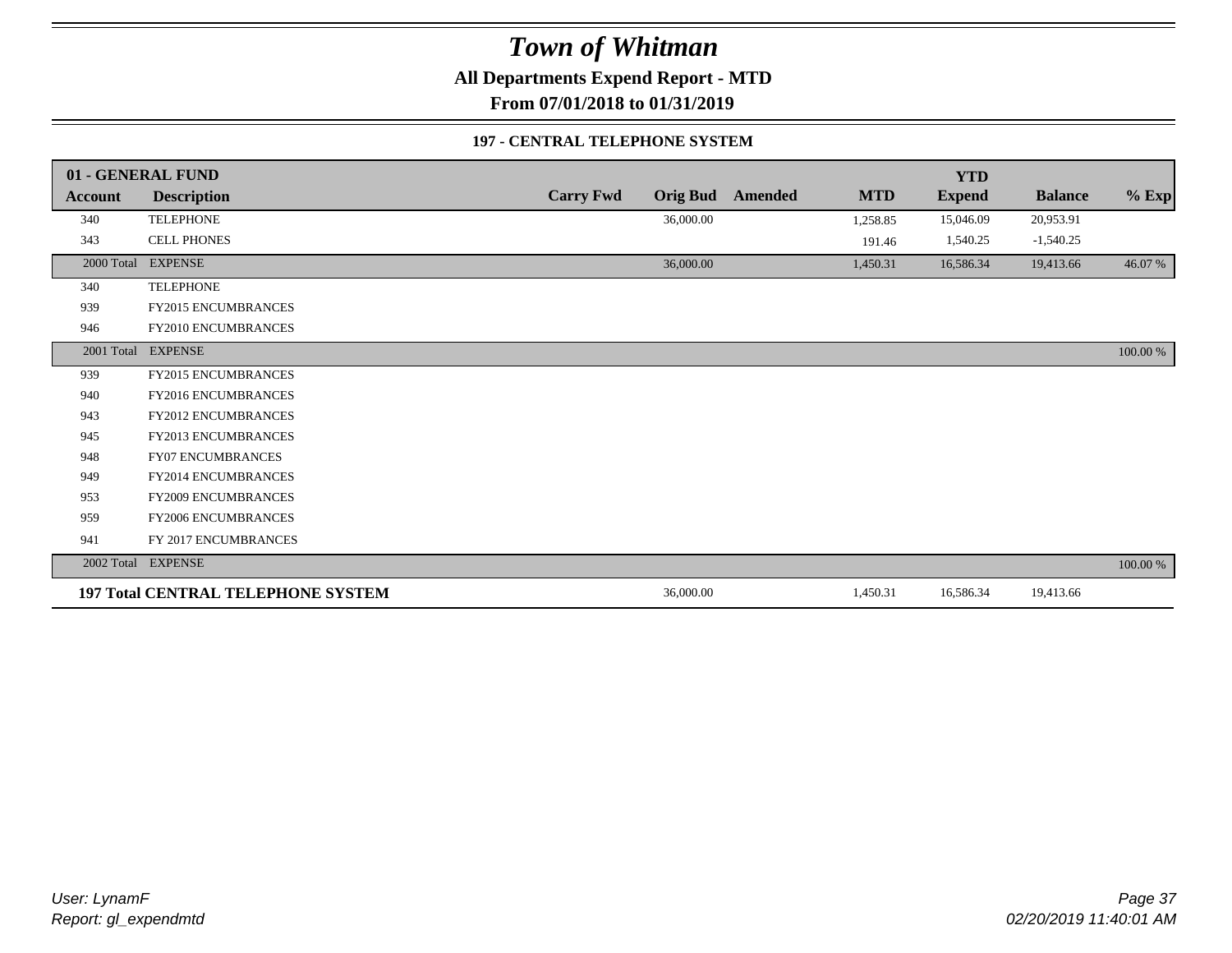# Town of Whitman

**All Departments Expend Report - MTD**

**From 07/01/2018 to 01/31/2019**

**197 - CENTRAL TELEPHONE SYSTEM**

| **01 - GENERAL FUND** | | | | | | | | | |
|---|---|---|---|---|---|---|---|---|---|
| **Account** | **Description** | **Carry Fwd** | **Orig Bud** | **Amended** | **MTD** | **YTD Expend** | **Balance** | **% Exp** |
| 340 | TELEPHONE | | 36,000.00 | | 1,258.85 | 15,046.09 | 20,953.91 | |
| 343 | CELL PHONES | | | | 191.46 | 1,540.25 | -1,540.25 | |
| 2000 Total | EXPENSE | | 36,000.00 | | 1,450.31 | 16,586.34 | 19,413.66 | 46.07 % |
| 340 | TELEPHONE | | | | | | | |
| 939 | FY2015 ENCUMBRANCES | | | | | | | |
| 946 | FY2010 ENCUMBRANCES | | | | | | | |
| 2001 Total | EXPENSE | | | | | | | 100.00 % |
| 939 | FY2015 ENCUMBRANCES | | | | | | | |
| 940 | FY2016 ENCUMBRANCES | | | | | | | |
| 943 | FY2012 ENCUMBRANCES | | | | | | | |
| 945 | FY2013 ENCUMBRANCES | | | | | | | |
| 948 | FY07 ENCUMBRANCES | | | | | | | |
| 949 | FY2014 ENCUMBRANCES | | | | | | | |
| 953 | FY2009 ENCUMBRANCES | | | | | | | |
| 959 | FY2006 ENCUMBRANCES | | | | | | | |
| 941 | FY 2017 ENCUMBRANCES | | | | | | | |
| 2002 Total | EXPENSE | | | | | | | 100.00 % |
| **197 Total CENTRAL TELEPHONE SYSTEM** | | | 36,000.00 | | 1,450.31 | 16,586.34 | 19,413.66 | |

*User: LynamF*
*Report: gl_expendmtd*

*02/20/2019 11:40:01 AM*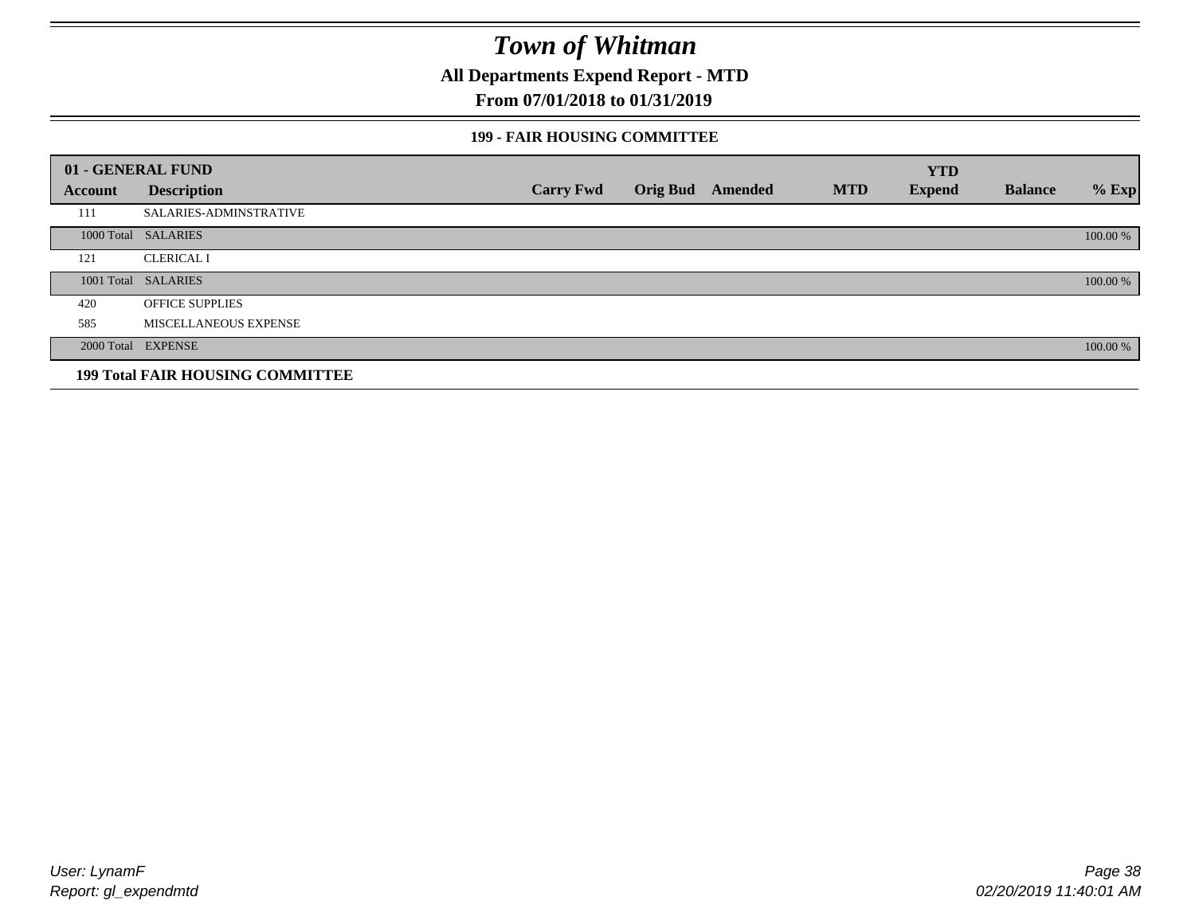# Town of Whitman

## All Departments Expend Report - MTD

## From 07/01/2018 to 01/31/2019

### 199 - FAIR HOUSING COMMITTEE

| 01 - GENERAL FUND | | | | | | | | |
|---|---|---|---|---|---|---|---|---|
| **Account** | **Description** | **Carry Fwd** | **Orig Bud** | **Amended** | **MTD** | **YTD Expend** | **Balance** | **% Exp** |
| 111 | SALARIES-ADMINSTRATIVE | | | | | | | |
| 1000 Total | SALARIES | | | | | | | 100.00 % |
| 121 | CLERICAL I | | | | | | | |
| 1001 Total | SALARIES | | | | | | | 100.00 % |
| 420 | OFFICE SUPPLIES | | | | | | | |
| 585 | MISCELLANEOUS EXPENSE | | | | | | | |
| 2000 Total | EXPENSE | | | | | | | 100.00 % |
| **199 Total FAIR HOUSING COMMITTEE** | | | | | | | | |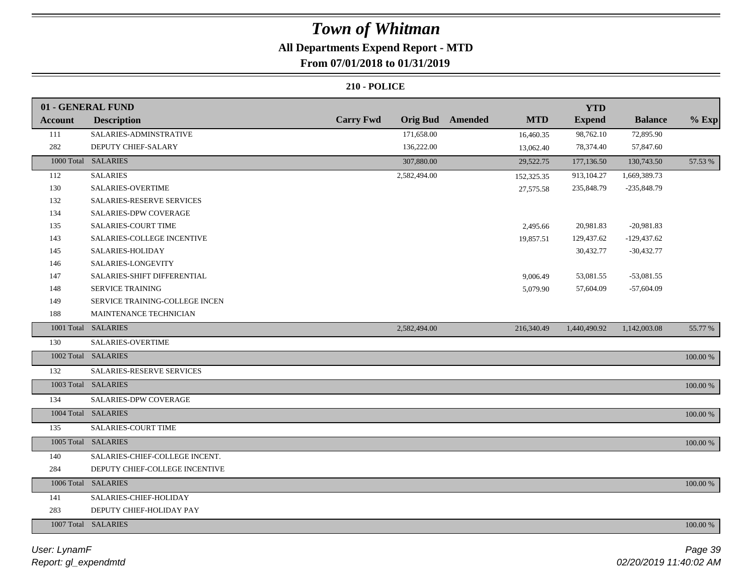# Town of Whitman

## All Departments Expend Report - MTD

### From 07/01/2018 to 01/31/2019

#### 210 - POLICE

| 01 - GENERAL FUND | | | | | | YTD | | |
|---|---|---|---|---|---|---|---|---|
| Account | Description | Carry Fwd | Orig Bud | Amended | MTD | Expend | Balance | % Exp |
| 111 | SALARIES-ADMINSTRATIVE | | 171,658.00 | | 16,460.35 | 98,762.10 | 72,895.90 | |
| 282 | DEPUTY CHIEF-SALARY | | 136,222.00 | | 13,062.40 | 78,374.40 | 57,847.60 | |
| 1000 Total | SALARIES | | 307,880.00 | | 29,522.75 | 177,136.50 | 130,743.50 | 57.53 % |
| 112 | SALARIES | | 2,582,494.00 | | 152,325.35 | 913,104.27 | 1,669,389.73 | |
| 130 | SALARIES-OVERTIME | | | | 27,575.58 | 235,848.79 | -235,848.79 | |
| 132 | SALARIES-RESERVE SERVICES | | | | | | | |
| 134 | SALARIES-DPW COVERAGE | | | | | | | |
| 135 | SALARIES-COURT TIME | | | | 2,495.66 | 20,981.83 | -20,981.83 | |
| 143 | SALARIES-COLLEGE INCENTIVE | | | | 19,857.51 | 129,437.62 | -129,437.62 | |
| 145 | SALARIES-HOLIDAY | | | | | 30,432.77 | -30,432.77 | |
| 146 | SALARIES-LONGEVITY | | | | | | | |
| 147 | SALARIES-SHIFT DIFFERENTIAL | | | | 9,006.49 | 53,081.55 | -53,081.55 | |
| 148 | SERVICE TRAINING | | | | 5,079.90 | 57,604.09 | -57,604.09 | |
| 149 | SERVICE TRAINING-COLLEGE INCEN | | | | | | | |
| 188 | MAINTENANCE TECHNICIAN | | | | | | | |
| 1001 Total | SALARIES | | 2,582,494.00 | | 216,340.49 | 1,440,490.92 | 1,142,003.08 | 55.77 % |
| 130 | SALARIES-OVERTIME | | | | | | | |
| 1002 Total | SALARIES | | | | | | | 100.00 % |
| 132 | SALARIES-RESERVE SERVICES | | | | | | | |
| 1003 Total | SALARIES | | | | | | | 100.00 % |
| 134 | SALARIES-DPW COVERAGE | | | | | | | |
| 1004 Total | SALARIES | | | | | | | 100.00 % |
| 135 | SALARIES-COURT TIME | | | | | | | |
| 1005 Total | SALARIES | | | | | | | 100.00 % |
| 140 | SALARIES-CHIEF-COLLEGE INCENT. | | | | | | | |
| 284 | DEPUTY CHIEF-COLLEGE INCENTIVE | | | | | | | |
| 1006 Total | SALARIES | | | | | | | 100.00 % |
| 141 | SALARIES-CHIEF-HOLIDAY | | | | | | | |
| 283 | DEPUTY CHIEF-HOLIDAY PAY | | | | | | | |
| 1007 Total | SALARIES | | | | | | | 100.00 % |

*User: LynamF*
*Report: gl_expendmtd*

*02/20/2019 11:40:02 AM*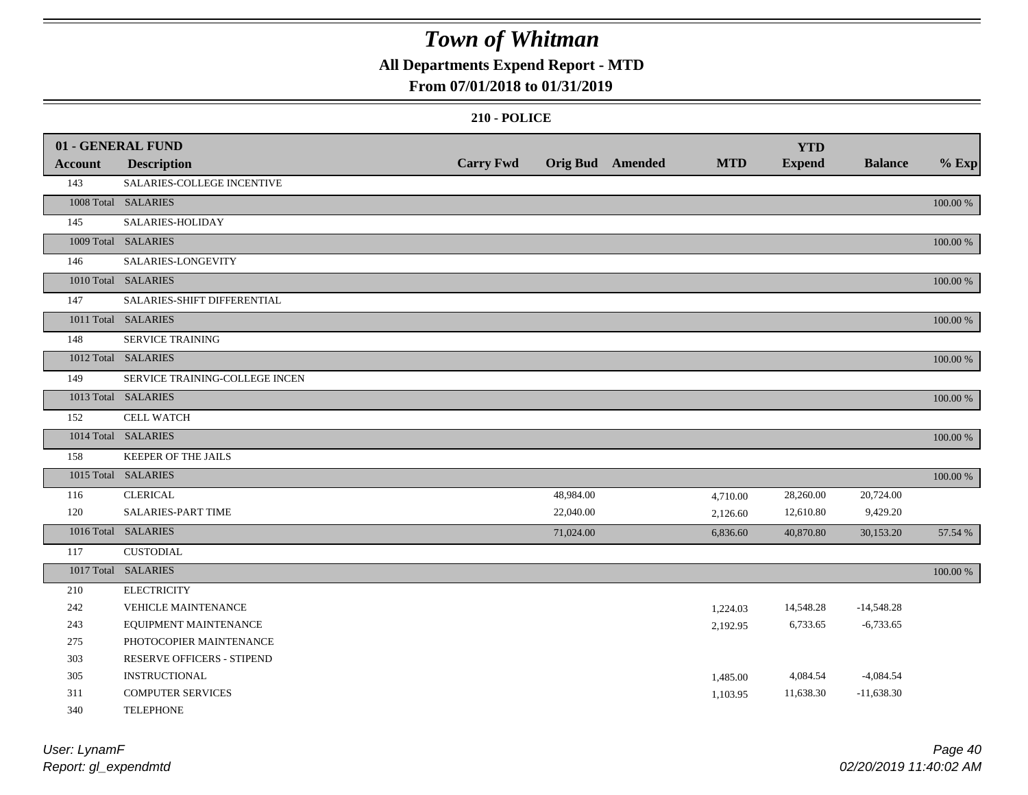# Town of Whitman

## All Departments Expend Report - MTD

### From 07/01/2018 to 01/31/2019

#### 210 - POLICE

| Account | Description | Carry Fwd | Orig Bud | Amended | MTD | YTD Expend | Balance | % Exp |
|---|---|---|---|---|---|---|---|---|
| **01 - GENERAL FUND** | | | | | | | | |
| 143 | SALARIES-COLLEGE INCENTIVE | | | | | | | |
| 1008 Total | SALARIES | | | | | | | 100.00 % |
| 145 | SALARIES-HOLIDAY | | | | | | | |
| 1009 Total | SALARIES | | | | | | | 100.00 % |
| 146 | SALARIES-LONGEVITY | | | | | | | |
| 1010 Total | SALARIES | | | | | | | 100.00 % |
| 147 | SALARIES-SHIFT DIFFERENTIAL | | | | | | | |
| 1011 Total | SALARIES | | | | | | | 100.00 % |
| 148 | SERVICE TRAINING | | | | | | | |
| 1012 Total | SALARIES | | | | | | | 100.00 % |
| 149 | SERVICE TRAINING-COLLEGE INCEN | | | | | | | |
| 1013 Total | SALARIES | | | | | | | 100.00 % |
| 152 | CELL WATCH | | | | | | | |
| 1014 Total | SALARIES | | | | | | | 100.00 % |
| 158 | KEEPER OF THE JAILS | | | | | | | |
| 1015 Total | SALARIES | | | | | | | 100.00 % |
| 116 | CLERICAL | | 48,984.00 | | 4,710.00 | 28,260.00 | 20,724.00 | |
| 120 | SALARIES-PART TIME | | 22,040.00 | | 2,126.60 | 12,610.80 | 9,429.20 | |
| 1016 Total | SALARIES | | 71,024.00 | | 6,836.60 | 40,870.80 | 30,153.20 | 57.54 % |
| 117 | CUSTODIAL | | | | | | | |
| 1017 Total | SALARIES | | | | | | | 100.00 % |
| 210 | ELECTRICITY | | | | | | | |
| 242 | VEHICLE MAINTENANCE | | | | 1,224.03 | 14,548.28 | -14,548.28 | |
| 243 | EQUIPMENT MAINTENANCE | | | | 2,192.95 | 6,733.65 | -6,733.65 | |
| 275 | PHOTOCOPIER MAINTENANCE | | | | | | | |
| 303 | RESERVE OFFICERS - STIPEND | | | | | | | |
| 305 | INSTRUCTIONAL | | | | 1,485.00 | 4,084.54 | -4,084.54 | |
| 311 | COMPUTER SERVICES | | | | 1,103.95 | 11,638.30 | -11,638.30 | |
| 340 | TELEPHONE | | | | | | | |

*User: LynamF*
*Report: gl_expendmtd*

02/20/2019 11:40:02 AM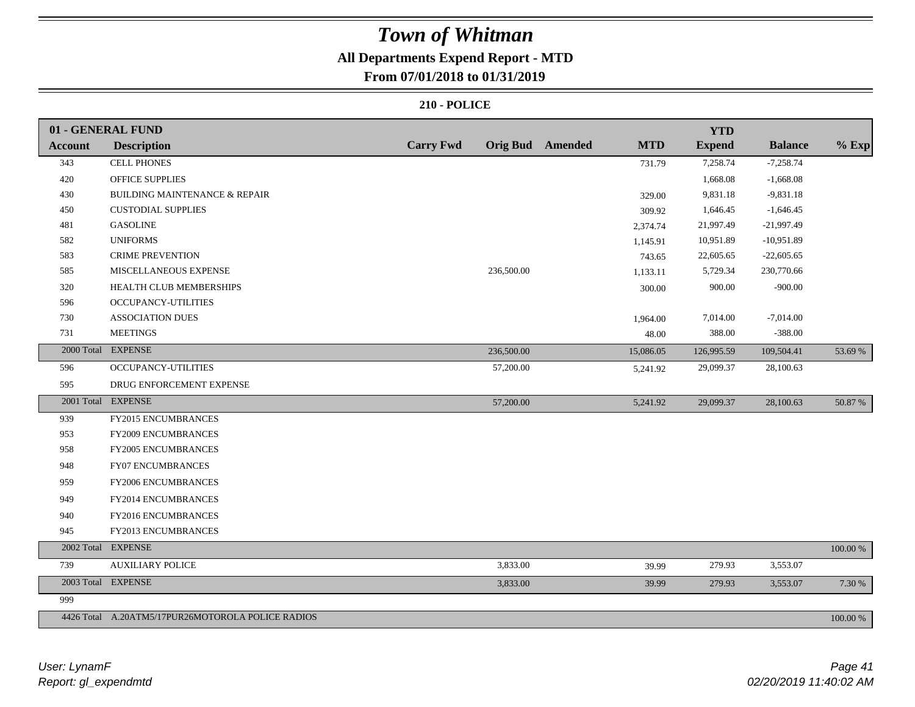# Town of Whitman

## All Departments Expend Report - MTD

## From 07/01/2018 to 01/31/2019

### 210 - POLICE

| 01 - GENERAL FUND | | | | | | YTD | | |
|---|---|---|---|---|---|---|---|---|
| **Account** | **Description** | **Carry Fwd** | **Orig Bud** | **Amended** | **MTD** | **Expend** | **Balance** | **% Exp** |
| 343 | CELL PHONES | | | | 731.79 | 7,258.74 | -7,258.74 | |
| 420 | OFFICE SUPPLIES | | | | | 1,668.08 | -1,668.08 | |
| 430 | BUILDING MAINTENANCE & REPAIR | | | | 329.00 | 9,831.18 | -9,831.18 | |
| 450 | CUSTODIAL SUPPLIES | | | | 309.92 | 1,646.45 | -1,646.45 | |
| 481 | GASOLINE | | | | 2,374.74 | 21,997.49 | -21,997.49 | |
| 582 | UNIFORMS | | | | 1,145.91 | 10,951.89 | -10,951.89 | |
| 583 | CRIME PREVENTION | | | | 743.65 | 22,605.65 | -22,605.65 | |
| 585 | MISCELLANEOUS EXPENSE | | 236,500.00 | | 1,133.11 | 5,729.34 | 230,770.66 | |
| 320 | HEALTH CLUB MEMBERSHIPS | | | | 300.00 | 900.00 | -900.00 | |
| 596 | OCCUPANCY-UTILITIES | | | | | | | |
| 730 | ASSOCIATION DUES | | | | 1,964.00 | 7,014.00 | -7,014.00 | |
| 731 | MEETINGS | | | | 48.00 | 388.00 | -388.00 | |
| 2000 Total | EXPENSE | | 236,500.00 | | 15,086.05 | 126,995.59 | 109,504.41 | 53.69 % |
| 596 | OCCUPANCY-UTILITIES | | 57,200.00 | | 5,241.92 | 29,099.37 | 28,100.63 | |
| 595 | DRUG ENFORCEMENT EXPENSE | | | | | | | |
| 2001 Total | EXPENSE | | 57,200.00 | | 5,241.92 | 29,099.37 | 28,100.63 | 50.87 % |
| 939 | FY2015 ENCUMBRANCES | | | | | | | |
| 953 | FY2009 ENCUMBRANCES | | | | | | | |
| 958 | FY2005 ENCUMBRANCES | | | | | | | |
| 948 | FY07 ENCUMBRANCES | | | | | | | |
| 959 | FY2006 ENCUMBRANCES | | | | | | | |
| 949 | FY2014 ENCUMBRANCES | | | | | | | |
| 940 | FY2016 ENCUMBRANCES | | | | | | | |
| 945 | FY2013 ENCUMBRANCES | | | | | | | |
| 2002 Total | EXPENSE | | | | | | | 100.00 % |
| 739 | AUXILIARY POLICE | | 3,833.00 | | 39.99 | 279.93 | 3,553.07 | |
| 2003 Total | EXPENSE | | 3,833.00 | | 39.99 | 279.93 | 3,553.07 | 7.30 % |
| 999 | | | | | | | | |
| 4426 Total | A.20ATM5/17PUR26MOTOROLA POLICE RADIOS | | | | | | | 100.00 % |

*User: LynamF*
*Report: gl_expendmtd*

*02/20/2019 11:40:02 AM*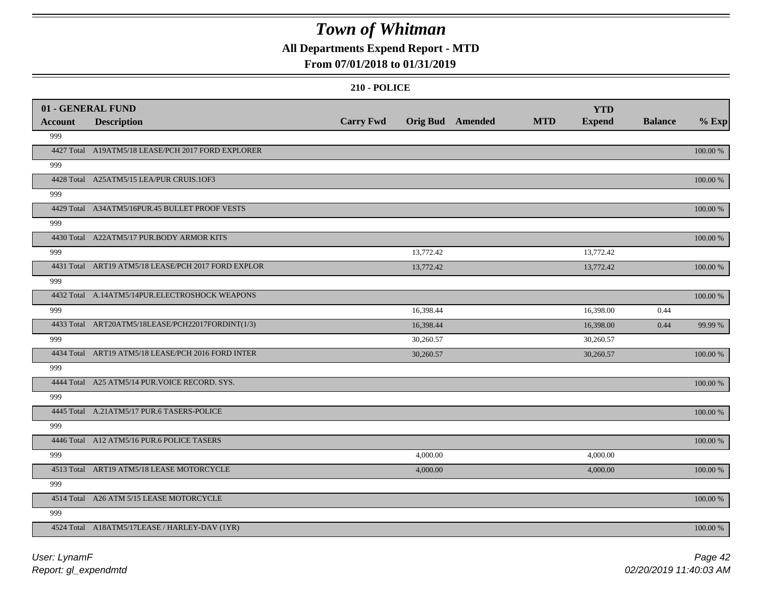# Town of Whitman

## All Departments Expend Report - MTD

### From 07/01/2018 to 01/31/2019

#### 210 - POLICE

| 01 - GENERAL FUND | | | | | | YTD | | |
|---|---|---|---|---|---|---|---|---|
| **Account** | **Description** | **Carry Fwd** | **Orig Bud** | **Amended** | **MTD** | **Expend** | **Balance** | **% Exp** |
| 999 | | | | | | | | |
| 4427 Total | A19ATM5/18 LEASE/PCH 2017 FORD EXPLORER | | | | | | | 100.00 % |
| 999 | | | | | | | | |
| 4428 Total | A25ATM5/15 LEA/PUR CRUIS.1OF3 | | | | | | | 100.00 % |
| 999 | | | | | | | | |
| 4429 Total | A34ATM5/16PUR.45 BULLET PROOF VESTS | | | | | | | 100.00 % |
| 999 | | | | | | | | |
| 4430 Total | A22ATM5/17 PUR.BODY ARMOR KITS | | | | | | | 100.00 % |
| 999 | | | 13,772.42 | | | 13,772.42 | | |
| 4431 Total | ART19 ATM5/18 LEASE/PCH 2017 FORD EXPLOR | | 13,772.42 | | | 13,772.42 | | 100.00 % |
| 999 | | | | | | | | |
| 4432 Total | A.14ATM5/14PUR.ELECTROSHOCK WEAPONS | | | | | | | 100.00 % |
| 999 | | | 16,398.44 | | | 16,398.00 | 0.44 | |
| 4433 Total | ART20ATM5/18LEASE/PCH22017FORDINT(1/3) | | 16,398.44 | | | 16,398.00 | 0.44 | 99.99 % |
| 999 | | | 30,260.57 | | | 30,260.57 | | |
| 4434 Total | ART19 ATM5/18 LEASE/PCH 2016 FORD INTER | | 30,260.57 | | | 30,260.57 | | 100.00 % |
| 999 | | | | | | | | |
| 4444 Total | A25 ATM5/14 PUR.VOICE RECORD. SYS. | | | | | | | 100.00 % |
| 999 | | | | | | | | |
| 4445 Total | A.21ATM5/17 PUR.6 TASERS-POLICE | | | | | | | 100.00 % |
| 999 | | | | | | | | |
| 4446 Total | A12 ATM5/16 PUR.6 POLICE TASERS | | | | | | | 100.00 % |
| 999 | | | 4,000.00 | | | 4,000.00 | | |
| 4513 Total | ART19 ATM5/18 LEASE MOTORCYCLE | | 4,000.00 | | | 4,000.00 | | 100.00 % |
| 999 | | | | | | | | |
| 4514 Total | A26 ATM 5/15 LEASE MOTORCYCLE | | | | | | | 100.00 % |
| 999 | | | | | | | | |
| 4524 Total | A18ATM5/17LEASE / HARLEY-DAV (1YR) | | | | | | | 100.00 % |

*User: LynamF*
*Report: gl_expendmtd*

*02/20/2019 11:40:03 AM*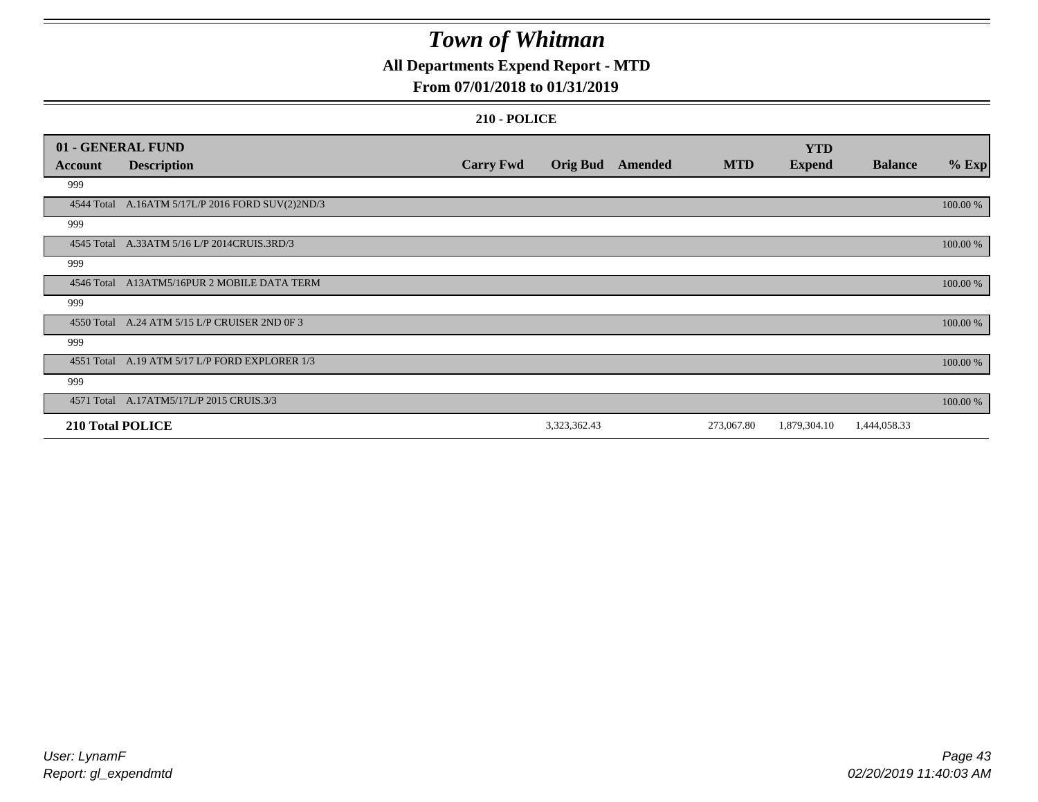# Town of Whitman

## All Departments Expend Report - MTD

### From 07/01/2018 to 01/31/2019

#### 210 - POLICE

| 01 - GENERAL FUND | | | | | | | | |
|---|---|---|---|---|---|---|---|---|
| **Account** | **Description** | **Carry Fwd** | **Orig Bud** | **Amended** | **MTD** | **YTD Expend** | **Balance** | **% Exp** |
| 999 | | | | | | | | |
| 4544 Total | A.16ATM 5/17L/P 2016 FORD SUV(2)2ND/3 | | | | | | | 100.00 % |
| 999 | | | | | | | | |
| 4545 Total | A.33ATM 5/16 L/P 2014CRUIS.3RD/3 | | | | | | | 100.00 % |
| 999 | | | | | | | | |
| 4546 Total | A13ATM5/16PUR 2 MOBILE DATA TERM | | | | | | | 100.00 % |
| 999 | | | | | | | | |
| 4550 Total | A.24 ATM 5/15 L/P CRUISER 2ND 0F 3 | | | | | | | 100.00 % |
| 999 | | | | | | | | |
| 4551 Total | A.19 ATM 5/17 L/P FORD EXPLORER 1/3 | | | | | | | 100.00 % |
| 999 | | | | | | | | |
| 4571 Total | A.17ATM5/17L/P 2015 CRUIS.3/3 | | | | | | | 100.00 % |
| **210 Total POLICE** | | | 3,323,362.43 | | 273,067.80 | 1,879,304.10 | 1,444,058.33 | |

User: LynamF
Report: gl_expendmtd

02/20/2019 11:40:03 AM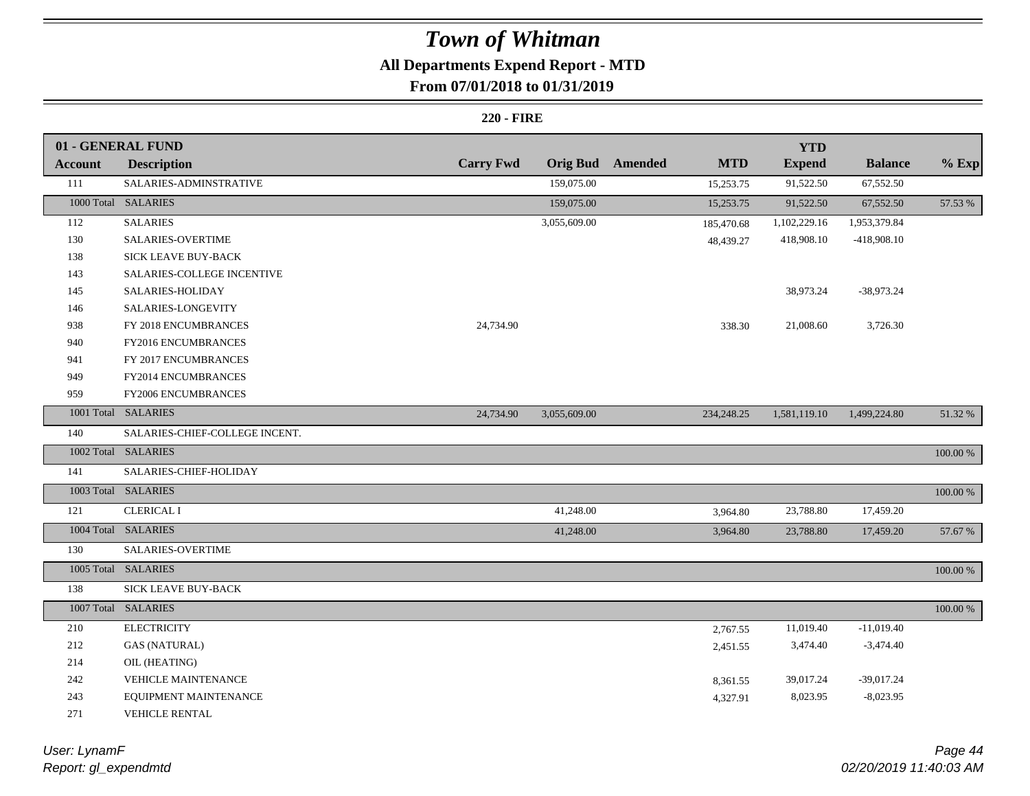# Town of Whitman

## All Departments Expend Report - MTD

### From 07/01/2018 to 01/31/2019

**220 - FIRE**

| 01 - GENERAL FUND | | | | | | YTD | | |
|---|---|---|---|---|---|---|---|---|
| **Account** | **Description** | **Carry Fwd** | **Orig Bud** | **Amended** | **MTD** | **Expend** | **Balance** | **% Exp** |
| 111 | SALARIES-ADMINSTRATIVE | | 159,075.00 | | 15,253.75 | 91,522.50 | 67,552.50 | |
| 1000 Total | SALARIES | | 159,075.00 | | 15,253.75 | 91,522.50 | 67,552.50 | 57.53 % |
| 112 | SALARIES | | 3,055,609.00 | | 185,470.68 | 1,102,229.16 | 1,953,379.84 | |
| 130 | SALARIES-OVERTIME | | | | 48,439.27 | 418,908.10 | -418,908.10 | |
| 138 | SICK LEAVE BUY-BACK | | | | | | | |
| 143 | SALARIES-COLLEGE INCENTIVE | | | | | | | |
| 145 | SALARIES-HOLIDAY | | | | | 38,973.24 | -38,973.24 | |
| 146 | SALARIES-LONGEVITY | | | | | | | |
| 938 | FY 2018 ENCUMBRANCES | 24,734.90 | | | 338.30 | 21,008.60 | 3,726.30 | |
| 940 | FY2016 ENCUMBRANCES | | | | | | | |
| 941 | FY 2017 ENCUMBRANCES | | | | | | | |
| 949 | FY2014 ENCUMBRANCES | | | | | | | |
| 959 | FY2006 ENCUMBRANCES | | | | | | | |
| 1001 Total | SALARIES | 24,734.90 | 3,055,609.00 | | 234,248.25 | 1,581,119.10 | 1,499,224.80 | 51.32 % |
| 140 | SALARIES-CHIEF-COLLEGE INCENT. | | | | | | | |
| 1002 Total | SALARIES | | | | | | | 100.00 % |
| 141 | SALARIES-CHIEF-HOLIDAY | | | | | | | |
| 1003 Total | SALARIES | | | | | | | 100.00 % |
| 121 | CLERICAL I | | 41,248.00 | | 3,964.80 | 23,788.80 | 17,459.20 | |
| 1004 Total | SALARIES | | 41,248.00 | | 3,964.80 | 23,788.80 | 17,459.20 | 57.67 % |
| 130 | SALARIES-OVERTIME | | | | | | | |
| 1005 Total | SALARIES | | | | | | | 100.00 % |
| 138 | SICK LEAVE BUY-BACK | | | | | | | |
| 1007 Total | SALARIES | | | | | | | 100.00 % |
| 210 | ELECTRICITY | | | | 2,767.55 | 11,019.40 | -11,019.40 | |
| 212 | GAS (NATURAL) | | | | 2,451.55 | 3,474.40 | -3,474.40 | |
| 214 | OIL (HEATING) | | | | | | | |
| 242 | VEHICLE MAINTENANCE | | | | 8,361.55 | 39,017.24 | -39,017.24 | |
| 243 | EQUIPMENT MAINTENANCE | | | | 4,327.91 | 8,023.95 | -8,023.95 | |
| 271 | VEHICLE RENTAL | | | | | | | |

*User: LynamF*
*Report: gl_expendmtd*
*02/20/2019 11:40:03 AM*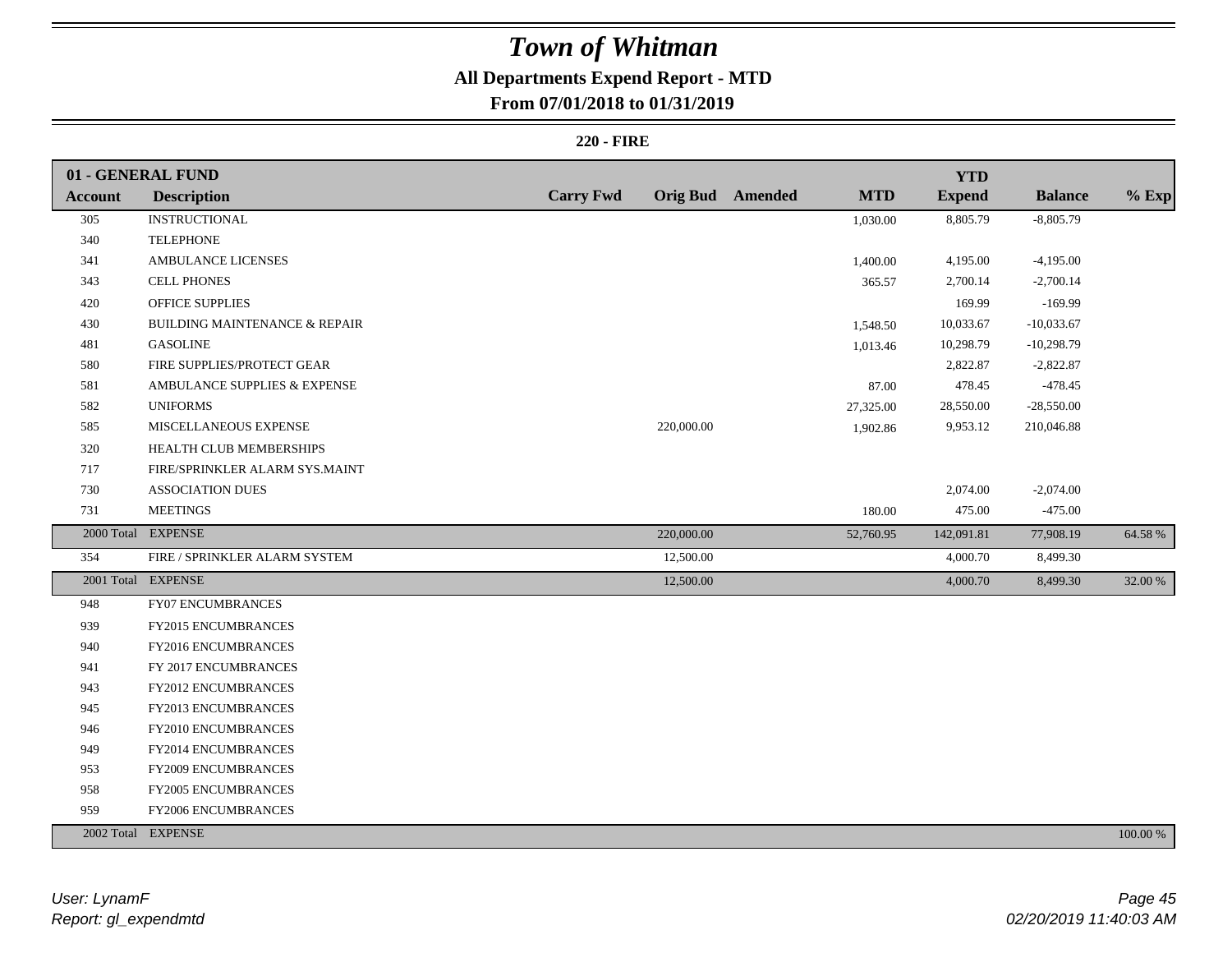# Town of Whitman

## All Departments Expend Report - MTD

### From 07/01/2018 to 01/31/2019

**220 - FIRE**

| 01 - GENERAL FUND | | | | | | | | |
|---|---|---|---|---|---|---|---|---|
| **Account** | **Description** | **Carry Fwd** | **Orig Bud** | **Amended** | **MTD** | **YTD Expend** | **Balance** | **% Exp** |
| 305 | INSTRUCTIONAL | | | | 1,030.00 | 8,805.79 | -8,805.79 | |
| 340 | TELEPHONE | | | | | | | |
| 341 | AMBULANCE LICENSES | | | | 1,400.00 | 4,195.00 | -4,195.00 | |
| 343 | CELL PHONES | | | | 365.57 | 2,700.14 | -2,700.14 | |
| 420 | OFFICE SUPPLIES | | | | | 169.99 | -169.99 | |
| 430 | BUILDING MAINTENANCE & REPAIR | | | | 1,548.50 | 10,033.67 | -10,033.67 | |
| 481 | GASOLINE | | | | 1,013.46 | 10,298.79 | -10,298.79 | |
| 580 | FIRE SUPPLIES/PROTECT GEAR | | | | | 2,822.87 | -2,822.87 | |
| 581 | AMBULANCE SUPPLIES & EXPENSE | | | | 87.00 | 478.45 | -478.45 | |
| 582 | UNIFORMS | | | | 27,325.00 | 28,550.00 | -28,550.00 | |
| 585 | MISCELLANEOUS EXPENSE | | 220,000.00 | | 1,902.86 | 9,953.12 | 210,046.88 | |
| 320 | HEALTH CLUB MEMBERSHIPS | | | | | | | |
| 717 | FIRE/SPRINKLER ALARM SYS.MAINT | | | | | | | |
| 730 | ASSOCIATION DUES | | | | | 2,074.00 | -2,074.00 | |
| 731 | MEETINGS | | | | 180.00 | 475.00 | -475.00 | |
| 2000 Total | EXPENSE | | 220,000.00 | | 52,760.95 | 142,091.81 | 77,908.19 | 64.58 % |
| 354 | FIRE / SPRINKLER ALARM SYSTEM | | 12,500.00 | | | 4,000.70 | 8,499.30 | |
| 2001 Total | EXPENSE | | 12,500.00 | | | 4,000.70 | 8,499.30 | 32.00 % |
| 948 | FY07 ENCUMBRANCES | | | | | | | |
| 939 | FY2015 ENCUMBRANCES | | | | | | | |
| 940 | FY2016 ENCUMBRANCES | | | | | | | |
| 941 | FY 2017 ENCUMBRANCES | | | | | | | |
| 943 | FY2012 ENCUMBRANCES | | | | | | | |
| 945 | FY2013 ENCUMBRANCES | | | | | | | |
| 946 | FY2010 ENCUMBRANCES | | | | | | | |
| 949 | FY2014 ENCUMBRANCES | | | | | | | |
| 953 | FY2009 ENCUMBRANCES | | | | | | | |
| 958 | FY2005 ENCUMBRANCES | | | | | | | |
| 959 | FY2006 ENCUMBRANCES | | | | | | | |
| 2002 Total | EXPENSE | | | | | | | 100.00 % |

*User: LynamF*
*Report: gl_expendmtd*

*02/20/2019 11:40:03 AM*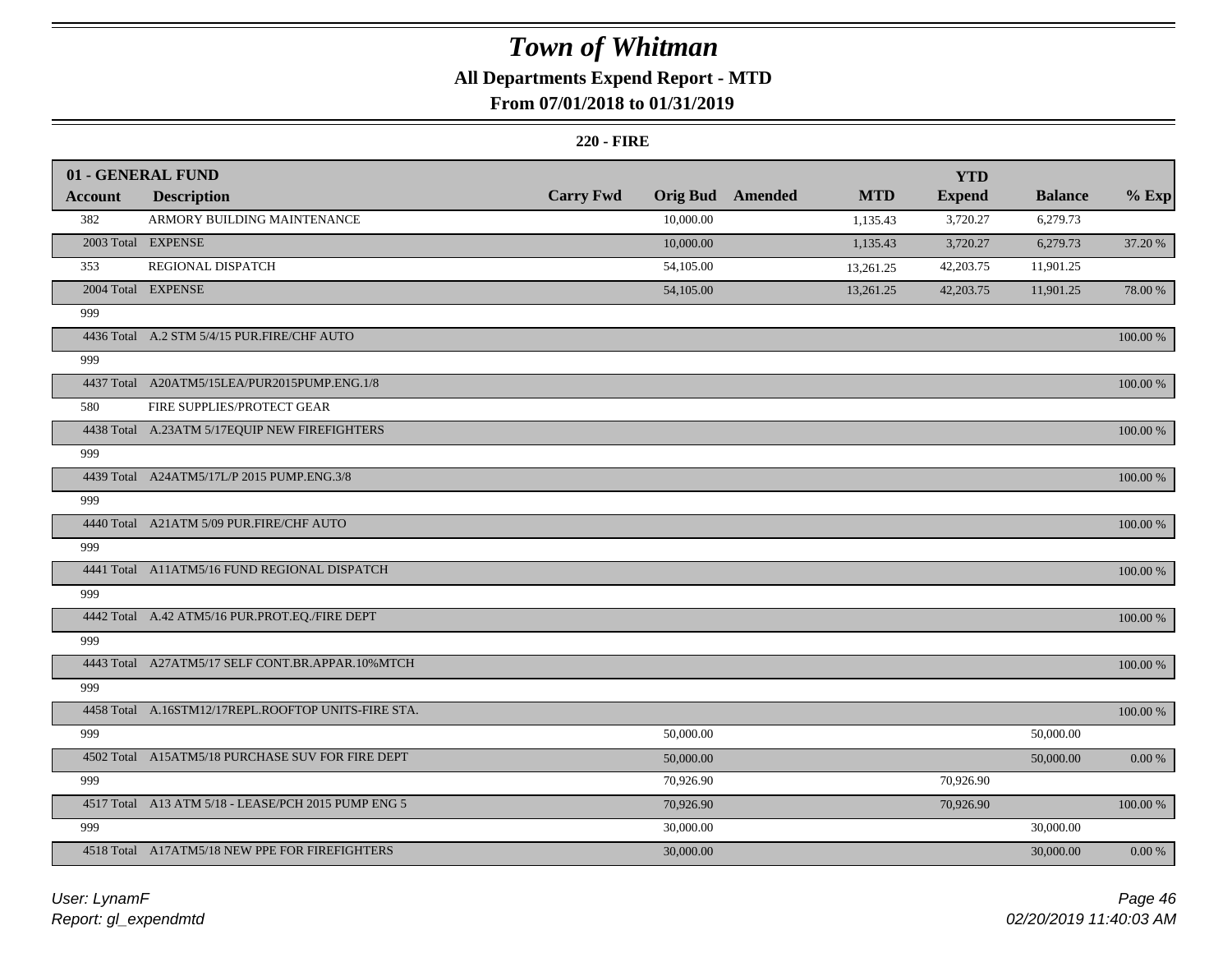# Town of Whitman

## All Departments Expend Report - MTD

### From 07/01/2018 to 01/31/2019

#### 220 - FIRE

| 01 - GENERAL FUND | | | | | | YTD | | |
|---|---|---|---|---|---|---|---|---|
| Account | Description | Carry Fwd | Orig Bud | Amended | MTD | Expend | Balance | % Exp |
| 382 | ARMORY BUILDING MAINTENANCE | | 10,000.00 | | 1,135.43 | 3,720.27 | 6,279.73 | |
| 2003 Total | EXPENSE | | 10,000.00 | | 1,135.43 | 3,720.27 | 6,279.73 | 37.20 % |
| 353 | REGIONAL DISPATCH | | 54,105.00 | | 13,261.25 | 42,203.75 | 11,901.25 | |
| 2004 Total | EXPENSE | | 54,105.00 | | 13,261.25 | 42,203.75 | 11,901.25 | 78.00 % |
| 999 | | | | | | | | |
| 4436 Total | A.2 STM 5/4/15 PUR.FIRE/CHF AUTO | | | | | | | 100.00 % |
| 999 | | | | | | | | |
| 4437 Total | A20ATM5/15LEA/PUR2015PUMP.ENG.1/8 | | | | | | | 100.00 % |
| 580 | FIRE SUPPLIES/PROTECT GEAR | | | | | | | |
| 4438 Total | A.23ATM 5/17EQUIP NEW FIREFIGHTERS | | | | | | | 100.00 % |
| 999 | | | | | | | | |
| 4439 Total | A24ATM5/17L/P 2015 PUMP.ENG.3/8 | | | | | | | 100.00 % |
| 999 | | | | | | | | |
| 4440 Total | A21ATM 5/09 PUR.FIRE/CHF AUTO | | | | | | | 100.00 % |
| 999 | | | | | | | | |
| 4441 Total | A11ATM5/16 FUND REGIONAL DISPATCH | | | | | | | 100.00 % |
| 999 | | | | | | | | |
| 4442 Total | A.42 ATM5/16 PUR.PROT.EQ./FIRE DEPT | | | | | | | 100.00 % |
| 999 | | | | | | | | |
| 4443 Total | A27ATM5/17 SELF CONT.BR.APPAR.10%MTCH | | | | | | | 100.00 % |
| 999 | | | | | | | | |
| 4458 Total | A.16STM12/17REPL.ROOFTOP UNITS-FIRE STA. | | | | | | | 100.00 % |
| 999 | | | 50,000.00 | | | | 50,000.00 | |
| 4502 Total | A15ATM5/18 PURCHASE SUV FOR FIRE DEPT | | 50,000.00 | | | | 50,000.00 | 0.00 % |
| 999 | | | 70,926.90 | | | 70,926.90 | | |
| 4517 Total | A13 ATM 5/18 - LEASE/PCH 2015 PUMP ENG 5 | | 70,926.90 | | | 70,926.90 | | 100.00 % |
| 999 | | | 30,000.00 | | | | 30,000.00 | |
| 4518 Total | A17ATM5/18 NEW PPE FOR FIREFIGHTERS | | 30,000.00 | | | | 30,000.00 | 0.00 % |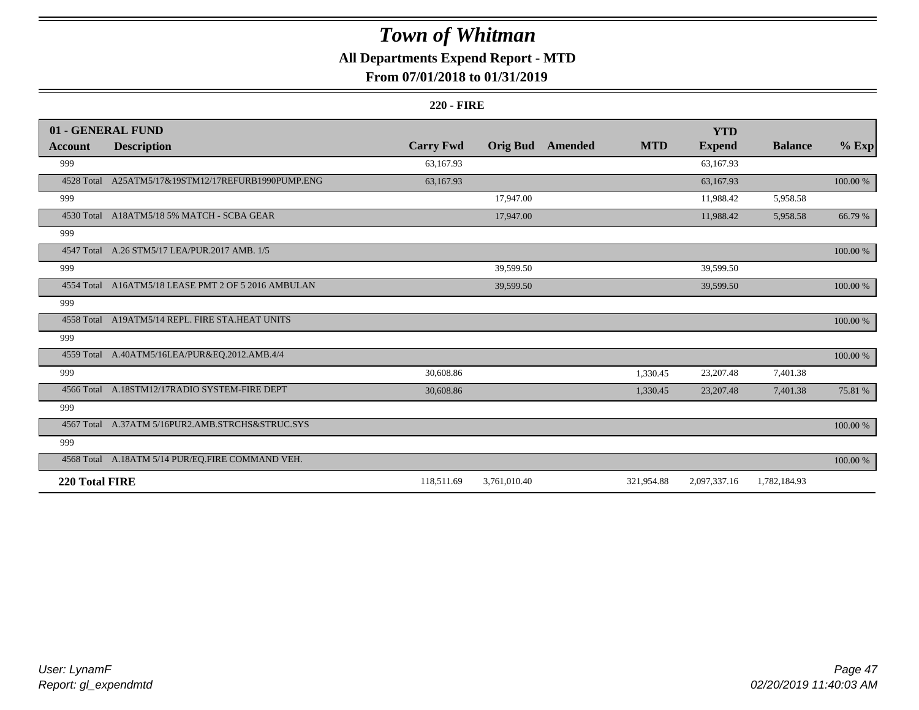# Town of Whitman

## All Departments Expend Report - MTD

### From 07/01/2018 to 01/31/2019

**220 - FIRE**

| 01 - GENERAL FUND | | | | | | | | |
|---|---|---|---|---|---|---|---|---|
| **Account** | **Description** | **Carry Fwd** | **Orig Bud** | **Amended** | **MTD** | **YTD Expend** | **Balance** | **% Exp** |
| 999 | | 63,167.93 | | | | 63,167.93 | | |
| 4528 Total | A25ATM5/17&19STM12/17REFURB1990PUMP.ENG | 63,167.93 | | | | 63,167.93 | | 100.00 % |
| 999 | | | 17,947.00 | | | 11,988.42 | 5,958.58 | |
| 4530 Total | A18ATM5/18 5% MATCH - SCBA GEAR | | 17,947.00 | | | 11,988.42 | 5,958.58 | 66.79 % |
| 999 | | | | | | | | |
| 4547 Total | A.26 STM5/17 LEA/PUR.2017 AMB. 1/5 | | | | | | | 100.00 % |
| 999 | | | 39,599.50 | | | 39,599.50 | | |
| 4554 Total | A16ATM5/18 LEASE PMT 2 OF 5 2016 AMBULAN | | 39,599.50 | | | 39,599.50 | | 100.00 % |
| 999 | | | | | | | | |
| 4558 Total | A19ATM5/14 REPL. FIRE STA.HEAT UNITS | | | | | | | 100.00 % |
| 999 | | | | | | | | |
| 4559 Total | A.40ATM5/16LEA/PUR&EQ.2012.AMB.4/4 | | | | | | | 100.00 % |
| 999 | | 30,608.86 | | | 1,330.45 | 23,207.48 | 7,401.38 | |
| 4566 Total | A.18STM12/17RADIO SYSTEM-FIRE DEPT | 30,608.86 | | | 1,330.45 | 23,207.48 | 7,401.38 | 75.81 % |
| 999 | | | | | | | | |
| 4567 Total | A.37ATM 5/16PUR2.AMB.STRCHS&STRUC.SYS | | | | | | | 100.00 % |
| 999 | | | | | | | | |
| 4568 Total | A.18ATM 5/14 PUR/EQ.FIRE COMMAND VEH. | | | | | | | 100.00 % |
| **220 Total FIRE** | | 118,511.69 | 3,761,010.40 | | 321,954.88 | 2,097,337.16 | 1,782,184.93 | |

*User: LynamF*
*Report: gl_expendmtd*

*02/20/2019 11:40:03 AM*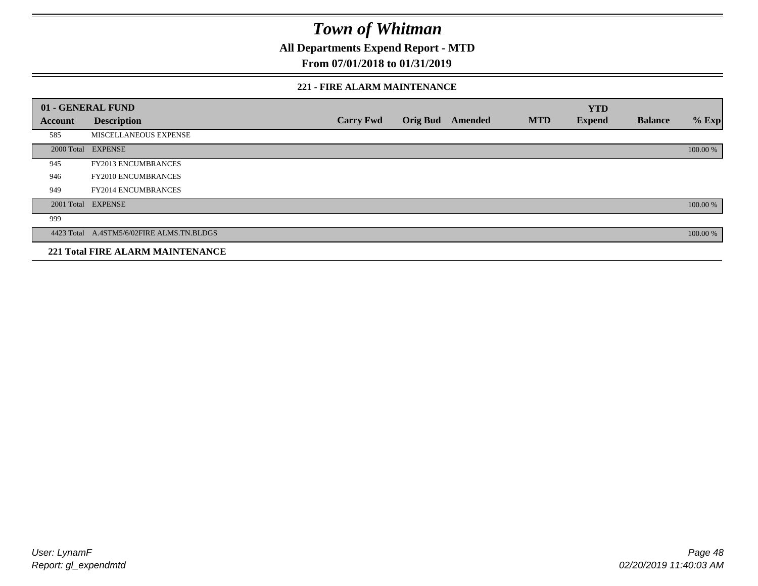# Town of Whitman

**All Departments Expend Report - MTD**

**From 07/01/2018 to 01/31/2019**

### 221 - FIRE ALARM MAINTENANCE

| 01 - GENERAL FUND | | | | | | YTD | | |
|---|---|---|---|---|---|---|---|---|
| **Account** | **Description** | **Carry Fwd** | **Orig Bud** | **Amended** | **MTD** | **Expend** | **Balance** | **% Exp** |
| 585 | MISCELLANEOUS EXPENSE | | | | | | | |
| 2000 Total | EXPENSE | | | | | | | 100.00 % |
| 945 | FY2013 ENCUMBRANCES | | | | | | | |
| 946 | FY2010 ENCUMBRANCES | | | | | | | |
| 949 | FY2014 ENCUMBRANCES | | | | | | | |
| 2001 Total | EXPENSE | | | | | | | 100.00 % |
| 999 | | | | | | | | |
| 4423 Total | A.4STM5/6/02FIRE ALMS.TN.BLDGS | | | | | | | 100.00 % |
| **221 Total FIRE ALARM MAINTENANCE** | | | | | | | | |

*User: LynamF*
*Report: gl_expendmtd*

*02/20/2019 11:40:03 AM*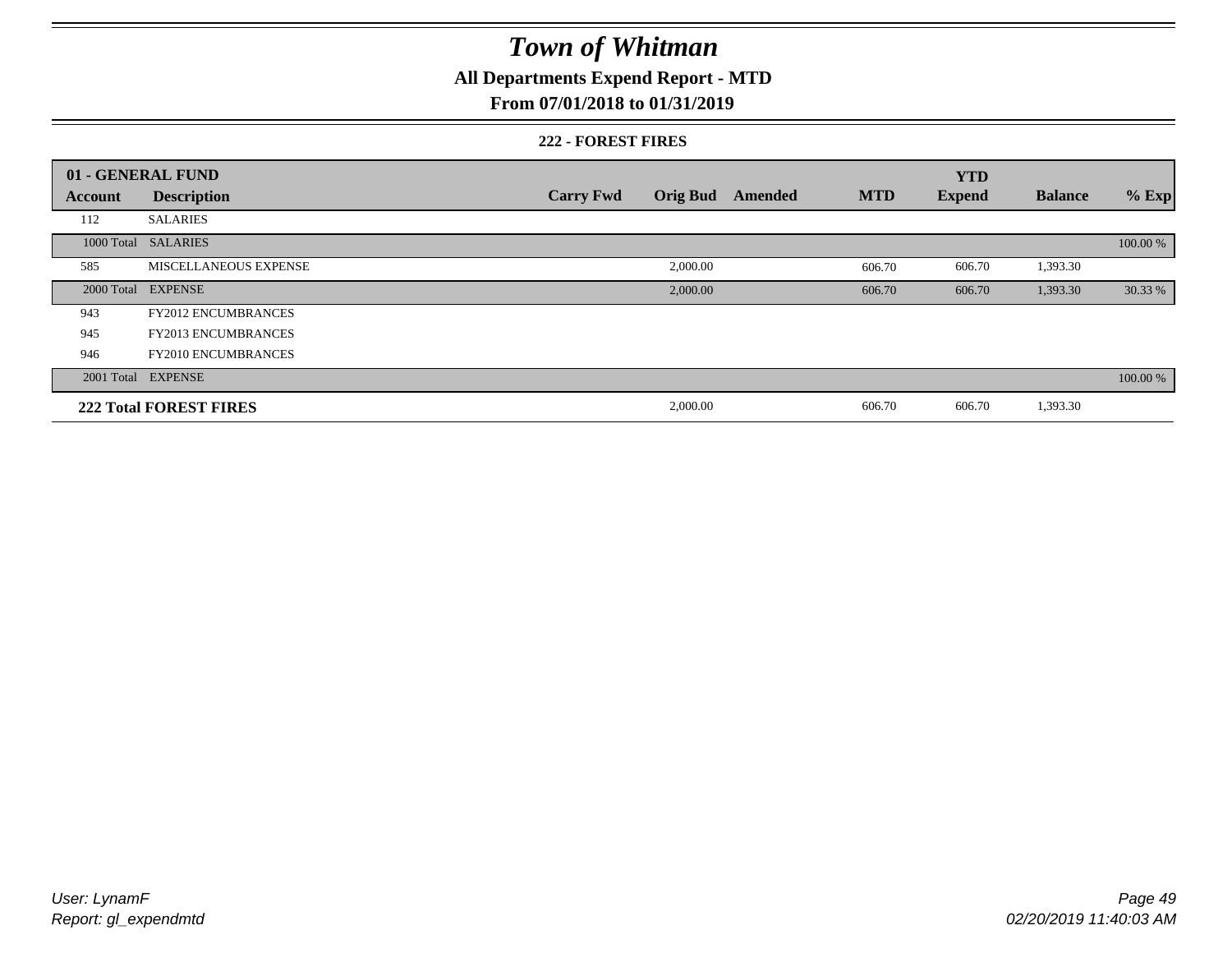# Town of Whitman

## All Departments Expend Report - MTD

### From 07/01/2018 to 01/31/2019

#### 222 - FOREST FIRES

| 01 - GENERAL FUND | | | | | | YTD | | |
|---|---|---|---|---|---|---|---|---|
| **Account** | **Description** | **Carry Fwd** | **Orig Bud** | **Amended** | **MTD** | **Expend** | **Balance** | **% Exp** |
| 112 | SALARIES | | | | | | | |
| 1000 Total | SALARIES | | | | | | | 100.00 % |
| 585 | MISCELLANEOUS EXPENSE | | 2,000.00 | | 606.70 | 606.70 | 1,393.30 | |
| 2000 Total | EXPENSE | | 2,000.00 | | 606.70 | 606.70 | 1,393.30 | 30.33 % |
| 943 | FY2012 ENCUMBRANCES | | | | | | | |
| 945 | FY2013 ENCUMBRANCES | | | | | | | |
| 946 | FY2010 ENCUMBRANCES | | | | | | | |
| 2001 Total | EXPENSE | | | | | | | 100.00 % |
| **222 Total FOREST FIRES** | | | 2,000.00 | | 606.70 | 606.70 | 1,393.30 | |

*User: LynamF*
*Report: gl_expendmtd*

*02/20/2019 11:40:03 AM*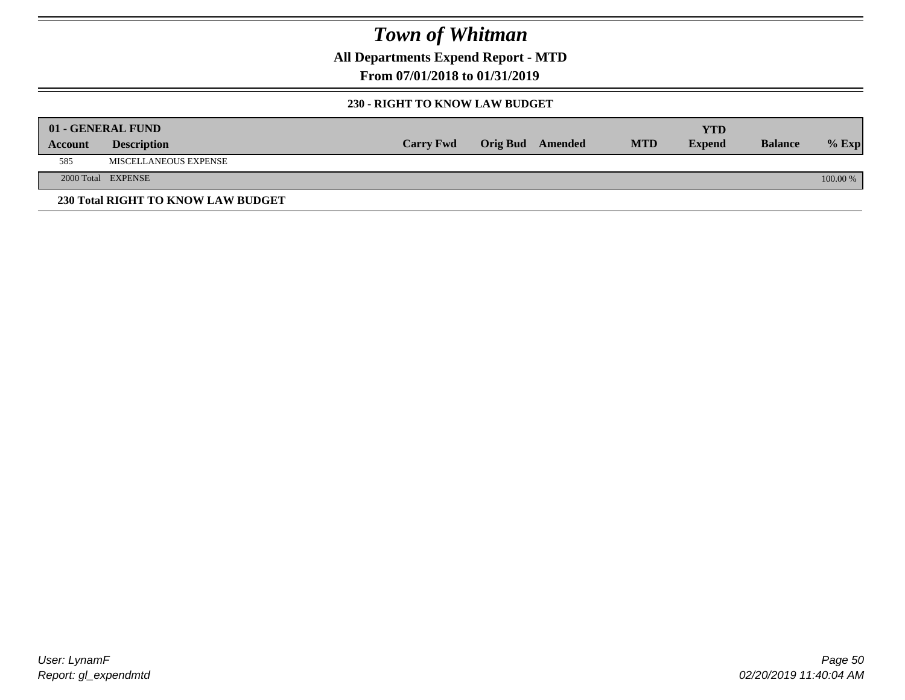# Town of Whitman

**All Departments Expend Report - MTD**

**From 07/01/2018 to 01/31/2019**

**230 - RIGHT TO KNOW LAW BUDGET**

| **01 - GENERAL FUND** | | | | | | | | |
|---|---|---|---|---|---|---|---|---|
| **Account** | **Description** | **Carry Fwd** | **Orig Bud** | **Amended** | **MTD** | **YTD Expend** | **Balance** | **% Exp** |
| 585 | MISCELLANEOUS EXPENSE | | | | | | | |
| 2000 Total | EXPENSE | | | | | | | 100.00 % |

**230 Total RIGHT TO KNOW LAW BUDGET**

User: LynamF
Report: gl_expendmtd

02/20/2019 11:40:04 AM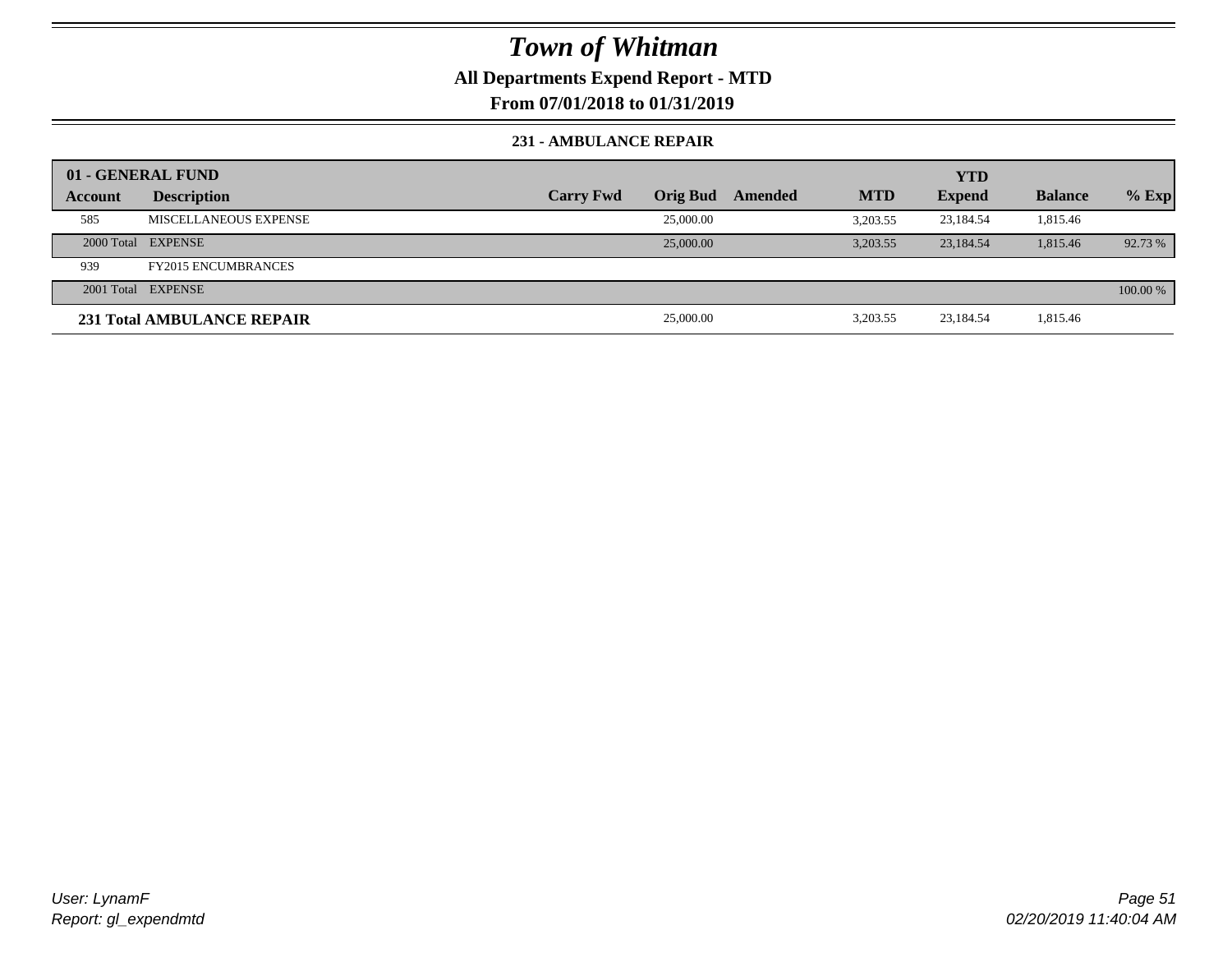# Town of Whitman

## All Departments Expend Report - MTD

### From 07/01/2018 to 01/31/2019

#### 231 - AMBULANCE REPAIR

| 01 - GENERAL FUND | | | | | | YTD | | |
|---|---|---|---|---|---|---|---|---|
| Account | Description | Carry Fwd | Orig Bud | Amended | MTD | Expend | Balance | % Exp |
| 585 | MISCELLANEOUS EXPENSE | | 25,000.00 | | 3,203.55 | 23,184.54 | 1,815.46 | |
| 2000 Total | EXPENSE | | 25,000.00 | | 3,203.55 | 23,184.54 | 1,815.46 | 92.73 % |
| 939 | FY2015 ENCUMBRANCES | | | | | | | |
| 2001 Total | EXPENSE | | | | | | | 100.00 % |
| **231 Total AMBULANCE REPAIR** | | | 25,000.00 | | 3,203.55 | 23,184.54 | 1,815.46 | |

User: LynamF
Report: gl_expendmtd

02/20/2019 11:40:04 AM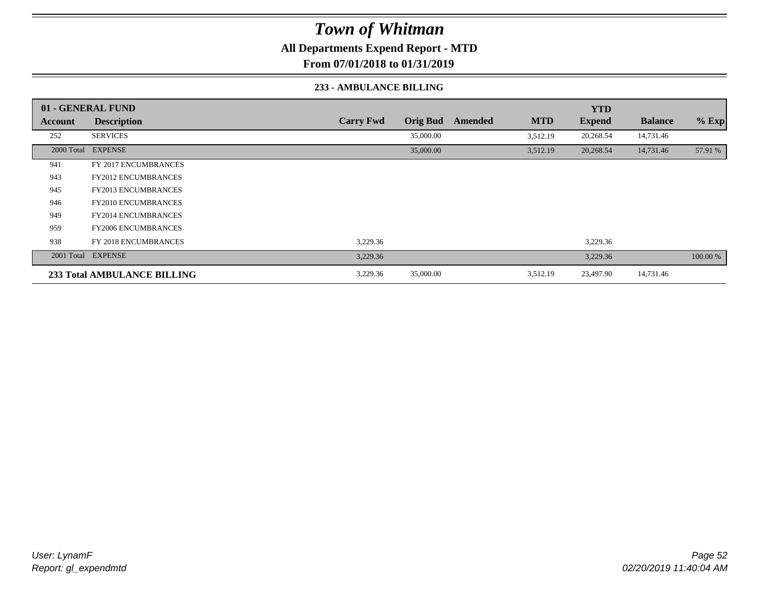# Town of Whitman

## All Departments Expend Report - MTD

### From 07/01/2018 to 01/31/2019

#### 233 - AMBULANCE BILLING

| 01 - GENERAL FUND | | | | | | YTD | | |
|---|---|---|---|---|---|---|---|---|
| **Account** | **Description** | **Carry Fwd** | **Orig Bud** | **Amended** | **MTD** | **Expend** | **Balance** | **% Exp** |
| 252 | SERVICES | | 35,000.00 | | 3,512.19 | 20,268.54 | 14,731.46 | |
| 2000 Total | EXPENSE | | 35,000.00 | | 3,512.19 | 20,268.54 | 14,731.46 | 57.91 % |
| 941 | FY 2017 ENCUMBRANCES | | | | | | | |
| 943 | FY2012 ENCUMBRANCES | | | | | | | |
| 945 | FY2013 ENCUMBRANCES | | | | | | | |
| 946 | FY2010 ENCUMBRANCES | | | | | | | |
| 949 | FY2014 ENCUMBRANCES | | | | | | | |
| 959 | FY2006 ENCUMBRANCES | | | | | | | |
| 938 | FY 2018 ENCUMBRANCES | 3,229.36 | | | | 3,229.36 | | |
| 2001 Total | EXPENSE | 3,229.36 | | | | 3,229.36 | | 100.00 % |
| **233 Total AMBULANCE BILLING** | | 3,229.36 | 35,000.00 | | 3,512.19 | 23,497.90 | 14,731.46 | |

User: LynamF
Report: gl_expendmtd

02/20/2019 11:40:04 AM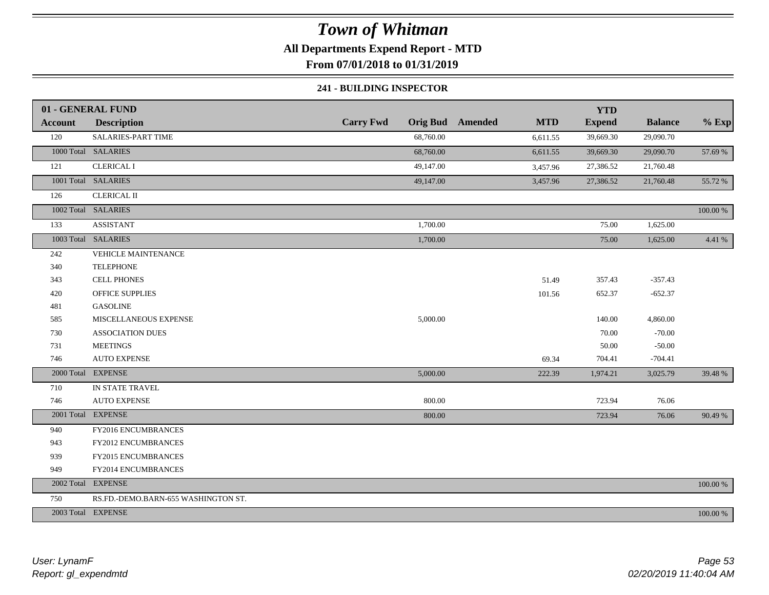# Town of Whitman

## All Departments Expend Report - MTD

### From 07/01/2018 to 01/31/2019

#### 241 - BUILDING INSPECTOR

| 01 - GENERAL FUND | | | | | | | | |
|---|---|---|---|---|---|---|---|---|
| **Account** | **Description** | **Carry Fwd** | **Orig Bud** | **Amended** | **MTD** | **YTD Expend** | **Balance** | **% Exp** |
| 120 | SALARIES-PART TIME | | 68,760.00 | | 6,611.55 | 39,669.30 | 29,090.70 | |
| 1000 Total | SALARIES | | 68,760.00 | | 6,611.55 | 39,669.30 | 29,090.70 | 57.69 % |
| 121 | CLERICAL I | | 49,147.00 | | 3,457.96 | 27,386.52 | 21,760.48 | |
| 1001 Total | SALARIES | | 49,147.00 | | 3,457.96 | 27,386.52 | 21,760.48 | 55.72 % |
| 126 | CLERICAL II | | | | | | | |
| 1002 Total | SALARIES | | | | | | | 100.00 % |
| 133 | ASSISTANT | | 1,700.00 | | | 75.00 | 1,625.00 | |
| 1003 Total | SALARIES | | 1,700.00 | | | 75.00 | 1,625.00 | 4.41 % |
| 242 | VEHICLE MAINTENANCE | | | | | | | |
| 340 | TELEPHONE | | | | | | | |
| 343 | CELL PHONES | | | | 51.49 | 357.43 | -357.43 | |
| 420 | OFFICE SUPPLIES | | | | 101.56 | 652.37 | -652.37 | |
| 481 | GASOLINE | | | | | | | |
| 585 | MISCELLANEOUS EXPENSE | | 5,000.00 | | | 140.00 | 4,860.00 | |
| 730 | ASSOCIATION DUES | | | | | 70.00 | -70.00 | |
| 731 | MEETINGS | | | | | 50.00 | -50.00 | |
| 746 | AUTO EXPENSE | | | | 69.34 | 704.41 | -704.41 | |
| 2000 Total | EXPENSE | | 5,000.00 | | 222.39 | 1,974.21 | 3,025.79 | 39.48 % |
| 710 | IN STATE TRAVEL | | | | | | | |
| 746 | AUTO EXPENSE | | 800.00 | | | 723.94 | 76.06 | |
| 2001 Total | EXPENSE | | 800.00 | | | 723.94 | 76.06 | 90.49 % |
| 940 | FY2016 ENCUMBRANCES | | | | | | | |
| 943 | FY2012 ENCUMBRANCES | | | | | | | |
| 939 | FY2015 ENCUMBRANCES | | | | | | | |
| 949 | FY2014 ENCUMBRANCES | | | | | | | |
| 2002 Total | EXPENSE | | | | | | | 100.00 % |
| 750 | RS.FD.-DEMO.BARN-655 WASHINGTON ST. | | | | | | | |
| 2003 Total | EXPENSE | | | | | | | 100.00 % |

*User: LynamF*
*Report: gl_expendmtd*

*02/20/2019 11:40:04 AM*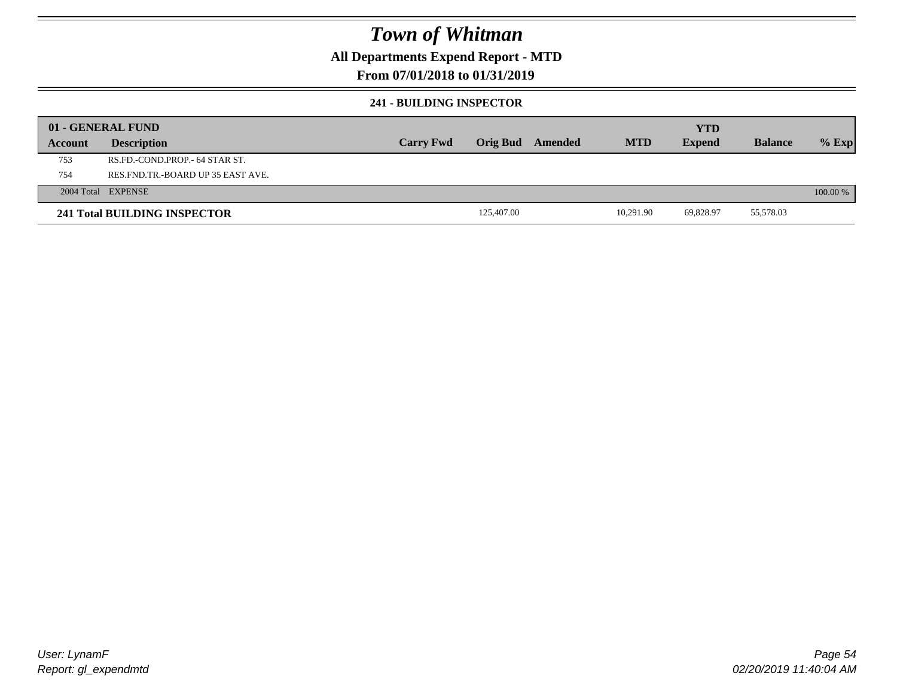# Town of Whitman

## All Departments Expend Report - MTD

### From 07/01/2018 to 01/31/2019

#### 241 - BUILDING INSPECTOR

| 01 - GENERAL FUND | | | | | | YTD | | |
|---|---|---|---|---|---|---|---|---|
| Account | Description | Carry Fwd | Orig Bud | Amended | MTD | Expend | Balance | % Exp |
| 753 | RS.FD.-COND.PROP.- 64 STAR ST. | | | | | | | |
| 754 | RES.FND.TR.-BOARD UP 35 EAST AVE. | | | | | | | |
| 2004 Total | EXPENSE | | | | | | | 100.00 % |
| **241 Total BUILDING INSPECTOR** | | | 125,407.00 | | 10,291.90 | 69,828.97 | 55,578.03 | |

User: LynamF
Report: gl_expendmtd

02/20/2019 11:40:04 AM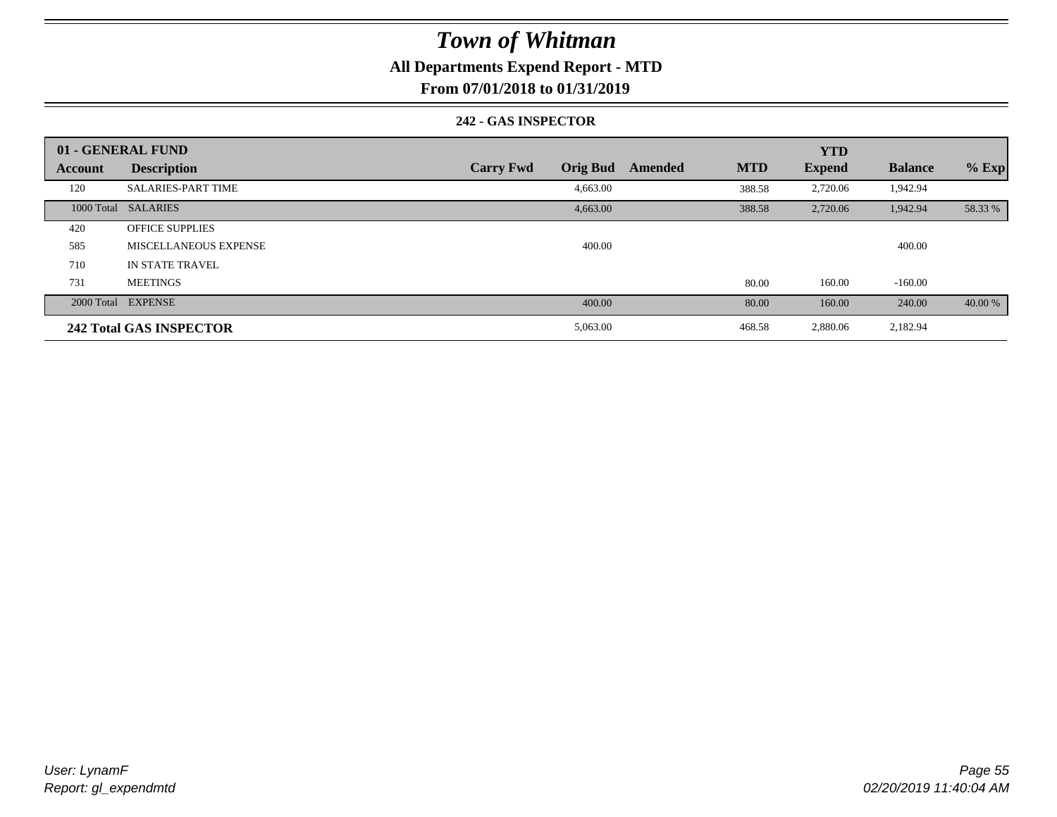# Town of Whitman

## All Departments Expend Report - MTD

## From 07/01/2018 to 01/31/2019

### 242 - GAS INSPECTOR

| 01 - GENERAL FUND | | | | | | YTD | | |
|---|---|---|---|---|---|---|---|---|
| Account | Description | Carry Fwd | Orig Bud | Amended | MTD | Expend | Balance | % Exp |
| 120 | SALARIES-PART TIME | | 4,663.00 | | 388.58 | 2,720.06 | 1,942.94 | |
| 1000 Total | SALARIES | | 4,663.00 | | 388.58 | 2,720.06 | 1,942.94 | 58.33 % |
| 420 | OFFICE SUPPLIES | | | | | | | |
| 585 | MISCELLANEOUS EXPENSE | | 400.00 | | | | 400.00 | |
| 710 | IN STATE TRAVEL | | | | | | | |
| 731 | MEETINGS | | | | 80.00 | 160.00 | -160.00 | |
| 2000 Total | EXPENSE | | 400.00 | | 80.00 | 160.00 | 240.00 | 40.00 % |
| **242 Total GAS INSPECTOR** | | | 5,063.00 | | 468.58 | 2,880.06 | 2,182.94 | |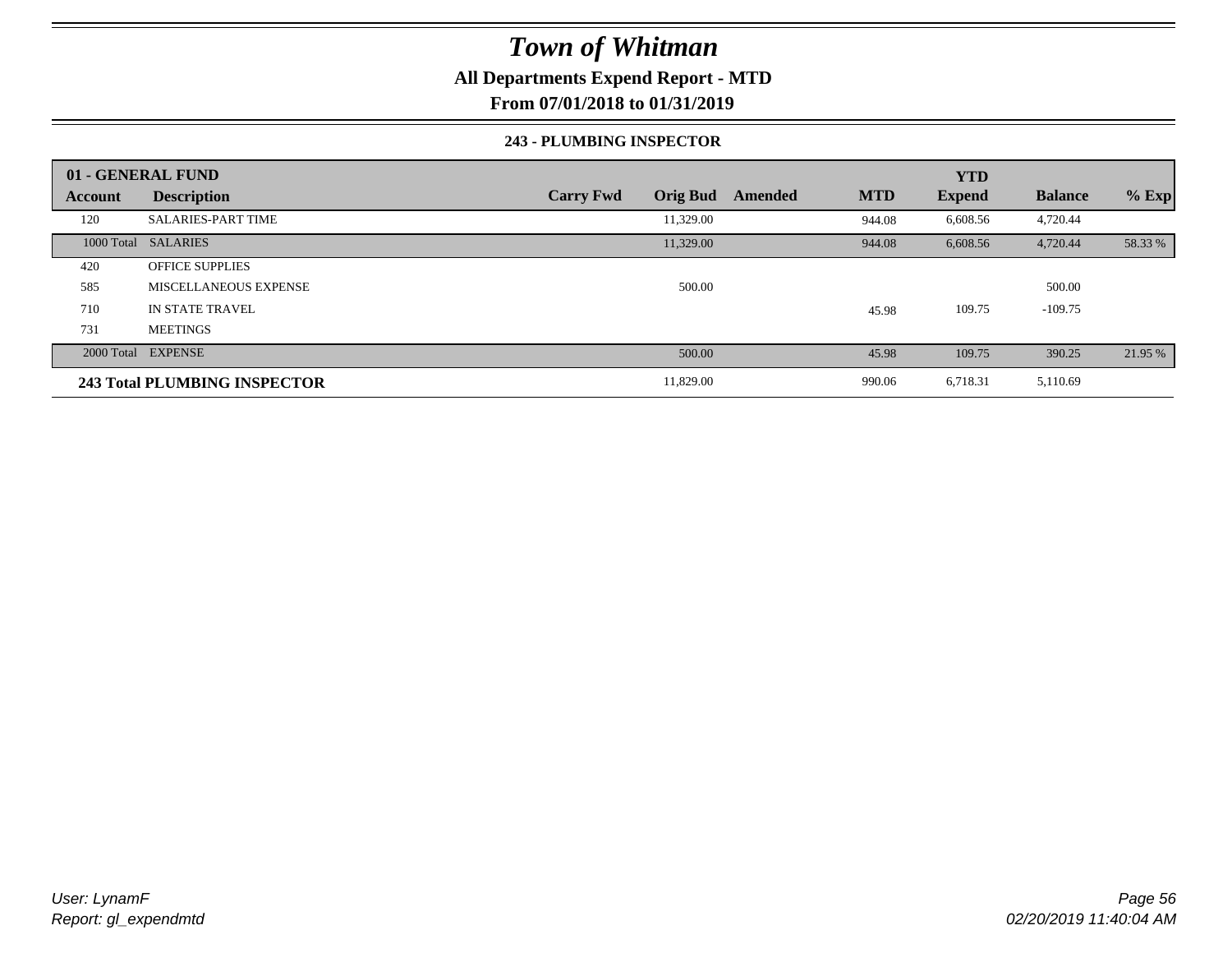# *Town of Whitman*

**All Departments Expend Report - MTD**

**From 07/01/2018 to 01/31/2019**

**243 - PLUMBING INSPECTOR**

| **01 - GENERAL FUND** | | | | | | | | |
|---|---|---|---|---|---|---|---|---|
| **Account** | **Description** | **Carry Fwd** | **Orig Bud** | **Amended** | **MTD** | **YTD Expend** | **Balance** | **% Exp** |
| 120 | SALARIES-PART TIME | | 11,329.00 | | 944.08 | 6,608.56 | 4,720.44 | |
| 1000 Total | SALARIES | | 11,329.00 | | 944.08 | 6,608.56 | 4,720.44 | 58.33 % |
| 420 | OFFICE SUPPLIES | | | | | | | |
| 585 | MISCELLANEOUS EXPENSE | | 500.00 | | | | 500.00 | |
| 710 | IN STATE TRAVEL | | | | 45.98 | 109.75 | -109.75 | |
| 731 | MEETINGS | | | | | | | |
| 2000 Total | EXPENSE | | 500.00 | | 45.98 | 109.75 | 390.25 | 21.95 % |
| **243 Total PLUMBING INSPECTOR** | | | 11,829.00 | | 990.06 | 6,718.31 | 5,110.69 | |

*User: LynamF*
*Report: gl_expendmtd*

*02/20/2019 11:40:04 AM*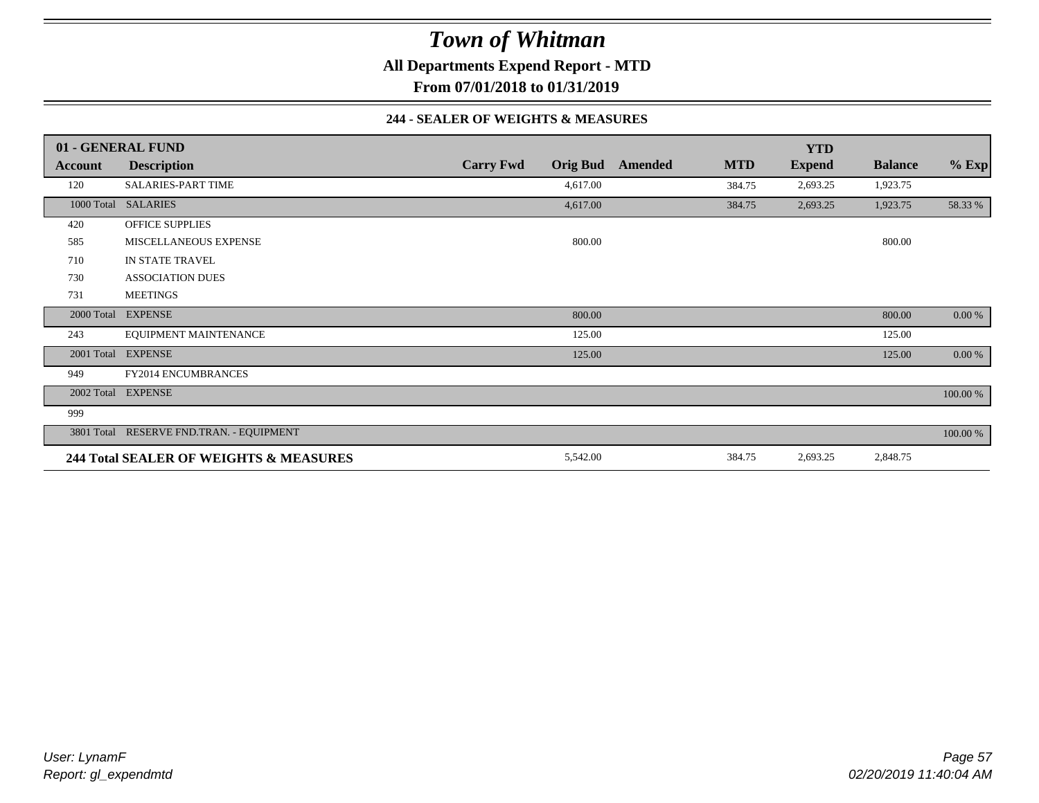# Town of Whitman

**All Departments Expend Report - MTD**

**From 07/01/2018 to 01/31/2019**

### 244 - SEALER OF WEIGHTS & MEASURES

| 01 - GENERAL FUND | | | | | | YTD | | |
|---|---|---|---|---|---|---|---|---|
| **Account** | **Description** | **Carry Fwd** | **Orig Bud** | **Amended** | **MTD** | **Expend** | **Balance** | **% Exp** |
| 120 | SALARIES-PART TIME | | 4,617.00 | | 384.75 | 2,693.25 | 1,923.75 | |
| 1000 Total | SALARIES | | 4,617.00 | | 384.75 | 2,693.25 | 1,923.75 | 58.33 % |
| 420 | OFFICE SUPPLIES | | | | | | | |
| 585 | MISCELLANEOUS EXPENSE | | 800.00 | | | | 800.00 | |
| 710 | IN STATE TRAVEL | | | | | | | |
| 730 | ASSOCIATION DUES | | | | | | | |
| 731 | MEETINGS | | | | | | | |
| 2000 Total | EXPENSE | | 800.00 | | | | 800.00 | 0.00 % |
| 243 | EQUIPMENT MAINTENANCE | | 125.00 | | | | 125.00 | |
| 2001 Total | EXPENSE | | 125.00 | | | | 125.00 | 0.00 % |
| 949 | FY2014 ENCUMBRANCES | | | | | | | |
| 2002 Total | EXPENSE | | | | | | | 100.00 % |
| 999 | | | | | | | | |
| 3801 Total | RESERVE FND.TRAN. - EQUIPMENT | | | | | | | 100.00 % |
| **244 Total SEALER OF WEIGHTS & MEASURES** | | | 5,542.00 | | 384.75 | 2,693.25 | 2,848.75 | |

*User: LynamF*
*Report: gl_expendmtd*

*02/20/2019 11:40:04 AM*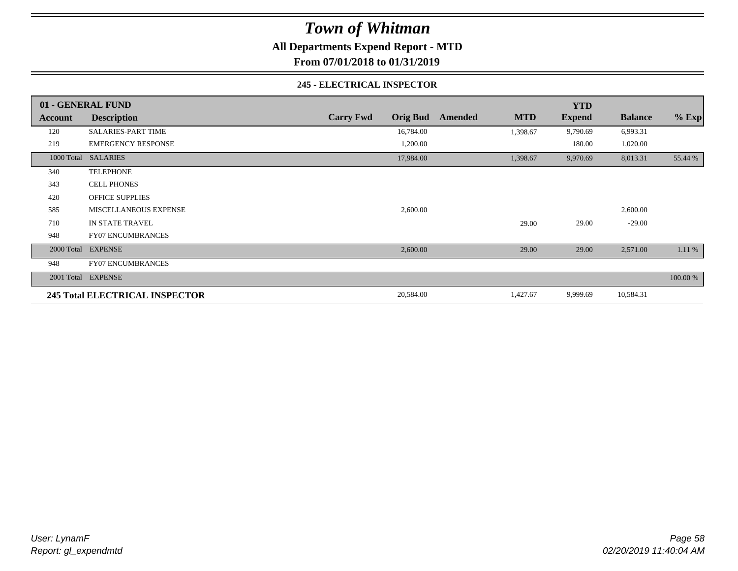# Town of Whitman

## All Departments Expend Report - MTD

### From 07/01/2018 to 01/31/2019

#### 245 - ELECTRICAL INSPECTOR

| 01 - GENERAL FUND | | | | | | YTD | | |
|---|---|---|---|---|---|---|---|---|
| **Account** | **Description** | **Carry Fwd** | **Orig Bud** | **Amended** | **MTD** | **Expend** | **Balance** | **% Exp** |
| 120 | SALARIES-PART TIME | | 16,784.00 | | 1,398.67 | 9,790.69 | 6,993.31 | |
| 219 | EMERGENCY RESPONSE | | 1,200.00 | | | 180.00 | 1,020.00 | |
| 1000 Total | SALARIES | | 17,984.00 | | 1,398.67 | 9,970.69 | 8,013.31 | 55.44 % |
| 340 | TELEPHONE | | | | | | | |
| 343 | CELL PHONES | | | | | | | |
| 420 | OFFICE SUPPLIES | | | | | | | |
| 585 | MISCELLANEOUS EXPENSE | | 2,600.00 | | | | 2,600.00 | |
| 710 | IN STATE TRAVEL | | | | 29.00 | 29.00 | -29.00 | |
| 948 | FY07 ENCUMBRANCES | | | | | | | |
| 2000 Total | EXPENSE | | 2,600.00 | | 29.00 | 29.00 | 2,571.00 | 1.11 % |
| 948 | FY07 ENCUMBRANCES | | | | | | | |
| 2001 Total | EXPENSE | | | | | | | 100.00 % |
| **245 Total ELECTRICAL INSPECTOR** | | | 20,584.00 | | 1,427.67 | 9,999.69 | 10,584.31 | |

*User: LynamF*
*Report: gl_expendmtd*

*02/20/2019 11:40:04 AM*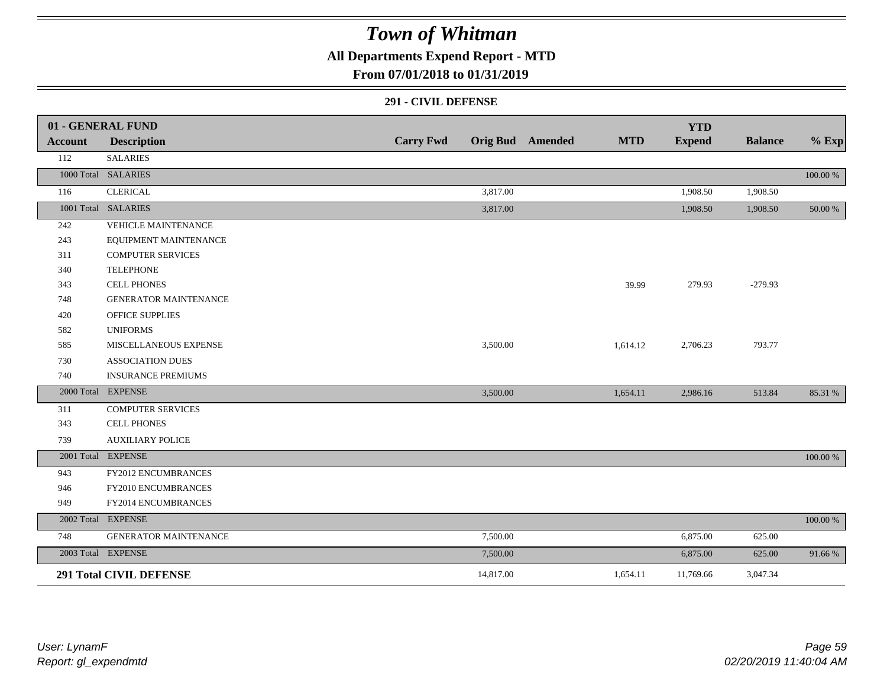# Town of Whitman

## All Departments Expend Report - MTD

### From 07/01/2018 to 01/31/2019

#### 291 - CIVIL DEFENSE

| 01 - GENERAL FUND | | | | | | | | |
|---|---|---|---|---|---|---|---|---|
| **Account** | **Description** | **Carry Fwd** | **Orig Bud** | **Amended** | **MTD** | **YTD Expend** | **Balance** | **% Exp** |
| 112 | SALARIES | | | | | | | |
| 1000 Total | SALARIES | | | | | | | 100.00 % |
| 116 | CLERICAL | | 3,817.00 | | | 1,908.50 | 1,908.50 | |
| 1001 Total | SALARIES | | 3,817.00 | | | 1,908.50 | 1,908.50 | 50.00 % |
| 242 | VEHICLE MAINTENANCE | | | | | | | |
| 243 | EQUIPMENT MAINTENANCE | | | | | | | |
| 311 | COMPUTER SERVICES | | | | | | | |
| 340 | TELEPHONE | | | | | | | |
| 343 | CELL PHONES | | | | 39.99 | 279.93 | -279.93 | |
| 748 | GENERATOR MAINTENANCE | | | | | | | |
| 420 | OFFICE SUPPLIES | | | | | | | |
| 582 | UNIFORMS | | | | | | | |
| 585 | MISCELLANEOUS EXPENSE | | 3,500.00 | | 1,614.12 | 2,706.23 | 793.77 | |
| 730 | ASSOCIATION DUES | | | | | | | |
| 740 | INSURANCE PREMIUMS | | | | | | | |
| 2000 Total | EXPENSE | | 3,500.00 | | 1,654.11 | 2,986.16 | 513.84 | 85.31 % |
| 311 | COMPUTER SERVICES | | | | | | | |
| 343 | CELL PHONES | | | | | | | |
| 739 | AUXILIARY POLICE | | | | | | | |
| 2001 Total | EXPENSE | | | | | | | 100.00 % |
| 943 | FY2012 ENCUMBRANCES | | | | | | | |
| 946 | FY2010 ENCUMBRANCES | | | | | | | |
| 949 | FY2014 ENCUMBRANCES | | | | | | | |
| 2002 Total | EXPENSE | | | | | | | 100.00 % |
| 748 | GENERATOR MAINTENANCE | | 7,500.00 | | | 6,875.00 | 625.00 | |
| 2003 Total | EXPENSE | | 7,500.00 | | | 6,875.00 | 625.00 | 91.66 % |
| **291 Total CIVIL DEFENSE** | | | 14,817.00 | | 1,654.11 | 11,769.66 | 3,047.34 | |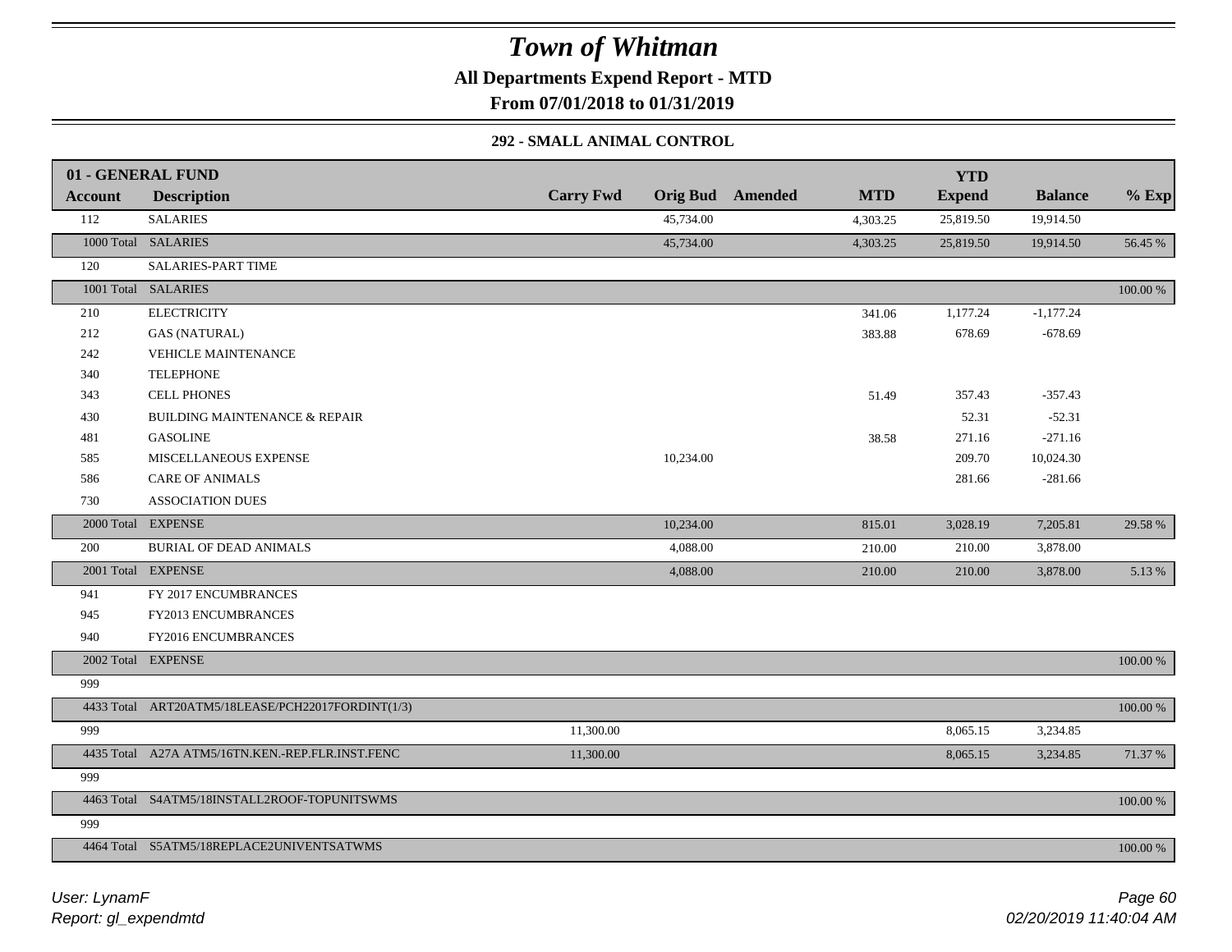# Town of Whitman

**All Departments Expend Report - MTD**

**From 07/01/2018 to 01/31/2019**

### 292 - SMALL ANIMAL CONTROL

| 01 - GENERAL FUND | | | | | | | | |
|---|---|---|---|---|---|---|---|---|
| **Account** | **Description** | **Carry Fwd** | **Orig Bud** | **Amended** | **MTD** | **YTD Expend** | **Balance** | **% Exp** |
| 112 | SALARIES | | 45,734.00 | | 4,303.25 | 25,819.50 | 19,914.50 | |
| 1000 Total | SALARIES | | 45,734.00 | | 4,303.25 | 25,819.50 | 19,914.50 | 56.45 % |
| 120 | SALARIES-PART TIME | | | | | | | |
| 1001 Total | SALARIES | | | | | | | 100.00 % |
| 210 | ELECTRICITY | | | | 341.06 | 1,177.24 | -1,177.24 | |
| 212 | GAS (NATURAL) | | | | 383.88 | 678.69 | -678.69 | |
| 242 | VEHICLE MAINTENANCE | | | | | | | |
| 340 | TELEPHONE | | | | | | | |
| 343 | CELL PHONES | | | | 51.49 | 357.43 | -357.43 | |
| 430 | BUILDING MAINTENANCE & REPAIR | | | | | 52.31 | -52.31 | |
| 481 | GASOLINE | | | | 38.58 | 271.16 | -271.16 | |
| 585 | MISCELLANEOUS EXPENSE | | 10,234.00 | | | 209.70 | 10,024.30 | |
| 586 | CARE OF ANIMALS | | | | | 281.66 | -281.66 | |
| 730 | ASSOCIATION DUES | | | | | | | |
| 2000 Total | EXPENSE | | 10,234.00 | | 815.01 | 3,028.19 | 7,205.81 | 29.58 % |
| 200 | BURIAL OF DEAD ANIMALS | | 4,088.00 | | 210.00 | 210.00 | 3,878.00 | |
| 2001 Total | EXPENSE | | 4,088.00 | | 210.00 | 210.00 | 3,878.00 | 5.13 % |
| 941 | FY 2017 ENCUMBRANCES | | | | | | | |
| 945 | FY2013 ENCUMBRANCES | | | | | | | |
| 940 | FY2016 ENCUMBRANCES | | | | | | | |
| 2002 Total | EXPENSE | | | | | | | 100.00 % |
| 999 | | | | | | | | |
| 4433 Total | ART20ATM5/18LEASE/PCH22017FORDINT(1/3) | | | | | | | 100.00 % |
| 999 | | 11,300.00 | | | | 8,065.15 | 3,234.85 | |
| 4435 Total | A27A ATM5/16TN.KEN.-REP.FLR.INST.FENC | 11,300.00 | | | | 8,065.15 | 3,234.85 | 71.37 % |
| 999 | | | | | | | | |
| 4463 Total | S4ATM5/18INSTALL2ROOF-TOPUNITSWMS | | | | | | | 100.00 % |
| 999 | | | | | | | | |
| 4464 Total | S5ATM5/18REPLACE2UNIVENTSATWMS | | | | | | | 100.00 % |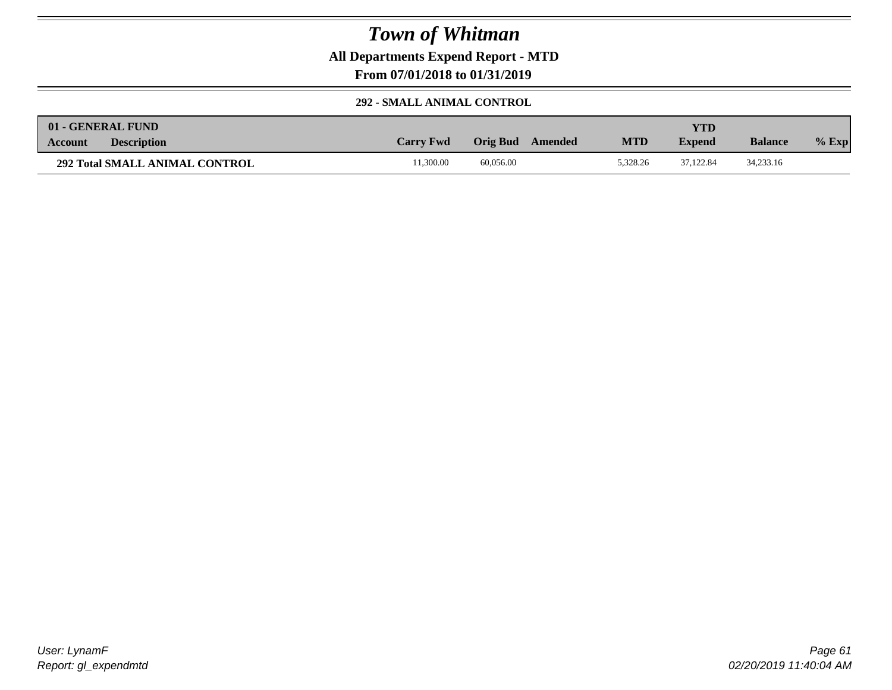# Town of Whitman

**All Departments Expend Report - MTD**

**From 07/01/2018 to 01/31/2019**

### 292 - SMALL ANIMAL CONTROL

| 01 - GENERAL FUND<br>Account | Description | Carry Fwd | Orig Bud | Amended | MTD | YTD Expend | Balance | % Exp |
|---|---|---|---|---|---|---|---|---|
| **292 Total SMALL ANIMAL CONTROL** | | 11,300.00 | 60,056.00 | | 5,328.26 | 37,122.84 | 34,233.16 | |

*User: LynamF*
*Report: gl_expendmtd*

*02/20/2019 11:40:04 AM*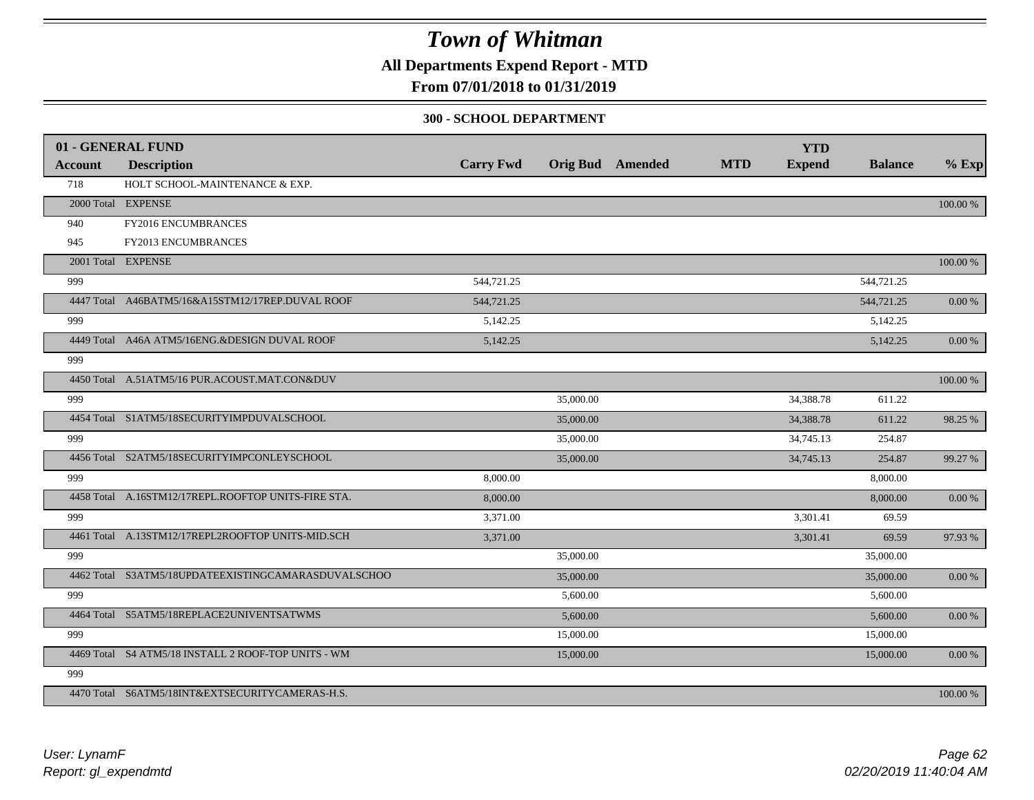# Town of Whitman

**All Departments Expend Report - MTD**

**From 07/01/2018 to 01/31/2019**

**300 - SCHOOL DEPARTMENT**

| 01 - GENERAL FUND | | | | | | | | |
|---|---|---|---|---|---|---|---|---|
| **Account** | **Description** | **Carry Fwd** | **Orig Bud** | **Amended** | **MTD** | **YTD Expend** | **Balance** | **% Exp** |
| 718 | HOLT SCHOOL-MAINTENANCE & EXP. | | | | | | | |
| 2000 Total | EXPENSE | | | | | | | 100.00 % |
| 940 | FY2016 ENCUMBRANCES | | | | | | | |
| 945 | FY2013 ENCUMBRANCES | | | | | | | |
| 2001 Total | EXPENSE | | | | | | | 100.00 % |
| 999 | | 544,721.25 | | | | | 544,721.25 | |
| 4447 Total | A46BATM5/16&A15STM12/17REP.DUVAL ROOF | 544,721.25 | | | | | 544,721.25 | 0.00 % |
| 999 | | 5,142.25 | | | | | 5,142.25 | |
| 4449 Total | A46A ATM5/16ENG.&DESIGN DUVAL ROOF | 5,142.25 | | | | | 5,142.25 | 0.00 % |
| 999 | | | | | | | | |
| 4450 Total | A.51ATM5/16 PUR.ACOUST.MAT.CON&DUV | | | | | | | 100.00 % |
| 999 | | | 35,000.00 | | | 34,388.78 | 611.22 | |
| 4454 Total | S1ATM5/18SECURITYIMPDUVALSCHOOL | | 35,000.00 | | | 34,388.78 | 611.22 | 98.25 % |
| 999 | | | 35,000.00 | | | 34,745.13 | 254.87 | |
| 4456 Total | S2ATM5/18SECURITYIMPCONLEYSCHOOL | | 35,000.00 | | | 34,745.13 | 254.87 | 99.27 % |
| 999 | | 8,000.00 | | | | | 8,000.00 | |
| 4458 Total | A.16STM12/17REPL.ROOFTOP UNITS-FIRE STA. | 8,000.00 | | | | | 8,000.00 | 0.00 % |
| 999 | | 3,371.00 | | | | 3,301.41 | 69.59 | |
| 4461 Total | A.13STM12/17REPL2ROOFTOP UNITS-MID.SCH | 3,371.00 | | | | 3,301.41 | 69.59 | 97.93 % |
| 999 | | | 35,000.00 | | | | 35,000.00 | |
| 4462 Total | S3ATM5/18UPDATEEXISTINGCAMARASDUVALSCHOO | | 35,000.00 | | | | 35,000.00 | 0.00 % |
| 999 | | | 5,600.00 | | | | 5,600.00 | |
| 4464 Total | S5ATM5/18REPLACE2UNIVENTSATWMS | | 5,600.00 | | | | 5,600.00 | 0.00 % |
| 999 | | | 15,000.00 | | | | 15,000.00 | |
| 4469 Total | S4 ATM5/18 INSTALL 2 ROOF-TOP UNITS - WM | | 15,000.00 | | | | 15,000.00 | 0.00 % |
| 999 | | | | | | | | |
| 4470 Total | S6ATM5/18INT&EXTSECURITYCAMERAS-H.S. | | | | | | | 100.00 % |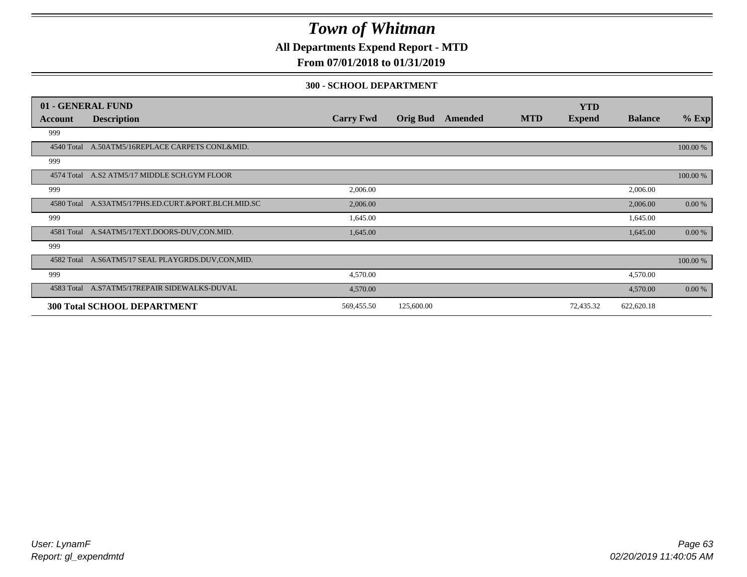# Town of Whitman

**All Departments Expend Report - MTD**

**From 07/01/2018 to 01/31/2019**

**300 - SCHOOL DEPARTMENT**

| 01 - GENERAL FUND | | | | | | | | |
|---|---|---|---|---|---|---|---|---|
| **Account** | **Description** | **Carry Fwd** | **Orig Bud** | **Amended** | **MTD** | **YTD Expend** | **Balance** | **% Exp** |
| 999 | | | | | | | | |
| 4540 Total | A.50ATM5/16REPLACE CARPETS CONL&MID. | | | | | | | 100.00 % |
| 999 | | | | | | | | |
| 4574 Total | A.S2 ATM5/17 MIDDLE SCH.GYM FLOOR | | | | | | | 100.00 % |
| 999 | | 2,006.00 | | | | | 2,006.00 | |
| 4580 Total | A.S3ATM5/17PHS.ED.CURT.&PORT.BLCH.MID.SC | 2,006.00 | | | | | 2,006.00 | 0.00 % |
| 999 | | 1,645.00 | | | | | 1,645.00 | |
| 4581 Total | A.S4ATM5/17EXT.DOORS-DUV,CON.MID. | 1,645.00 | | | | | 1,645.00 | 0.00 % |
| 999 | | | | | | | | |
| 4582 Total | A.S6ATM5/17 SEAL PLAYGRDS.DUV,CON,MID. | | | | | | | 100.00 % |
| 999 | | 4,570.00 | | | | | 4,570.00 | |
| 4583 Total | A.S7ATM5/17REPAIR SIDEWALKS-DUVAL | 4,570.00 | | | | | 4,570.00 | 0.00 % |
| **300 Total SCHOOL DEPARTMENT** | | 569,455.50 | 125,600.00 | | | 72,435.32 | 622,620.18 | |

User: LynamF
Report: gl_expendmtd

02/20/2019 11:40:05 AM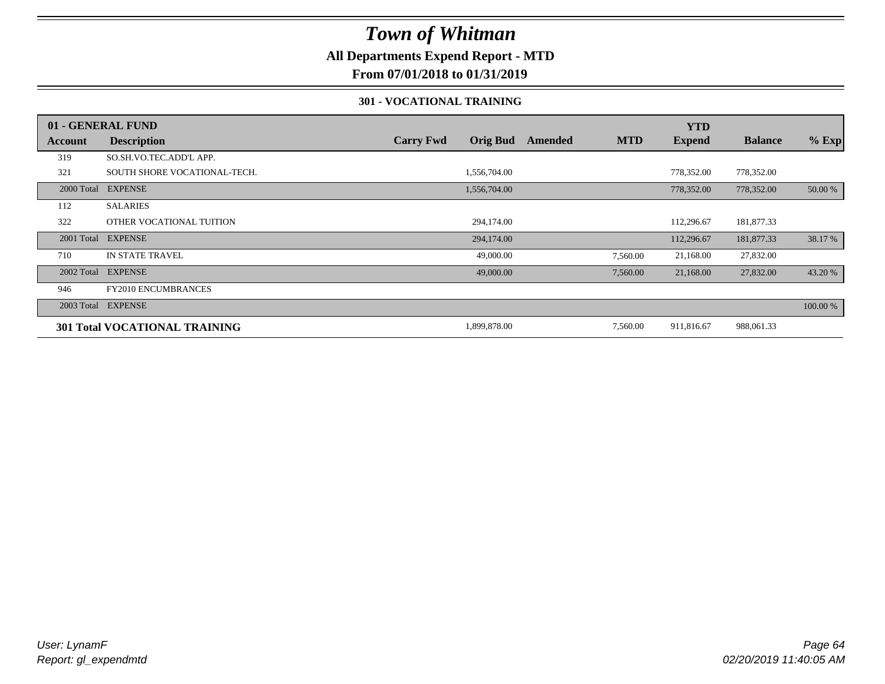# Town of Whitman

## All Departments Expend Report - MTD

## From 07/01/2018 to 01/31/2019

### 301 - VOCATIONAL TRAINING

| 01 - GENERAL FUND | | | | | | YTD | | |
|---|---|---|---|---|---|---|---|---|
| Account | Description | Carry Fwd | Orig Bud | Amended | MTD | Expend | Balance | % Exp |
| 319 | SO.SH.VO.TEC.ADD'L APP. | | | | | | | |
| 321 | SOUTH SHORE VOCATIONAL-TECH. | | 1,556,704.00 | | | 778,352.00 | 778,352.00 | |
| 2000 Total | EXPENSE | | 1,556,704.00 | | | 778,352.00 | 778,352.00 | 50.00 % |
| 112 | SALARIES | | | | | | | |
| 322 | OTHER VOCATIONAL TUITION | | 294,174.00 | | | 112,296.67 | 181,877.33 | |
| 2001 Total | EXPENSE | | 294,174.00 | | | 112,296.67 | 181,877.33 | 38.17 % |
| 710 | IN STATE TRAVEL | | 49,000.00 | | 7,560.00 | 21,168.00 | 27,832.00 | |
| 2002 Total | EXPENSE | | 49,000.00 | | 7,560.00 | 21,168.00 | 27,832.00 | 43.20 % |
| 946 | FY2010 ENCUMBRANCES | | | | | | | |
| 2003 Total | EXPENSE | | | | | | | 100.00 % |
| **301 Total VOCATIONAL TRAINING** | | | 1,899,878.00 | | 7,560.00 | 911,816.67 | 988,061.33 | |

*User: LynamF*
*Report: gl_expendmtd*

*02/20/2019 11:40:05 AM*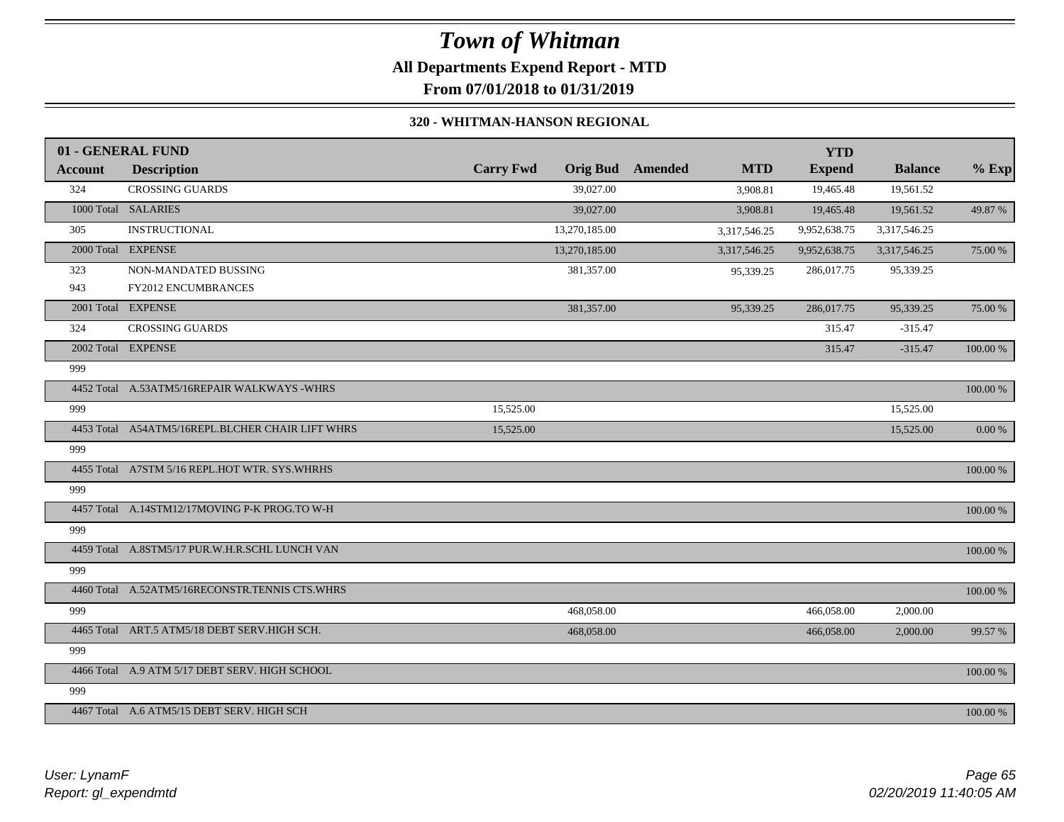# Town of Whitman

**All Departments Expend Report - MTD**

**From 07/01/2018 to 01/31/2019**

**320 - WHITMAN-HANSON REGIONAL**

| 01 - GENERAL FUND | | | | | | YTD | | |
|---|---|---|---|---|---|---|---|---|
| **Account** | **Description** | **Carry Fwd** | **Orig Bud** | **Amended** | **MTD** | **Expend** | **Balance** | **% Exp** |
| 324 | CROSSING GUARDS | | 39,027.00 | | 3,908.81 | 19,465.48 | 19,561.52 | |
| 1000 Total | SALARIES | | 39,027.00 | | 3,908.81 | 19,465.48 | 19,561.52 | 49.87 % |
| 305 | INSTRUCTIONAL | | 13,270,185.00 | | 3,317,546.25 | 9,952,638.75 | 3,317,546.25 | |
| 2000 Total | EXPENSE | | 13,270,185.00 | | 3,317,546.25 | 9,952,638.75 | 3,317,546.25 | 75.00 % |
| 323 | NON-MANDATED BUSSING | | 381,357.00 | | 95,339.25 | 286,017.75 | 95,339.25 | |
| 943 | FY2012 ENCUMBRANCES | | | | | | | |
| 2001 Total | EXPENSE | | 381,357.00 | | 95,339.25 | 286,017.75 | 95,339.25 | 75.00 % |
| 324 | CROSSING GUARDS | | | | | 315.47 | -315.47 | |
| 2002 Total | EXPENSE | | | | | 315.47 | -315.47 | 100.00 % |
| 999 | | | | | | | | |
| 4452 Total | A.53ATM5/16REPAIR WALKWAYS -WHRS | | | | | | | 100.00 % |
| 999 | | 15,525.00 | | | | | 15,525.00 | |
| 4453 Total | A54ATM5/16REPL.BLCHER CHAIR LIFT WHRS | 15,525.00 | | | | | 15,525.00 | 0.00 % |
| 999 | | | | | | | | |
| 4455 Total | A7STM 5/16 REPL.HOT WTR. SYS.WHRHS | | | | | | | 100.00 % |
| 999 | | | | | | | | |
| 4457 Total | A.14STM12/17MOVING P-K PROG.TO W-H | | | | | | | 100.00 % |
| 999 | | | | | | | | |
| 4459 Total | A.8STM5/17 PUR.W.H.R.SCHL LUNCH VAN | | | | | | | 100.00 % |
| 999 | | | | | | | | |
| 4460 Total | A.52ATM5/16RECONSTR.TENNIS CTS.WHRS | | | | | | | 100.00 % |
| 999 | | | 468,058.00 | | | 466,058.00 | 2,000.00 | |
| 4465 Total | ART.5 ATM5/18 DEBT SERV.HIGH SCH. | | 468,058.00 | | | 466,058.00 | 2,000.00 | 99.57 % |
| 999 | | | | | | | | |
| 4466 Total | A.9 ATM 5/17 DEBT SERV. HIGH SCHOOL | | | | | | | 100.00 % |
| 999 | | | | | | | | |
| 4467 Total | A.6 ATM5/15 DEBT SERV. HIGH SCH | | | | | | | 100.00 % |

*User: LynamF*
*Report: gl_expendmtd*

*02/20/2019 11:40:05 AM*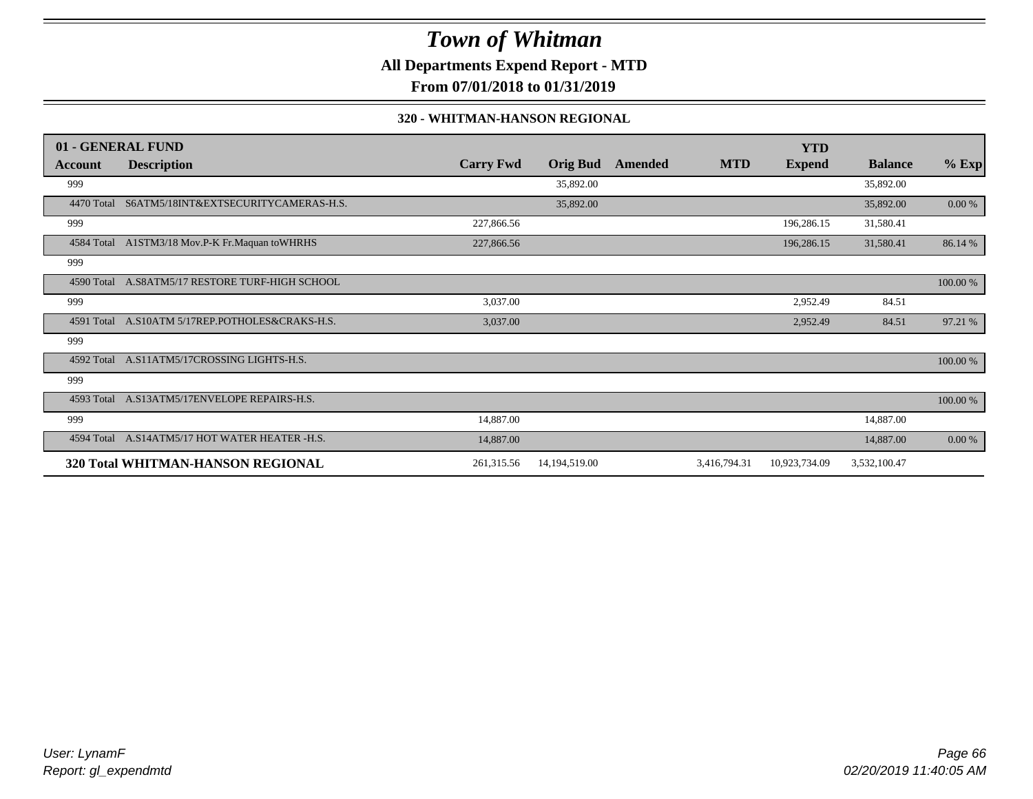# Town of Whitman

**All Departments Expend Report - MTD**

**From 07/01/2018 to 01/31/2019**

**320 - WHITMAN-HANSON REGIONAL**

| 01 - GENERAL FUND | | | | | | YTD | | |
|---|---|---|---|---|---|---|---|---|
| **Account** | **Description** | **Carry Fwd** | **Orig Bud** | **Amended** | **MTD** | **Expend** | **Balance** | **% Exp** |
| 999 | | | 35,892.00 | | | | 35,892.00 | |
| 4470 Total | S6ATM5/18INT&EXTSECURITYCAMERAS-H.S. | | 35,892.00 | | | | 35,892.00 | 0.00 % |
| 999 | | 227,866.56 | | | | 196,286.15 | 31,580.41 | |
| 4584 Total | A1STM3/18 Mov.P-K Fr.Maquan toWHRHS | 227,866.56 | | | | 196,286.15 | 31,580.41 | 86.14 % |
| 999 | | | | | | | | |
| 4590 Total | A.S8ATM5/17 RESTORE TURF-HIGH SCHOOL | | | | | | | 100.00 % |
| 999 | | 3,037.00 | | | | 2,952.49 | 84.51 | |
| 4591 Total | A.S10ATM 5/17REP.POTHOLES&CRAKS-H.S. | 3,037.00 | | | | 2,952.49 | 84.51 | 97.21 % |
| 999 | | | | | | | | |
| 4592 Total | A.S11ATM5/17CROSSING LIGHTS-H.S. | | | | | | | 100.00 % |
| 999 | | | | | | | | |
| 4593 Total | A.S13ATM5/17ENVELOPE REPAIRS-H.S. | | | | | | | 100.00 % |
| 999 | | 14,887.00 | | | | | 14,887.00 | |
| 4594 Total | A.S14ATM5/17 HOT WATER HEATER -H.S. | 14,887.00 | | | | | 14,887.00 | 0.00 % |
| **320 Total WHITMAN-HANSON REGIONAL** | | 261,315.56 | 14,194,519.00 | | 3,416,794.31 | 10,923,734.09 | 3,532,100.47 | |

*User: LynamF*
*Report: gl_expendmtd*

*02/20/2019 11:40:05 AM*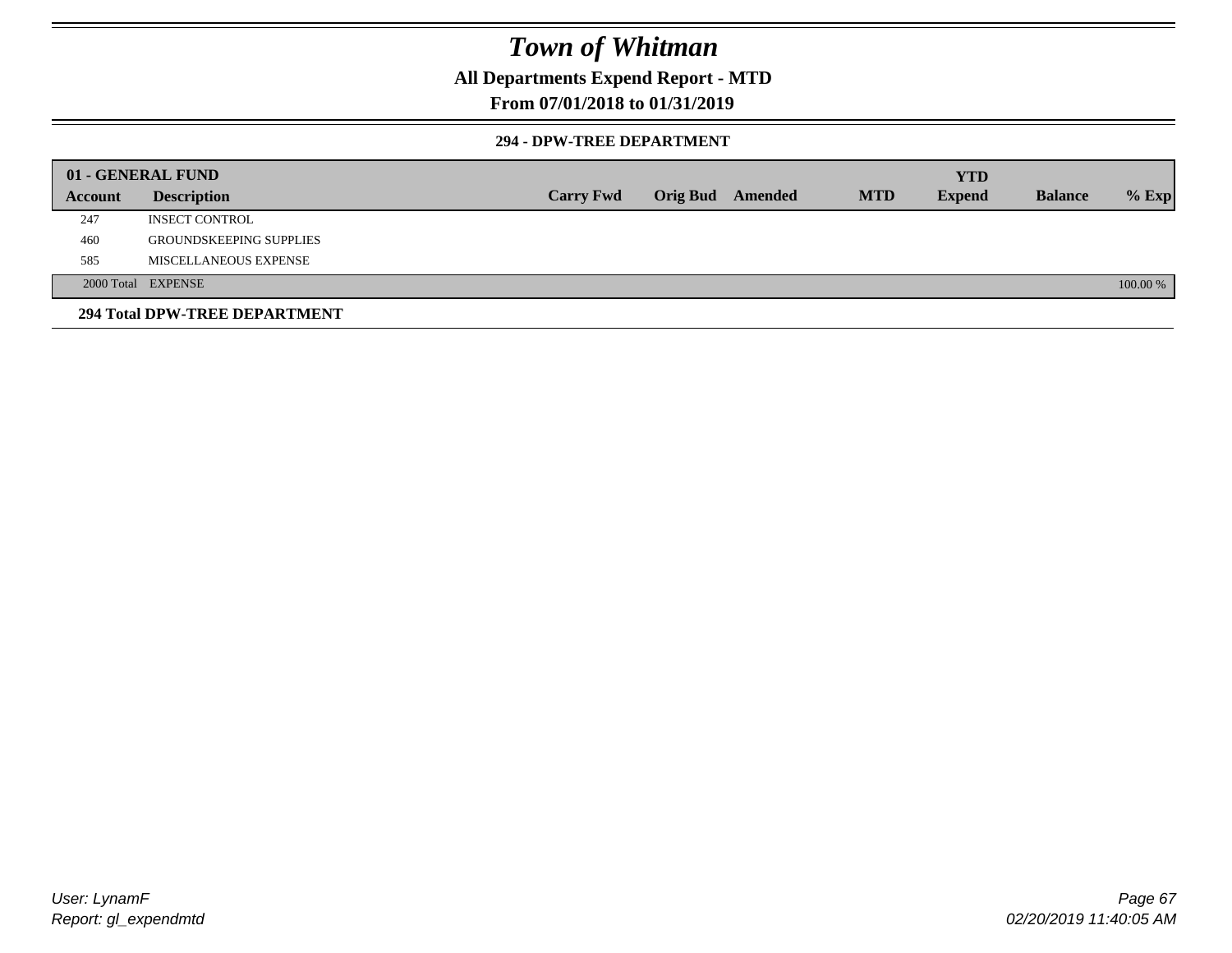# Town of Whitman

## All Departments Expend Report - MTD

## From 07/01/2018 to 01/31/2019

### 294 - DPW-TREE DEPARTMENT

| 01 - GENERAL FUND | | | | | | YTD | | |
|---|---|---|---|---|---|---|---|---|
| **Account** | **Description** | **Carry Fwd** | **Orig Bud** | **Amended** | **MTD** | **Expend** | **Balance** | **% Exp** |
| 247 | INSECT CONTROL | | | | | | | |
| 460 | GROUNDSKEEPING SUPPLIES | | | | | | | |
| 585 | MISCELLANEOUS EXPENSE | | | | | | | |
| 2000 Total | EXPENSE | | | | | | | 100.00 % |

**294 Total DPW-TREE DEPARTMENT**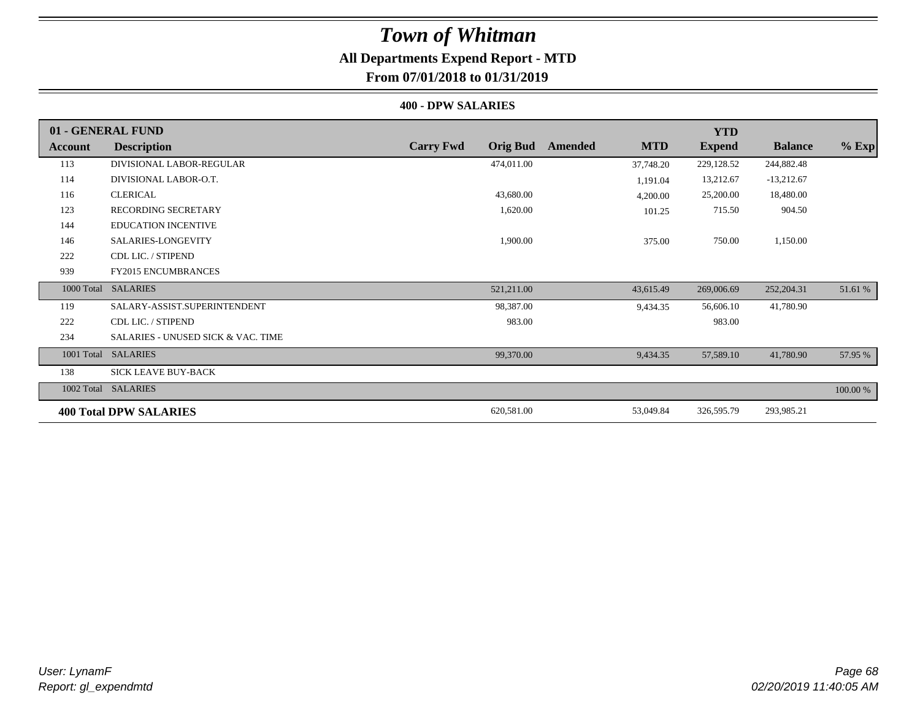# Town of Whitman

## All Departments Expend Report - MTD

### From 07/01/2018 to 01/31/2019

#### 400 - DPW SALARIES

| 01 - GENERAL FUND | | | | | | YTD | | |
|---|---|---|---|---|---|---|---|---|
| **Account** | **Description** | **Carry Fwd** | **Orig Bud** | **Amended** | **MTD** | **Expend** | **Balance** | **% Exp** |
| 113 | DIVISIONAL LABOR-REGULAR | | 474,011.00 | | 37,748.20 | 229,128.52 | 244,882.48 | |
| 114 | DIVISIONAL LABOR-O.T. | | | | 1,191.04 | 13,212.67 | -13,212.67 | |
| 116 | CLERICAL | | 43,680.00 | | 4,200.00 | 25,200.00 | 18,480.00 | |
| 123 | RECORDING SECRETARY | | 1,620.00 | | 101.25 | 715.50 | 904.50 | |
| 144 | EDUCATION INCENTIVE | | | | | | | |
| 146 | SALARIES-LONGEVITY | | 1,900.00 | | 375.00 | 750.00 | 1,150.00 | |
| 222 | CDL LIC. / STIPEND | | | | | | | |
| 939 | FY2015 ENCUMBRANCES | | | | | | | |
| 1000 Total | SALARIES | | 521,211.00 | | 43,615.49 | 269,006.69 | 252,204.31 | 51.61 % |
| 119 | SALARY-ASSIST.SUPERINTENDENT | | 98,387.00 | | 9,434.35 | 56,606.10 | 41,780.90 | |
| 222 | CDL LIC. / STIPEND | | 983.00 | | | 983.00 | | |
| 234 | SALARIES - UNUSED SICK & VAC. TIME | | | | | | | |
| 1001 Total | SALARIES | | 99,370.00 | | 9,434.35 | 57,589.10 | 41,780.90 | 57.95 % |
| 138 | SICK LEAVE BUY-BACK | | | | | | | |
| 1002 Total | SALARIES | | | | | | | 100.00 % |
| **400 Total DPW SALARIES** | | | 620,581.00 | | 53,049.84 | 326,595.79 | 293,985.21 | |

*User: LynamF*
*Report: gl_expendmtd*

*02/20/2019 11:40:05 AM*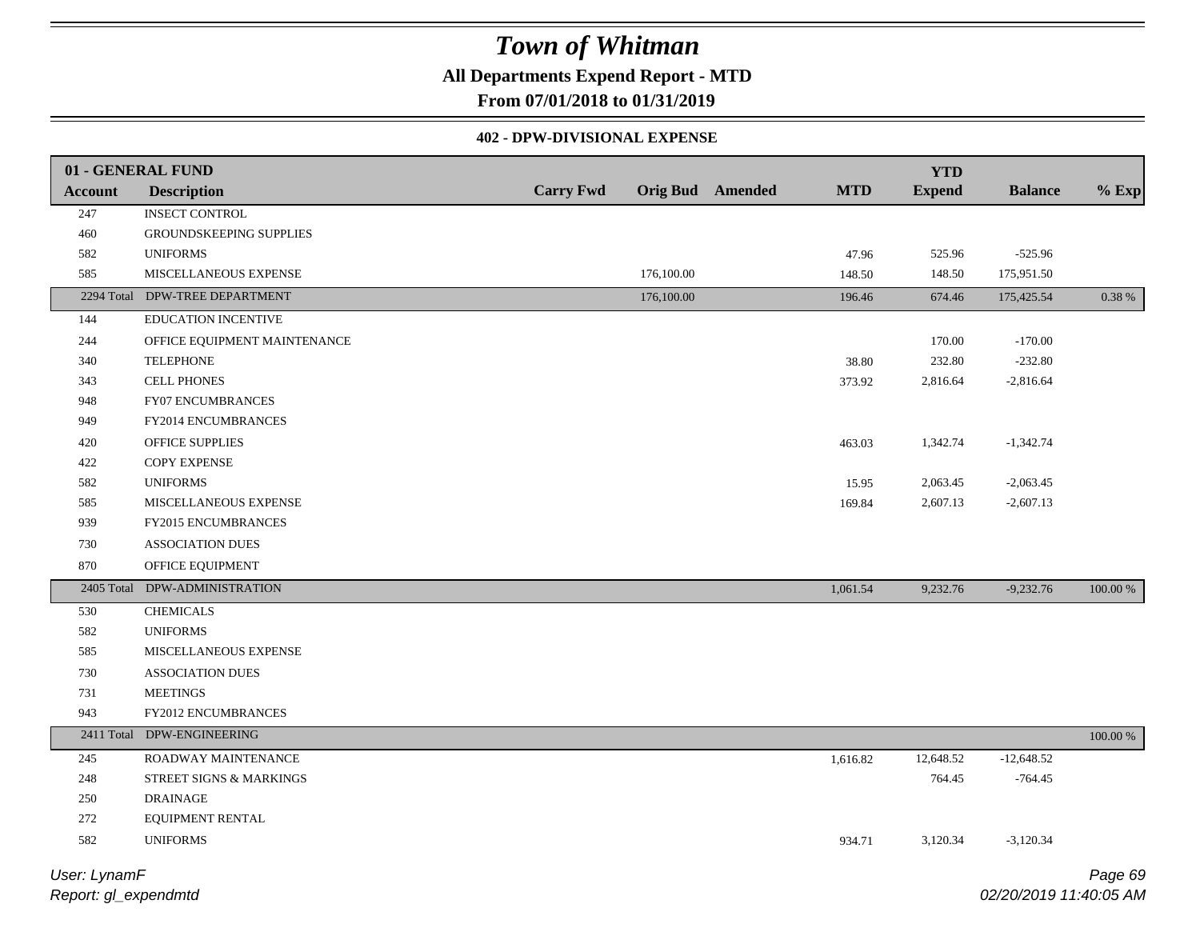# Town of Whitman

**All Departments Expend Report - MTD**

**From 07/01/2018 to 01/31/2019**

**402 - DPW-DIVISIONAL EXPENSE**

| Account | Description | Carry Fwd | Orig Bud | Amended | MTD | YTD Expend | Balance | % Exp |
|---|---|---|---|---|---|---|---|---|
| **01 - GENERAL FUND** | | | | | | | | |
| 247 | INSECT CONTROL | | | | | | | |
| 460 | GROUNDSKEEPING SUPPLIES | | | | | | | |
| 582 | UNIFORMS | | | | 47.96 | 525.96 | -525.96 | |
| 585 | MISCELLANEOUS EXPENSE | | 176,100.00 | | 148.50 | 148.50 | 175,951.50 | |
| 2294 Total | DPW-TREE DEPARTMENT | | 176,100.00 | | 196.46 | 674.46 | 175,425.54 | 0.38 % |
| 144 | EDUCATION INCENTIVE | | | | | | | |
| 244 | OFFICE EQUIPMENT MAINTENANCE | | | | | 170.00 | -170.00 | |
| 340 | TELEPHONE | | | | 38.80 | 232.80 | -232.80 | |
| 343 | CELL PHONES | | | | 373.92 | 2,816.64 | -2,816.64 | |
| 948 | FY07 ENCUMBRANCES | | | | | | | |
| 949 | FY2014 ENCUMBRANCES | | | | | | | |
| 420 | OFFICE SUPPLIES | | | | 463.03 | 1,342.74 | -1,342.74 | |
| 422 | COPY EXPENSE | | | | | | | |
| 582 | UNIFORMS | | | | 15.95 | 2,063.45 | -2,063.45 | |
| 585 | MISCELLANEOUS EXPENSE | | | | 169.84 | 2,607.13 | -2,607.13 | |
| 939 | FY2015 ENCUMBRANCES | | | | | | | |
| 730 | ASSOCIATION DUES | | | | | | | |
| 870 | OFFICE EQUIPMENT | | | | | | | |
| 2405 Total | DPW-ADMINISTRATION | | | | 1,061.54 | 9,232.76 | -9,232.76 | 100.00 % |
| 530 | CHEMICALS | | | | | | | |
| 582 | UNIFORMS | | | | | | | |
| 585 | MISCELLANEOUS EXPENSE | | | | | | | |
| 730 | ASSOCIATION DUES | | | | | | | |
| 731 | MEETINGS | | | | | | | |
| 943 | FY2012 ENCUMBRANCES | | | | | | | |
| 2411 Total | DPW-ENGINEERING | | | | | | | 100.00 % |
| 245 | ROADWAY MAINTENANCE | | | | 1,616.82 | 12,648.52 | -12,648.52 | |
| 248 | STREET SIGNS & MARKINGS | | | | | 764.45 | -764.45 | |
| 250 | DRAINAGE | | | | | | | |
| 272 | EQUIPMENT RENTAL | | | | | | | |
| 582 | UNIFORMS | | | | 934.71 | 3,120.34 | -3,120.34 | |

User: LynamF
Report: gl_expendmtd

02/20/2019 11:40:05 AM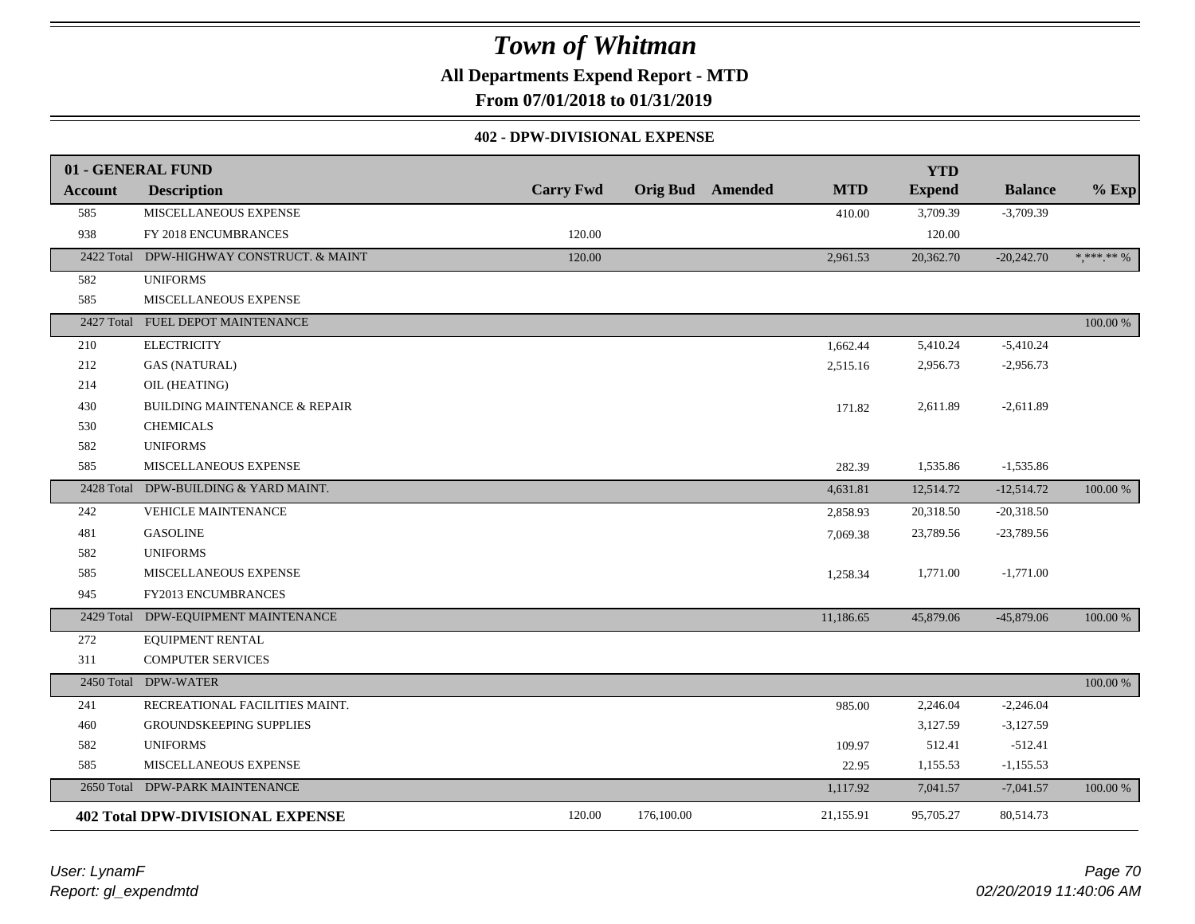# Town of Whitman

**All Departments Expend Report - MTD**

**From 07/01/2018 to 01/31/2019**

**402 - DPW-DIVISIONAL EXPENSE**

| 01 - GENERAL FUND | | | | | | YTD | | |
|---|---|---|---|---|---|---|---|---|
| **Account** | **Description** | **Carry Fwd** | **Orig Bud** | **Amended** | **MTD** | **Expend** | **Balance** | **% Exp** |
| 585 | MISCELLANEOUS EXPENSE | | | | 410.00 | 3,709.39 | -3,709.39 | |
| 938 | FY 2018 ENCUMBRANCES | 120.00 | | | | 120.00 | | |
| 2422 Total | DPW-HIGHWAY CONSTRUCT. & MAINT | 120.00 | | | 2,961.53 | 20,362.70 | -20,242.70 | *,***.** % |
| 582 | UNIFORMS | | | | | | | |
| 585 | MISCELLANEOUS EXPENSE | | | | | | | |
| 2427 Total | FUEL DEPOT MAINTENANCE | | | | | | | 100.00 % |
| 210 | ELECTRICITY | | | | 1,662.44 | 5,410.24 | -5,410.24 | |
| 212 | GAS (NATURAL) | | | | 2,515.16 | 2,956.73 | -2,956.73 | |
| 214 | OIL (HEATING) | | | | | | | |
| 430 | BUILDING MAINTENANCE & REPAIR | | | | 171.82 | 2,611.89 | -2,611.89 | |
| 530 | CHEMICALS | | | | | | | |
| 582 | UNIFORMS | | | | | | | |
| 585 | MISCELLANEOUS EXPENSE | | | | 282.39 | 1,535.86 | -1,535.86 | |
| 2428 Total | DPW-BUILDING & YARD MAINT. | | | | 4,631.81 | 12,514.72 | -12,514.72 | 100.00 % |
| 242 | VEHICLE MAINTENANCE | | | | 2,858.93 | 20,318.50 | -20,318.50 | |
| 481 | GASOLINE | | | | 7,069.38 | 23,789.56 | -23,789.56 | |
| 582 | UNIFORMS | | | | | | | |
| 585 | MISCELLANEOUS EXPENSE | | | | 1,258.34 | 1,771.00 | -1,771.00 | |
| 945 | FY2013 ENCUMBRANCES | | | | | | | |
| 2429 Total | DPW-EQUIPMENT MAINTENANCE | | | | 11,186.65 | 45,879.06 | -45,879.06 | 100.00 % |
| 272 | EQUIPMENT RENTAL | | | | | | | |
| 311 | COMPUTER SERVICES | | | | | | | |
| 2450 Total | DPW-WATER | | | | | | | 100.00 % |
| 241 | RECREATIONAL FACILITIES MAINT. | | | | 985.00 | 2,246.04 | -2,246.04 | |
| 460 | GROUNDSKEEPING SUPPLIES | | | | | 3,127.59 | -3,127.59 | |
| 582 | UNIFORMS | | | | 109.97 | 512.41 | -512.41 | |
| 585 | MISCELLANEOUS EXPENSE | | | | 22.95 | 1,155.53 | -1,155.53 | |
| 2650 Total | DPW-PARK MAINTENANCE | | | | 1,117.92 | 7,041.57 | -7,041.57 | 100.00 % |
| **402 Total DPW-DIVISIONAL EXPENSE** | | 120.00 | 176,100.00 | | 21,155.91 | 95,705.27 | 80,514.73 | |

User: LynamF
Report: gl_expendmtd
02/20/2019 11:40:06 AM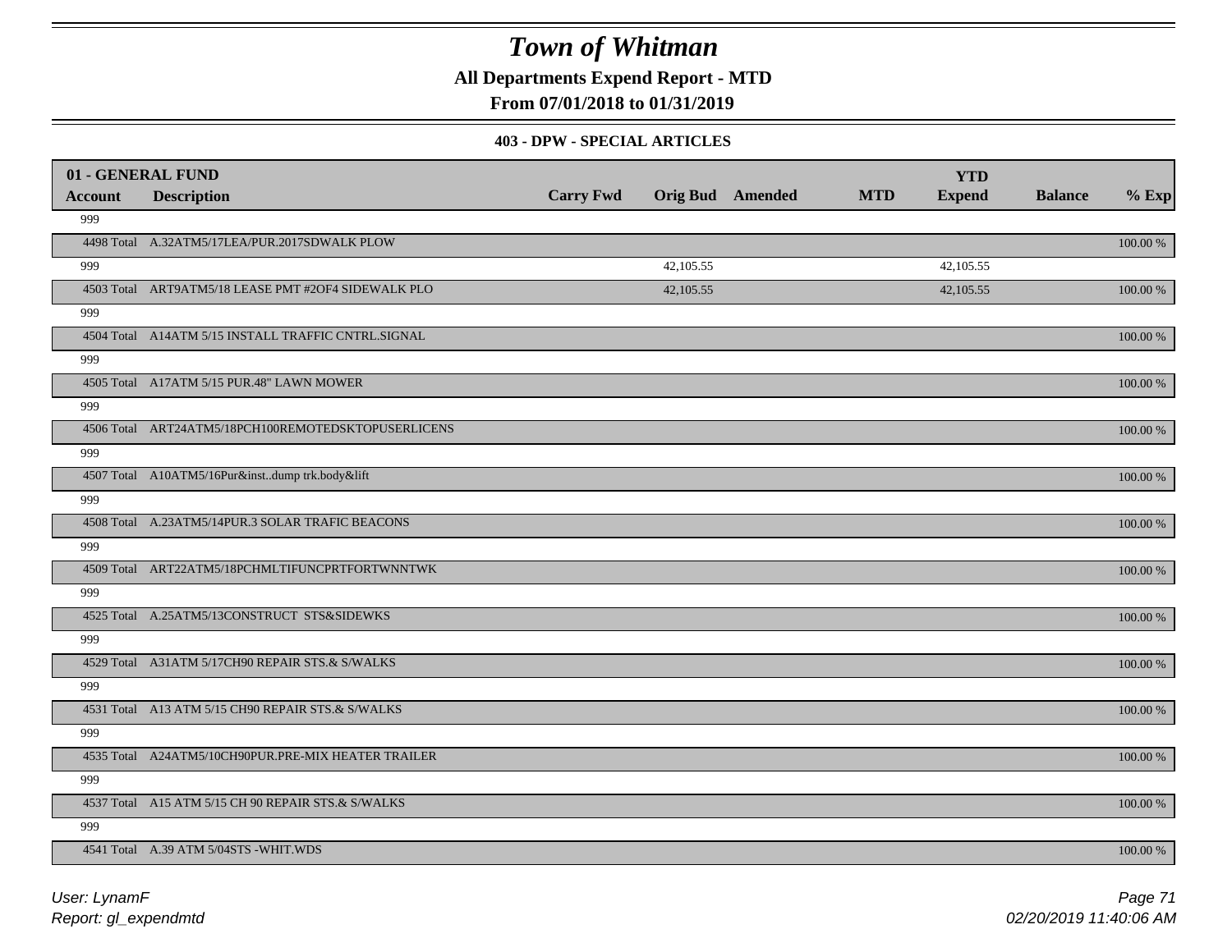# Town of Whitman

**All Departments Expend Report - MTD**

**From 07/01/2018 to 01/31/2019**

### 403 - DPW - SPECIAL ARTICLES

| 01 - GENERAL FUND | | | | | | | | |
|---|---|---|---|---|---|---|---|---|
| **Account** | **Description** | **Carry Fwd** | **Orig Bud** | **Amended** | **MTD** | **YTD Expend** | **Balance** | **% Exp** |
| 999 | | | | | | | | |
| 4498 Total | A.32ATM5/17LEA/PUR.2017SDWALK PLOW | | | | | | | 100.00 % |
| 999 | | | 42,105.55 | | | 42,105.55 | | |
| 4503 Total | ART9ATM5/18 LEASE PMT #2OF4 SIDEWALK PLO | | 42,105.55 | | | 42,105.55 | | 100.00 % |
| 999 | | | | | | | | |
| 4504 Total | A14ATM 5/15 INSTALL TRAFFIC CNTRL.SIGNAL | | | | | | | 100.00 % |
| 999 | | | | | | | | |
| 4505 Total | A17ATM 5/15 PUR.48" LAWN MOWER | | | | | | | 100.00 % |
| 999 | | | | | | | | |
| 4506 Total | ART24ATM5/18PCH100REMOTEDSKTOPUSERLICENS | | | | | | | 100.00 % |
| 999 | | | | | | | | |
| 4507 Total | A10ATM5/16Pur&inst..dump trk.body&lift | | | | | | | 100.00 % |
| 999 | | | | | | | | |
| 4508 Total | A.23ATM5/14PUR.3 SOLAR TRAFIC BEACONS | | | | | | | 100.00 % |
| 999 | | | | | | | | |
| 4509 Total | ART22ATM5/18PCHMLTIFUNCPRTFORTWNNTWK | | | | | | | 100.00 % |
| 999 | | | | | | | | |
| 4525 Total | A.25ATM5/13CONSTRUCT STS&SIDEWKS | | | | | | | 100.00 % |
| 999 | | | | | | | | |
| 4529 Total | A31ATM 5/17CH90 REPAIR STS.& S/WALKS | | | | | | | 100.00 % |
| 999 | | | | | | | | |
| 4531 Total | A13 ATM 5/15 CH90 REPAIR STS.& S/WALKS | | | | | | | 100.00 % |
| 999 | | | | | | | | |
| 4535 Total | A24ATM5/10CH90PUR.PRE-MIX HEATER TRAILER | | | | | | | 100.00 % |
| 999 | | | | | | | | |
| 4537 Total | A15 ATM 5/15 CH 90 REPAIR STS.& S/WALKS | | | | | | | 100.00 % |
| 999 | | | | | | | | |
| 4541 Total | A.39 ATM 5/04STS -WHIT.WDS | | | | | | | 100.00 % |

*User: LynamF*

*Report: gl_expendmtd*

*02/20/2019 11:40:06 AM*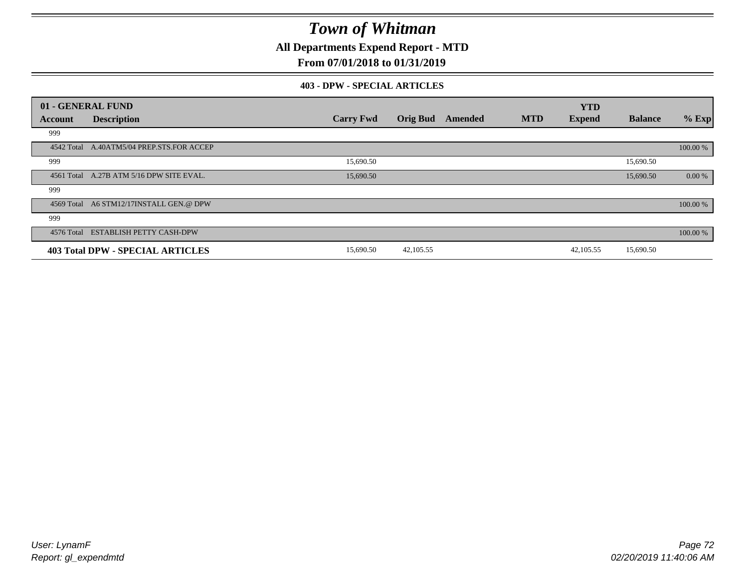# Town of Whitman

**All Departments Expend Report - MTD**

**From 07/01/2018 to 01/31/2019**

**403 - DPW - SPECIAL ARTICLES**

| 01 - GENERAL FUND | | | | | | YTD | | |
|---|---|---|---|---|---|---|---|---|
| **Account** | **Description** | **Carry Fwd** | **Orig Bud** | **Amended** | **MTD** | **Expend** | **Balance** | **% Exp** |
| 999 | | | | | | | | |
| 4542 Total | A.40ATM5/04 PREP.STS.FOR ACCEP | | | | | | | 100.00 % |
| 999 | | 15,690.50 | | | | | 15,690.50 | |
| 4561 Total | A.27B ATM 5/16 DPW SITE EVAL. | 15,690.50 | | | | | 15,690.50 | 0.00 % |
| 999 | | | | | | | | |
| 4569 Total | A6 STM12/17INSTALL GEN.@ DPW | | | | | | | 100.00 % |
| 999 | | | | | | | | |
| 4576 Total | ESTABLISH PETTY CASH-DPW | | | | | | | 100.00 % |
| **403 Total DPW - SPECIAL ARTICLES** | | 15,690.50 | 42,105.55 | | | 42,105.55 | 15,690.50 | |

*User: LynamF*
*Report: gl_expendmtd*

*02/20/2019 11:40:06 AM*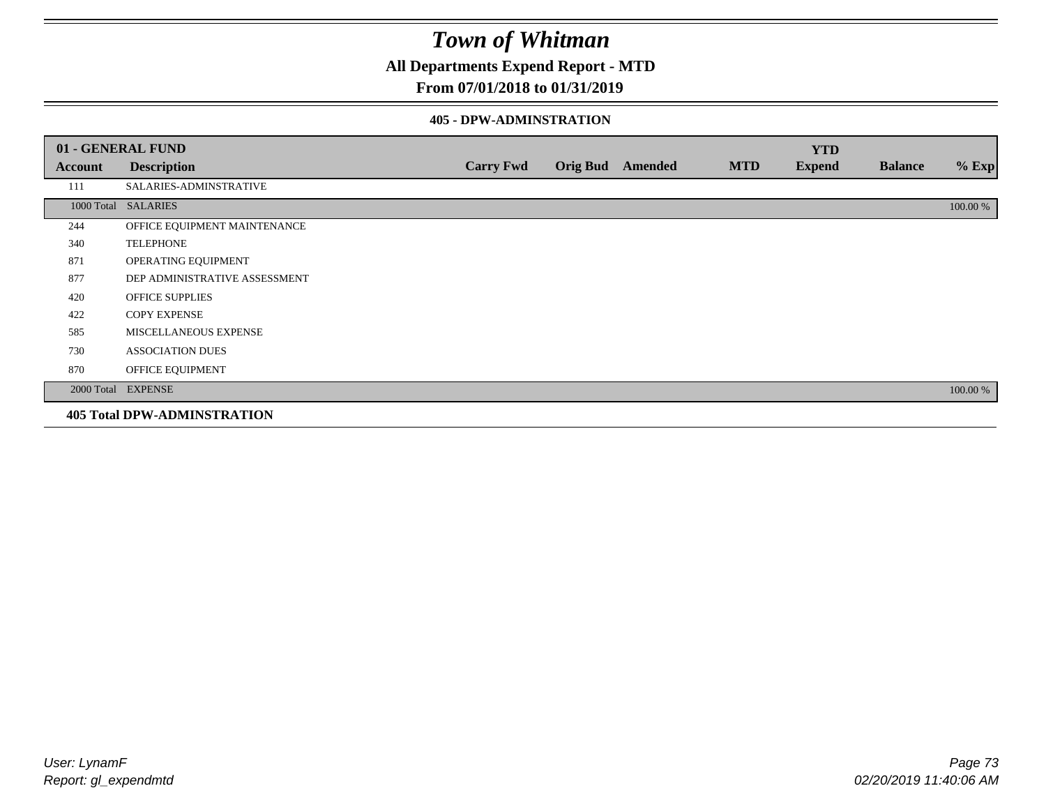# Town of Whitman

## All Departments Expend Report - MTD

## From 07/01/2018 to 01/31/2019

### 405 - DPW-ADMINSTRATION

| 01 - GENERAL FUND | | | | | | | | |
|---|---|---|---|---|---|---|---|---|
| **Account** | **Description** | **Carry Fwd** | **Orig Bud** | **Amended** | **MTD** | **YTD Expend** | **Balance** | **% Exp** |
| 111 | SALARIES-ADMINSTRATIVE | | | | | | | |
| 1000 Total | SALARIES | | | | | | | 100.00 % |
| 244 | OFFICE EQUIPMENT MAINTENANCE | | | | | | | |
| 340 | TELEPHONE | | | | | | | |
| 871 | OPERATING EQUIPMENT | | | | | | | |
| 877 | DEP ADMINISTRATIVE ASSESSMENT | | | | | | | |
| 420 | OFFICE SUPPLIES | | | | | | | |
| 422 | COPY EXPENSE | | | | | | | |
| 585 | MISCELLANEOUS EXPENSE | | | | | | | |
| 730 | ASSOCIATION DUES | | | | | | | |
| 870 | OFFICE EQUIPMENT | | | | | | | |
| 2000 Total | EXPENSE | | | | | | | 100.00 % |

**405 Total DPW-ADMINSTRATION**

*User: LynamF*
*Report: gl_expendmtd*

*02/20/2019 11:40:06 AM*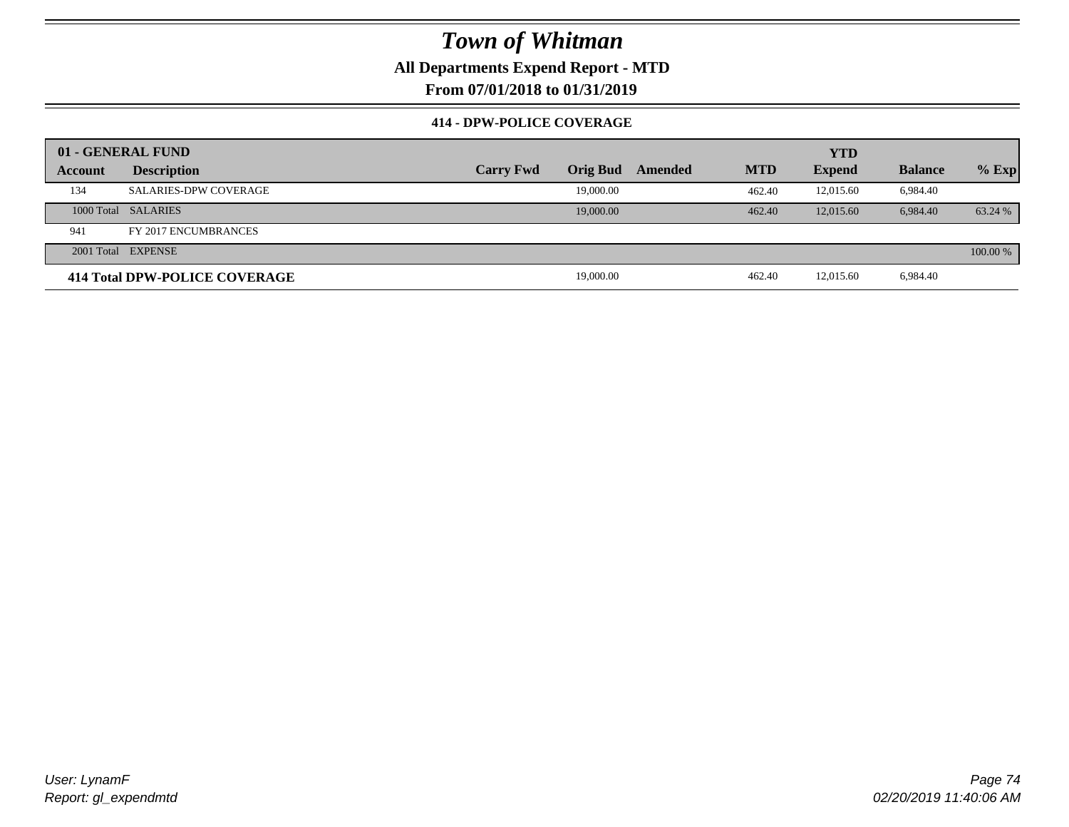# Town of Whitman

**All Departments Expend Report - MTD**

**From 07/01/2018 to 01/31/2019**

**414 - DPW-POLICE COVERAGE**

| 01 - GENERAL FUND | | | | | | YTD | | |
|---|---|---|---|---|---|---|---|---|
| **Account** | **Description** | **Carry Fwd** | **Orig Bud** | **Amended** | **MTD** | **Expend** | **Balance** | **% Exp** |
| 134 | SALARIES-DPW COVERAGE | | 19,000.00 | | 462.40 | 12,015.60 | 6,984.40 | |
| 1000 Total | SALARIES | | 19,000.00 | | 462.40 | 12,015.60 | 6,984.40 | 63.24 % |
| 941 | FY 2017 ENCUMBRANCES | | | | | | | |
| 2001 Total | EXPENSE | | | | | | | 100.00 % |
| **414 Total DPW-POLICE COVERAGE** | | | 19,000.00 | | 462.40 | 12,015.60 | 6,984.40 | |

User: LynamF

Report: gl_expendmtd

02/20/2019 11:40:06 AM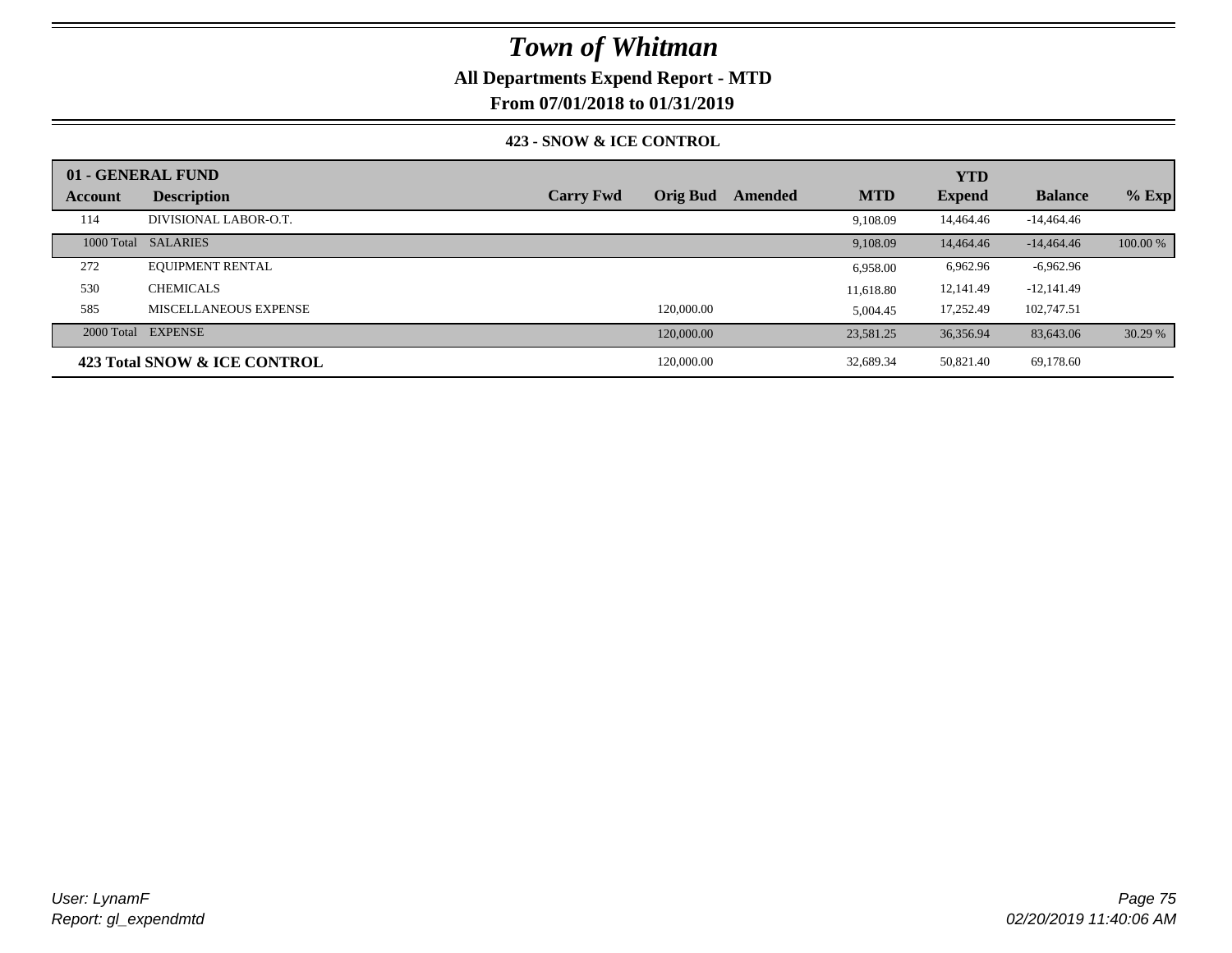# Town of Whitman

**All Departments Expend Report - MTD**

**From 07/01/2018 to 01/31/2019**

**423 - SNOW & ICE CONTROL**

| Account | Description | Carry Fwd | Orig Bud | Amended | MTD | YTD Expend | Balance | % Exp |
|---|---|---|---|---|---|---|---|---|
| **01 - GENERAL FUND** | | | | | | | | |
| 114 | DIVISIONAL LABOR-O.T. | | | | 9,108.09 | 14,464.46 | -14,464.46 | |
| 1000 Total | SALARIES | | | | 9,108.09 | 14,464.46 | -14,464.46 | 100.00 % |
| 272 | EQUIPMENT RENTAL | | | | 6,958.00 | 6,962.96 | -6,962.96 | |
| 530 | CHEMICALS | | | | 11,618.80 | 12,141.49 | -12,141.49 | |
| 585 | MISCELLANEOUS EXPENSE | | 120,000.00 | | 5,004.45 | 17,252.49 | 102,747.51 | |
| 2000 Total | EXPENSE | | 120,000.00 | | 23,581.25 | 36,356.94 | 83,643.06 | 30.29 % |
| **423 Total SNOW & ICE CONTROL** | | | 120,000.00 | | 32,689.34 | 50,821.40 | 69,178.60 | |

*User: LynamF*
*Report: gl_expendmtd*

*02/20/2019 11:40:06 AM*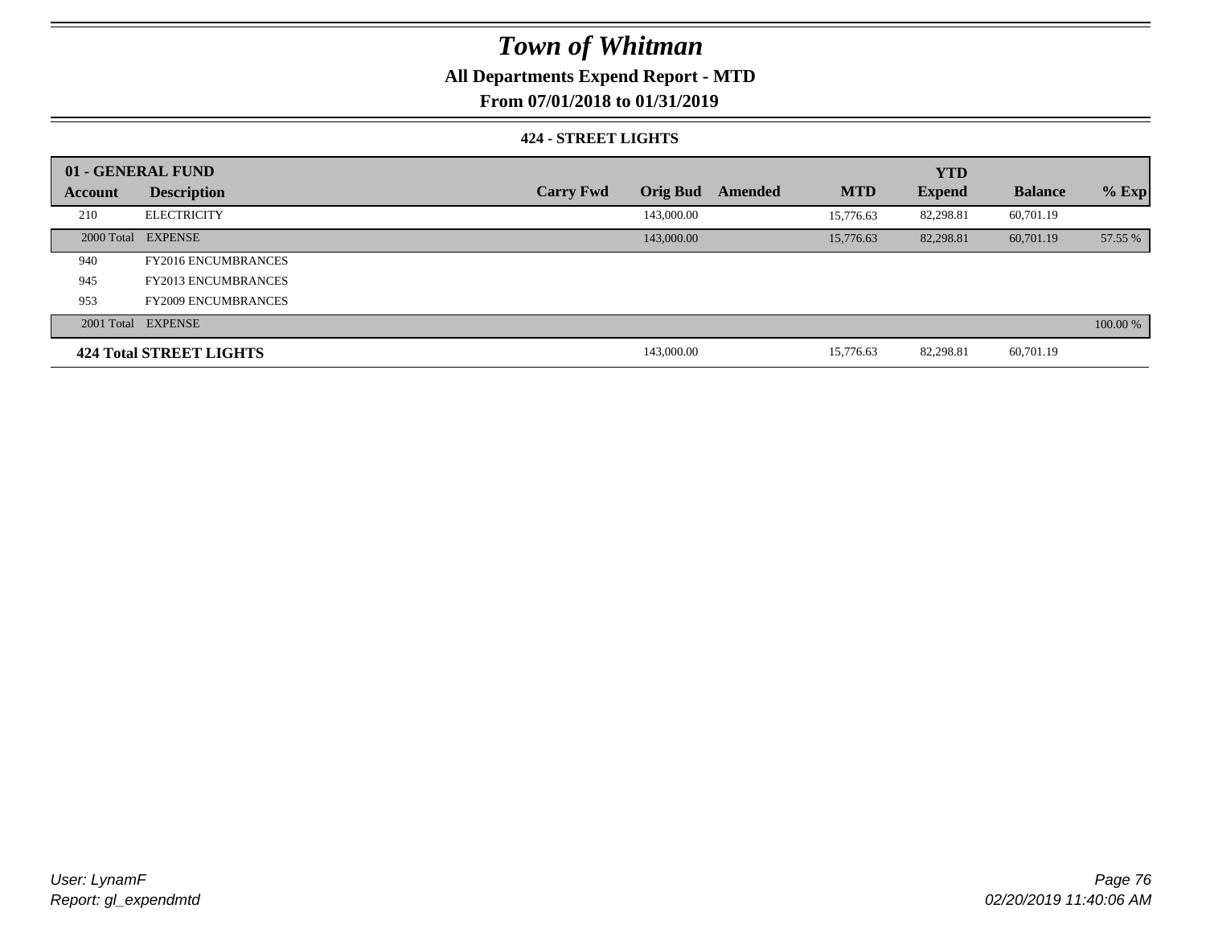# Town of Whitman

## All Departments Expend Report - MTD

### From 07/01/2018 to 01/31/2019

#### 424 - STREET LIGHTS

| 01 - GENERAL FUND | | | | | | YTD | | |
|---|---|---|---|---|---|---|---|---|
| **Account** | **Description** | **Carry Fwd** | **Orig Bud** | **Amended** | **MTD** | **Expend** | **Balance** | **% Exp** |
| 210 | ELECTRICITY | | 143,000.00 | | 15,776.63 | 82,298.81 | 60,701.19 | |
| 2000 Total | EXPENSE | | 143,000.00 | | 15,776.63 | 82,298.81 | 60,701.19 | 57.55 % |
| 940 | FY2016 ENCUMBRANCES | | | | | | | |
| 945 | FY2013 ENCUMBRANCES | | | | | | | |
| 953 | FY2009 ENCUMBRANCES | | | | | | | |
| 2001 Total | EXPENSE | | | | | | | 100.00 % |
| **424 Total STREET LIGHTS** | | | 143,000.00 | | 15,776.63 | 82,298.81 | 60,701.19 | |

*User: LynamF*
*Report: gl_expendmtd*

*02/20/2019 11:40:06 AM*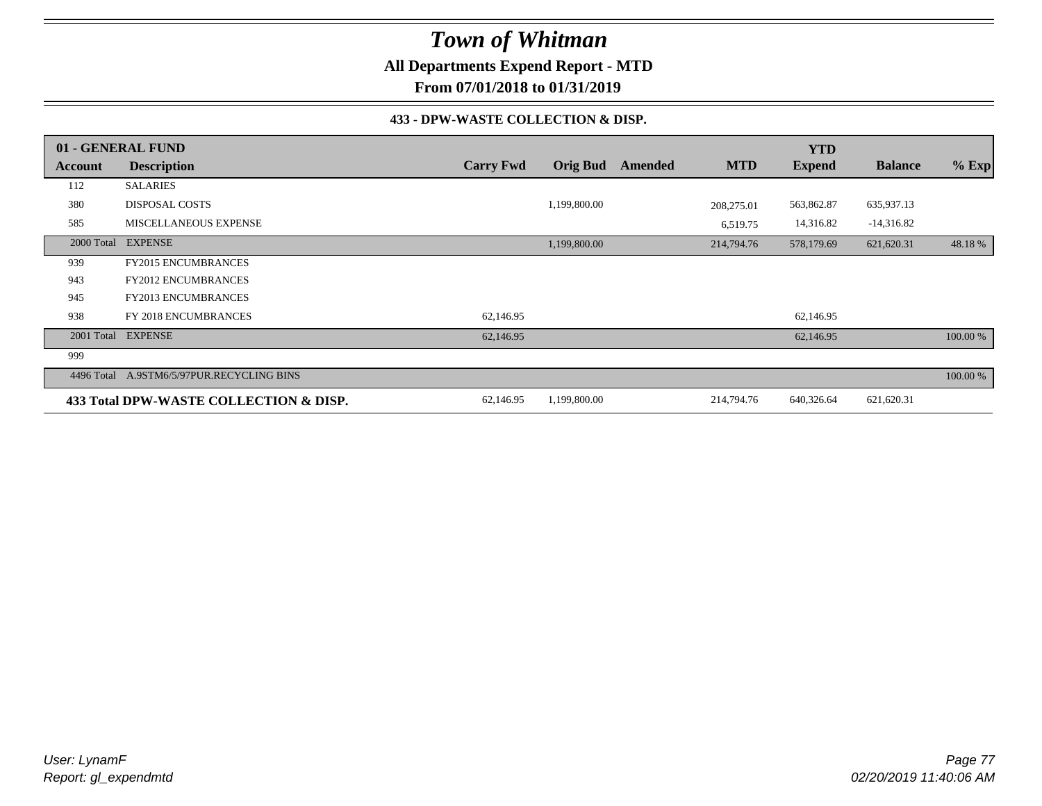# Town of Whitman

**All Departments Expend Report - MTD**

**From 07/01/2018 to 01/31/2019**

### 433 - DPW-WASTE COLLECTION & DISP.

| 01 - GENERAL FUND | | | | | | | | |
|---|---|---|---|---|---|---|---|---|
| **Account** | **Description** | **Carry Fwd** | **Orig Bud** | **Amended** | **MTD** | **YTD Expend** | **Balance** | **% Exp** |
| 112 | SALARIES | | | | | | | |
| 380 | DISPOSAL COSTS | | 1,199,800.00 | | 208,275.01 | 563,862.87 | 635,937.13 | |
| 585 | MISCELLANEOUS EXPENSE | | | | 6,519.75 | 14,316.82 | -14,316.82 | |
| 2000 Total | EXPENSE | | 1,199,800.00 | | 214,794.76 | 578,179.69 | 621,620.31 | 48.18 % |
| 939 | FY2015 ENCUMBRANCES | | | | | | | |
| 943 | FY2012 ENCUMBRANCES | | | | | | | |
| 945 | FY2013 ENCUMBRANCES | | | | | | | |
| 938 | FY 2018 ENCUMBRANCES | 62,146.95 | | | | 62,146.95 | | |
| 2001 Total | EXPENSE | 62,146.95 | | | | 62,146.95 | | 100.00 % |
| 999 | | | | | | | | |
| 4496 Total | A.9STM6/5/97PUR.RECYCLING BINS | | | | | | | 100.00 % |
| **433 Total DPW-WASTE COLLECTION & DISP.** | | 62,146.95 | 1,199,800.00 | | 214,794.76 | 640,326.64 | 621,620.31 | |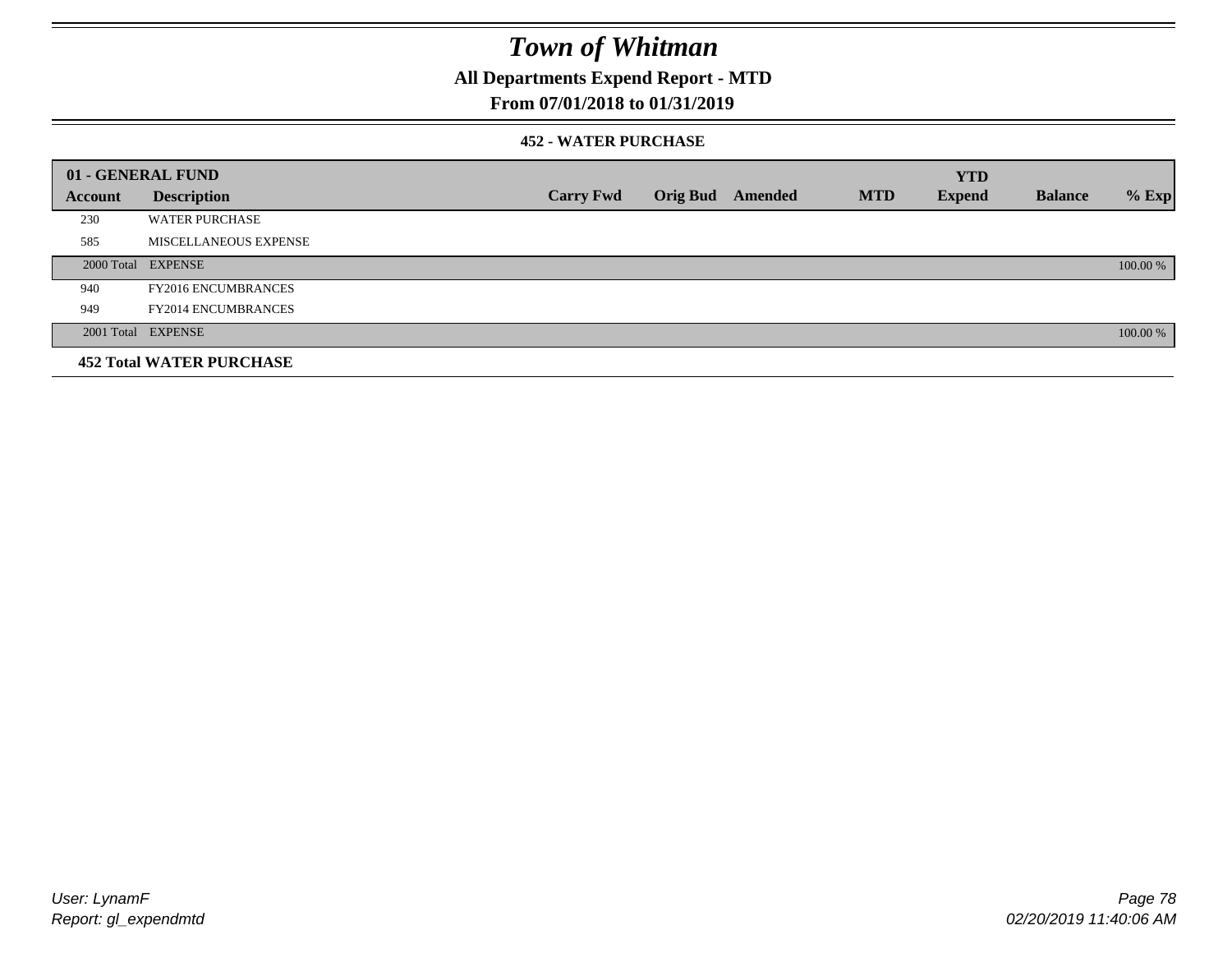# Town of Whitman

## All Departments Expend Report - MTD

### From 07/01/2018 to 01/31/2019

#### 452 - WATER PURCHASE

| 01 - GENERAL FUND | | | | | | YTD | | |
|---|---|---|---|---|---|---|---|---|
| **Account** | **Description** | **Carry Fwd** | **Orig Bud** | **Amended** | **MTD** | **Expend** | **Balance** | **% Exp** |
| 230 | WATER PURCHASE | | | | | | | |
| 585 | MISCELLANEOUS EXPENSE | | | | | | | |
| 2000 Total | EXPENSE | | | | | | | 100.00 % |
| 940 | FY2016 ENCUMBRANCES | | | | | | | |
| 949 | FY2014 ENCUMBRANCES | | | | | | | |
| 2001 Total | EXPENSE | | | | | | | 100.00 % |
| **452 Total WATER PURCHASE** | | | | | | | | |

User: LynamF
Report: gl_expendmtd

02/20/2019 11:40:06 AM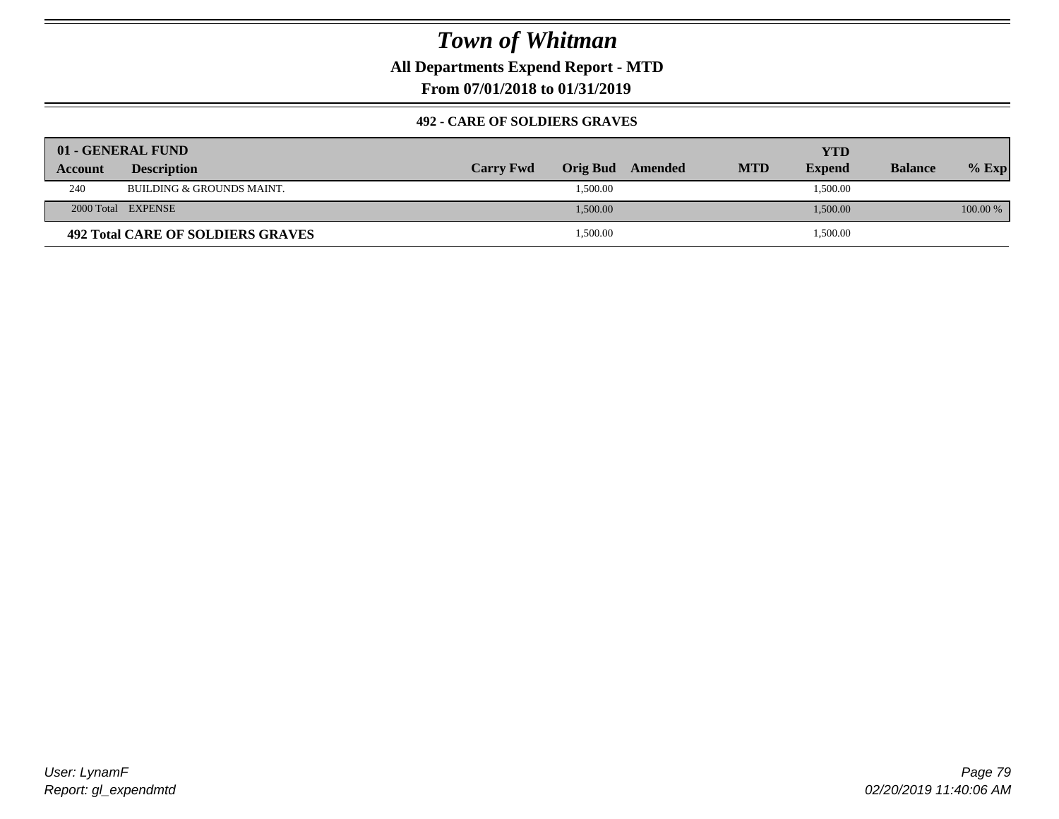# Town of Whitman

**All Departments Expend Report - MTD**

**From 07/01/2018 to 01/31/2019**

### 492 - CARE OF SOLDIERS GRAVES

| 01 - GENERAL FUND | | | | | | | | |
|---|---|---|---|---|---|---|---|---|
| **Account** | **Description** | **Carry Fwd** | **Orig Bud** | **Amended** | **MTD** | **YTD Expend** | **Balance** | **% Exp** |
| 240 | BUILDING & GROUNDS MAINT. | | 1,500.00 | | | 1,500.00 | | |
| 2000 Total | EXPENSE | | 1,500.00 | | | 1,500.00 | | 100.00 % |
| **492 Total CARE OF SOLDIERS GRAVES** | | | 1,500.00 | | | 1,500.00 | | |

*User: LynamF*
*Report: gl_expendmtd*

*02/20/2019 11:40:06 AM*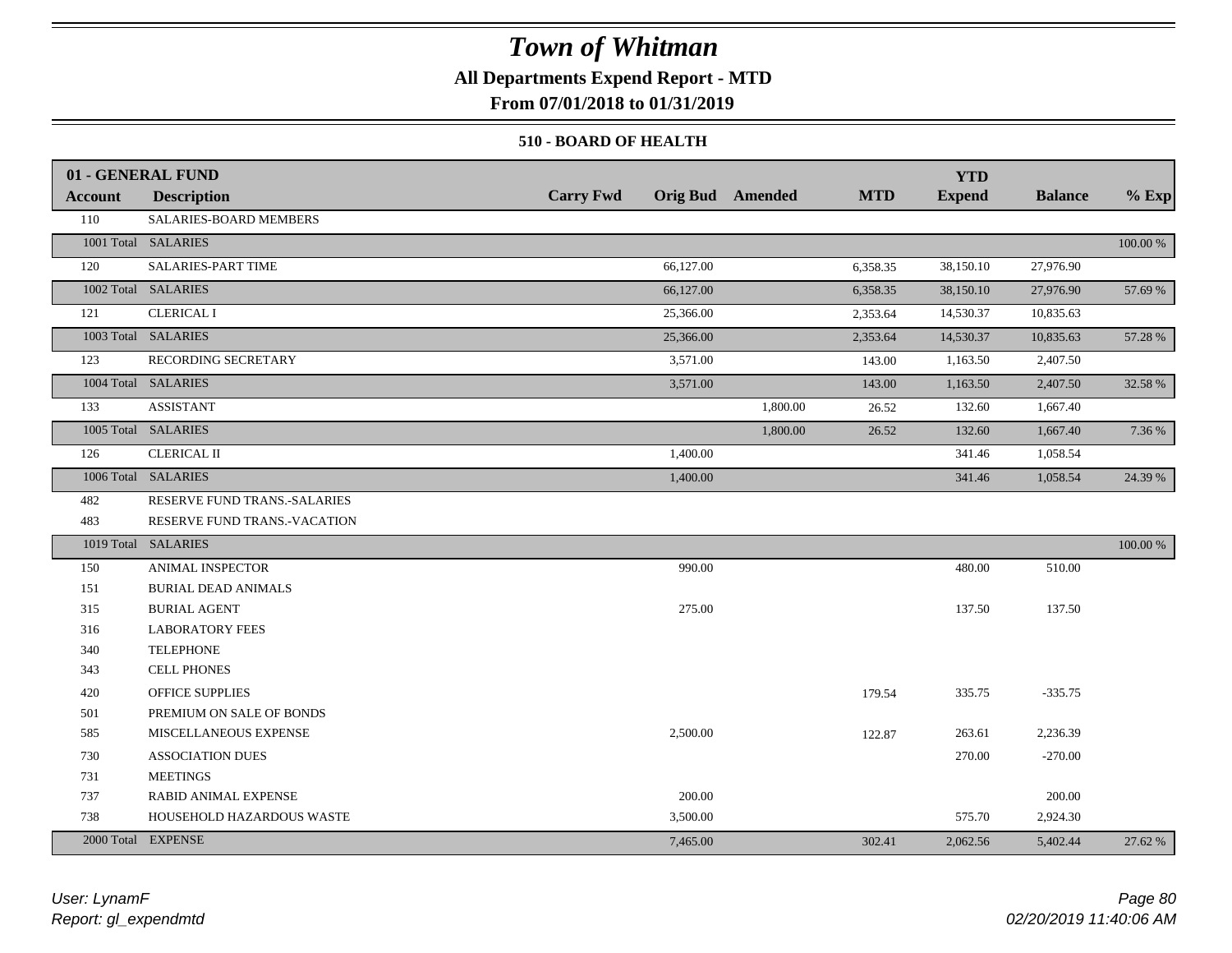# Town of Whitman

**All Departments Expend Report - MTD**

**From 07/01/2018 to 01/31/2019**

### 510 - BOARD OF HEALTH

| 01 - GENERAL FUND | | | | | | | | |
|---|---|---|---|---|---|---|---|---|
| **Account** | **Description** | **Carry Fwd** | **Orig Bud** | **Amended** | **MTD** | **YTD Expend** | **Balance** | **% Exp** |
| 110 | SALARIES-BOARD MEMBERS | | | | | | | |
| 1001 Total | SALARIES | | | | | | | 100.00 % |
| 120 | SALARIES-PART TIME | | 66,127.00 | | 6,358.35 | 38,150.10 | 27,976.90 | |
| 1002 Total | SALARIES | | 66,127.00 | | 6,358.35 | 38,150.10 | 27,976.90 | 57.69 % |
| 121 | CLERICAL I | | 25,366.00 | | 2,353.64 | 14,530.37 | 10,835.63 | |
| 1003 Total | SALARIES | | 25,366.00 | | 2,353.64 | 14,530.37 | 10,835.63 | 57.28 % |
| 123 | RECORDING SECRETARY | | 3,571.00 | | 143.00 | 1,163.50 | 2,407.50 | |
| 1004 Total | SALARIES | | 3,571.00 | | 143.00 | 1,163.50 | 2,407.50 | 32.58 % |
| 133 | ASSISTANT | | | 1,800.00 | 26.52 | 132.60 | 1,667.40 | |
| 1005 Total | SALARIES | | | 1,800.00 | 26.52 | 132.60 | 1,667.40 | 7.36 % |
| 126 | CLERICAL II | | 1,400.00 | | | 341.46 | 1,058.54 | |
| 1006 Total | SALARIES | | 1,400.00 | | | 341.46 | 1,058.54 | 24.39 % |
| 482 | RESERVE FUND TRANS.-SALARIES | | | | | | | |
| 483 | RESERVE FUND TRANS.-VACATION | | | | | | | |
| 1019 Total | SALARIES | | | | | | | 100.00 % |
| 150 | ANIMAL INSPECTOR | | 990.00 | | | 480.00 | 510.00 | |
| 151 | BURIAL DEAD ANIMALS | | | | | | | |
| 315 | BURIAL AGENT | | 275.00 | | | 137.50 | 137.50 | |
| 316 | LABORATORY FEES | | | | | | | |
| 340 | TELEPHONE | | | | | | | |
| 343 | CELL PHONES | | | | | | | |
| 420 | OFFICE SUPPLIES | | | | 179.54 | 335.75 | -335.75 | |
| 501 | PREMIUM ON SALE OF BONDS | | | | | | | |
| 585 | MISCELLANEOUS EXPENSE | | 2,500.00 | | 122.87 | 263.61 | 2,236.39 | |
| 730 | ASSOCIATION DUES | | | | | 270.00 | -270.00 | |
| 731 | MEETINGS | | | | | | | |
| 737 | RABID ANIMAL EXPENSE | | 200.00 | | | | 200.00 | |
| 738 | HOUSEHOLD HAZARDOUS WASTE | | 3,500.00 | | | 575.70 | 2,924.30 | |
| 2000 Total | EXPENSE | | 7,465.00 | | 302.41 | 2,062.56 | 5,402.44 | 27.62 % |

User: LynamF
Report: gl_expendmtd

02/20/2019 11:40:06 AM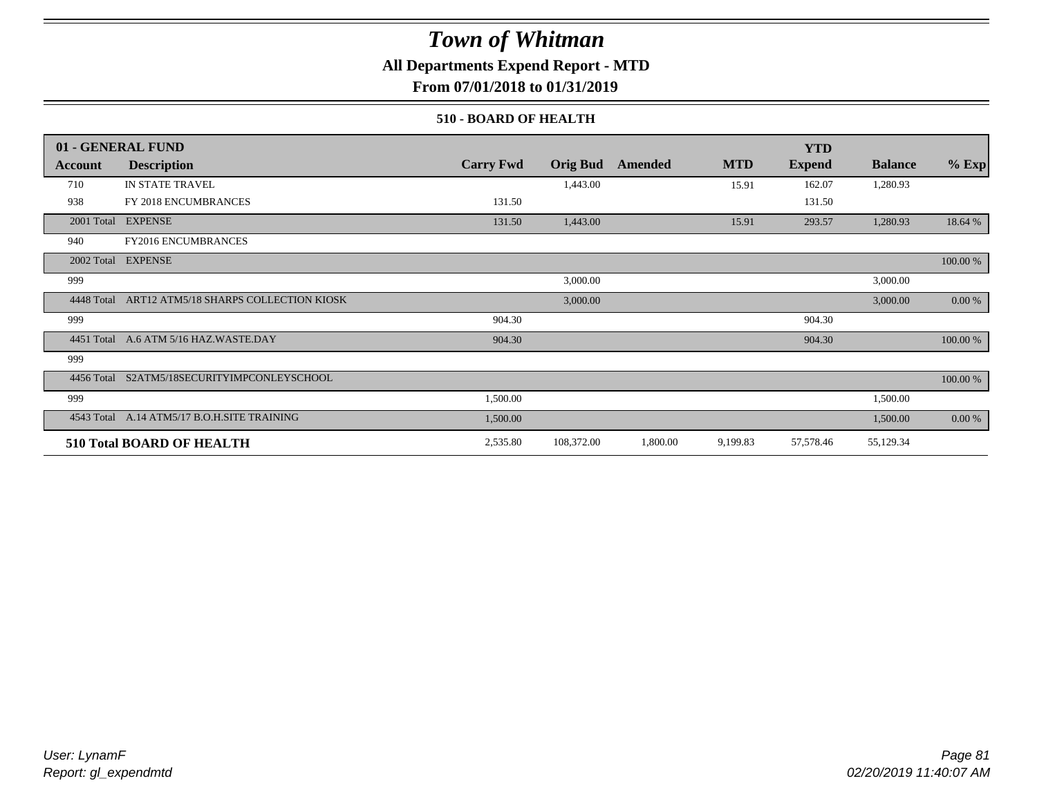# Town of Whitman

**All Departments Expend Report - MTD**

**From 07/01/2018 to 01/31/2019**

### 510 - BOARD OF HEALTH

| 01 - GENERAL FUND | | | | | | YTD | | |
|---|---|---|---|---|---|---|---|---|
| **Account** | **Description** | **Carry Fwd** | **Orig Bud** | **Amended** | **MTD** | **Expend** | **Balance** | **% Exp** |
| 710 | IN STATE TRAVEL | | 1,443.00 | | 15.91 | 162.07 | 1,280.93 | |
| 938 | FY 2018 ENCUMBRANCES | 131.50 | | | | 131.50 | | |
| 2001 Total | EXPENSE | 131.50 | 1,443.00 | | 15.91 | 293.57 | 1,280.93 | 18.64 % |
| 940 | FY2016 ENCUMBRANCES | | | | | | | |
| 2002 Total | EXPENSE | | | | | | | 100.00 % |
| 999 | | | 3,000.00 | | | | 3,000.00 | |
| 4448 Total | ART12 ATM5/18 SHARPS COLLECTION KIOSK | | 3,000.00 | | | | 3,000.00 | 0.00 % |
| 999 | | 904.30 | | | | 904.30 | | |
| 4451 Total | A.6 ATM 5/16 HAZ.WASTE.DAY | 904.30 | | | | 904.30 | | 100.00 % |
| 999 | | | | | | | | |
| 4456 Total | S2ATM5/18SECURITYIMPCONLEYSCHOOL | | | | | | | 100.00 % |
| 999 | | 1,500.00 | | | | | 1,500.00 | |
| 4543 Total | A.14 ATM5/17 B.O.H.SITE TRAINING | 1,500.00 | | | | | 1,500.00 | 0.00 % |
| **510 Total BOARD OF HEALTH** | | 2,535.80 | 108,372.00 | 1,800.00 | 9,199.83 | 57,578.46 | 55,129.34 | |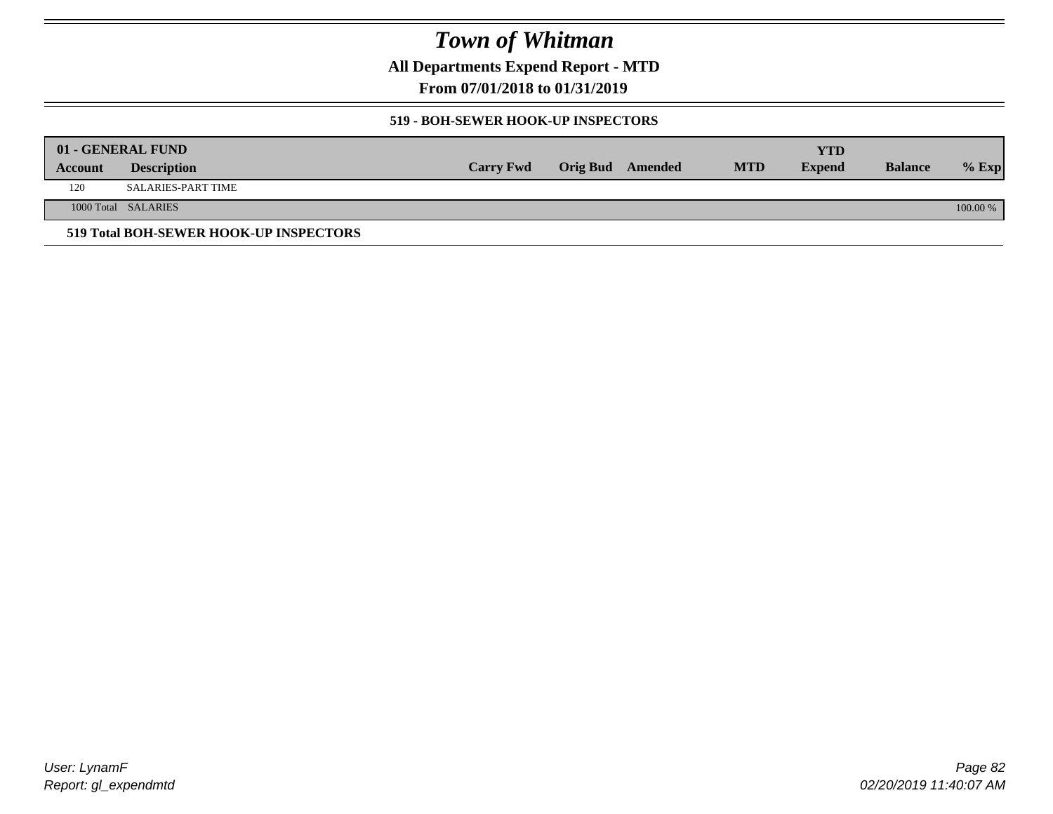# Town of Whitman

**All Departments Expend Report - MTD**

**From 07/01/2018 to 01/31/2019**

### 519 - BOH-SEWER HOOK-UP INSPECTORS

| 01 - GENERAL FUND | | | | | | YTD | | |
|---|---|---|---|---|---|---|---|---|
| **Account** | **Description** | **Carry Fwd** | **Orig Bud** | **Amended** | **MTD** | **Expend** | **Balance** | **% Exp** |
| 120 | SALARIES-PART TIME | | | | | | | |
| 1000 Total | SALARIES | | | | | | | 100.00 % |

**519 Total BOH-SEWER HOOK-UP INSPECTORS**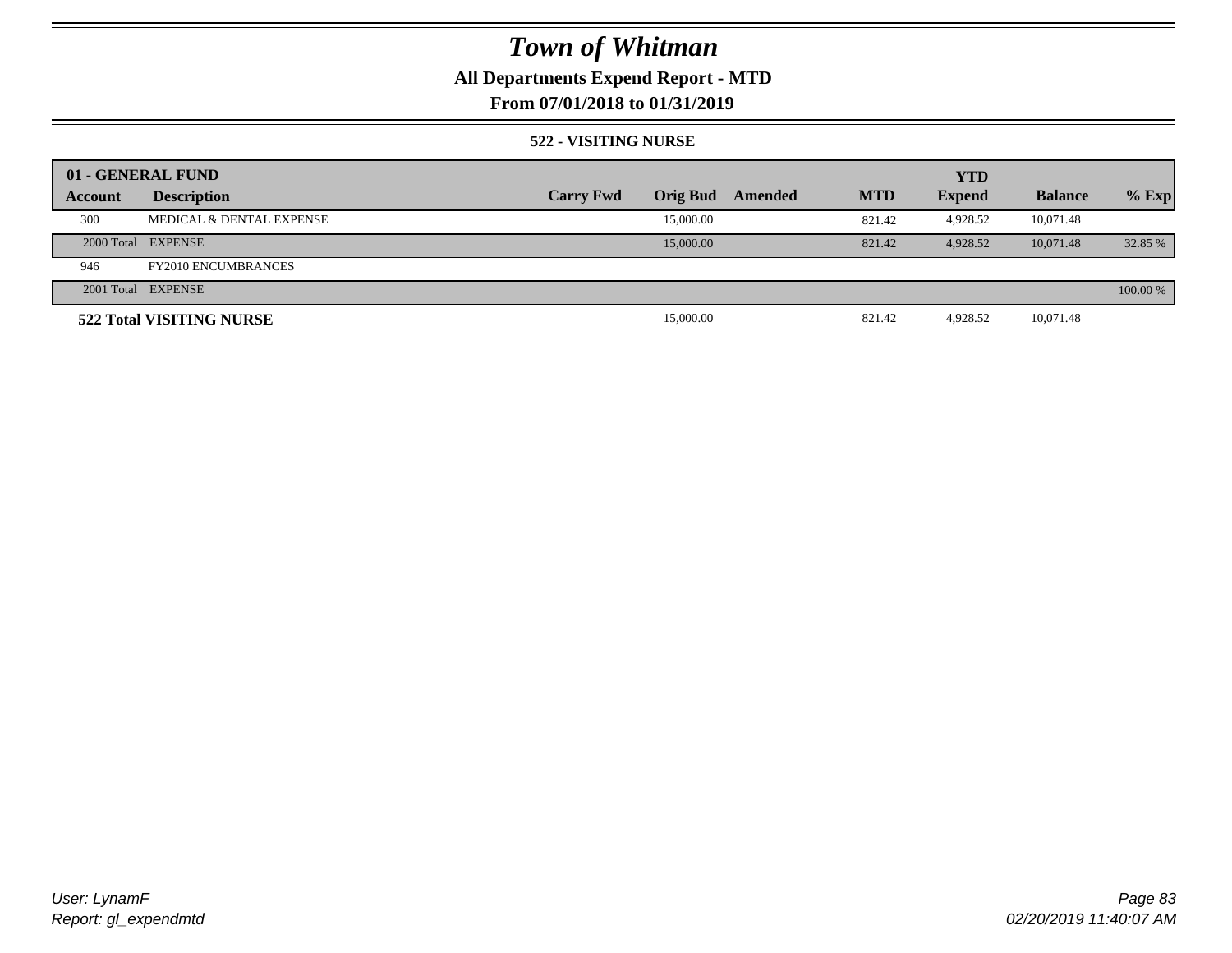# Town of Whitman

## All Departments Expend Report - MTD

### From 07/01/2018 to 01/31/2019

#### 522 - VISITING NURSE

| 01 - GENERAL FUND | | | | | | YTD | | |
|---|---|---|---|---|---|---|---|---|
| **Account** | **Description** | **Carry Fwd** | **Orig Bud** | **Amended** | **MTD** | **Expend** | **Balance** | **% Exp** |
| 300 | MEDICAL & DENTAL EXPENSE | | 15,000.00 | | 821.42 | 4,928.52 | 10,071.48 | |
| 2000 Total | EXPENSE | | 15,000.00 | | 821.42 | 4,928.52 | 10,071.48 | 32.85 % |
| 946 | FY2010 ENCUMBRANCES | | | | | | | |
| 2001 Total | EXPENSE | | | | | | | 100.00 % |
| **522 Total VISITING NURSE** | | | 15,000.00 | | 821.42 | 4,928.52 | 10,071.48 | |

User: LynamF
Report: gl_expendmtd

02/20/2019 11:40:07 AM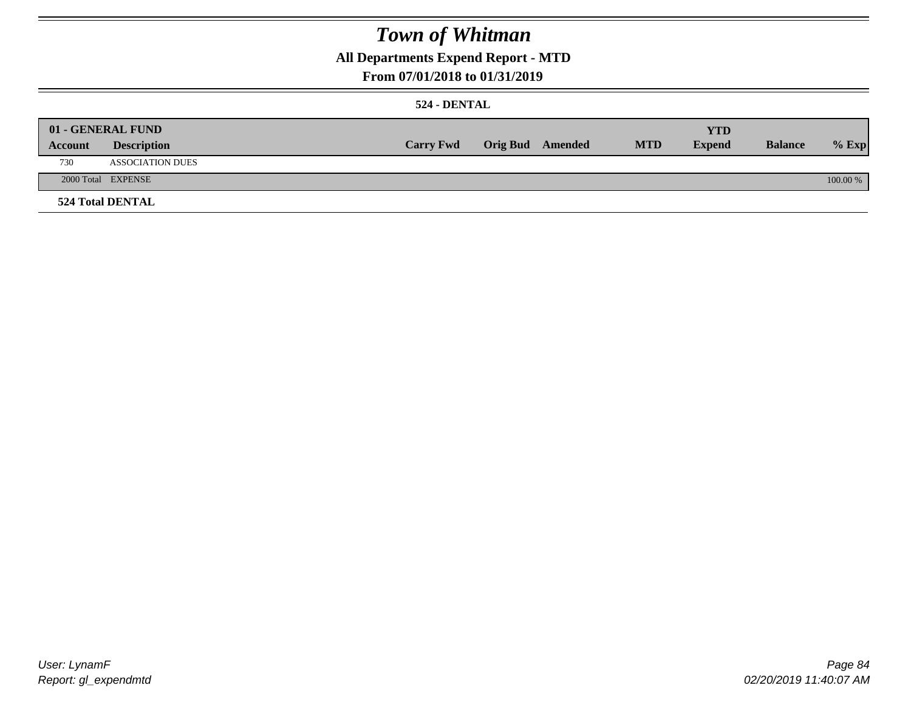# Town of Whitman

## All Departments Expend Report - MTD

### From 07/01/2018 to 01/31/2019

#### 524 - DENTAL

| 01 - GENERAL FUND | | | | | | YTD | | |
|---|---|---|---|---|---|---|---|---|
| Account | Description | Carry Fwd | Orig Bud | Amended | MTD | Expend | Balance | % Exp |
| 730 | ASSOCIATION DUES | | | | | | | |
| 2000 Total | EXPENSE | | | | | | | 100.00 % |

**524 Total DENTAL**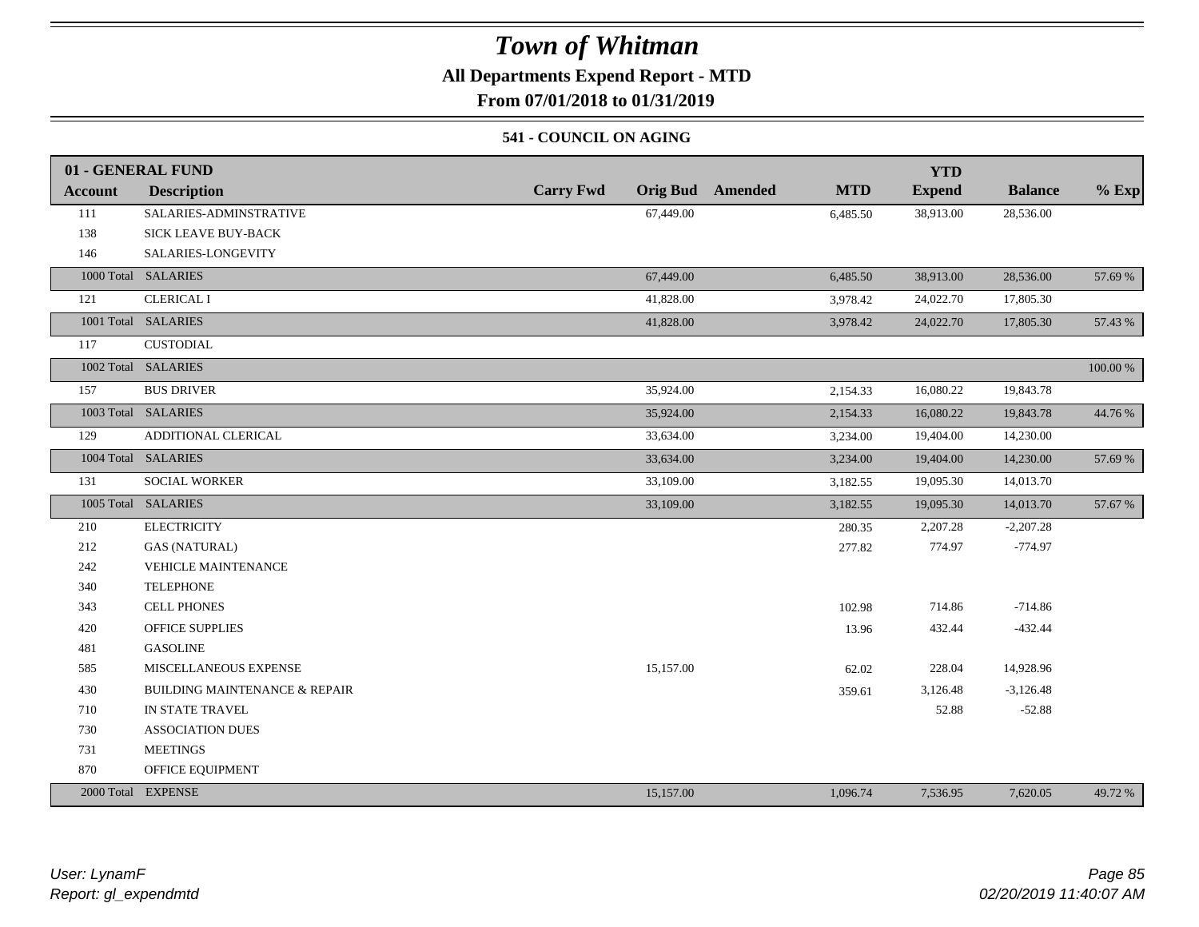# Town of Whitman

**All Departments Expend Report - MTD**

**From 07/01/2018 to 01/31/2019**

**541 - COUNCIL ON AGING**

| 01 - GENERAL FUND | | | | | | | | |
|---|---|---|---|---|---|---|---|---|
| **Account** | **Description** | **Carry Fwd** | **Orig Bud** | **Amended** | **MTD** | **YTD Expend** | **Balance** | **% Exp** |
| 111 | SALARIES-ADMINSTRATIVE | | 67,449.00 | | 6,485.50 | 38,913.00 | 28,536.00 | |
| 138 | SICK LEAVE BUY-BACK | | | | | | | |
| 146 | SALARIES-LONGEVITY | | | | | | | |
| 1000 Total | SALARIES | | 67,449.00 | | 6,485.50 | 38,913.00 | 28,536.00 | 57.69 % |
| 121 | CLERICAL I | | 41,828.00 | | 3,978.42 | 24,022.70 | 17,805.30 | |
| 1001 Total | SALARIES | | 41,828.00 | | 3,978.42 | 24,022.70 | 17,805.30 | 57.43 % |
| 117 | CUSTODIAL | | | | | | | |
| 1002 Total | SALARIES | | | | | | | 100.00 % |
| 157 | BUS DRIVER | | 35,924.00 | | 2,154.33 | 16,080.22 | 19,843.78 | |
| 1003 Total | SALARIES | | 35,924.00 | | 2,154.33 | 16,080.22 | 19,843.78 | 44.76 % |
| 129 | ADDITIONAL CLERICAL | | 33,634.00 | | 3,234.00 | 19,404.00 | 14,230.00 | |
| 1004 Total | SALARIES | | 33,634.00 | | 3,234.00 | 19,404.00 | 14,230.00 | 57.69 % |
| 131 | SOCIAL WORKER | | 33,109.00 | | 3,182.55 | 19,095.30 | 14,013.70 | |
| 1005 Total | SALARIES | | 33,109.00 | | 3,182.55 | 19,095.30 | 14,013.70 | 57.67 % |
| 210 | ELECTRICITY | | | | 280.35 | 2,207.28 | -2,207.28 | |
| 212 | GAS (NATURAL) | | | | 277.82 | 774.97 | -774.97 | |
| 242 | VEHICLE MAINTENANCE | | | | | | | |
| 340 | TELEPHONE | | | | | | | |
| 343 | CELL PHONES | | | | 102.98 | 714.86 | -714.86 | |
| 420 | OFFICE SUPPLIES | | | | 13.96 | 432.44 | -432.44 | |
| 481 | GASOLINE | | | | | | | |
| 585 | MISCELLANEOUS EXPENSE | | 15,157.00 | | 62.02 | 228.04 | 14,928.96 | |
| 430 | BUILDING MAINTENANCE & REPAIR | | | | 359.61 | 3,126.48 | -3,126.48 | |
| 710 | IN STATE TRAVEL | | | | | 52.88 | -52.88 | |
| 730 | ASSOCIATION DUES | | | | | | | |
| 731 | MEETINGS | | | | | | | |
| 870 | OFFICE EQUIPMENT | | | | | | | |
| 2000 Total | EXPENSE | | 15,157.00 | | 1,096.74 | 7,536.95 | 7,620.05 | 49.72 % |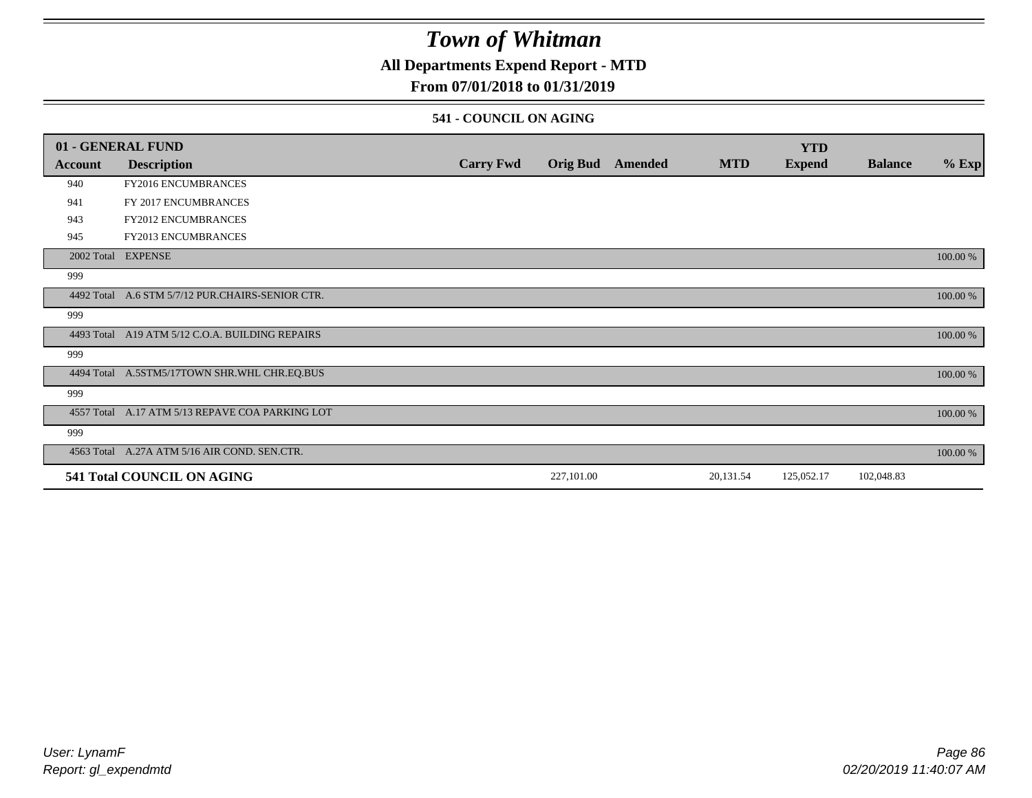# Town of Whitman

## All Departments Expend Report - MTD

### From 07/01/2018 to 01/31/2019

#### 541 - COUNCIL ON AGING

| 01 - GENERAL FUND | | | | | | YTD | | |
|---|---|---|---|---|---|---|---|---|
| Account | Description | Carry Fwd | Orig Bud | Amended | MTD | Expend | Balance | % Exp |
| 940 | FY2016 ENCUMBRANCES | | | | | | | |
| 941 | FY 2017 ENCUMBRANCES | | | | | | | |
| 943 | FY2012 ENCUMBRANCES | | | | | | | |
| 945 | FY2013 ENCUMBRANCES | | | | | | | |
| 2002 Total | EXPENSE | | | | | | | 100.00 % |
| 999 | | | | | | | | |
| 4492 Total | A.6 STM 5/7/12 PUR.CHAIRS-SENIOR CTR. | | | | | | | 100.00 % |
| 999 | | | | | | | | |
| 4493 Total | A19 ATM 5/12 C.O.A. BUILDING REPAIRS | | | | | | | 100.00 % |
| 999 | | | | | | | | |
| 4494 Total | A.5STM5/17TOWN SHR.WHL CHR.EQ.BUS | | | | | | | 100.00 % |
| 999 | | | | | | | | |
| 4557 Total | A.17 ATM 5/13 REPAVE COA PARKING LOT | | | | | | | 100.00 % |
| 999 | | | | | | | | |
| 4563 Total | A.27A ATM 5/16 AIR COND. SEN.CTR. | | | | | | | 100.00 % |
| **541 Total COUNCIL ON AGING** | | | 227,101.00 | | 20,131.54 | 125,052.17 | 102,048.83 | |

User: LynamF
Report: gl_expendmtd

02/20/2019 11:40:07 AM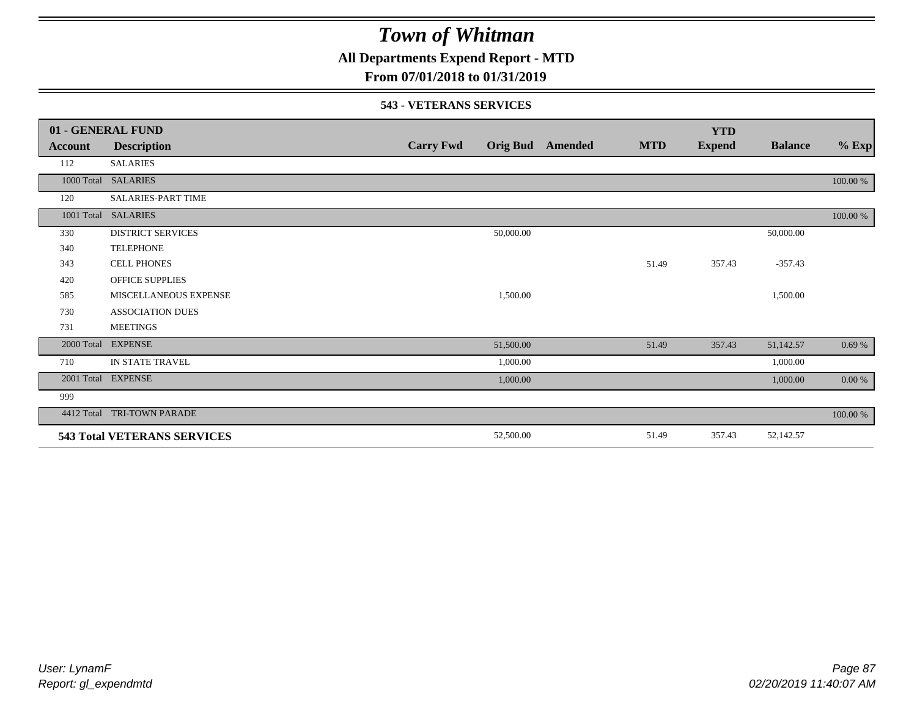# Town of Whitman

**All Departments Expend Report - MTD**

**From 07/01/2018 to 01/31/2019**

**543 - VETERANS SERVICES**

| 01 - GENERAL FUND | | | | | | | | |
|---|---|---|---|---|---|---|---|---|
| **Account** | **Description** | **Carry Fwd** | **Orig Bud** | **Amended** | **MTD** | **YTD Expend** | **Balance** | **% Exp** |
| 112 | SALARIES | | | | | | | |
| 1000 Total | SALARIES | | | | | | | 100.00 % |
| 120 | SALARIES-PART TIME | | | | | | | |
| 1001 Total | SALARIES | | | | | | | 100.00 % |
| 330 | DISTRICT SERVICES | | 50,000.00 | | | | 50,000.00 | |
| 340 | TELEPHONE | | | | | | | |
| 343 | CELL PHONES | | | | 51.49 | 357.43 | -357.43 | |
| 420 | OFFICE SUPPLIES | | | | | | | |
| 585 | MISCELLANEOUS EXPENSE | | 1,500.00 | | | | 1,500.00 | |
| 730 | ASSOCIATION DUES | | | | | | | |
| 731 | MEETINGS | | | | | | | |
| 2000 Total | EXPENSE | | 51,500.00 | | 51.49 | 357.43 | 51,142.57 | 0.69 % |
| 710 | IN STATE TRAVEL | | 1,000.00 | | | | 1,000.00 | |
| 2001 Total | EXPENSE | | 1,000.00 | | | | 1,000.00 | 0.00 % |
| 999 | | | | | | | | |
| 4412 Total | TRI-TOWN PARADE | | | | | | | 100.00 % |
| **543 Total VETERANS SERVICES** | | | 52,500.00 | | 51.49 | 357.43 | 52,142.57 | |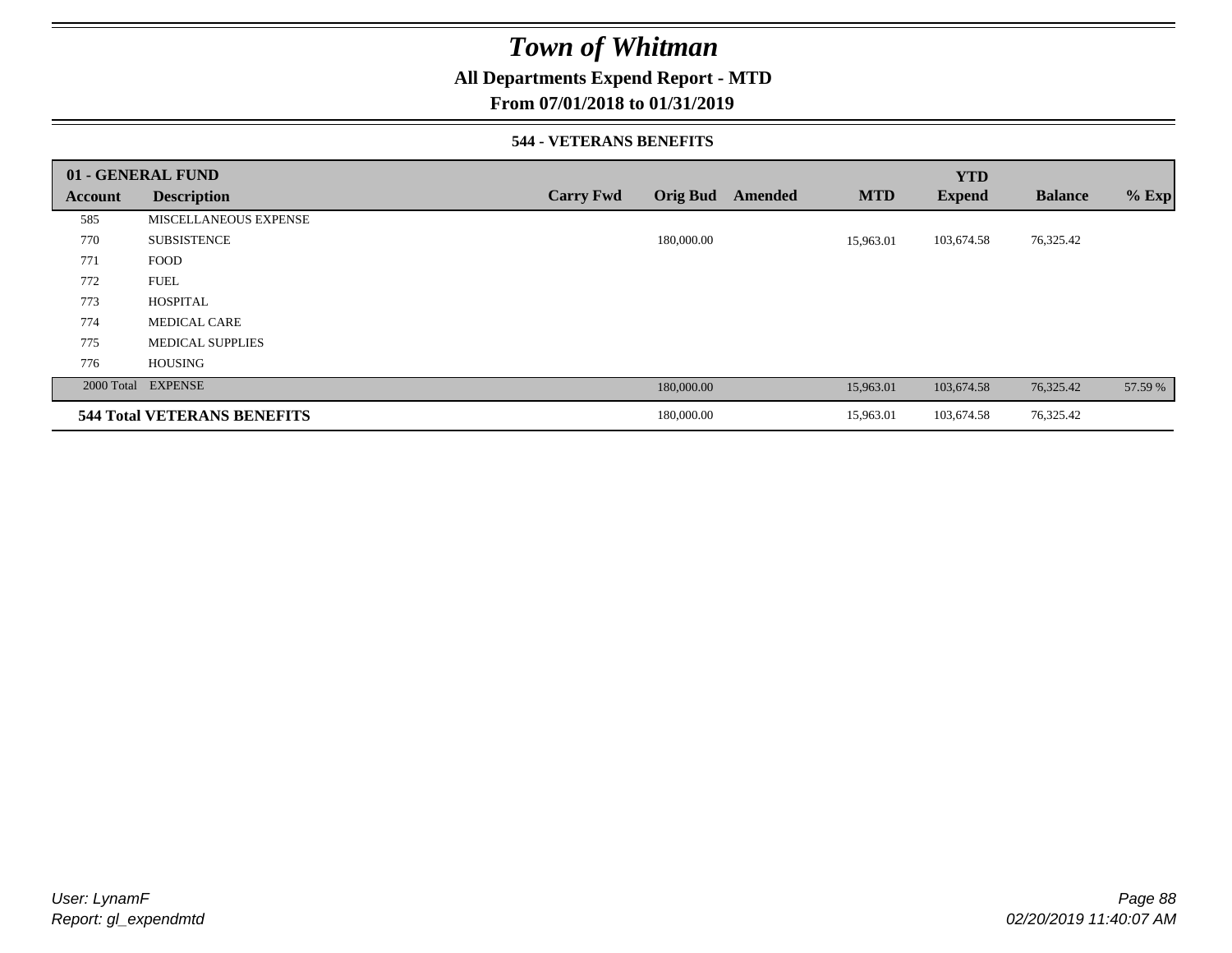# Town of Whitman

## All Departments Expend Report - MTD

## From 07/01/2018 to 01/31/2019

### 544 - VETERANS BENEFITS

| 01 - GENERAL FUND | | | | | | YTD | | |
|---|---|---|---|---|---|---|---|---|
| **Account** | **Description** | **Carry Fwd** | **Orig Bud** | **Amended** | **MTD** | **Expend** | **Balance** | **% Exp** |
| 585 | MISCELLANEOUS EXPENSE | | | | | | | |
| 770 | SUBSISTENCE | | 180,000.00 | | 15,963.01 | 103,674.58 | 76,325.42 | |
| 771 | FOOD | | | | | | | |
| 772 | FUEL | | | | | | | |
| 773 | HOSPITAL | | | | | | | |
| 774 | MEDICAL CARE | | | | | | | |
| 775 | MEDICAL SUPPLIES | | | | | | | |
| 776 | HOUSING | | | | | | | |
| 2000 Total | EXPENSE | | 180,000.00 | | 15,963.01 | 103,674.58 | 76,325.42 | 57.59 % |
| **544 Total VETERANS BENEFITS** | | | 180,000.00 | | 15,963.01 | 103,674.58 | 76,325.42 | |

*User: LynamF*
*Report: gl_expendmtd*

*02/20/2019 11:40:07 AM*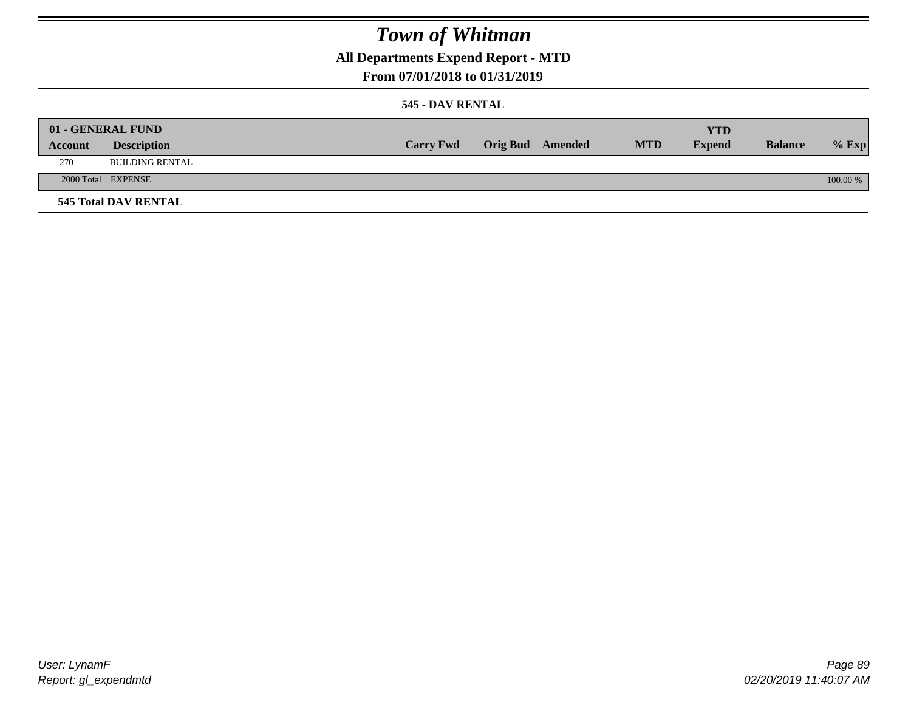# Town of Whitman

## All Departments Expend Report - MTD

### From 07/01/2018 to 01/31/2019

#### 545 - DAV RENTAL

| 01 - GENERAL FUND | | | | | | | | |
|---|---|---|---|---|---|---|---|---|
| **Account** | **Description** | **Carry Fwd** | **Orig Bud** | **Amended** | **MTD** | **YTD Expend** | **Balance** | **% Exp** |
| 270 | BUILDING RENTAL | | | | | | | |
| 2000 Total | EXPENSE | | | | | | | 100.00 % |

**545 Total DAV RENTAL**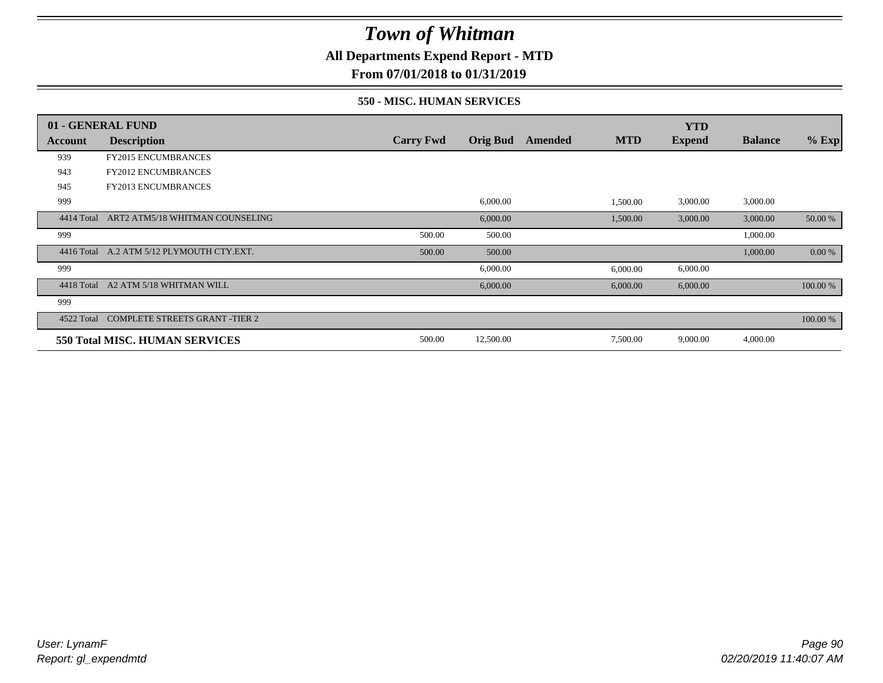# Town of Whitman

## All Departments Expend Report - MTD

## From 07/01/2018 to 01/31/2019

### 550 - MISC. HUMAN SERVICES

| 01 - GENERAL FUND | | | | | | YTD | | |
|---|---|---|---|---|---|---|---|---|
| Account | Description | Carry Fwd | Orig Bud | Amended | MTD | Expend | Balance | % Exp |
| 939 | FY2015 ENCUMBRANCES | | | | | | | |
| 943 | FY2012 ENCUMBRANCES | | | | | | | |
| 945 | FY2013 ENCUMBRANCES | | | | | | | |
| 999 | | | 6,000.00 | | 1,500.00 | 3,000.00 | 3,000.00 | |
| 4414 Total | ART2 ATM5/18 WHITMAN COUNSELING | | 6,000.00 | | 1,500.00 | 3,000.00 | 3,000.00 | 50.00 % |
| 999 | | 500.00 | 500.00 | | | | 1,000.00 | |
| 4416 Total | A.2 ATM 5/12 PLYMOUTH CTY.EXT. | 500.00 | 500.00 | | | | 1,000.00 | 0.00 % |
| 999 | | | 6,000.00 | | 6,000.00 | 6,000.00 | | |
| 4418 Total | A2 ATM 5/18 WHITMAN WILL | | 6,000.00 | | 6,000.00 | 6,000.00 | | 100.00 % |
| 999 | | | | | | | | |
| 4522 Total | COMPLETE STREETS GRANT -TIER 2 | | | | | | | 100.00 % |
| **550 Total MISC. HUMAN SERVICES** | | 500.00 | 12,500.00 | | 7,500.00 | 9,000.00 | 4,000.00 | |

User: LynamF
Report: gl_expendmtd

02/20/2019 11:40:07 AM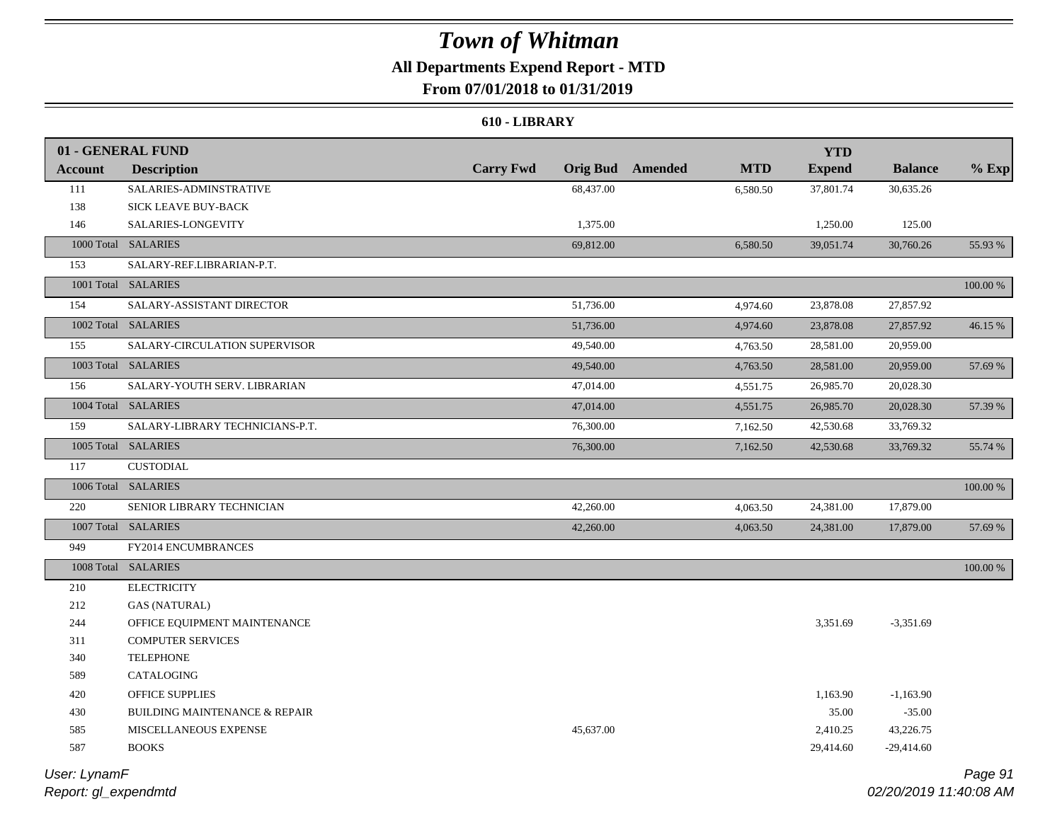# Town of Whitman

## All Departments Expend Report - MTD

### From 07/01/2018 to 01/31/2019

#### 610 - LIBRARY

| 01 - GENERAL FUND | | | | | | YTD | | |
|---|---|---|---|---|---|---|---|---|
| **Account** | **Description** | **Carry Fwd** | **Orig Bud** | **Amended** | **MTD** | **Expend** | **Balance** | **% Exp** |
| 111 | SALARIES-ADMINSTRATIVE | | 68,437.00 | | 6,580.50 | 37,801.74 | 30,635.26 | |
| 138 | SICK LEAVE BUY-BACK | | | | | | | |
| 146 | SALARIES-LONGEVITY | | 1,375.00 | | | 1,250.00 | 125.00 | |
| 1000 Total | SALARIES | | 69,812.00 | | 6,580.50 | 39,051.74 | 30,760.26 | 55.93 % |
| 153 | SALARY-REF.LIBRARIAN-P.T. | | | | | | | |
| 1001 Total | SALARIES | | | | | | | 100.00 % |
| 154 | SALARY-ASSISTANT DIRECTOR | | 51,736.00 | | 4,974.60 | 23,878.08 | 27,857.92 | |
| 1002 Total | SALARIES | | 51,736.00 | | 4,974.60 | 23,878.08 | 27,857.92 | 46.15 % |
| 155 | SALARY-CIRCULATION SUPERVISOR | | 49,540.00 | | 4,763.50 | 28,581.00 | 20,959.00 | |
| 1003 Total | SALARIES | | 49,540.00 | | 4,763.50 | 28,581.00 | 20,959.00 | 57.69 % |
| 156 | SALARY-YOUTH SERV. LIBRARIAN | | 47,014.00 | | 4,551.75 | 26,985.70 | 20,028.30 | |
| 1004 Total | SALARIES | | 47,014.00 | | 4,551.75 | 26,985.70 | 20,028.30 | 57.39 % |
| 159 | SALARY-LIBRARY TECHNICIANS-P.T. | | 76,300.00 | | 7,162.50 | 42,530.68 | 33,769.32 | |
| 1005 Total | SALARIES | | 76,300.00 | | 7,162.50 | 42,530.68 | 33,769.32 | 55.74 % |
| 117 | CUSTODIAL | | | | | | | |
| 1006 Total | SALARIES | | | | | | | 100.00 % |
| 220 | SENIOR LIBRARY TECHNICIAN | | 42,260.00 | | 4,063.50 | 24,381.00 | 17,879.00 | |
| 1007 Total | SALARIES | | 42,260.00 | | 4,063.50 | 24,381.00 | 17,879.00 | 57.69 % |
| 949 | FY2014 ENCUMBRANCES | | | | | | | |
| 1008 Total | SALARIES | | | | | | | 100.00 % |
| 210 | ELECTRICITY | | | | | | | |
| 212 | GAS (NATURAL) | | | | | | | |
| 244 | OFFICE EQUIPMENT MAINTENANCE | | | | | 3,351.69 | -3,351.69 | |
| 311 | COMPUTER SERVICES | | | | | | | |
| 340 | TELEPHONE | | | | | | | |
| 589 | CATALOGING | | | | | | | |
| 420 | OFFICE SUPPLIES | | | | | 1,163.90 | -1,163.90 | |
| 430 | BUILDING MAINTENANCE & REPAIR | | | | | 35.00 | -35.00 | |
| 585 | MISCELLANEOUS EXPENSE | | 45,637.00 | | | 2,410.25 | 43,226.75 | |
| 587 | BOOKS | | | | | 29,414.60 | -29,414.60 | |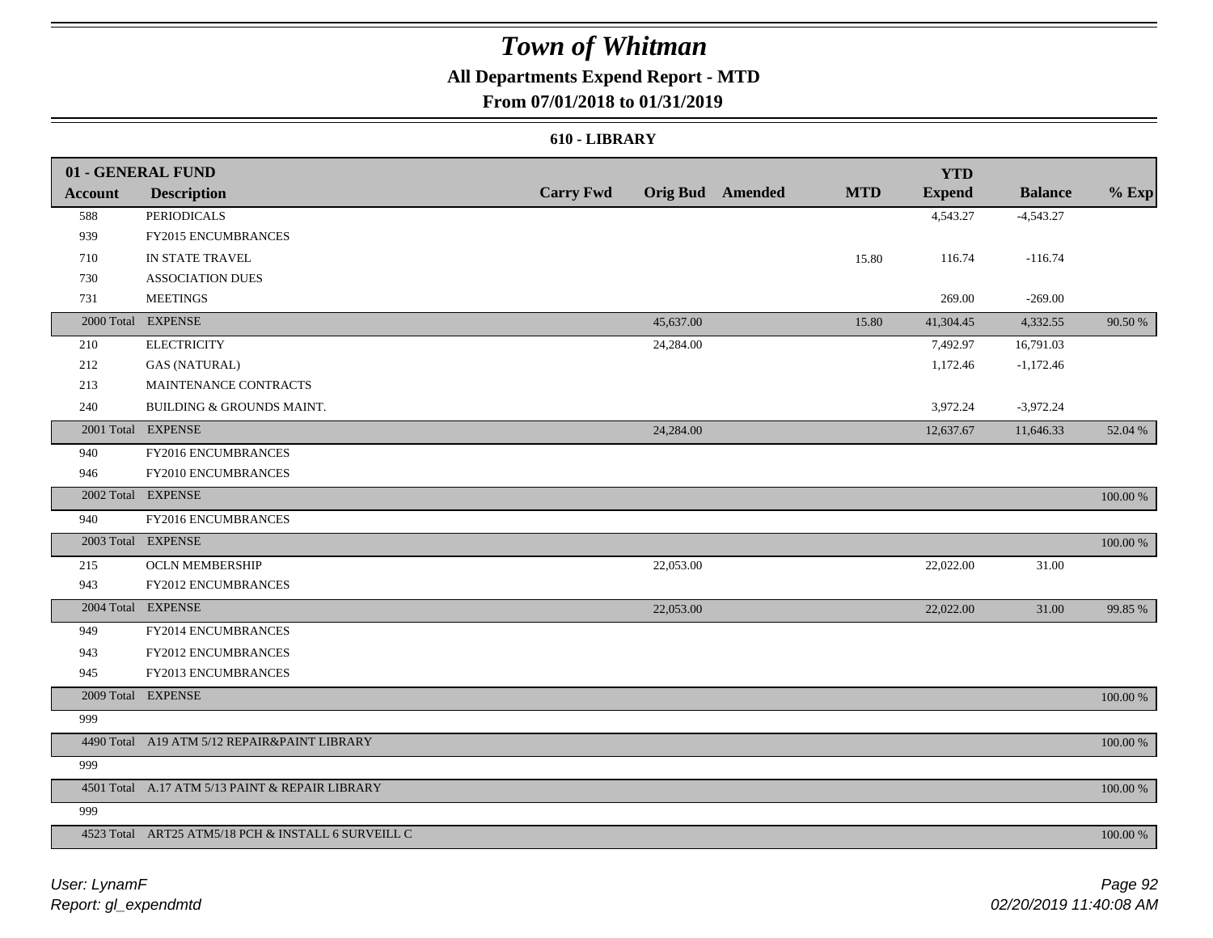# Town of Whitman

## All Departments Expend Report - MTD

### From 07/01/2018 to 01/31/2019

#### 610 - LIBRARY

| 01 - GENERAL FUND | | | | | | YTD | | |
|---|---|---|---|---|---|---|---|---|
| Account | Description | Carry Fwd | Orig Bud | Amended | MTD | Expend | Balance | % Exp |
| 588 | PERIODICALS | | | | | 4,543.27 | -4,543.27 | |
| 939 | FY2015 ENCUMBRANCES | | | | | | | |
| 710 | IN STATE TRAVEL | | | | 15.80 | 116.74 | -116.74 | |
| 730 | ASSOCIATION DUES | | | | | | | |
| 731 | MEETINGS | | | | | 269.00 | -269.00 | |
| 2000 Total | EXPENSE | | 45,637.00 | | 15.80 | 41,304.45 | 4,332.55 | 90.50 % |
| 210 | ELECTRICITY | | 24,284.00 | | | 7,492.97 | 16,791.03 | |
| 212 | GAS (NATURAL) | | | | | 1,172.46 | -1,172.46 | |
| 213 | MAINTENANCE CONTRACTS | | | | | | | |
| 240 | BUILDING & GROUNDS MAINT. | | | | | 3,972.24 | -3,972.24 | |
| 2001 Total | EXPENSE | | 24,284.00 | | | 12,637.67 | 11,646.33 | 52.04 % |
| 940 | FY2016 ENCUMBRANCES | | | | | | | |
| 946 | FY2010 ENCUMBRANCES | | | | | | | |
| 2002 Total | EXPENSE | | | | | | | 100.00 % |
| 940 | FY2016 ENCUMBRANCES | | | | | | | |
| 2003 Total | EXPENSE | | | | | | | 100.00 % |
| 215 | OCLN MEMBERSHIP | | 22,053.00 | | | 22,022.00 | 31.00 | |
| 943 | FY2012 ENCUMBRANCES | | | | | | | |
| 2004 Total | EXPENSE | | 22,053.00 | | | 22,022.00 | 31.00 | 99.85 % |
| 949 | FY2014 ENCUMBRANCES | | | | | | | |
| 943 | FY2012 ENCUMBRANCES | | | | | | | |
| 945 | FY2013 ENCUMBRANCES | | | | | | | |
| 2009 Total | EXPENSE | | | | | | | 100.00 % |
| 999 | | | | | | | | |
| 4490 Total | A19 ATM 5/12 REPAIR&PAINT LIBRARY | | | | | | | 100.00 % |
| 999 | | | | | | | | |
| 4501 Total | A.17 ATM 5/13 PAINT & REPAIR LIBRARY | | | | | | | 100.00 % |
| 999 | | | | | | | | |
| 4523 Total | ART25 ATM5/18 PCH & INSTALL 6 SURVEILL C | | | | | | | 100.00 % |

User: LynamF
Report: gl_expendmtd

02/20/2019 11:40:08 AM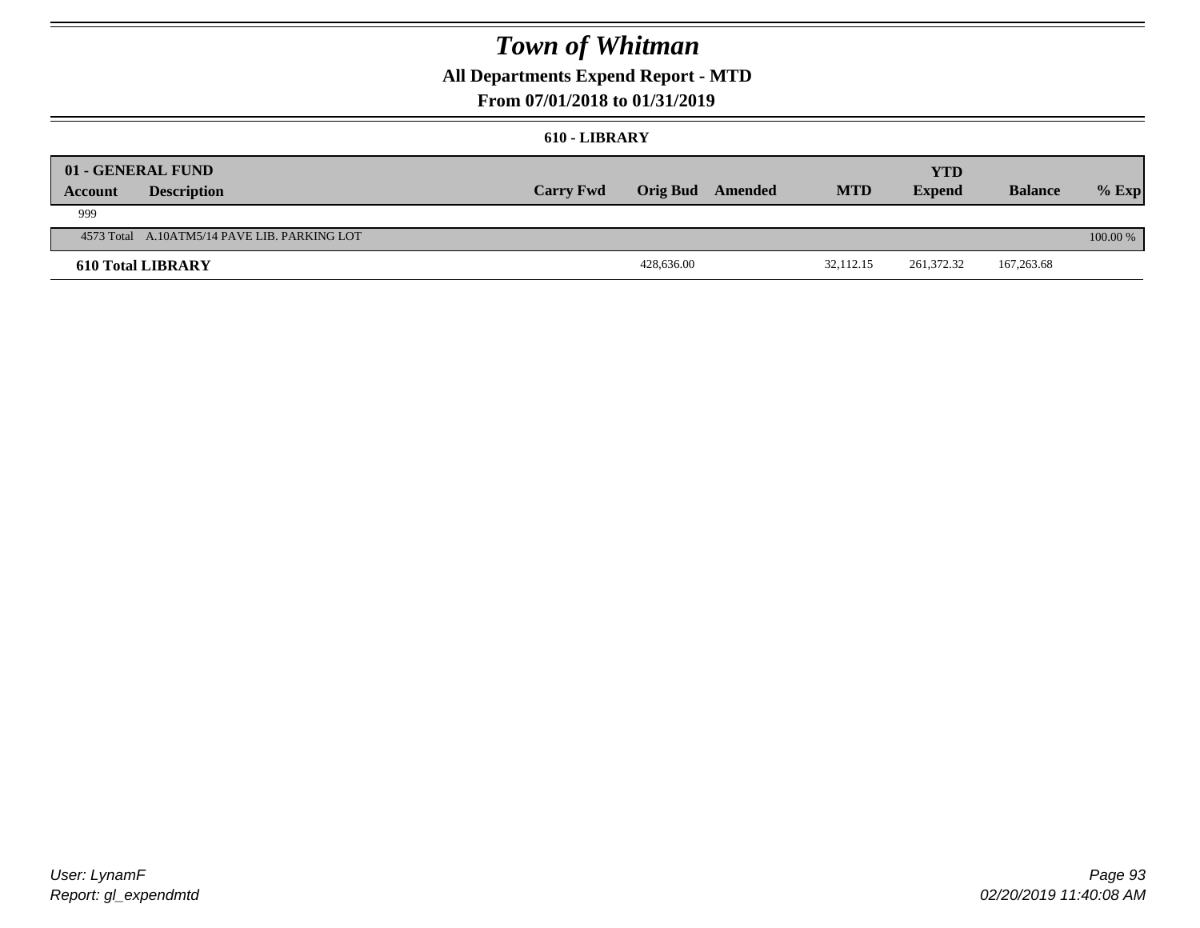# Town of Whitman

## All Departments Expend Report - MTD

### From 07/01/2018 to 01/31/2019

#### 610 - LIBRARY

| 01 - GENERAL FUND | | | | | | YTD | | |
|---|---|---|---|---|---|---|---|---|
| **Account** | **Description** | **Carry Fwd** | **Orig Bud** | **Amended** | **MTD** | **Expend** | **Balance** | **% Exp** |
| 999 | | | | | | | | |
| 4573 Total | A.10ATM5/14 PAVE LIB. PARKING LOT | | | | | | | 100.00 % |
| **610 Total LIBRARY** | | | 428,636.00 | | 32,112.15 | 261,372.32 | 167,263.68 | |

User: LynamF
Report: gl_expendmtd

02/20/2019 11:40:08 AM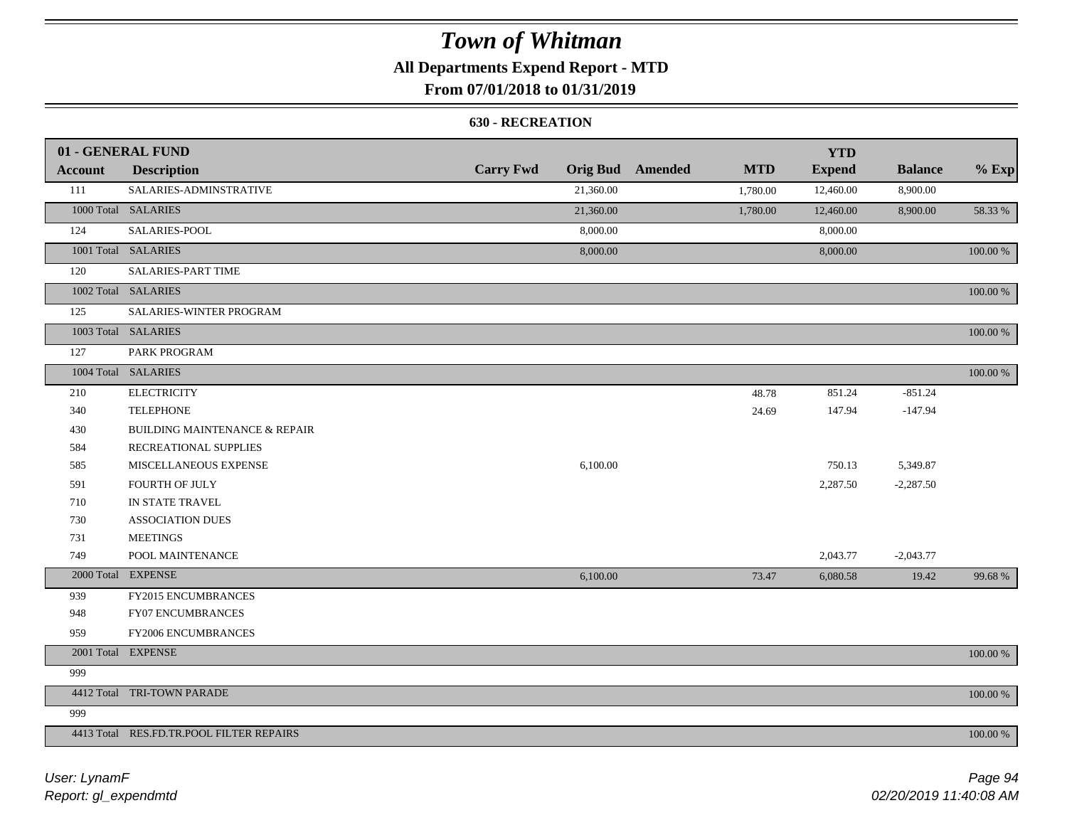# Town of Whitman

## All Departments Expend Report - MTD

## From 07/01/2018 to 01/31/2019

### 630 - RECREATION

| 01 - GENERAL FUND | | | | | | | | |
|---|---|---|---|---|---|---|---|---|
| **Account** | **Description** | **Carry Fwd** | **Orig Bud** | **Amended** | **MTD** | **YTD Expend** | **Balance** | **% Exp** |
| 111 | SALARIES-ADMINSTRATIVE | | 21,360.00 | | 1,780.00 | 12,460.00 | 8,900.00 | |
| 1000 Total | SALARIES | | 21,360.00 | | 1,780.00 | 12,460.00 | 8,900.00 | 58.33 % |
| 124 | SALARIES-POOL | | 8,000.00 | | | 8,000.00 | | |
| 1001 Total | SALARIES | | 8,000.00 | | | 8,000.00 | | 100.00 % |
| 120 | SALARIES-PART TIME | | | | | | | |
| 1002 Total | SALARIES | | | | | | | 100.00 % |
| 125 | SALARIES-WINTER PROGRAM | | | | | | | |
| 1003 Total | SALARIES | | | | | | | 100.00 % |
| 127 | PARK PROGRAM | | | | | | | |
| 1004 Total | SALARIES | | | | | | | 100.00 % |
| 210 | ELECTRICITY | | | | 48.78 | 851.24 | -851.24 | |
| 340 | TELEPHONE | | | | 24.69 | 147.94 | -147.94 | |
| 430 | BUILDING MAINTENANCE & REPAIR | | | | | | | |
| 584 | RECREATIONAL SUPPLIES | | | | | | | |
| 585 | MISCELLANEOUS EXPENSE | | 6,100.00 | | | 750.13 | 5,349.87 | |
| 591 | FOURTH OF JULY | | | | | 2,287.50 | -2,287.50 | |
| 710 | IN STATE TRAVEL | | | | | | | |
| 730 | ASSOCIATION DUES | | | | | | | |
| 731 | MEETINGS | | | | | | | |
| 749 | POOL MAINTENANCE | | | | | 2,043.77 | -2,043.77 | |
| 2000 Total | EXPENSE | | 6,100.00 | | 73.47 | 6,080.58 | 19.42 | 99.68 % |
| 939 | FY2015 ENCUMBRANCES | | | | | | | |
| 948 | FY07 ENCUMBRANCES | | | | | | | |
| 959 | FY2006 ENCUMBRANCES | | | | | | | |
| 2001 Total | EXPENSE | | | | | | | 100.00 % |
| 999 | | | | | | | | |
| 4412 Total | TRI-TOWN PARADE | | | | | | | 100.00 % |
| 999 | | | | | | | | |
| 4413 Total | RES.FD.TR.POOL FILTER REPAIRS | | | | | | | 100.00 % |

*User: LynamF*
*Report: gl_expendmtd*

*02/20/2019 11:40:08 AM*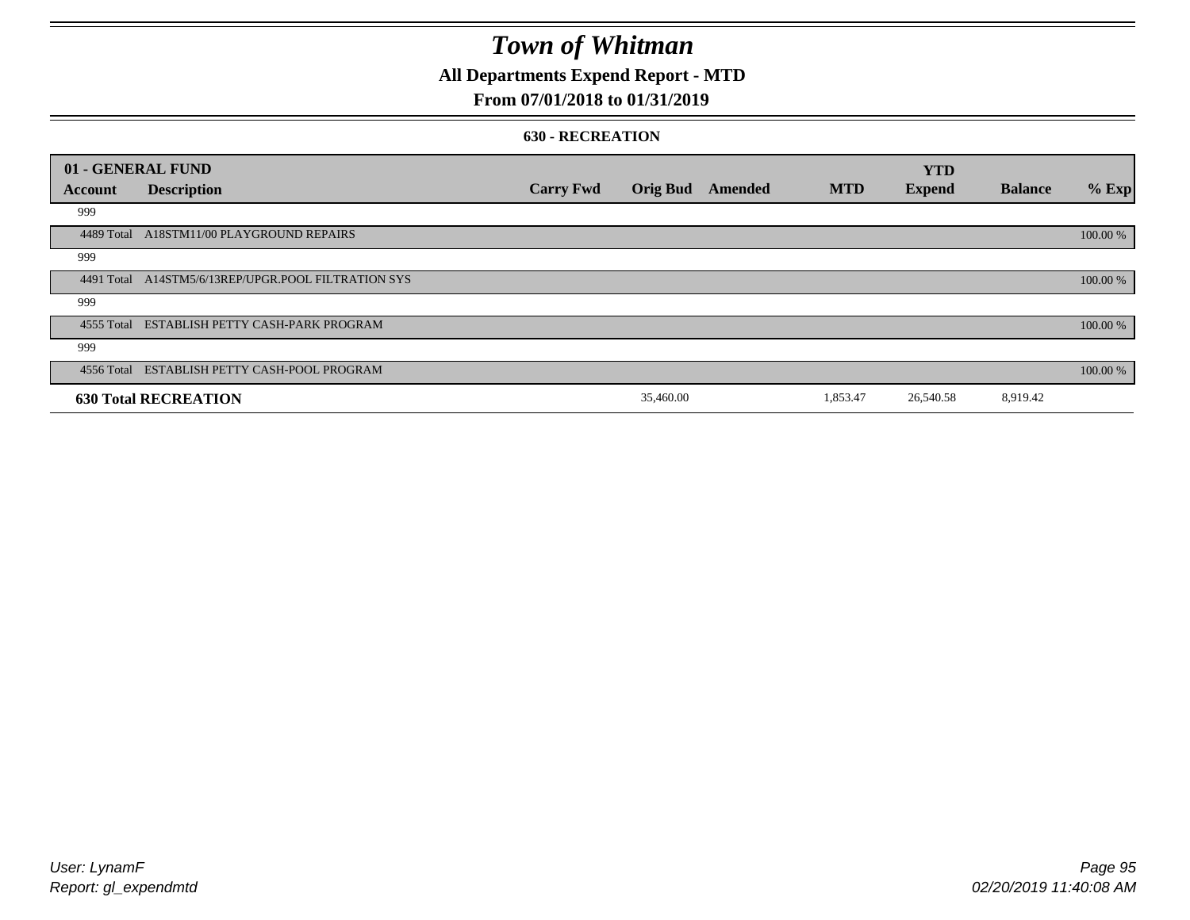# Town of Whitman

**All Departments Expend Report - MTD**

**From 07/01/2018 to 01/31/2019**

**630 - RECREATION**

| 01 - GENERAL FUND | | | | | | YTD | | |
|---|---|---|---|---|---|---|---|---|
| **Account** | **Description** | **Carry Fwd** | **Orig Bud** | **Amended** | **MTD** | **Expend** | **Balance** | **% Exp** |
| 999 | | | | | | | | |
| 4489 Total | A18STM11/00 PLAYGROUND REPAIRS | | | | | | | 100.00 % |
| 999 | | | | | | | | |
| 4491 Total | A14STM5/6/13REP/UPGR.POOL FILTRATION SYS | | | | | | | 100.00 % |
| 999 | | | | | | | | |
| 4555 Total | ESTABLISH PETTY CASH-PARK PROGRAM | | | | | | | 100.00 % |
| 999 | | | | | | | | |
| 4556 Total | ESTABLISH PETTY CASH-POOL PROGRAM | | | | | | | 100.00 % |
| **630 Total RECREATION** | | | 35,460.00 | | 1,853.47 | 26,540.58 | 8,919.42 | |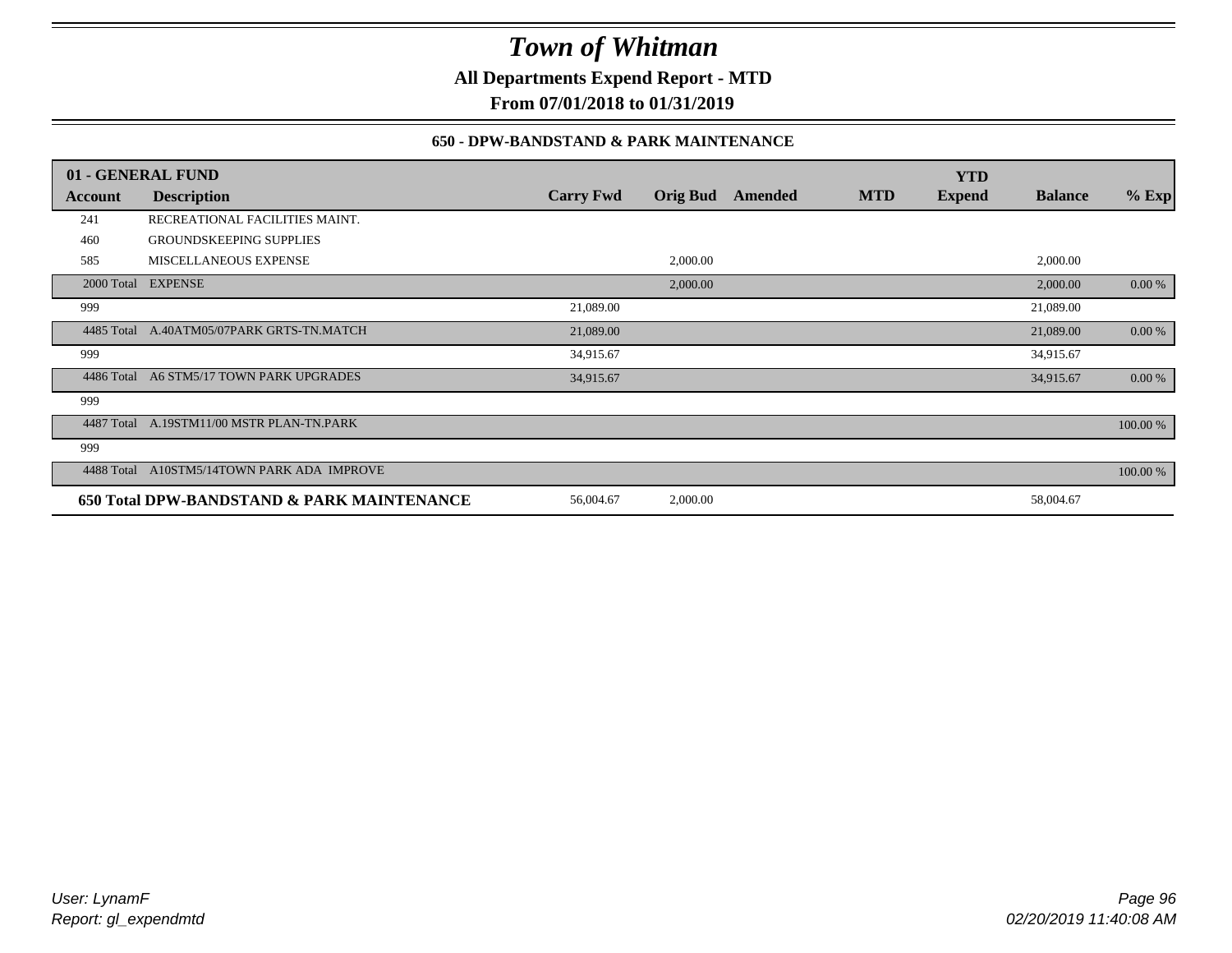# Town of Whitman

**All Departments Expend Report - MTD**

**From 07/01/2018 to 01/31/2019**

### 650 - DPW-BANDSTAND & PARK MAINTENANCE

| 01 - GENERAL FUND | | | | | | | | |
|---|---|---|---|---|---|---|---|---|
| **Account** | **Description** | **Carry Fwd** | **Orig Bud** | **Amended** | **MTD** | **YTD Expend** | **Balance** | **% Exp** |
| 241 | RECREATIONAL FACILITIES MAINT. | | | | | | | |
| 460 | GROUNDSKEEPING SUPPLIES | | | | | | | |
| 585 | MISCELLANEOUS EXPENSE | | 2,000.00 | | | | 2,000.00 | |
| 2000 Total | EXPENSE | | 2,000.00 | | | | 2,000.00 | 0.00 % |
| 999 | | 21,089.00 | | | | | 21,089.00 | |
| 4485 Total | A.40ATM05/07PARK GRTS-TN.MATCH | 21,089.00 | | | | | 21,089.00 | 0.00 % |
| 999 | | 34,915.67 | | | | | 34,915.67 | |
| 4486 Total | A6 STM5/17 TOWN PARK UPGRADES | 34,915.67 | | | | | 34,915.67 | 0.00 % |
| 999 | | | | | | | | |
| 4487 Total | A.19STM11/00 MSTR PLAN-TN.PARK | | | | | | | 100.00 % |
| 999 | | | | | | | | |
| 4488 Total | A10STM5/14TOWN PARK ADA IMPROVE | | | | | | | 100.00 % |
| **650 Total DPW-BANDSTAND & PARK MAINTENANCE** | | 56,004.67 | 2,000.00 | | | | 58,004.67 | |

*User: LynamF*
*Report: gl_expendmtd*

*02/20/2019 11:40:08 AM*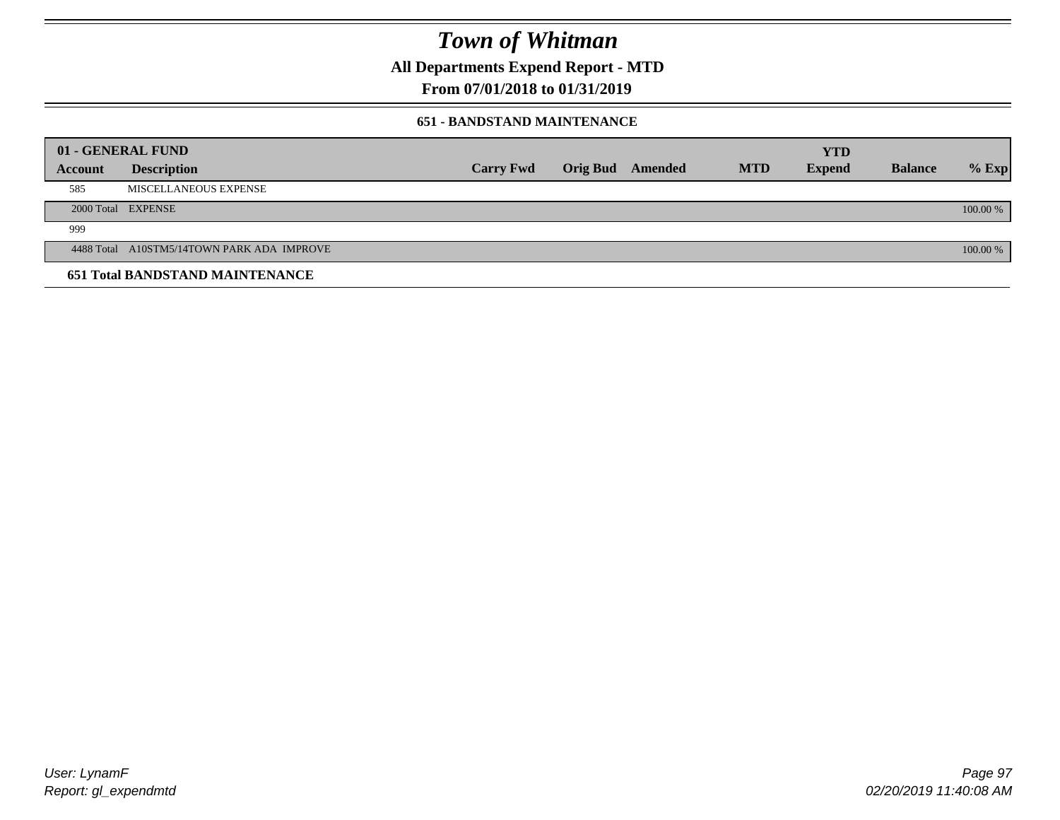# Town of Whitman

**All Departments Expend Report - MTD**

**From 07/01/2018 to 01/31/2019**

### 651 - BANDSTAND MAINTENANCE

| 01 - GENERAL FUND | | | | | | | | |
|---|---|---|---|---|---|---|---|---|
| **Account** | **Description** | **Carry Fwd** | **Orig Bud** | **Amended** | **MTD** | **YTD Expend** | **Balance** | **% Exp** |
| 585 | MISCELLANEOUS EXPENSE | | | | | | | |
| 2000 Total | EXPENSE | | | | | | | 100.00 % |
| 999 | | | | | | | | |
| 4488 Total | A10STM5/14TOWN PARK ADA IMPROVE | | | | | | | 100.00 % |
| **651 Total BANDSTAND MAINTENANCE** | | | | | | | | |

User: LynamF
Report: gl_expendmtd

02/20/2019 11:40:08 AM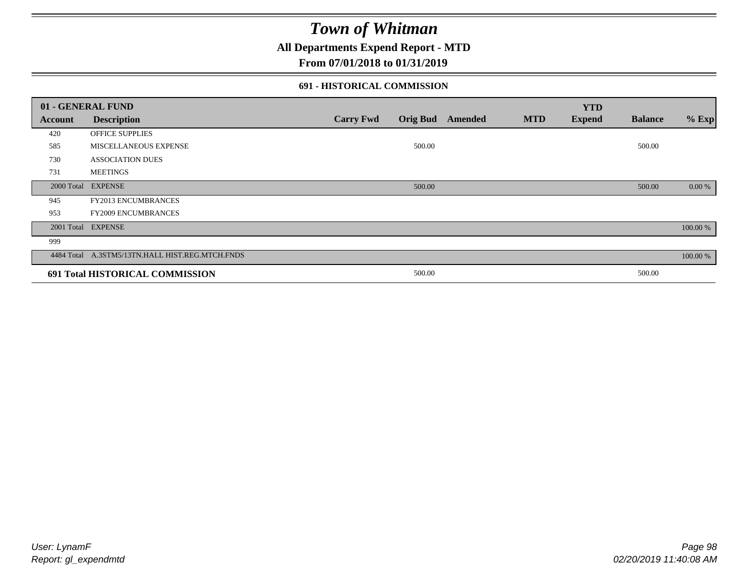# Town of Whitman

## All Departments Expend Report - MTD

### From 07/01/2018 to 01/31/2019

#### 691 - HISTORICAL COMMISSION

| 01 - GENERAL FUND | | | | | | | | |
|---|---|---|---|---|---|---|---|---|
| **Account** | **Description** | **Carry Fwd** | **Orig Bud** | **Amended** | **MTD** | **YTD Expend** | **Balance** | **% Exp** |
| 420 | OFFICE SUPPLIES | | | | | | | |
| 585 | MISCELLANEOUS EXPENSE | | 500.00 | | | | 500.00 | |
| 730 | ASSOCIATION DUES | | | | | | | |
| 731 | MEETINGS | | | | | | | |
| 2000 Total | EXPENSE | | 500.00 | | | | 500.00 | 0.00 % |
| 945 | FY2013 ENCUMBRANCES | | | | | | | |
| 953 | FY2009 ENCUMBRANCES | | | | | | | |
| 2001 Total | EXPENSE | | | | | | | 100.00 % |
| 999 | | | | | | | | |
| 4484 Total | A.3STM5/13TN.HALL HIST.REG.MTCH.FNDS | | | | | | | 100.00 % |
| **691 Total HISTORICAL COMMISSION** | | | 500.00 | | | | 500.00 | |

User: LynamF

Report: gl_expendmtd

02/20/2019 11:40:08 AM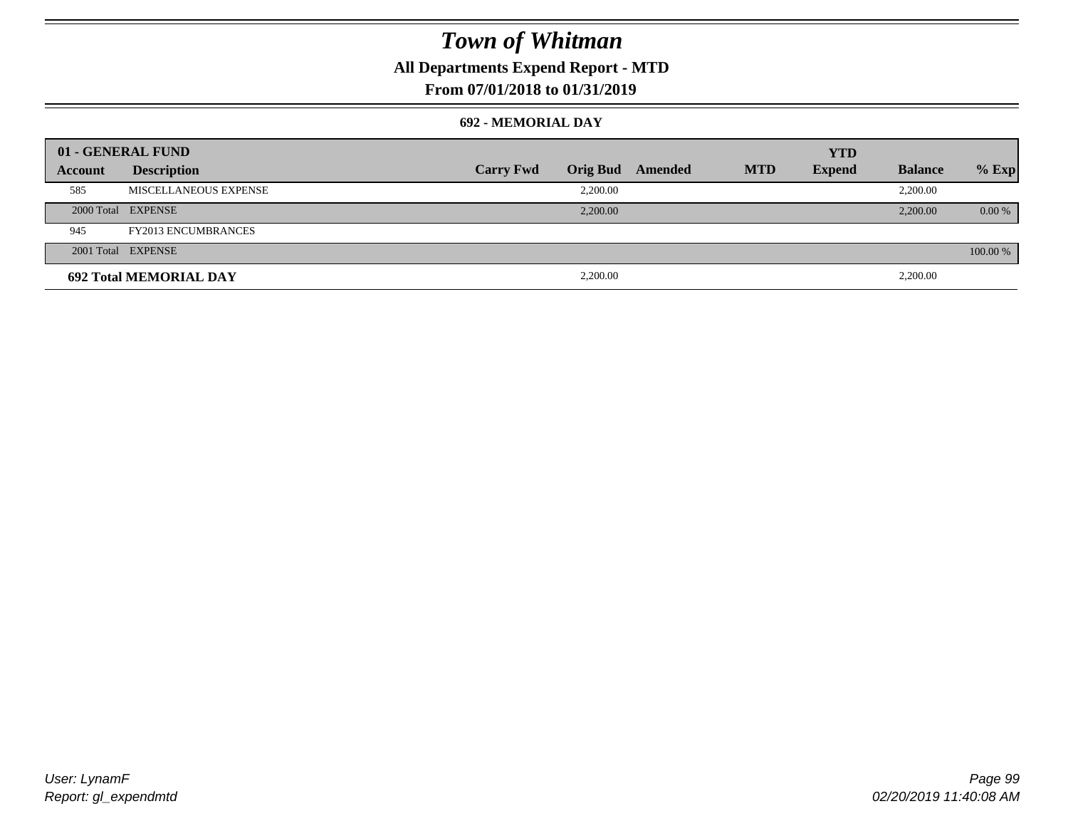# Town of Whitman

**All Departments Expend Report - MTD**

**From 07/01/2018 to 01/31/2019**

**692 - MEMORIAL DAY**

| 01 - GENERAL FUND | | | | | | | | |
|---|---|---|---|---|---|---|---|---|
| **Account** | **Description** | **Carry Fwd** | **Orig Bud** | **Amended** | **MTD** | **YTD Expend** | **Balance** | **% Exp** |
| 585 | MISCELLANEOUS EXPENSE | | 2,200.00 | | | | 2,200.00 | |
| 2000 Total | EXPENSE | | 2,200.00 | | | | 2,200.00 | 0.00 % |
| 945 | FY2013 ENCUMBRANCES | | | | | | | |
| 2001 Total | EXPENSE | | | | | | | 100.00 % |
| **692 Total MEMORIAL DAY** | | | 2,200.00 | | | | 2,200.00 | |

User: LynamF

Report: gl_expendmtd

02/20/2019 11:40:08 AM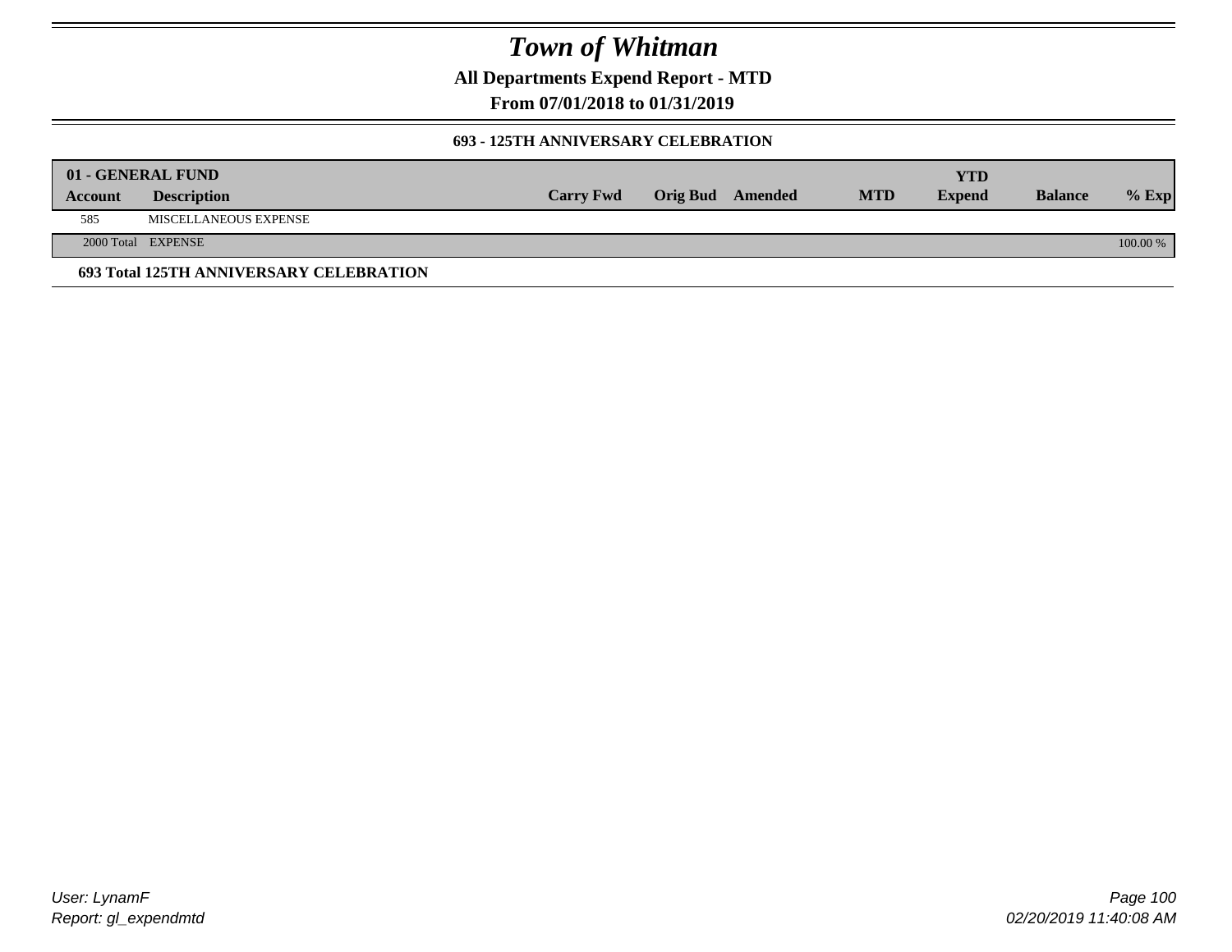# Town of Whitman

**All Departments Expend Report - MTD**

**From 07/01/2018 to 01/31/2019**

### 693 - 125TH ANNIVERSARY CELEBRATION

| 01 - GENERAL FUND | | | | | | YTD | | |
|---|---|---|---|---|---|---|---|---|
| **Account** | **Description** | **Carry Fwd** | **Orig Bud** | **Amended** | **MTD** | **Expend** | **Balance** | **% Exp** |
| 585 | MISCELLANEOUS EXPENSE | | | | | | | |
| 2000 Total | EXPENSE | | | | | | | 100.00 % |

**693 Total 125TH ANNIVERSARY CELEBRATION**

User: LynamF
Report: gl_expendmtd

02/20/2019 11:40:08 AM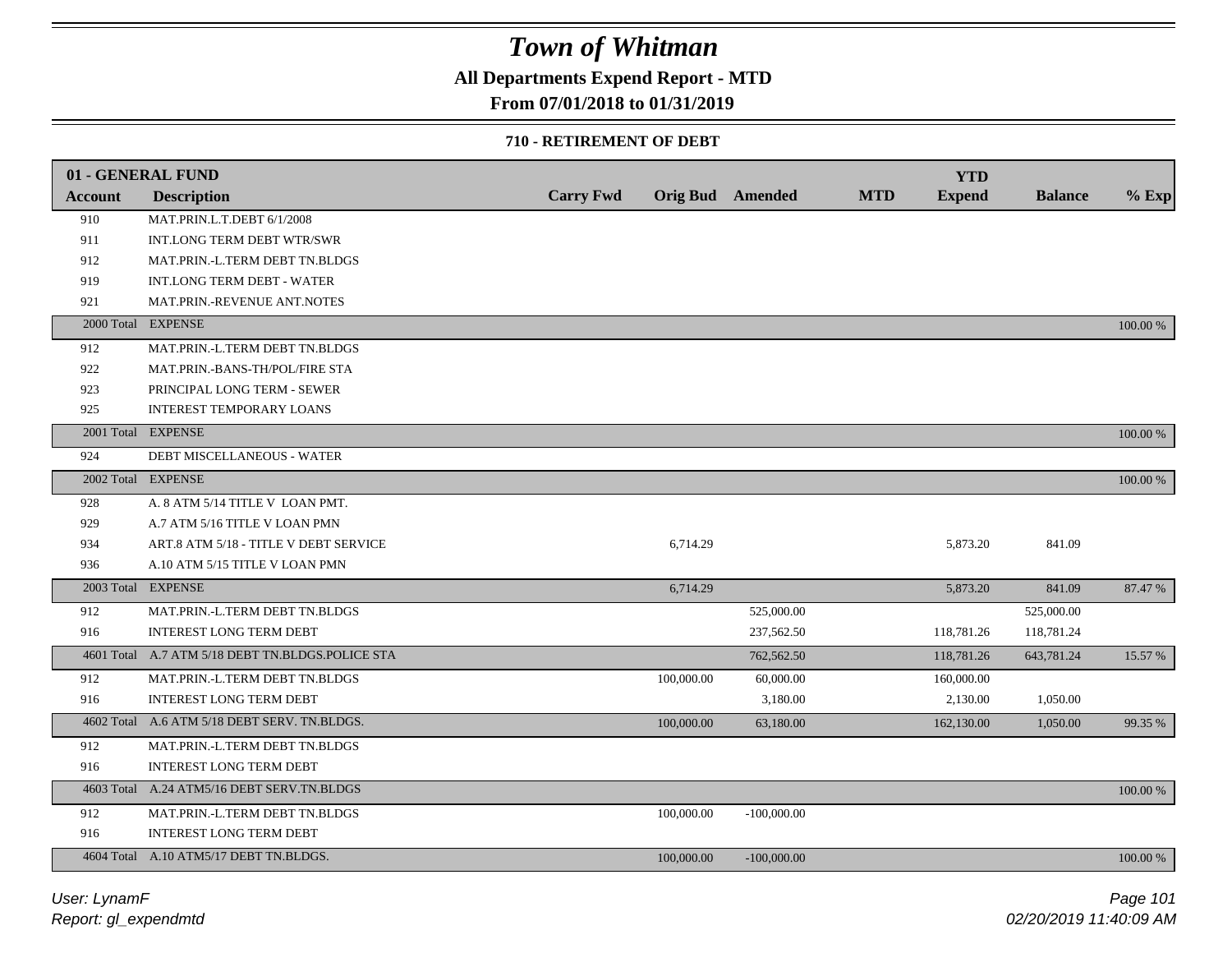# Town of Whitman

## All Departments Expend Report - MTD

### From 07/01/2018 to 01/31/2019

#### 710 - RETIREMENT OF DEBT

| 01 - GENERAL FUND | | | | | | YTD | | |
|---|---|---|---|---|---|---|---|---|
| **Account** | **Description** | **Carry Fwd** | **Orig Bud** | **Amended** | **MTD** | **Expend** | **Balance** | **% Exp** |
| 910 | MAT.PRIN.L.T.DEBT 6/1/2008 | | | | | | | |
| 911 | INT.LONG TERM DEBT WTR/SWR | | | | | | | |
| 912 | MAT.PRIN.-L.TERM DEBT TN.BLDGS | | | | | | | |
| 919 | INT.LONG TERM DEBT - WATER | | | | | | | |
| 921 | MAT.PRIN.-REVENUE ANT.NOTES | | | | | | | |
| 2000 Total | EXPENSE | | | | | | | 100.00 % |
| 912 | MAT.PRIN.-L.TERM DEBT TN.BLDGS | | | | | | | |
| 922 | MAT.PRIN.-BANS-TH/POL/FIRE STA | | | | | | | |
| 923 | PRINCIPAL LONG TERM - SEWER | | | | | | | |
| 925 | INTEREST TEMPORARY LOANS | | | | | | | |
| 2001 Total | EXPENSE | | | | | | | 100.00 % |
| 924 | DEBT MISCELLANEOUS - WATER | | | | | | | |
| 2002 Total | EXPENSE | | | | | | | 100.00 % |
| 928 | A. 8 ATM 5/14 TITLE V LOAN PMT. | | | | | | | |
| 929 | A.7 ATM 5/16 TITLE V LOAN PMN | | | | | | | |
| 934 | ART.8 ATM 5/18 - TITLE V DEBT SERVICE | | 6,714.29 | | | 5,873.20 | 841.09 | |
| 936 | A.10 ATM 5/15 TITLE V LOAN PMN | | | | | | | |
| 2003 Total | EXPENSE | | 6,714.29 | | | 5,873.20 | 841.09 | 87.47 % |
| 912 | MAT.PRIN.-L.TERM DEBT TN.BLDGS | | | 525,000.00 | | | 525,000.00 | |
| 916 | INTEREST LONG TERM DEBT | | | 237,562.50 | | 118,781.26 | 118,781.24 | |
| 4601 Total | A.7 ATM 5/18 DEBT TN.BLDGS.POLICE STA | | | 762,562.50 | | 118,781.26 | 643,781.24 | 15.57 % |
| 912 | MAT.PRIN.-L.TERM DEBT TN.BLDGS | | 100,000.00 | 60,000.00 | | 160,000.00 | | |
| 916 | INTEREST LONG TERM DEBT | | | 3,180.00 | | 2,130.00 | 1,050.00 | |
| 4602 Total | A.6 ATM 5/18 DEBT SERV. TN.BLDGS. | | 100,000.00 | 63,180.00 | | 162,130.00 | 1,050.00 | 99.35 % |
| 912 | MAT.PRIN.-L.TERM DEBT TN.BLDGS | | | | | | | |
| 916 | INTEREST LONG TERM DEBT | | | | | | | |
| 4603 Total | A.24 ATM5/16 DEBT SERV.TN.BLDGS | | | | | | | 100.00 % |
| 912 | MAT.PRIN.-L.TERM DEBT TN.BLDGS | | 100,000.00 | -100,000.00 | | | | |
| 916 | INTEREST LONG TERM DEBT | | | | | | | |
| 4604 Total | A.10 ATM5/17 DEBT TN.BLDGS. | | 100,000.00 | -100,000.00 | | | | 100.00 % |

User: LynamF
Report: gl_expendmtd

02/20/2019 11:40:09 AM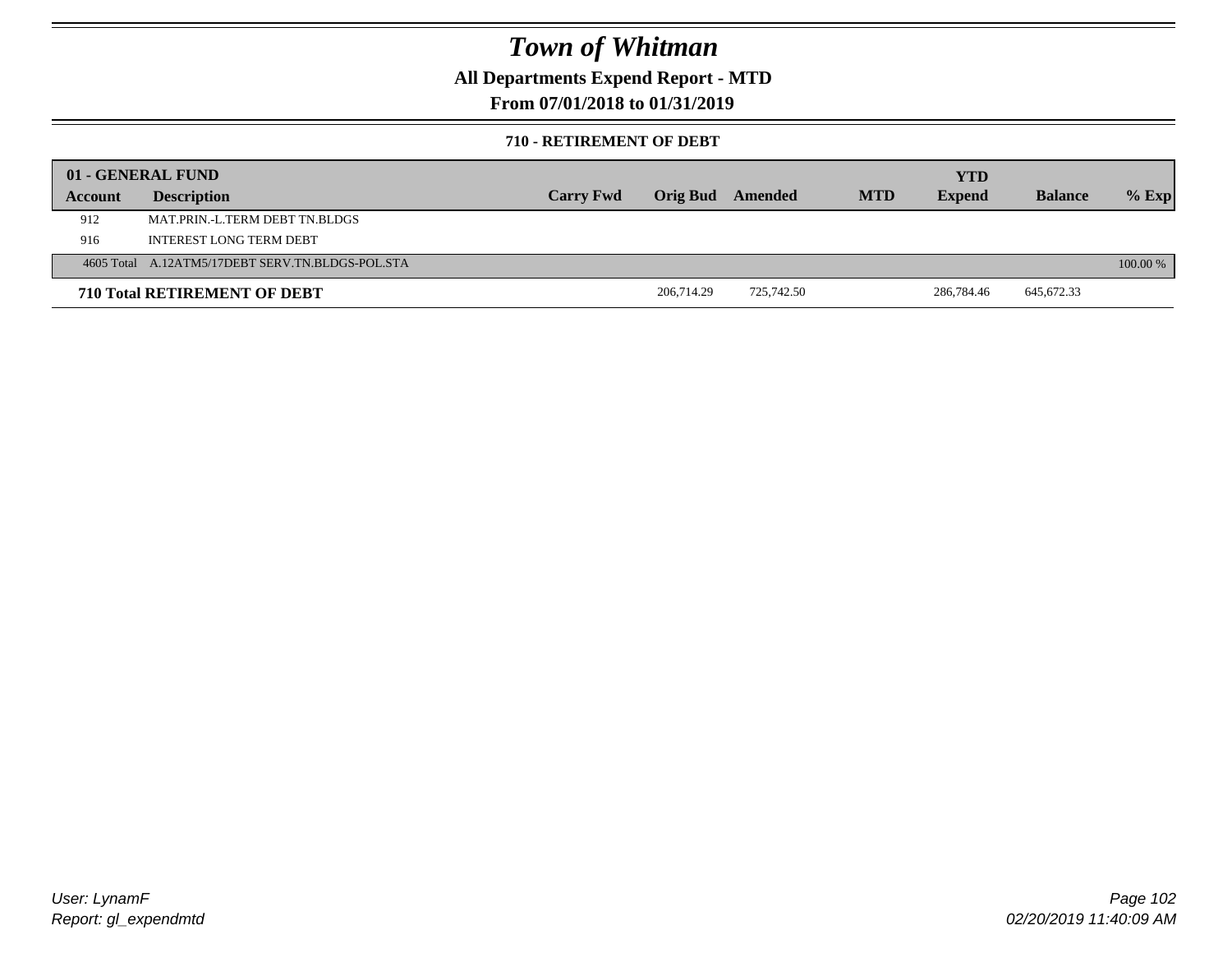# Town of Whitman

## All Departments Expend Report - MTD

## From 07/01/2018 to 01/31/2019

### 710 - RETIREMENT OF DEBT

| 01 - GENERAL FUND | | | | | | | | |
|---|---|---|---|---|---|---|---|---|
| **Account** | **Description** | **Carry Fwd** | **Orig Bud** | **Amended** | **MTD** | **YTD Expend** | **Balance** | **% Exp** |
| 912 | MAT.PRIN.-L.TERM DEBT TN.BLDGS | | | | | | | |
| 916 | INTEREST LONG TERM DEBT | | | | | | | |
| 4605 Total | A.12ATM5/17DEBT SERV.TN.BLDGS-POL.STA | | | | | | | 100.00 % |
| **710 Total RETIREMENT OF DEBT** | | | 206,714.29 | 725,742.50 | | 286,784.46 | 645,672.33 | |

User: LynamF
Report: gl_expendmtd

02/20/2019 11:40:09 AM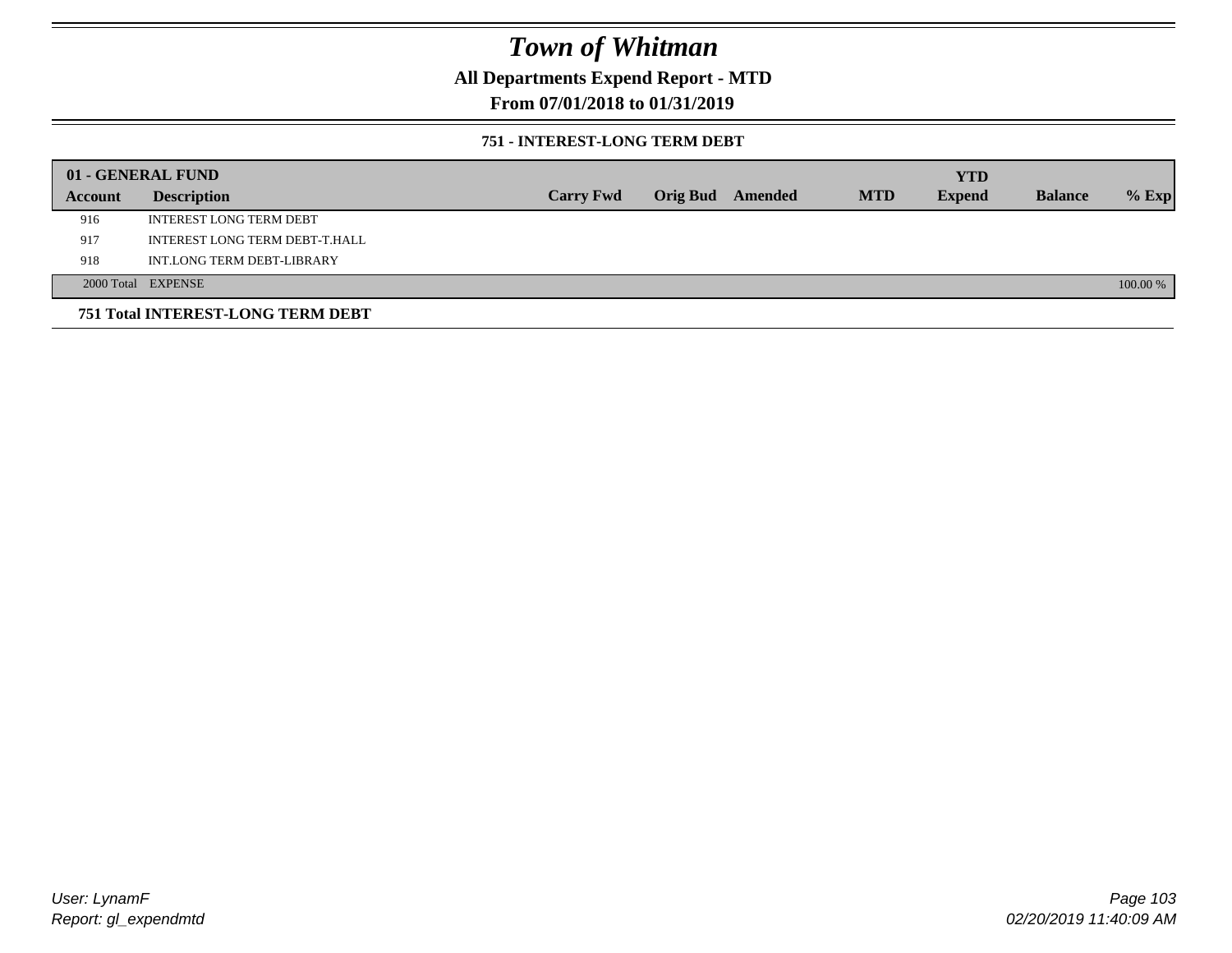# Town of Whitman

## All Departments Expend Report - MTD

### From 07/01/2018 to 01/31/2019

#### 751 - INTEREST-LONG TERM DEBT

| 01 - GENERAL FUND | | | | | | YTD | | |
|---|---|---|---|---|---|---|---|---|
| **Account** | **Description** | **Carry Fwd** | **Orig Bud** | **Amended** | **MTD** | **Expend** | **Balance** | **% Exp** |
| 916 | INTEREST LONG TERM DEBT | | | | | | | |
| 917 | INTEREST LONG TERM DEBT-T.HALL | | | | | | | |
| 918 | INT.LONG TERM DEBT-LIBRARY | | | | | | | |
| 2000 Total | EXPENSE | | | | | | | 100.00 % |

**751 Total INTEREST-LONG TERM DEBT**

User: LynamF
Report: gl_expendmtd

02/20/2019 11:40:09 AM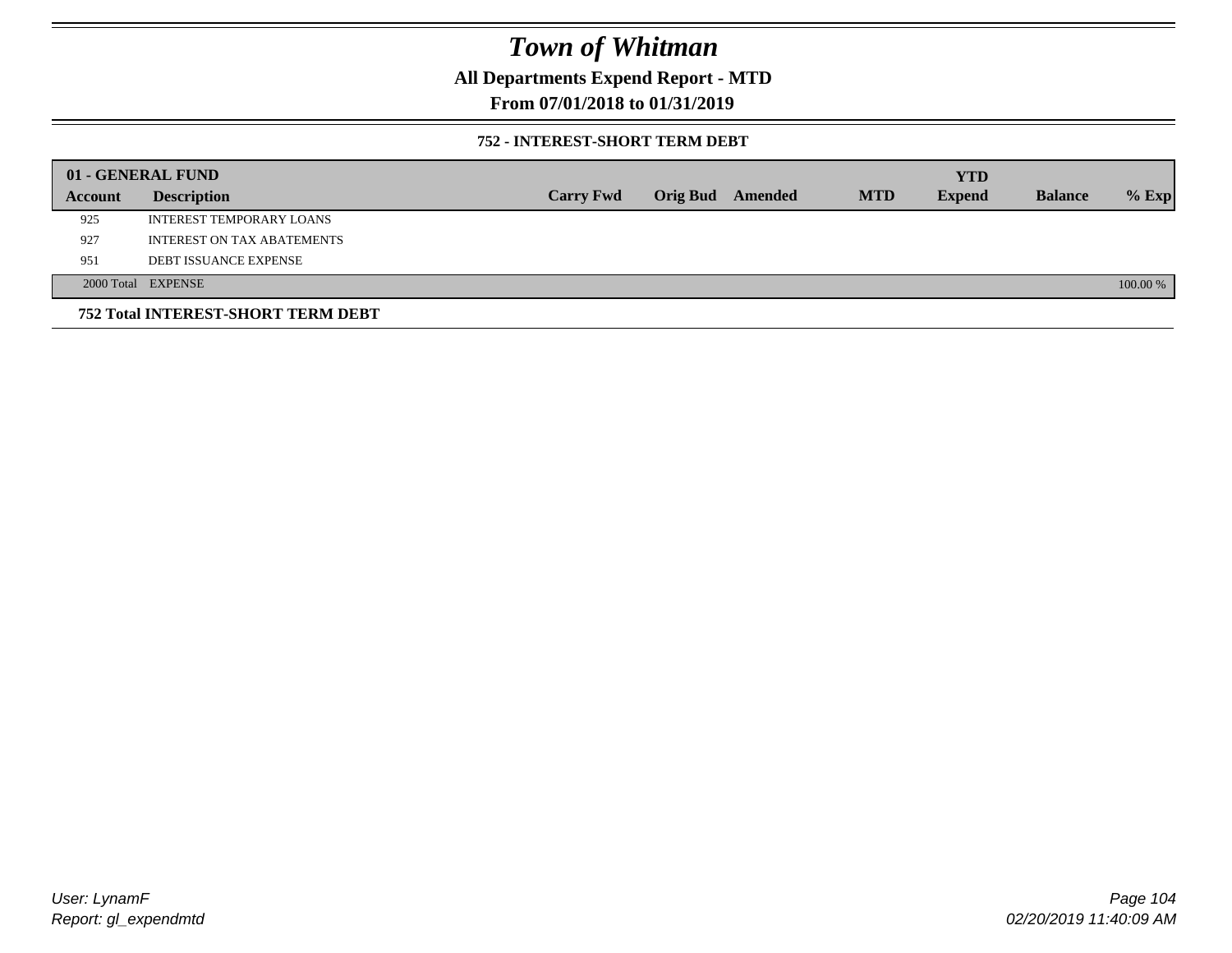# Town of Whitman

## All Departments Expend Report - MTD

### From 07/01/2018 to 01/31/2019

#### 752 - INTEREST-SHORT TERM DEBT

| 01 - GENERAL FUND | | | | | | YTD | | |
|---|---|---|---|---|---|---|---|---|
| Account | Description | Carry Fwd | Orig Bud | Amended | MTD | Expend | Balance | % Exp |
| 925 | INTEREST TEMPORARY LOANS | | | | | | | |
| 927 | INTEREST ON TAX ABATEMENTS | | | | | | | |
| 951 | DEBT ISSUANCE EXPENSE | | | | | | | |
| 2000 Total | EXPENSE | | | | | | | 100.00 % |

**752 Total INTEREST-SHORT TERM DEBT**

*User: LynamF*
*Report: gl_expendmtd*

*02/20/2019 11:40:09 AM*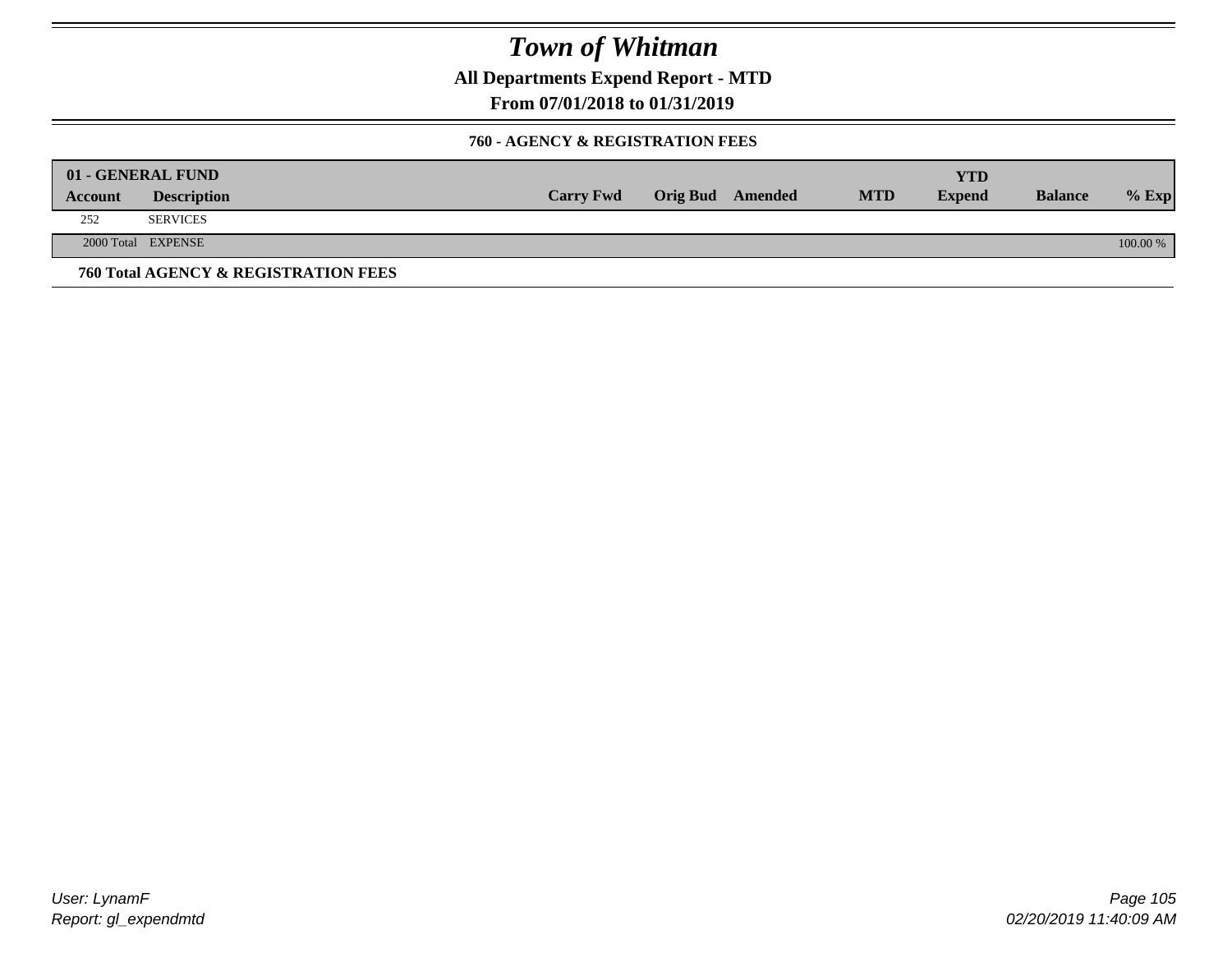# Town of Whitman

**All Departments Expend Report - MTD**

**From 07/01/2018 to 01/31/2019**

### 760 - AGENCY & REGISTRATION FEES

| 01 - GENERAL FUND | | | | | | | | |
|---|---|---|---|---|---|---|---|---|
| **Account** | **Description** | **Carry Fwd** | **Orig Bud** | **Amended** | **MTD** | **YTD Expend** | **Balance** | **% Exp** |
| 252 | SERVICES | | | | | | | |
| 2000 Total | EXPENSE | | | | | | | 100.00 % |

**760 Total AGENCY & REGISTRATION FEES**

*User: LynamF*
*Report: gl_expendmtd*

*02/20/2019 11:40:09 AM*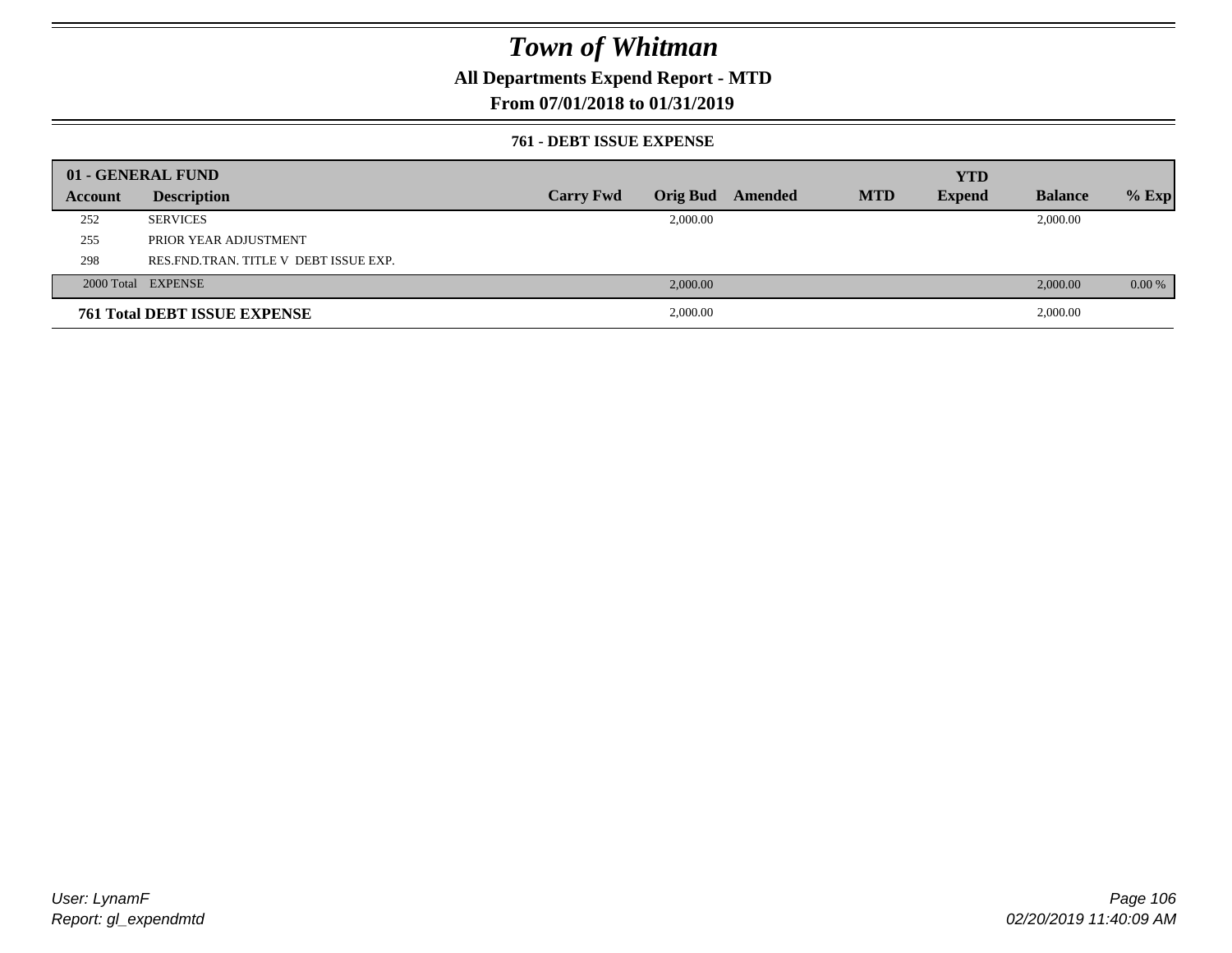# Town of Whitman

## All Departments Expend Report - MTD

## From 07/01/2018 to 01/31/2019

### 761 - DEBT ISSUE EXPENSE

| 01 - GENERAL FUND | | | | | | YTD | | |
|---|---|---|---|---|---|---|---|---|
| Account | Description | Carry Fwd | Orig Bud | Amended | MTD | Expend | Balance | % Exp |
| 252 | SERVICES | | 2,000.00 | | | | 2,000.00 | |
| 255 | PRIOR YEAR ADJUSTMENT | | | | | | | |
| 298 | RES.FND.TRAN. TITLE V DEBT ISSUE EXP. | | | | | | | |
| 2000 Total | EXPENSE | | 2,000.00 | | | | 2,000.00 | 0.00 % |
| **761 Total DEBT ISSUE EXPENSE** | | | 2,000.00 | | | | 2,000.00 | |

*User: LynamF*
*Report: gl_expendmtd*

*02/20/2019 11:40:09 AM*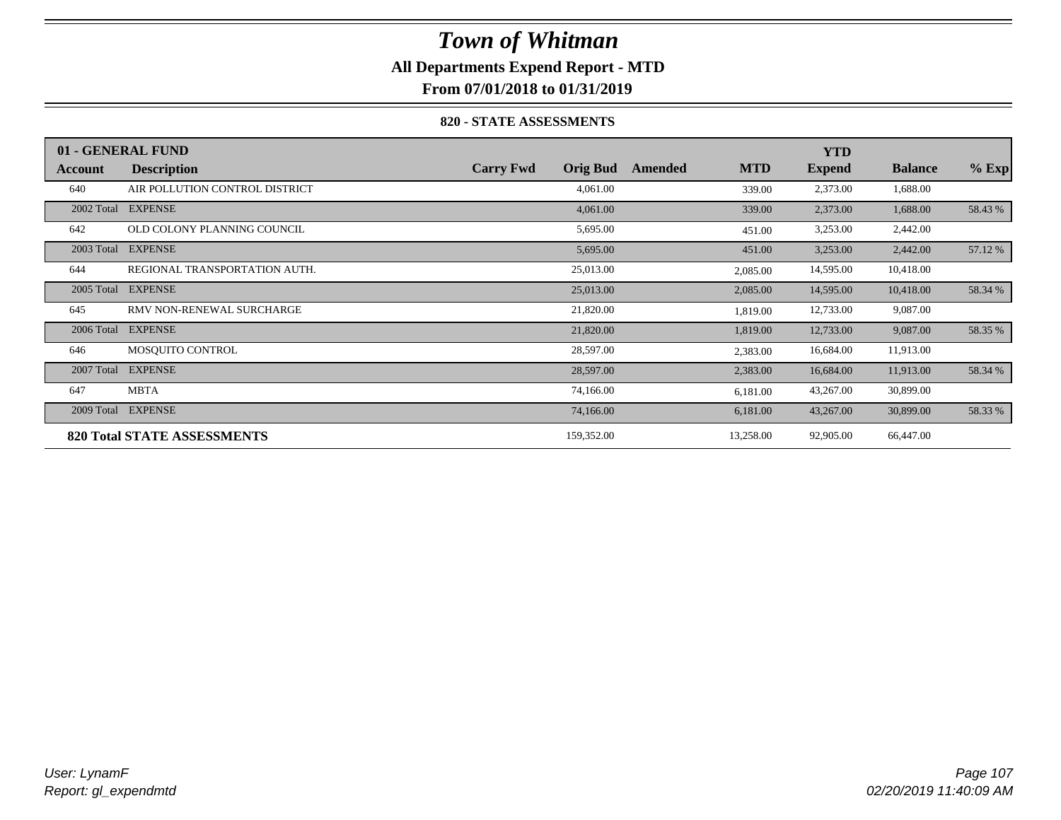# Town of Whitman

**All Departments Expend Report - MTD**

**From 07/01/2018 to 01/31/2019**

**820 - STATE ASSESSMENTS**

| 01 - GENERAL FUND | | | | | | | | |
|---|---|---|---|---|---|---|---|---|
| **Account** | **Description** | **Carry Fwd** | **Orig Bud** | **Amended** | **MTD** | **YTD Expend** | **Balance** | **% Exp** |
| 640 | AIR POLLUTION CONTROL DISTRICT | | 4,061.00 | | 339.00 | 2,373.00 | 1,688.00 | |
| 2002 Total | EXPENSE | | 4,061.00 | | 339.00 | 2,373.00 | 1,688.00 | 58.43 % |
| 642 | OLD COLONY PLANNING COUNCIL | | 5,695.00 | | 451.00 | 3,253.00 | 2,442.00 | |
| 2003 Total | EXPENSE | | 5,695.00 | | 451.00 | 3,253.00 | 2,442.00 | 57.12 % |
| 644 | REGIONAL TRANSPORTATION AUTH. | | 25,013.00 | | 2,085.00 | 14,595.00 | 10,418.00 | |
| 2005 Total | EXPENSE | | 25,013.00 | | 2,085.00 | 14,595.00 | 10,418.00 | 58.34 % |
| 645 | RMV NON-RENEWAL SURCHARGE | | 21,820.00 | | 1,819.00 | 12,733.00 | 9,087.00 | |
| 2006 Total | EXPENSE | | 21,820.00 | | 1,819.00 | 12,733.00 | 9,087.00 | 58.35 % |
| 646 | MOSQUITO CONTROL | | 28,597.00 | | 2,383.00 | 16,684.00 | 11,913.00 | |
| 2007 Total | EXPENSE | | 28,597.00 | | 2,383.00 | 16,684.00 | 11,913.00 | 58.34 % |
| 647 | MBTA | | 74,166.00 | | 6,181.00 | 43,267.00 | 30,899.00 | |
| 2009 Total | EXPENSE | | 74,166.00 | | 6,181.00 | 43,267.00 | 30,899.00 | 58.33 % |
| **820 Total STATE ASSESSMENTS** | | | 159,352.00 | | 13,258.00 | 92,905.00 | 66,447.00 | |

*User: LynamF*
*Report: gl_expendmtd*

*02/20/2019 11:40:09 AM*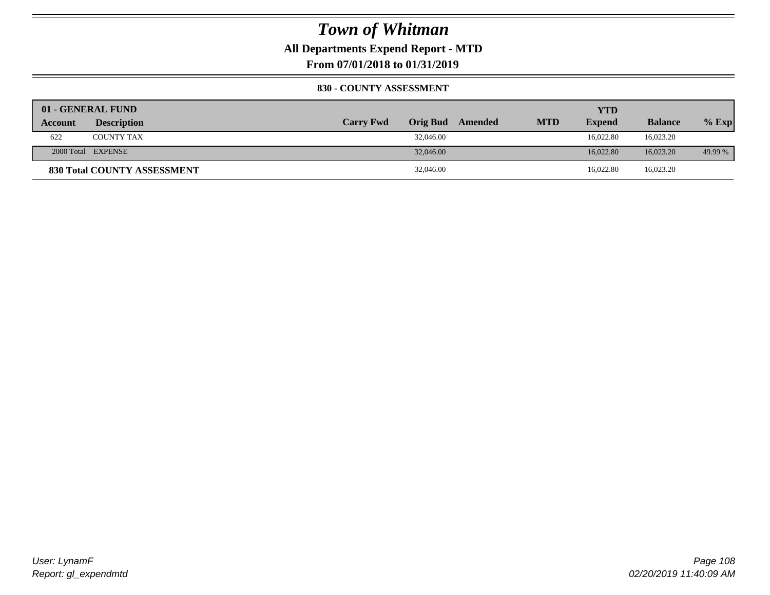# Town of Whitman

## All Departments Expend Report - MTD

### From 07/01/2018 to 01/31/2019

#### 830 - COUNTY ASSESSMENT

| 01 - GENERAL FUND Account | Description | Carry Fwd | Orig Bud | Amended | MTD | YTD Expend | Balance | % Exp |
|---|---|---|---|---|---|---|---|---|
| 622 | COUNTY TAX | | 32,046.00 | | | 16,022.80 | 16,023.20 | |
| 2000 Total | EXPENSE | | 32,046.00 | | | 16,022.80 | 16,023.20 | 49.99 % |
| **830 Total COUNTY ASSESSMENT** | | | 32,046.00 | | | 16,022.80 | 16,023.20 | |

User: LynamF
Report: gl_expendmtd

02/20/2019 11:40:09 AM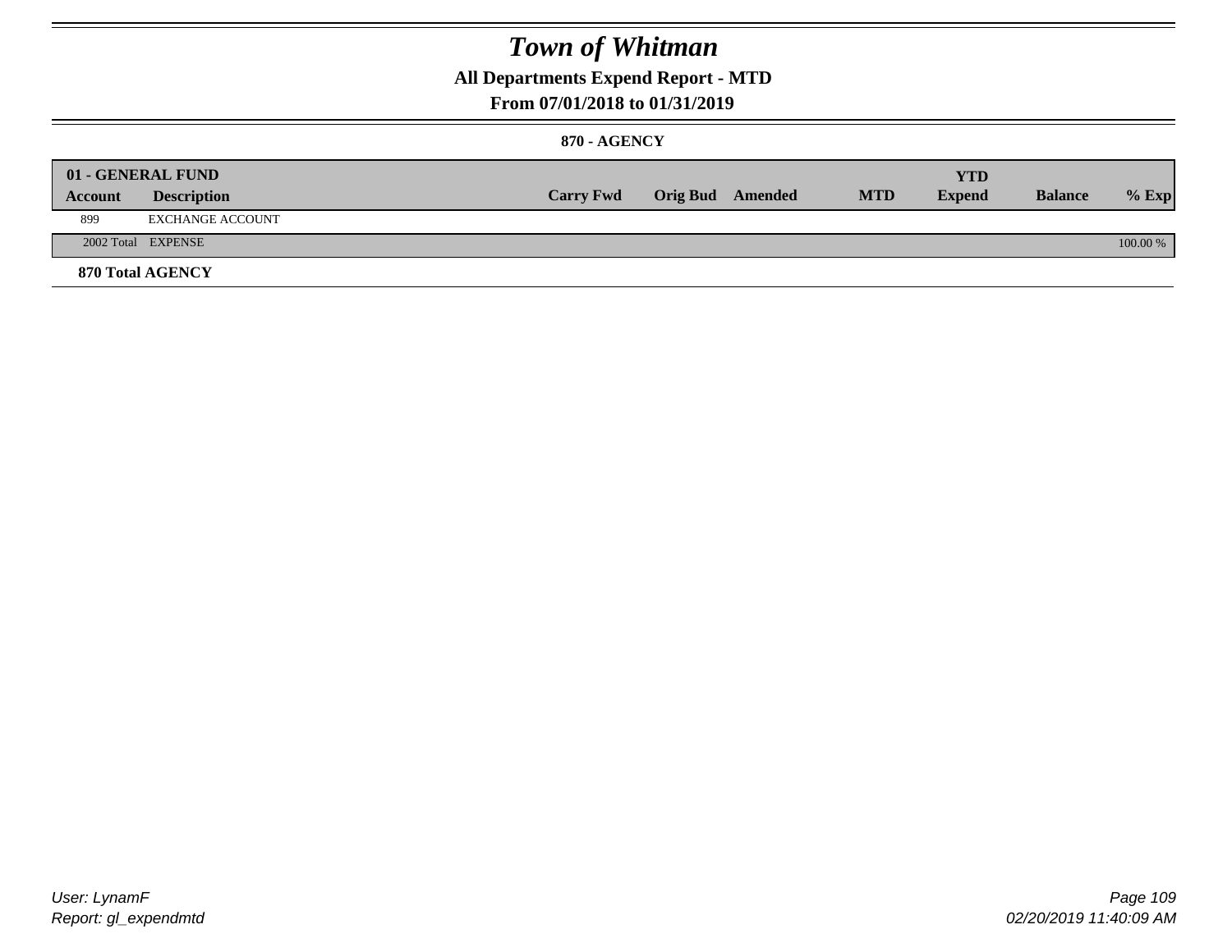# Town of Whitman

## All Departments Expend Report - MTD

## From 07/01/2018 to 01/31/2019

### 870 - AGENCY

| 01 - GENERAL FUND | | | | | | | | |
|---|---|---|---|---|---|---|---|---|
| **Account** | **Description** | **Carry Fwd** | **Orig Bud** | **Amended** | **MTD** | **YTD Expend** | **Balance** | **% Exp** |
| 899 | EXCHANGE ACCOUNT | | | | | | | |
| 2002 Total | EXPENSE | | | | | | | 100.00 % |

**870 Total AGENCY**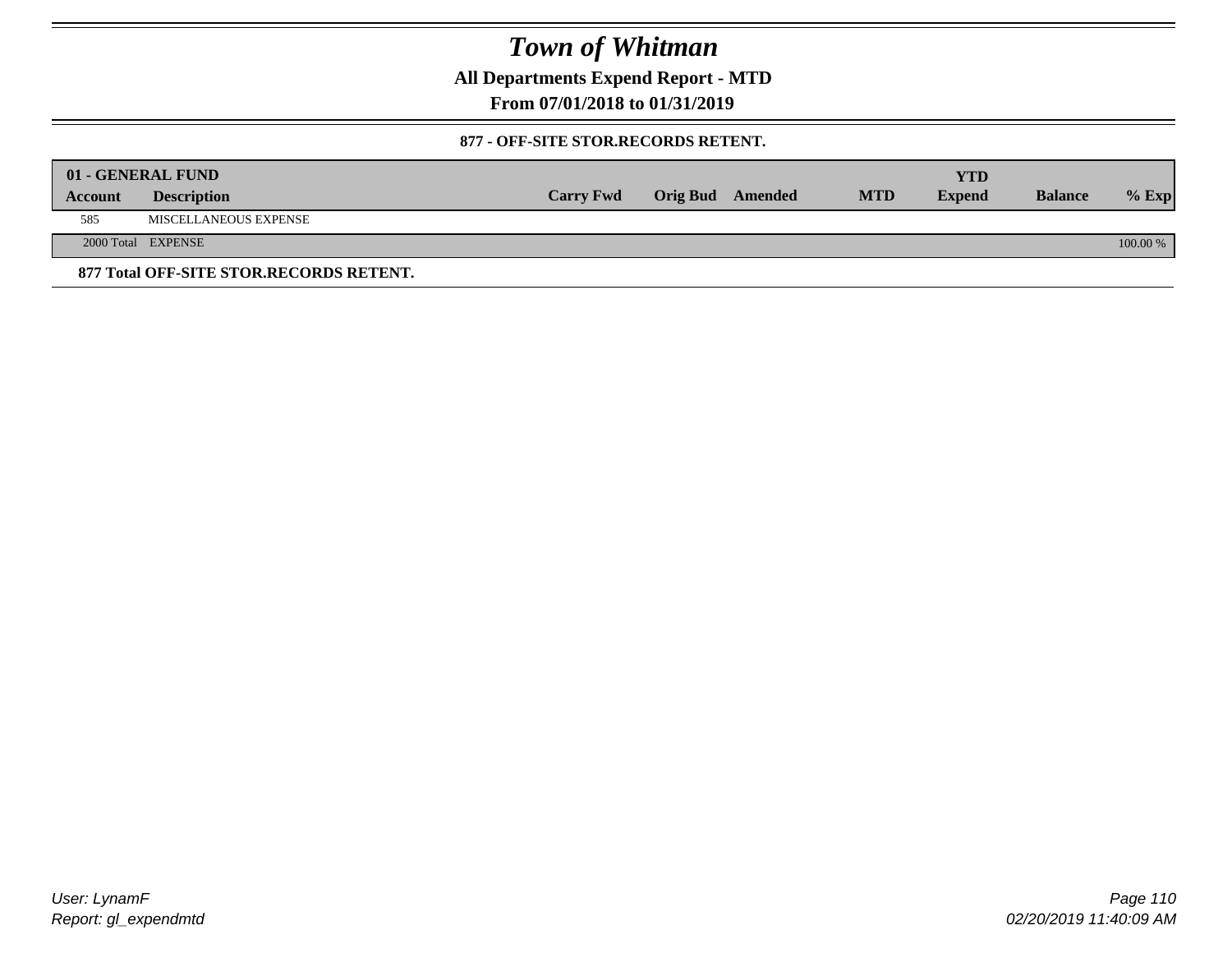# Town of Whitman

**All Departments Expend Report - MTD**

**From 07/01/2018 to 01/31/2019**

**877 - OFF-SITE STOR.RECORDS RETENT.**

| 01 - GENERAL FUND Account | Description | Carry Fwd | Orig Bud | Amended | MTD | YTD Expend | Balance | % Exp |
|---|---|---|---|---|---|---|---|---|
| 585 | MISCELLANEOUS EXPENSE | | | | | | | |
| 2000 Total | EXPENSE | | | | | | | 100.00 % |

**877 Total OFF-SITE STOR.RECORDS RETENT.**

User: LynamF
Report: gl_expendmtd

02/20/2019 11:40:09 AM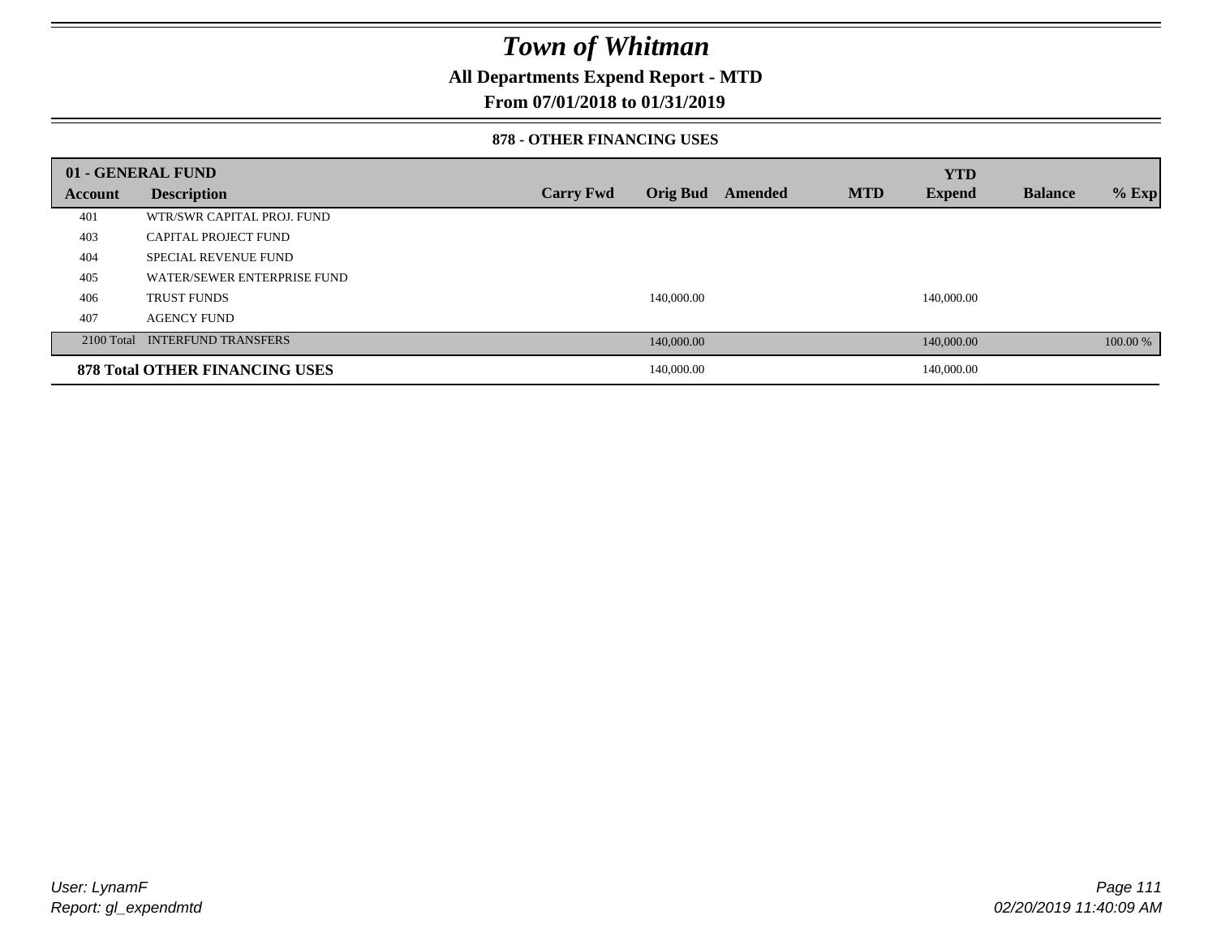# Town of Whitman

## All Departments Expend Report - MTD

## From 07/01/2018 to 01/31/2019

### 878 - OTHER FINANCING USES

| 01 - GENERAL FUND | | | | | | YTD | | |
|---|---|---|---|---|---|---|---|---|
| Account | Description | Carry Fwd | Orig Bud | Amended | MTD | Expend | Balance | % Exp |
| 401 | WTR/SWR CAPITAL PROJ. FUND | | | | | | | |
| 403 | CAPITAL PROJECT FUND | | | | | | | |
| 404 | SPECIAL REVENUE FUND | | | | | | | |
| 405 | WATER/SEWER ENTERPRISE FUND | | | | | | | |
| 406 | TRUST FUNDS | | 140,000.00 | | | 140,000.00 | | |
| 407 | AGENCY FUND | | | | | | | |
| 2100 Total | INTERFUND TRANSFERS | | 140,000.00 | | | 140,000.00 | | 100.00 % |
| **878 Total OTHER FINANCING USES** | | | 140,000.00 | | | 140,000.00 | | |

*User: LynamF*
*Report: gl_expendmtd*

*02/20/2019 11:40:09 AM*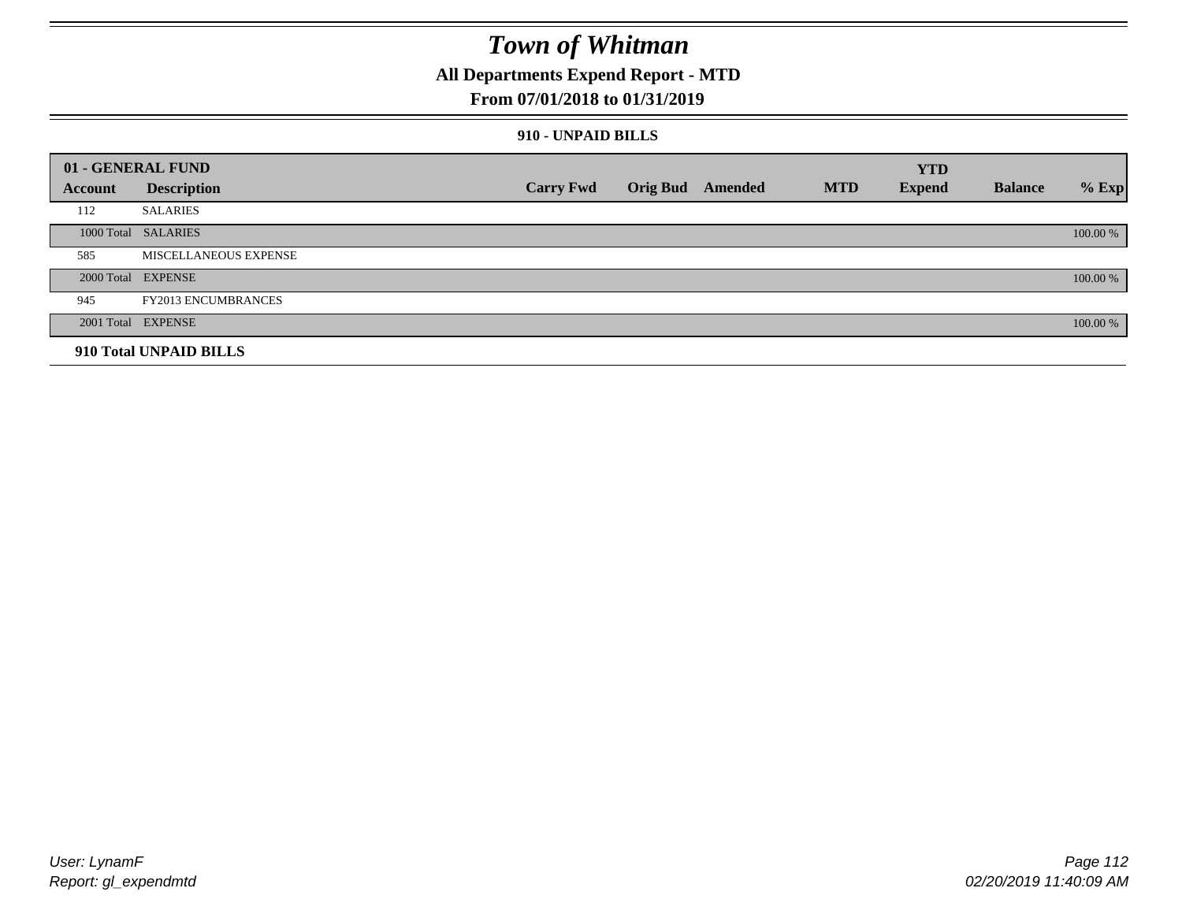# *Town of Whitman*

## All Departments Expend Report - MTD

## From 07/01/2018 to 01/31/2019

### 910 - UNPAID BILLS

| 01 - GENERAL FUND | | | | | | | | |
|---|---|---|---|---|---|---|---|---|
| **Account** | **Description** | **Carry Fwd** | **Orig Bud** | **Amended** | **MTD** | **YTD Expend** | **Balance** | **% Exp** |
| 112 | SALARIES | | | | | | | |
| 1000 Total | SALARIES | | | | | | | 100.00 % |
| 585 | MISCELLANEOUS EXPENSE | | | | | | | |
| 2000 Total | EXPENSE | | | | | | | 100.00 % |
| 945 | FY2013 ENCUMBRANCES | | | | | | | |
| 2001 Total | EXPENSE | | | | | | | 100.00 % |
| **910 Total UNPAID BILLS** | | | | | | | | |

*User: LynamF*
*Report: gl_expendmtd*

*02/20/2019 11:40:09 AM*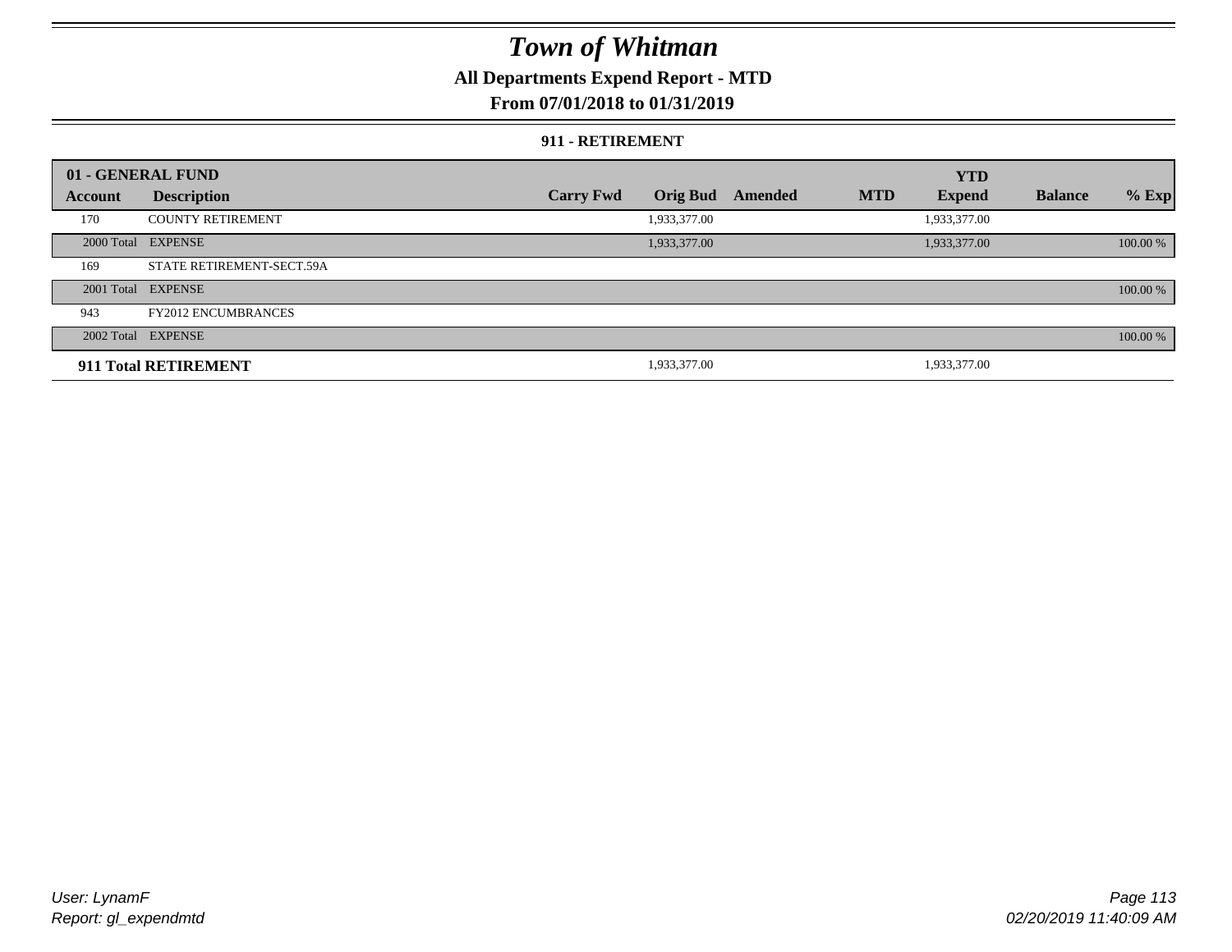# Town of Whitman

## All Departments Expend Report - MTD

### From 07/01/2018 to 01/31/2019

#### 911 - RETIREMENT

| 01 - GENERAL FUND | | | | | | YTD | | |
|---|---|---|---|---|---|---|---|---|
| **Account** | **Description** | **Carry Fwd** | **Orig Bud** | **Amended** | **MTD** | **Expend** | **Balance** | **% Exp** |
| 170 | COUNTY RETIREMENT | | 1,933,377.00 | | | 1,933,377.00 | | |
| 2000 Total | EXPENSE | | 1,933,377.00 | | | 1,933,377.00 | | 100.00 % |
| 169 | STATE RETIREMENT-SECT.59A | | | | | | | |
| 2001 Total | EXPENSE | | | | | | | 100.00 % |
| 943 | FY2012 ENCUMBRANCES | | | | | | | |
| 2002 Total | EXPENSE | | | | | | | 100.00 % |
| **911 Total RETIREMENT** | | | 1,933,377.00 | | | 1,933,377.00 | | |

User: LynamF
Report: gl_expendmtd

02/20/2019 11:40:09 AM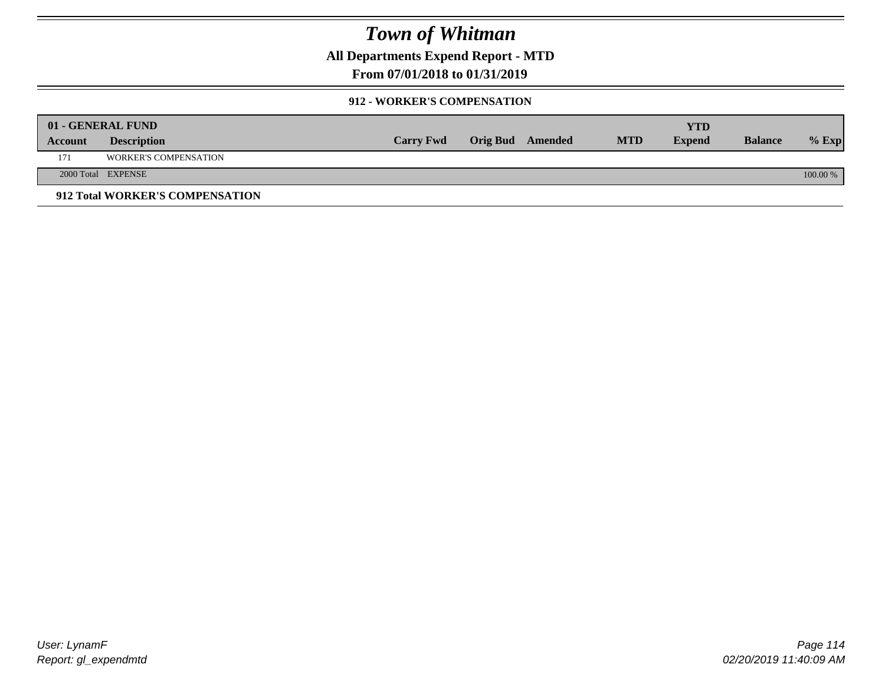# Town of Whitman

## All Departments Expend Report - MTD

### From 07/01/2018 to 01/31/2019

#### 912 - WORKER'S COMPENSATION

| 01 - GENERAL FUND | | | | | | | | | |
|---|---|---|---|---|---|---|---|---|---|
| **Account** | **Description** | **Carry Fwd** | **Orig Bud** | **Amended** | **MTD** | **YTD Expend** | **Balance** | **% Exp** |
| 171 | WORKER'S COMPENSATION | | | | | | | |
| 2000 Total | EXPENSE | | | | | | | 100.00 % |

**912 Total WORKER'S COMPENSATION**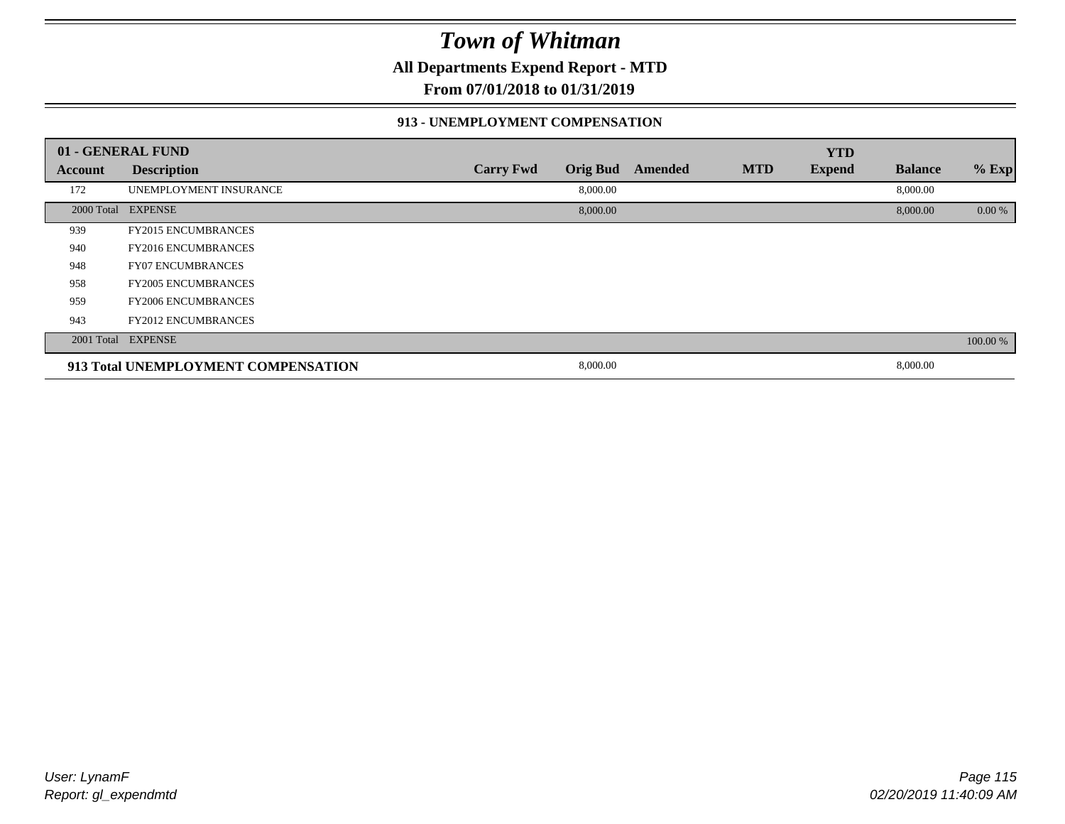# Town of Whitman

**All Departments Expend Report - MTD**

**From 07/01/2018 to 01/31/2019**

### 913 - UNEMPLOYMENT COMPENSATION

| 01 - GENERAL FUND | | | | | | | | |
|---|---|---|---|---|---|---|---|---|
| **Account** | **Description** | **Carry Fwd** | **Orig Bud** | **Amended** | **MTD** | **YTD Expend** | **Balance** | **% Exp** |
| 172 | UNEMPLOYMENT INSURANCE | | 8,000.00 | | | | 8,000.00 | |
| 2000 Total | EXPENSE | | 8,000.00 | | | | 8,000.00 | 0.00 % |
| 939 | FY2015 ENCUMBRANCES | | | | | | | |
| 940 | FY2016 ENCUMBRANCES | | | | | | | |
| 948 | FY07 ENCUMBRANCES | | | | | | | |
| 958 | FY2005 ENCUMBRANCES | | | | | | | |
| 959 | FY2006 ENCUMBRANCES | | | | | | | |
| 943 | FY2012 ENCUMBRANCES | | | | | | | |
| 2001 Total | EXPENSE | | | | | | | 100.00 % |
| **913 Total UNEMPLOYMENT COMPENSATION** | | | 8,000.00 | | | | 8,000.00 | |

*User: LynamF*
*Report: gl_expendmtd*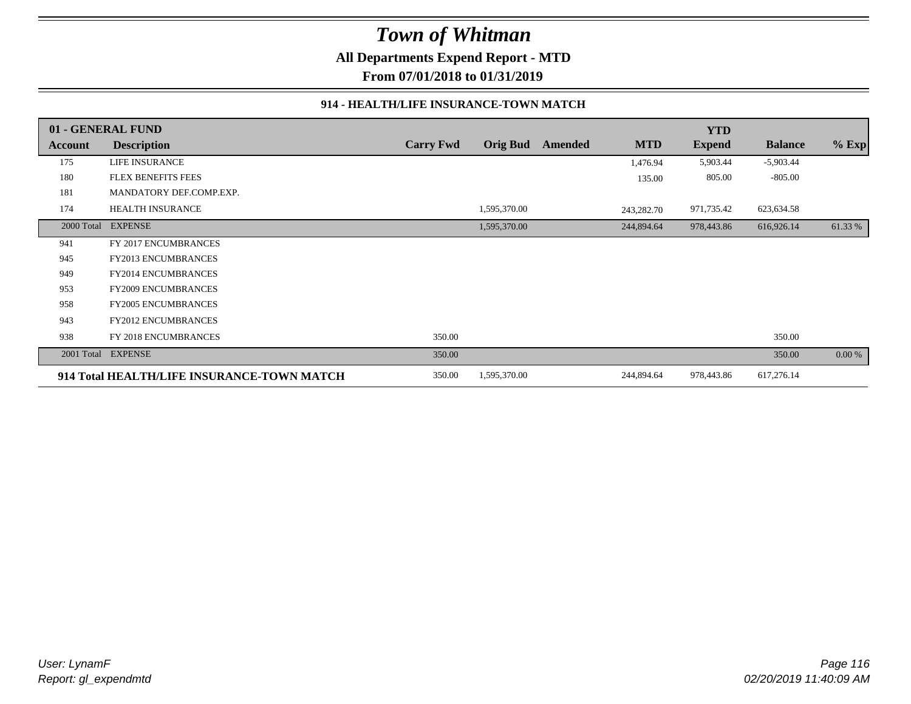# Town of Whitman

**All Departments Expend Report - MTD**

**From 07/01/2018 to 01/31/2019**

### 914 - HEALTH/LIFE INSURANCE-TOWN MATCH

| 01 - GENERAL FUND Account | Description | Carry Fwd | Orig Bud | Amended | MTD | YTD Expend | Balance | % Exp |
|---|---|---|---|---|---|---|---|---|
| 175 | LIFE INSURANCE | | | | 1,476.94 | 5,903.44 | -5,903.44 | |
| 180 | FLEX BENEFITS FEES | | | | 135.00 | 805.00 | -805.00 | |
| 181 | MANDATORY DEF.COMP.EXP. | | | | | | | |
| 174 | HEALTH INSURANCE | | 1,595,370.00 | | 243,282.70 | 971,735.42 | 623,634.58 | |
| 2000 Total | EXPENSE | | 1,595,370.00 | | 244,894.64 | 978,443.86 | 616,926.14 | 61.33 % |
| 941 | FY 2017 ENCUMBRANCES | | | | | | | |
| 945 | FY2013 ENCUMBRANCES | | | | | | | |
| 949 | FY2014 ENCUMBRANCES | | | | | | | |
| 953 | FY2009 ENCUMBRANCES | | | | | | | |
| 958 | FY2005 ENCUMBRANCES | | | | | | | |
| 943 | FY2012 ENCUMBRANCES | | | | | | | |
| 938 | FY 2018 ENCUMBRANCES | 350.00 | | | | | 350.00 | |
| 2001 Total | EXPENSE | 350.00 | | | | | 350.00 | 0.00 % |
| **914 Total HEALTH/LIFE INSURANCE-TOWN MATCH** | | 350.00 | 1,595,370.00 | | 244,894.64 | 978,443.86 | 617,276.14 | |

*User: LynamF*
*Report: gl_expendmtd*

*02/20/2019 11:40:09 AM*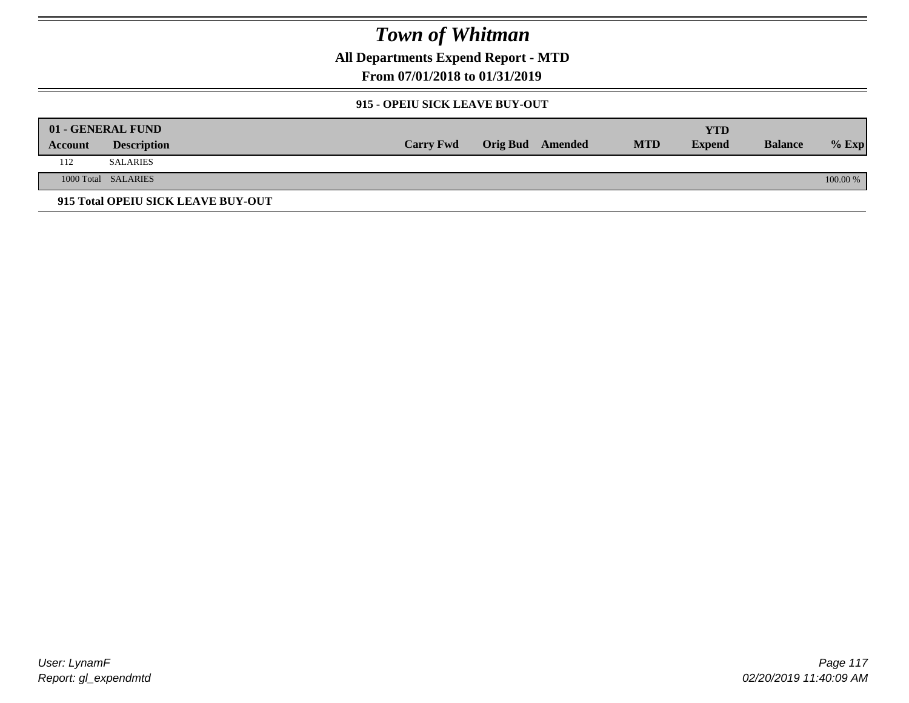# Town of Whitman

## All Departments Expend Report - MTD

### From 07/01/2018 to 01/31/2019

#### 915 - OPEIU SICK LEAVE BUY-OUT

| 01 - GENERAL FUND | | | | | | | | |
|---|---|---|---|---|---|---|---|---|
| **Account** | **Description** | **Carry Fwd** | **Orig Bud** | **Amended** | **MTD** | **YTD Expend** | **Balance** | **% Exp** |
| 112 | SALARIES | | | | | | | |
| 1000 Total | SALARIES | | | | | | | 100.00 % |

**915 Total OPEIU SICK LEAVE BUY-OUT**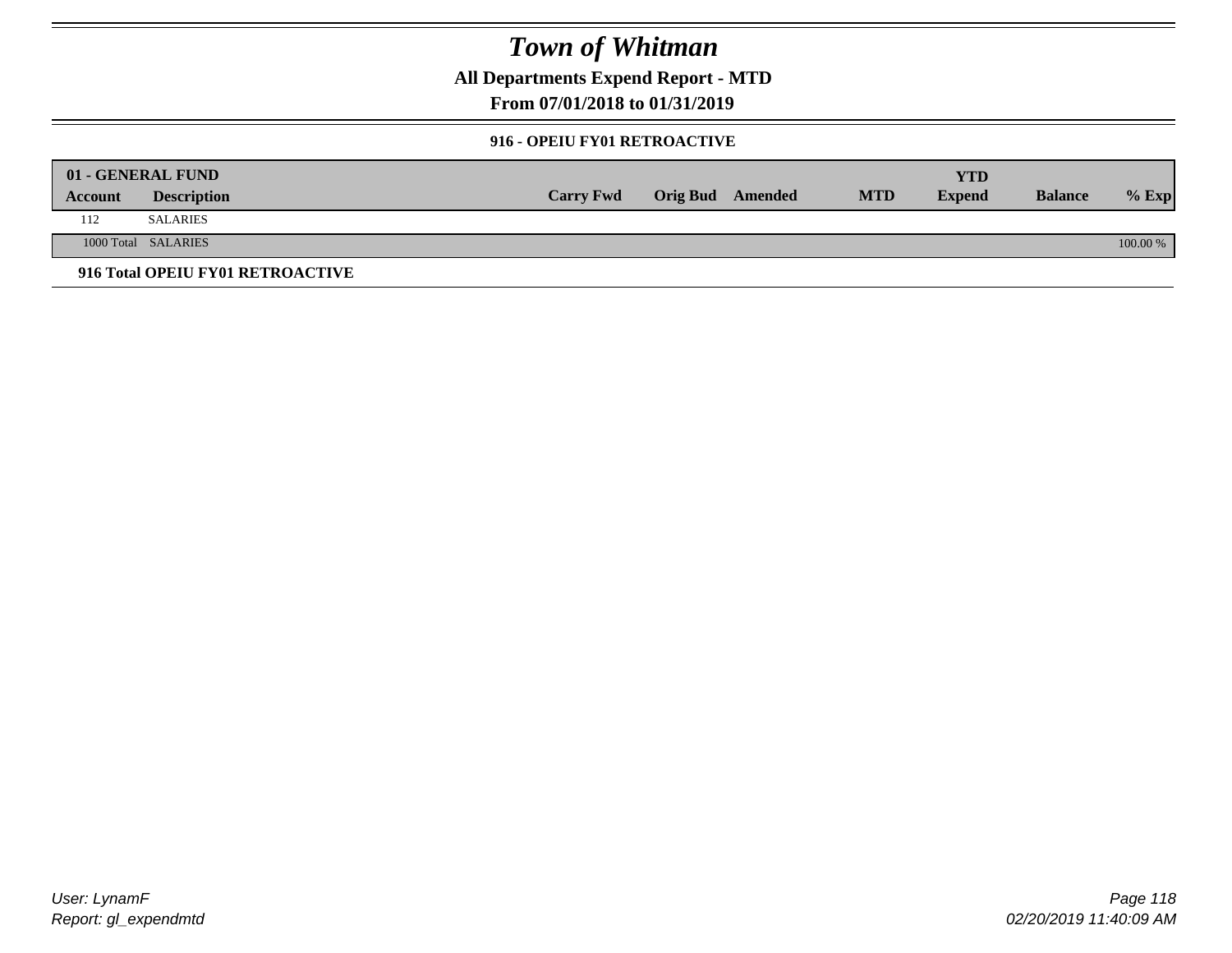# Town of Whitman

## All Departments Expend Report - MTD

## From 07/01/2018 to 01/31/2019

### 916 - OPEIU FY01 RETROACTIVE

| 01 - GENERAL FUND | | | | | | | | |
|---|---|---|---|---|---|---|---|---|
| Account | Description | Carry Fwd | Orig Bud | Amended | MTD | YTD Expend | Balance | % Exp |
| 112 | SALARIES | | | | | | | |
| 1000 Total | SALARIES | | | | | | | 100.00 % |

**916 Total OPEIU FY01 RETROACTIVE**

User: LynamF
Report: gl_expendmtd

02/20/2019 11:40:09 AM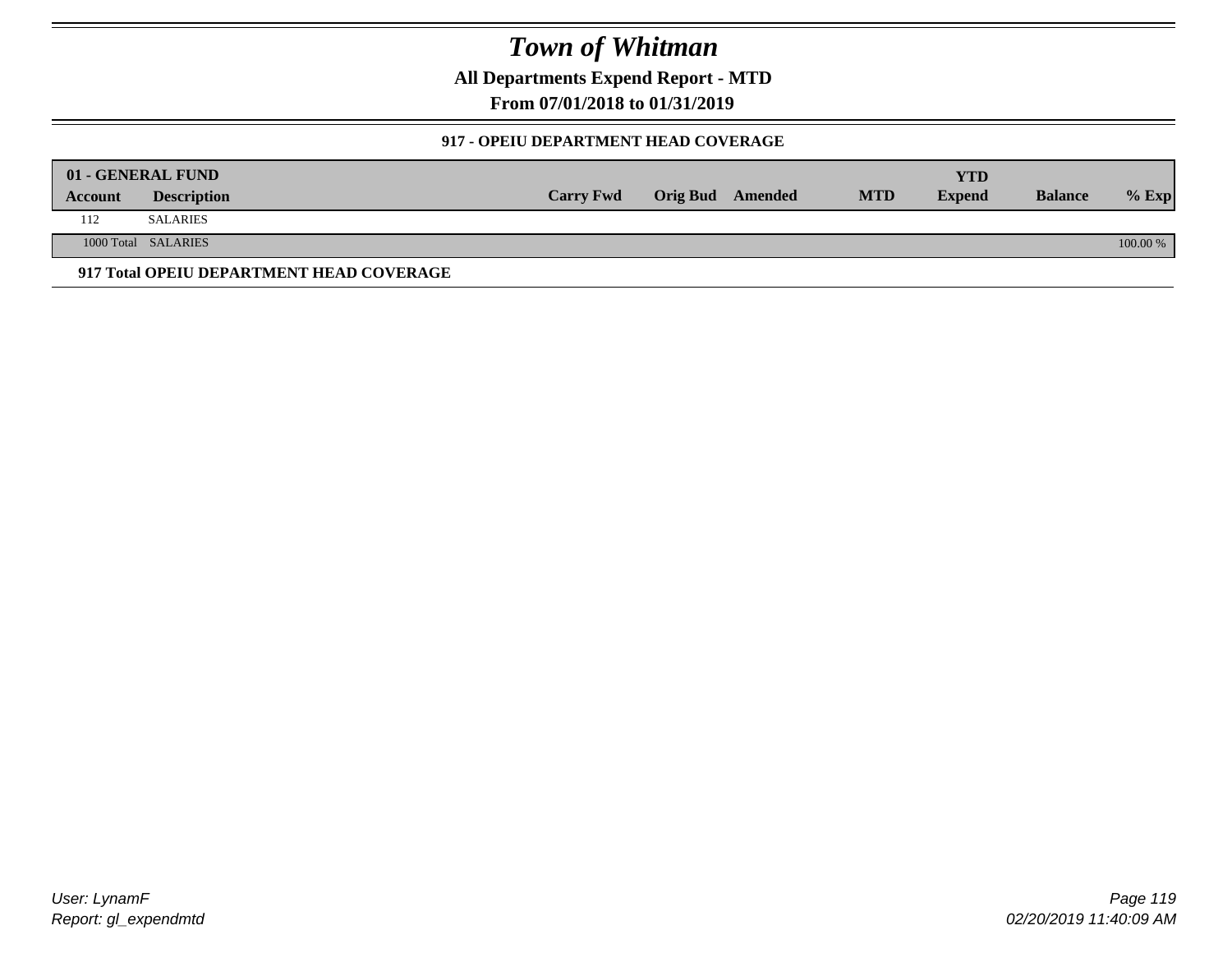# Town of Whitman

**All Departments Expend Report - MTD**

**From 07/01/2018 to 01/31/2019**

### 917 - OPEIU DEPARTMENT HEAD COVERAGE

| 01 - GENERAL FUND | | | | | | YTD | | |
|---|---|---|---|---|---|---|---|---|
| **Account** | **Description** | **Carry Fwd** | **Orig Bud** | **Amended** | **MTD** | **Expend** | **Balance** | **% Exp** |
| 112 | SALARIES | | | | | | | |
| 1000 Total | SALARIES | | | | | | | 100.00 % |

**917 Total OPEIU DEPARTMENT HEAD COVERAGE**

User: LynamF
Report: gl_expendmtd

02/20/2019 11:40:09 AM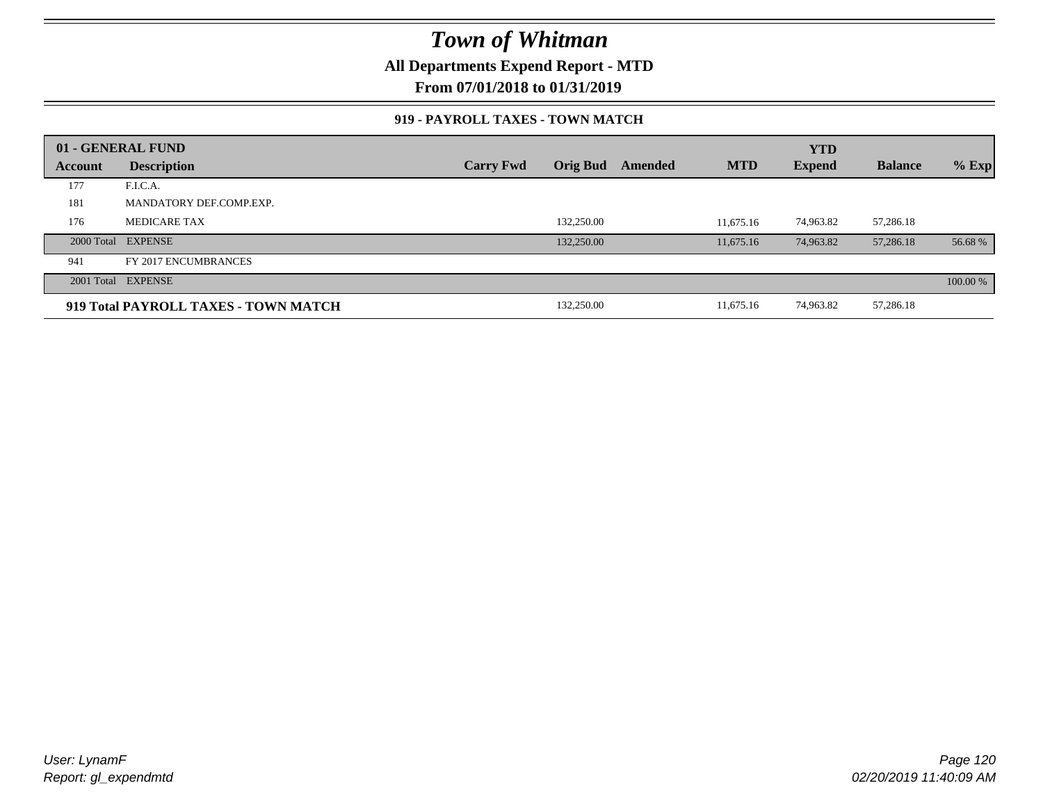# Town of Whitman

**All Departments Expend Report - MTD**

**From 07/01/2018 to 01/31/2019**

### 919 - PAYROLL TAXES - TOWN MATCH

| 01 - GENERAL FUND | | | | | | YTD | | |
|---|---|---|---|---|---|---|---|---|
| **Account** | **Description** | **Carry Fwd** | **Orig Bud** | **Amended** | **MTD** | **Expend** | **Balance** | **% Exp** |
| 177 | F.I.C.A. | | | | | | | |
| 181 | MANDATORY DEF.COMP.EXP. | | | | | | | |
| 176 | MEDICARE TAX | | 132,250.00 | | 11,675.16 | 74,963.82 | 57,286.18 | |
| 2000 Total | EXPENSE | | 132,250.00 | | 11,675.16 | 74,963.82 | 57,286.18 | 56.68 % |
| 941 | FY 2017 ENCUMBRANCES | | | | | | | |
| 2001 Total | EXPENSE | | | | | | | 100.00 % |
| **919 Total PAYROLL TAXES - TOWN MATCH** | | | 132,250.00 | | 11,675.16 | 74,963.82 | 57,286.18 | |

*User: LynamF*
*Report: gl_expendmtd*

*02/20/2019 11:40:09 AM*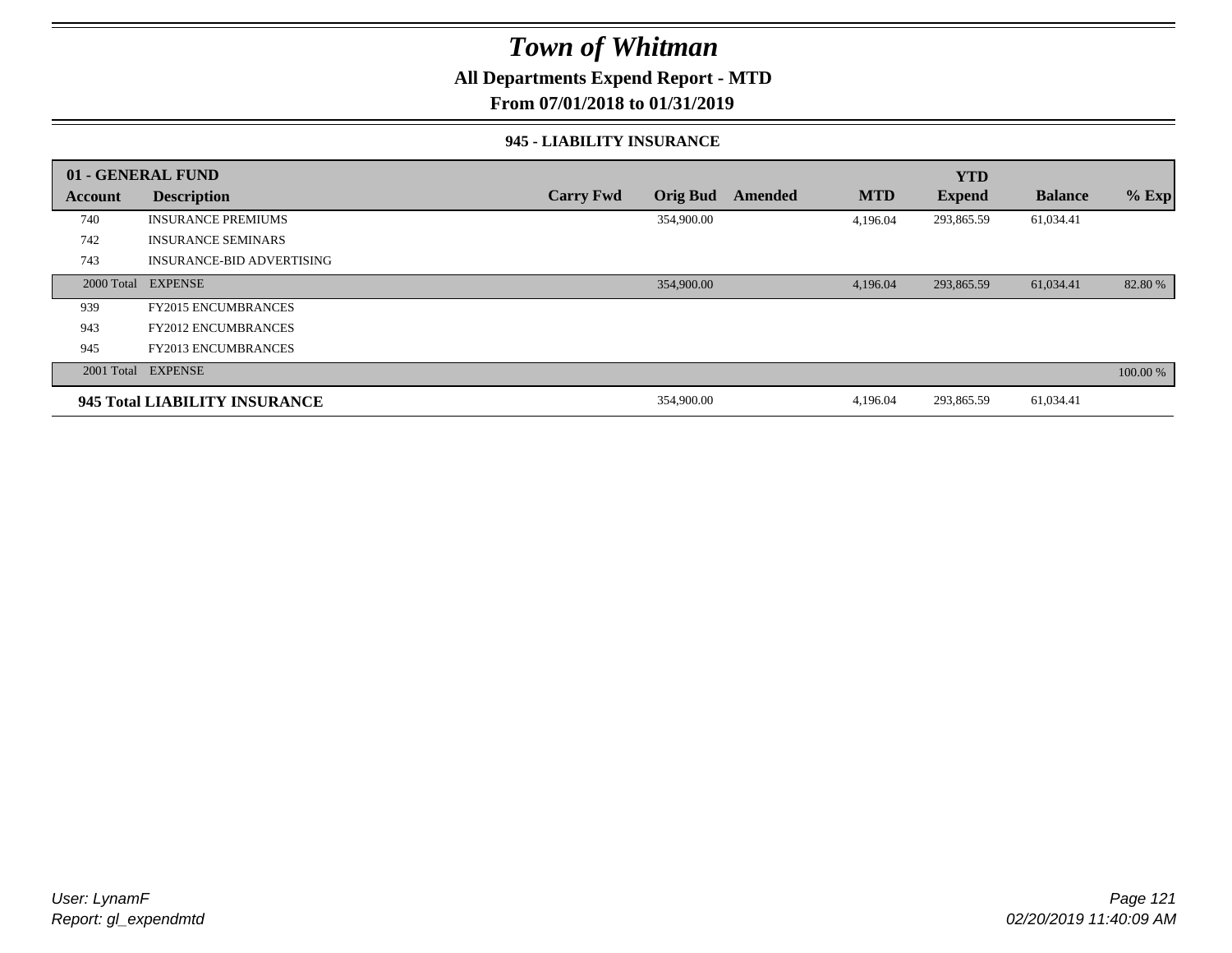# *Town of Whitman*

**All Departments Expend Report - MTD**

**From 07/01/2018 to 01/31/2019**

### 945 - LIABILITY INSURANCE

| 01 - GENERAL FUND | | | | | | YTD | | |
|---|---|---|---|---|---|---|---|---|
| **Account** | **Description** | **Carry Fwd** | **Orig Bud** | **Amended** | **MTD** | **Expend** | **Balance** | **% Exp** |
| 740 | INSURANCE PREMIUMS | | 354,900.00 | | 4,196.04 | 293,865.59 | 61,034.41 | |
| 742 | INSURANCE SEMINARS | | | | | | | |
| 743 | INSURANCE-BID ADVERTISING | | | | | | | |
| 2000 Total | EXPENSE | | 354,900.00 | | 4,196.04 | 293,865.59 | 61,034.41 | 82.80 % |
| 939 | FY2015 ENCUMBRANCES | | | | | | | |
| 943 | FY2012 ENCUMBRANCES | | | | | | | |
| 945 | FY2013 ENCUMBRANCES | | | | | | | |
| 2001 Total | EXPENSE | | | | | | | 100.00 % |
| **945 Total LIABILITY INSURANCE** | | | 354,900.00 | | 4,196.04 | 293,865.59 | 61,034.41 | |

*User: LynamF*
*Report: gl_expendmtd*

*02/20/2019 11:40:09 AM*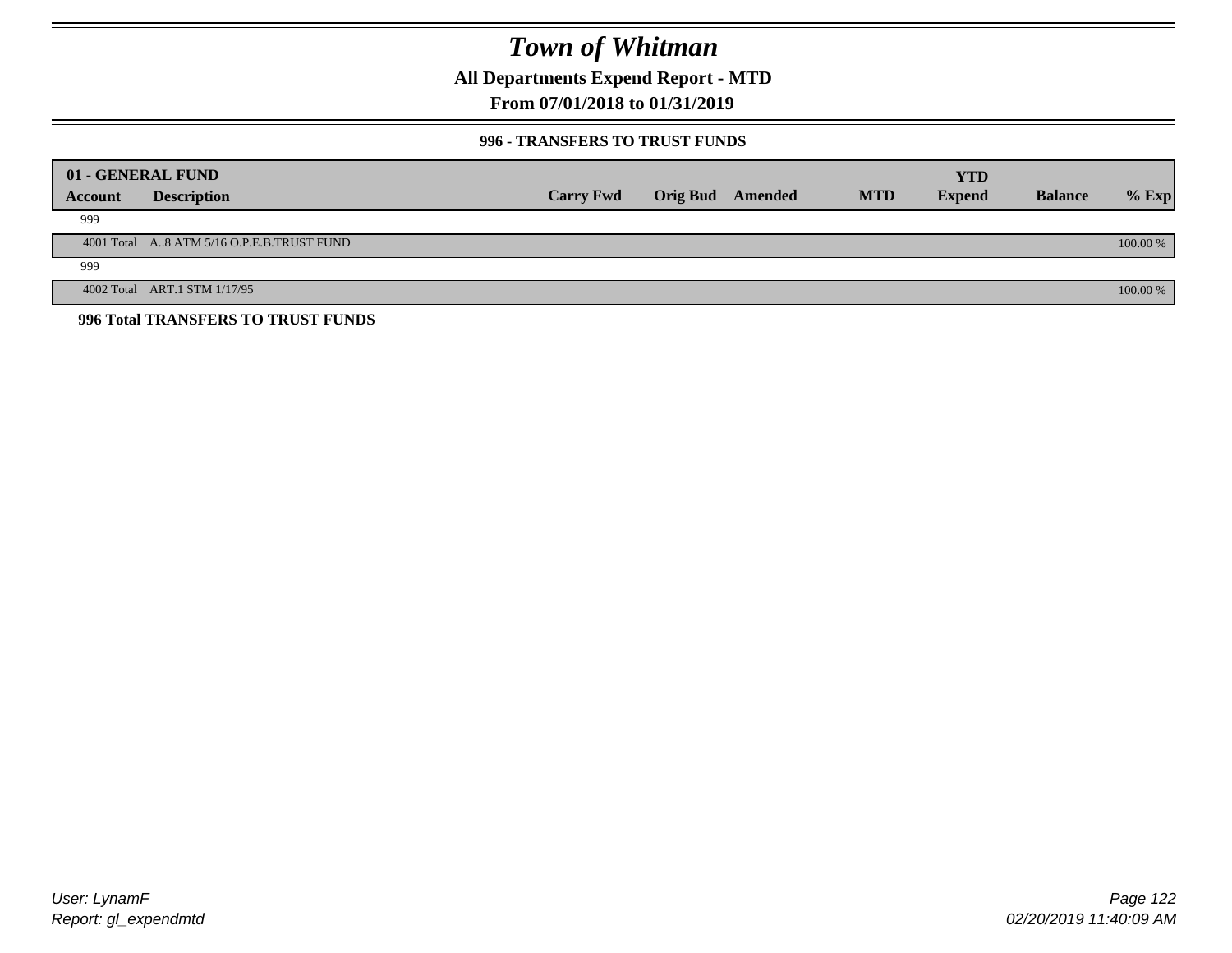# Town of Whitman

**All Departments Expend Report - MTD**

**From 07/01/2018 to 01/31/2019**

**996 - TRANSFERS TO TRUST FUNDS**

| 01 - GENERAL FUND | | | | | | | | |
|---|---|---|---|---|---|---|---|---|
| **Account** | **Description** | **Carry Fwd** | **Orig Bud** | **Amended** | **MTD** | **YTD Expend** | **Balance** | **% Exp** |
| 999 | | | | | | | | |
| 4001 Total | A..8 ATM 5/16 O.P.E.B.TRUST FUND | | | | | | | 100.00 % |
| 999 | | | | | | | | |
| 4002 Total | ART.1 STM 1/17/95 | | | | | | | 100.00 % |

**996 Total TRANSFERS TO TRUST FUNDS**

User: LynamF

Report: gl_expendmtd

02/20/2019 11:40:09 AM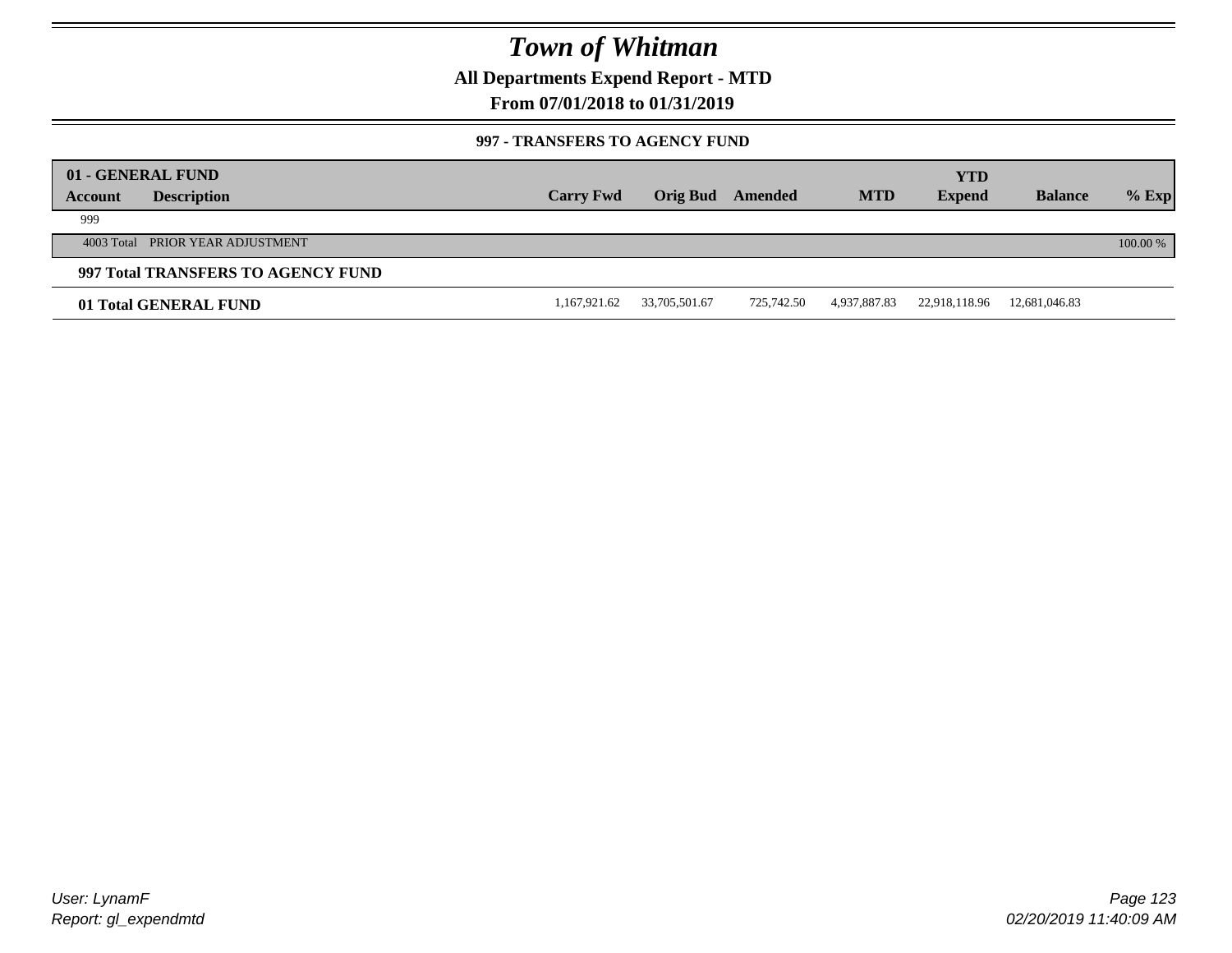# Town of Whitman

**All Departments Expend Report - MTD**

**From 07/01/2018 to 01/31/2019**

**997 - TRANSFERS TO AGENCY FUND**

| 01 - GENERAL FUND | | | | | | | | |
|---|---|---|---|---|---|---|---|---|
| **Account** | **Description** | **Carry Fwd** | **Orig Bud** | **Amended** | **MTD** | **YTD Expend** | **Balance** | **% Exp** |
| 999 | | | | | | | | |
| 4003 Total | PRIOR YEAR ADJUSTMENT | | | | | | | 100.00 % |
| **997 Total TRANSFERS TO AGENCY FUND** | | | | | | | | |
| **01 Total GENERAL FUND** | | 1,167,921.62 | 33,705,501.67 | 725,742.50 | 4,937,887.83 | 22,918,118.96 | 12,681,046.83 | |

*User: LynamF*
*Report: gl_expendmtd*

*02/20/2019 11:40:09 AM*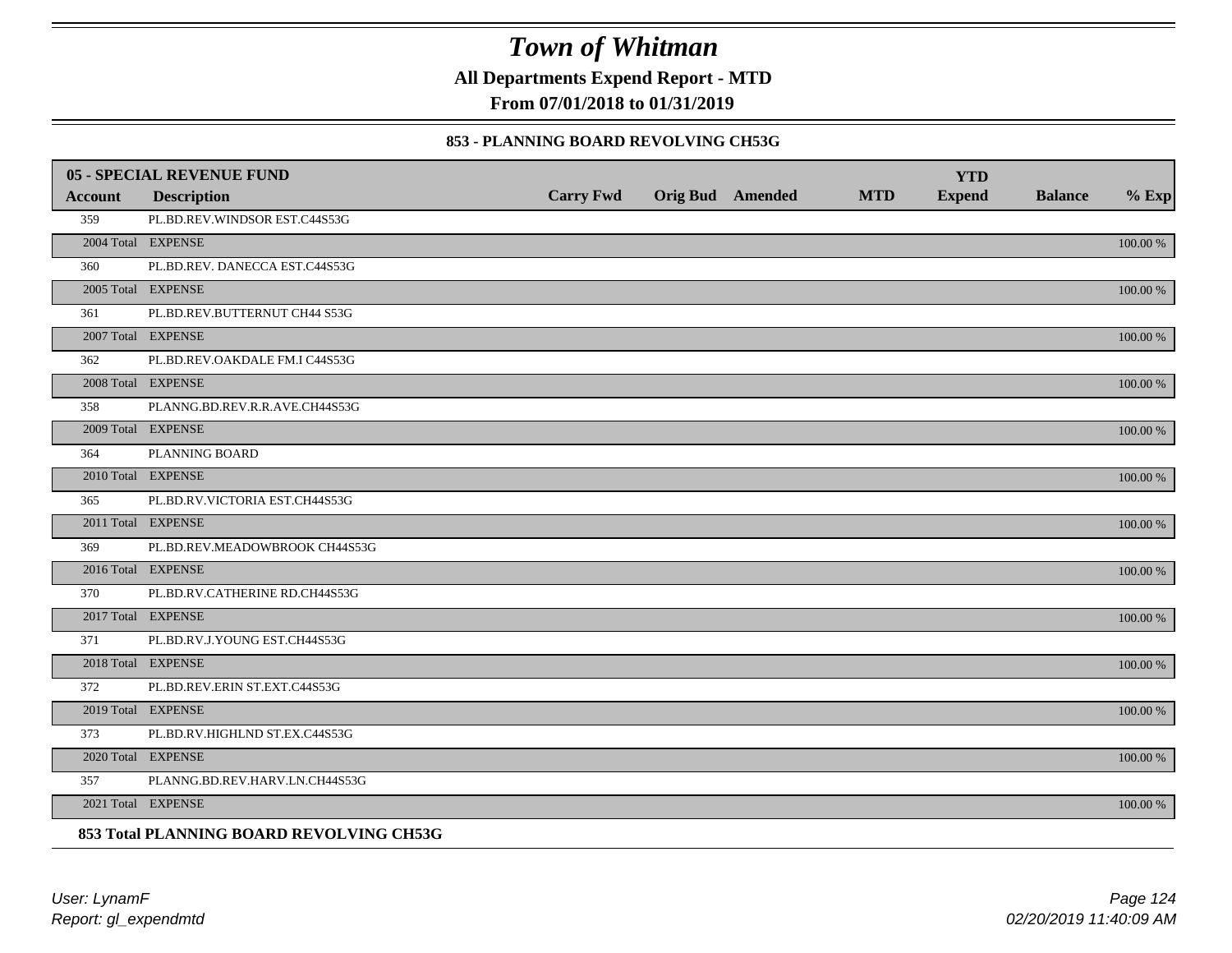# Town of Whitman

**All Departments Expend Report - MTD**

**From 07/01/2018 to 01/31/2019**

### 853 - PLANNING BOARD REVOLVING CH53G

| 05 - SPECIAL REVENUE FUND | | | | | | YTD | | |
|---|---|---|---|---|---|---|---|---|
| **Account** | **Description** | **Carry Fwd** | **Orig Bud** | **Amended** | **MTD** | **Expend** | **Balance** | **% Exp** |
| 359 | PL.BD.REV.WINDSOR EST.C44S53G | | | | | | | |
| 2004 Total | EXPENSE | | | | | | | 100.00 % |
| 360 | PL.BD.REV. DANECCA EST.C44S53G | | | | | | | |
| 2005 Total | EXPENSE | | | | | | | 100.00 % |
| 361 | PL.BD.REV.BUTTERNUT CH44 S53G | | | | | | | |
| 2007 Total | EXPENSE | | | | | | | 100.00 % |
| 362 | PL.BD.REV.OAKDALE FM.I C44S53G | | | | | | | |
| 2008 Total | EXPENSE | | | | | | | 100.00 % |
| 358 | PLANNG.BD.REV.R.R.AVE.CH44S53G | | | | | | | |
| 2009 Total | EXPENSE | | | | | | | 100.00 % |
| 364 | PLANNING BOARD | | | | | | | |
| 2010 Total | EXPENSE | | | | | | | 100.00 % |
| 365 | PL.BD.RV.VICTORIA EST.CH44S53G | | | | | | | |
| 2011 Total | EXPENSE | | | | | | | 100.00 % |
| 369 | PL.BD.REV.MEADOWBROOK CH44S53G | | | | | | | |
| 2016 Total | EXPENSE | | | | | | | 100.00 % |
| 370 | PL.BD.RV.CATHERINE RD.CH44S53G | | | | | | | |
| 2017 Total | EXPENSE | | | | | | | 100.00 % |
| 371 | PL.BD.RV.J.YOUNG EST.CH44S53G | | | | | | | |
| 2018 Total | EXPENSE | | | | | | | 100.00 % |
| 372 | PL.BD.REV.ERIN ST.EXT.C44S53G | | | | | | | |
| 2019 Total | EXPENSE | | | | | | | 100.00 % |
| 373 | PL.BD.RV.HIGHLND ST.EX.C44S53G | | | | | | | |
| 2020 Total | EXPENSE | | | | | | | 100.00 % |
| 357 | PLANNG.BD.REV.HARV.LN.CH44S53G | | | | | | | |
| 2021 Total | EXPENSE | | | | | | | 100.00 % |

**853 Total PLANNING BOARD REVOLVING CH53G**

*User: LynamF*
*Report: gl_expendmtd*

*02/20/2019 11:40:09 AM*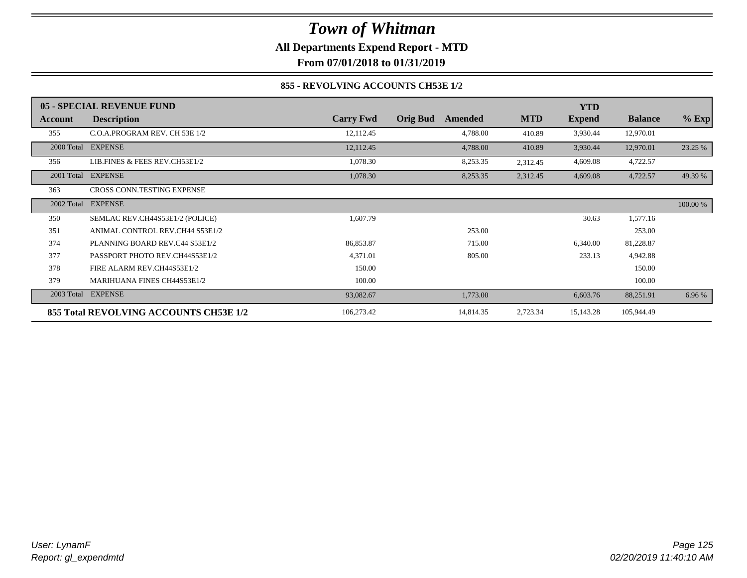# Town of Whitman

**All Departments Expend Report - MTD**

**From 07/01/2018 to 01/31/2019**

**855 - REVOLVING ACCOUNTS CH53E 1/2**

| 05 - SPECIAL REVENUE FUND | | | | | | YTD | | |
|---|---|---|---|---|---|---|---|---|
| **Account** | **Description** | **Carry Fwd** | **Orig Bud** | **Amended** | **MTD** | **Expend** | **Balance** | **% Exp** |
| 355 | C.O.A.PROGRAM REV. CH 53E 1/2 | 12,112.45 | | 4,788.00 | 410.89 | 3,930.44 | 12,970.01 | |
| 2000 Total | EXPENSE | 12,112.45 | | 4,788.00 | 410.89 | 3,930.44 | 12,970.01 | 23.25 % |
| 356 | LIB.FINES & FEES REV.CH53E1/2 | 1,078.30 | | 8,253.35 | 2,312.45 | 4,609.08 | 4,722.57 | |
| 2001 Total | EXPENSE | 1,078.30 | | 8,253.35 | 2,312.45 | 4,609.08 | 4,722.57 | 49.39 % |
| 363 | CROSS CONN.TESTING EXPENSE | | | | | | | |
| 2002 Total | EXPENSE | | | | | | | 100.00 % |
| 350 | SEMLAC REV.CH44S53E1/2 (POLICE) | 1,607.79 | | | | 30.63 | 1,577.16 | |
| 351 | ANIMAL CONTROL REV.CH44 S53E1/2 | | | 253.00 | | | 253.00 | |
| 374 | PLANNING BOARD REV.C44 S53E1/2 | 86,853.87 | | 715.00 | | 6,340.00 | 81,228.87 | |
| 377 | PASSPORT PHOTO REV.CH44S53E1/2 | 4,371.01 | | 805.00 | | 233.13 | 4,942.88 | |
| 378 | FIRE ALARM REV.CH44S53E1/2 | 150.00 | | | | | 150.00 | |
| 379 | MARIHUANA FINES CH44S53E1/2 | 100.00 | | | | | 100.00 | |
| 2003 Total | EXPENSE | 93,082.67 | | 1,773.00 | | 6,603.76 | 88,251.91 | 6.96 % |
| **855 Total REVOLVING ACCOUNTS CH53E 1/2** | | 106,273.42 | | 14,814.35 | 2,723.34 | 15,143.28 | 105,944.49 | |

*User: LynamF*
*Report: gl_expendmtd*

*02/20/2019 11:40:10 AM*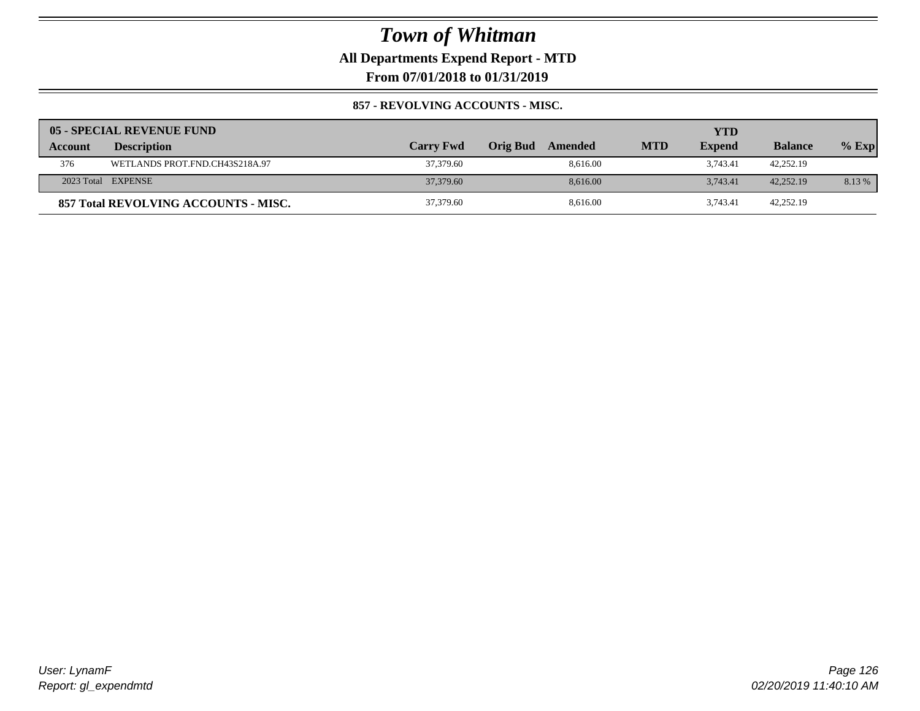# Town of Whitman

**All Departments Expend Report - MTD**

**From 07/01/2018 to 01/31/2019**

**857 - REVOLVING ACCOUNTS - MISC.**

| 05 - SPECIAL REVENUE FUND | | | | | | | | |
|---|---|---|---|---|---|---|---|---|
| **Account** | **Description** | **Carry Fwd** | **Orig Bud** | **Amended** | **MTD** | **YTD Expend** | **Balance** | **% Exp** |
| 376 | WETLANDS PROT.FND.CH43S218A.97 | 37,379.60 | | 8,616.00 | | 3,743.41 | 42,252.19 | |
| 2023 Total | EXPENSE | 37,379.60 | | 8,616.00 | | 3,743.41 | 42,252.19 | 8.13 % |
| **857 Total REVOLVING ACCOUNTS - MISC.** | | 37,379.60 | | 8,616.00 | | 3,743.41 | 42,252.19 | |

*User: LynamF*
*Report: gl_expendmtd*

*02/20/2019 11:40:10 AM*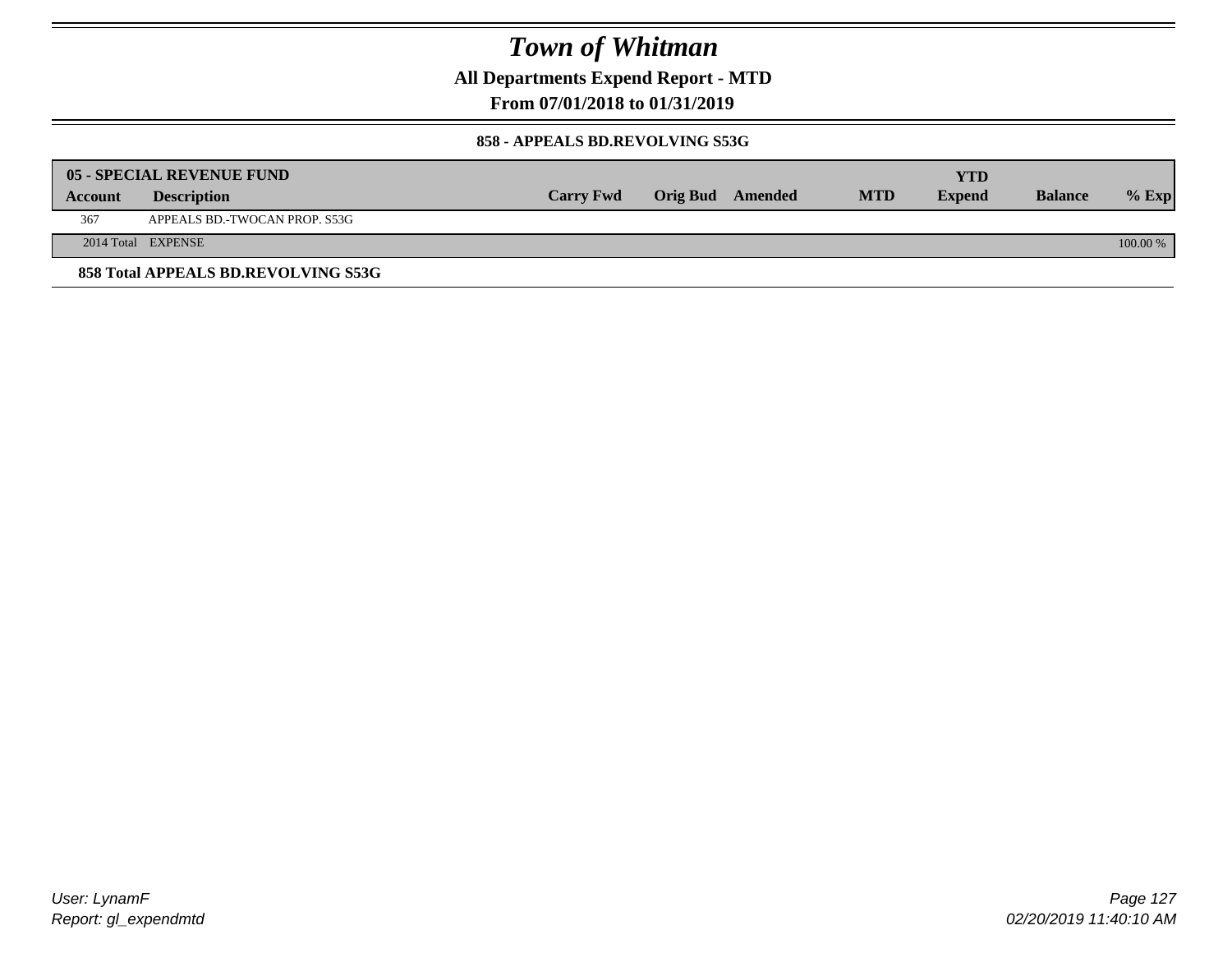# Town of Whitman

**All Departments Expend Report - MTD**

**From 07/01/2018 to 01/31/2019**

**858 - APPEALS BD.REVOLVING S53G**

| **05 - SPECIAL REVENUE FUND** | | | | | | | | |
|---|---|---|---|---|---|---|---|---|
| **Account** | **Description** | **Carry Fwd** | **Orig Bud** | **Amended** | **MTD** | **YTD Expend** | **Balance** | **% Exp** |
| 367 | APPEALS BD.-TWOCAN PROP. S53G | | | | | | | |
| 2014 Total | EXPENSE | | | | | | | 100.00 % |

**858 Total APPEALS BD.REVOLVING S53G**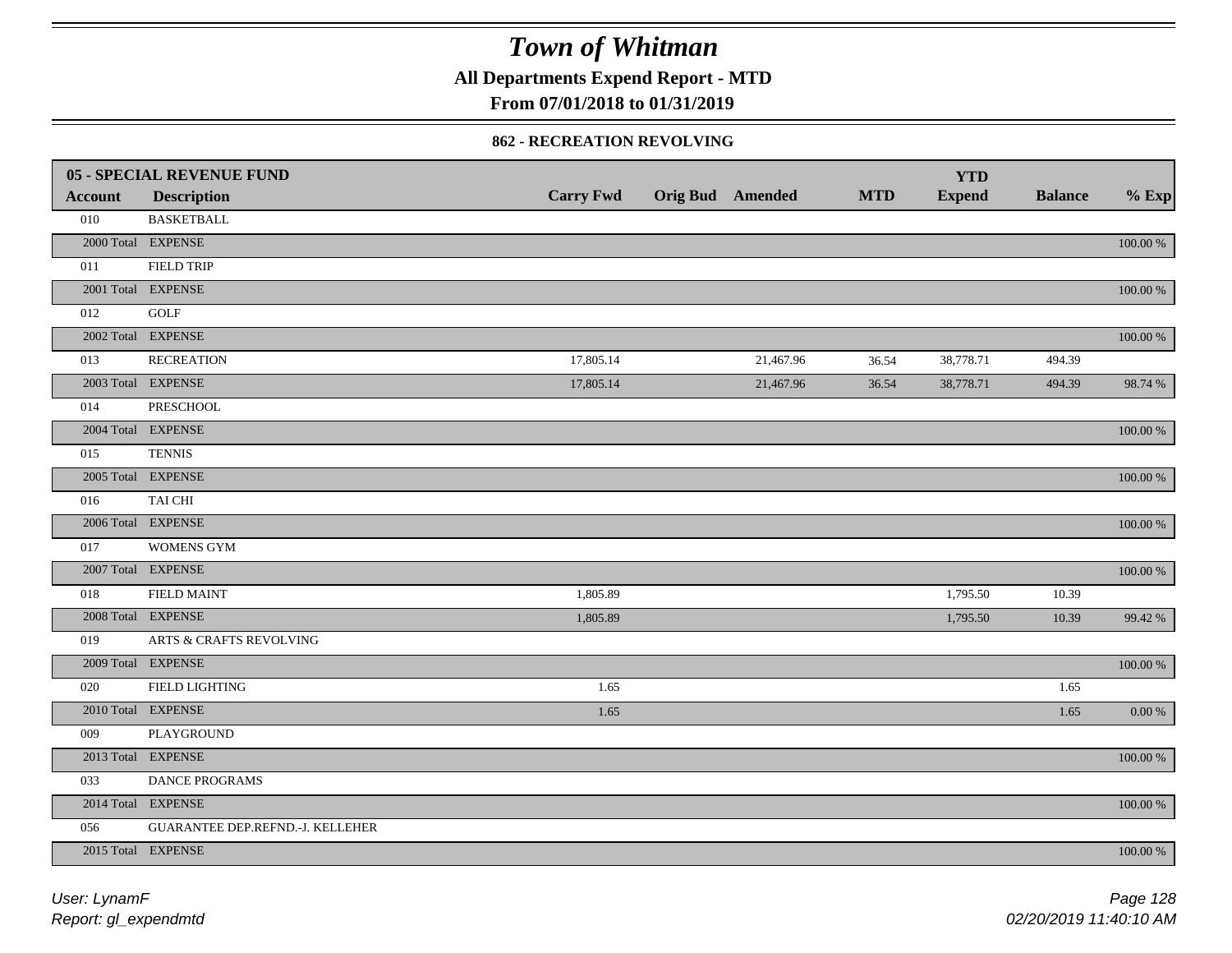# Town of Whitman

**All Departments Expend Report - MTD**

**From 07/01/2018 to 01/31/2019**

### 862 - RECREATION REVOLVING

| 05 - SPECIAL REVENUE FUND | | | | | | YTD | | |
|---|---|---|---|---|---|---|---|---|
| **Account** | **Description** | **Carry Fwd** | **Orig Bud** | **Amended** | **MTD** | **Expend** | **Balance** | **% Exp** |
| 010 | BASKETBALL | | | | | | | |
| 2000 Total | EXPENSE | | | | | | | 100.00 % |
| 011 | FIELD TRIP | | | | | | | |
| 2001 Total | EXPENSE | | | | | | | 100.00 % |
| 012 | GOLF | | | | | | | |
| 2002 Total | EXPENSE | | | | | | | 100.00 % |
| 013 | RECREATION | 17,805.14 | | 21,467.96 | 36.54 | 38,778.71 | 494.39 | |
| 2003 Total | EXPENSE | 17,805.14 | | 21,467.96 | 36.54 | 38,778.71 | 494.39 | 98.74 % |
| 014 | PRESCHOOL | | | | | | | |
| 2004 Total | EXPENSE | | | | | | | 100.00 % |
| 015 | TENNIS | | | | | | | |
| 2005 Total | EXPENSE | | | | | | | 100.00 % |
| 016 | TAI CHI | | | | | | | |
| 2006 Total | EXPENSE | | | | | | | 100.00 % |
| 017 | WOMENS GYM | | | | | | | |
| 2007 Total | EXPENSE | | | | | | | 100.00 % |
| 018 | FIELD MAINT | 1,805.89 | | | | 1,795.50 | 10.39 | |
| 2008 Total | EXPENSE | 1,805.89 | | | | 1,795.50 | 10.39 | 99.42 % |
| 019 | ARTS & CRAFTS REVOLVING | | | | | | | |
| 2009 Total | EXPENSE | | | | | | | 100.00 % |
| 020 | FIELD LIGHTING | 1.65 | | | | | 1.65 | |
| 2010 Total | EXPENSE | 1.65 | | | | | 1.65 | 0.00 % |
| 009 | PLAYGROUND | | | | | | | |
| 2013 Total | EXPENSE | | | | | | | 100.00 % |
| 033 | DANCE PROGRAMS | | | | | | | |
| 2014 Total | EXPENSE | | | | | | | 100.00 % |
| 056 | GUARANTEE DEP.REFND.-J. KELLEHER | | | | | | | |
| 2015 Total | EXPENSE | | | | | | | 100.00 % |

*User: LynamF*

*Report: gl_expendmtd*

*02/20/2019 11:40:10 AM*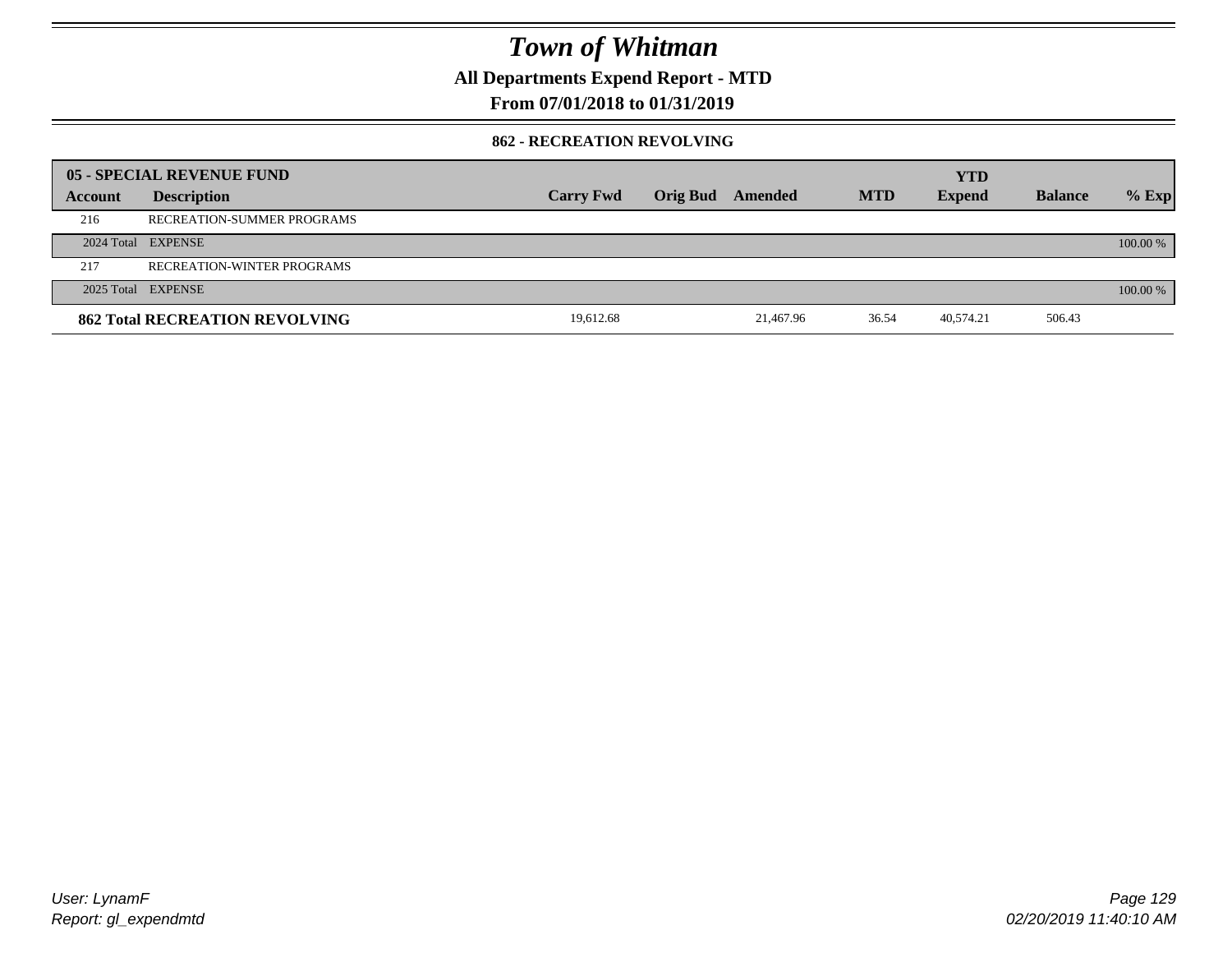# Town of Whitman

**All Departments Expend Report - MTD**

**From 07/01/2018 to 01/31/2019**

### 862 - RECREATION REVOLVING

| 05 - SPECIAL REVENUE FUND | | | | | | | | |
|---|---|---|---|---|---|---|---|---|
| **Account** | **Description** | **Carry Fwd** | **Orig Bud** | **Amended** | **MTD** | **YTD Expend** | **Balance** | **% Exp** |
| 216 | RECREATION-SUMMER PROGRAMS | | | | | | | |
| 2024 Total | EXPENSE | | | | | | | 100.00 % |
| 217 | RECREATION-WINTER PROGRAMS | | | | | | | |
| 2025 Total | EXPENSE | | | | | | | 100.00 % |
| **862 Total RECREATION REVOLVING** | | 19,612.68 | | 21,467.96 | 36.54 | 40,574.21 | 506.43 | |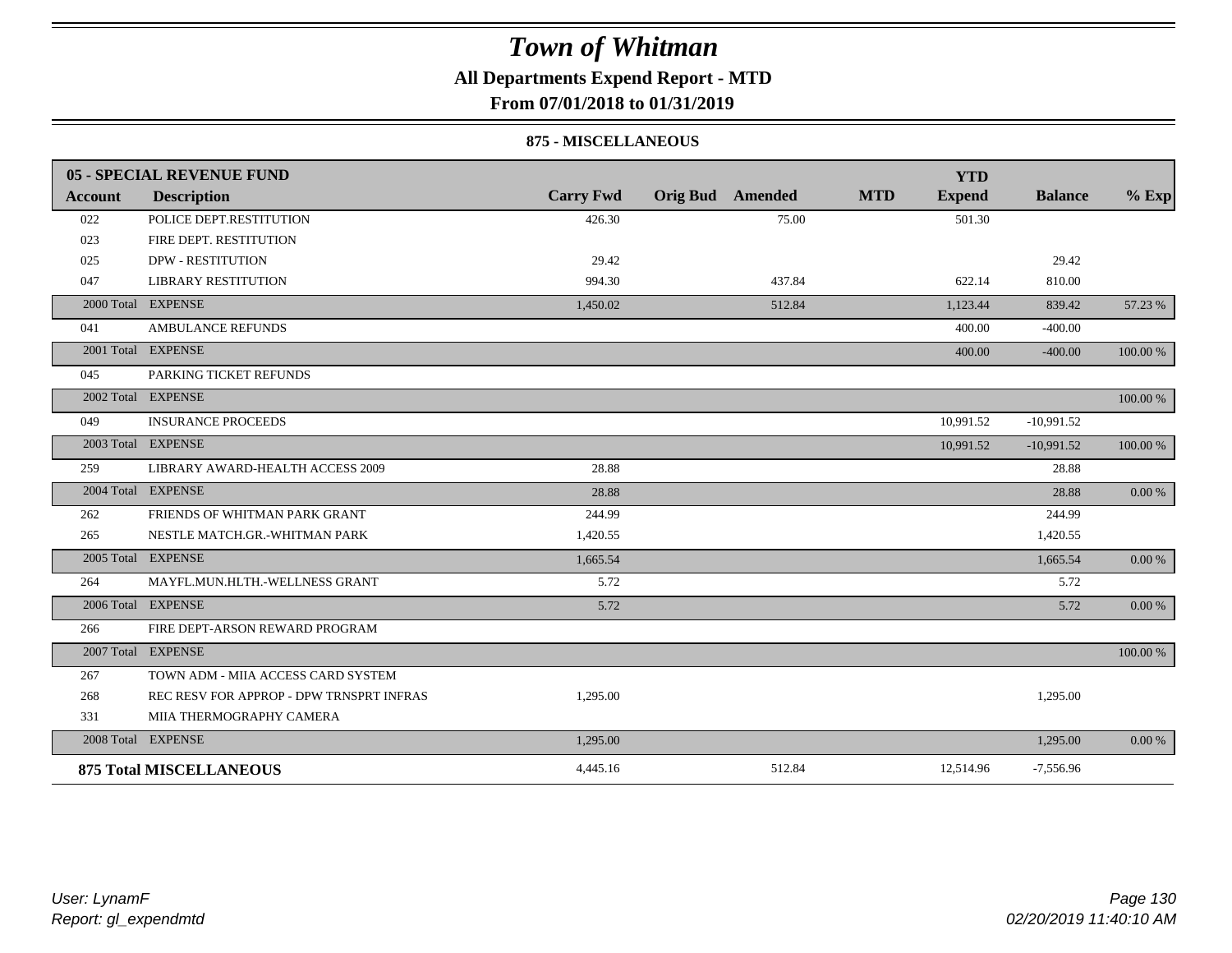# Town of Whitman

**All Departments Expend Report - MTD**

**From 07/01/2018 to 01/31/2019**

**875 - MISCELLANEOUS**

| Account | Description | Carry Fwd | Orig Bud | Amended | MTD | YTD Expend | Balance | % Exp |
|---|---|---|---|---|---|---|---|---|
| **05 - SPECIAL REVENUE FUND** | | | | | | | | |
| 022 | POLICE DEPT.RESTITUTION | 426.30 | | 75.00 | | 501.30 | | |
| 023 | FIRE DEPT. RESTITUTION | | | | | | | |
| 025 | DPW - RESTITUTION | 29.42 | | | | | 29.42 | |
| 047 | LIBRARY RESTITUTION | 994.30 | | 437.84 | | 622.14 | 810.00 | |
| 2000 Total | EXPENSE | 1,450.02 | | 512.84 | | 1,123.44 | 839.42 | 57.23 % |
| 041 | AMBULANCE REFUNDS | | | | | 400.00 | -400.00 | |
| 2001 Total | EXPENSE | | | | | 400.00 | -400.00 | 100.00 % |
| 045 | PARKING TICKET REFUNDS | | | | | | | |
| 2002 Total | EXPENSE | | | | | | | 100.00 % |
| 049 | INSURANCE PROCEEDS | | | | | 10,991.52 | -10,991.52 | |
| 2003 Total | EXPENSE | | | | | 10,991.52 | -10,991.52 | 100.00 % |
| 259 | LIBRARY AWARD-HEALTH ACCESS 2009 | 28.88 | | | | | 28.88 | |
| 2004 Total | EXPENSE | 28.88 | | | | | 28.88 | 0.00 % |
| 262 | FRIENDS OF WHITMAN PARK GRANT | 244.99 | | | | | 244.99 | |
| 265 | NESTLE MATCH.GR.-WHITMAN PARK | 1,420.55 | | | | | 1,420.55 | |
| 2005 Total | EXPENSE | 1,665.54 | | | | | 1,665.54 | 0.00 % |
| 264 | MAYFL.MUN.HLTH.-WELLNESS GRANT | 5.72 | | | | | 5.72 | |
| 2006 Total | EXPENSE | 5.72 | | | | | 5.72 | 0.00 % |
| 266 | FIRE DEPT-ARSON REWARD PROGRAM | | | | | | | |
| 2007 Total | EXPENSE | | | | | | | 100.00 % |
| 267 | TOWN ADM - MIIA ACCESS CARD SYSTEM | | | | | | | |
| 268 | REC RESV FOR APPROP - DPW TRNSPRT INFRAS | 1,295.00 | | | | | 1,295.00 | |
| 331 | MIIA THERMOGRAPHY CAMERA | | | | | | | |
| 2008 Total | EXPENSE | 1,295.00 | | | | | 1,295.00 | 0.00 % |
| **875 Total MISCELLANEOUS** | | 4,445.16 | | 512.84 | | 12,514.96 | -7,556.96 | |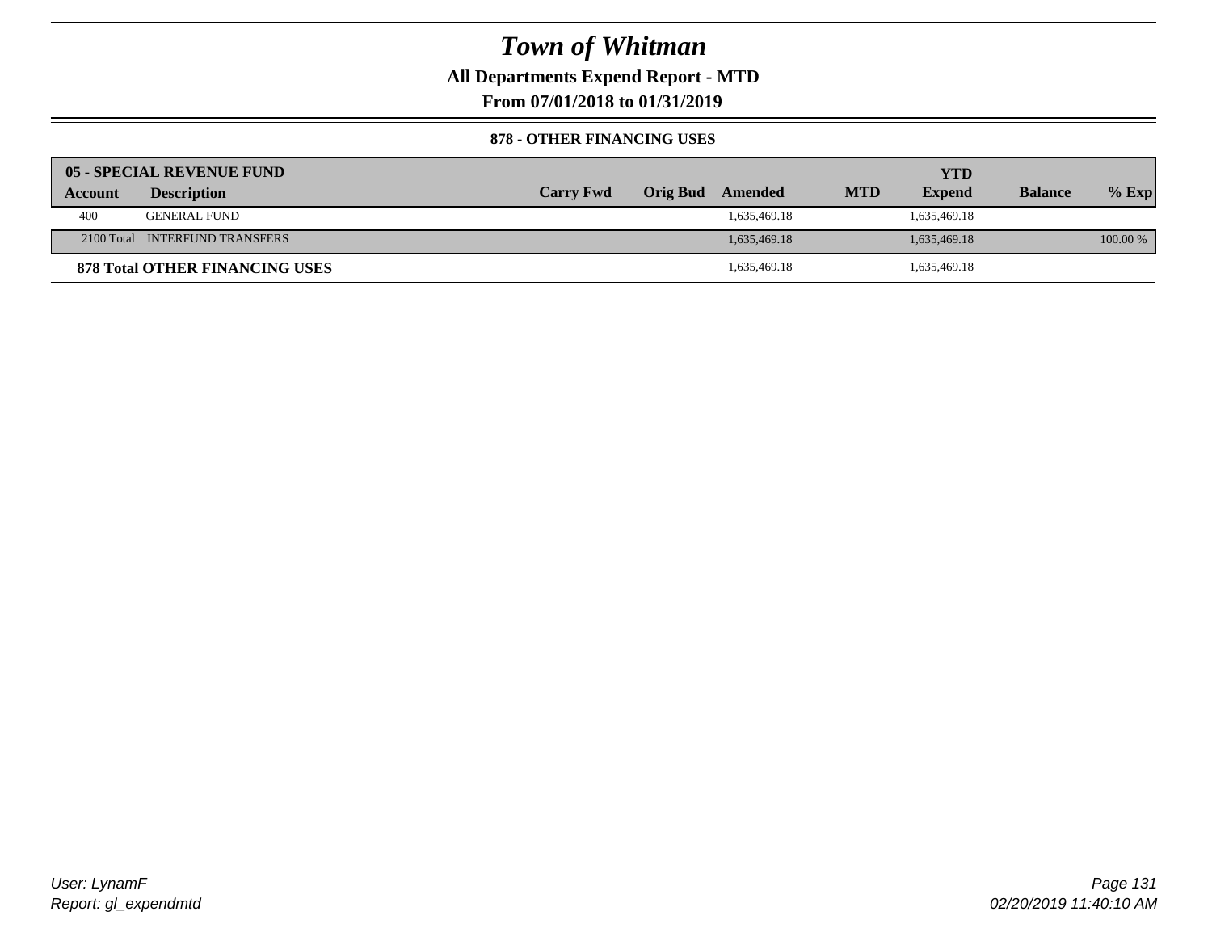# Town of Whitman

## All Departments Expend Report - MTD

## From 07/01/2018 to 01/31/2019

### 878 - OTHER FINANCING USES

| 05 - SPECIAL REVENUE FUND | | | | | | YTD | | |
|---|---|---|---|---|---|---|---|---|
| **Account** | **Description** | **Carry Fwd** | **Orig Bud** | **Amended** | **MTD** | **Expend** | **Balance** | **% Exp** |
| 400 | GENERAL FUND | | | 1,635,469.18 | | 1,635,469.18 | | |
| 2100 Total | INTERFUND TRANSFERS | | | 1,635,469.18 | | 1,635,469.18 | | 100.00 % |
| **878 Total OTHER FINANCING USES** | | | | 1,635,469.18 | | 1,635,469.18 | | |

*User: LynamF*

*Report: gl_expendmtd*

*02/20/2019 11:40:10 AM*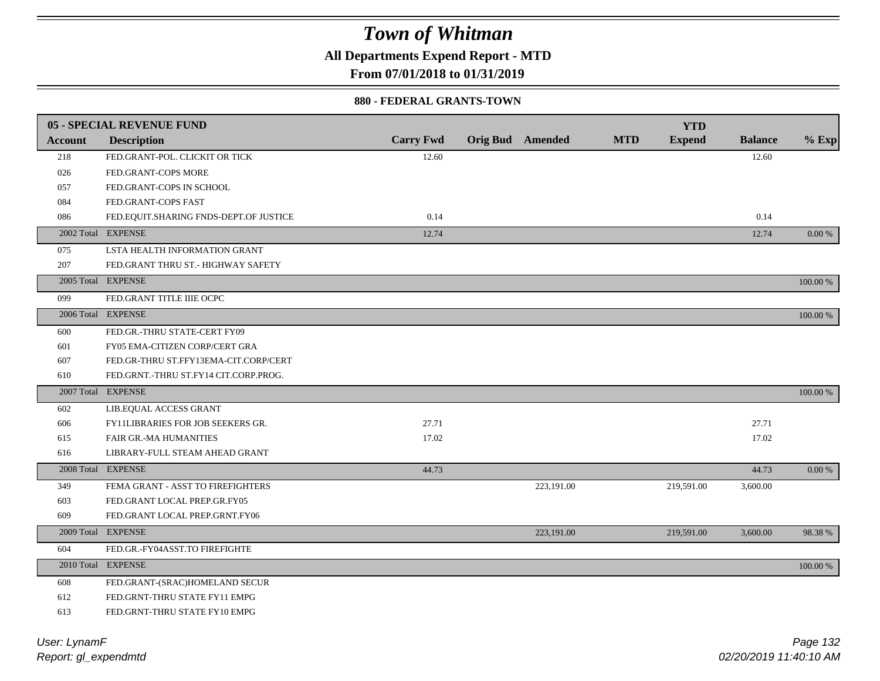# Town of Whitman

**All Departments Expend Report - MTD**

**From 07/01/2018 to 01/31/2019**

### 880 - FEDERAL GRANTS-TOWN

| 05 - SPECIAL REVENUE FUND | | | | | | YTD | | |
|---|---|---|---|---|---|---|---|---|
| **Account** | **Description** | **Carry Fwd** | **Orig Bud** | **Amended** | **MTD** | **Expend** | **Balance** | **% Exp** |
| 218 | FED.GRANT-POL. CLICKIT OR TICK | 12.60 | | | | | 12.60 | |
| 026 | FED.GRANT-COPS MORE | | | | | | | |
| 057 | FED.GRANT-COPS IN SCHOOL | | | | | | | |
| 084 | FED.GRANT-COPS FAST | | | | | | | |
| 086 | FED.EQUIT.SHARING FNDS-DEPT.OF JUSTICE | 0.14 | | | | | 0.14 | |
| 2002 Total | EXPENSE | 12.74 | | | | | 12.74 | 0.00 % |
| 075 | LSTA HEALTH INFORMATION GRANT | | | | | | | |
| 207 | FED.GRANT THRU ST.- HIGHWAY SAFETY | | | | | | | |
| 2005 Total | EXPENSE | | | | | | | 100.00 % |
| 099 | FED.GRANT TITLE IIIE OCPC | | | | | | | |
| 2006 Total | EXPENSE | | | | | | | 100.00 % |
| 600 | FED.GR.-THRU STATE-CERT FY09 | | | | | | | |
| 601 | FY05 EMA-CITIZEN CORP/CERT GRA | | | | | | | |
| 607 | FED.GR-THRU ST.FFY13EMA-CIT.CORP/CERT | | | | | | | |
| 610 | FED.GRNT.-THRU ST.FY14 CIT.CORP.PROG. | | | | | | | |
| 2007 Total | EXPENSE | | | | | | | 100.00 % |
| 602 | LIB.EQUAL ACCESS GRANT | | | | | | | |
| 606 | FY11LIBRARIES FOR JOB SEEKERS GR. | 27.71 | | | | | 27.71 | |
| 615 | FAIR GR.-MA HUMANITIES | 17.02 | | | | | 17.02 | |
| 616 | LIBRARY-FULL STEAM AHEAD GRANT | | | | | | | |
| 2008 Total | EXPENSE | 44.73 | | | | | 44.73 | 0.00 % |
| 349 | FEMA GRANT - ASST TO FIREFIGHTERS | | | 223,191.00 | | 219,591.00 | 3,600.00 | |
| 603 | FED.GRANT LOCAL PREP.GR.FY05 | | | | | | | |
| 609 | FED.GRANT LOCAL PREP.GRNT.FY06 | | | | | | | |
| 2009 Total | EXPENSE | | | 223,191.00 | | 219,591.00 | 3,600.00 | 98.38 % |
| 604 | FED.GR.-FY04ASST.TO FIREFIGHTE | | | | | | | |
| 2010 Total | EXPENSE | | | | | | | 100.00 % |
| 608 | FED.GRANT-(SRAC)HOMELAND SECUR | | | | | | | |
| 612 | FED.GRNT-THRU STATE FY11 EMPG | | | | | | | |
| 613 | FED.GRNT-THRU STATE FY10 EMPG | | | | | | | |

*User: LynamF*
*Report: gl_expendmtd*

*02/20/2019 11:40:10 AM*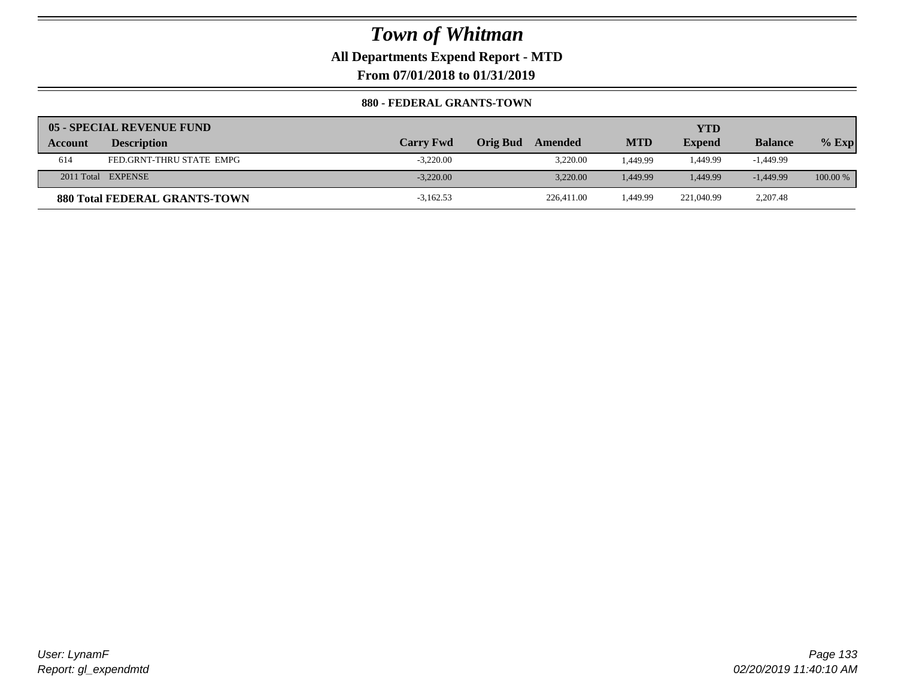# Town of Whitman

**All Departments Expend Report - MTD**

**From 07/01/2018 to 01/31/2019**

**880 - FEDERAL GRANTS-TOWN**

| 05 - SPECIAL REVENUE FUND | | | | | | | | |
|---|---|---|---|---|---|---|---|---|
| **Account** | **Description** | **Carry Fwd** | **Orig Bud** | **Amended** | **MTD** | **YTD Expend** | **Balance** | **% Exp** |
| 614 | FED.GRNT-THRU STATE EMPG | -3,220.00 | | 3,220.00 | 1,449.99 | 1,449.99 | -1,449.99 | |
| 2011 Total | EXPENSE | -3,220.00 | | 3,220.00 | 1,449.99 | 1,449.99 | -1,449.99 | 100.00 % |
| **880 Total FEDERAL GRANTS-TOWN** | | -3,162.53 | | 226,411.00 | 1,449.99 | 221,040.99 | 2,207.48 | |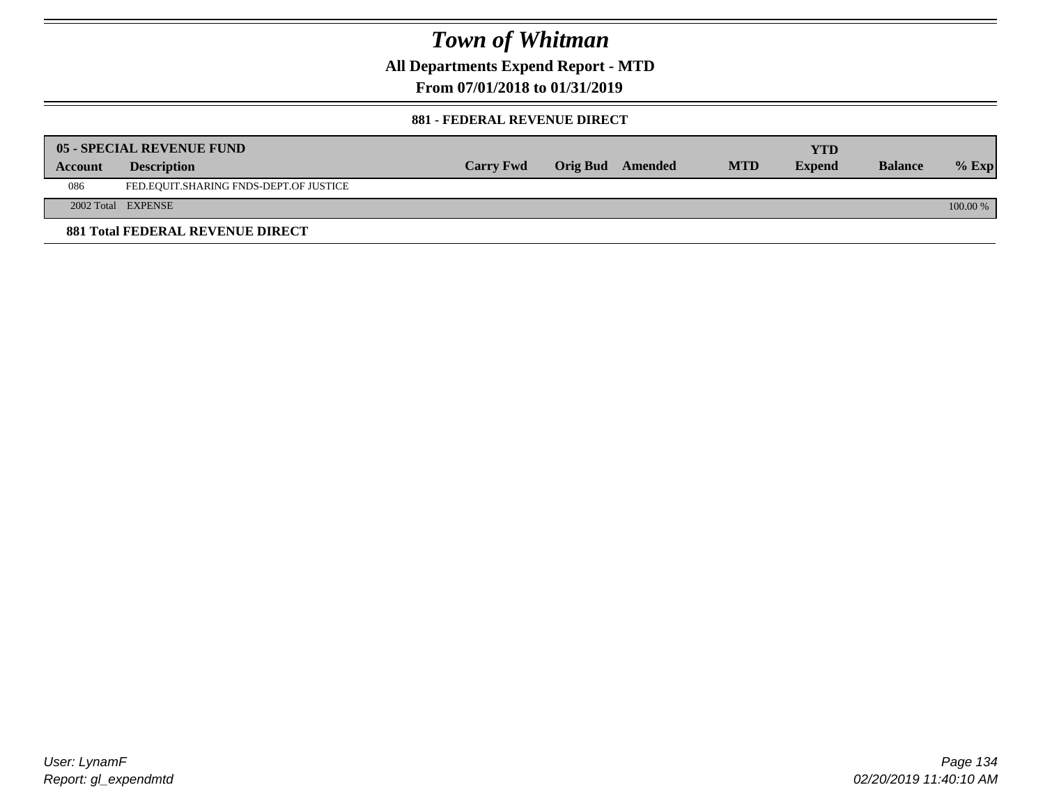# Town of Whitman

## All Departments Expend Report - MTD

### From 07/01/2018 to 01/31/2019

#### 881 - FEDERAL REVENUE DIRECT

| 05 - SPECIAL REVENUE FUND | | | | | | YTD | | |
|---|---|---|---|---|---|---|---|---|
| Account | Description | Carry Fwd | Orig Bud | Amended | MTD | Expend | Balance | % Exp |
| 086 | FED.EQUIT.SHARING FNDS-DEPT.OF JUSTICE | | | | | | | |
| 2002 Total | EXPENSE | | | | | | | 100.00 % |

**881 Total FEDERAL REVENUE DIRECT**

User: LynamF
Report: gl_expendmtd

02/20/2019 11:40:10 AM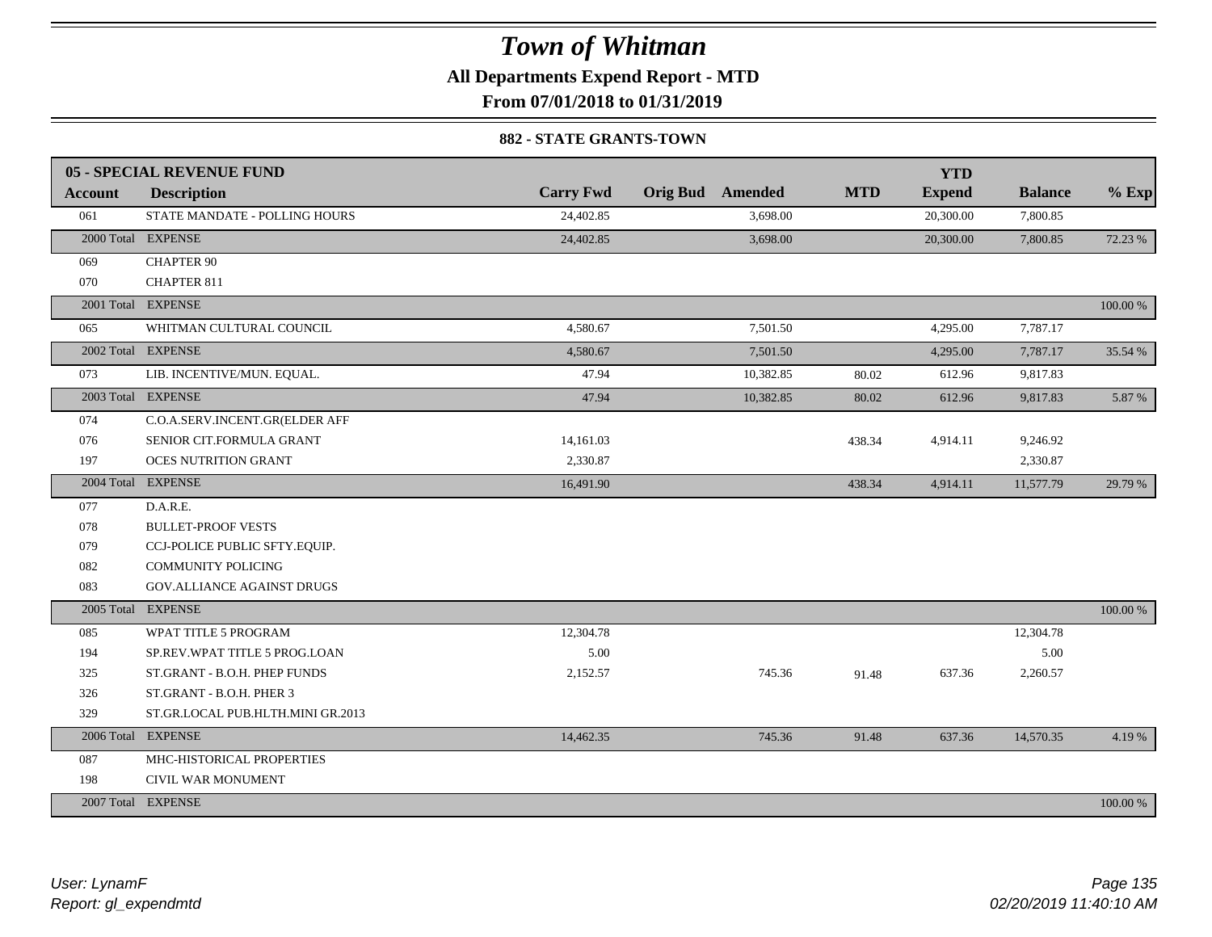# Town of Whitman

## All Departments Expend Report - MTD

## From 07/01/2018 to 01/31/2019

### 882 - STATE GRANTS-TOWN

| 05 - SPECIAL REVENUE FUND | | | | | | YTD | | |
|---|---|---|---|---|---|---|---|---|
| **Account** | **Description** | **Carry Fwd** | **Orig Bud** | **Amended** | **MTD** | **Expend** | **Balance** | **% Exp** |
| 061 | STATE MANDATE - POLLING HOURS | 24,402.85 | | 3,698.00 | | 20,300.00 | 7,800.85 | |
| 2000 Total | EXPENSE | 24,402.85 | | 3,698.00 | | 20,300.00 | 7,800.85 | 72.23 % |
| 069 | CHAPTER 90 | | | | | | | |
| 070 | CHAPTER 811 | | | | | | | |
| 2001 Total | EXPENSE | | | | | | | 100.00 % |
| 065 | WHITMAN CULTURAL COUNCIL | 4,580.67 | | 7,501.50 | | 4,295.00 | 7,787.17 | |
| 2002 Total | EXPENSE | 4,580.67 | | 7,501.50 | | 4,295.00 | 7,787.17 | 35.54 % |
| 073 | LIB. INCENTIVE/MUN. EQUAL. | 47.94 | | 10,382.85 | 80.02 | 612.96 | 9,817.83 | |
| 2003 Total | EXPENSE | 47.94 | | 10,382.85 | 80.02 | 612.96 | 9,817.83 | 5.87 % |
| 074 | C.O.A.SERV.INCENT.GR(ELDER AFF | | | | | | | |
| 076 | SENIOR CIT.FORMULA GRANT | 14,161.03 | | | 438.34 | 4,914.11 | 9,246.92 | |
| 197 | OCES NUTRITION GRANT | 2,330.87 | | | | | 2,330.87 | |
| 2004 Total | EXPENSE | 16,491.90 | | | 438.34 | 4,914.11 | 11,577.79 | 29.79 % |
| 077 | D.A.R.E. | | | | | | | |
| 078 | BULLET-PROOF VESTS | | | | | | | |
| 079 | CCJ-POLICE PUBLIC SFTY.EQUIP. | | | | | | | |
| 082 | COMMUNITY POLICING | | | | | | | |
| 083 | GOV.ALLIANCE AGAINST DRUGS | | | | | | | |
| 2005 Total | EXPENSE | | | | | | | 100.00 % |
| 085 | WPAT TITLE 5 PROGRAM | 12,304.78 | | | | | 12,304.78 | |
| 194 | SP.REV.WPAT TITLE 5 PROG.LOAN | 5.00 | | | | | 5.00 | |
| 325 | ST.GRANT - B.O.H. PHEP FUNDS | 2,152.57 | | 745.36 | 91.48 | 637.36 | 2,260.57 | |
| 326 | ST.GRANT - B.O.H. PHER 3 | | | | | | | |
| 329 | ST.GR.LOCAL PUB.HLTH.MINI GR.2013 | | | | | | | |
| 2006 Total | EXPENSE | 14,462.35 | | 745.36 | 91.48 | 637.36 | 14,570.35 | 4.19 % |
| 087 | MHC-HISTORICAL PROPERTIES | | | | | | | |
| 198 | CIVIL WAR MONUMENT | | | | | | | |
| 2007 Total | EXPENSE | | | | | | | 100.00 % |

*User: LynamF*
*Report: gl_expendmtd*

*02/20/2019 11:40:10 AM*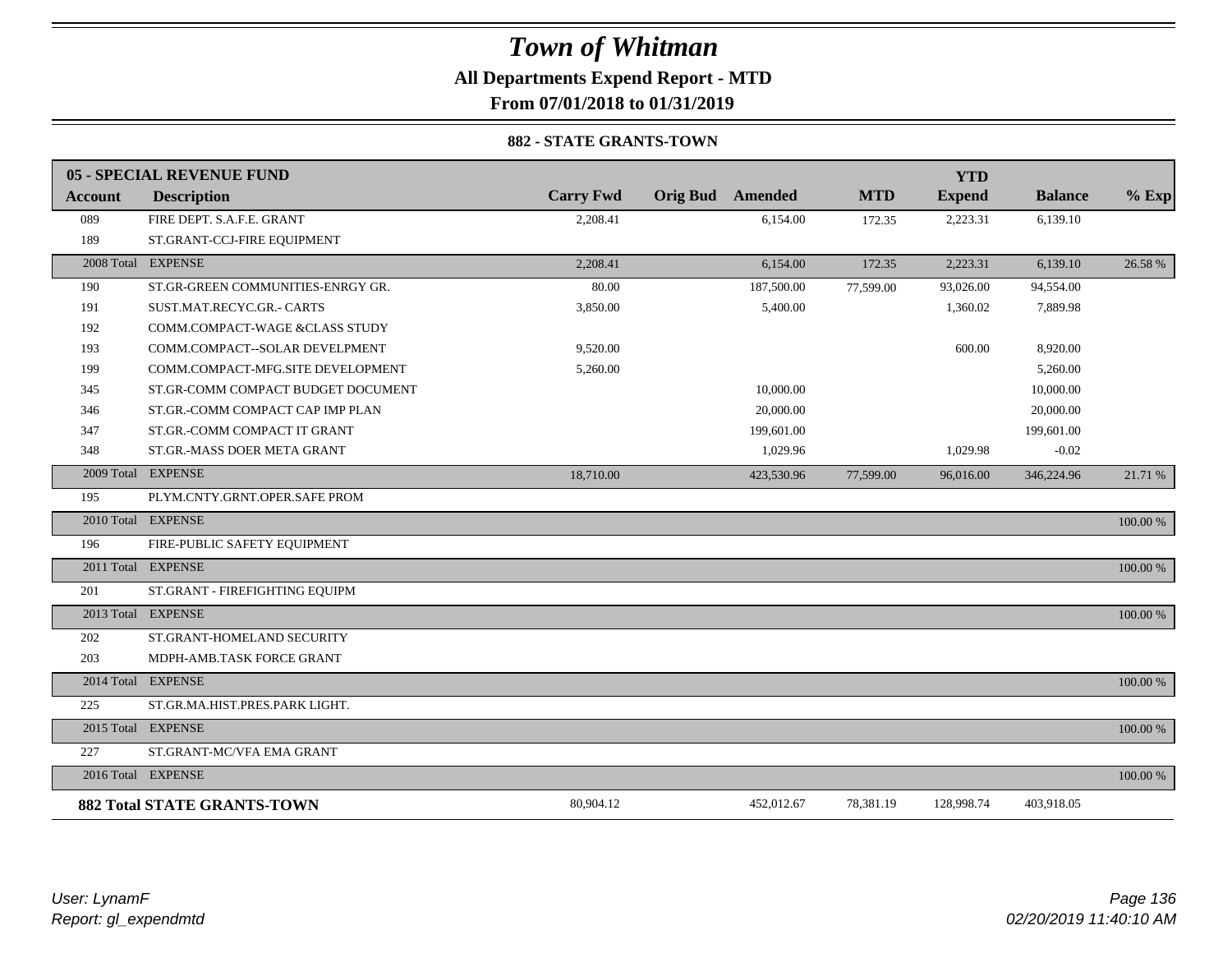# Town of Whitman

**All Departments Expend Report - MTD**

**From 07/01/2018 to 01/31/2019**

**882 - STATE GRANTS-TOWN**

| 05 - SPECIAL REVENUE FUND | | | | | | YTD | | |
|---|---|---|---|---|---|---|---|---|
| **Account** | **Description** | **Carry Fwd** | **Orig Bud** | **Amended** | **MTD** | **Expend** | **Balance** | **% Exp** |
| 089 | FIRE DEPT. S.A.F.E. GRANT | 2,208.41 | | 6,154.00 | 172.35 | 2,223.31 | 6,139.10 | |
| 189 | ST.GRANT-CCJ-FIRE EQUIPMENT | | | | | | | |
| 2008 Total | EXPENSE | 2,208.41 | | 6,154.00 | 172.35 | 2,223.31 | 6,139.10 | 26.58 % |
| 190 | ST.GR-GREEN COMMUNITIES-ENRGY GR. | 80.00 | | 187,500.00 | 77,599.00 | 93,026.00 | 94,554.00 | |
| 191 | SUST.MAT.RECYC.GR.- CARTS | 3,850.00 | | 5,400.00 | | 1,360.02 | 7,889.98 | |
| 192 | COMM.COMPACT-WAGE &CLASS STUDY | | | | | | | |
| 193 | COMM.COMPACT--SOLAR DEVELPMENT | 9,520.00 | | | | 600.00 | 8,920.00 | |
| 199 | COMM.COMPACT-MFG.SITE DEVELOPMENT | 5,260.00 | | | | | 5,260.00 | |
| 345 | ST.GR-COMM COMPACT BUDGET DOCUMENT | | | 10,000.00 | | | 10,000.00 | |
| 346 | ST.GR.-COMM COMPACT CAP IMP PLAN | | | 20,000.00 | | | 20,000.00 | |
| 347 | ST.GR.-COMM COMPACT IT GRANT | | | 199,601.00 | | | 199,601.00 | |
| 348 | ST.GR.-MASS DOER META GRANT | | | 1,029.96 | | 1,029.98 | -0.02 | |
| 2009 Total | EXPENSE | 18,710.00 | | 423,530.96 | 77,599.00 | 96,016.00 | 346,224.96 | 21.71 % |
| 195 | PLYM.CNTY.GRNT.OPER.SAFE PROM | | | | | | | |
| 2010 Total | EXPENSE | | | | | | | 100.00 % |
| 196 | FIRE-PUBLIC SAFETY EQUIPMENT | | | | | | | |
| 2011 Total | EXPENSE | | | | | | | 100.00 % |
| 201 | ST.GRANT - FIREFIGHTING EQUIPM | | | | | | | |
| 2013 Total | EXPENSE | | | | | | | 100.00 % |
| 202 | ST.GRANT-HOMELAND SECURITY | | | | | | | |
| 203 | MDPH-AMB.TASK FORCE GRANT | | | | | | | |
| 2014 Total | EXPENSE | | | | | | | 100.00 % |
| 225 | ST.GR.MA.HIST.PRES.PARK LIGHT. | | | | | | | |
| 2015 Total | EXPENSE | | | | | | | 100.00 % |
| 227 | ST.GRANT-MC/VFA EMA GRANT | | | | | | | |
| 2016 Total | EXPENSE | | | | | | | 100.00 % |
| **882 Total STATE GRANTS-TOWN** | | 80,904.12 | | 452,012.67 | 78,381.19 | 128,998.74 | 403,918.05 | |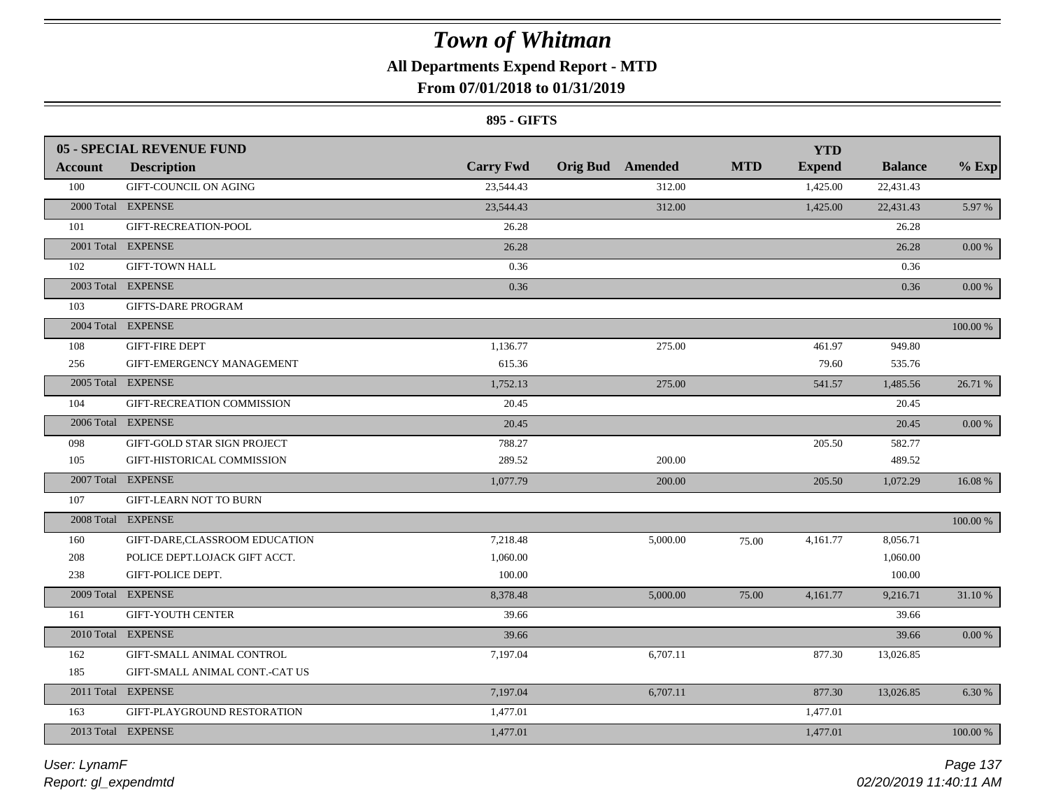# Town of Whitman

## All Departments Expend Report - MTD

### From 07/01/2018 to 01/31/2019

#### 895 - GIFTS

| 05 - SPECIAL REVENUE FUND | | | | | | YTD | | |
|---|---|---|---|---|---|---|---|---|
| **Account** | **Description** | **Carry Fwd** | **Orig Bud** | **Amended** | **MTD** | **Expend** | **Balance** | **% Exp** |
| 100 | GIFT-COUNCIL ON AGING | 23,544.43 | | 312.00 | | 1,425.00 | 22,431.43 | |
| 2000 Total | EXPENSE | 23,544.43 | | 312.00 | | 1,425.00 | 22,431.43 | 5.97 % |
| 101 | GIFT-RECREATION-POOL | 26.28 | | | | | 26.28 | |
| 2001 Total | EXPENSE | 26.28 | | | | | 26.28 | 0.00 % |
| 102 | GIFT-TOWN HALL | 0.36 | | | | | 0.36 | |
| 2003 Total | EXPENSE | 0.36 | | | | | 0.36 | 0.00 % |
| 103 | GIFTS-DARE PROGRAM | | | | | | | |
| 2004 Total | EXPENSE | | | | | | | 100.00 % |
| 108 | GIFT-FIRE DEPT | 1,136.77 | | 275.00 | | 461.97 | 949.80 | |
| 256 | GIFT-EMERGENCY MANAGEMENT | 615.36 | | | | 79.60 | 535.76 | |
| 2005 Total | EXPENSE | 1,752.13 | | 275.00 | | 541.57 | 1,485.56 | 26.71 % |
| 104 | GIFT-RECREATION COMMISSION | 20.45 | | | | | 20.45 | |
| 2006 Total | EXPENSE | 20.45 | | | | | 20.45 | 0.00 % |
| 098 | GIFT-GOLD STAR SIGN PROJECT | 788.27 | | | | 205.50 | 582.77 | |
| 105 | GIFT-HISTORICAL COMMISSION | 289.52 | | 200.00 | | | 489.52 | |
| 2007 Total | EXPENSE | 1,077.79 | | 200.00 | | 205.50 | 1,072.29 | 16.08 % |
| 107 | GIFT-LEARN NOT TO BURN | | | | | | | |
| 2008 Total | EXPENSE | | | | | | | 100.00 % |
| 160 | GIFT-DARE,CLASSROOM EDUCATION | 7,218.48 | | 5,000.00 | 75.00 | 4,161.77 | 8,056.71 | |
| 208 | POLICE DEPT.LOJACK GIFT ACCT. | 1,060.00 | | | | | 1,060.00 | |
| 238 | GIFT-POLICE DEPT. | 100.00 | | | | | 100.00 | |
| 2009 Total | EXPENSE | 8,378.48 | | 5,000.00 | 75.00 | 4,161.77 | 9,216.71 | 31.10 % |
| 161 | GIFT-YOUTH CENTER | 39.66 | | | | | 39.66 | |
| 2010 Total | EXPENSE | 39.66 | | | | | 39.66 | 0.00 % |
| 162 | GIFT-SMALL ANIMAL CONTROL | 7,197.04 | | 6,707.11 | | 877.30 | 13,026.85 | |
| 185 | GIFT-SMALL ANIMAL CONT.-CAT US | | | | | | | |
| 2011 Total | EXPENSE | 7,197.04 | | 6,707.11 | | 877.30 | 13,026.85 | 6.30 % |
| 163 | GIFT-PLAYGROUND RESTORATION | 1,477.01 | | | | 1,477.01 | | |
| 2013 Total | EXPENSE | 1,477.01 | | | | 1,477.01 | | 100.00 % |

*User: LynamF*
*Report: gl_expendmtd*
*02/20/2019 11:40:11 AM*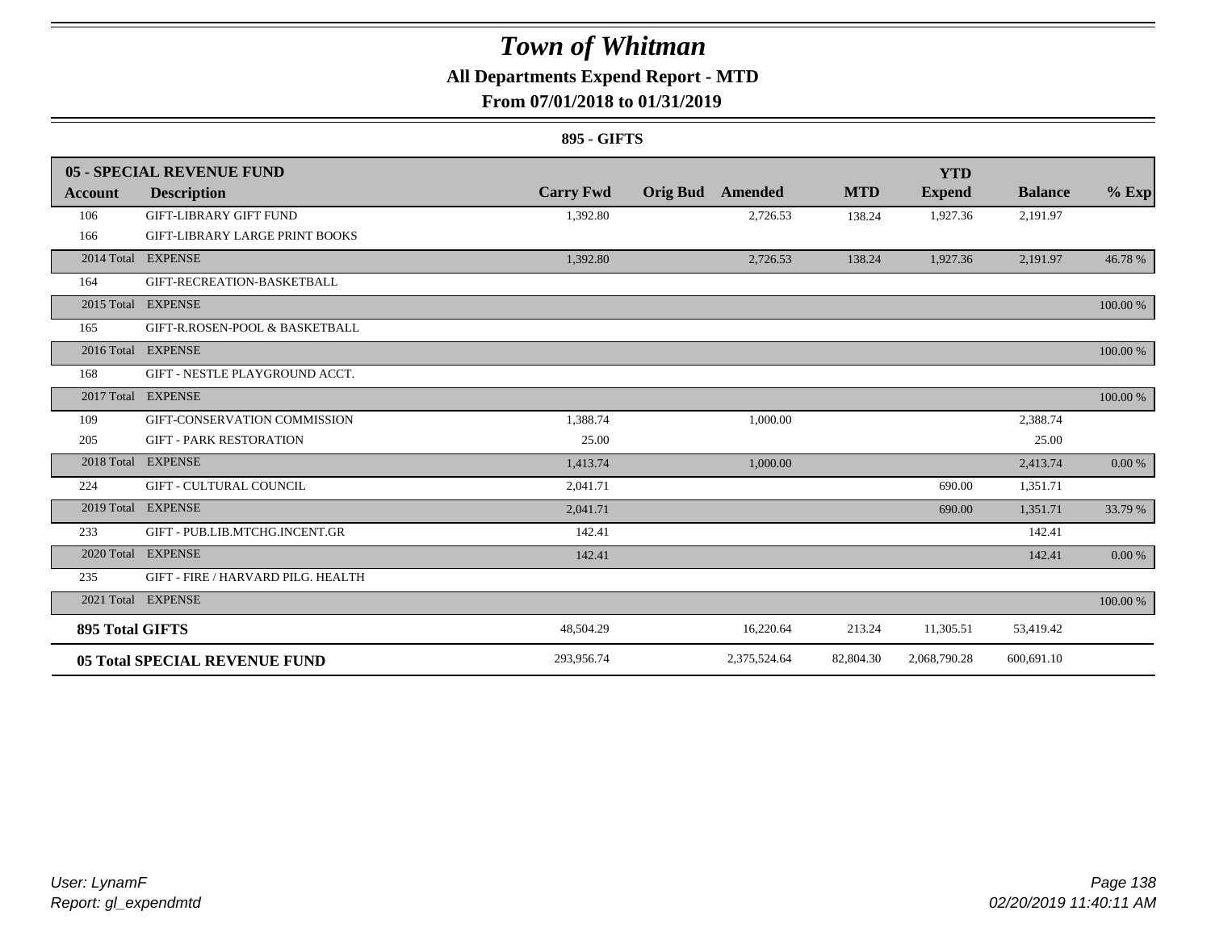# Town of Whitman

## All Departments Expend Report - MTD

### From 07/01/2018 to 01/31/2019

**895 - GIFTS**

| **05 - SPECIAL REVENUE FUND** | | | | | | | | |
|---|---|---|---|---|---|---|---|---|
| **Account** | **Description** | **Carry Fwd** | **Orig Bud** | **Amended** | **MTD** | **YTD Expend** | **Balance** | **% Exp** |
| 106 | GIFT-LIBRARY GIFT FUND | 1,392.80 | | 2,726.53 | 138.24 | 1,927.36 | 2,191.97 | |
| 166 | GIFT-LIBRARY LARGE PRINT BOOKS | | | | | | | |
| 2014 Total | EXPENSE | 1,392.80 | | 2,726.53 | 138.24 | 1,927.36 | 2,191.97 | 46.78 % |
| 164 | GIFT-RECREATION-BASKETBALL | | | | | | | |
| 2015 Total | EXPENSE | | | | | | | 100.00 % |
| 165 | GIFT-R.ROSEN-POOL & BASKETBALL | | | | | | | |
| 2016 Total | EXPENSE | | | | | | | 100.00 % |
| 168 | GIFT - NESTLE PLAYGROUND ACCT. | | | | | | | |
| 2017 Total | EXPENSE | | | | | | | 100.00 % |
| 109 | GIFT-CONSERVATION COMMISSION | 1,388.74 | | 1,000.00 | | | 2,388.74 | |
| 205 | GIFT - PARK RESTORATION | 25.00 | | | | | 25.00 | |
| 2018 Total | EXPENSE | 1,413.74 | | 1,000.00 | | | 2,413.74 | 0.00 % |
| 224 | GIFT - CULTURAL COUNCIL | 2,041.71 | | | | 690.00 | 1,351.71 | |
| 2019 Total | EXPENSE | 2,041.71 | | | | 690.00 | 1,351.71 | 33.79 % |
| 233 | GIFT - PUB.LIB.MTCHG.INCENT.GR | 142.41 | | | | | 142.41 | |
| 2020 Total | EXPENSE | 142.41 | | | | | 142.41 | 0.00 % |
| 235 | GIFT - FIRE / HARVARD PILG. HEALTH | | | | | | | |
| 2021 Total | EXPENSE | | | | | | | 100.00 % |
| **895 Total GIFTS** | | 48,504.29 | | 16,220.64 | 213.24 | 11,305.51 | 53,419.42 | |
| **05 Total SPECIAL REVENUE FUND** | | 293,956.74 | | 2,375,524.64 | 82,804.30 | 2,068,790.28 | 600,691.10 | |

*User: LynamF*
*Report: gl_expendmtd*

02/20/2019 11:40:11 AM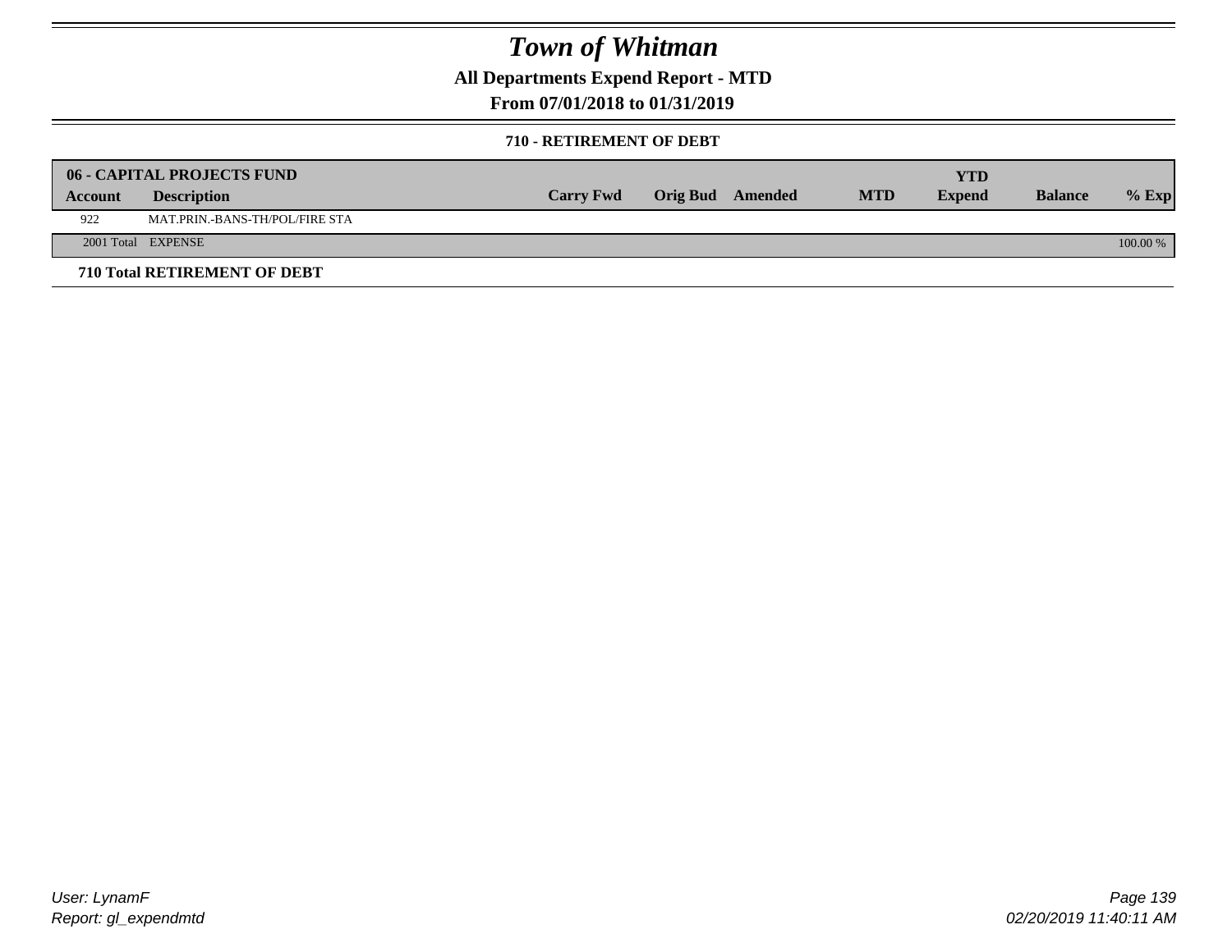# Town of Whitman

**All Departments Expend Report - MTD**

**From 07/01/2018 to 01/31/2019**

**710 - RETIREMENT OF DEBT**

| 06 - CAPITAL PROJECTS FUND | | | | | | YTD | | |
|---|---|---|---|---|---|---|---|---|
| **Account** | **Description** | **Carry Fwd** | **Orig Bud** | **Amended** | **MTD** | **Expend** | **Balance** | **% Exp** |
| 922 | MAT.PRIN.-BANS-TH/POL/FIRE STA | | | | | | | |
| 2001 Total | EXPENSE | | | | | | | 100.00 % |

**710 Total RETIREMENT OF DEBT**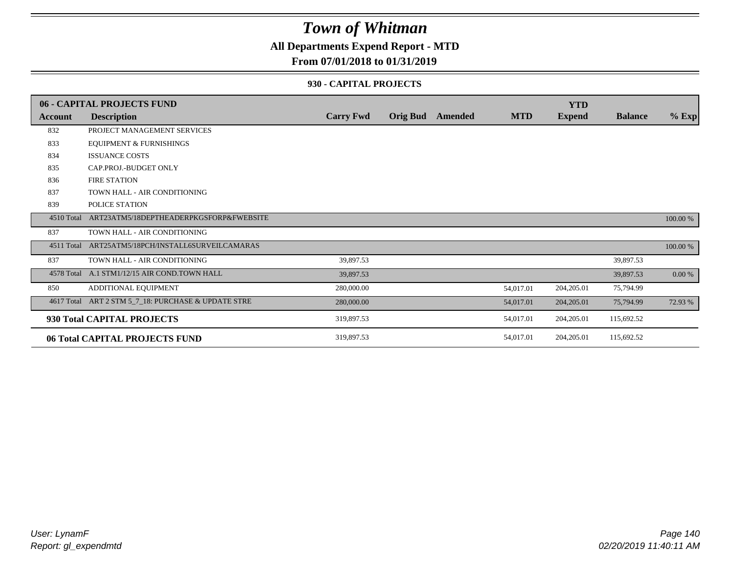# Town of Whitman

**All Departments Expend Report - MTD**

**From 07/01/2018 to 01/31/2019**

**930 - CAPITAL PROJECTS**

| 06 - CAPITAL PROJECTS FUND | | | | | | YTD | | |
|---|---|---|---|---|---|---|---|---|
| **Account** | **Description** | **Carry Fwd** | **Orig Bud** | **Amended** | **MTD** | **Expend** | **Balance** | **% Exp** |
| 832 | PROJECT MANAGEMENT SERVICES | | | | | | | |
| 833 | EQUIPMENT & FURNISHINGS | | | | | | | |
| 834 | ISSUANCE COSTS | | | | | | | |
| 835 | CAP.PROJ.-BUDGET ONLY | | | | | | | |
| 836 | FIRE STATION | | | | | | | |
| 837 | TOWN HALL - AIR CONDITIONING | | | | | | | |
| 839 | POLICE STATION | | | | | | | |
| 4510 Total | ART23ATM5/18DEPTHEADERPKGSFORP&FWEBSITE | | | | | | | 100.00 % |
| 837 | TOWN HALL - AIR CONDITIONING | | | | | | | |
| 4511 Total | ART25ATM5/18PCH/INSTALL6SURVEILCAMARAS | | | | | | | 100.00 % |
| 837 | TOWN HALL - AIR CONDITIONING | 39,897.53 | | | | | 39,897.53 | |
| 4578 Total | A.1 STM1/12/15 AIR COND.TOWN HALL | 39,897.53 | | | | | 39,897.53 | 0.00 % |
| 850 | ADDITIONAL EQUIPMENT | 280,000.00 | | | 54,017.01 | 204,205.01 | 75,794.99 | |
| 4617 Total | ART 2 STM 5_7_18: PURCHASE & UPDATE STRE | 280,000.00 | | | 54,017.01 | 204,205.01 | 75,794.99 | 72.93 % |
| **930 Total CAPITAL PROJECTS** | | 319,897.53 | | | 54,017.01 | 204,205.01 | 115,692.52 | |
| **06 Total CAPITAL PROJECTS FUND** | | 319,897.53 | | | 54,017.01 | 204,205.01 | 115,692.52 | |

*User: LynamF*
*Report: gl_expendmtd*

*02/20/2019 11:40:11 AM*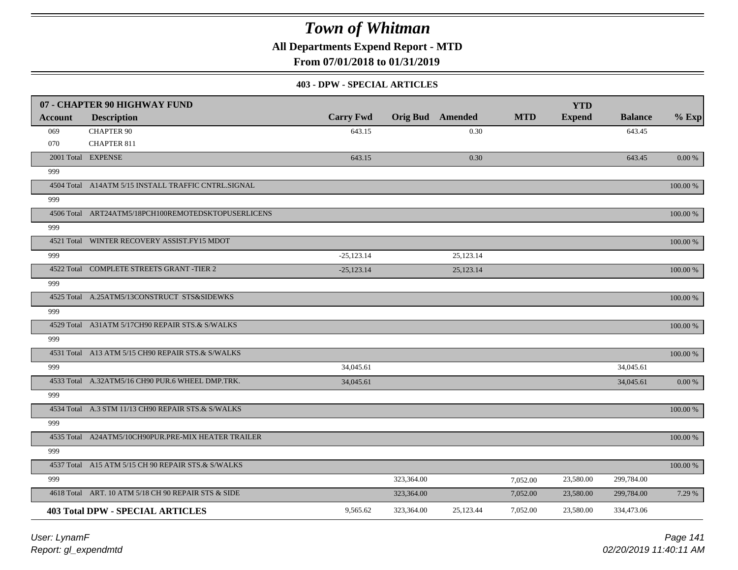# Town of Whitman

## All Departments Expend Report - MTD

## From 07/01/2018 to 01/31/2019

### 403 - DPW - SPECIAL ARTICLES

| 07 - CHAPTER 90 HIGHWAY FUND | | | | | | YTD | | |
|---|---|---|---|---|---|---|---|---|
| **Account** | **Description** | **Carry Fwd** | **Orig Bud** | **Amended** | **MTD** | **Expend** | **Balance** | **% Exp** |
| 069 | CHAPTER 90 | 643.15 | | 0.30 | | | 643.45 | |
| 070 | CHAPTER 811 | | | | | | | |
| 2001 Total | EXPENSE | 643.15 | | 0.30 | | | 643.45 | 0.00 % |
| 999 | | | | | | | | |
| 4504 Total | A14ATM 5/15 INSTALL TRAFFIC CNTRL.SIGNAL | | | | | | | 100.00 % |
| 999 | | | | | | | | |
| 4506 Total | ART24ATM5/18PCH100REMOTEDSKTOPUSERLICENS | | | | | | | 100.00 % |
| 999 | | | | | | | | |
| 4521 Total | WINTER RECOVERY ASSIST.FY15 MDOT | | | | | | | 100.00 % |
| 999 | | -25,123.14 | | 25,123.14 | | | | |
| 4522 Total | COMPLETE STREETS GRANT -TIER 2 | -25,123.14 | | 25,123.14 | | | | 100.00 % |
| 999 | | | | | | | | |
| 4525 Total | A.25ATM5/13CONSTRUCT STS&SIDEWKS | | | | | | | 100.00 % |
| 999 | | | | | | | | |
| 4529 Total | A31ATM 5/17CH90 REPAIR STS.& S/WALKS | | | | | | | 100.00 % |
| 999 | | | | | | | | |
| 4531 Total | A13 ATM 5/15 CH90 REPAIR STS.& S/WALKS | | | | | | | 100.00 % |
| 999 | | 34,045.61 | | | | | 34,045.61 | |
| 4533 Total | A.32ATM5/16 CH90 PUR.6 WHEEL DMP.TRK. | 34,045.61 | | | | | 34,045.61 | 0.00 % |
| 999 | | | | | | | | |
| 4534 Total | A.3 STM 11/13 CH90 REPAIR STS.& S/WALKS | | | | | | | 100.00 % |
| 999 | | | | | | | | |
| 4535 Total | A24ATM5/10CH90PUR.PRE-MIX HEATER TRAILER | | | | | | | 100.00 % |
| 999 | | | | | | | | |
| 4537 Total | A15 ATM 5/15 CH 90 REPAIR STS.& S/WALKS | | | | | | | 100.00 % |
| 999 | | | 323,364.00 | | 7,052.00 | 23,580.00 | 299,784.00 | |
| 4618 Total | ART. 10 ATM 5/18 CH 90 REPAIR STS & SIDE | | 323,364.00 | | 7,052.00 | 23,580.00 | 299,784.00 | 7.29 % |
| **403 Total** | **DPW - SPECIAL ARTICLES** | 9,565.62 | 323,364.00 | 25,123.44 | 7,052.00 | 23,580.00 | 334,473.06 | |

*User: LynamF*

*Report: gl_expendmtd*

*02/20/2019 11:40:11 AM*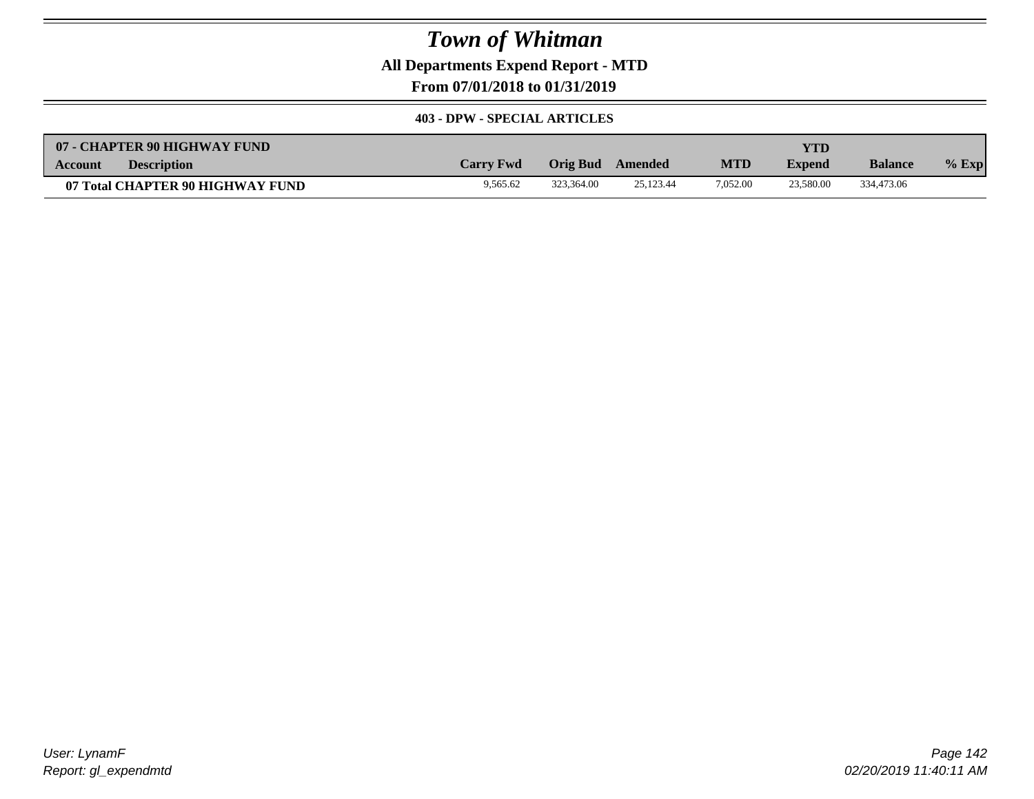# Town of Whitman

## All Departments Expend Report - MTD

## From 07/01/2018 to 01/31/2019

### 403 - DPW - SPECIAL ARTICLES

| 07 - CHAPTER 90 HIGHWAY FUND | | | | | | YTD | | |
|---|---|---|---|---|---|---|---|---|
| **Account** | **Description** | **Carry Fwd** | **Orig Bud** | **Amended** | **MTD** | **Expend** | **Balance** | **% Exp** |
| **07 Total CHAPTER 90 HIGHWAY FUND** | | 9,565.62 | 323,364.00 | 25,123.44 | 7,052.00 | 23,580.00 | 334,473.06 | |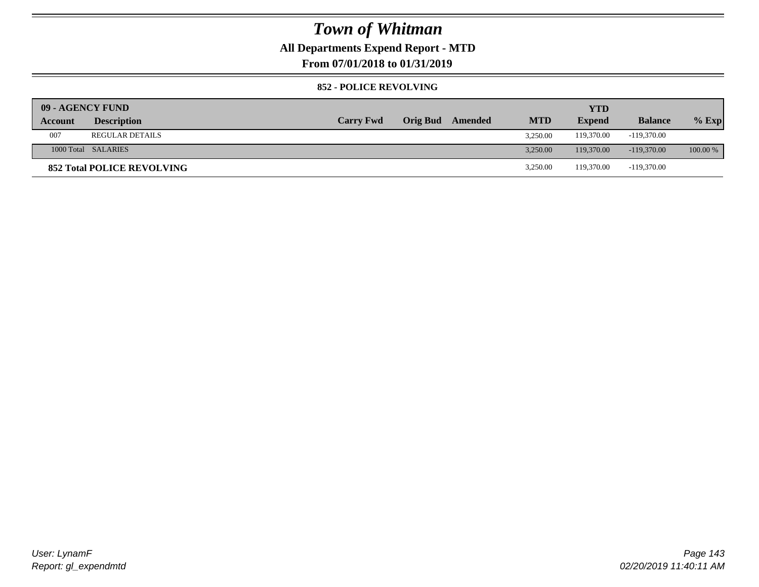# Town of Whitman

## All Departments Expend Report - MTD

## From 07/01/2018 to 01/31/2019

### 852 - POLICE REVOLVING

| 09 - AGENCY FUND | | | | | | YTD | | |
|---|---|---|---|---|---|---|---|---|
| **Account** | **Description** | **Carry Fwd** | **Orig Bud** | **Amended** | **MTD** | **Expend** | **Balance** | **% Exp** |
| 007 | REGULAR DETAILS | | | | 3,250.00 | 119,370.00 | -119,370.00 | |
| 1000 Total | SALARIES | | | | 3,250.00 | 119,370.00 | -119,370.00 | 100.00 % |
| **852 Total POLICE REVOLVING** | | | | | 3,250.00 | 119,370.00 | -119,370.00 | |

User: LynamF
Report: gl_expendmtd

02/20/2019 11:40:11 AM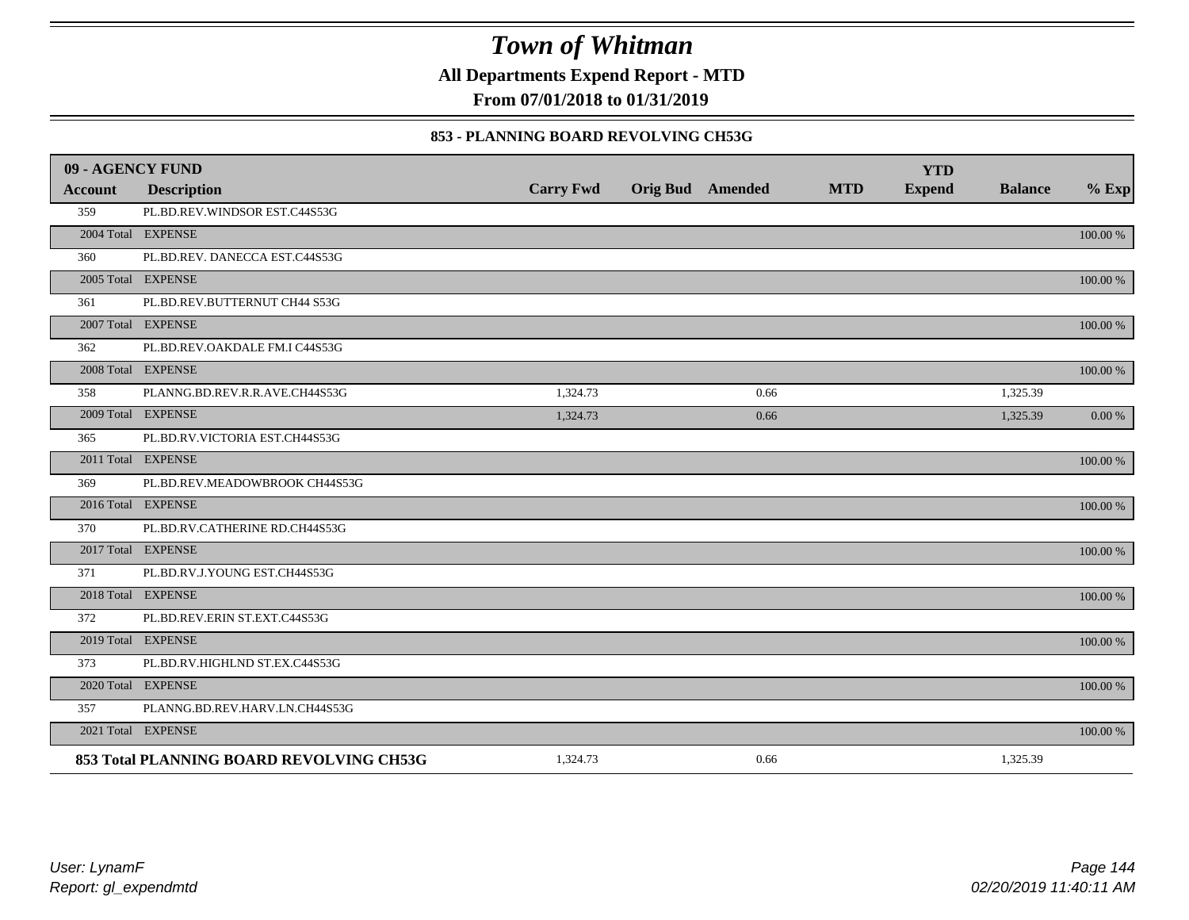# Town of Whitman

**All Departments Expend Report - MTD**

**From 07/01/2018 to 01/31/2019**

### 853 - PLANNING BOARD REVOLVING CH53G

| 09 - AGENCY FUND | | | | | | YTD | | |
|---|---|---|---|---|---|---|---|---|
| **Account** | **Description** | **Carry Fwd** | **Orig Bud** | **Amended** | **MTD** | **Expend** | **Balance** | **% Exp** |
| 359 | PL.BD.REV.WINDSOR EST.C44S53G | | | | | | | |
| 2004 Total | EXPENSE | | | | | | | 100.00 % |
| 360 | PL.BD.REV. DANECCA EST.C44S53G | | | | | | | |
| 2005 Total | EXPENSE | | | | | | | 100.00 % |
| 361 | PL.BD.REV.BUTTERNUT CH44 S53G | | | | | | | |
| 2007 Total | EXPENSE | | | | | | | 100.00 % |
| 362 | PL.BD.REV.OAKDALE FM.I C44S53G | | | | | | | |
| 2008 Total | EXPENSE | | | | | | | 100.00 % |
| 358 | PLANNG.BD.REV.R.R.AVE.CH44S53G | 1,324.73 | | 0.66 | | | 1,325.39 | |
| 2009 Total | EXPENSE | 1,324.73 | | 0.66 | | | 1,325.39 | 0.00 % |
| 365 | PL.BD.RV.VICTORIA EST.CH44S53G | | | | | | | |
| 2011 Total | EXPENSE | | | | | | | 100.00 % |
| 369 | PL.BD.REV.MEADOWBROOK CH44S53G | | | | | | | |
| 2016 Total | EXPENSE | | | | | | | 100.00 % |
| 370 | PL.BD.RV.CATHERINE RD.CH44S53G | | | | | | | |
| 2017 Total | EXPENSE | | | | | | | 100.00 % |
| 371 | PL.BD.RV.J.YOUNG EST.CH44S53G | | | | | | | |
| 2018 Total | EXPENSE | | | | | | | 100.00 % |
| 372 | PL.BD.REV.ERIN ST.EXT.C44S53G | | | | | | | |
| 2019 Total | EXPENSE | | | | | | | 100.00 % |
| 373 | PL.BD.RV.HIGHLND ST.EX.C44S53G | | | | | | | |
| 2020 Total | EXPENSE | | | | | | | 100.00 % |
| 357 | PLANNG.BD.REV.HARV.LN.CH44S53G | | | | | | | |
| 2021 Total | EXPENSE | | | | | | | 100.00 % |
| **853 Total PLANNING BOARD REVOLVING CH53G** | | 1,324.73 | | 0.66 | | | 1,325.39 | |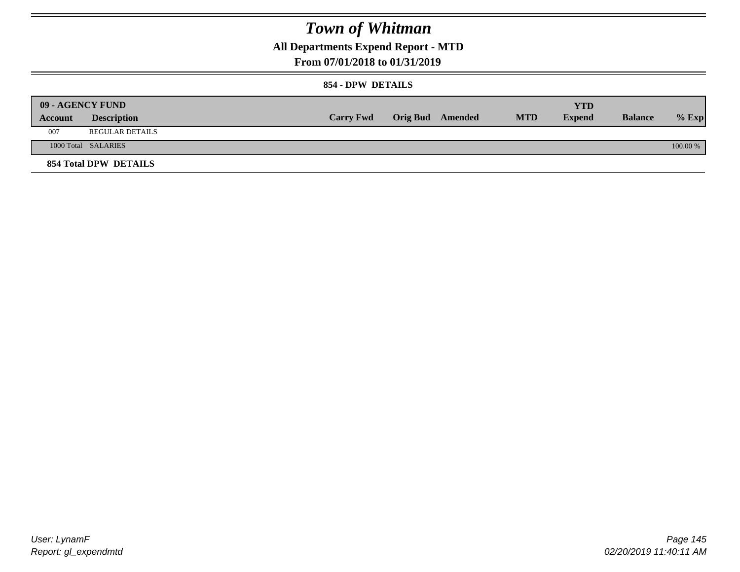# Town of Whitman

## All Departments Expend Report - MTD

## From 07/01/2018 to 01/31/2019

### 854 - DPW DETAILS

| 09 - AGENCY FUND | | | | | | YTD | | |
|---|---|---|---|---|---|---|---|---|
| **Account** | **Description** | **Carry Fwd** | **Orig Bud** | **Amended** | **MTD** | **Expend** | **Balance** | **% Exp** |
| 007 | REGULAR DETAILS | | | | | | | |
| 1000 Total | SALARIES | | | | | | | 100.00 % |

**854 Total DPW DETAILS**

User: LynamF
Report: gl_expendmtd

02/20/2019 11:40:11 AM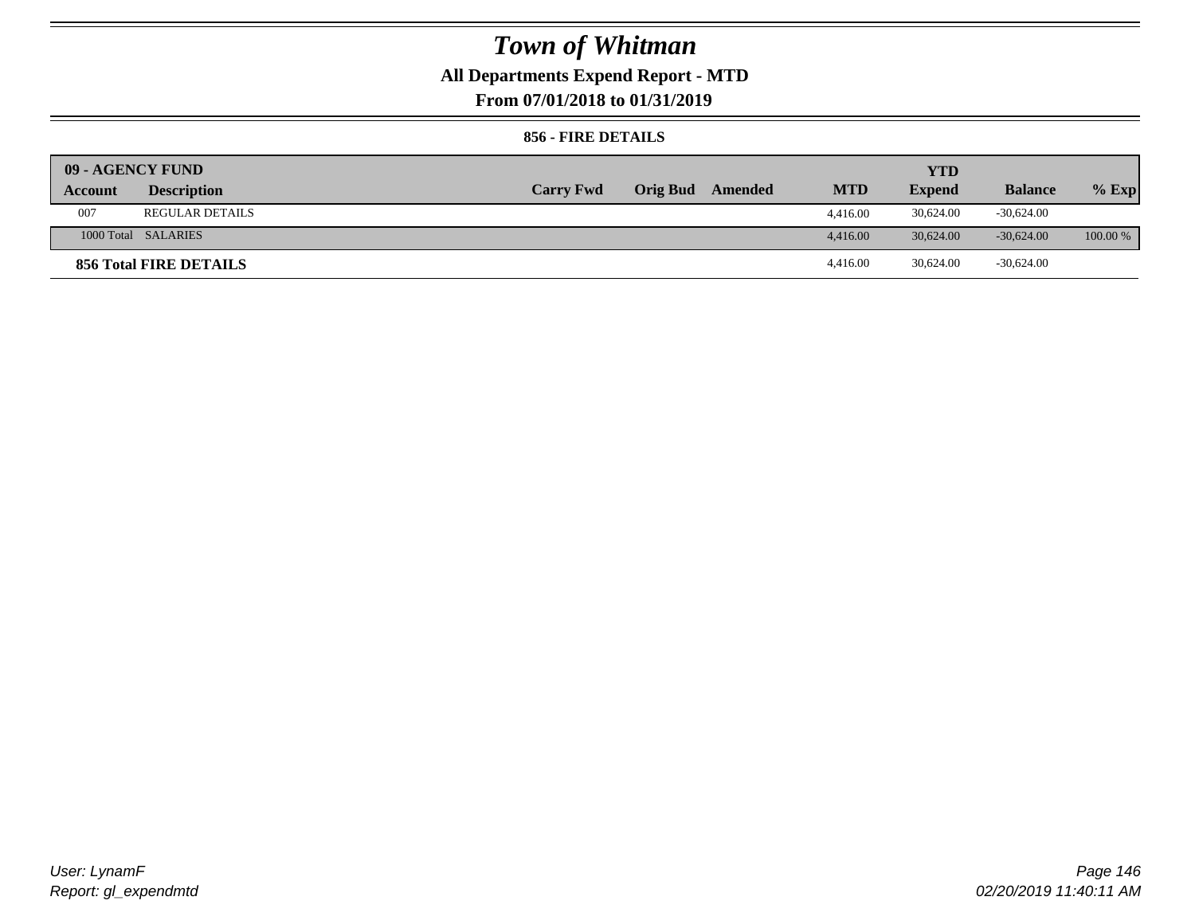# Town of Whitman

## All Departments Expend Report - MTD

### From 07/01/2018 to 01/31/2019

#### 856 - FIRE DETAILS

| 09 - AGENCY FUND | | | | | | | | |
|---|---|---|---|---|---|---|---|---|
| **Account** | **Description** | **Carry Fwd** | **Orig Bud** | **Amended** | **MTD** | **YTD Expend** | **Balance** | **% Exp** |
| 007 | REGULAR DETAILS | | | | 4,416.00 | 30,624.00 | -30,624.00 | |
| 1000 Total | SALARIES | | | | 4,416.00 | 30,624.00 | -30,624.00 | 100.00 % |
| **856 Total FIRE DETAILS** | | | | | 4,416.00 | 30,624.00 | -30,624.00 | |

User: LynamF
Report: gl_expendmtd

02/20/2019 11:40:11 AM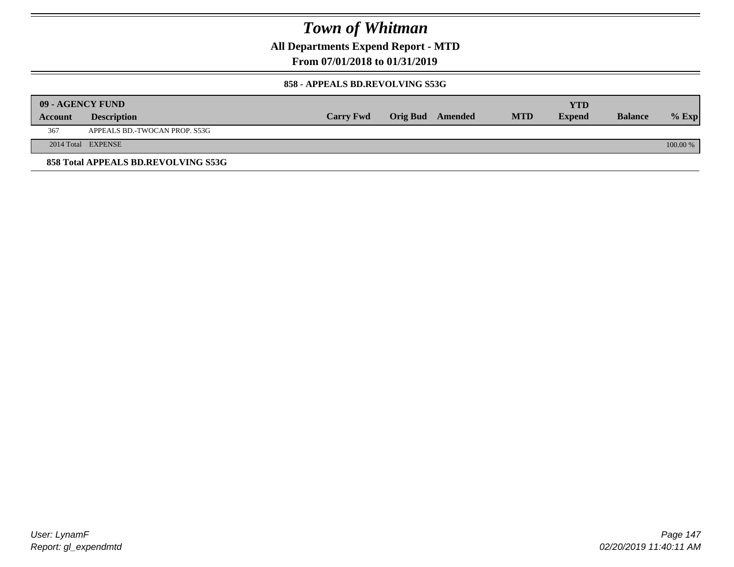# Town of Whitman

**All Departments Expend Report - MTD**

**From 07/01/2018 to 01/31/2019**

### 858 - APPEALS BD.REVOLVING S53G

| 09 - AGENCY FUND | | | | | | YTD | | |
|---|---|---|---|---|---|---|---|---|
| Account | Description | Carry Fwd | Orig Bud | Amended | MTD | Expend | Balance | % Exp |
| 367 | APPEALS BD.-TWOCAN PROP. S53G | | | | | | | |
| 2014 Total | EXPENSE | | | | | | | 100.00 % |

**858 Total APPEALS BD.REVOLVING S53G**

*User: LynamF*
*Report: gl_expendmtd*

*02/20/2019 11:40:11 AM*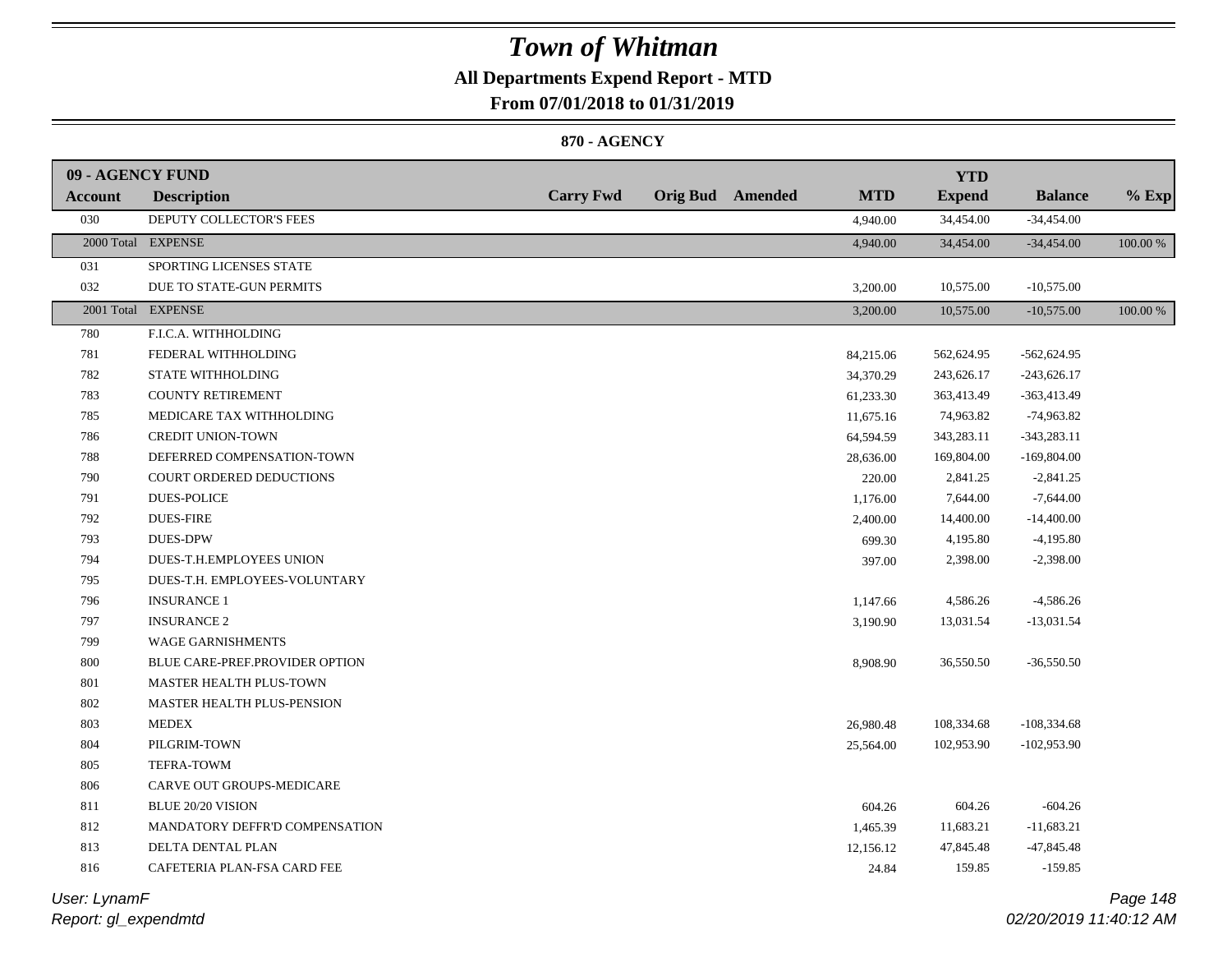# Town of Whitman

## All Departments Expend Report - MTD

### From 07/01/2018 to 01/31/2019

#### 870 - AGENCY

| 09 - AGENCY FUND | | | | | | | | | |
|---|---|---|---|---|---|---|---|---|---|
| **Account** | **Description** | **Carry Fwd** | **Orig Bud** | **Amended** | **MTD** | **YTD Expend** | **Balance** | **% Exp** |
| 030 | DEPUTY COLLECTOR'S FEES | | | | 4,940.00 | 34,454.00 | -34,454.00 | |
| 2000 Total | EXPENSE | | | | 4,940.00 | 34,454.00 | -34,454.00 | 100.00 % |
| 031 | SPORTING LICENSES STATE | | | | | | | |
| 032 | DUE TO STATE-GUN PERMITS | | | | 3,200.00 | 10,575.00 | -10,575.00 | |
| 2001 Total | EXPENSE | | | | 3,200.00 | 10,575.00 | -10,575.00 | 100.00 % |
| 780 | F.I.C.A. WITHHOLDING | | | | | | | |
| 781 | FEDERAL WITHHOLDING | | | | 84,215.06 | 562,624.95 | -562,624.95 | |
| 782 | STATE WITHHOLDING | | | | 34,370.29 | 243,626.17 | -243,626.17 | |
| 783 | COUNTY RETIREMENT | | | | 61,233.30 | 363,413.49 | -363,413.49 | |
| 785 | MEDICARE TAX WITHHOLDING | | | | 11,675.16 | 74,963.82 | -74,963.82 | |
| 786 | CREDIT UNION-TOWN | | | | 64,594.59 | 343,283.11 | -343,283.11 | |
| 788 | DEFERRED COMPENSATION-TOWN | | | | 28,636.00 | 169,804.00 | -169,804.00 | |
| 790 | COURT ORDERED DEDUCTIONS | | | | 220.00 | 2,841.25 | -2,841.25 | |
| 791 | DUES-POLICE | | | | 1,176.00 | 7,644.00 | -7,644.00 | |
| 792 | DUES-FIRE | | | | 2,400.00 | 14,400.00 | -14,400.00 | |
| 793 | DUES-DPW | | | | 699.30 | 4,195.80 | -4,195.80 | |
| 794 | DUES-T.H.EMPLOYEES UNION | | | | 397.00 | 2,398.00 | -2,398.00 | |
| 795 | DUES-T.H. EMPLOYEES-VOLUNTARY | | | | | | | |
| 796 | INSURANCE 1 | | | | 1,147.66 | 4,586.26 | -4,586.26 | |
| 797 | INSURANCE 2 | | | | 3,190.90 | 13,031.54 | -13,031.54 | |
| 799 | WAGE GARNISHMENTS | | | | | | | |
| 800 | BLUE CARE-PREF.PROVIDER OPTION | | | | 8,908.90 | 36,550.50 | -36,550.50 | |
| 801 | MASTER HEALTH PLUS-TOWN | | | | | | | |
| 802 | MASTER HEALTH PLUS-PENSION | | | | | | | |
| 803 | MEDEX | | | | 26,980.48 | 108,334.68 | -108,334.68 | |
| 804 | PILGRIM-TOWN | | | | 25,564.00 | 102,953.90 | -102,953.90 | |
| 805 | TEFRA-TOWM | | | | | | | |
| 806 | CARVE OUT GROUPS-MEDICARE | | | | | | | |
| 811 | BLUE 20/20 VISION | | | | 604.26 | 604.26 | -604.26 | |
| 812 | MANDATORY DEFFR'D COMPENSATION | | | | 1,465.39 | 11,683.21 | -11,683.21 | |
| 813 | DELTA DENTAL PLAN | | | | 12,156.12 | 47,845.48 | -47,845.48 | |
| 816 | CAFETERIA PLAN-FSA CARD FEE | | | | 24.84 | 159.85 | -159.85 | |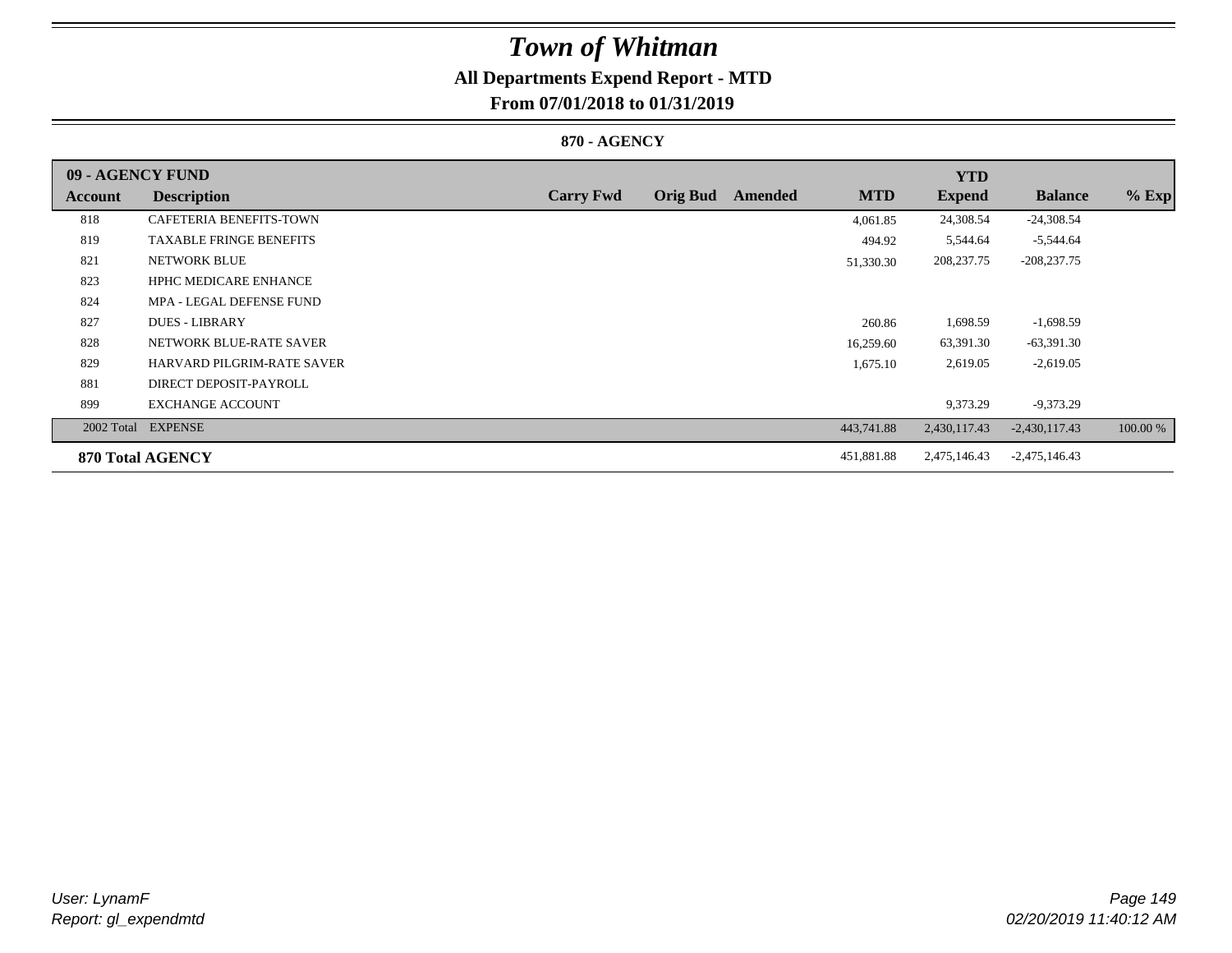# Town of Whitman

## All Departments Expend Report - MTD

### From 07/01/2018 to 01/31/2019

#### 870 - AGENCY

| 09 - AGENCY FUND | | | | | | | | | |
|---|---|---|---|---|---|---|---|---|---|
| **Account** | **Description** | **Carry Fwd** | **Orig Bud** | **Amended** | **MTD** | **YTD Expend** | **Balance** | **% Exp** |
| 818 | CAFETERIA BENEFITS-TOWN | | | | 4,061.85 | 24,308.54 | -24,308.54 | |
| 819 | TAXABLE FRINGE BENEFITS | | | | 494.92 | 5,544.64 | -5,544.64 | |
| 821 | NETWORK BLUE | | | | 51,330.30 | 208,237.75 | -208,237.75 | |
| 823 | HPHC MEDICARE ENHANCE | | | | | | | |
| 824 | MPA - LEGAL DEFENSE FUND | | | | | | | |
| 827 | DUES - LIBRARY | | | | 260.86 | 1,698.59 | -1,698.59 | |
| 828 | NETWORK BLUE-RATE SAVER | | | | 16,259.60 | 63,391.30 | -63,391.30 | |
| 829 | HARVARD PILGRIM-RATE SAVER | | | | 1,675.10 | 2,619.05 | -2,619.05 | |
| 881 | DIRECT DEPOSIT-PAYROLL | | | | | | | |
| 899 | EXCHANGE ACCOUNT | | | | | 9,373.29 | -9,373.29 | |
| 2002 Total | EXPENSE | | | | 443,741.88 | 2,430,117.43 | -2,430,117.43 | 100.00 % |
| **870 Total AGENCY** | | | | | 451,881.88 | 2,475,146.43 | -2,475,146.43 | |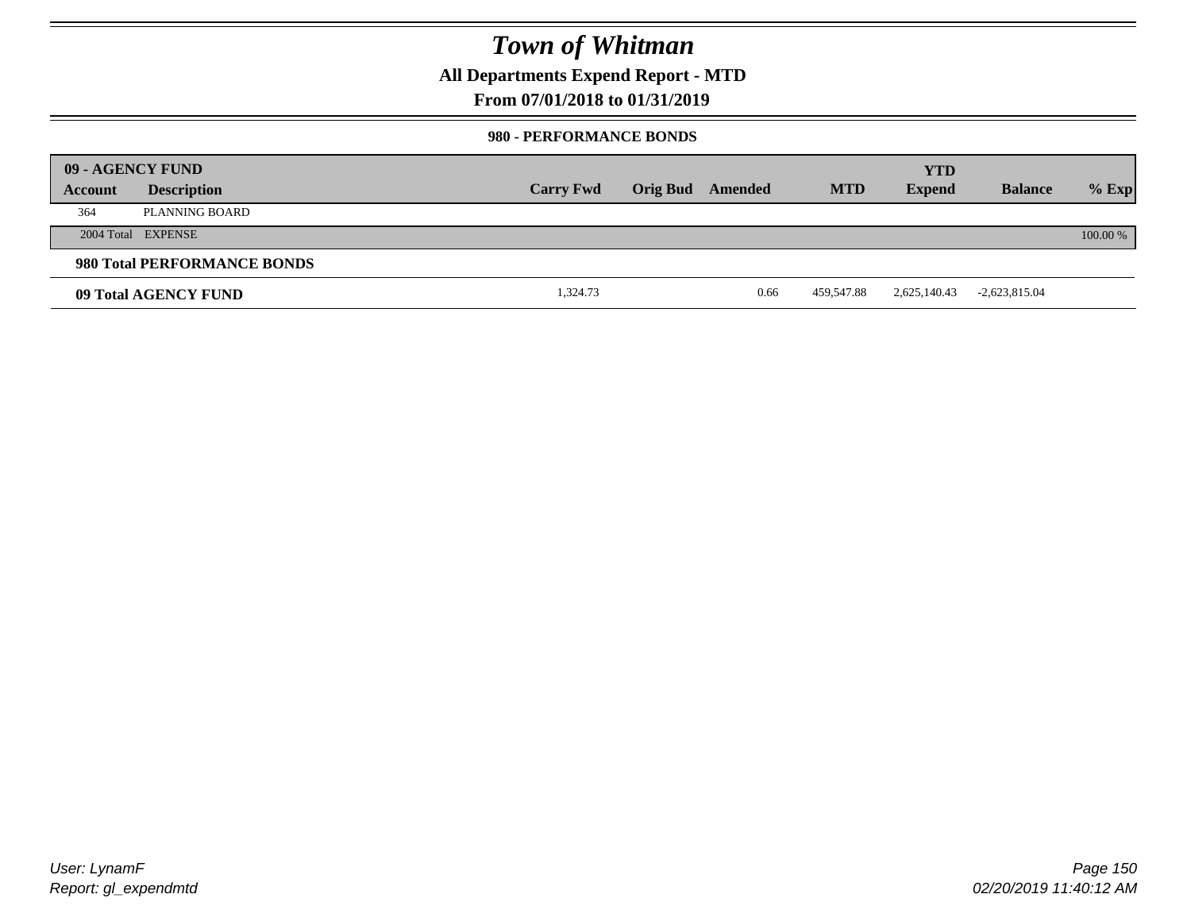# Town of Whitman

## All Departments Expend Report - MTD

### From 07/01/2018 to 01/31/2019

#### 980 - PERFORMANCE BONDS

| 09 - AGENCY FUND | | | | | | YTD | | |
|---|---|---|---|---|---|---|---|---|
| **Account** | **Description** | **Carry Fwd** | **Orig Bud** | **Amended** | **MTD** | **Expend** | **Balance** | **% Exp** |
| 364 | PLANNING BOARD | | | | | | | |
| 2004 Total | EXPENSE | | | | | | | 100.00 % |
| **980 Total PERFORMANCE BONDS** | | | | | | | | |
| **09 Total AGENCY FUND** | | 1,324.73 | | 0.66 | 459,547.88 | 2,625,140.43 | -2,623,815.04 | |

User: LynamF
Report: gl_expendmtd

02/20/2019 11:40:12 AM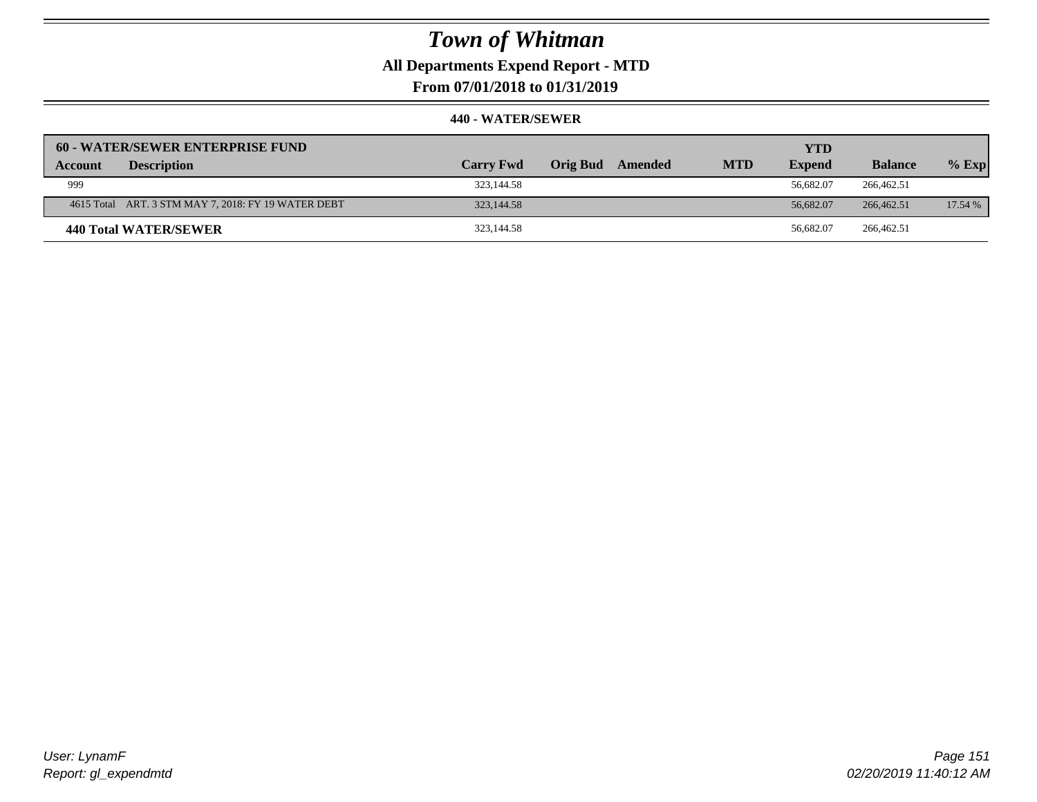# Town of Whitman

**All Departments Expend Report - MTD**

**From 07/01/2018 to 01/31/2019**

**440 - WATER/SEWER**

| 60 - WATER/SEWER ENTERPRISE FUND | | | | | | | | |
|---|---|---|---|---|---|---|---|---|
| **Account** | **Description** | **Carry Fwd** | **Orig Bud** | **Amended** | **MTD** | **YTD Expend** | **Balance** | **% Exp** |
| 999 | | 323,144.58 | | | | 56,682.07 | 266,462.51 | |
| 4615 Total | ART. 3 STM MAY 7, 2018: FY 19 WATER DEBT | 323,144.58 | | | | 56,682.07 | 266,462.51 | 17.54 % |
| **440 Total WATER/SEWER** | | 323,144.58 | | | | 56,682.07 | 266,462.51 | |

User: LynamF
Report: gl_expendmtd

02/20/2019 11:40:12 AM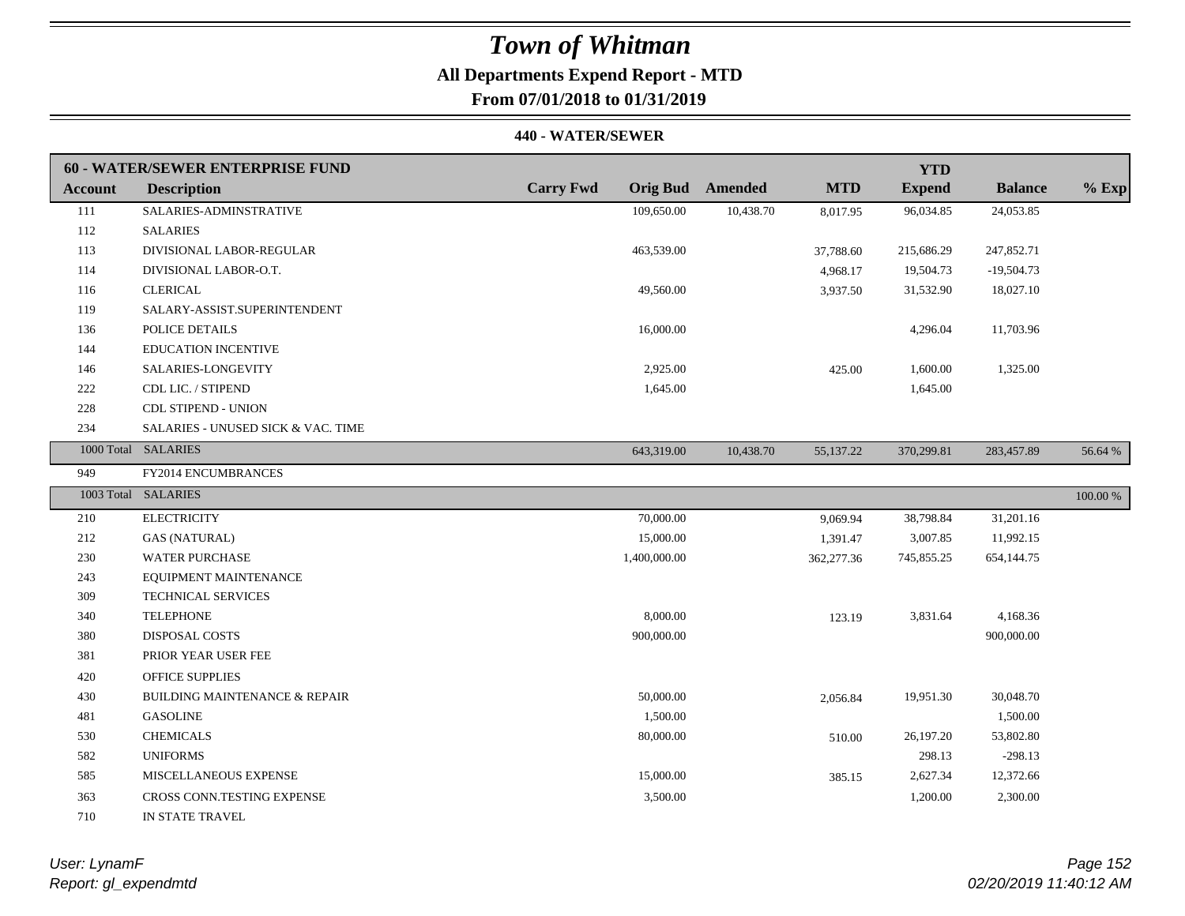# Town of Whitman

## All Departments Expend Report - MTD

### From 07/01/2018 to 01/31/2019

#### 440 - WATER/SEWER

| 60 - WATER/SEWER ENTERPRISE FUND | | | | | | | | |
|---|---|---|---|---|---|---|---|---|
| **Account** | **Description** | **Carry Fwd** | **Orig Bud** | **Amended** | **MTD** | **YTD Expend** | **Balance** | **% Exp** |
| 111 | SALARIES-ADMINSTRATIVE | | 109,650.00 | 10,438.70 | 8,017.95 | 96,034.85 | 24,053.85 | |
| 112 | SALARIES | | | | | | | |
| 113 | DIVISIONAL LABOR-REGULAR | | 463,539.00 | | 37,788.60 | 215,686.29 | 247,852.71 | |
| 114 | DIVISIONAL LABOR-O.T. | | | | 4,968.17 | 19,504.73 | -19,504.73 | |
| 116 | CLERICAL | | 49,560.00 | | 3,937.50 | 31,532.90 | 18,027.10 | |
| 119 | SALARY-ASSIST.SUPERINTENDENT | | | | | | | |
| 136 | POLICE DETAILS | | 16,000.00 | | | 4,296.04 | 11,703.96 | |
| 144 | EDUCATION INCENTIVE | | | | | | | |
| 146 | SALARIES-LONGEVITY | | 2,925.00 | | 425.00 | 1,600.00 | 1,325.00 | |
| 222 | CDL LIC. / STIPEND | | 1,645.00 | | | 1,645.00 | | |
| 228 | CDL STIPEND - UNION | | | | | | | |
| 234 | SALARIES - UNUSED SICK & VAC. TIME | | | | | | | |
| 1000 Total | SALARIES | | 643,319.00 | 10,438.70 | 55,137.22 | 370,299.81 | 283,457.89 | 56.64 % |
| 949 | FY2014 ENCUMBRANCES | | | | | | | |
| 1003 Total | SALARIES | | | | | | | 100.00 % |
| 210 | ELECTRICITY | | 70,000.00 | | 9,069.94 | 38,798.84 | 31,201.16 | |
| 212 | GAS (NATURAL) | | 15,000.00 | | 1,391.47 | 3,007.85 | 11,992.15 | |
| 230 | WATER PURCHASE | | 1,400,000.00 | | 362,277.36 | 745,855.25 | 654,144.75 | |
| 243 | EQUIPMENT MAINTENANCE | | | | | | | |
| 309 | TECHNICAL SERVICES | | | | | | | |
| 340 | TELEPHONE | | 8,000.00 | | 123.19 | 3,831.64 | 4,168.36 | |
| 380 | DISPOSAL COSTS | | 900,000.00 | | | | 900,000.00 | |
| 381 | PRIOR YEAR USER FEE | | | | | | | |
| 420 | OFFICE SUPPLIES | | | | | | | |
| 430 | BUILDING MAINTENANCE & REPAIR | | 50,000.00 | | 2,056.84 | 19,951.30 | 30,048.70 | |
| 481 | GASOLINE | | 1,500.00 | | | | 1,500.00 | |
| 530 | CHEMICALS | | 80,000.00 | | 510.00 | 26,197.20 | 53,802.80 | |
| 582 | UNIFORMS | | | | | 298.13 | -298.13 | |
| 585 | MISCELLANEOUS EXPENSE | | 15,000.00 | | 385.15 | 2,627.34 | 12,372.66 | |
| 363 | CROSS CONN.TESTING EXPENSE | | 3,500.00 | | | 1,200.00 | 2,300.00 | |
| 710 | IN STATE TRAVEL | | | | | | | |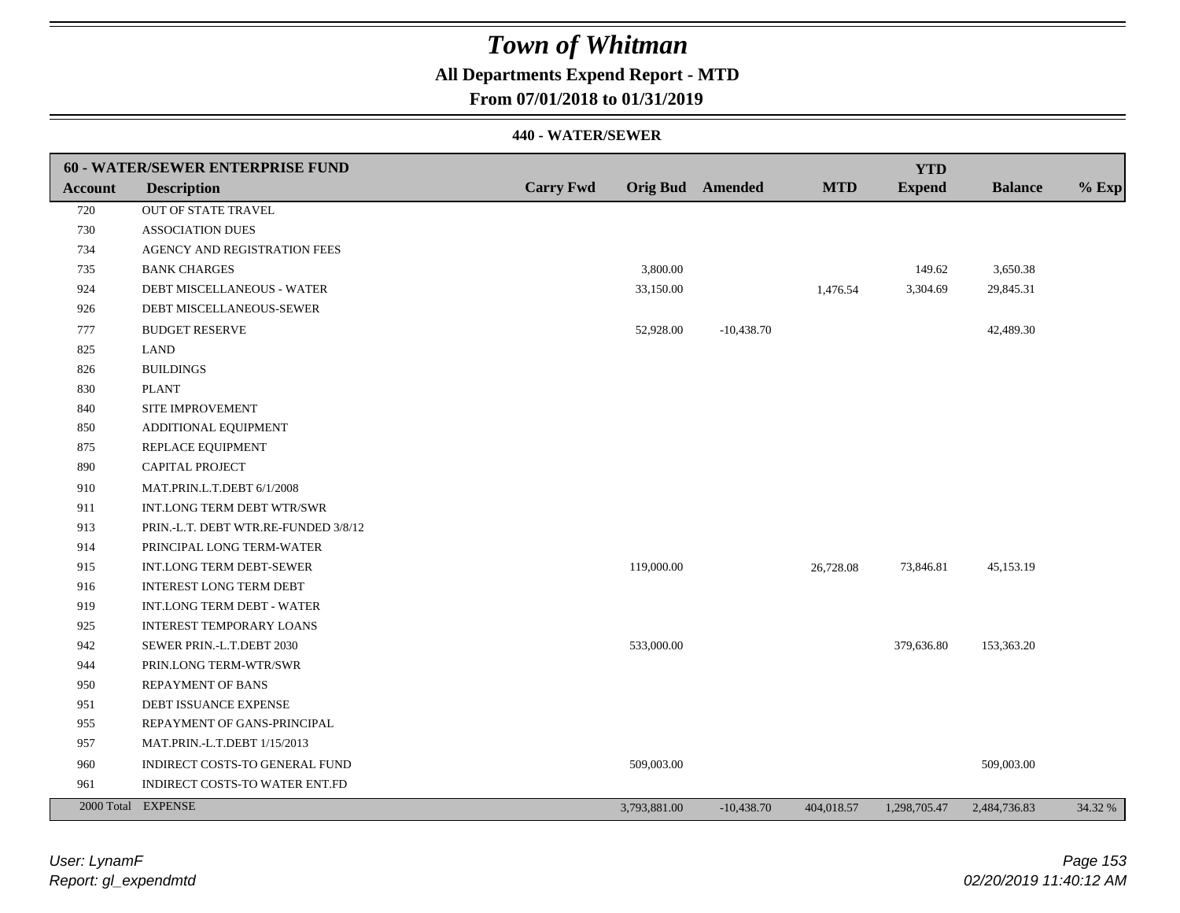# Town of Whitman

**All Departments Expend Report - MTD**

**From 07/01/2018 to 01/31/2019**

**440 - WATER/SEWER**

| **60 - WATER/SEWER ENTERPRISE FUND** | | | | | | | | |
|---|---|---|---|---|---|---|---|---|
| **Account** | **Description** | **Carry Fwd** | **Orig Bud** | **Amended** | **MTD** | **YTD Expend** | **Balance** | **% Exp** |
| 720 | OUT OF STATE TRAVEL | | | | | | | |
| 730 | ASSOCIATION DUES | | | | | | | |
| 734 | AGENCY AND REGISTRATION FEES | | | | | | | |
| 735 | BANK CHARGES | | 3,800.00 | | | 149.62 | 3,650.38 | |
| 924 | DEBT MISCELLANEOUS - WATER | | 33,150.00 | | 1,476.54 | 3,304.69 | 29,845.31 | |
| 926 | DEBT MISCELLANEOUS-SEWER | | | | | | | |
| 777 | BUDGET RESERVE | | 52,928.00 | -10,438.70 | | | 42,489.30 | |
| 825 | LAND | | | | | | | |
| 826 | BUILDINGS | | | | | | | |
| 830 | PLANT | | | | | | | |
| 840 | SITE IMPROVEMENT | | | | | | | |
| 850 | ADDITIONAL EQUIPMENT | | | | | | | |
| 875 | REPLACE EQUIPMENT | | | | | | | |
| 890 | CAPITAL PROJECT | | | | | | | |
| 910 | MAT.PRIN.L.T.DEBT 6/1/2008 | | | | | | | |
| 911 | INT.LONG TERM DEBT WTR/SWR | | | | | | | |
| 913 | PRIN.-L.T. DEBT WTR.RE-FUNDED 3/8/12 | | | | | | | |
| 914 | PRINCIPAL LONG TERM-WATER | | | | | | | |
| 915 | INT.LONG TERM DEBT-SEWER | | 119,000.00 | | 26,728.08 | 73,846.81 | 45,153.19 | |
| 916 | INTEREST LONG TERM DEBT | | | | | | | |
| 919 | INT.LONG TERM DEBT - WATER | | | | | | | |
| 925 | INTEREST TEMPORARY LOANS | | | | | | | |
| 942 | SEWER PRIN.-L.T.DEBT 2030 | | 533,000.00 | | | 379,636.80 | 153,363.20 | |
| 944 | PRIN.LONG TERM-WTR/SWR | | | | | | | |
| 950 | REPAYMENT OF BANS | | | | | | | |
| 951 | DEBT ISSUANCE EXPENSE | | | | | | | |
| 955 | REPAYMENT OF GANS-PRINCIPAL | | | | | | | |
| 957 | MAT.PRIN.-L.T.DEBT 1/15/2013 | | | | | | | |
| 960 | INDIRECT COSTS-TO GENERAL FUND | | 509,003.00 | | | | 509,003.00 | |
| 961 | INDIRECT COSTS-TO WATER ENT.FD | | | | | | | |
| 2000 Total | EXPENSE | | 3,793,881.00 | -10,438.70 | 404,018.57 | 1,298,705.47 | 2,484,736.83 | 34.32 % |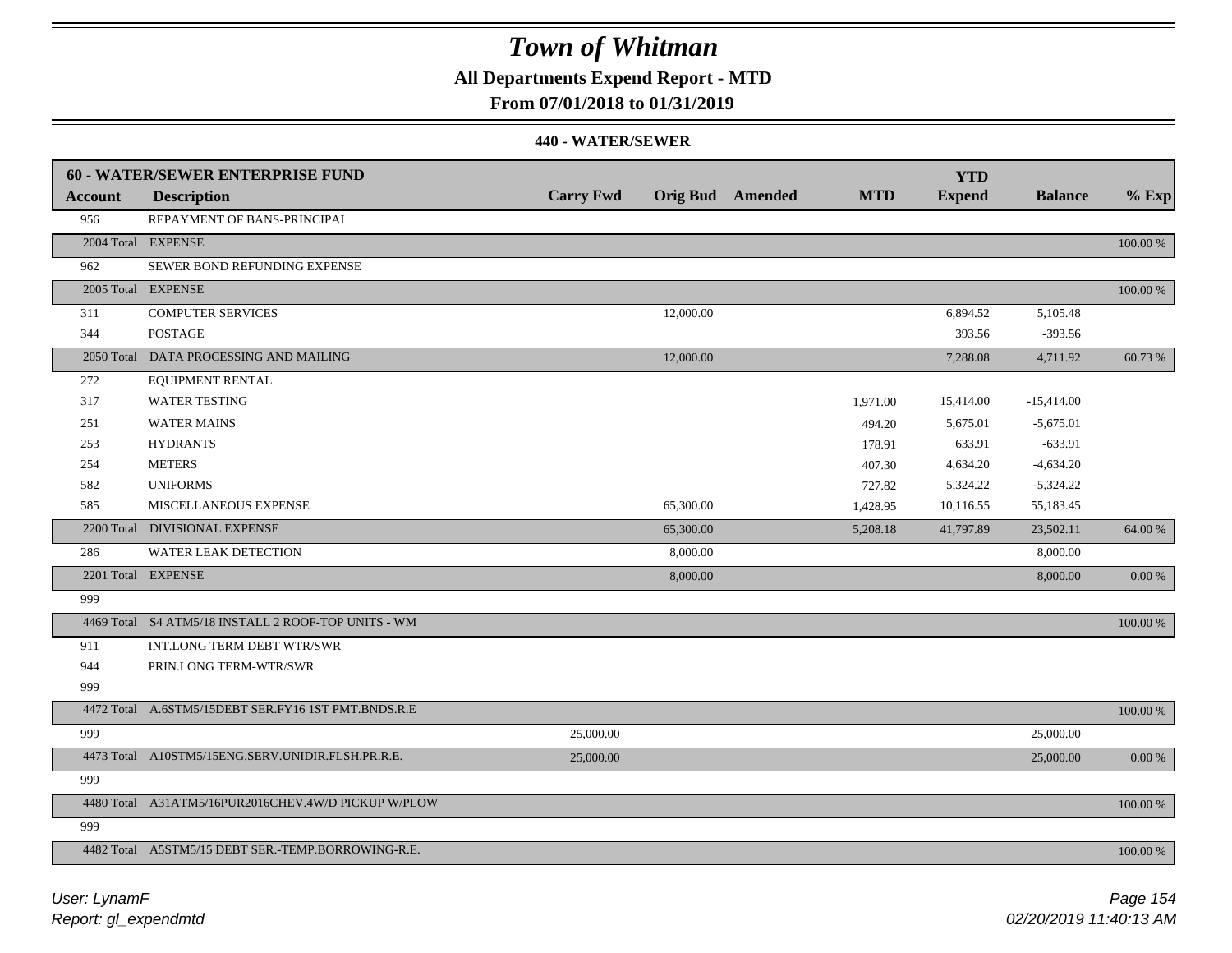# Town of Whitman

## All Departments Expend Report - MTD

## From 07/01/2018 to 01/31/2019

### 440 - WATER/SEWER

| 60 - WATER/SEWER ENTERPRISE FUND | | | | | | YTD | | |
|---|---|---|---|---|---|---|---|---|
| **Account** | **Description** | **Carry Fwd** | **Orig Bud** | **Amended** | **MTD** | **Expend** | **Balance** | **% Exp** |
| 956 | REPAYMENT OF BANS-PRINCIPAL | | | | | | | |
| 2004 Total | EXPENSE | | | | | | | 100.00 % |
| 962 | SEWER BOND REFUNDING EXPENSE | | | | | | | |
| 2005 Total | EXPENSE | | | | | | | 100.00 % |
| 311 | COMPUTER SERVICES | | 12,000.00 | | | 6,894.52 | 5,105.48 | |
| 344 | POSTAGE | | | | | 393.56 | -393.56 | |
| 2050 Total | DATA PROCESSING AND MAILING | | 12,000.00 | | | 7,288.08 | 4,711.92 | 60.73 % |
| 272 | EQUIPMENT RENTAL | | | | | | | |
| 317 | WATER TESTING | | | | 1,971.00 | 15,414.00 | -15,414.00 | |
| 251 | WATER MAINS | | | | 494.20 | 5,675.01 | -5,675.01 | |
| 253 | HYDRANTS | | | | 178.91 | 633.91 | -633.91 | |
| 254 | METERS | | | | 407.30 | 4,634.20 | -4,634.20 | |
| 582 | UNIFORMS | | | | 727.82 | 5,324.22 | -5,324.22 | |
| 585 | MISCELLANEOUS EXPENSE | | 65,300.00 | | 1,428.95 | 10,116.55 | 55,183.45 | |
| 2200 Total | DIVISIONAL EXPENSE | | 65,300.00 | | 5,208.18 | 41,797.89 | 23,502.11 | 64.00 % |
| 286 | WATER LEAK DETECTION | | 8,000.00 | | | | 8,000.00 | |
| 2201 Total | EXPENSE | | 8,000.00 | | | | 8,000.00 | 0.00 % |
| 999 | | | | | | | | |
| 4469 Total | S4 ATM5/18 INSTALL 2 ROOF-TOP UNITS - WM | | | | | | | 100.00 % |
| 911 | INT.LONG TERM DEBT WTR/SWR | | | | | | | |
| 944 | PRIN.LONG TERM-WTR/SWR | | | | | | | |
| 999 | | | | | | | | |
| 4472 Total | A.6STM5/15DEBT SER.FY16 1ST PMT.BNDS.R.E | | | | | | | 100.00 % |
| 999 | | 25,000.00 | | | | | 25,000.00 | |
| 4473 Total | A10STM5/15ENG.SERV.UNIDIR.FLSH.PR.R.E. | 25,000.00 | | | | | 25,000.00 | 0.00 % |
| 999 | | | | | | | | |
| 4480 Total | A31ATM5/16PUR2016CHEV.4W/D PICKUP W/PLOW | | | | | | | 100.00 % |
| 999 | | | | | | | | |
| 4482 Total | A5STM5/15 DEBT SER.-TEMP.BORROWING-R.E. | | | | | | | 100.00 % |

*User: LynamF*
*Report: gl_expendmtd*

*02/20/2019 11:40:13 AM*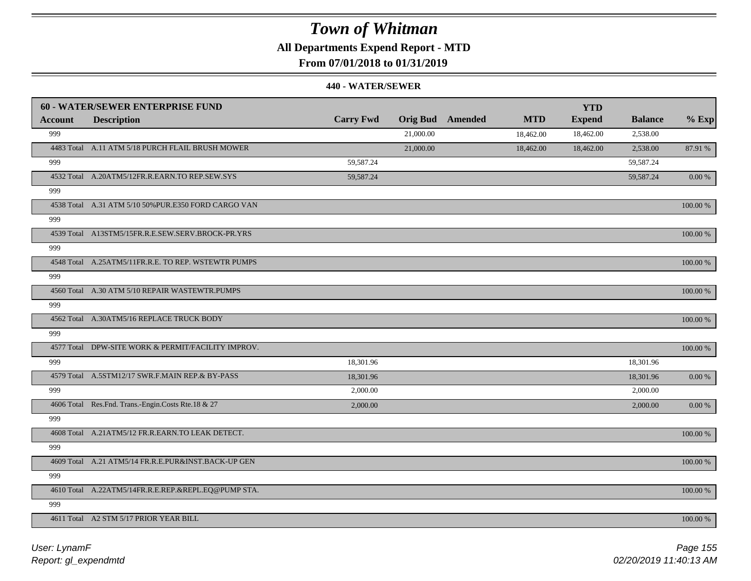# Town of Whitman

## All Departments Expend Report - MTD

### From 07/01/2018 to 01/31/2019

#### 440 - WATER/SEWER

| 60 - WATER/SEWER ENTERPRISE FUND | | | | | | | | |
|---|---|---|---|---|---|---|---|---|
| **Account** | **Description** | **Carry Fwd** | **Orig Bud** | **Amended** | **MTD** | **YTD Expend** | **Balance** | **% Exp** |
| 999 | | | 21,000.00 | | 18,462.00 | 18,462.00 | 2,538.00 | |
| 4483 Total | A.11 ATM 5/18 PURCH FLAIL BRUSH MOWER | | 21,000.00 | | 18,462.00 | 18,462.00 | 2,538.00 | 87.91 % |
| 999 | | 59,587.24 | | | | | 59,587.24 | |
| 4532 Total | A.20ATM5/12FR.R.EARN.TO REP.SEW.SYS | 59,587.24 | | | | | 59,587.24 | 0.00 % |
| 999 | | | | | | | | |
| 4538 Total | A.31 ATM 5/10 50%PUR.E350 FORD CARGO VAN | | | | | | | 100.00 % |
| 999 | | | | | | | | |
| 4539 Total | A13STM5/15FR.R.E.SEW.SERV.BROCK-PR.YRS | | | | | | | 100.00 % |
| 999 | | | | | | | | |
| 4548 Total | A.25ATM5/11FR.R.E. TO REP. WSTEWTR PUMPS | | | | | | | 100.00 % |
| 999 | | | | | | | | |
| 4560 Total | A.30 ATM 5/10 REPAIR WASTEWTR.PUMPS | | | | | | | 100.00 % |
| 999 | | | | | | | | |
| 4562 Total | A.30ATM5/16 REPLACE TRUCK BODY | | | | | | | 100.00 % |
| 999 | | | | | | | | |
| 4577 Total | DPW-SITE WORK & PERMIT/FACILITY IMPROV. | | | | | | | 100.00 % |
| 999 | | 18,301.96 | | | | | 18,301.96 | |
| 4579 Total | A.5STM12/17 SWR.F.MAIN REP.& BY-PASS | 18,301.96 | | | | | 18,301.96 | 0.00 % |
| 999 | | 2,000.00 | | | | | 2,000.00 | |
| 4606 Total | Res.Fnd. Trans.-Engin.Costs Rte.18 & 27 | 2,000.00 | | | | | 2,000.00 | 0.00 % |
| 999 | | | | | | | | |
| 4608 Total | A.21ATM5/12 FR.R.EARN.TO LEAK DETECT. | | | | | | | 100.00 % |
| 999 | | | | | | | | |
| 4609 Total | A.21 ATM5/14 FR.R.E.PUR&INST.BACK-UP GEN | | | | | | | 100.00 % |
| 999 | | | | | | | | |
| 4610 Total | A.22ATM5/14FR.R.E.REP.&REPL.EQ@PUMP STA. | | | | | | | 100.00 % |
| 999 | | | | | | | | |
| 4611 Total | A2 STM 5/17 PRIOR YEAR BILL | | | | | | | 100.00 % |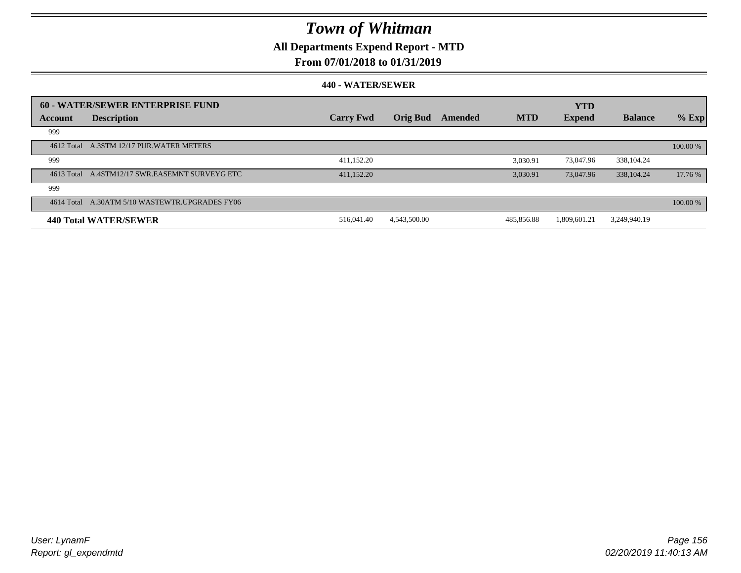# Town of Whitman

## All Departments Expend Report - MTD

## From 07/01/2018 to 01/31/2019

### 440 - WATER/SEWER

| 60 - WATER/SEWER ENTERPRISE FUND | | | | | | | | | |
|---|---|---|---|---|---|---|---|---|---|
| Account | Description | Carry Fwd | Orig Bud | Amended | MTD | YTD Expend | Balance | % Exp |
| 999 | | | | | | | | |
| 4612 Total | A.3STM 12/17 PUR.WATER METERS | | | | | | | 100.00 % |
| 999 | | 411,152.20 | | | 3,030.91 | 73,047.96 | 338,104.24 | |
| 4613 Total | A.4STM12/17 SWR.EASEMNT SURVEYG ETC | 411,152.20 | | | 3,030.91 | 73,047.96 | 338,104.24 | 17.76 % |
| 999 | | | | | | | | |
| 4614 Total | A.30ATM 5/10 WASTEWTR.UPGRADES FY06 | | | | | | | 100.00 % |
| **440 Total WATER/SEWER** | | 516,041.40 | 4,543,500.00 | | 485,856.88 | 1,809,601.21 | 3,249,940.19 | |

*User: LynamF*
*Report: gl_expendmtd*

*02/20/2019 11:40:13 AM*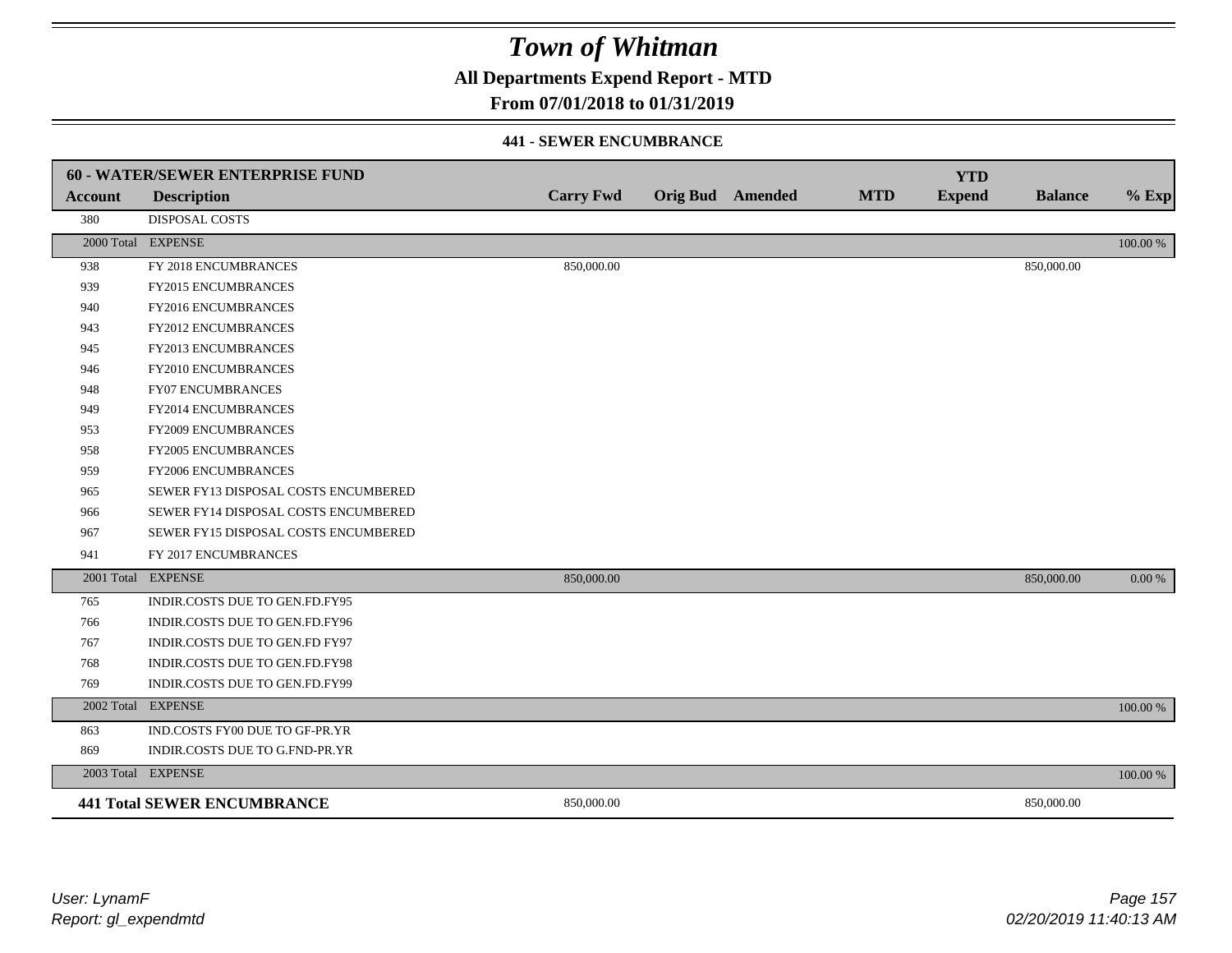# Town of Whitman

## All Departments Expend Report - MTD

### From 07/01/2018 to 01/31/2019

#### 441 - SEWER ENCUMBRANCE

| 60 - WATER/SEWER ENTERPRISE FUND | | | | | | YTD | | |
|---|---|---|---|---|---|---|---|---|
| **Account** | **Description** | **Carry Fwd** | **Orig Bud** | **Amended** | **MTD** | **Expend** | **Balance** | **% Exp** |
| 380 | DISPOSAL COSTS | | | | | | | |
| 2000 Total | EXPENSE | | | | | | | 100.00 % |
| 938 | FY 2018 ENCUMBRANCES | 850,000.00 | | | | | 850,000.00 | |
| 939 | FY2015 ENCUMBRANCES | | | | | | | |
| 940 | FY2016 ENCUMBRANCES | | | | | | | |
| 943 | FY2012 ENCUMBRANCES | | | | | | | |
| 945 | FY2013 ENCUMBRANCES | | | | | | | |
| 946 | FY2010 ENCUMBRANCES | | | | | | | |
| 948 | FY07 ENCUMBRANCES | | | | | | | |
| 949 | FY2014 ENCUMBRANCES | | | | | | | |
| 953 | FY2009 ENCUMBRANCES | | | | | | | |
| 958 | FY2005 ENCUMBRANCES | | | | | | | |
| 959 | FY2006 ENCUMBRANCES | | | | | | | |
| 965 | SEWER FY13 DISPOSAL COSTS ENCUMBERED | | | | | | | |
| 966 | SEWER FY14 DISPOSAL COSTS ENCUMBERED | | | | | | | |
| 967 | SEWER FY15 DISPOSAL COSTS ENCUMBERED | | | | | | | |
| 941 | FY 2017 ENCUMBRANCES | | | | | | | |
| 2001 Total | EXPENSE | 850,000.00 | | | | | 850,000.00 | 0.00 % |
| 765 | INDIR.COSTS DUE TO GEN.FD.FY95 | | | | | | | |
| 766 | INDIR.COSTS DUE TO GEN.FD.FY96 | | | | | | | |
| 767 | INDIR.COSTS DUE TO GEN.FD FY97 | | | | | | | |
| 768 | INDIR.COSTS DUE TO GEN.FD.FY98 | | | | | | | |
| 769 | INDIR.COSTS DUE TO GEN.FD.FY99 | | | | | | | |
| 2002 Total | EXPENSE | | | | | | | 100.00 % |
| 863 | IND.COSTS FY00 DUE TO GF-PR.YR | | | | | | | |
| 869 | INDIR.COSTS DUE TO G.FND-PR.YR | | | | | | | |
| 2003 Total | EXPENSE | | | | | | | 100.00 % |
| **441 Total SEWER ENCUMBRANCE** | | 850,000.00 | | | | | 850,000.00 | |

User: LynamF
Report: gl_expendmtd

02/20/2019 11:40:13 AM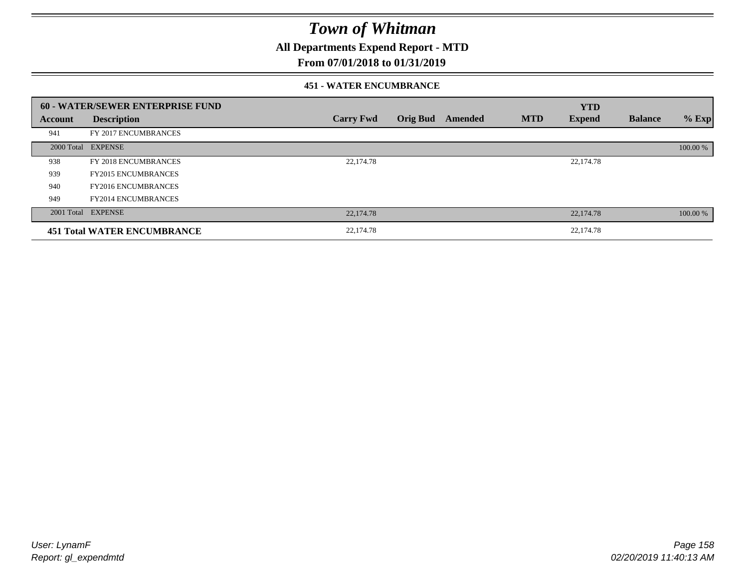# Town of Whitman

## All Departments Expend Report - MTD

## From 07/01/2018 to 01/31/2019

### 451 - WATER ENCUMBRANCE

| 60 - WATER/SEWER ENTERPRISE FUND | | | | | | YTD | | |
|---|---|---|---|---|---|---|---|---|
| **Account** | **Description** | **Carry Fwd** | **Orig Bud** | **Amended** | **MTD** | **Expend** | **Balance** | **% Exp** |
| 941 | FY 2017 ENCUMBRANCES | | | | | | | |
| 2000 Total | EXPENSE | | | | | | | 100.00 % |
| 938 | FY 2018 ENCUMBRANCES | 22,174.78 | | | | 22,174.78 | | |
| 939 | FY2015 ENCUMBRANCES | | | | | | | |
| 940 | FY2016 ENCUMBRANCES | | | | | | | |
| 949 | FY2014 ENCUMBRANCES | | | | | | | |
| 2001 Total | EXPENSE | 22,174.78 | | | | 22,174.78 | | 100.00 % |
| **451 Total WATER ENCUMBRANCE** | | 22,174.78 | | | | 22,174.78 | | |

*User: LynamF*
*Report: gl_expendmtd*

*02/20/2019 11:40:13 AM*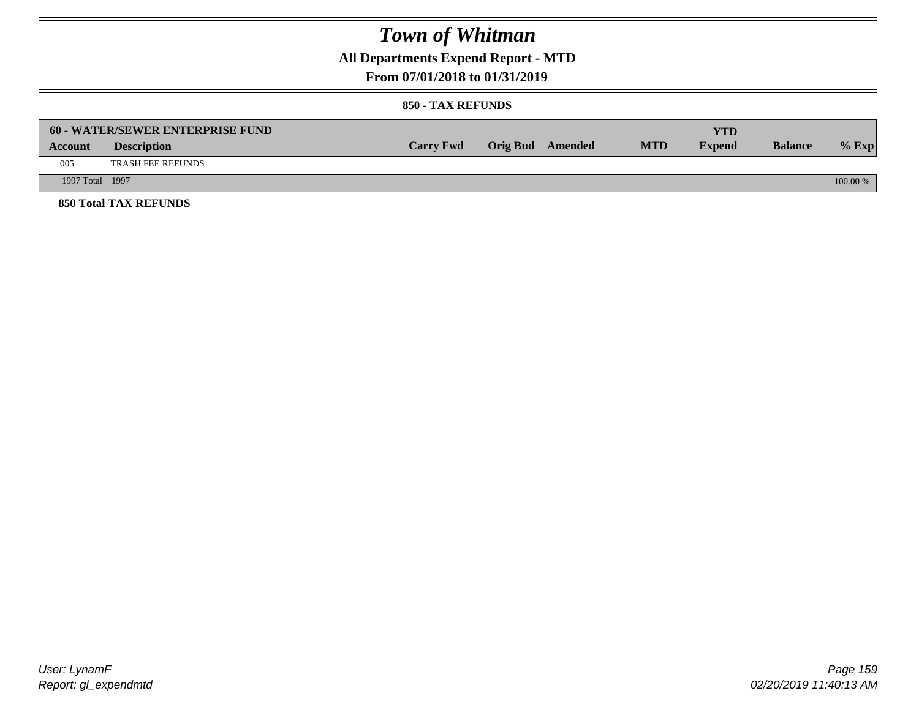# Town of Whitman

## All Departments Expend Report - MTD

### From 07/01/2018 to 01/31/2019

#### 850 - TAX REFUNDS

| 60 - WATER/SEWER ENTERPRISE FUND | | | | | | | | |
|---|---|---|---|---|---|---|---|---|
| Account | Description | Carry Fwd | Orig Bud | Amended | MTD | YTD Expend | Balance | % Exp |
| 005 | TRASH FEE REFUNDS | | | | | | | |
| 1997 Total | 1997 | | | | | | | 100.00 % |

**850 Total TAX REFUNDS**

User: LynamF
Report: gl_expendmtd

02/20/2019 11:40:13 AM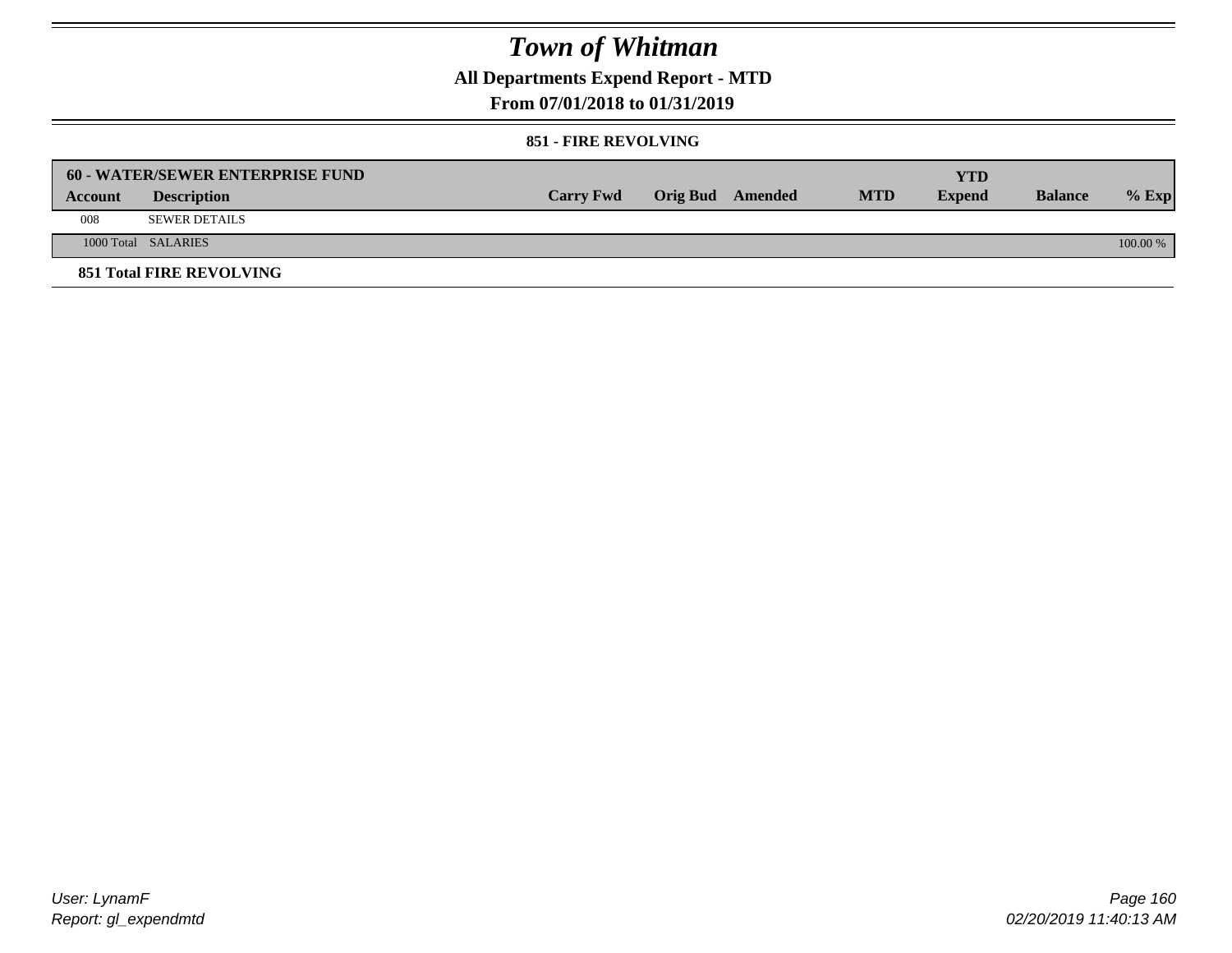# Town of Whitman

## All Departments Expend Report - MTD

### From 07/01/2018 to 01/31/2019

#### 851 - FIRE REVOLVING

| 60 - WATER/SEWER ENTERPRISE FUND | | | | | | YTD | | |
|---|---|---|---|---|---|---|---|---|
| **Account** | **Description** | **Carry Fwd** | **Orig Bud** | **Amended** | **MTD** | **Expend** | **Balance** | **% Exp** |
| 008 | SEWER DETAILS | | | | | | | |
| 1000 Total | SALARIES | | | | | | | 100.00 % |

**851 Total FIRE REVOLVING**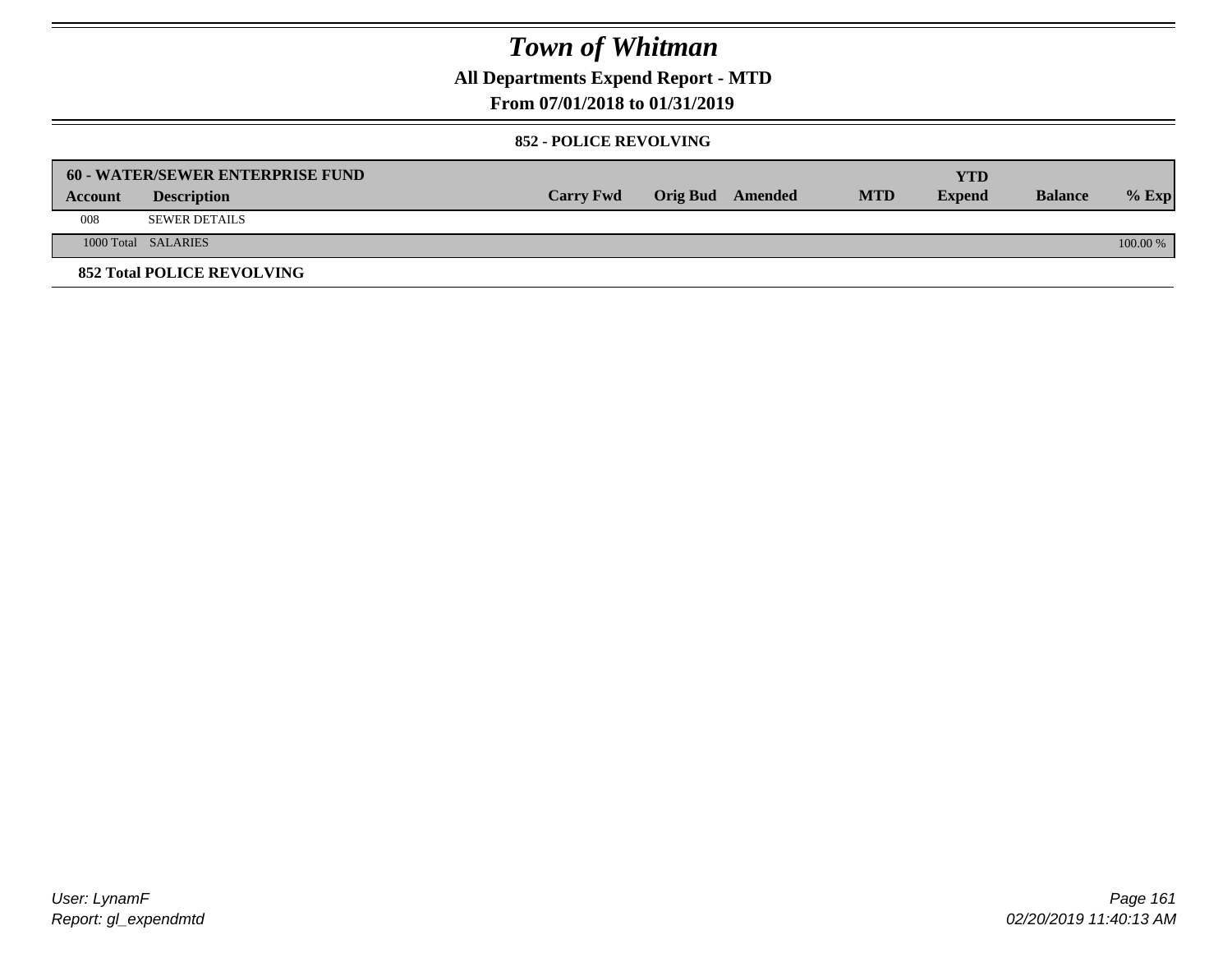# Town of Whitman

## All Departments Expend Report - MTD

## From 07/01/2018 to 01/31/2019

### 852 - POLICE REVOLVING

| 60 - WATER/SEWER ENTERPRISE FUND | | | | | | YTD | | |
|---|---|---|---|---|---|---|---|---|
| **Account** | **Description** | **Carry Fwd** | **Orig Bud** | **Amended** | **MTD** | **Expend** | **Balance** | **% Exp** |
| 008 | SEWER DETAILS | | | | | | | |
| 1000 Total | SALARIES | | | | | | | 100.00 % |

**852 Total POLICE REVOLVING**

User: LynamF
Report: gl_expendmtd

02/20/2019 11:40:13 AM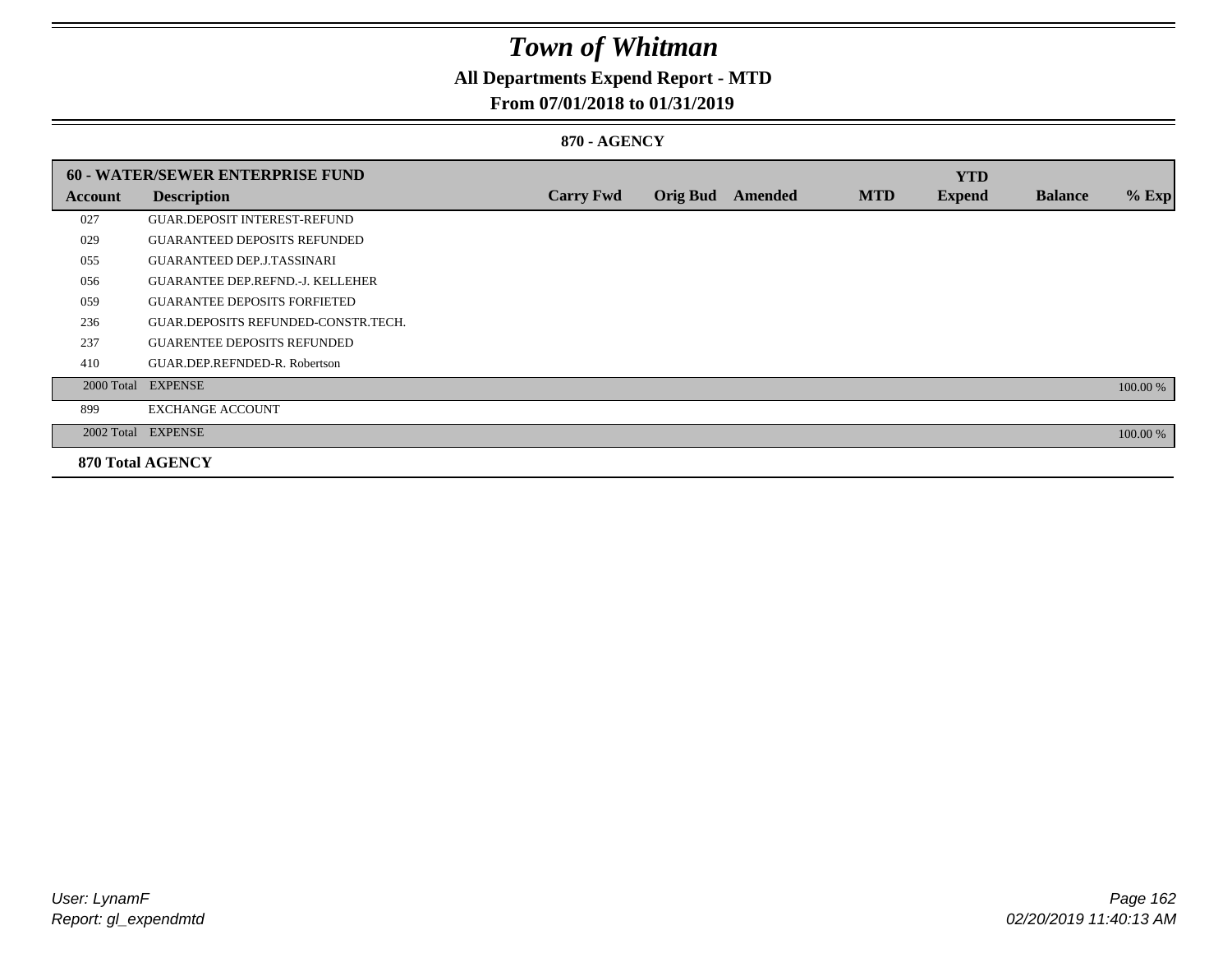# Town of Whitman

## All Departments Expend Report - MTD

## From 07/01/2018 to 01/31/2019

### 870 - AGENCY

| 60 - WATER/SEWER ENTERPRISE FUND | | | | | | YTD | | |
|---|---|---|---|---|---|---|---|---|
| **Account** | **Description** | **Carry Fwd** | **Orig Bud** | **Amended** | **MTD** | **Expend** | **Balance** | **% Exp** |
| 027 | GUAR.DEPOSIT INTEREST-REFUND | | | | | | | |
| 029 | GUARANTEED DEPOSITS REFUNDED | | | | | | | |
| 055 | GUARANTEED DEP.J.TASSINARI | | | | | | | |
| 056 | GUARANTEE DEP.REFND.-J. KELLEHER | | | | | | | |
| 059 | GUARANTEE DEPOSITS FORFIETED | | | | | | | |
| 236 | GUAR.DEPOSITS REFUNDED-CONSTR.TECH. | | | | | | | |
| 237 | GUARENTEE DEPOSITS REFUNDED | | | | | | | |
| 410 | GUAR.DEP.REFNDED-R. Robertson | | | | | | | |
| 2000 Total | EXPENSE | | | | | | | 100.00 % |
| 899 | EXCHANGE ACCOUNT | | | | | | | |
| 2002 Total | EXPENSE | | | | | | | 100.00 % |
| **870 Total AGENCY** | | | | | | | | |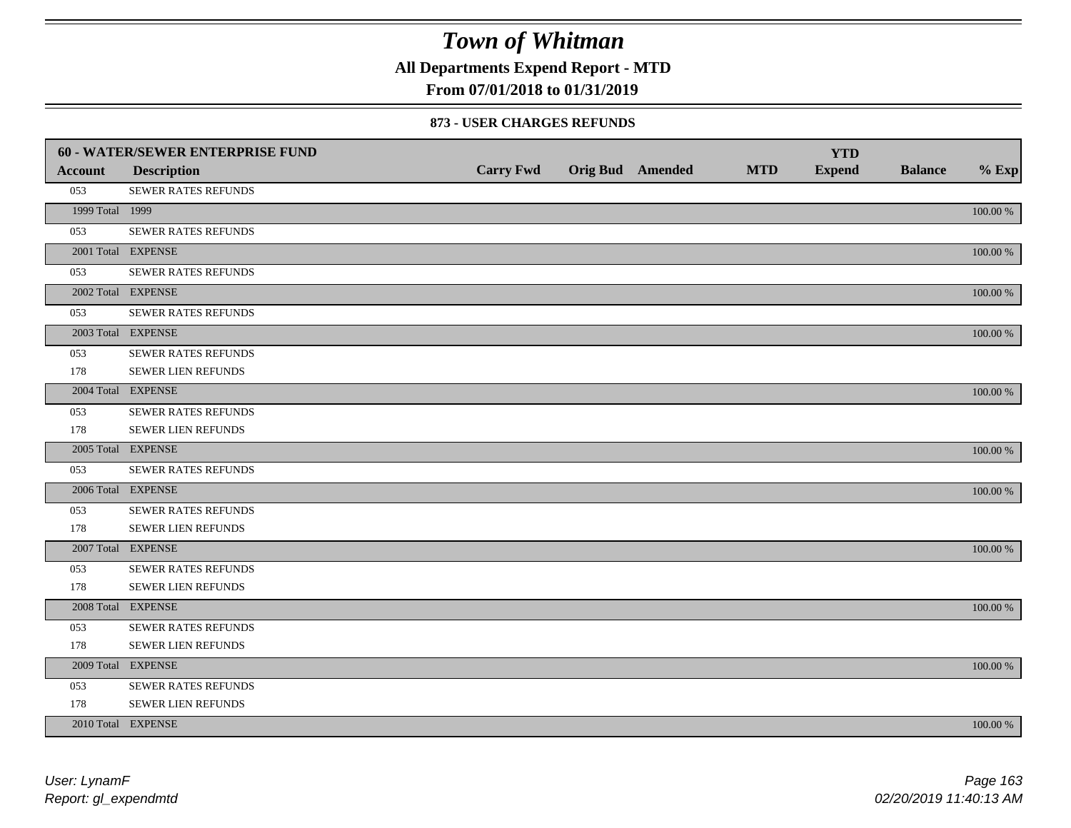# Town of Whitman

**All Departments Expend Report - MTD**

**From 07/01/2018 to 01/31/2019**

### 873 - USER CHARGES REFUNDS

| 60 - WATER/SEWER ENTERPRISE FUND | | | | | | | | |
|---|---|---|---|---|---|---|---|---|
| **Account** | **Description** | **Carry Fwd** | **Orig Bud** | **Amended** | **MTD** | **YTD Expend** | **Balance** | **% Exp** |
| 053 | SEWER RATES REFUNDS | | | | | | | |
| 1999 Total | 1999 | | | | | | | 100.00 % |
| 053 | SEWER RATES REFUNDS | | | | | | | |
| 2001 Total | EXPENSE | | | | | | | 100.00 % |
| 053 | SEWER RATES REFUNDS | | | | | | | |
| 2002 Total | EXPENSE | | | | | | | 100.00 % |
| 053 | SEWER RATES REFUNDS | | | | | | | |
| 2003 Total | EXPENSE | | | | | | | 100.00 % |
| 053 | SEWER RATES REFUNDS | | | | | | | |
| 178 | SEWER LIEN REFUNDS | | | | | | | |
| 2004 Total | EXPENSE | | | | | | | 100.00 % |
| 053 | SEWER RATES REFUNDS | | | | | | | |
| 178 | SEWER LIEN REFUNDS | | | | | | | |
| 2005 Total | EXPENSE | | | | | | | 100.00 % |
| 053 | SEWER RATES REFUNDS | | | | | | | |
| 2006 Total | EXPENSE | | | | | | | 100.00 % |
| 053 | SEWER RATES REFUNDS | | | | | | | |
| 178 | SEWER LIEN REFUNDS | | | | | | | |
| 2007 Total | EXPENSE | | | | | | | 100.00 % |
| 053 | SEWER RATES REFUNDS | | | | | | | |
| 178 | SEWER LIEN REFUNDS | | | | | | | |
| 2008 Total | EXPENSE | | | | | | | 100.00 % |
| 053 | SEWER RATES REFUNDS | | | | | | | |
| 178 | SEWER LIEN REFUNDS | | | | | | | |
| 2009 Total | EXPENSE | | | | | | | 100.00 % |
| 053 | SEWER RATES REFUNDS | | | | | | | |
| 178 | SEWER LIEN REFUNDS | | | | | | | |
| 2010 Total | EXPENSE | | | | | | | 100.00 % |

*User: LynamF*
*Report: gl_expendmtd*

*02/20/2019 11:40:13 AM*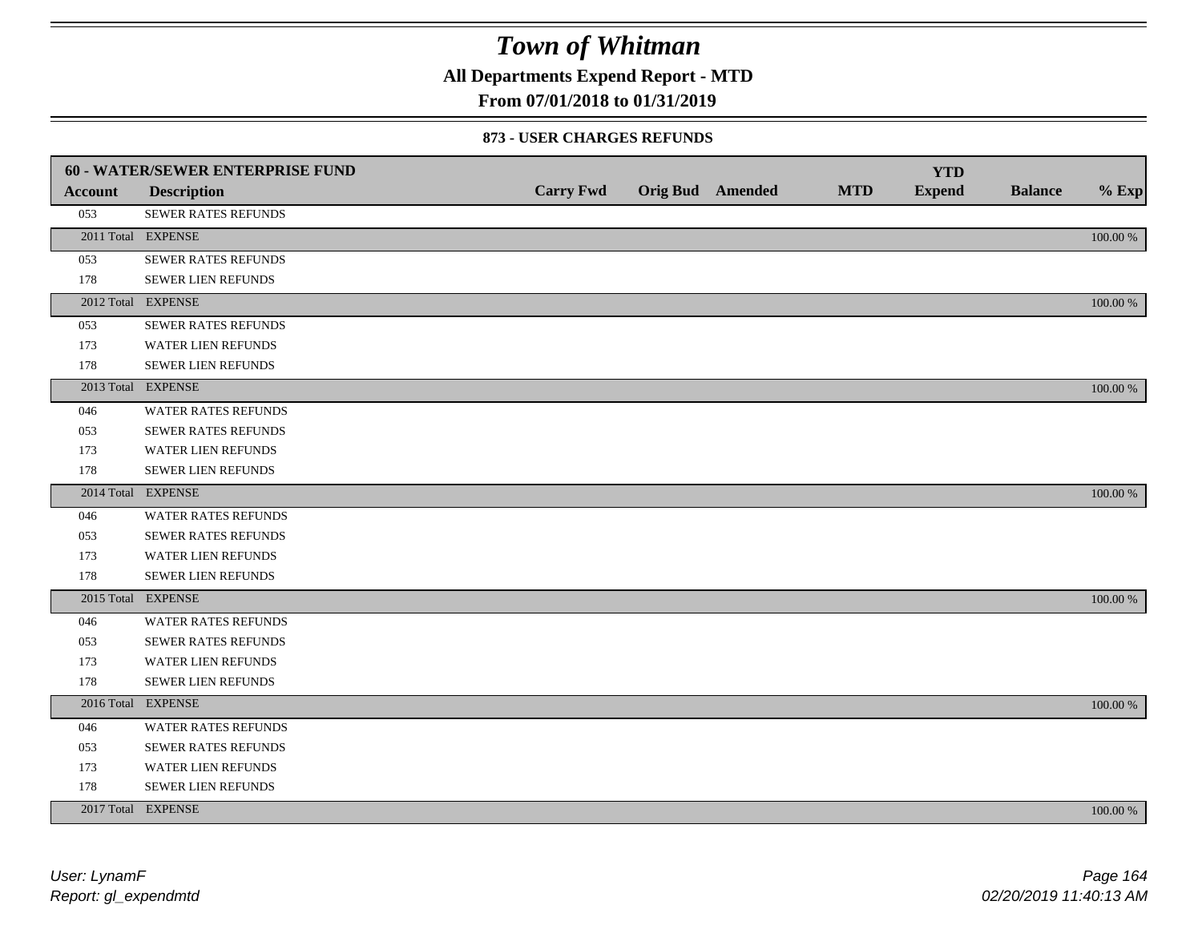# Town of Whitman

**All Departments Expend Report - MTD**

**From 07/01/2018 to 01/31/2019**

### 873 - USER CHARGES REFUNDS

| 60 - WATER/SEWER ENTERPRISE FUND | | | | | | YTD | | |
|---|---|---|---|---|---|---|---|---|
| **Account** | **Description** | **Carry Fwd** | **Orig Bud** | **Amended** | **MTD** | **Expend** | **Balance** | **% Exp** |
| 053 | SEWER RATES REFUNDS | | | | | | | |
| 2011 Total | EXPENSE | | | | | | | 100.00 % |
| 053 | SEWER RATES REFUNDS | | | | | | | |
| 178 | SEWER LIEN REFUNDS | | | | | | | |
| 2012 Total | EXPENSE | | | | | | | 100.00 % |
| 053 | SEWER RATES REFUNDS | | | | | | | |
| 173 | WATER LIEN REFUNDS | | | | | | | |
| 178 | SEWER LIEN REFUNDS | | | | | | | |
| 2013 Total | EXPENSE | | | | | | | 100.00 % |
| 046 | WATER RATES REFUNDS | | | | | | | |
| 053 | SEWER RATES REFUNDS | | | | | | | |
| 173 | WATER LIEN REFUNDS | | | | | | | |
| 178 | SEWER LIEN REFUNDS | | | | | | | |
| 2014 Total | EXPENSE | | | | | | | 100.00 % |
| 046 | WATER RATES REFUNDS | | | | | | | |
| 053 | SEWER RATES REFUNDS | | | | | | | |
| 173 | WATER LIEN REFUNDS | | | | | | | |
| 178 | SEWER LIEN REFUNDS | | | | | | | |
| 2015 Total | EXPENSE | | | | | | | 100.00 % |
| 046 | WATER RATES REFUNDS | | | | | | | |
| 053 | SEWER RATES REFUNDS | | | | | | | |
| 173 | WATER LIEN REFUNDS | | | | | | | |
| 178 | SEWER LIEN REFUNDS | | | | | | | |
| 2016 Total | EXPENSE | | | | | | | 100.00 % |
| 046 | WATER RATES REFUNDS | | | | | | | |
| 053 | SEWER RATES REFUNDS | | | | | | | |
| 173 | WATER LIEN REFUNDS | | | | | | | |
| 178 | SEWER LIEN REFUNDS | | | | | | | |
| 2017 Total | EXPENSE | | | | | | | 100.00 % |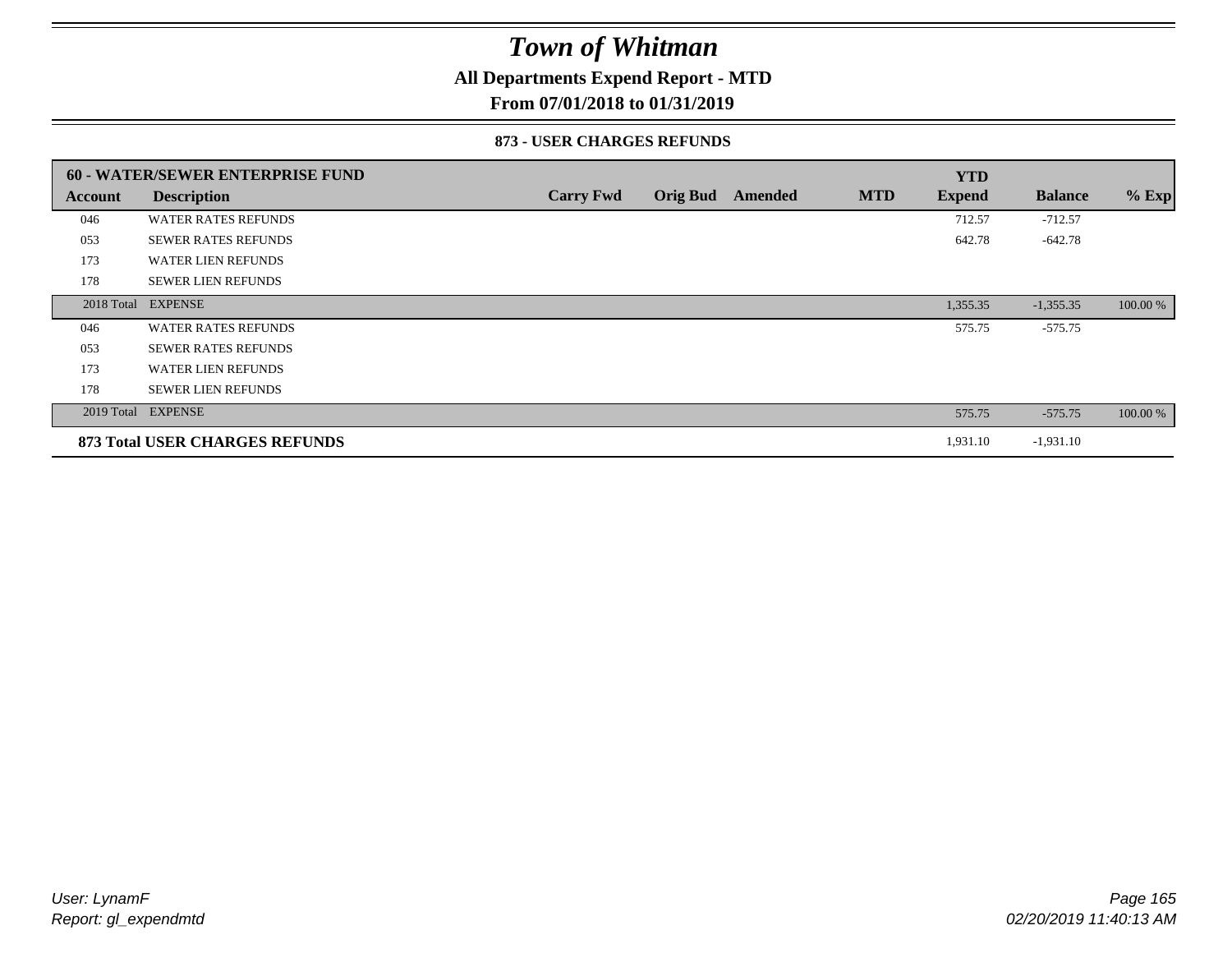# Town of Whitman

**All Departments Expend Report - MTD**

**From 07/01/2018 to 01/31/2019**

### 873 - USER CHARGES REFUNDS

| 60 - WATER/SEWER ENTERPRISE FUND | | | | | | | | |
|---|---|---|---|---|---|---|---|---|
| **Account** | **Description** | **Carry Fwd** | **Orig Bud** | **Amended** | **MTD** | **YTD Expend** | **Balance** | **% Exp** |
| 046 | WATER RATES REFUNDS | | | | | 712.57 | -712.57 | |
| 053 | SEWER RATES REFUNDS | | | | | 642.78 | -642.78 | |
| 173 | WATER LIEN REFUNDS | | | | | | | |
| 178 | SEWER LIEN REFUNDS | | | | | | | |
| 2018 Total | EXPENSE | | | | | 1,355.35 | -1,355.35 | 100.00 % |
| 046 | WATER RATES REFUNDS | | | | | 575.75 | -575.75 | |
| 053 | SEWER RATES REFUNDS | | | | | | | |
| 173 | WATER LIEN REFUNDS | | | | | | | |
| 178 | SEWER LIEN REFUNDS | | | | | | | |
| 2019 Total | EXPENSE | | | | | 575.75 | -575.75 | 100.00 % |
| **873 Total USER CHARGES REFUNDS** | | | | | | 1,931.10 | -1,931.10 | |

User: LynamF
Report: gl_expendmtd

02/20/2019 11:40:13 AM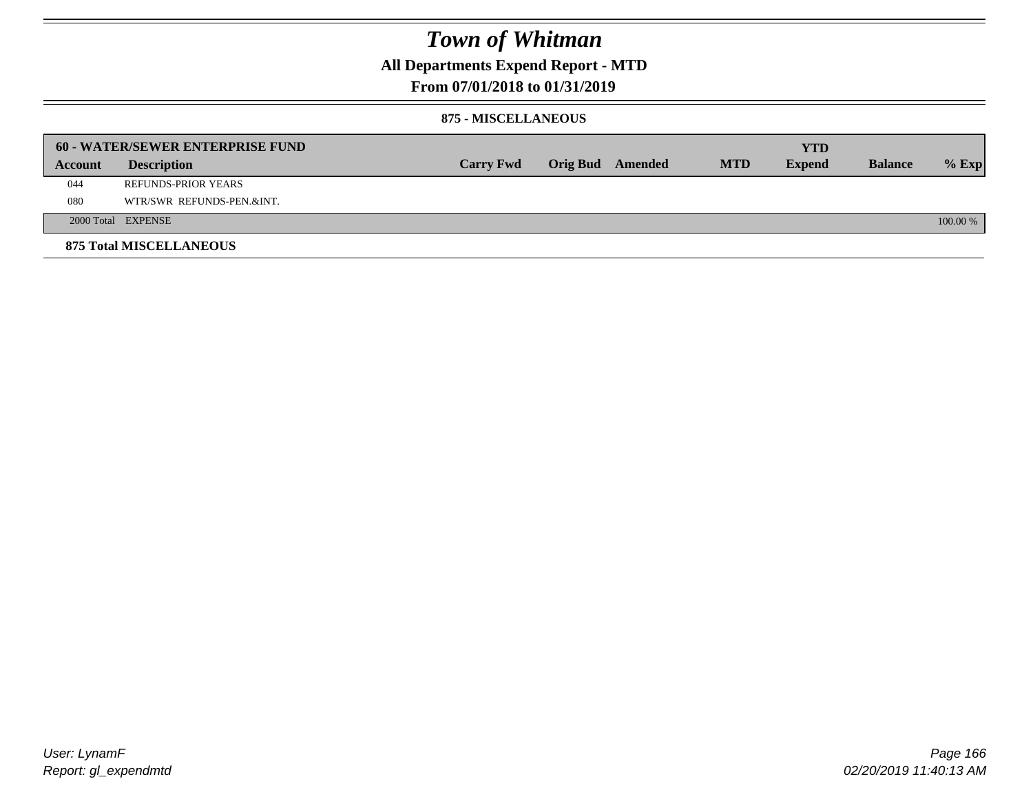# Town of Whitman

## All Departments Expend Report - MTD

## From 07/01/2018 to 01/31/2019

### 875 - MISCELLANEOUS

| 60 - WATER/SEWER ENTERPRISE FUND | | | | | | | | |
|---|---|---|---|---|---|---|---|---|
| **Account** | **Description** | **Carry Fwd** | **Orig Bud** | **Amended** | **MTD** | **YTD Expend** | **Balance** | **% Exp** |
| 044 | REFUNDS-PRIOR YEARS | | | | | | | |
| 080 | WTR/SWR REFUNDS-PEN.&INT. | | | | | | | |
| 2000 Total | EXPENSE | | | | | | | 100.00 % |

**875 Total MISCELLANEOUS**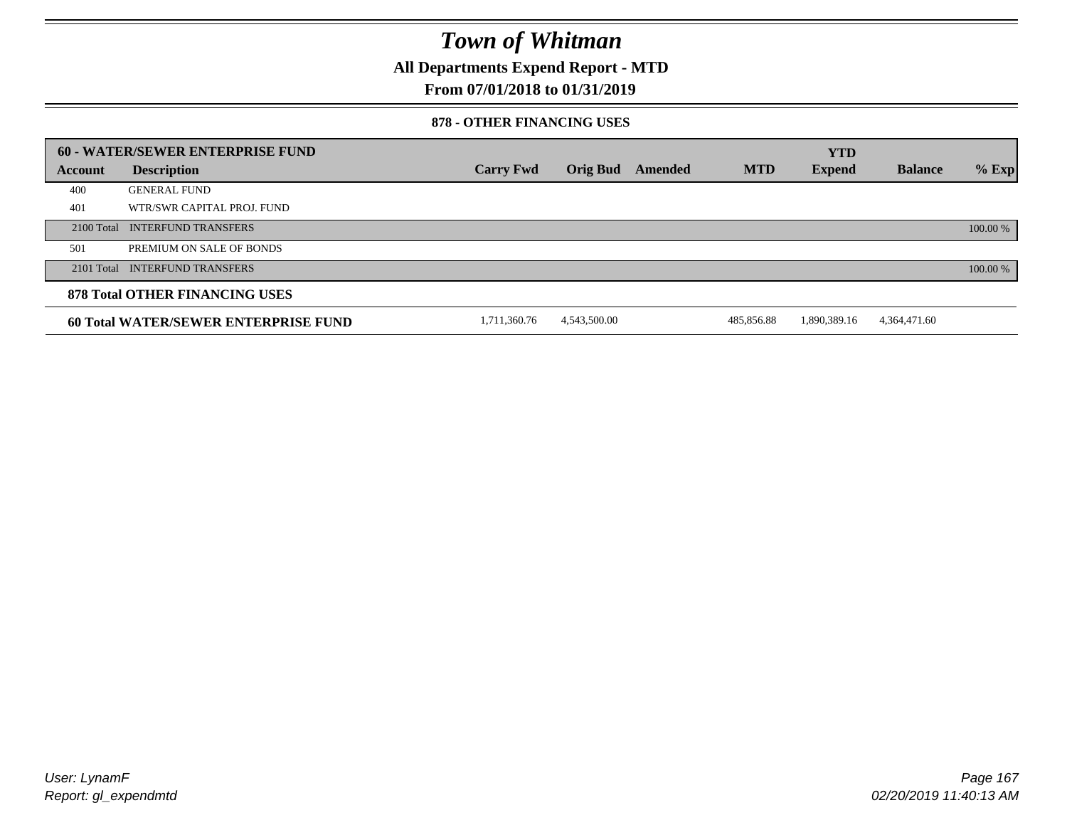# Town of Whitman

**All Departments Expend Report - MTD**

**From 07/01/2018 to 01/31/2019**

**878 - OTHER FINANCING USES**

| 60 - WATER/SEWER ENTERPRISE FUND | | | | | | YTD | | |
|---|---|---|---|---|---|---|---|---|
| **Account** | **Description** | **Carry Fwd** | **Orig Bud** | **Amended** | **MTD** | **Expend** | **Balance** | **% Exp** |
| 400 | GENERAL FUND | | | | | | | |
| 401 | WTR/SWR CAPITAL PROJ. FUND | | | | | | | |
| 2100 Total | INTERFUND TRANSFERS | | | | | | | 100.00 % |
| 501 | PREMIUM ON SALE OF BONDS | | | | | | | |
| 2101 Total | INTERFUND TRANSFERS | | | | | | | 100.00 % |
| **878 Total OTHER FINANCING USES** | | | | | | | | |
| **60 Total WATER/SEWER ENTERPRISE FUND** | | 1,711,360.76 | 4,543,500.00 | | 485,856.88 | 1,890,389.16 | 4,364,471.60 | |

*User: LynamF*
*Report: gl_expendmtd*

*02/20/2019 11:40:13 AM*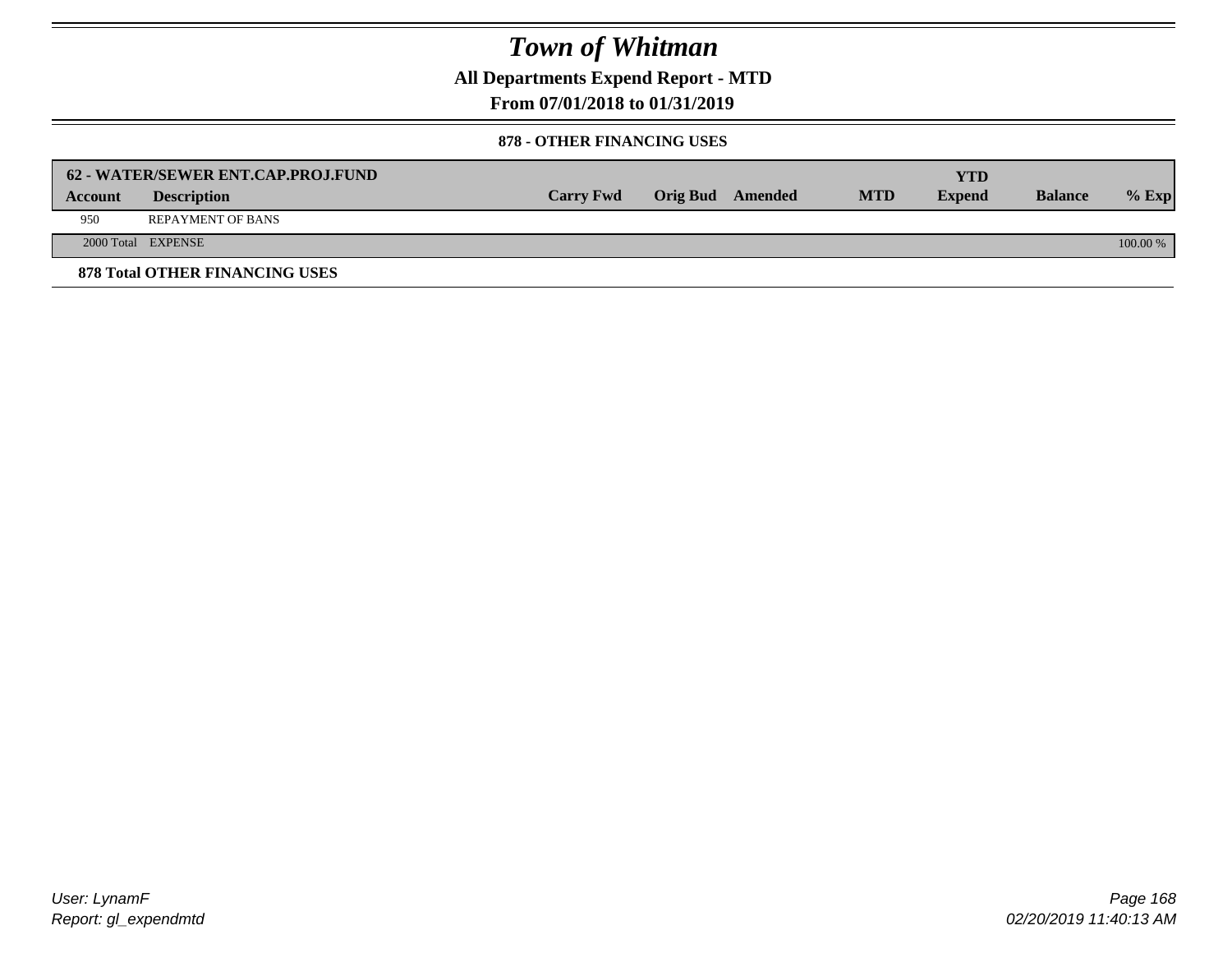# Town of Whitman

**All Departments Expend Report - MTD**

**From 07/01/2018 to 01/31/2019**

**878 - OTHER FINANCING USES**

| 62 - WATER/SEWER ENT.CAP.PROJ.FUND | | | | | | | | |
|---|---|---|---|---|---|---|---|---|
| **Account** | **Description** | **Carry Fwd** | **Orig Bud** | **Amended** | **MTD** | **YTD Expend** | **Balance** | **% Exp** |
| 950 | REPAYMENT OF BANS | | | | | | | |
| 2000 Total | EXPENSE | | | | | | | 100.00 % |

**878 Total OTHER FINANCING USES**

*User: LynamF*
*Report: gl_expendmtd*

*02/20/2019 11:40:13 AM*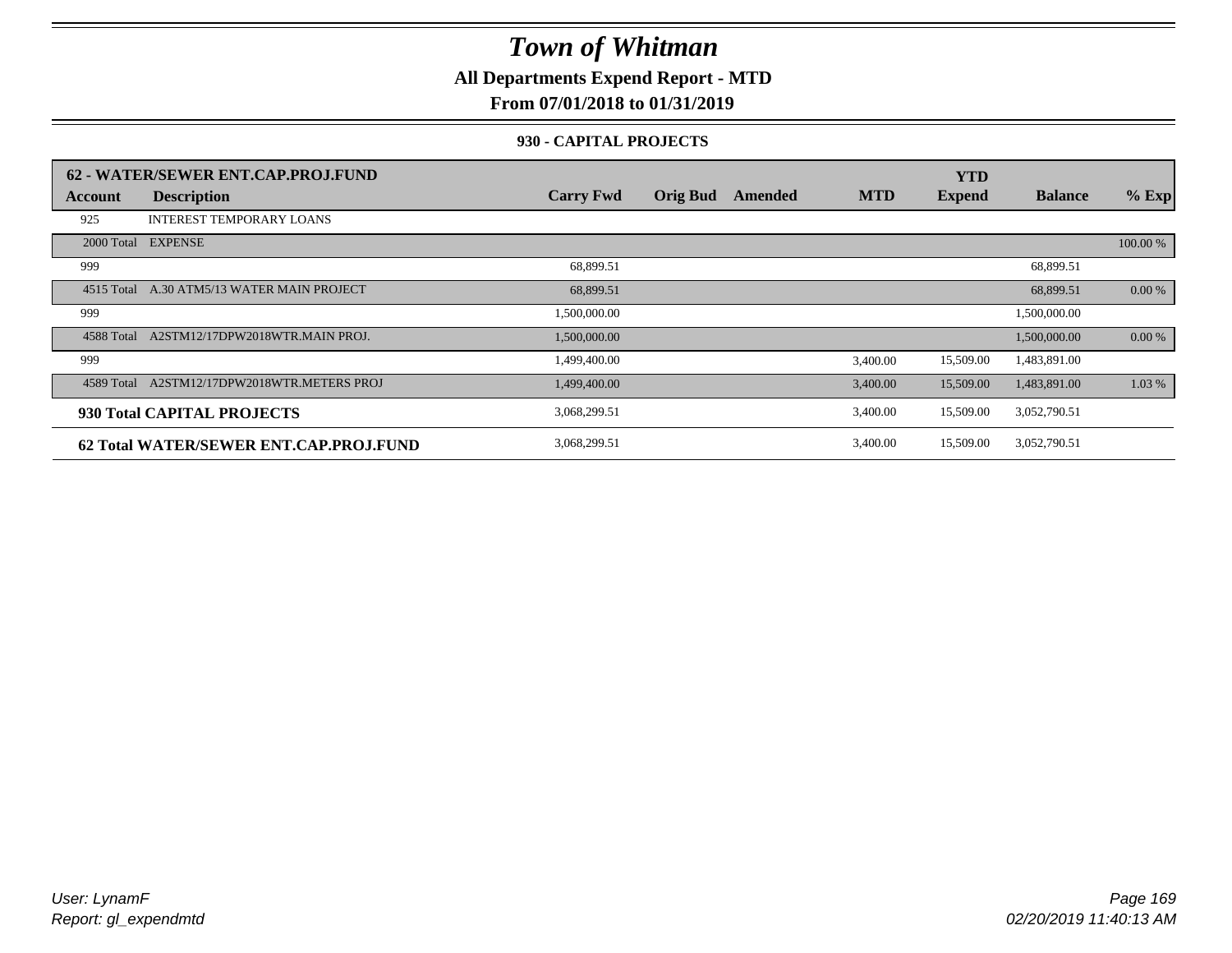# Town of Whitman

## All Departments Expend Report - MTD

## From 07/01/2018 to 01/31/2019

### 930 - CAPITAL PROJECTS

| 62 - WATER/SEWER ENT.CAP.PROJ.FUND | | | | | | YTD | | |
|---|---|---|---|---|---|---|---|---|
| **Account** | **Description** | **Carry Fwd** | **Orig Bud** | **Amended** | **MTD** | **Expend** | **Balance** | **% Exp** |
| 925 | INTEREST TEMPORARY LOANS | | | | | | | |
| 2000 Total | EXPENSE | | | | | | | 100.00 % |
| 999 | | 68,899.51 | | | | | 68,899.51 | |
| 4515 Total | A.30 ATM5/13 WATER MAIN PROJECT | 68,899.51 | | | | | 68,899.51 | 0.00 % |
| 999 | | 1,500,000.00 | | | | | 1,500,000.00 | |
| 4588 Total | A2STM12/17DPW2018WTR.MAIN PROJ. | 1,500,000.00 | | | | | 1,500,000.00 | 0.00 % |
| 999 | | 1,499,400.00 | | | 3,400.00 | 15,509.00 | 1,483,891.00 | |
| 4589 Total | A2STM12/17DPW2018WTR.METERS PROJ | 1,499,400.00 | | | 3,400.00 | 15,509.00 | 1,483,891.00 | 1.03 % |
| **930 Total CAPITAL PROJECTS** | | 3,068,299.51 | | | 3,400.00 | 15,509.00 | 3,052,790.51 | |
| **62 Total WATER/SEWER ENT.CAP.PROJ.FUND** | | 3,068,299.51 | | | 3,400.00 | 15,509.00 | 3,052,790.51 | |

*User: LynamF*
*Report: gl_expendmtd*

*02/20/2019 11:40:13 AM*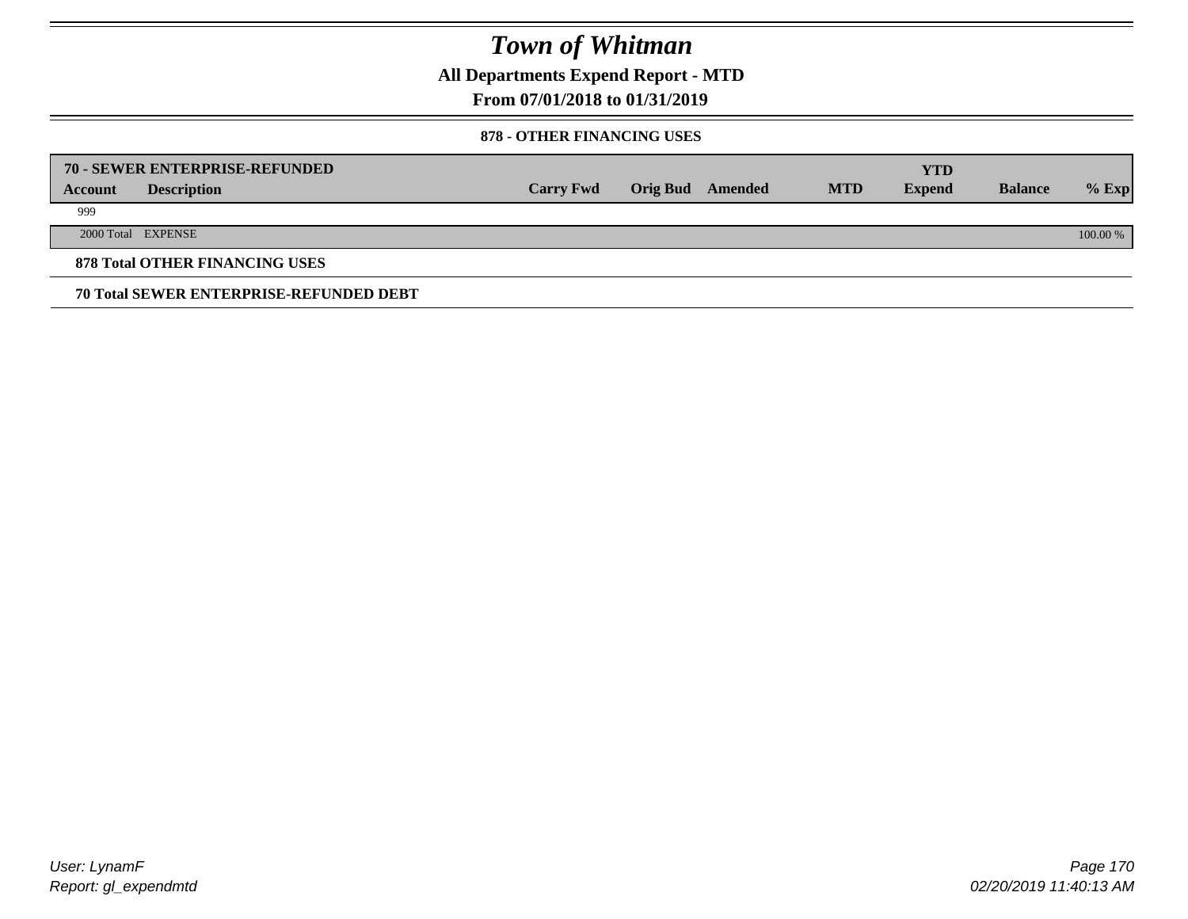# Town of Whitman

## All Departments Expend Report - MTD

## From 07/01/2018 to 01/31/2019

### 878 - OTHER FINANCING USES

| 70 - SEWER ENTERPRISE-REFUNDED | | | | | | YTD | | |
|---|---|---|---|---|---|---|---|---|
| Account | Description | Carry Fwd | Orig Bud | Amended | MTD | Expend | Balance | % Exp |
| 999 | | | | | | | | |
| 2000 Total | EXPENSE | | | | | | | 100.00 % |

**878 Total OTHER FINANCING USES**

**70 Total SEWER ENTERPRISE-REFUNDED DEBT**

*User: LynamF*
*Report: gl_expendmtd*

*02/20/2019 11:40:13 AM*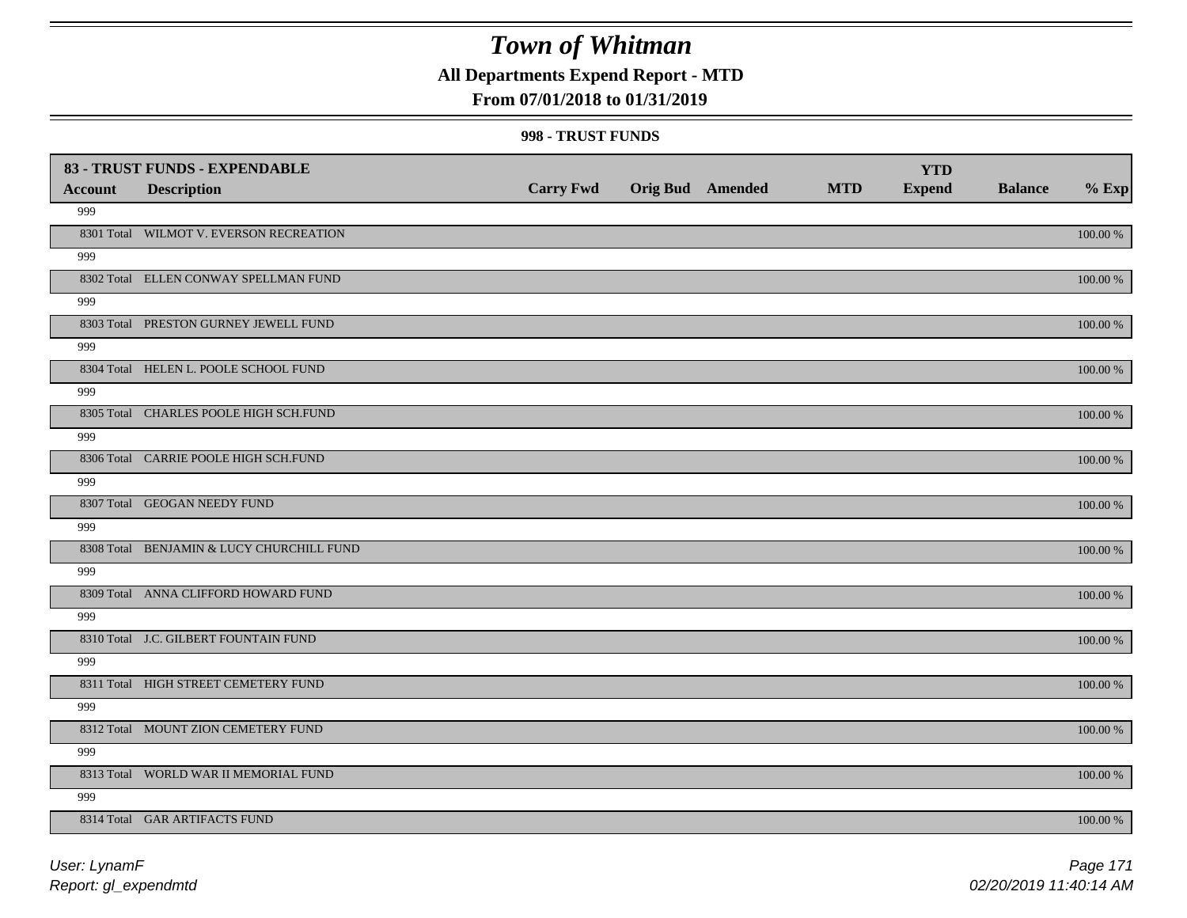# Town of Whitman

## All Departments Expend Report - MTD

### From 07/01/2018 to 01/31/2019

#### 998 - TRUST FUNDS

| 83 - TRUST FUNDS - EXPENDABLE | | | | | | | | |
|---|---|---|---|---|---|---|---|---|
| **Account** | **Description** | **Carry Fwd** | **Orig Bud** | **Amended** | **MTD** | **YTD Expend** | **Balance** | **% Exp** |
| 999 | | | | | | | | |
| 8301 Total | WILMOT V. EVERSON RECREATION | | | | | | | 100.00 % |
| 999 | | | | | | | | |
| 8302 Total | ELLEN CONWAY SPELLMAN FUND | | | | | | | 100.00 % |
| 999 | | | | | | | | |
| 8303 Total | PRESTON GURNEY JEWELL FUND | | | | | | | 100.00 % |
| 999 | | | | | | | | |
| 8304 Total | HELEN L. POOLE SCHOOL FUND | | | | | | | 100.00 % |
| 999 | | | | | | | | |
| 8305 Total | CHARLES POOLE HIGH SCH.FUND | | | | | | | 100.00 % |
| 999 | | | | | | | | |
| 8306 Total | CARRIE POOLE HIGH SCH.FUND | | | | | | | 100.00 % |
| 999 | | | | | | | | |
| 8307 Total | GEOGAN NEEDY FUND | | | | | | | 100.00 % |
| 999 | | | | | | | | |
| 8308 Total | BENJAMIN & LUCY CHURCHILL FUND | | | | | | | 100.00 % |
| 999 | | | | | | | | |
| 8309 Total | ANNA CLIFFORD HOWARD FUND | | | | | | | 100.00 % |
| 999 | | | | | | | | |
| 8310 Total | J.C. GILBERT FOUNTAIN FUND | | | | | | | 100.00 % |
| 999 | | | | | | | | |
| 8311 Total | HIGH STREET CEMETERY FUND | | | | | | | 100.00 % |
| 999 | | | | | | | | |
| 8312 Total | MOUNT ZION CEMETERY FUND | | | | | | | 100.00 % |
| 999 | | | | | | | | |
| 8313 Total | WORLD WAR II MEMORIAL FUND | | | | | | | 100.00 % |
| 999 | | | | | | | | |
| 8314 Total | GAR ARTIFACTS FUND | | | | | | | 100.00 % |

User: LynamF
Report: gl_expendmtd

02/20/2019 11:40:14 AM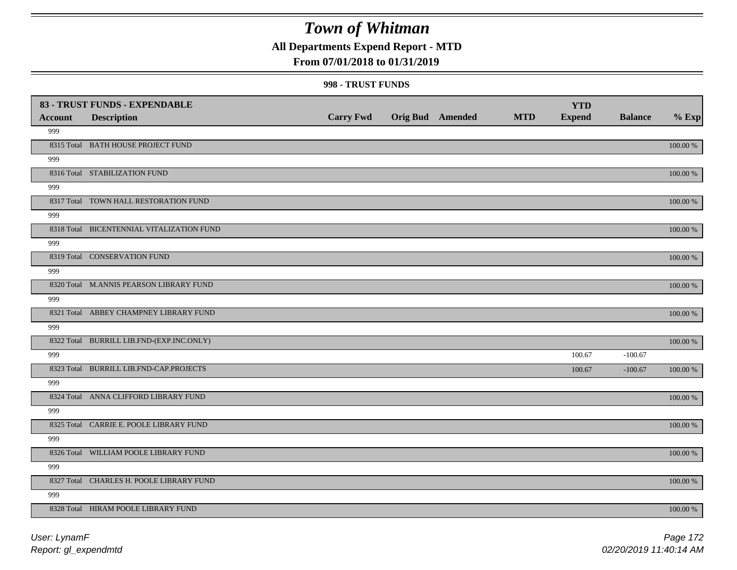# Town of Whitman

**All Departments Expend Report - MTD**

**From 07/01/2018 to 01/31/2019**

**998 - TRUST FUNDS**

| Account | 83 - TRUST FUNDS - EXPENDABLE Description | Carry Fwd | Orig Bud | Amended | MTD | YTD Expend | Balance | % Exp |
|---|---|---|---|---|---|---|---|---|
| 999 | | | | | | | | |
| 8315 Total | BATH HOUSE PROJECT FUND | | | | | | | 100.00 % |
| 999 | | | | | | | | |
| 8316 Total | STABILIZATION FUND | | | | | | | 100.00 % |
| 999 | | | | | | | | |
| 8317 Total | TOWN HALL RESTORATION FUND | | | | | | | 100.00 % |
| 999 | | | | | | | | |
| 8318 Total | BICENTENNIAL VITALIZATION FUND | | | | | | | 100.00 % |
| 999 | | | | | | | | |
| 8319 Total | CONSERVATION FUND | | | | | | | 100.00 % |
| 999 | | | | | | | | |
| 8320 Total | M.ANNIS PEARSON LIBRARY FUND | | | | | | | 100.00 % |
| 999 | | | | | | | | |
| 8321 Total | ABBEY CHAMPNEY LIBRARY FUND | | | | | | | 100.00 % |
| 999 | | | | | | | | |
| 8322 Total | BURRILL LIB.FND-(EXP.INC.ONLY) | | | | | | | 100.00 % |
| 999 | | | | | | 100.67 | -100.67 | |
| 8323 Total | BURRILL LIB.FND-CAP.PROJECTS | | | | | 100.67 | -100.67 | 100.00 % |
| 999 | | | | | | | | |
| 8324 Total | ANNA CLIFFORD LIBRARY FUND | | | | | | | 100.00 % |
| 999 | | | | | | | | |
| 8325 Total | CARRIE E. POOLE LIBRARY FUND | | | | | | | 100.00 % |
| 999 | | | | | | | | |
| 8326 Total | WILLIAM POOLE LIBRARY FUND | | | | | | | 100.00 % |
| 999 | | | | | | | | |
| 8327 Total | CHARLES H. POOLE LIBRARY FUND | | | | | | | 100.00 % |
| 999 | | | | | | | | |
| 8328 Total | HIRAM POOLE LIBRARY FUND | | | | | | | 100.00 % |

User: LynamF
Report: gl_expendmtd

02/20/2019 11:40:14 AM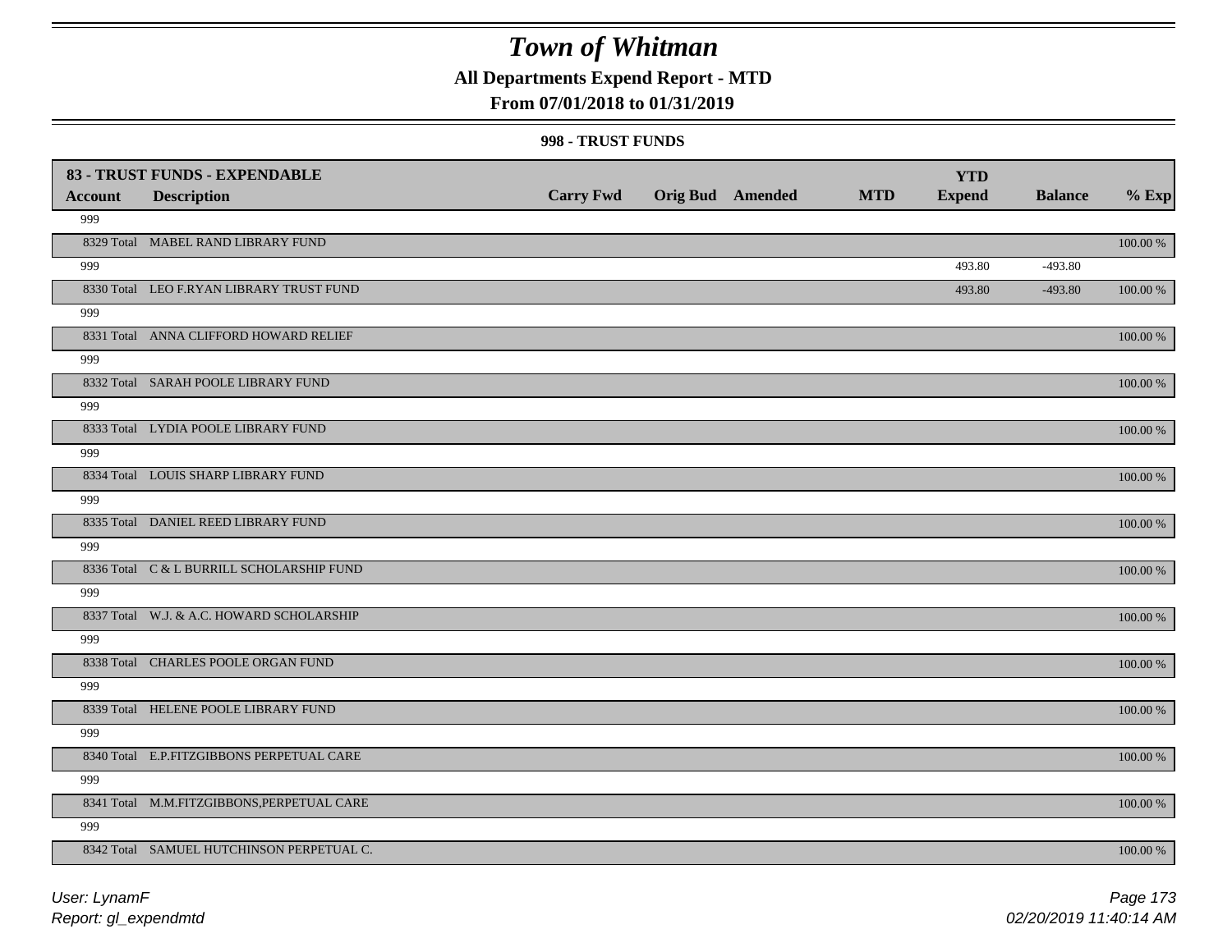# Town of Whitman

**All Departments Expend Report - MTD**

**From 07/01/2018 to 01/31/2019**

**998 - TRUST FUNDS**

| Account | Description | Carry Fwd | Orig Bud | Amended | MTD | YTD Expend | Balance | % Exp |
|---|---|---|---|---|---|---|---|---|
| **83 - TRUST FUNDS - EXPENDABLE** | | | | | | | | |
| 999 | | | | | | | | |
| 8329 Total | MABEL RAND LIBRARY FUND | | | | | | | 100.00 % |
| 999 | | | | | | 493.80 | -493.80 | |
| 8330 Total | LEO F.RYAN LIBRARY TRUST FUND | | | | | 493.80 | -493.80 | 100.00 % |
| 999 | | | | | | | | |
| 8331 Total | ANNA CLIFFORD HOWARD RELIEF | | | | | | | 100.00 % |
| 999 | | | | | | | | |
| 8332 Total | SARAH POOLE LIBRARY FUND | | | | | | | 100.00 % |
| 999 | | | | | | | | |
| 8333 Total | LYDIA POOLE LIBRARY FUND | | | | | | | 100.00 % |
| 999 | | | | | | | | |
| 8334 Total | LOUIS SHARP LIBRARY FUND | | | | | | | 100.00 % |
| 999 | | | | | | | | |
| 8335 Total | DANIEL REED LIBRARY FUND | | | | | | | 100.00 % |
| 999 | | | | | | | | |
| 8336 Total | C & L BURRILL SCHOLARSHIP FUND | | | | | | | 100.00 % |
| 999 | | | | | | | | |
| 8337 Total | W.J. & A.C. HOWARD SCHOLARSHIP | | | | | | | 100.00 % |
| 999 | | | | | | | | |
| 8338 Total | CHARLES POOLE ORGAN FUND | | | | | | | 100.00 % |
| 999 | | | | | | | | |
| 8339 Total | HELENE POOLE LIBRARY FUND | | | | | | | 100.00 % |
| 999 | | | | | | | | |
| 8340 Total | E.P.FITZGIBBONS PERPETUAL CARE | | | | | | | 100.00 % |
| 999 | | | | | | | | |
| 8341 Total | M.M.FITZGIBBONS,PERPETUAL CARE | | | | | | | 100.00 % |
| 999 | | | | | | | | |
| 8342 Total | SAMUEL HUTCHINSON PERPETUAL C. | | | | | | | 100.00 % |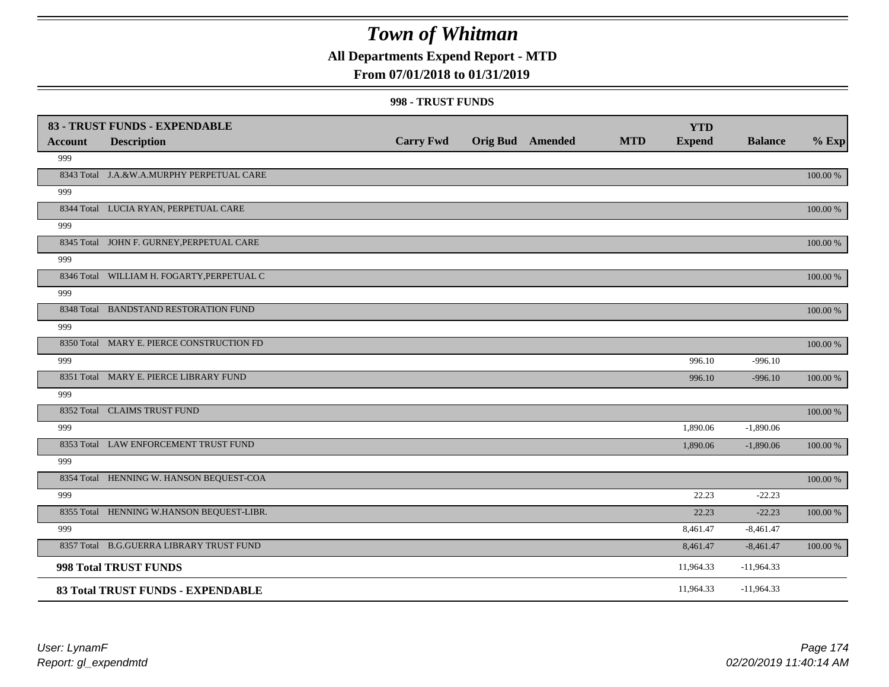# Town of Whitman

## All Departments Expend Report - MTD

### From 07/01/2018 to 01/31/2019

#### 998 - TRUST FUNDS

| Account | Description | Carry Fwd | Orig Bud | Amended | MTD | YTD Expend | Balance | % Exp |
|---|---|---|---|---|---|---|---|---|
| **83 - TRUST FUNDS - EXPENDABLE** | | | | | | | | |
| 999 | | | | | | | | |
| 8343 Total | J.A.&W.A.MURPHY PERPETUAL CARE | | | | | | | 100.00 % |
| 999 | | | | | | | | |
| 8344 Total | LUCIA RYAN, PERPETUAL CARE | | | | | | | 100.00 % |
| 999 | | | | | | | | |
| 8345 Total | JOHN F. GURNEY,PERPETUAL CARE | | | | | | | 100.00 % |
| 999 | | | | | | | | |
| 8346 Total | WILLIAM H. FOGARTY,PERPETUAL C | | | | | | | 100.00 % |
| 999 | | | | | | | | |
| 8348 Total | BANDSTAND RESTORATION FUND | | | | | | | 100.00 % |
| 999 | | | | | | | | |
| 8350 Total | MARY E. PIERCE CONSTRUCTION FD | | | | | | | 100.00 % |
| 999 | | | | | | 996.10 | -996.10 | |
| 8351 Total | MARY E. PIERCE LIBRARY FUND | | | | | 996.10 | -996.10 | 100.00 % |
| 999 | | | | | | | | |
| 8352 Total | CLAIMS TRUST FUND | | | | | | | 100.00 % |
| 999 | | | | | | 1,890.06 | -1,890.06 | |
| 8353 Total | LAW ENFORCEMENT TRUST FUND | | | | | 1,890.06 | -1,890.06 | 100.00 % |
| 999 | | | | | | | | |
| 8354 Total | HENNING W. HANSON BEQUEST-COA | | | | | | | 100.00 % |
| 999 | | | | | | 22.23 | -22.23 | |
| 8355 Total | HENNING W.HANSON BEQUEST-LIBR. | | | | | 22.23 | -22.23 | 100.00 % |
| 999 | | | | | | 8,461.47 | -8,461.47 | |
| 8357 Total | B.G.GUERRA LIBRARY TRUST FUND | | | | | 8,461.47 | -8,461.47 | 100.00 % |
| **998 Total TRUST FUNDS** | | | | | | 11,964.33 | -11,964.33 | |
| **83 Total TRUST FUNDS - EXPENDABLE** | | | | | | 11,964.33 | -11,964.33 | |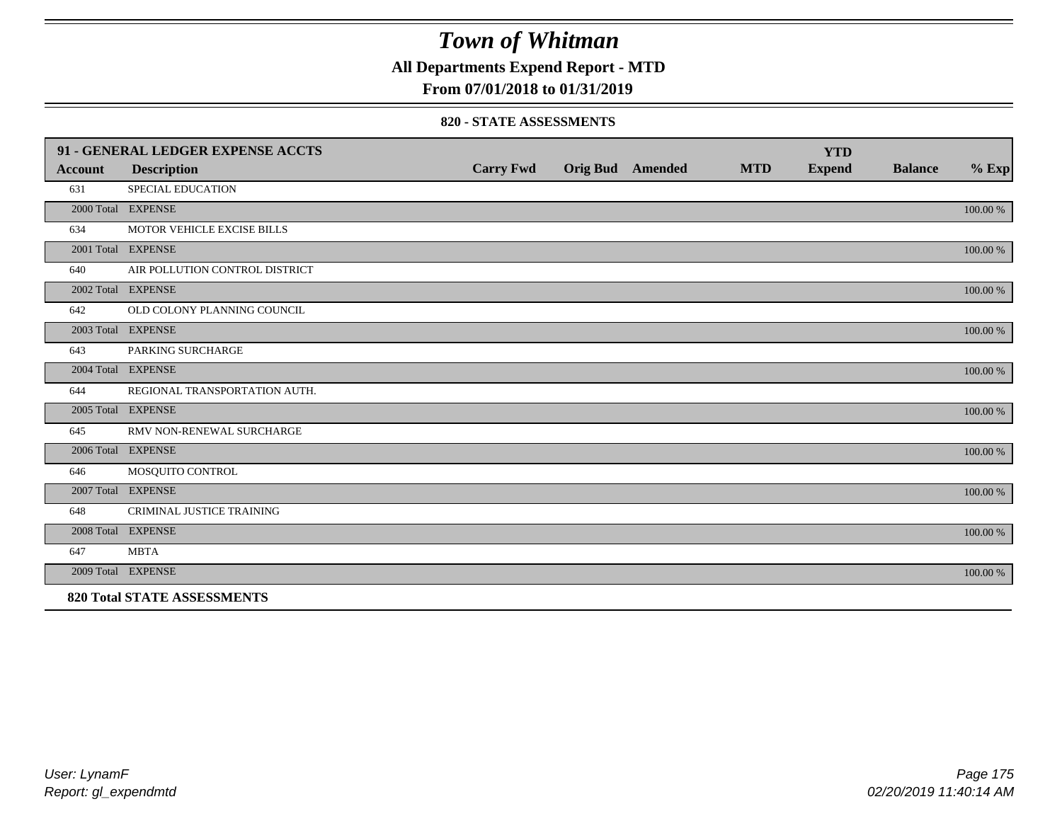# Town of Whitman

**All Departments Expend Report - MTD**

**From 07/01/2018 to 01/31/2019**

**820 - STATE ASSESSMENTS**

| 91 - GENERAL LEDGER EXPENSE ACCTS | | | | | | YTD | | |
|---|---|---|---|---|---|---|---|---|
| **Account** | **Description** | **Carry Fwd** | **Orig Bud** | **Amended** | **MTD** | **Expend** | **Balance** | **% Exp** |
| 631 | SPECIAL EDUCATION | | | | | | | |
| 2000 Total | EXPENSE | | | | | | | 100.00 % |
| 634 | MOTOR VEHICLE EXCISE BILLS | | | | | | | |
| 2001 Total | EXPENSE | | | | | | | 100.00 % |
| 640 | AIR POLLUTION CONTROL DISTRICT | | | | | | | |
| 2002 Total | EXPENSE | | | | | | | 100.00 % |
| 642 | OLD COLONY PLANNING COUNCIL | | | | | | | |
| 2003 Total | EXPENSE | | | | | | | 100.00 % |
| 643 | PARKING SURCHARGE | | | | | | | |
| 2004 Total | EXPENSE | | | | | | | 100.00 % |
| 644 | REGIONAL TRANSPORTATION AUTH. | | | | | | | |
| 2005 Total | EXPENSE | | | | | | | 100.00 % |
| 645 | RMV NON-RENEWAL SURCHARGE | | | | | | | |
| 2006 Total | EXPENSE | | | | | | | 100.00 % |
| 646 | MOSQUITO CONTROL | | | | | | | |
| 2007 Total | EXPENSE | | | | | | | 100.00 % |
| 648 | CRIMINAL JUSTICE TRAINING | | | | | | | |
| 2008 Total | EXPENSE | | | | | | | 100.00 % |
| 647 | MBTA | | | | | | | |
| 2009 Total | EXPENSE | | | | | | | 100.00 % |

**820 Total STATE ASSESSMENTS**

*User: LynamF*
*Report: gl_expendmtd*

*02/20/2019 11:40:14 AM*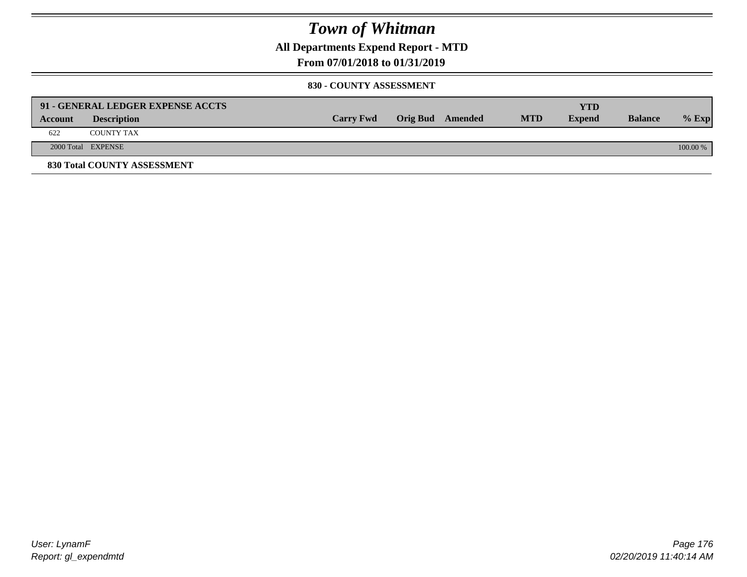# Town of Whitman

## All Departments Expend Report - MTD

## From 07/01/2018 to 01/31/2019

### 830 - COUNTY ASSESSMENT

| 91 - GENERAL LEDGER EXPENSE ACCTS | | | | | | YTD | | |
|---|---|---|---|---|---|---|---|---|
| **Account** | **Description** | **Carry Fwd** | **Orig Bud** | **Amended** | **MTD** | **Expend** | **Balance** | **% Exp** |
| 622 | COUNTY TAX | | | | | | | |
| 2000 Total | EXPENSE | | | | | | | 100.00 % |

**830 Total COUNTY ASSESSMENT**

*User: LynamF*
*Report: gl_expendmtd*

*02/20/2019 11:40:14 AM*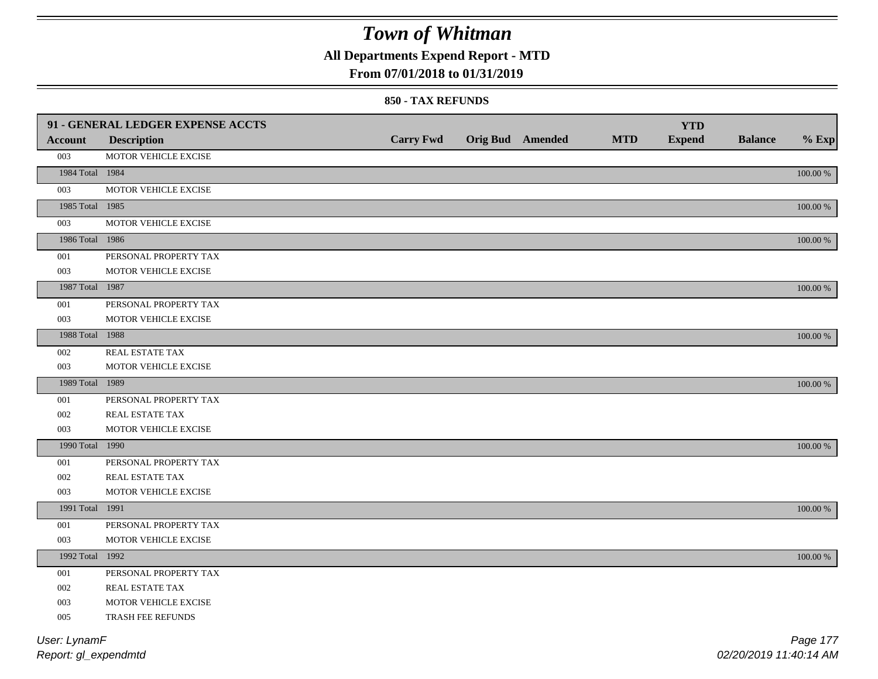# Town of Whitman

## All Departments Expend Report - MTD

### From 07/01/2018 to 01/31/2019

#### 850 - TAX REFUNDS

| 91 - GENERAL LEDGER EXPENSE ACCTS | | | | | | YTD | | |
|---|---|---|---|---|---|---|---|---|
| **Account** | **Description** | **Carry Fwd** | **Orig Bud** | **Amended** | **MTD** | **Expend** | **Balance** | **% Exp** |
| 003 | MOTOR VEHICLE EXCISE | | | | | | | |
| 1984 Total | 1984 | | | | | | | 100.00 % |
| 003 | MOTOR VEHICLE EXCISE | | | | | | | |
| 1985 Total | 1985 | | | | | | | 100.00 % |
| 003 | MOTOR VEHICLE EXCISE | | | | | | | |
| 1986 Total | 1986 | | | | | | | 100.00 % |
| 001 | PERSONAL PROPERTY TAX | | | | | | | |
| 003 | MOTOR VEHICLE EXCISE | | | | | | | |
| 1987 Total | 1987 | | | | | | | 100.00 % |
| 001 | PERSONAL PROPERTY TAX | | | | | | | |
| 003 | MOTOR VEHICLE EXCISE | | | | | | | |
| 1988 Total | 1988 | | | | | | | 100.00 % |
| 002 | REAL ESTATE TAX | | | | | | | |
| 003 | MOTOR VEHICLE EXCISE | | | | | | | |
| 1989 Total | 1989 | | | | | | | 100.00 % |
| 001 | PERSONAL PROPERTY TAX | | | | | | | |
| 002 | REAL ESTATE TAX | | | | | | | |
| 003 | MOTOR VEHICLE EXCISE | | | | | | | |
| 1990 Total | 1990 | | | | | | | 100.00 % |
| 001 | PERSONAL PROPERTY TAX | | | | | | | |
| 002 | REAL ESTATE TAX | | | | | | | |
| 003 | MOTOR VEHICLE EXCISE | | | | | | | |
| 1991 Total | 1991 | | | | | | | 100.00 % |
| 001 | PERSONAL PROPERTY TAX | | | | | | | |
| 003 | MOTOR VEHICLE EXCISE | | | | | | | |
| 1992 Total | 1992 | | | | | | | 100.00 % |
| 001 | PERSONAL PROPERTY TAX | | | | | | | |
| 002 | REAL ESTATE TAX | | | | | | | |
| 003 | MOTOR VEHICLE EXCISE | | | | | | | |
| 005 | TRASH FEE REFUNDS | | | | | | | |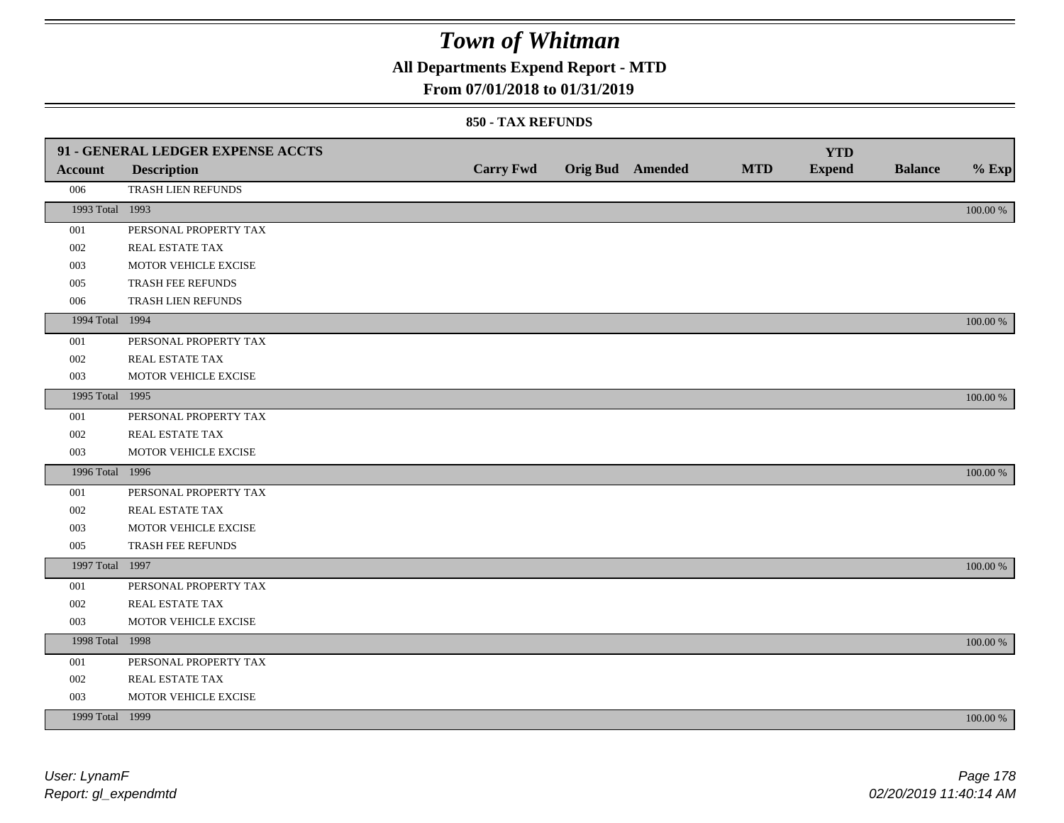# Town of Whitman

## All Departments Expend Report - MTD

## From 07/01/2018 to 01/31/2019

### 850 - TAX REFUNDS

| 91 - GENERAL LEDGER EXPENSE ACCTS | | | | | | | | |
|---|---|---|---|---|---|---|---|---|
| **Account** | **Description** | **Carry Fwd** | **Orig Bud** | **Amended** | **MTD** | **YTD Expend** | **Balance** | **% Exp** |
| 006 | TRASH LIEN REFUNDS | | | | | | | |
| 1993 Total | 1993 | | | | | | | 100.00 % |
| 001 | PERSONAL PROPERTY TAX | | | | | | | |
| 002 | REAL ESTATE TAX | | | | | | | |
| 003 | MOTOR VEHICLE EXCISE | | | | | | | |
| 005 | TRASH FEE REFUNDS | | | | | | | |
| 006 | TRASH LIEN REFUNDS | | | | | | | |
| 1994 Total | 1994 | | | | | | | 100.00 % |
| 001 | PERSONAL PROPERTY TAX | | | | | | | |
| 002 | REAL ESTATE TAX | | | | | | | |
| 003 | MOTOR VEHICLE EXCISE | | | | | | | |
| 1995 Total | 1995 | | | | | | | 100.00 % |
| 001 | PERSONAL PROPERTY TAX | | | | | | | |
| 002 | REAL ESTATE TAX | | | | | | | |
| 003 | MOTOR VEHICLE EXCISE | | | | | | | |
| 1996 Total | 1996 | | | | | | | 100.00 % |
| 001 | PERSONAL PROPERTY TAX | | | | | | | |
| 002 | REAL ESTATE TAX | | | | | | | |
| 003 | MOTOR VEHICLE EXCISE | | | | | | | |
| 005 | TRASH FEE REFUNDS | | | | | | | |
| 1997 Total | 1997 | | | | | | | 100.00 % |
| 001 | PERSONAL PROPERTY TAX | | | | | | | |
| 002 | REAL ESTATE TAX | | | | | | | |
| 003 | MOTOR VEHICLE EXCISE | | | | | | | |
| 1998 Total | 1998 | | | | | | | 100.00 % |
| 001 | PERSONAL PROPERTY TAX | | | | | | | |
| 002 | REAL ESTATE TAX | | | | | | | |
| 003 | MOTOR VEHICLE EXCISE | | | | | | | |
| 1999 Total | 1999 | | | | | | | 100.00 % |

*User: LynamF*
*Report: gl_expendmtd*

*02/20/2019 11:40:14 AM*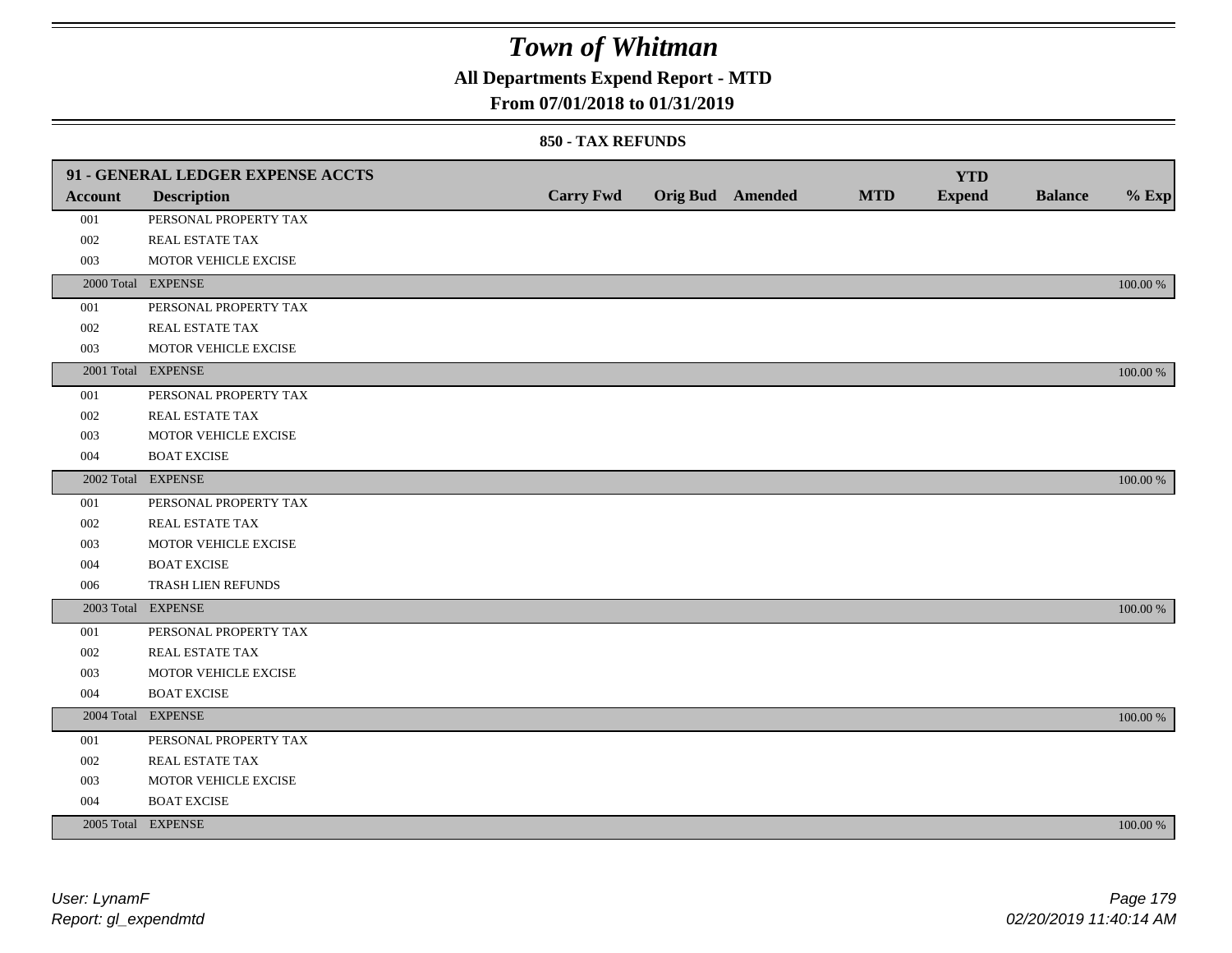# Town of Whitman

## All Departments Expend Report - MTD

### From 07/01/2018 to 01/31/2019

#### 850 - TAX REFUNDS

| 91 - GENERAL LEDGER EXPENSE ACCTS | | | | | | | | |
|---|---|---|---|---|---|---|---|---|
| **Account** | **Description** | **Carry Fwd** | **Orig Bud** | **Amended** | **MTD** | **YTD Expend** | **Balance** | **% Exp** |
| 001 | PERSONAL PROPERTY TAX | | | | | | | |
| 002 | REAL ESTATE TAX | | | | | | | |
| 003 | MOTOR VEHICLE EXCISE | | | | | | | |
| 2000 Total | EXPENSE | | | | | | | 100.00 % |
| 001 | PERSONAL PROPERTY TAX | | | | | | | |
| 002 | REAL ESTATE TAX | | | | | | | |
| 003 | MOTOR VEHICLE EXCISE | | | | | | | |
| 2001 Total | EXPENSE | | | | | | | 100.00 % |
| 001 | PERSONAL PROPERTY TAX | | | | | | | |
| 002 | REAL ESTATE TAX | | | | | | | |
| 003 | MOTOR VEHICLE EXCISE | | | | | | | |
| 004 | BOAT EXCISE | | | | | | | |
| 2002 Total | EXPENSE | | | | | | | 100.00 % |
| 001 | PERSONAL PROPERTY TAX | | | | | | | |
| 002 | REAL ESTATE TAX | | | | | | | |
| 003 | MOTOR VEHICLE EXCISE | | | | | | | |
| 004 | BOAT EXCISE | | | | | | | |
| 006 | TRASH LIEN REFUNDS | | | | | | | |
| 2003 Total | EXPENSE | | | | | | | 100.00 % |
| 001 | PERSONAL PROPERTY TAX | | | | | | | |
| 002 | REAL ESTATE TAX | | | | | | | |
| 003 | MOTOR VEHICLE EXCISE | | | | | | | |
| 004 | BOAT EXCISE | | | | | | | |
| 2004 Total | EXPENSE | | | | | | | 100.00 % |
| 001 | PERSONAL PROPERTY TAX | | | | | | | |
| 002 | REAL ESTATE TAX | | | | | | | |
| 003 | MOTOR VEHICLE EXCISE | | | | | | | |
| 004 | BOAT EXCISE | | | | | | | |
| 2005 Total | EXPENSE | | | | | | | 100.00 % |

*User: LynamF*
*Report: gl_expendmtd*

*02/20/2019 11:40:14 AM*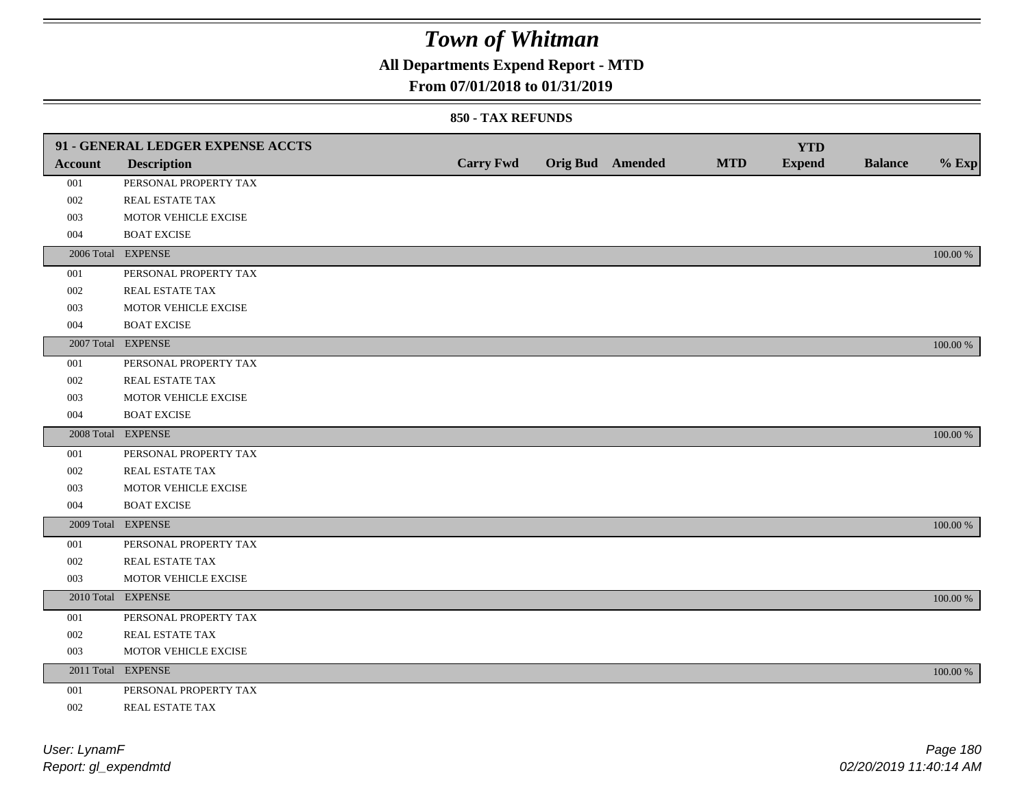# Town of Whitman

## All Departments Expend Report - MTD

### From 07/01/2018 to 01/31/2019

#### 850 - TAX REFUNDS

| 91 - GENERAL LEDGER EXPENSE ACCTS | | | | | | | | |
|---|---|---|---|---|---|---|---|---|
| **Account** | **Description** | **Carry Fwd** | **Orig Bud** | **Amended** | **MTD** | **YTD Expend** | **Balance** | **% Exp** |
| 001 | PERSONAL PROPERTY TAX | | | | | | | |
| 002 | REAL ESTATE TAX | | | | | | | |
| 003 | MOTOR VEHICLE EXCISE | | | | | | | |
| 004 | BOAT EXCISE | | | | | | | |
| 2006 Total | EXPENSE | | | | | | | 100.00 % |
| 001 | PERSONAL PROPERTY TAX | | | | | | | |
| 002 | REAL ESTATE TAX | | | | | | | |
| 003 | MOTOR VEHICLE EXCISE | | | | | | | |
| 004 | BOAT EXCISE | | | | | | | |
| 2007 Total | EXPENSE | | | | | | | 100.00 % |
| 001 | PERSONAL PROPERTY TAX | | | | | | | |
| 002 | REAL ESTATE TAX | | | | | | | |
| 003 | MOTOR VEHICLE EXCISE | | | | | | | |
| 004 | BOAT EXCISE | | | | | | | |
| 2008 Total | EXPENSE | | | | | | | 100.00 % |
| 001 | PERSONAL PROPERTY TAX | | | | | | | |
| 002 | REAL ESTATE TAX | | | | | | | |
| 003 | MOTOR VEHICLE EXCISE | | | | | | | |
| 004 | BOAT EXCISE | | | | | | | |
| 2009 Total | EXPENSE | | | | | | | 100.00 % |
| 001 | PERSONAL PROPERTY TAX | | | | | | | |
| 002 | REAL ESTATE TAX | | | | | | | |
| 003 | MOTOR VEHICLE EXCISE | | | | | | | |
| 2010 Total | EXPENSE | | | | | | | 100.00 % |
| 001 | PERSONAL PROPERTY TAX | | | | | | | |
| 002 | REAL ESTATE TAX | | | | | | | |
| 003 | MOTOR VEHICLE EXCISE | | | | | | | |
| 2011 Total | EXPENSE | | | | | | | 100.00 % |
| 001 | PERSONAL PROPERTY TAX | | | | | | | |
| 002 | REAL ESTATE TAX | | | | | | | |

User: LynamF
Report: gl_expendmtd

02/20/2019 11:40:14 AM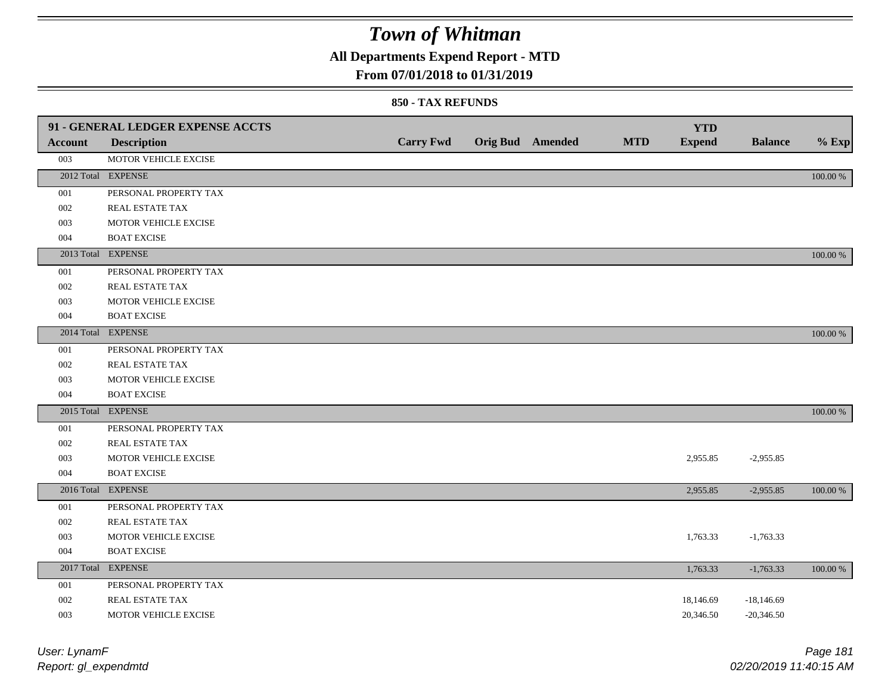# Town of Whitman

## All Departments Expend Report - MTD

### From 07/01/2018 to 01/31/2019

#### 850 - TAX REFUNDS

| 91 - GENERAL LEDGER EXPENSE ACCTS | | | | | | YTD | | |
|---|---|---|---|---|---|---|---|---|
| Account | Description | Carry Fwd | Orig Bud | Amended | MTD | Expend | Balance | % Exp |
| 003 | MOTOR VEHICLE EXCISE | | | | | | | |
| 2012 Total | EXPENSE | | | | | | | 100.00 % |
| 001 | PERSONAL PROPERTY TAX | | | | | | | |
| 002 | REAL ESTATE TAX | | | | | | | |
| 003 | MOTOR VEHICLE EXCISE | | | | | | | |
| 004 | BOAT EXCISE | | | | | | | |
| 2013 Total | EXPENSE | | | | | | | 100.00 % |
| 001 | PERSONAL PROPERTY TAX | | | | | | | |
| 002 | REAL ESTATE TAX | | | | | | | |
| 003 | MOTOR VEHICLE EXCISE | | | | | | | |
| 004 | BOAT EXCISE | | | | | | | |
| 2014 Total | EXPENSE | | | | | | | 100.00 % |
| 001 | PERSONAL PROPERTY TAX | | | | | | | |
| 002 | REAL ESTATE TAX | | | | | | | |
| 003 | MOTOR VEHICLE EXCISE | | | | | | | |
| 004 | BOAT EXCISE | | | | | | | |
| 2015 Total | EXPENSE | | | | | | | 100.00 % |
| 001 | PERSONAL PROPERTY TAX | | | | | | | |
| 002 | REAL ESTATE TAX | | | | | | | |
| 003 | MOTOR VEHICLE EXCISE | | | | | 2,955.85 | -2,955.85 | |
| 004 | BOAT EXCISE | | | | | | | |
| 2016 Total | EXPENSE | | | | | 2,955.85 | -2,955.85 | 100.00 % |
| 001 | PERSONAL PROPERTY TAX | | | | | | | |
| 002 | REAL ESTATE TAX | | | | | | | |
| 003 | MOTOR VEHICLE EXCISE | | | | | 1,763.33 | -1,763.33 | |
| 004 | BOAT EXCISE | | | | | | | |
| 2017 Total | EXPENSE | | | | | 1,763.33 | -1,763.33 | 100.00 % |
| 001 | PERSONAL PROPERTY TAX | | | | | | | |
| 002 | REAL ESTATE TAX | | | | | 18,146.69 | -18,146.69 | |
| 003 | MOTOR VEHICLE EXCISE | | | | | 20,346.50 | -20,346.50 | |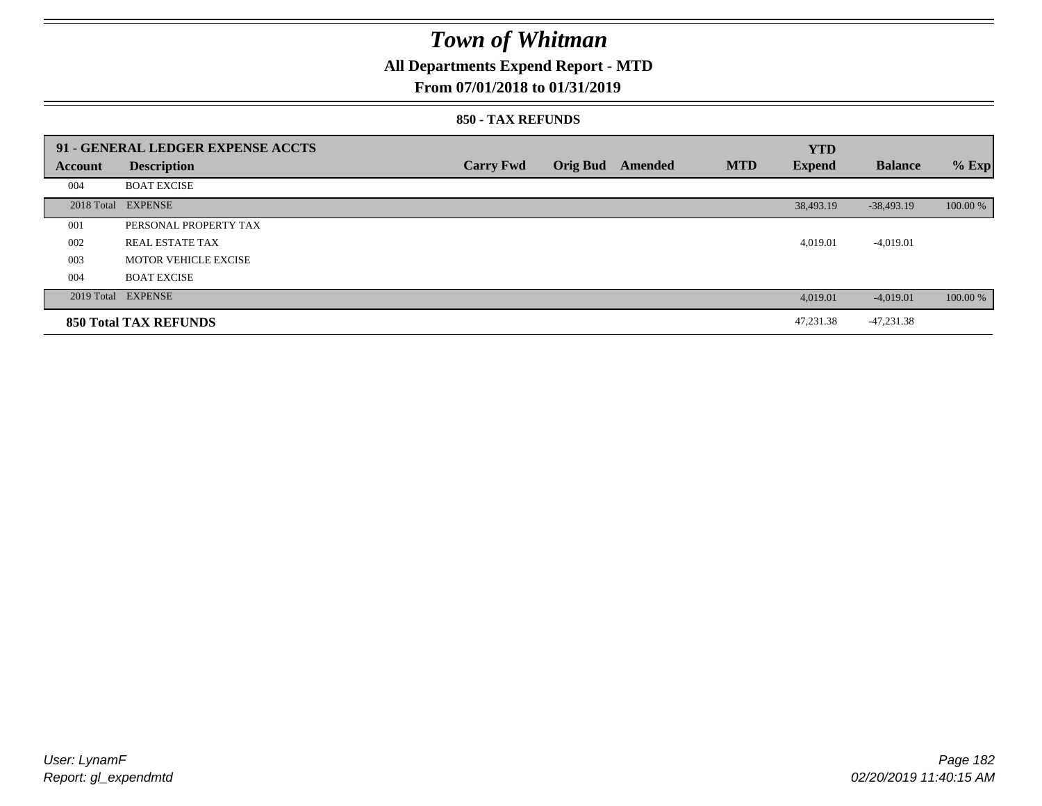# Town of Whitman

## All Departments Expend Report - MTD

### From 07/01/2018 to 01/31/2019

#### 850 - TAX REFUNDS

| 91 - GENERAL LEDGER EXPENSE ACCTS | | | | | | | | |
|---|---|---|---|---|---|---|---|---|
| **Account** | **Description** | **Carry Fwd** | **Orig Bud** | **Amended** | **MTD** | **YTD Expend** | **Balance** | **% Exp** |
| 004 | BOAT EXCISE | | | | | | | |
| 2018 Total | EXPENSE | | | | | 38,493.19 | -38,493.19 | 100.00 % |
| 001 | PERSONAL PROPERTY TAX | | | | | | | |
| 002 | REAL ESTATE TAX | | | | | 4,019.01 | -4,019.01 | |
| 003 | MOTOR VEHICLE EXCISE | | | | | | | |
| 004 | BOAT EXCISE | | | | | | | |
| 2019 Total | EXPENSE | | | | | 4,019.01 | -4,019.01 | 100.00 % |
| **850 Total TAX REFUNDS** | | | | | | 47,231.38 | -47,231.38 | |

User: LynamF
Report: gl_expendmtd

02/20/2019 11:40:15 AM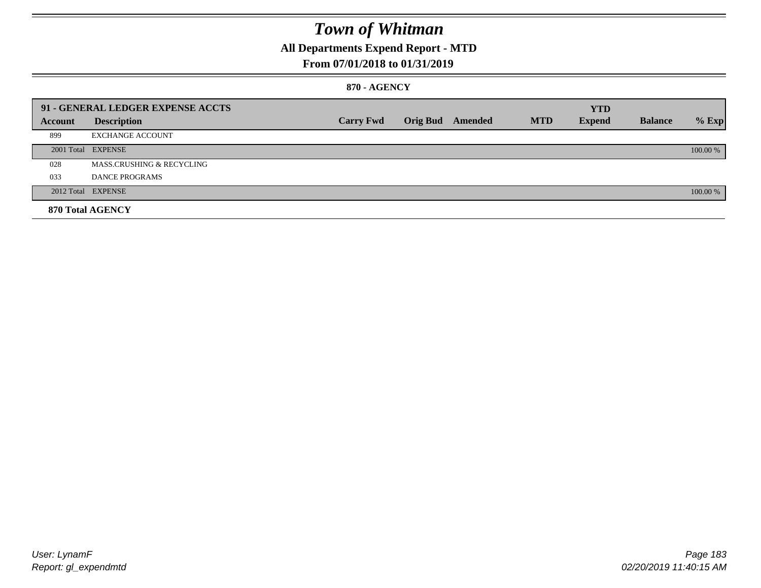# Town of Whitman

## All Departments Expend Report - MTD

### From 07/01/2018 to 01/31/2019

**870 - AGENCY**

| 91 - GENERAL LEDGER EXPENSE ACCTS | | | | | | YTD | | |
|---|---|---|---|---|---|---|---|---|
| **Account** | **Description** | **Carry Fwd** | **Orig Bud** | **Amended** | **MTD** | **Expend** | **Balance** | **% Exp** |
| 899 | EXCHANGE ACCOUNT | | | | | | | |
| 2001 Total | EXPENSE | | | | | | | 100.00 % |
| 028 | MASS.CRUSHING & RECYCLING | | | | | | | |
| 033 | DANCE PROGRAMS | | | | | | | |
| 2012 Total | EXPENSE | | | | | | | 100.00 % |
| **870 Total AGENCY** | | | | | | | | |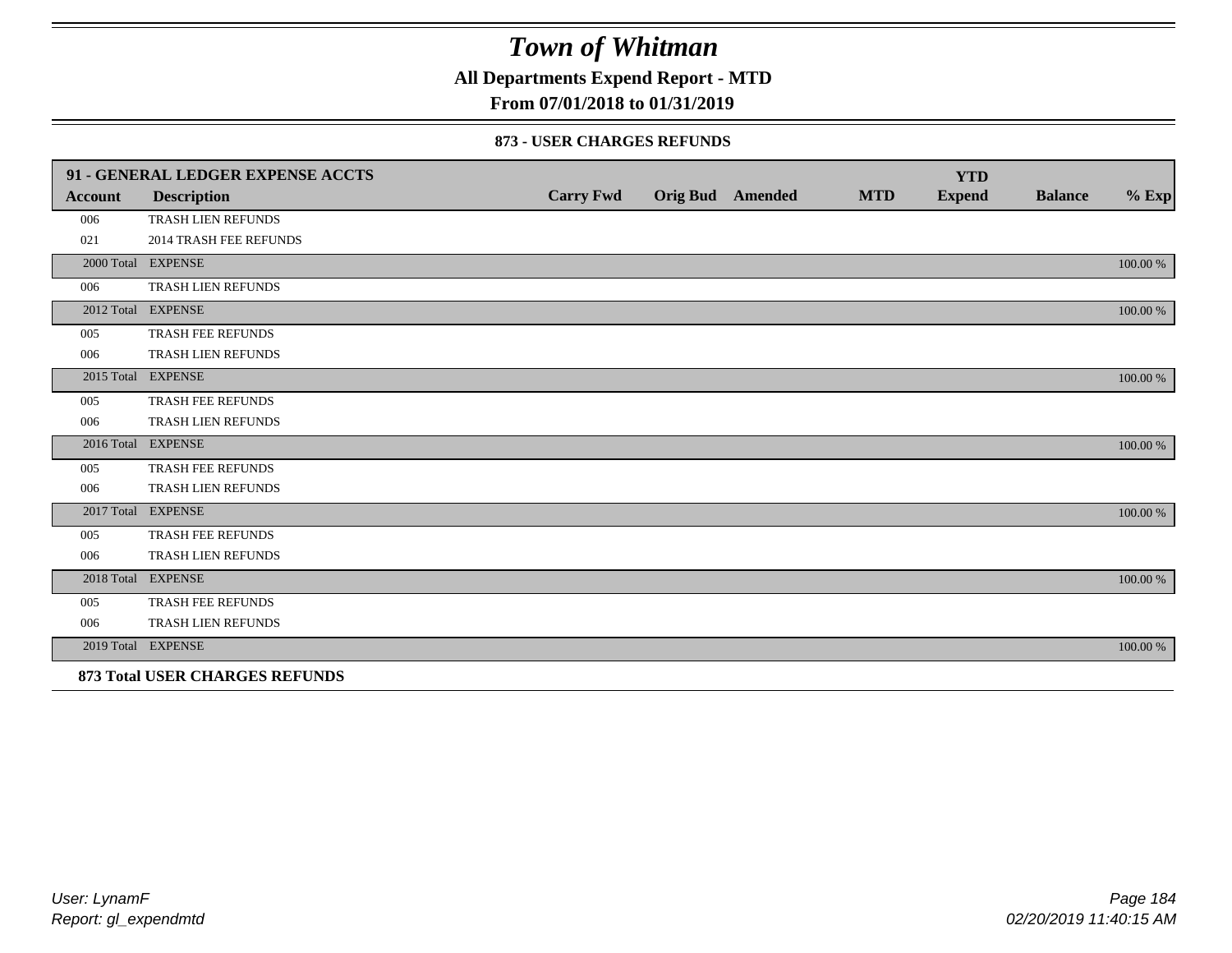# Town of Whitman

**All Departments Expend Report - MTD**

**From 07/01/2018 to 01/31/2019**

**873 - USER CHARGES REFUNDS**

| 91 - GENERAL LEDGER EXPENSE ACCTS | | | | | | | | |
|---|---|---|---|---|---|---|---|---|
| **Account** | **Description** | **Carry Fwd** | **Orig Bud** | **Amended** | **MTD** | **YTD Expend** | **Balance** | **% Exp** |
| 006 | TRASH LIEN REFUNDS | | | | | | | |
| 021 | 2014 TRASH FEE REFUNDS | | | | | | | |
| 2000 Total | EXPENSE | | | | | | | 100.00 % |
| 006 | TRASH LIEN REFUNDS | | | | | | | |
| 2012 Total | EXPENSE | | | | | | | 100.00 % |
| 005 | TRASH FEE REFUNDS | | | | | | | |
| 006 | TRASH LIEN REFUNDS | | | | | | | |
| 2015 Total | EXPENSE | | | | | | | 100.00 % |
| 005 | TRASH FEE REFUNDS | | | | | | | |
| 006 | TRASH LIEN REFUNDS | | | | | | | |
| 2016 Total | EXPENSE | | | | | | | 100.00 % |
| 005 | TRASH FEE REFUNDS | | | | | | | |
| 006 | TRASH LIEN REFUNDS | | | | | | | |
| 2017 Total | EXPENSE | | | | | | | 100.00 % |
| 005 | TRASH FEE REFUNDS | | | | | | | |
| 006 | TRASH LIEN REFUNDS | | | | | | | |
| 2018 Total | EXPENSE | | | | | | | 100.00 % |
| 005 | TRASH FEE REFUNDS | | | | | | | |
| 006 | TRASH LIEN REFUNDS | | | | | | | |
| 2019 Total | EXPENSE | | | | | | | 100.00 % |
| **873 Total USER CHARGES REFUNDS** | | | | | | | | |

User: LynamF
Report: gl_expendmtd

02/20/2019 11:40:15 AM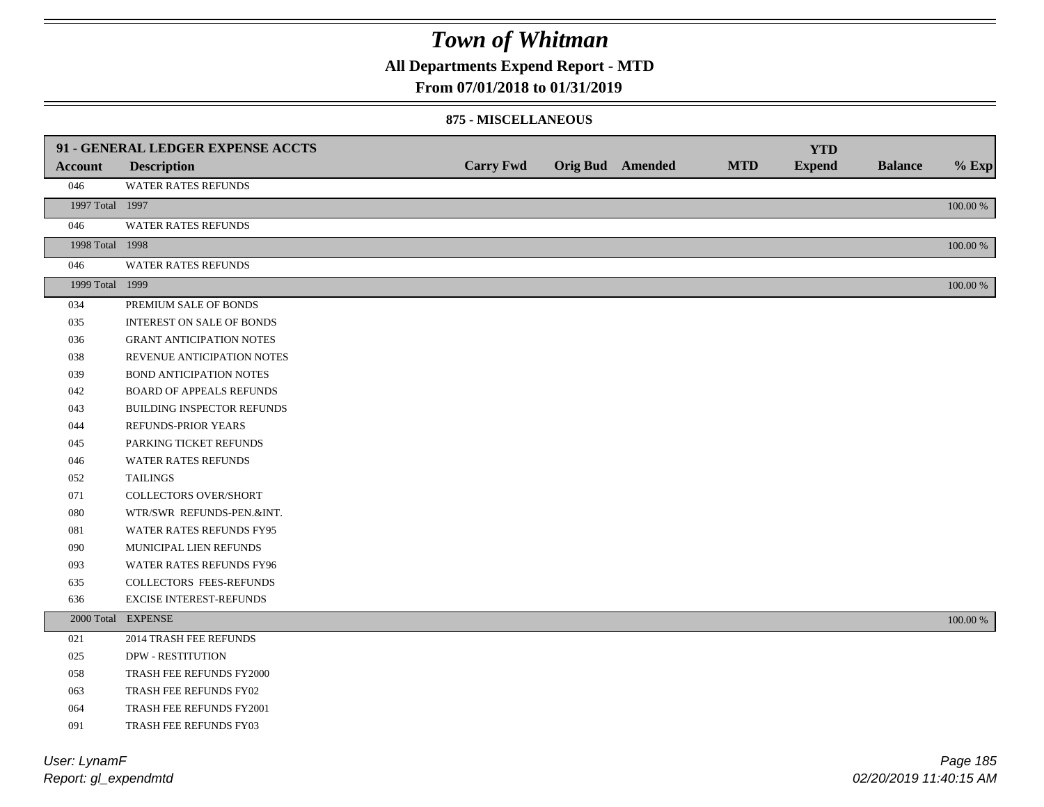# Town of Whitman

**All Departments Expend Report - MTD**

**From 07/01/2018 to 01/31/2019**

**875 - MISCELLANEOUS**

| 91 - GENERAL LEDGER EXPENSE ACCTS | | | | | | | | |
|---|---|---|---|---|---|---|---|---|
| **Account** | **Description** | **Carry Fwd** | **Orig Bud** | **Amended** | **MTD** | **YTD Expend** | **Balance** | **% Exp** |
| 046 | WATER RATES REFUNDS | | | | | | | |
| 1997 Total | 1997 | | | | | | | 100.00 % |
| 046 | WATER RATES REFUNDS | | | | | | | |
| 1998 Total | 1998 | | | | | | | 100.00 % |
| 046 | WATER RATES REFUNDS | | | | | | | |
| 1999 Total | 1999 | | | | | | | 100.00 % |
| 034 | PREMIUM SALE OF BONDS | | | | | | | |
| 035 | INTEREST ON SALE OF BONDS | | | | | | | |
| 036 | GRANT ANTICIPATION NOTES | | | | | | | |
| 038 | REVENUE ANTICIPATION NOTES | | | | | | | |
| 039 | BOND ANTICIPATION NOTES | | | | | | | |
| 042 | BOARD OF APPEALS REFUNDS | | | | | | | |
| 043 | BUILDING INSPECTOR REFUNDS | | | | | | | |
| 044 | REFUNDS-PRIOR YEARS | | | | | | | |
| 045 | PARKING TICKET REFUNDS | | | | | | | |
| 046 | WATER RATES REFUNDS | | | | | | | |
| 052 | TAILINGS | | | | | | | |
| 071 | COLLECTORS OVER/SHORT | | | | | | | |
| 080 | WTR/SWR REFUNDS-PEN.&INT. | | | | | | | |
| 081 | WATER RATES REFUNDS FY95 | | | | | | | |
| 090 | MUNICIPAL LIEN REFUNDS | | | | | | | |
| 093 | WATER RATES REFUNDS FY96 | | | | | | | |
| 635 | COLLECTORS FEES-REFUNDS | | | | | | | |
| 636 | EXCISE INTEREST-REFUNDS | | | | | | | |
| 2000 Total | EXPENSE | | | | | | | 100.00 % |
| 021 | 2014 TRASH FEE REFUNDS | | | | | | | |
| 025 | DPW - RESTITUTION | | | | | | | |
| 058 | TRASH FEE REFUNDS FY2000 | | | | | | | |
| 063 | TRASH FEE REFUNDS FY02 | | | | | | | |
| 064 | TRASH FEE REFUNDS FY2001 | | | | | | | |
| 091 | TRASH FEE REFUNDS FY03 | | | | | | | |

*User: LynamF*
*Report: gl_expendmtd*

*02/20/2019 11:40:15 AM*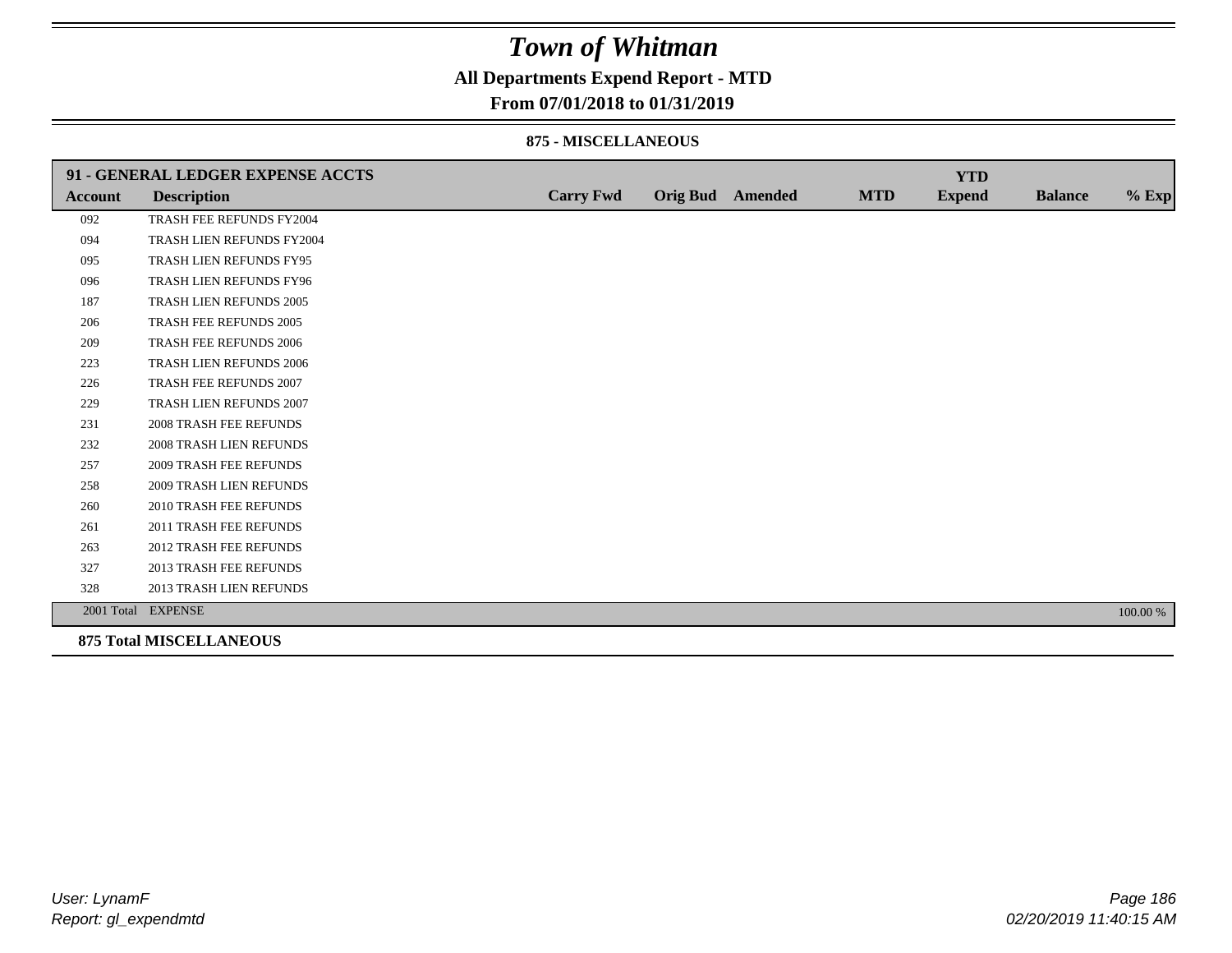# Town of Whitman

## All Departments Expend Report - MTD

### From 07/01/2018 to 01/31/2019

#### 875 - MISCELLANEOUS

| 91 - GENERAL LEDGER EXPENSE ACCTS | | | | | | YTD | | |
|---|---|---|---|---|---|---|---|---|
| **Account** | **Description** | **Carry Fwd** | **Orig Bud** | **Amended** | **MTD** | **Expend** | **Balance** | **% Exp** |
| 092 | TRASH FEE REFUNDS FY2004 | | | | | | | |
| 094 | TRASH LIEN REFUNDS FY2004 | | | | | | | |
| 095 | TRASH LIEN REFUNDS FY95 | | | | | | | |
| 096 | TRASH LIEN REFUNDS FY96 | | | | | | | |
| 187 | TRASH LIEN REFUNDS 2005 | | | | | | | |
| 206 | TRASH FEE REFUNDS 2005 | | | | | | | |
| 209 | TRASH FEE REFUNDS 2006 | | | | | | | |
| 223 | TRASH LIEN REFUNDS 2006 | | | | | | | |
| 226 | TRASH FEE REFUNDS 2007 | | | | | | | |
| 229 | TRASH LIEN REFUNDS 2007 | | | | | | | |
| 231 | 2008 TRASH FEE REFUNDS | | | | | | | |
| 232 | 2008 TRASH LIEN REFUNDS | | | | | | | |
| 257 | 2009 TRASH FEE REFUNDS | | | | | | | |
| 258 | 2009 TRASH LIEN REFUNDS | | | | | | | |
| 260 | 2010 TRASH FEE REFUNDS | | | | | | | |
| 261 | 2011 TRASH FEE REFUNDS | | | | | | | |
| 263 | 2012 TRASH FEE REFUNDS | | | | | | | |
| 327 | 2013 TRASH FEE REFUNDS | | | | | | | |
| 328 | 2013 TRASH LIEN REFUNDS | | | | | | | |
| 2001 Total | EXPENSE | | | | | | | 100.00 % |

**875 Total MISCELLANEOUS**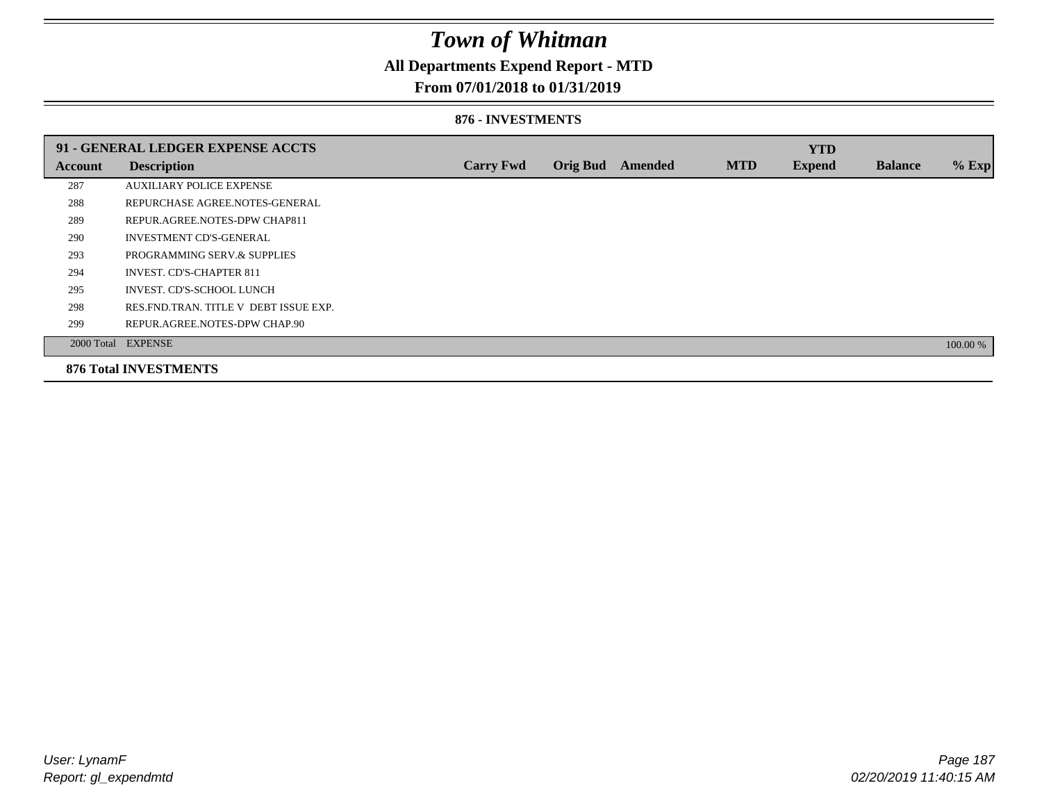# Town of Whitman

## All Departments Expend Report - MTD

### From 07/01/2018 to 01/31/2019

#### 876 - INVESTMENTS

| 91 - GENERAL LEDGER EXPENSE ACCTS | | | | | | YTD | | |
|---|---|---|---|---|---|---|---|---|
| **Account** | **Description** | **Carry Fwd** | **Orig Bud** | **Amended** | **MTD** | **Expend** | **Balance** | **% Exp** |
| 287 | AUXILIARY POLICE EXPENSE | | | | | | | |
| 288 | REPURCHASE AGREE.NOTES-GENERAL | | | | | | | |
| 289 | REPUR.AGREE.NOTES-DPW CHAP811 | | | | | | | |
| 290 | INVESTMENT CD'S-GENERAL | | | | | | | |
| 293 | PROGRAMMING SERV.& SUPPLIES | | | | | | | |
| 294 | INVEST. CD'S-CHAPTER 811 | | | | | | | |
| 295 | INVEST. CD'S-SCHOOL LUNCH | | | | | | | |
| 298 | RES.FND.TRAN. TITLE V DEBT ISSUE EXP. | | | | | | | |
| 299 | REPUR.AGREE.NOTES-DPW CHAP.90 | | | | | | | |
| 2000 Total | EXPENSE | | | | | | | 100.00 % |

**876 Total INVESTMENTS**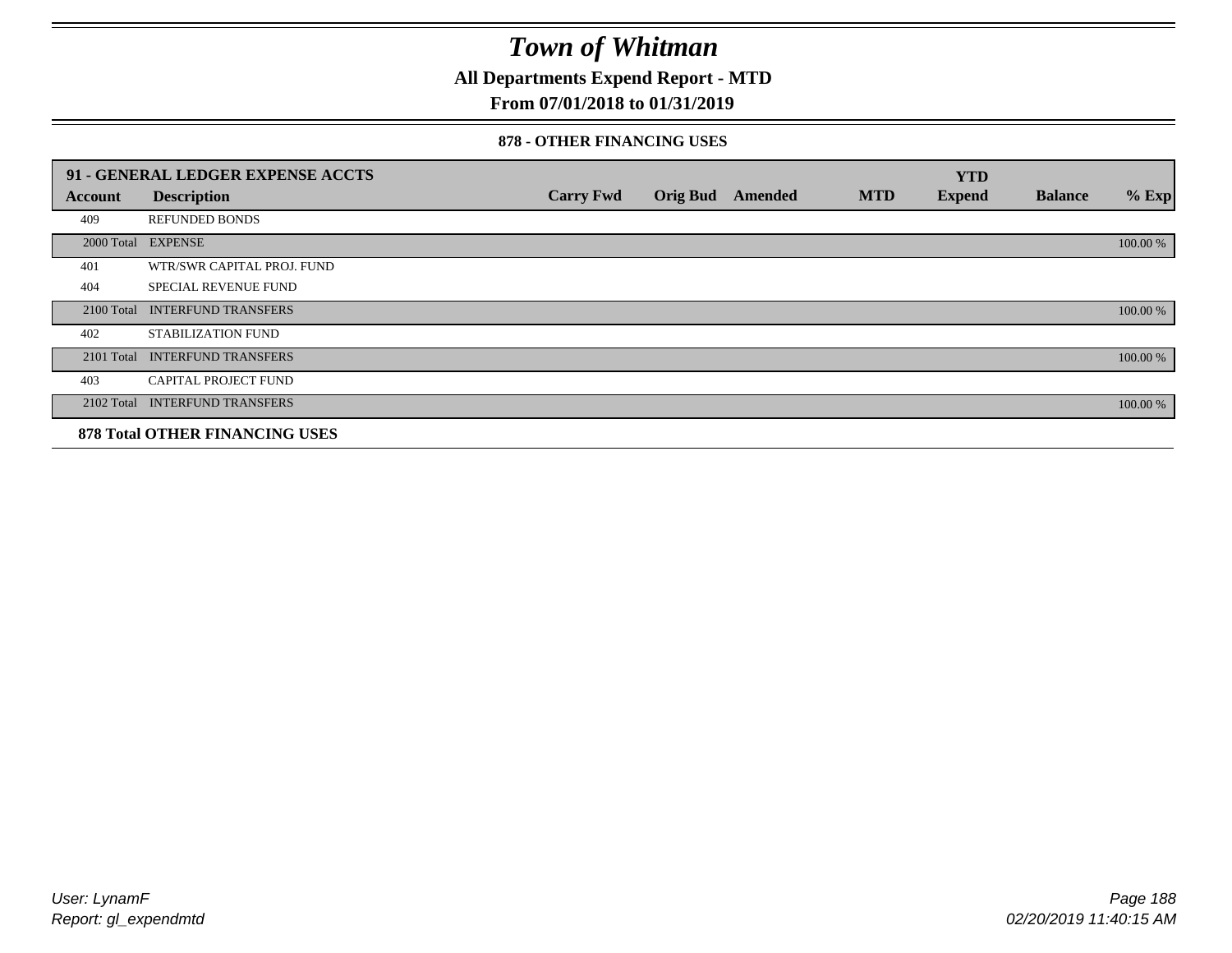# Town of Whitman

## All Departments Expend Report - MTD

## From 07/01/2018 to 01/31/2019

### 878 - OTHER FINANCING USES

| 91 - GENERAL LEDGER EXPENSE ACCTS | | | | | | YTD | | |
|---|---|---|---|---|---|---|---|---|
| **Account** | **Description** | **Carry Fwd** | **Orig Bud** | **Amended** | **MTD** | **Expend** | **Balance** | **% Exp** |
| 409 | REFUNDED BONDS | | | | | | | |
| 2000 Total | EXPENSE | | | | | | | 100.00 % |
| 401 | WTR/SWR CAPITAL PROJ. FUND | | | | | | | |
| 404 | SPECIAL REVENUE FUND | | | | | | | |
| 2100 Total | INTERFUND TRANSFERS | | | | | | | 100.00 % |
| 402 | STABILIZATION FUND | | | | | | | |
| 2101 Total | INTERFUND TRANSFERS | | | | | | | 100.00 % |
| 403 | CAPITAL PROJECT FUND | | | | | | | |
| 2102 Total | INTERFUND TRANSFERS | | | | | | | 100.00 % |
| **878 Total OTHER FINANCING USES** | | | | | | | | |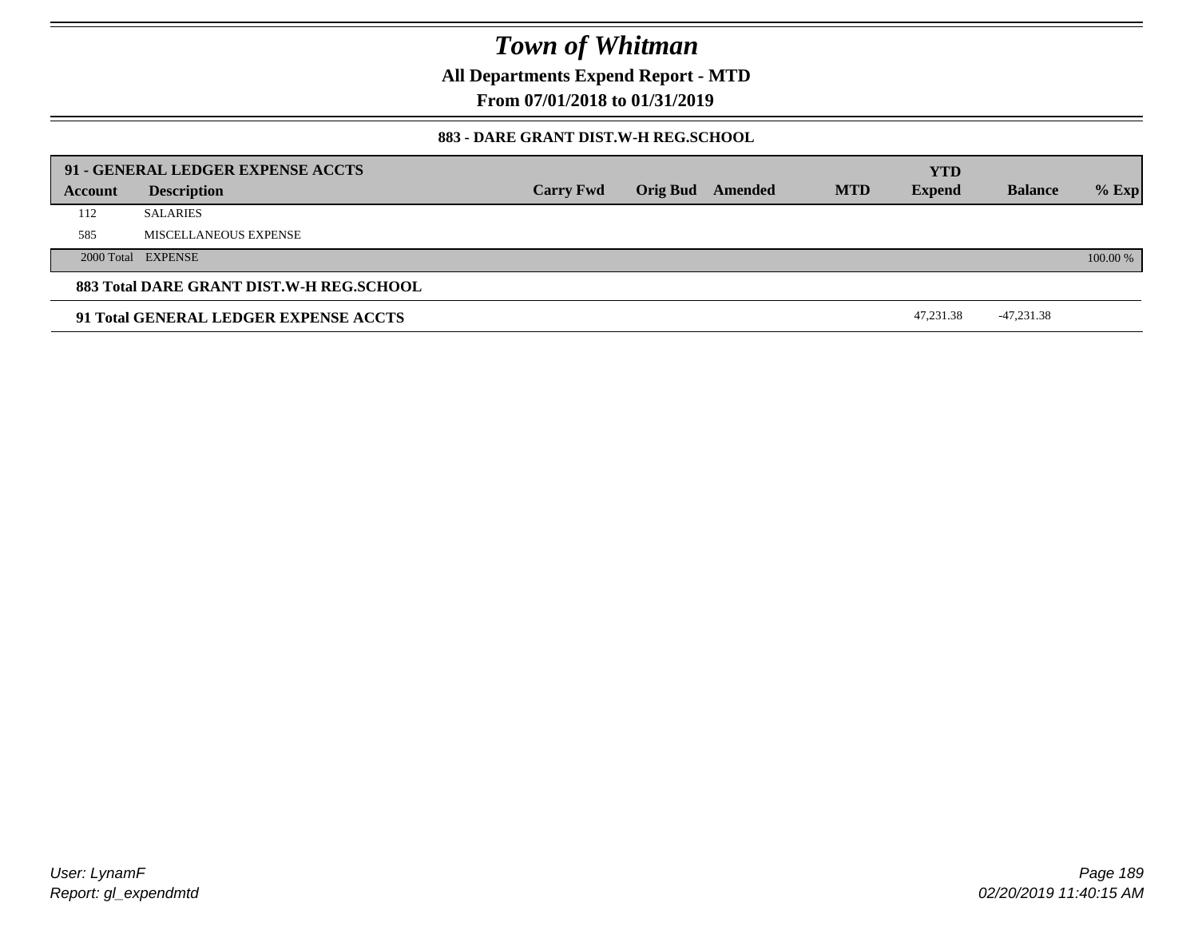# Town of Whitman

**All Departments Expend Report - MTD**

**From 07/01/2018 to 01/31/2019**

**883 - DARE GRANT DIST.W-H REG.SCHOOL**

| Account | Description | Carry Fwd | Orig Bud | Amended | MTD | YTD Expend | Balance | % Exp |
|---|---|---|---|---|---|---|---|---|
| **91 - GENERAL LEDGER EXPENSE ACCTS** | | | | | | | | |
| 112 | SALARIES | | | | | | | |
| 585 | MISCELLANEOUS EXPENSE | | | | | | | |
| 2000 Total | EXPENSE | | | | | | | 100.00 % |
| **883 Total DARE GRANT DIST.W-H REG.SCHOOL** | | | | | | | | |
| **91 Total GENERAL LEDGER EXPENSE ACCTS** | | | | | | 47,231.38 | -47,231.38 | |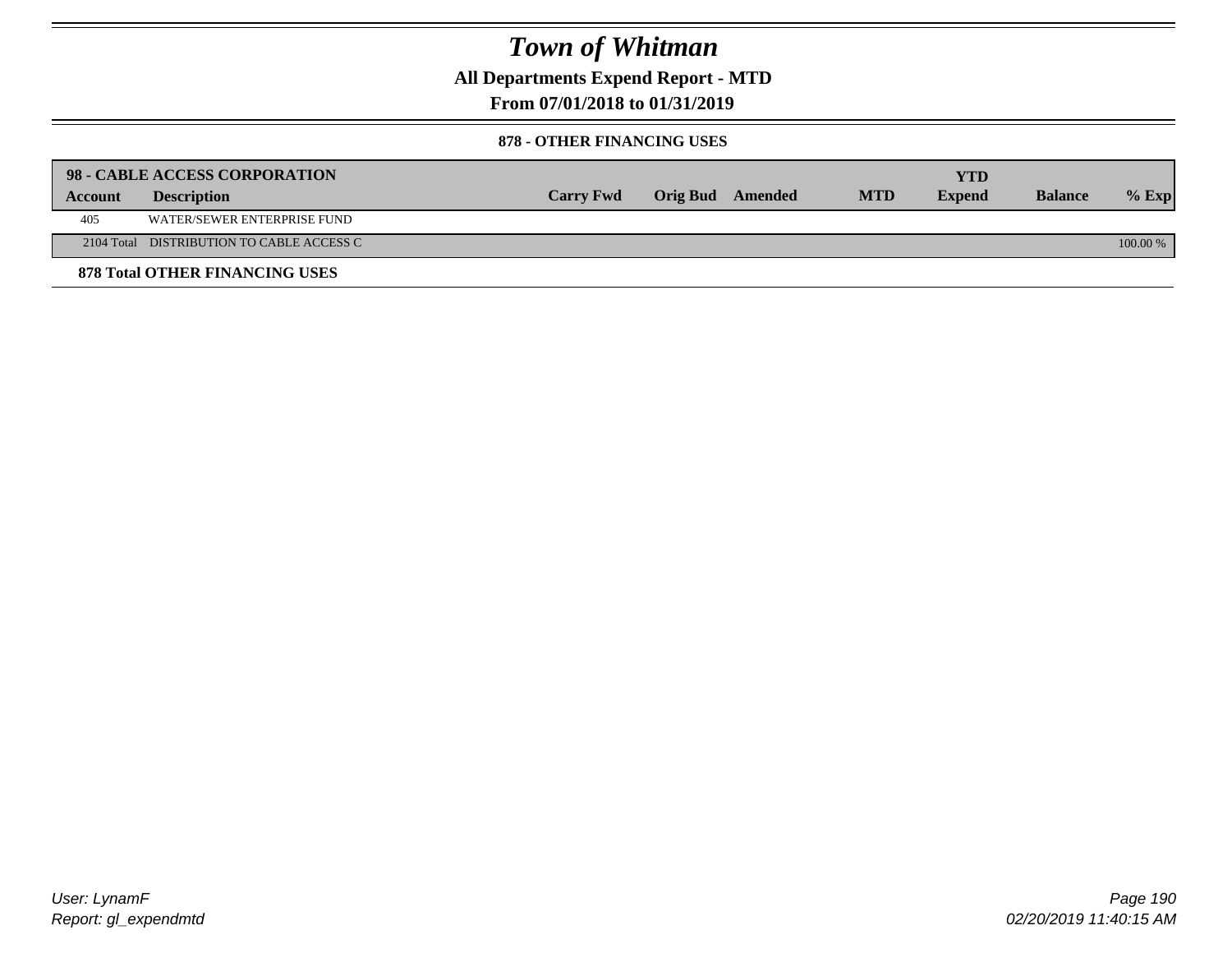# Town of Whitman

## All Departments Expend Report - MTD

## From 07/01/2018 to 01/31/2019

### 878 - OTHER FINANCING USES

| 98 - CABLE ACCESS CORPORATION | | | | | | YTD | | |
|---|---|---|---|---|---|---|---|---|
| **Account** | **Description** | **Carry Fwd** | **Orig Bud** | **Amended** | **MTD** | **Expend** | **Balance** | **% Exp** |
| 405 | WATER/SEWER ENTERPRISE FUND | | | | | | | |
| 2104 Total | DISTRIBUTION TO CABLE ACCESS C | | | | | | | 100.00 % |

**878 Total OTHER FINANCING USES**

*User: LynamF*
*Report: gl_expendmtd*

*02/20/2019 11:40:15 AM*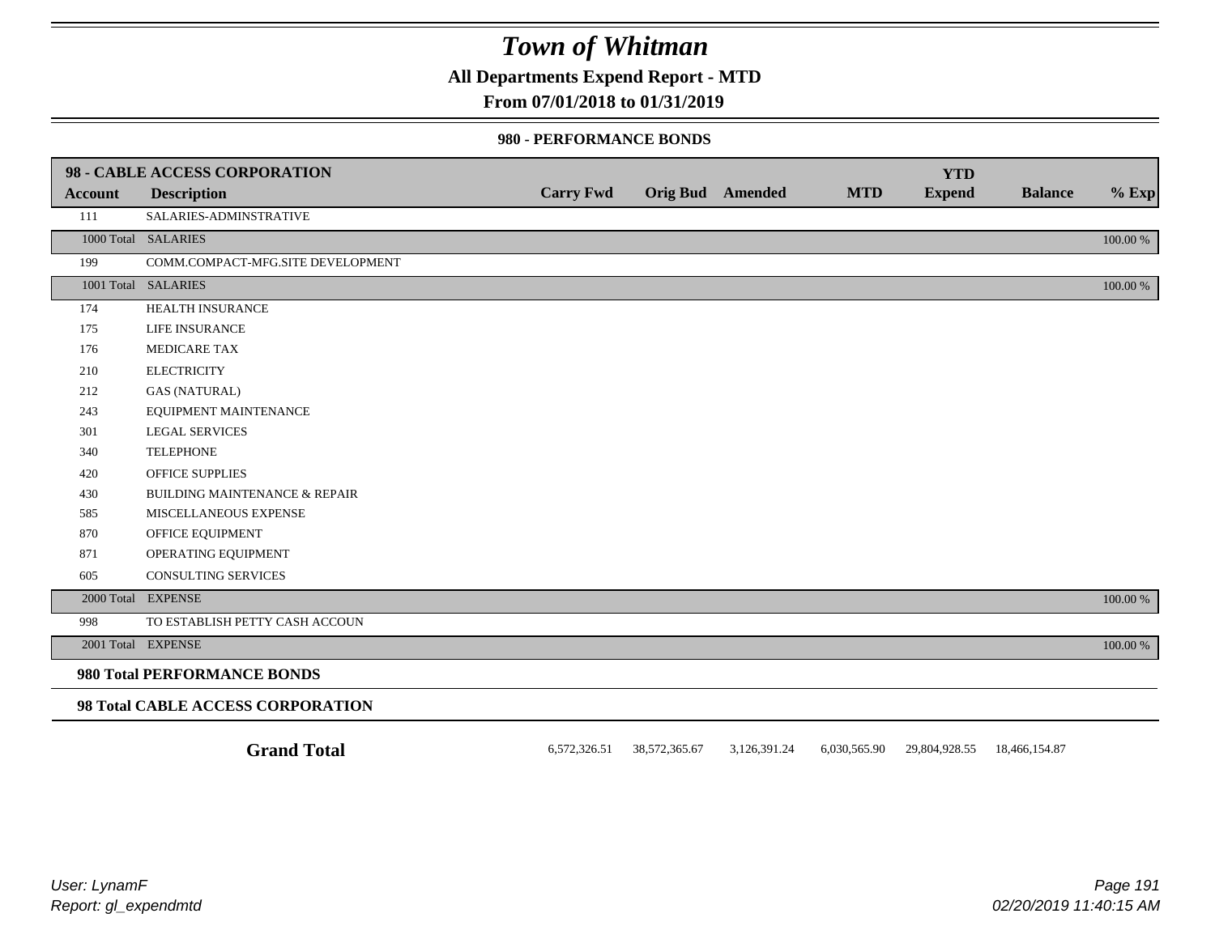# Town of Whitman

**All Departments Expend Report - MTD**

**From 07/01/2018 to 01/31/2019**

**980 - PERFORMANCE BONDS**

| 98 - CABLE ACCESS CORPORATION | | | | | | | | | |
|---|---|---|---|---|---|---|---|---|---|
| **Account** | **Description** | **Carry Fwd** | **Orig Bud** | **Amended** | **MTD** | **YTD Expend** | **Balance** | **% Exp** |
| 111 | SALARIES-ADMINSTRATIVE | | | | | | | |
| 1000 Total | SALARIES | | | | | | | 100.00 % |
| 199 | COMM.COMPACT-MFG.SITE DEVELOPMENT | | | | | | | |
| 1001 Total | SALARIES | | | | | | | 100.00 % |
| 174 | HEALTH INSURANCE | | | | | | | |
| 175 | LIFE INSURANCE | | | | | | | |
| 176 | MEDICARE TAX | | | | | | | |
| 210 | ELECTRICITY | | | | | | | |
| 212 | GAS (NATURAL) | | | | | | | |
| 243 | EQUIPMENT MAINTENANCE | | | | | | | |
| 301 | LEGAL SERVICES | | | | | | | |
| 340 | TELEPHONE | | | | | | | |
| 420 | OFFICE SUPPLIES | | | | | | | |
| 430 | BUILDING MAINTENANCE & REPAIR | | | | | | | |
| 585 | MISCELLANEOUS EXPENSE | | | | | | | |
| 870 | OFFICE EQUIPMENT | | | | | | | |
| 871 | OPERATING EQUIPMENT | | | | | | | |
| 605 | CONSULTING SERVICES | | | | | | | |
| 2000 Total | EXPENSE | | | | | | | 100.00 % |
| 998 | TO ESTABLISH PETTY CASH ACCOUN | | | | | | | |
| 2001 Total | EXPENSE | | | | | | | 100.00 % |
| | **980 Total PERFORMANCE BONDS** | | | | | | | |
| | **98 Total CABLE ACCESS CORPORATION** | | | | | | | |
| | **Grand Total** | 6,572,326.51 | 38,572,365.67 | 3,126,391.24 | 6,030,565.90 | 29,804,928.55 | 18,466,154.87 | |

User: LynamF
Report: gl_expendmtd

02/20/2019 11:40:15 AM